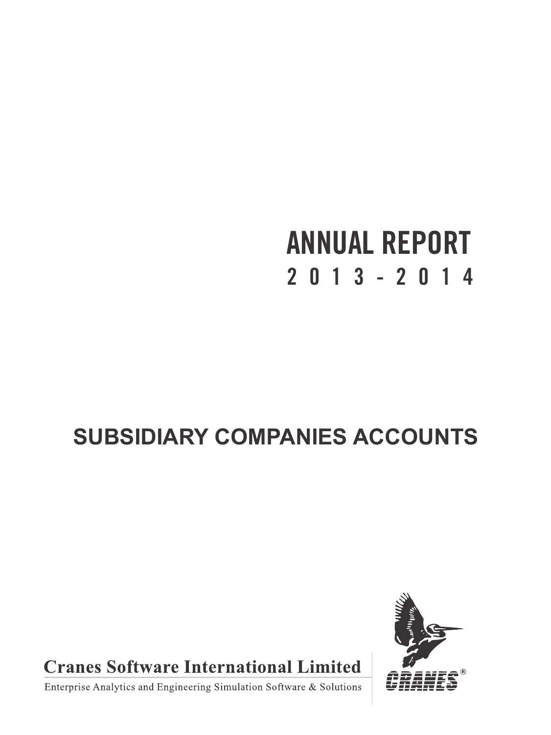# ANNUAL REPORT

## 2013 - 2014

## SUBSIDIARY COMPANIES ACCOUNTS

**Cranes Software International Limited**

Enterprise Analytics and Engineering Simulation Software & Solutions

CRANES®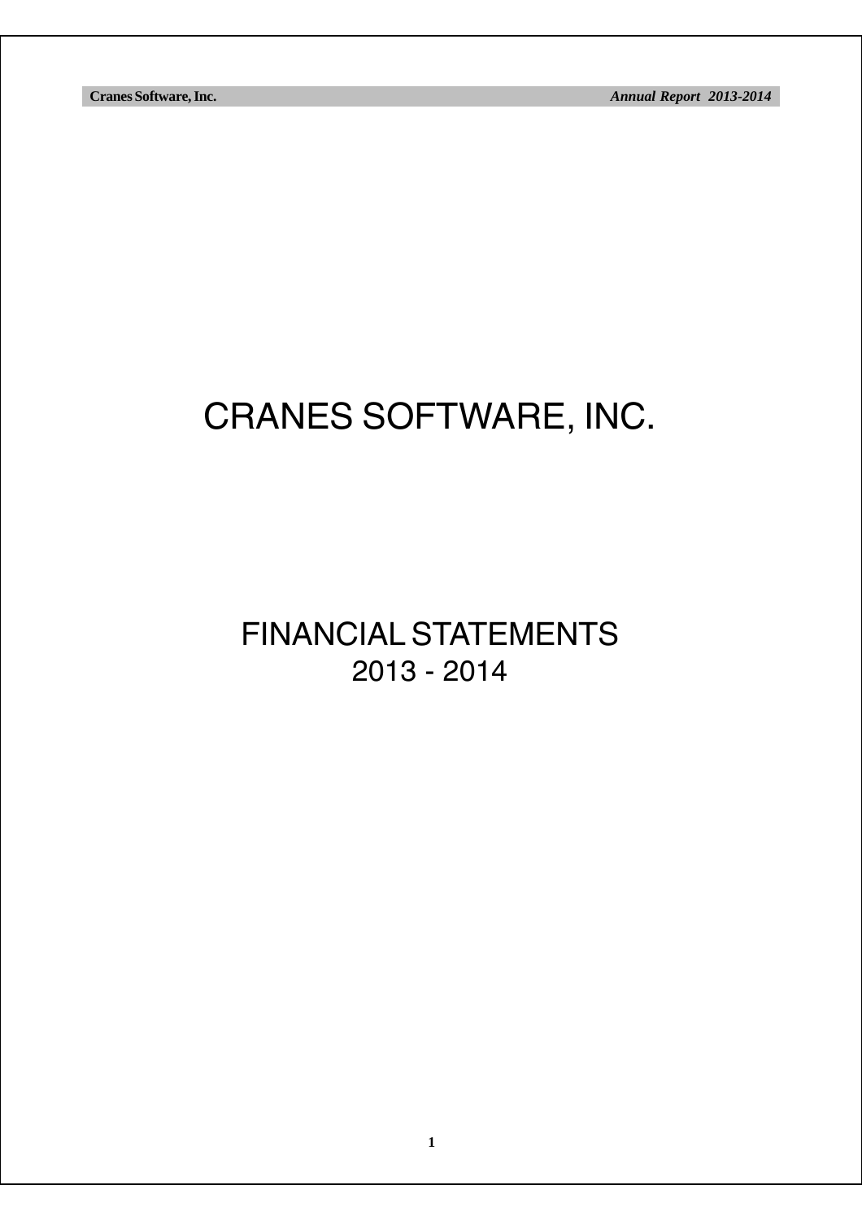# CRANES SOFTWARE, INC.

## FINANCIAL STATEMENTS
## 2013 - 2014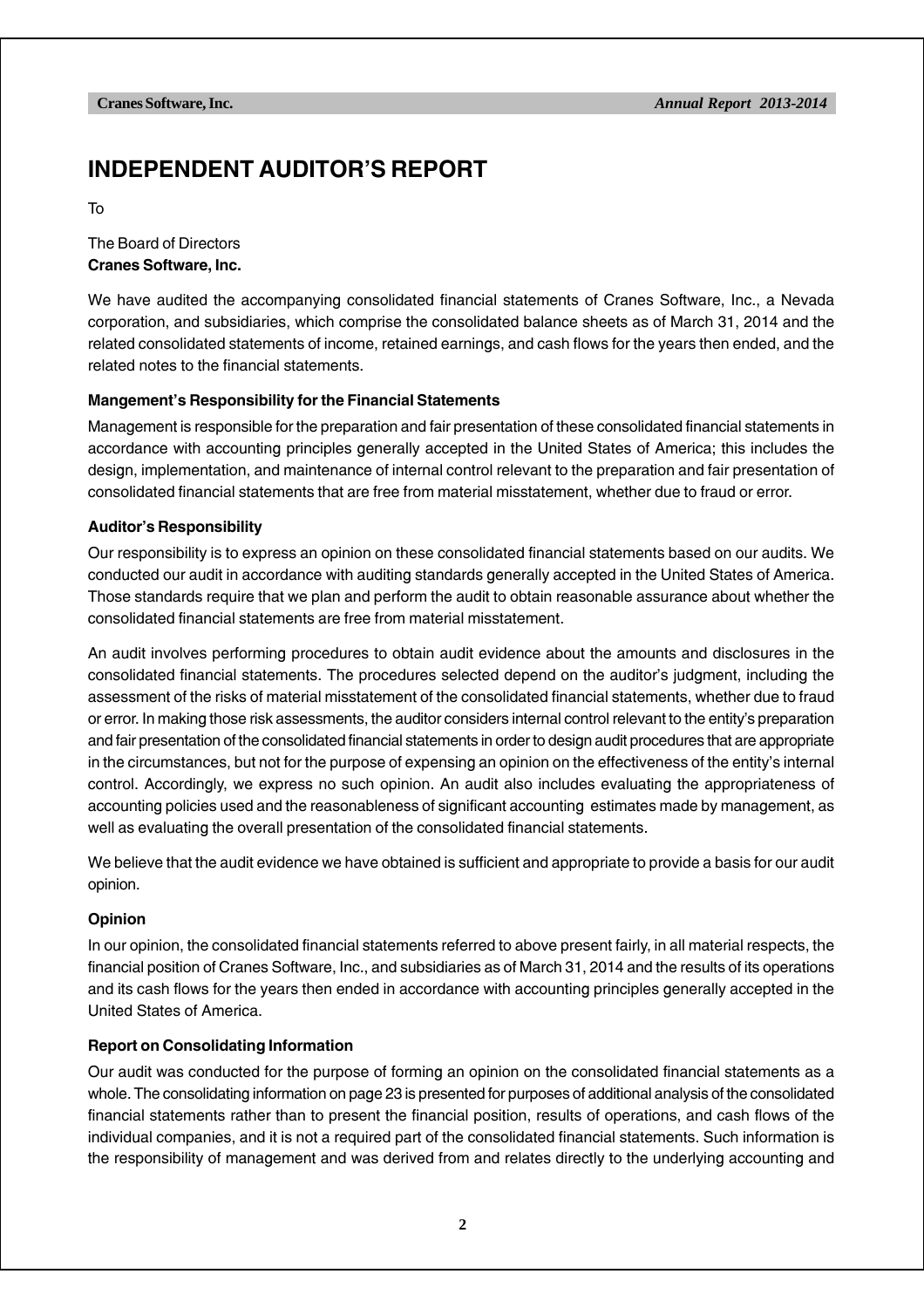# INDEPENDENT AUDITOR'S REPORT

To

The Board of Directors
**Cranes Software, Inc.**

We have audited the accompanying consolidated financial statements of Cranes Software, Inc., a Nevada corporation, and subsidiaries, which comprise the consolidated balance sheets as of March 31, 2014 and the related consolidated statements of income, retained earnings, and cash flows for the years then ended, and the related notes to the financial statements.

**Mangement's Responsibility for the Financial Statements**

Management is responsible for the preparation and fair presentation of these consolidated financial statements in accordance with accounting principles generally accepted in the United States of America; this includes the design, implementation, and maintenance of internal control relevant to the preparation and fair presentation of consolidated financial statements that are free from material misstatement, whether due to fraud or error.

**Auditor's Responsibility**

Our responsibility is to express an opinion on these consolidated financial statements based on our audits. We conducted our audit in accordance with auditing standards generally accepted in the United States of America. Those standards require that we plan and perform the audit to obtain reasonable assurance about whether the consolidated financial statements are free from material misstatement.

An audit involves performing procedures to obtain audit evidence about the amounts and disclosures in the consolidated financial statements. The procedures selected depend on the auditor's judgment, including the assessment of the risks of material misstatement of the consolidated financial statements, whether due to fraud or error. In making those risk assessments, the auditor considers internal control relevant to the entity's preparation and fair presentation of the consolidated financial statements in order to design audit procedures that are appropriate in the circumstances, but not for the purpose of expensing an opinion on the effectiveness of the entity's internal control. Accordingly, we express no such opinion. An audit also includes evaluating the appropriateness of accounting policies used and the reasonableness of significant accounting estimates made by management, as well as evaluating the overall presentation of the consolidated financial statements.

We believe that the audit evidence we have obtained is sufficient and appropriate to provide a basis for our audit opinion.

**Opinion**

In our opinion, the consolidated financial statements referred to above present fairly, in all material respects, the financial position of Cranes Software, Inc., and subsidiaries as of March 31, 2014 and the results of its operations and its cash flows for the years then ended in accordance with accounting principles generally accepted in the United States of America.

**Report on Consolidating Information**

Our audit was conducted for the purpose of forming an opinion on the consolidated financial statements as a whole. The consolidating information on page 23 is presented for purposes of additional analysis of the consolidated financial statements rather than to present the financial position, results of operations, and cash flows of the individual companies, and it is not a required part of the consolidated financial statements. Such information is the responsibility of management and was derived from and relates directly to the underlying accounting and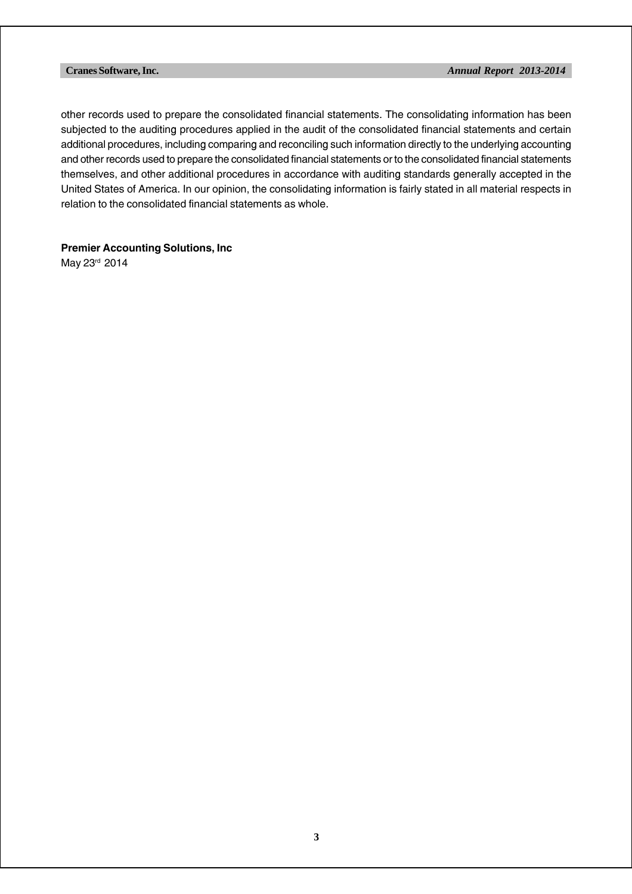other records used to prepare the consolidated financial statements. The consolidating information has been subjected to the auditing procedures applied in the audit of the consolidated financial statements and certain additional procedures, including comparing and reconciling such information directly to the underlying accounting and other records used to prepare the consolidated financial statements or to the consolidated financial statements themselves, and other additional procedures in accordance with auditing standards generally accepted in the United States of America. In our opinion, the consolidating information is fairly stated in all material respects in relation to the consolidated financial statements as whole.

**Premier Accounting Solutions, Inc**

May 23rd 2014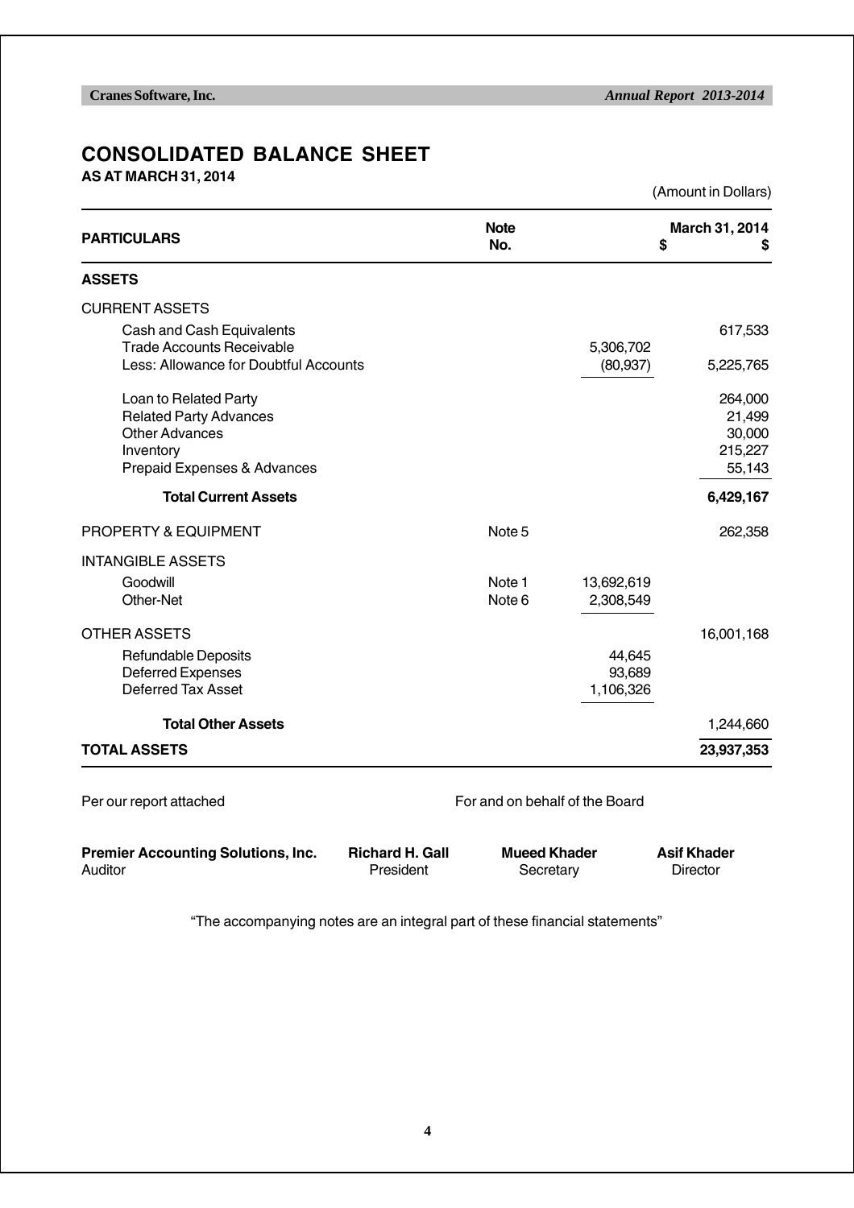# CONSOLIDATED BALANCE SHEET

**AS AT MARCH 31, 2014**

(Amount in Dollars)

| PARTICULARS | Note No. | March 31, 2014 $ | $ |
|---|---|---|---|
| **ASSETS** | | | |
| CURRENT ASSETS | | | |
| Cash and Cash Equivalents | | | 617,533 |
| Trade Accounts Receivable | | 5,306,702 | |
| Less: Allowance for Doubtful Accounts | | (80,937) | 5,225,765 |
| Loan to Related Party | | | 264,000 |
| Related Party Advances | | | 21,499 |
| Other Advances | | | 30,000 |
| Inventory | | | 215,227 |
| Prepaid Expenses & Advances | | | 55,143 |
| **Total Current Assets** | | | **6,429,167** |
| PROPERTY & EQUIPMENT | Note 5 | | 262,358 |
| INTANGIBLE ASSETS | | | |
| Goodwill | Note 1 | 13,692,619 | |
| Other-Net | Note 6 | 2,308,549 | |
| OTHER ASSETS | | | 16,001,168 |
| Refundable Deposits | | 44,645 | |
| Deferred Expenses | | 93,689 | |
| Deferred Tax Asset | | 1,106,326 | |
| **Total Other Assets** | | | 1,244,660 |
| **TOTAL ASSETS** | | | **23,937,353** |

Per our report attached

For and on behalf of the Board

| **Premier Accounting Solutions, Inc.** | **Richard H. Gall** | **Mueed Khader** | **Asif Khader** |
|---|---|---|---|
| Auditor | President | Secretary | Director |

"The accompanying notes are an integral part of these financial statements"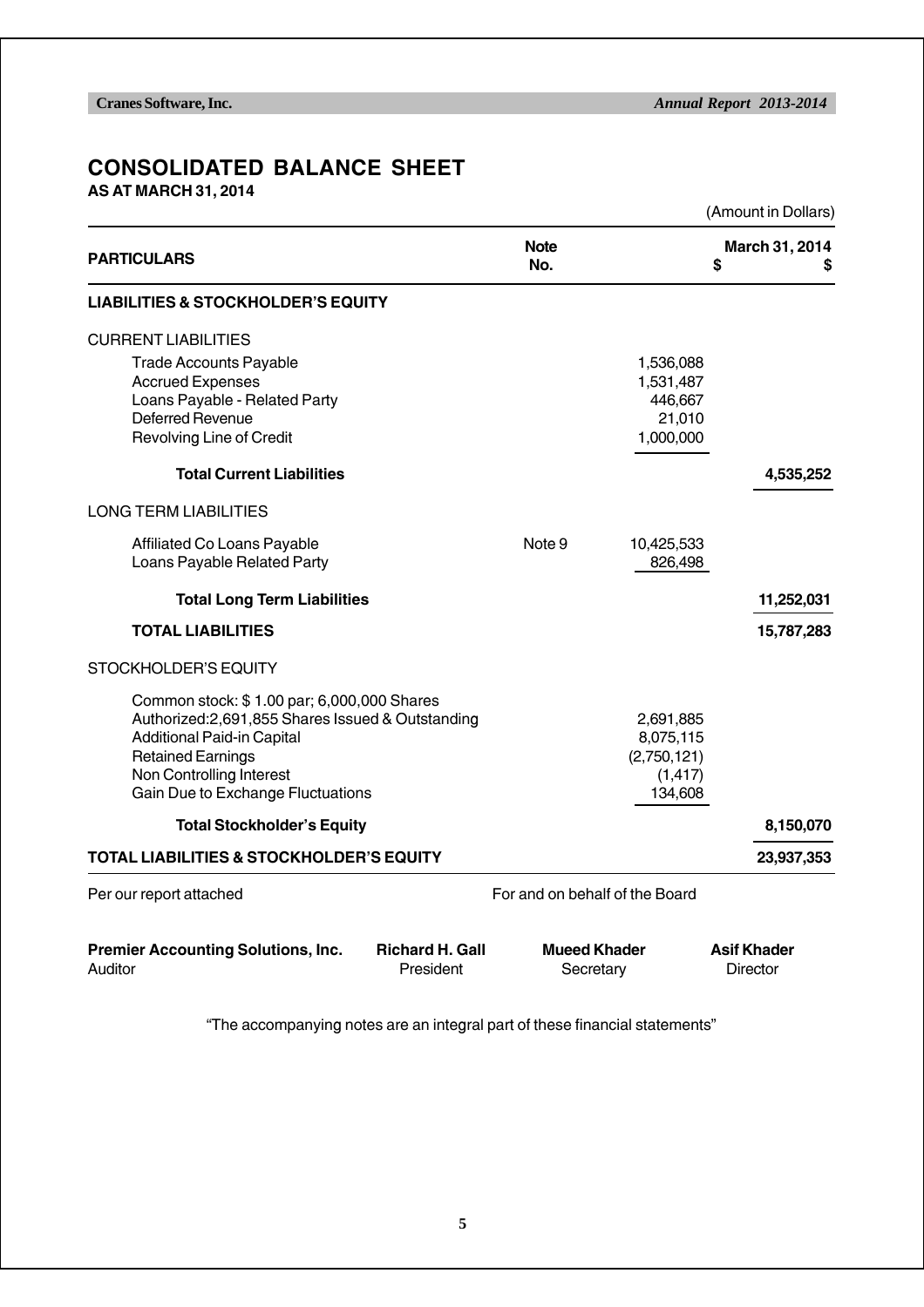# CONSOLIDATED BALANCE SHEET

**AS AT MARCH 31, 2014**

(Amount in Dollars)

| PARTICULARS | Note No. | March 31, 2014 $ | $ |
|---|---|---|---|
| **LIABILITIES & STOCKHOLDER'S EQUITY** | | | |
| CURRENT LIABILITIES | | | |
| Trade Accounts Payable | | 1,536,088 | |
| Accrued Expenses | | 1,531,487 | |
| Loans Payable - Related Party | | 446,667 | |
| Deferred Revenue | | 21,010 | |
| Revolving Line of Credit | | 1,000,000 | |
| **Total Current Liabilities** | | | **4,535,252** |
| LONG TERM LIABILITIES | | | |
| Affiliated Co Loans Payable | Note 9 | 10,425,533 | |
| Loans Payable Related Party | | 826,498 | |
| **Total Long Term Liabilities** | | | **11,252,031** |
| **TOTAL LIABILITIES** | | | **15,787,283** |
| STOCKHOLDER'S EQUITY | | | |
| Common stock: $ 1.00 par; 6,000,000 Shares Authorized:2,691,855 Shares Issued & Outstanding | | 2,691,885 | |
| Additional Paid-in Capital | | 8,075,115 | |
| Retained Earnings | | (2,750,121) | |
| Non Controlling Interest | | (1,417) | |
| Gain Due to Exchange Fluctuations | | 134,608 | |
| **Total Stockholder's Equity** | | | **8,150,070** |
| **TOTAL LIABILITIES & STOCKHOLDER'S EQUITY** | | | **23,937,353** |

Per our report attached

For and on behalf of the Board

| **Premier Accounting Solutions, Inc.** | **Richard H. Gall** | **Mueed Khader** | **Asif Khader** |
|---|---|---|---|
| Auditor | President | Secretary | Director |

"The accompanying notes are an integral part of these financial statements"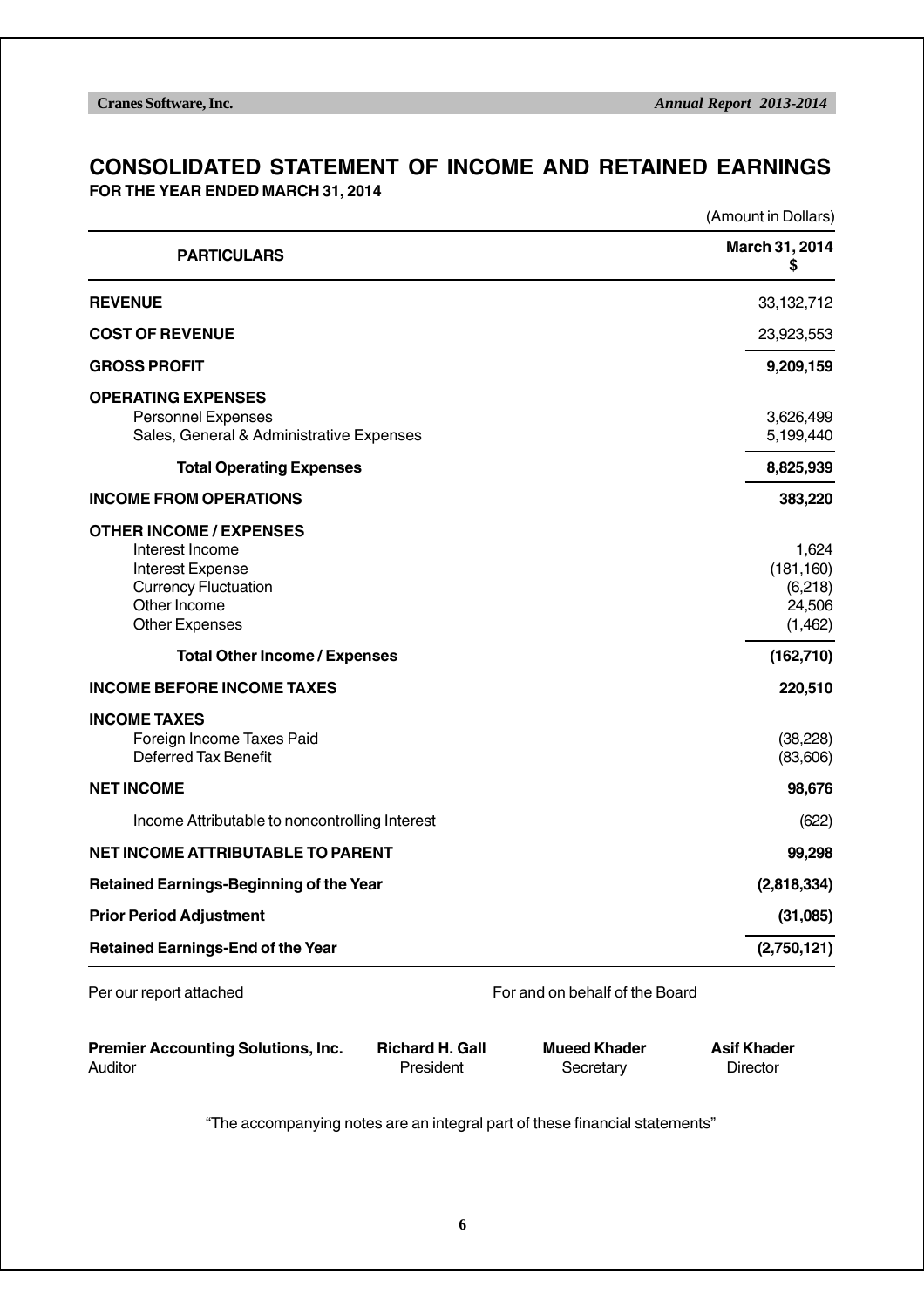# CONSOLIDATED STATEMENT OF INCOME AND RETAINED EARNINGS

**FOR THE YEAR ENDED MARCH 31, 2014**

(Amount in Dollars)

| PARTICULARS | March 31, 2014 $ |
|---|---|
| **REVENUE** | 33,132,712 |
| **COST OF REVENUE** | 23,923,553 |
| **GROSS PROFIT** | **9,209,159** |
| **OPERATING EXPENSES** | |
| Personnel Expenses | 3,626,499 |
| Sales, General & Administrative Expenses | 5,199,440 |
| **Total Operating Expenses** | **8,825,939** |
| **INCOME FROM OPERATIONS** | **383,220** |
| **OTHER INCOME / EXPENSES** | |
| Interest Income | 1,624 |
| Interest Expense | (181,160) |
| Currency Fluctuation | (6,218) |
| Other Income | 24,506 |
| Other Expenses | (1,462) |
| **Total Other Income / Expenses** | **(162,710)** |
| **INCOME BEFORE INCOME TAXES** | **220,510** |
| **INCOME TAXES** | |
| Foreign Income Taxes Paid | (38,228) |
| Deferred Tax Benefit | (83,606) |
| **NET INCOME** | **98,676** |
| Income Attributable to noncontrolling Interest | (622) |
| **NET INCOME ATTRIBUTABLE TO PARENT** | **99,298** |
| **Retained Earnings-Beginning of the Year** | **(2,818,334)** |
| **Prior Period Adjustment** | **(31,085)** |
| **Retained Earnings-End of the Year** | **(2,750,121)** |

Per our report attached

For and on behalf of the Board

| **Premier Accounting Solutions, Inc.** | **Richard H. Gall** | **Mueed Khader** | **Asif Khader** |
|---|---|---|---|
| Auditor | President | Secretary | Director |

"The accompanying notes are an integral part of these financial statements"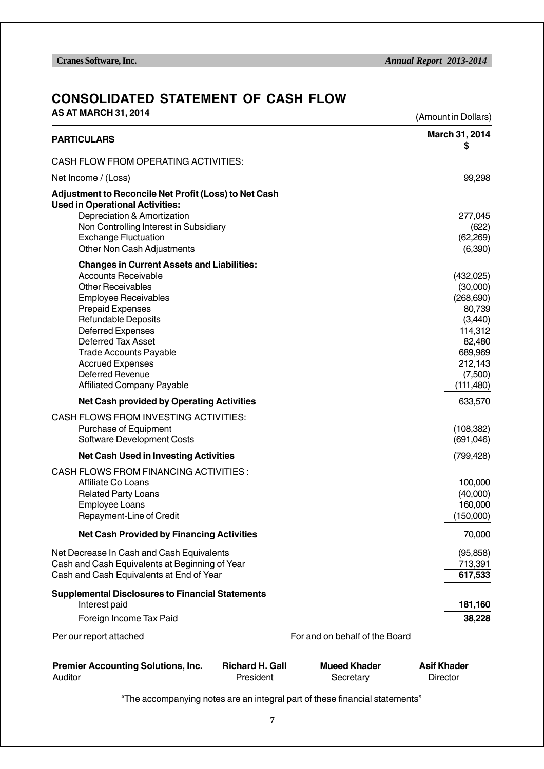# CONSOLIDATED STATEMENT OF CASH FLOW

**AS AT MARCH 31, 2014**

(Amount in Dollars)

| PARTICULARS | March 31, 2014 $ |
|---|---|
| CASH FLOW FROM OPERATING ACTIVITIES: | |
| Net Income / (Loss) | 99,298 |
| **Adjustment to Reconcile Net Profit (Loss) to Net Cash Used in Operational Activities:** | |
| Depreciation & Amortization | 277,045 |
| Non Controlling Interest in Subsidiary | (622) |
| Exchange Fluctuation | (62,269) |
| Other Non Cash Adjustments | (6,390) |
| **Changes in Current Assets and Liabilities:** | |
| Accounts Receivable | (432,025) |
| Other Receivables | (30,000) |
| Employee Receivables | (268,690) |
| Prepaid Expenses | 80,739 |
| Refundable Deposits | (3,440) |
| Deferred Expenses | 114,312 |
| Deferred Tax Asset | 82,480 |
| Trade Accounts Payable | 689,969 |
| Accrued Expenses | 212,143 |
| Deferred Revenue | (7,500) |
| Affiliated Company Payable | (111,480) |
| **Net Cash provided by Operating Activities** | 633,570 |
| CASH FLOWS FROM INVESTING ACTIVITIES: | |
| Purchase of Equipment | (108,382) |
| Software Development Costs | (691,046) |
| **Net Cash Used in Investing Activities** | (799,428) |
| CASH FLOWS FROM FINANCING ACTIVITIES : | |
| Affiliate Co Loans | 100,000 |
| Related Party Loans | (40,000) |
| Employee Loans | 160,000 |
| Repayment-Line of Credit | (150,000) |
| **Net Cash Provided by Financing Activities** | 70,000 |
| Net Decrease In Cash and Cash Equivalents | (95,858) |
| Cash and Cash Equivalents at Beginning of Year | 713,391 |
| Cash and Cash Equivalents at End of Year | **617,533** |
| **Supplemental Disclosures to Financial Statements** | |
| Interest paid | **181,160** |
| Foreign Income Tax Paid | **38,228** |

Per our report attached

For and on behalf of the Board

| **Premier Accounting Solutions, Inc.** | **Richard H. Gall** | **Mueed Khader** | **Asif Khader** |
|---|---|---|---|
| Auditor | President | Secretary | Director |

"The accompanying notes are an integral part of these financial statements"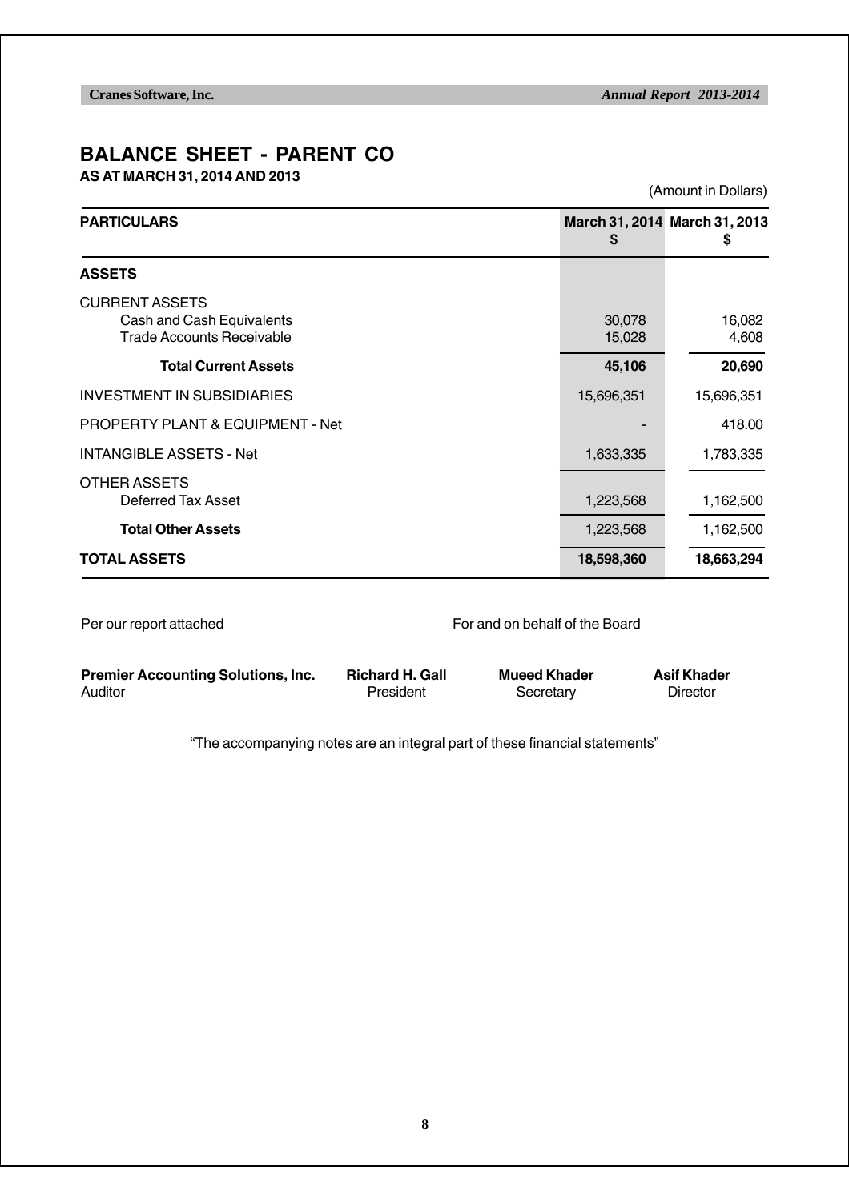# BALANCE SHEET - PARENT CO

**AS AT MARCH 31, 2014 AND 2013**

(Amount in Dollars)

| PARTICULARS | March 31, 2014 $ | March 31, 2013 $ |
|---|---|---|
| **ASSETS** | | |
| CURRENT ASSETS | | |
| Cash and Cash Equivalents | 30,078 | 16,082 |
| Trade Accounts Receivable | 15,028 | 4,608 |
| **Total Current Assets** | **45,106** | **20,690** |
| INVESTMENT IN SUBSIDIARIES | 15,696,351 | 15,696,351 |
| PROPERTY PLANT & EQUIPMENT - Net | - | 418.00 |
| INTANGIBLE ASSETS - Net | 1,633,335 | 1,783,335 |
| OTHER ASSETS | | |
| Deferred Tax Asset | 1,223,568 | 1,162,500 |
| **Total Other Assets** | 1,223,568 | 1,162,500 |
| **TOTAL ASSETS** | **18,598,360** | **18,663,294** |

Per our report attached

For and on behalf of the Board

| **Premier Accounting Solutions, Inc.** | **Richard H. Gall** | **Mueed Khader** | **Asif Khader** |
|---|---|---|---|
| Auditor | President | Secretary | Director |

"The accompanying notes are an integral part of these financial statements"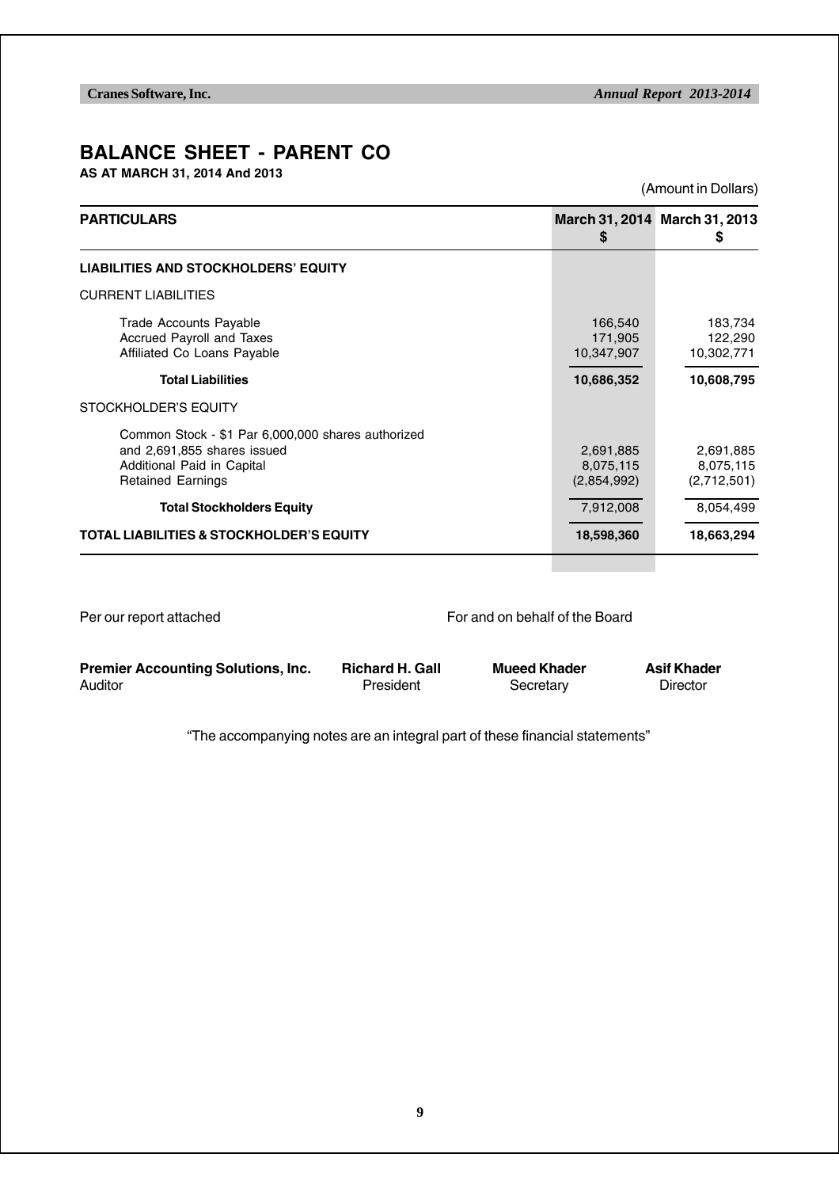# BALANCE SHEET - PARENT CO

**AS AT MARCH 31, 2014 And 2013**

(Amount in Dollars)

| PARTICULARS | March 31, 2014 $ | March 31, 2013 $ |
|---|---|---|
| **LIABILITIES AND STOCKHOLDERS' EQUITY** | | |
| CURRENT LIABILITIES | | |
| Trade Accounts Payable | 166,540 | 183,734 |
| Accrued Payroll and Taxes | 171,905 | 122,290 |
| Affiliated Co Loans Payable | 10,347,907 | 10,302,771 |
| **Total Liabilities** | **10,686,352** | **10,608,795** |
| STOCKHOLDER'S EQUITY | | |
| Common Stock - $1 Par 6,000,000 shares authorized and 2,691,855 shares issued | 2,691,885 | 2,691,885 |
| Additional Paid in Capital | 8,075,115 | 8,075,115 |
| Retained Earnings | (2,854,992) | (2,712,501) |
| **Total Stockholders Equity** | 7,912,008 | 8,054,499 |
| **TOTAL LIABILITIES & STOCKHOLDER'S EQUITY** | **18,598,360** | **18,663,294** |

Per our report attached

For and on behalf of the Board

| | | | |
|---|---|---|---|
| **Premier Accounting Solutions, Inc.** | **Richard H. Gall** | **Mueed Khader** | **Asif Khader** |
| Auditor | President | Secretary | Director |

"The accompanying notes are an integral part of these financial statements"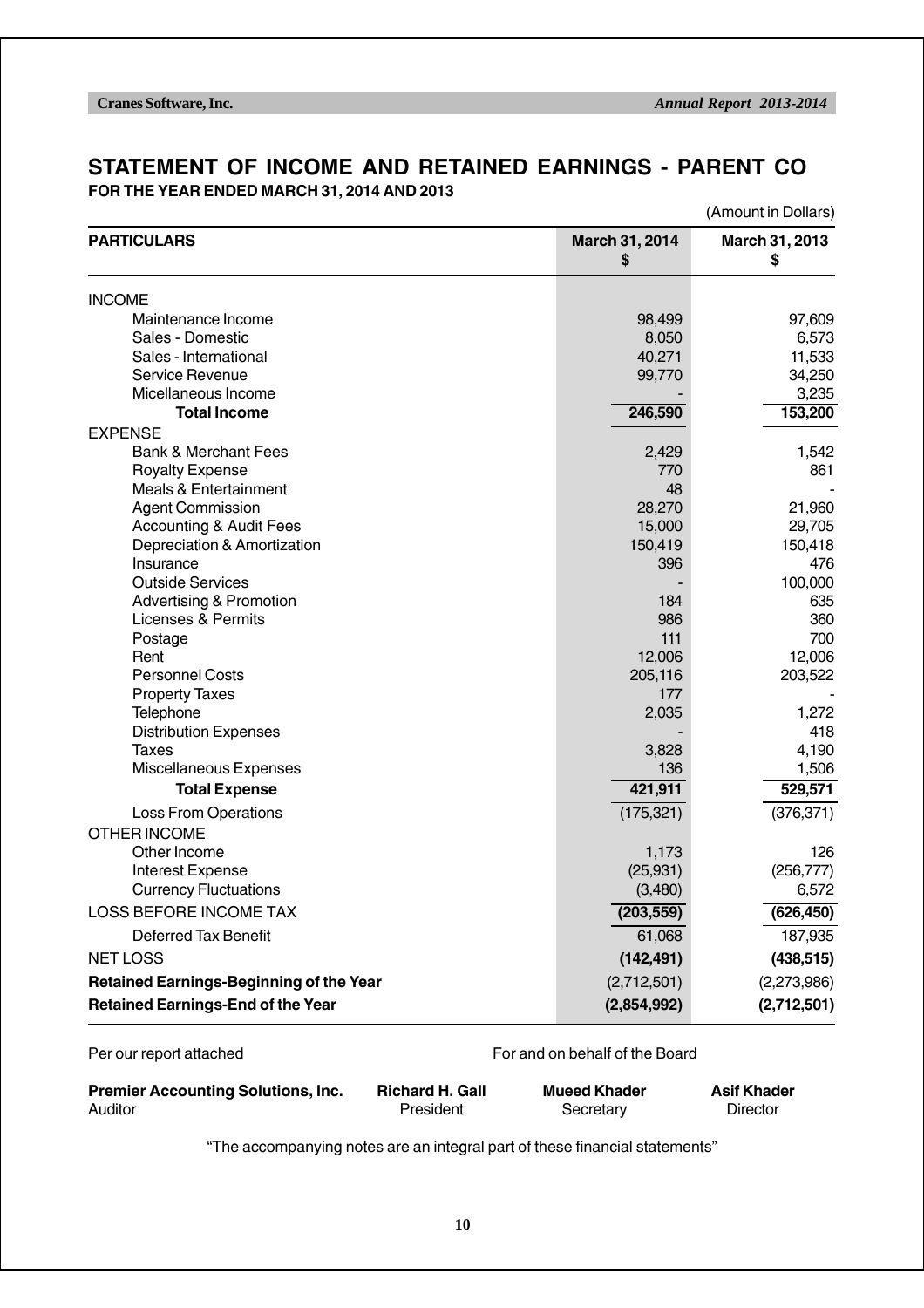# STATEMENT OF INCOME AND RETAINED EARNINGS - PARENT CO

**FOR THE YEAR ENDED MARCH 31, 2014 AND 2013**

(Amount in Dollars)

| PARTICULARS | March 31, 2014 $ | March 31, 2013 $ |
|---|---|---|
| INCOME | | |
| Maintenance Income | 98,499 | 97,609 |
| Sales - Domestic | 8,050 | 6,573 |
| Sales - International | 40,271 | 11,533 |
| Service Revenue | 99,770 | 34,250 |
| Micellaneous Income | - | 3,235 |
| **Total Income** | **246,590** | **153,200** |
| EXPENSE | | |
| Bank & Merchant Fees | 2,429 | 1,542 |
| Royalty Expense | 770 | 861 |
| Meals & Entertainment | 48 | - |
| Agent Commission | 28,270 | 21,960 |
| Accounting & Audit Fees | 15,000 | 29,705 |
| Depreciation & Amortization | 150,419 | 150,418 |
| Insurance | 396 | 476 |
| Outside Services | - | 100,000 |
| Advertising & Promotion | 184 | 635 |
| Licenses & Permits | 986 | 360 |
| Postage | 111 | 700 |
| Rent | 12,006 | 12,006 |
| Personnel Costs | 205,116 | 203,522 |
| Property Taxes | 177 | - |
| Telephone | 2,035 | 1,272 |
| Distribution Expenses | - | 418 |
| Taxes | 3,828 | 4,190 |
| Miscellaneous Expenses | 136 | 1,506 |
| **Total Expense** | **421,911** | **529,571** |
| Loss From Operations | (175,321) | (376,371) |
| OTHER INCOME | | |
| Other Income | 1,173 | 126 |
| Interest Expense | (25,931) | (256,777) |
| Currency Fluctuations | (3,480) | 6,572 |
| LOSS BEFORE INCOME TAX | **(203,559)** | **(626,450)** |
| Deferred Tax Benefit | 61,068 | 187,935 |
| NET LOSS | **(142,491)** | **(438,515)** |
| **Retained Earnings-Beginning of the Year** | (2,712,501) | (2,273,986) |
| **Retained Earnings-End of the Year** | **(2,854,992)** | **(2,712,501)** |

Per our report attached

For and on behalf of the Board

| **Premier Accounting Solutions, Inc.** | **Richard H. Gall** | **Mueed Khader** | **Asif Khader** |
|---|---|---|---|
| Auditor | President | Secretary | Director |

"The accompanying notes are an integral part of these financial statements"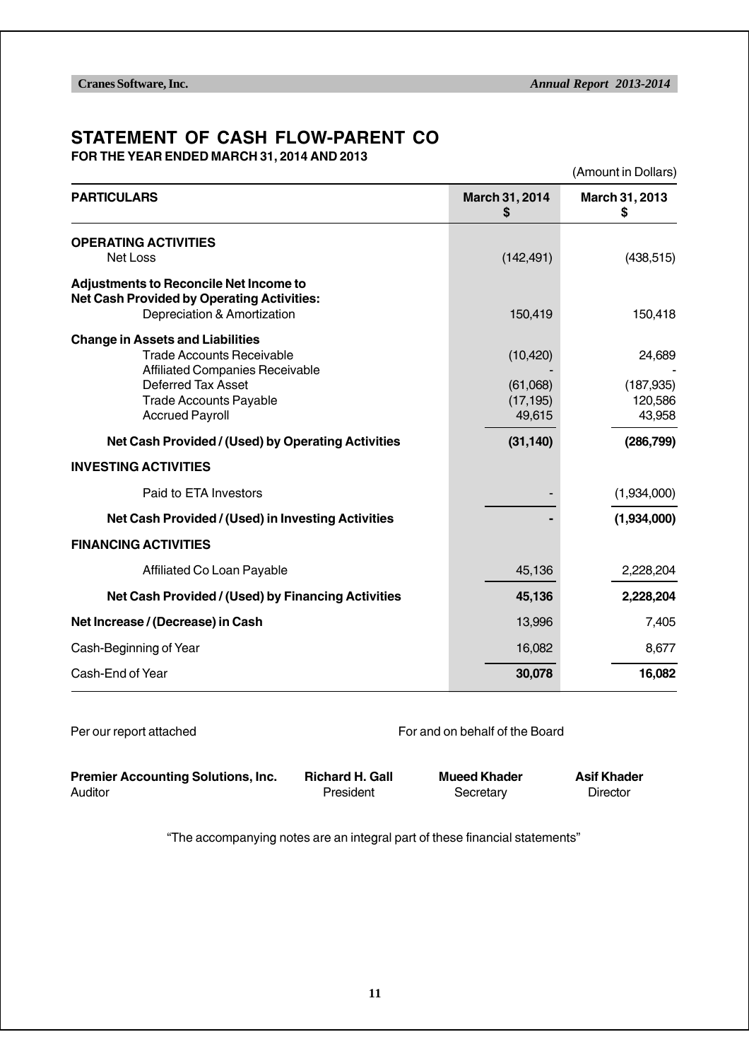# STATEMENT OF CASH FLOW-PARENT CO

**FOR THE YEAR ENDED MARCH 31, 2014 AND 2013**

(Amount in Dollars)

| PARTICULARS | March 31, 2014 $ | March 31, 2013 $ |
|---|---|---|
| **OPERATING ACTIVITIES** | | |
| Net Loss | (142,491) | (438,515) |
| **Adjustments to Reconcile Net Income to Net Cash Provided by Operating Activities:** | | |
| Depreciation & Amortization | 150,419 | 150,418 |
| **Change in Assets and Liabilities** | | |
| Trade Accounts Receivable | (10,420) | 24,689 |
| Affiliated Companies Receivable | - | - |
| Deferred Tax Asset | (61,068) | (187,935) |
| Trade Accounts Payable | (17,195) | 120,586 |
| Accrued Payroll | 49,615 | 43,958 |
| **Net Cash Provided / (Used) by Operating Activities** | **(31,140)** | **(286,799)** |
| **INVESTING ACTIVITIES** | | |
| Paid to ETA Investors | - | (1,934,000) |
| **Net Cash Provided / (Used) in Investing Activities** | **-** | **(1,934,000)** |
| **FINANCING ACTIVITIES** | | |
| Affiliated Co Loan Payable | 45,136 | 2,228,204 |
| **Net Cash Provided / (Used) by Financing Activities** | **45,136** | **2,228,204** |
| **Net Increase / (Decrease) in Cash** | 13,996 | 7,405 |
| Cash-Beginning of Year | 16,082 | 8,677 |
| Cash-End of Year | **30,078** | **16,082** |

Per our report attached

For and on behalf of the Board

**Premier Accounting Solutions, Inc.**
Auditor

**Richard H. Gall**
President

**Mueed Khader**
Secretary

**Asif Khader**
Director

"The accompanying notes are an integral part of these financial statements"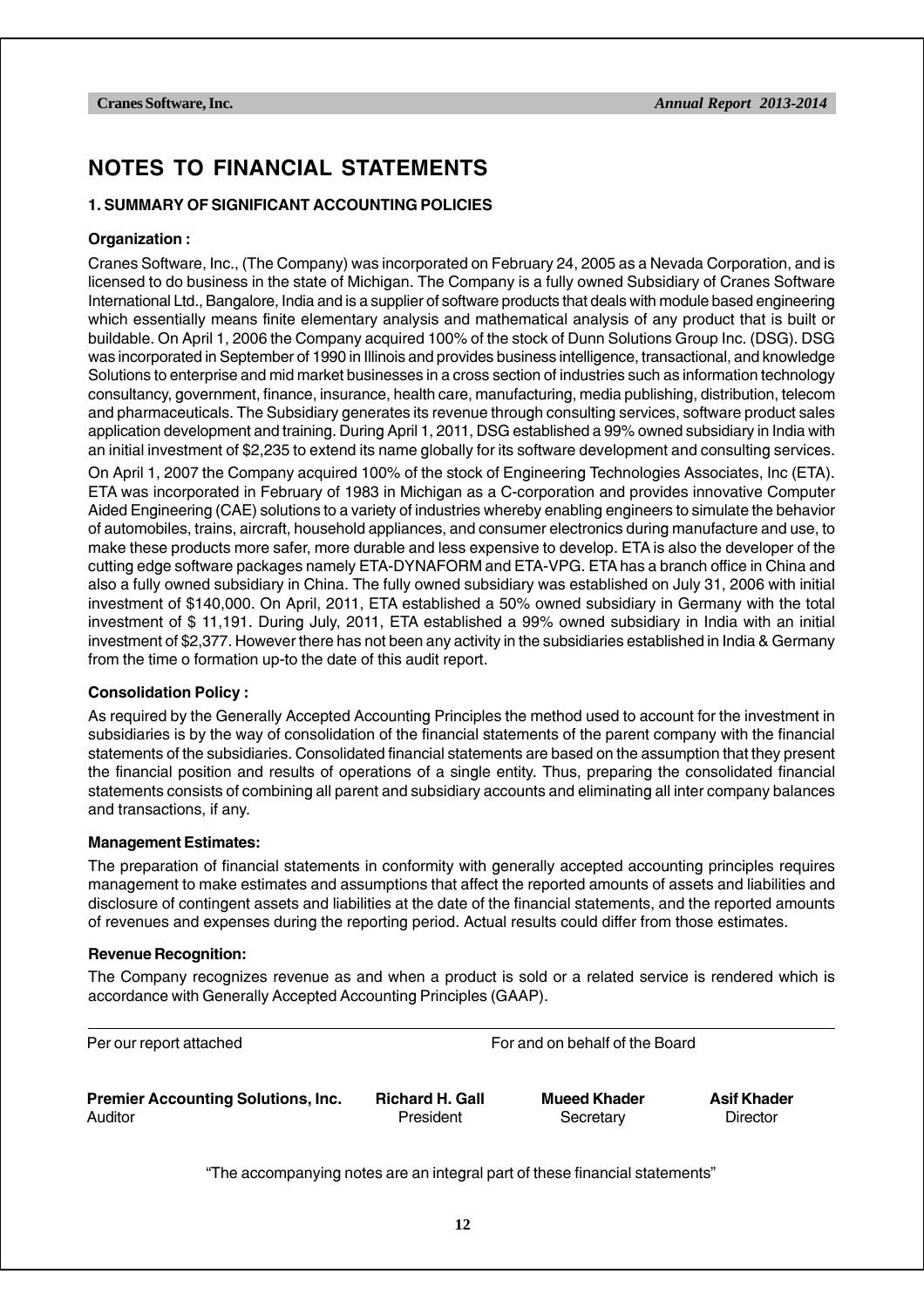# NOTES TO FINANCIAL STATEMENTS

### 1. SUMMARY OF SIGNIFICANT ACCOUNTING POLICIES

**Organization :**

Cranes Software, Inc., (The Company) was incorporated on February 24, 2005 as a Nevada Corporation, and is licensed to do business in the state of Michigan. The Company is a fully owned Subsidiary of Cranes Software International Ltd., Bangalore, India and is a supplier of software products that deals with module based engineering which essentially means finite elementary analysis and mathematical analysis of any product that is built or buildable. On April 1, 2006 the Company acquired 100% of the stock of Dunn Solutions Group Inc. (DSG). DSG was incorporated in September of 1990 in Illinois and provides business intelligence, transactional, and knowledge Solutions to enterprise and mid market businesses in a cross section of industries such as information technology consultancy, government, finance, insurance, health care, manufacturing, media publishing, distribution, telecom and pharmaceuticals. The Subsidiary generates its revenue through consulting services, software product sales application development and training. During April 1, 2011, DSG established a 99% owned subsidiary in India with an initial investment of $2,235 to extend its name globally for its software development and consulting services.

On April 1, 2007 the Company acquired 100% of the stock of Engineering Technologies Associates, Inc (ETA). ETA was incorporated in February of 1983 in Michigan as a C-corporation and provides innovative Computer Aided Engineering (CAE) solutions to a variety of industries whereby enabling engineers to simulate the behavior of automobiles, trains, aircraft, household appliances, and consumer electronics during manufacture and use, to make these products more safer, more durable and less expensive to develop. ETA is also the developer of the cutting edge software packages namely ETA-DYNAFORM and ETA-VPG. ETA has a branch office in China and also a fully owned subsidiary in China. The fully owned subsidiary was established on July 31, 2006 with initial investment of $140,000. On April, 2011, ETA established a 50% owned subsidiary in Germany with the total investment of $ 11,191. During July, 2011, ETA established a 99% owned subsidiary in India with an initial investment of $2,377. However there has not been any activity in the subsidiaries established in India & Germany from the time o formation up-to the date of this audit report.

**Consolidation Policy :**

As required by the Generally Accepted Accounting Principles the method used to account for the investment in subsidiaries is by the way of consolidation of the financial statements of the parent company with the financial statements of the subsidiaries. Consolidated financial statements are based on the assumption that they present the financial position and results of operations of a single entity. Thus, preparing the consolidated financial statements consists of combining all parent and subsidiary accounts and eliminating all inter company balances and transactions, if any.

**Management Estimates:**

The preparation of financial statements in conformity with generally accepted accounting principles requires management to make estimates and assumptions that affect the reported amounts of assets and liabilities and disclosure of contingent assets and liabilities at the date of the financial statements, and the reported amounts of revenues and expenses during the reporting period. Actual results could differ from those estimates.

**Revenue Recognition:**

The Company recognizes revenue as and when a product is sold or a related service is rendered which is accordance with Generally Accepted Accounting Principles (GAAP).

---

Per our report attached — For and on behalf of the Board

**Premier Accounting Solutions, Inc.**
Auditor

**Richard H. Gall**
President

**Mueed Khader**
Secretary

**Asif Khader**
Director

"The accompanying notes are an integral part of these financial statements"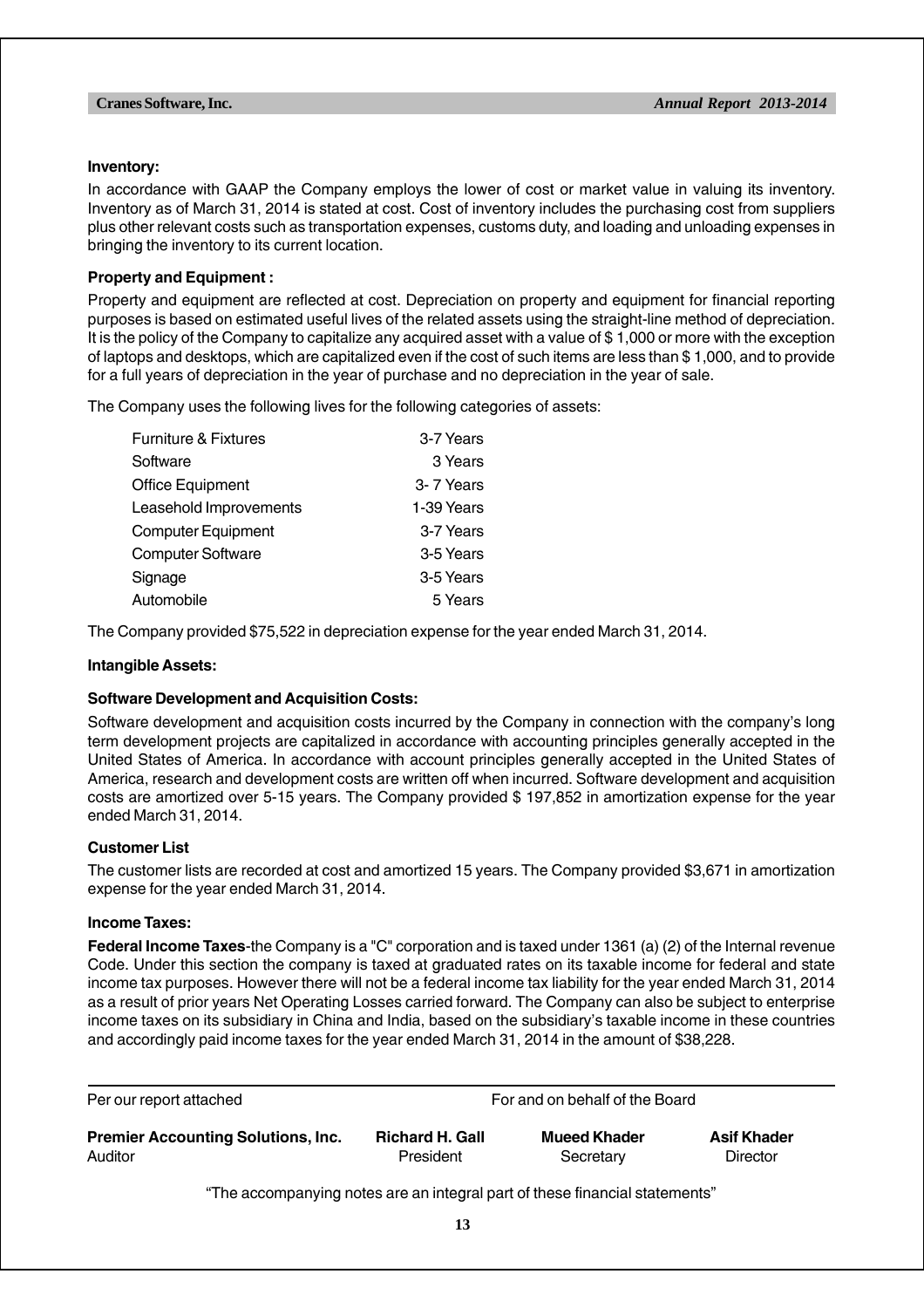**Inventory:**

In accordance with GAAP the Company employs the lower of cost or market value in valuing its inventory. Inventory as of March 31, 2014 is stated at cost. Cost of inventory includes the purchasing cost from suppliers plus other relevant costs such as transportation expenses, customs duty, and loading and unloading expenses in bringing the inventory to its current location.

**Property and Equipment :**

Property and equipment are reflected at cost. Depreciation on property and equipment for financial reporting purposes is based on estimated useful lives of the related assets using the straight-line method of depreciation. It is the policy of the Company to capitalize any acquired asset with a value of $ 1,000 or more with the exception of laptops and desktops, which are capitalized even if the cost of such items are less than $ 1,000, and to provide for a full years of depreciation in the year of purchase and no depreciation in the year of sale.

The Company uses the following lives for the following categories of assets:

| | |
|---|---|
| Furniture & Fixtures | 3-7 Years |
| Software | 3 Years |
| Office Equipment | 3- 7 Years |
| Leasehold Improvements | 1-39 Years |
| Computer Equipment | 3-7 Years |
| Computer Software | 3-5 Years |
| Signage | 3-5 Years |
| Automobile | 5 Years |

The Company provided $75,522 in depreciation expense for the year ended March 31, 2014.

**Intangible Assets:**

**Software Development and Acquisition Costs:**

Software development and acquisition costs incurred by the Company in connection with the company's long term development projects are capitalized in accordance with accounting principles generally accepted in the United States of America. In accordance with account principles generally accepted in the United States of America, research and development costs are written off when incurred. Software development and acquisition costs are amortized over 5-15 years. The Company provided $ 197,852 in amortization expense for the year ended March 31, 2014.

**Customer List**

The customer lists are recorded at cost and amortized 15 years. The Company provided $3,671 in amortization expense for the year ended March 31, 2014.

**Income Taxes:**

**Federal Income Taxes**-the Company is a "C" corporation and is taxed under 1361 (a) (2) of the Internal revenue Code. Under this section the company is taxed at graduated rates on its taxable income for federal and state income tax purposes. However there will not be a federal income tax liability for the year ended March 31, 2014 as a result of prior years Net Operating Losses carried forward. The Company can also be subject to enterprise income taxes on its subsidiary in China and India, based on the subsidiary's taxable income in these countries and accordingly paid income taxes for the year ended March 31, 2014 in the amount of $38,228.

Per our report attached — For and on behalf of the Board

| **Premier Accounting Solutions, Inc.** | **Richard H. Gall** | **Mueed Khader** | **Asif Khader** |
|---|---|---|---|
| Auditor | President | Secretary | Director |

"The accompanying notes are an integral part of these financial statements"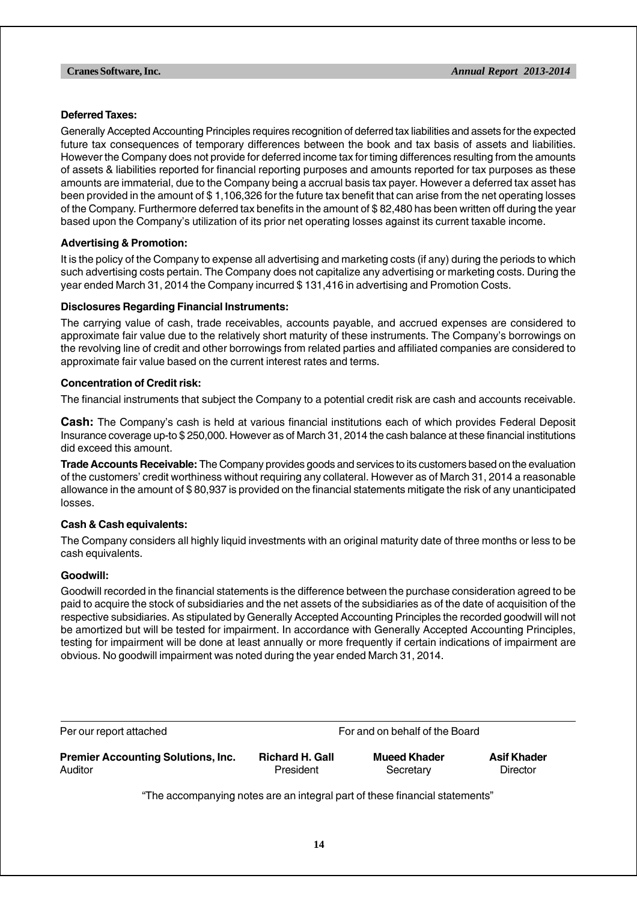### Deferred Taxes:

Generally Accepted Accounting Principles requires recognition of deferred tax liabilities and assets for the expected future tax consequences of temporary differences between the book and tax basis of assets and liabilities. However the Company does not provide for deferred income tax for timing differences resulting from the amounts of assets & liabilities reported for financial reporting purposes and amounts reported for tax purposes as these amounts are immaterial, due to the Company being a accrual basis tax payer. However a deferred tax asset has been provided in the amount of $ 1,106,326 for the future tax benefit that can arise from the net operating losses of the Company. Furthermore deferred tax benefits in the amount of $ 82,480 has been written off during the year based upon the Company's utilization of its prior net operating losses against its current taxable income.

### Advertising & Promotion:

It is the policy of the Company to expense all advertising and marketing costs (if any) during the periods to which such advertising costs pertain. The Company does not capitalize any advertising or marketing costs. During the year ended March 31, 2014 the Company incurred $ 131,416 in advertising and Promotion Costs.

### Disclosures Regarding Financial Instruments:

The carrying value of cash, trade receivables, accounts payable, and accrued expenses are considered to approximate fair value due to the relatively short maturity of these instruments. The Company's borrowings on the revolving line of credit and other borrowings from related parties and affiliated companies are considered to approximate fair value based on the current interest rates and terms.

### Concentration of Credit risk:

The financial instruments that subject the Company to a potential credit risk are cash and accounts receivable.

**Cash:** The Company's cash is held at various financial institutions each of which provides Federal Deposit Insurance coverage up-to $ 250,000. However as of March 31, 2014 the cash balance at these financial institutions did exceed this amount.

**Trade Accounts Receivable:** The Company provides goods and services to its customers based on the evaluation of the customers' credit worthiness without requiring any collateral. However as of March 31, 2014 a reasonable allowance in the amount of $ 80,937 is provided on the financial statements mitigate the risk of any unanticipated losses.

### Cash & Cash equivalents:

The Company considers all highly liquid investments with an original maturity date of three months or less to be cash equivalents.

### Goodwill:

Goodwill recorded in the financial statements is the difference between the purchase consideration agreed to be paid to acquire the stock of subsidiaries and the net assets of the subsidiaries as of the date of acquisition of the respective subsidiaries. As stipulated by Generally Accepted Accounting Principles the recorded goodwill will not be amortized but will be tested for impairment. In accordance with Generally Accepted Accounting Principles, testing for impairment will be done at least annually or more frequently if certain indications of impairment are obvious. No goodwill impairment was noted during the year ended March 31, 2014.

| Per our report attached | For and on behalf of the Board | | |
|---|---|---|---|
| **Premier Accounting Solutions, Inc.** | **Richard H. Gall** | **Mueed Khader** | **Asif Khader** |
| Auditor | President | Secretary | Director |

"The accompanying notes are an integral part of these financial statements"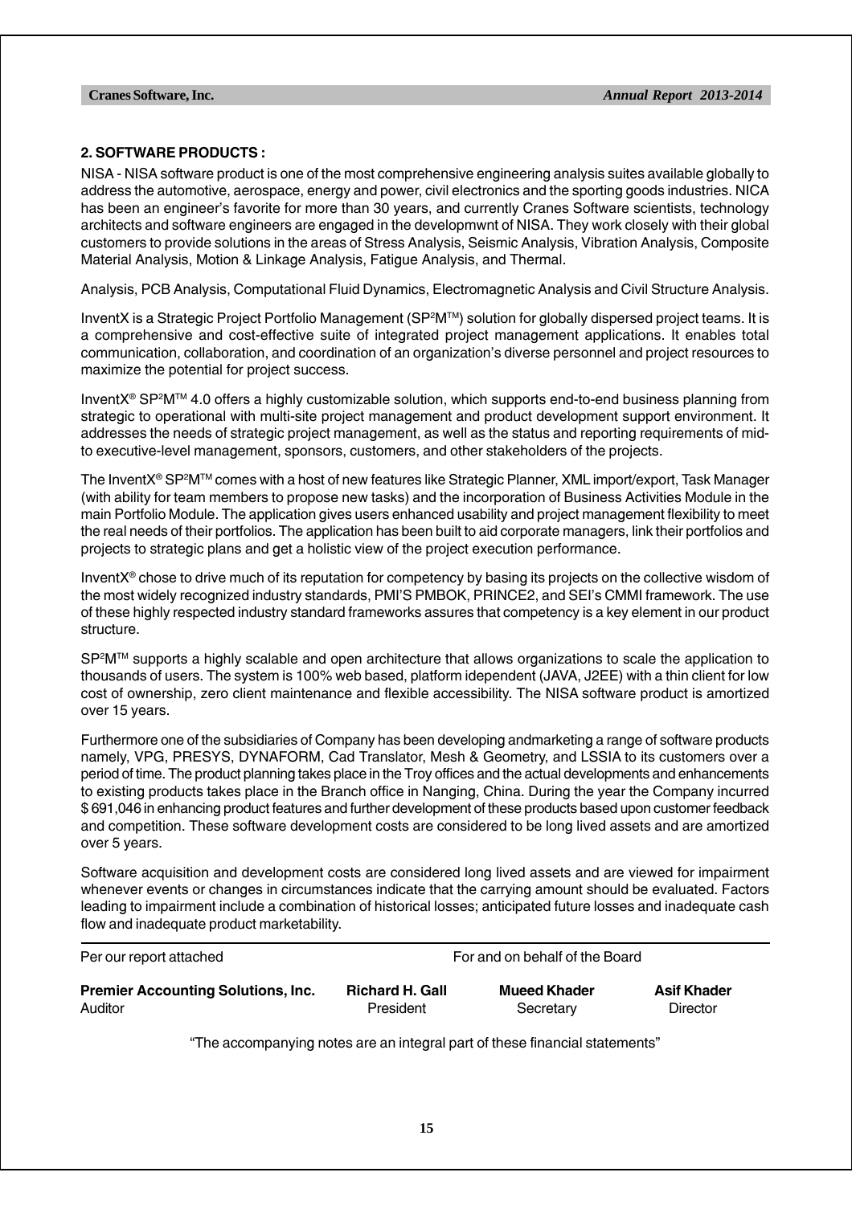## 2. SOFTWARE PRODUCTS :

NISA - NISA software product is one of the most comprehensive engineering analysis suites available globally to address the automotive, aerospace, energy and power, civil electronics and the sporting goods industries. NICA has been an engineer's favorite for more than 30 years, and currently Cranes Software scientists, technology architects and software engineers are engaged in the developmwnt of NISA. They work closely with their global customers to provide solutions in the areas of Stress Analysis, Seismic Analysis, Vibration Analysis, Composite Material Analysis, Motion & Linkage Analysis, Fatigue Analysis, and Thermal.

Analysis, PCB Analysis, Computational Fluid Dynamics, Electromagnetic Analysis and Civil Structure Analysis.

InventX is a Strategic Project Portfolio Management (SP²M™) solution for globally dispersed project teams. It is a comprehensive and cost-effective suite of integrated project management applications. It enables total communication, collaboration, and coordination of an organization's diverse personnel and project resources to maximize the potential for project success.

InventX® SP²M™ 4.0 offers a highly customizable solution, which supports end-to-end business planning from strategic to operational with multi-site project management and product development support environment. It addresses the needs of strategic project management, as well as the status and reporting requirements of mid-to executive-level management, sponsors, customers, and other stakeholders of the projects.

The InventX® SP²M™ comes with a host of new features like Strategic Planner, XML import/export, Task Manager (with ability for team members to propose new tasks) and the incorporation of Business Activities Module in the main Portfolio Module. The application gives users enhanced usability and project management flexibility to meet the real needs of their portfolios. The application has been built to aid corporate managers, link their portfolios and projects to strategic plans and get a holistic view of the project execution performance.

InventX® chose to drive much of its reputation for competency by basing its projects on the collective wisdom of the most widely recognized industry standards, PMI'S PMBOK, PRINCE2, and SEI's CMMI framework. The use of these highly respected industry standard frameworks assures that competency is a key element in our product structure.

SP²M™ supports a highly scalable and open architecture that allows organizations to scale the application to thousands of users. The system is 100% web based, platform idependent (JAVA, J2EE) with a thin client for low cost of ownership, zero client maintenance and flexible accessibility. The NISA software product is amortized over 15 years.

Furthermore one of the subsidiaries of Company has been developing andmarketing a range of software products namely, VPG, PRESYS, DYNAFORM, Cad Translator, Mesh & Geometry, and LSSIA to its customers over a period of time. The product planning takes place in the Troy offices and the actual developments and enhancements to existing products takes place in the Branch office in Nanging, China. During the year the Company incurred $ 691,046 in enhancing product features and further development of these products based upon customer feedback and competition. These software development costs are considered to be long lived assets and are amortized over 5 years.

Software acquisition and development costs are considered long lived assets and are viewed for impairment whenever events or changes in circumstances indicate that the carrying amount should be evaluated. Factors leading to impairment include a combination of historical losses; anticipated future losses and inadequate cash flow and inadequate product marketability.

---

Per our report attached — For and on behalf of the Board

| **Premier Accounting Solutions, Inc.** | **Richard H. Gall** | **Mueed Khader** | **Asif Khader** |
|---|---|---|---|
| Auditor | President | Secretary | Director |

"The accompanying notes are an integral part of these financial statements"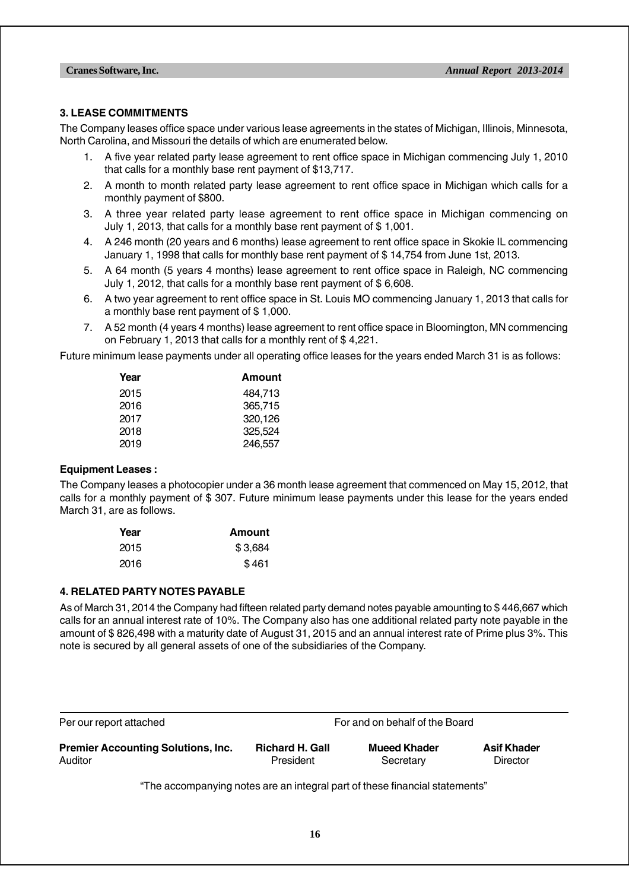## 3. LEASE COMMITMENTS

The Company leases office space under various lease agreements in the states of Michigan, Illinois, Minnesota, North Carolina, and Missouri the details of which are enumerated below.

1. A five year related party lease agreement to rent office space in Michigan commencing July 1, 2010 that calls for a monthly base rent payment of $13,717.
2. A month to month related party lease agreement to rent office space in Michigan which calls for a monthly payment of $800.
3. A three year related party lease agreement to rent office space in Michigan commencing on July 1, 2013, that calls for a monthly base rent payment of $ 1,001.
4. A 246 month (20 years and 6 months) lease agreement to rent office space in Skokie IL commencing January 1, 1998 that calls for monthly base rent payment of $ 14,754 from June 1st, 2013.
5. A 64 month (5 years 4 months) lease agreement to rent office space in Raleigh, NC commencing July 1, 2012, that calls for a monthly base rent payment of $ 6,608.
6. A two year agreement to rent office space in St. Louis MO commencing January 1, 2013 that calls for a monthly base rent payment of $ 1,000.
7. A 52 month (4 years 4 months) lease agreement to rent office space in Bloomington, MN commencing on February 1, 2013 that calls for a monthly rent of $ 4,221.

Future minimum lease payments under all operating office leases for the years ended March 31 is as follows:

| Year | Amount |
|---|---|
| 2015 | 484,713 |
| 2016 | 365,715 |
| 2017 | 320,126 |
| 2018 | 325,524 |
| 2019 | 246,557 |

**Equipment Leases :**

The Company leases a photocopier under a 36 month lease agreement that commenced on May 15, 2012, that calls for a monthly payment of $ 307. Future minimum lease payments under this lease for the years ended March 31, are as follows.

| Year | Amount |
|---|---|
| 2015 | $ 3,684 |
| 2016 | $ 461 |

## 4. RELATED PARTY NOTES PAYABLE

As of March 31, 2014 the Company had fifteen related party demand notes payable amounting to $ 446,667 which calls for an annual interest rate of 10%. The Company also has one additional related party note payable in the amount of $ 826,498 with a maturity date of August 31, 2015 and an annual interest rate of Prime plus 3%. This note is secured by all general assets of one of the subsidiaries of the Company.

| Per our report attached | For and on behalf of the Board | | |
|---|---|---|---|
| **Premier Accounting Solutions, Inc.** | **Richard H. Gall** | **Mueed Khader** | **Asif Khader** |
| Auditor | President | Secretary | Director |

"The accompanying notes are an integral part of these financial statements"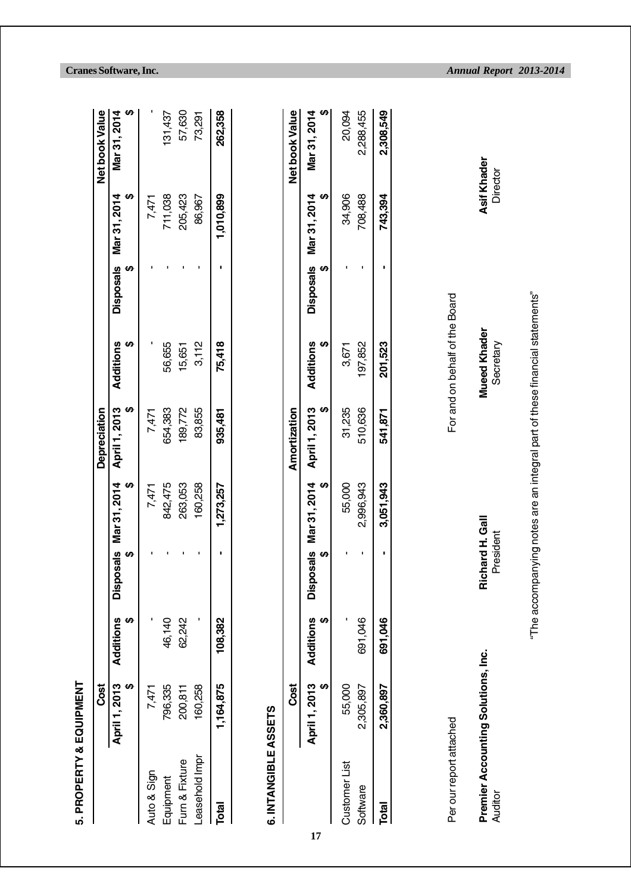## 5. PROPERTY & EQUIPMENT

| | Cost | | | | Depreciation | | | | Net book Value |
|---|---|---|---|---|---|---|---|---|---|
| | April 1, 2013 $ | Additions $ | Disposals $ | Mar 31, 2014 $ | April 1, 2013 $ | Additions $ | Disposals $ | Mar 31, 2014 $ | Mar 31, 2014 $ |
| Auto & Sign | 7,471 | - | - | 7,471 | 7,471 | - | - | 7,471 | - |
| Equipment | 796,335 | 46,140 | - | 842,475 | 654,383 | 56,655 | - | 711,038 | 131,437 |
| Furn & Fixture | 200,811 | 62,242 | - | 263,053 | 189,772 | 15,651 | - | 205,423 | 57,630 |
| Leasehold Impr | 160,258 | - | - | 160,258 | 83,855 | 3,112 | - | 86,967 | 73,291 |
| **Total** | **1,164,875** | **108,382** | **-** | **1,273,257** | **935,481** | **75,418** | **-** | **1,010,899** | **262,358** |

## 6. INTANGIBLE ASSETS

| | Cost | | | | Amortization | | | | Net book Value |
|---|---|---|---|---|---|---|---|---|---|
| | April 1, 2013 $ | Additions $ | Disposals $ | Mar 31, 2014 $ | April 1, 2013 $ | Additions $ | Disposals $ | Mar 31, 2014 $ | Mar 31, 2014 $ |
| Customer List | 55,000 | - | - | 55,000 | 31,235 | 3,671 | - | 34,906 | 20,094 |
| Software | 2,305,897 | 691,046 | - | 2,996,943 | 510,636 | 197,852 | - | 708,488 | 2,288,455 |
| **Total** | **2,360,897** | **691,046** | **-** | **3,051,943** | **541,871** | **201,523** | **-** | **743,394** | **2,308,549** |

Per our report attached

For and on behalf of the Board

**Premier Accounting Solutions, Inc.**
Auditor

**Richard H. Gall**
President

**Mueed Khader**
Secretary

**Asif Khader**
Director

"The accompanying notes are an integral part of these financial statements"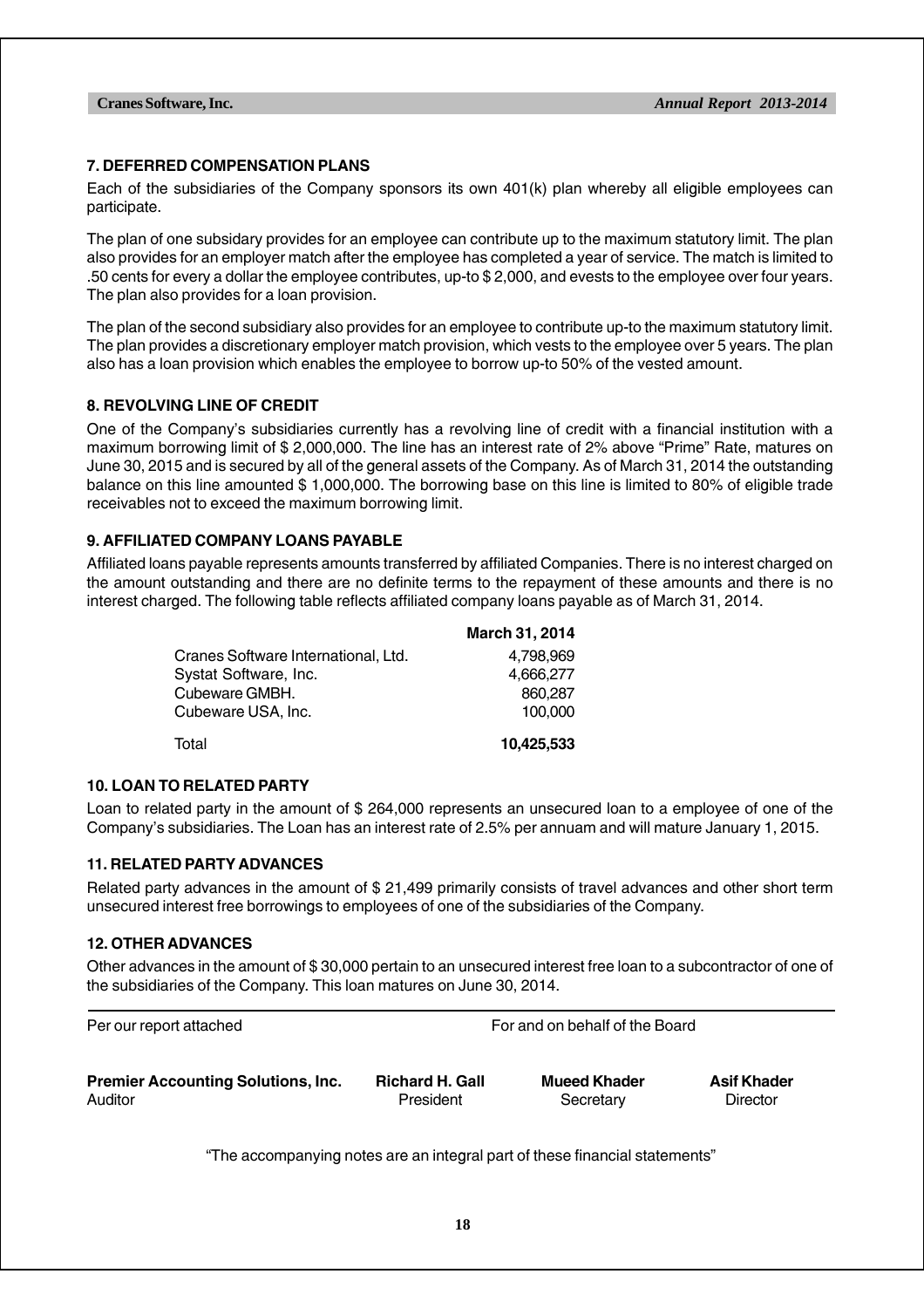## 7. DEFERRED COMPENSATION PLANS

Each of the subsidiaries of the Company sponsors its own 401(k) plan whereby all eligible employees can participate.

The plan of one subsidary provides for an employee can contribute up to the maximum statutory limit. The plan also provides for an employer match after the employee has completed a year of service. The match is limited to .50 cents for every a dollar the employee contributes, up-to $ 2,000, and evests to the employee over four years. The plan also provides for a loan provision.

The plan of the second subsidiary also provides for an employee to contribute up-to the maximum statutory limit. The plan provides a discretionary employer match provision, which vests to the employee over 5 years. The plan also has a loan provision which enables the employee to borrow up-to 50% of the vested amount.

## 8. REVOLVING LINE OF CREDIT

One of the Company's subsidiaries currently has a revolving line of credit with a financial institution with a maximum borrowing limit of $ 2,000,000. The line has an interest rate of 2% above "Prime" Rate, matures on June 30, 2015 and is secured by all of the general assets of the Company. As of March 31, 2014 the outstanding balance on this line amounted $ 1,000,000. The borrowing base on this line is limited to 80% of eligible trade receivables not to exceed the maximum borrowing limit.

## 9. AFFILIATED COMPANY LOANS PAYABLE

Affiliated loans payable represents amounts transferred by affiliated Companies. There is no interest charged on the amount outstanding and there are no definite terms to the repayment of these amounts and there is no interest charged. The following table reflects affiliated company loans payable as of March 31, 2014.

| | **March 31, 2014** |
|---|---:|
| Cranes Software International, Ltd. | 4,798,969 |
| Systat Software, Inc. | 4,666,277 |
| Cubeware GMBH. | 860,287 |
| Cubeware USA, Inc. | 100,000 |
| Total | **10,425,533** |

## 10. LOAN TO RELATED PARTY

Loan to related party in the amount of $ 264,000 represents an unsecured loan to a employee of one of the Company's subsidiaries. The Loan has an interest rate of 2.5% per annuam and will mature January 1, 2015.

## 11. RELATED PARTY ADVANCES

Related party advances in the amount of $ 21,499 primarily consists of travel advances and other short term unsecured interest free borrowings to employees of one of the subsidiaries of the Company.

## 12. OTHER ADVANCES

Other advances in the amount of $ 30,000 pertain to an unsecured interest free loan to a subcontractor of one of the subsidiaries of the Company. This loan matures on June 30, 2014.

Per our report attached

For and on behalf of the Board

**Premier Accounting Solutions, Inc.**
Auditor

**Richard H. Gall**
President

**Mueed Khader**
Secretary

**Asif Khader**
Director

"The accompanying notes are an integral part of these financial statements"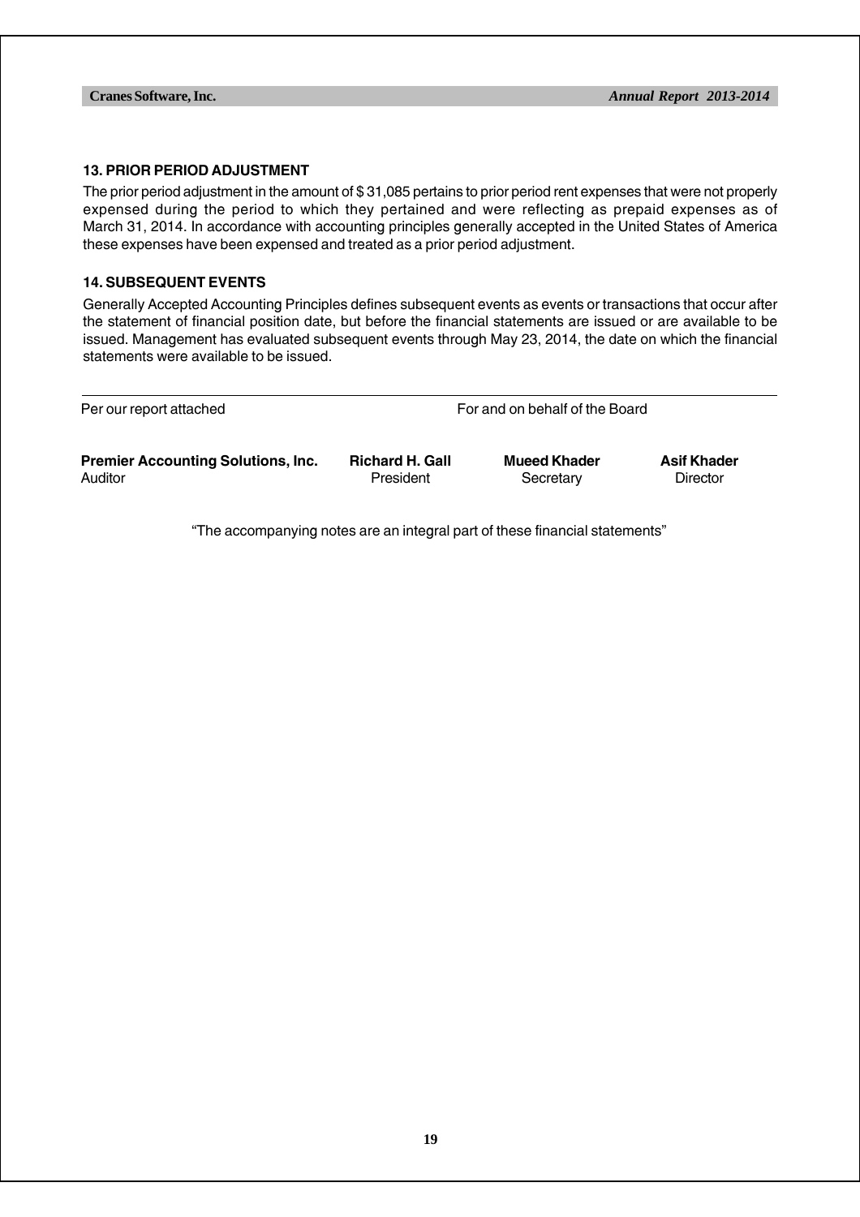### 13. PRIOR PERIOD ADJUSTMENT

The prior period adjustment in the amount of $ 31,085 pertains to prior period rent expenses that were not properly expensed during the period to which they pertained and were reflecting as prepaid expenses as of March 31, 2014. In accordance with accounting principles generally accepted in the United States of America these expenses have been expensed and treated as a prior period adjustment.

### 14. SUBSEQUENT EVENTS

Generally Accepted Accounting Principles defines subsequent events as events or transactions that occur after the statement of financial position date, but before the financial statements are issued or are available to be issued. Management has evaluated subsequent events through May 23, 2014, the date on which the financial statements were available to be issued.

---

Per our report attached

For and on behalf of the Board

| | | | |
|---|---|---|---|
| **Premier Accounting Solutions, Inc.** | **Richard H. Gall** | **Mueed Khader** | **Asif Khader** |
| Auditor | President | Secretary | Director |

"The accompanying notes are an integral part of these financial statements"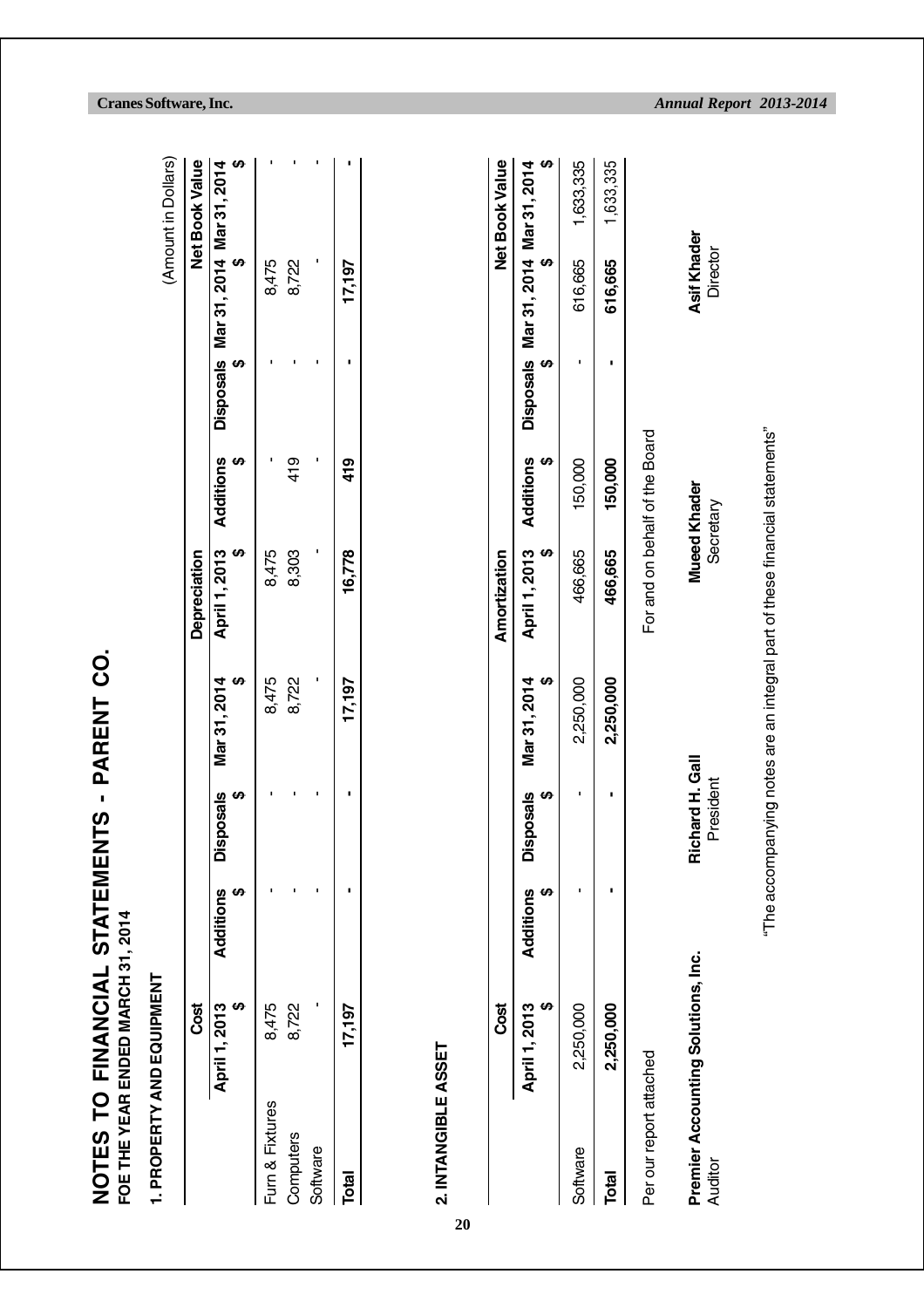# NOTES TO FINANCIAL STATEMENTS - PARENT CO.

**FOE THE YEAR ENDED MARCH 31, 2014**

**1. PROPERTY AND EQUIPMENT**

(Amount in Dollars)

| | Cost | | | | Depreciation | | | | Net Book Value | |
|---|---|---|---|---|---|---|---|---|---|---|
| | April 1, 2013 $ | Additions $ | Disposals $ | Mar 31, 2014 $ | April 1, 2013 $ | Additions $ | Disposals $ | Mar 31, 2014 $ | Mar 31, 2014 $ | |
| Furn & Fixtures | 8,475 | - | - | 8,475 | 8,475 | - | - | 8,475 | - | |
| Computers | 8,722 | - | - | 8,722 | 8,303 | 419 | - | 8,722 | - | |
| Software | - | - | - | - | - | - | - | - | - | |
| **Total** | **17,197** | **-** | **-** | **17,197** | **16,778** | **419** | **-** | **17,197** | **-** | |

**2. INTANGIBLE ASSET**

| | Cost | | | | Amortization | | | | Net Book Value | |
|---|---|---|---|---|---|---|---|---|---|---|
| | April 1, 2013 $ | Additions $ | Disposals $ | Mar 31, 2014 $ | April 1, 2013 $ | Additions $ | Disposals $ | Mar 31, 2014 $ | Mar 31, 2014 $ | |
| Software | 2,250,000 | - | - | 2,250,000 | 466,665 | 150,000 | - | 616,665 | 1,633,335 | |
| **Total** | **2,250,000** | **-** | **-** | **2,250,000** | **466,665** | **150,000** | **-** | **616,665** | **1,633,335** | |

Per our report attached

For and on behalf of the Board

**Premier Accounting Solutions, Inc.**
Auditor

**Richard H. Gall**
President

**Mueed Khader**
Secretary

**Asif Khader**
Director

"The accompanying notes are an integral part of these financial statements"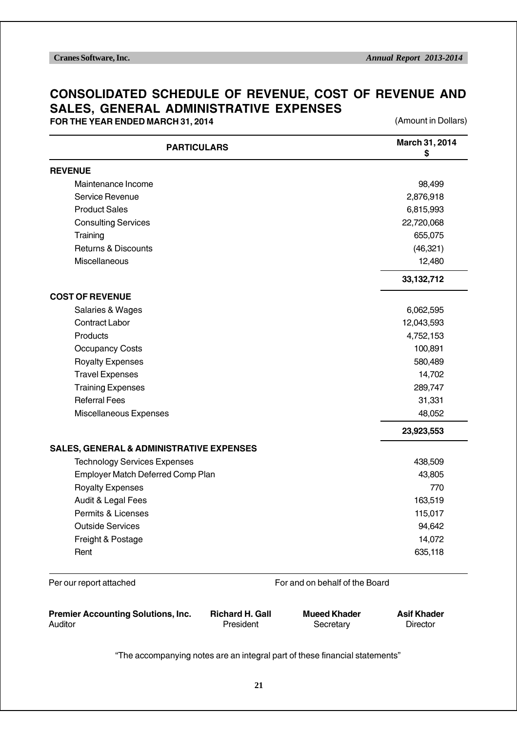# CONSOLIDATED SCHEDULE OF REVENUE, COST OF REVENUE AND SALES, GENERAL ADMINISTRATIVE EXPENSES

**FOR THE YEAR ENDED MARCH 31, 2014** (Amount in Dollars)

| PARTICULARS | March 31, 2014 $ |
|---|---|
| **REVENUE** | |
| Maintenance Income | 98,499 |
| Service Revenue | 2,876,918 |
| Product Sales | 6,815,993 |
| Consulting Services | 22,720,068 |
| Training | 655,075 |
| Returns & Discounts | (46,321) |
| Miscellaneous | 12,480 |
| | **33,132,712** |
| **COST OF REVENUE** | |
| Salaries & Wages | 6,062,595 |
| Contract Labor | 12,043,593 |
| Products | 4,752,153 |
| Occupancy Costs | 100,891 |
| Royalty Expenses | 580,489 |
| Travel Expenses | 14,702 |
| Training Expenses | 289,747 |
| Referral Fees | 31,331 |
| Miscellaneous Expenses | 48,052 |
| | **23,923,553** |
| **SALES, GENERAL & ADMINISTRATIVE EXPENSES** | |
| Technology Services Expenses | 438,509 |
| Employer Match Deferred Comp Plan | 43,805 |
| Royalty Expenses | 770 |
| Audit & Legal Fees | 163,519 |
| Permits & Licenses | 115,017 |
| Outside Services | 94,642 |
| Freight & Postage | 14,072 |
| Rent | 635,118 |

Per our report attached

For and on behalf of the Board

**Premier Accounting Solutions, Inc.**
Auditor

**Richard H. Gall**
President

**Mueed Khader**
Secretary

**Asif Khader**
Director

"The accompanying notes are an integral part of these financial statements"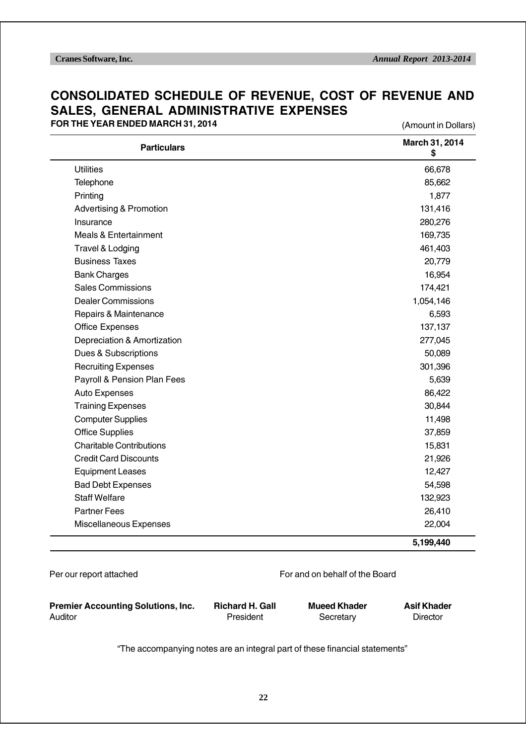# CONSOLIDATED SCHEDULE OF REVENUE, COST OF REVENUE AND SALES, GENERAL ADMINISTRATIVE EXPENSES

**FOR THE YEAR ENDED MARCH 31, 2014**

(Amount in Dollars)

| Particulars | March 31, 2014 $ |
|---|---|
| Utilities | 66,678 |
| Telephone | 85,662 |
| Printing | 1,877 |
| Advertising & Promotion | 131,416 |
| Insurance | 280,276 |
| Meals & Entertainment | 169,735 |
| Travel & Lodging | 461,403 |
| Business Taxes | 20,779 |
| Bank Charges | 16,954 |
| Sales Commissions | 174,421 |
| Dealer Commissions | 1,054,146 |
| Repairs & Maintenance | 6,593 |
| Office Expenses | 137,137 |
| Depreciation & Amortization | 277,045 |
| Dues & Subscriptions | 50,089 |
| Recruiting Expenses | 301,396 |
| Payroll & Pension Plan Fees | 5,639 |
| Auto Expenses | 86,422 |
| Training Expenses | 30,844 |
| Computer Supplies | 11,498 |
| Office Supplies | 37,859 |
| Charitable Contributions | 15,831 |
| Credit Card Discounts | 21,926 |
| Equipment Leases | 12,427 |
| Bad Debt Expenses | 54,598 |
| Staff Welfare | 132,923 |
| Partner Fees | 26,410 |
| Miscellaneous Expenses | 22,004 |
| | **5,199,440** |

Per our report attached

For and on behalf of the Board

**Premier Accounting Solutions, Inc.**
Auditor

**Richard H. Gall**
President

**Mueed Khader**
Secretary

**Asif Khader**
Director

"The accompanying notes are an integral part of these financial statements"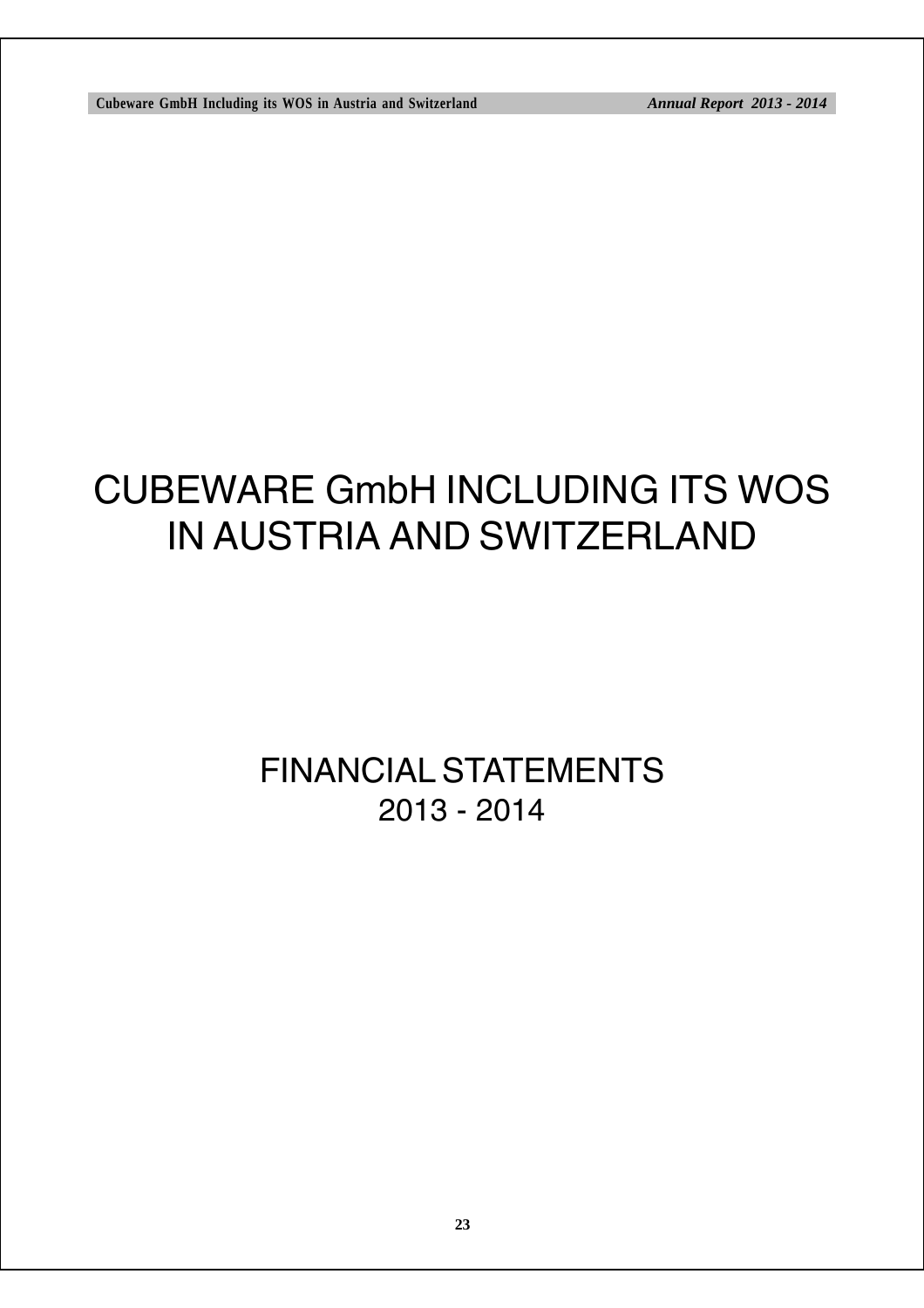# CUBEWARE GmbH INCLUDING ITS WOS IN AUSTRIA AND SWITZERLAND

## FINANCIAL STATEMENTS 2013 - 2014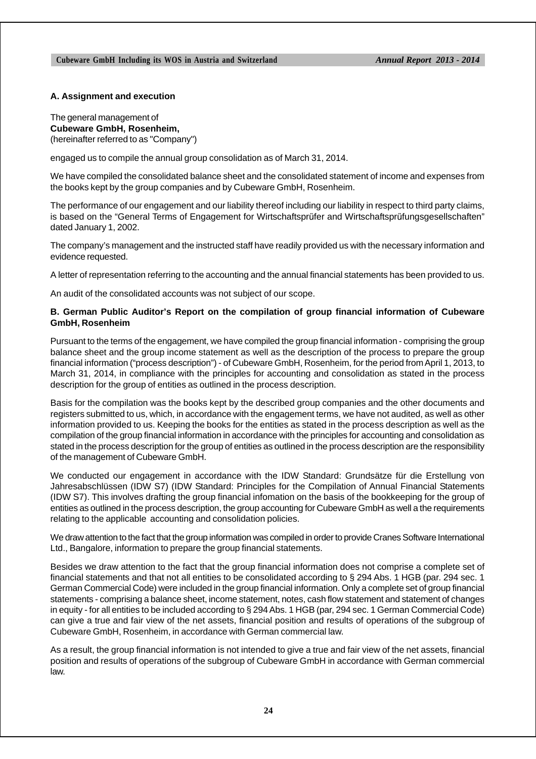### A. Assignment and execution

The general management of
**Cubeware GmbH, Rosenheim,**
(hereinafter referred to as "Company")

engaged us to compile the annual group consolidation as of March 31, 2014.

We have compiled the consolidated balance sheet and the consolidated statement of income and expenses from the books kept by the group companies and by Cubeware GmbH, Rosenheim.

The performance of our engagement and our liability thereof including our liability in respect to third party claims, is based on the “General Terms of Engagement for Wirtschaftsprüfer and Wirtschaftsprüfungsgesellschaften” dated January 1, 2002.

The company’s management and the instructed staff have readily provided us with the necessary information and evidence requested.

A letter of representation referring to the accounting and the annual financial statements has been provided to us.

An audit of the consolidated accounts was not subject of our scope.

### B. German Public Auditor’s Report on the compilation of group financial information of Cubeware GmbH, Rosenheim

Pursuant to the terms of the engagement, we have compiled the group financial information - comprising the group balance sheet and the group income statement as well as the description of the process to prepare the group financial information (“process description”) - of Cubeware GmbH, Rosenheim, for the period from April 1, 2013, to March 31, 2014, in compliance with the principles for accounting and consolidation as stated in the process description for the group of entities as outlined in the process description.

Basis for the compilation was the books kept by the described group companies and the other documents and registers submitted to us, which, in accordance with the engagement terms, we have not audited, as well as other information provided to us. Keeping the books for the entities as stated in the process description as well as the compilation of the group financial information in accordance with the principles for accounting and consolidation as stated in the process description for the group of entities as outlined in the process description are the responsibility of the management of Cubeware GmbH.

We conducted our engagement in accordance with the IDW Standard: Grundsätze für die Erstellung von Jahresabschlüssen (IDW S7) (IDW Standard: Principles for the Compilation of Annual Financial Statements (IDW S7). This involves drafting the group financial infomation on the basis of the bookkeeping for the group of entities as outlined in the process description, the group accounting for Cubeware GmbH as well a the requirements relating to the applicable accounting and consolidation policies.

We draw attention to the fact that the group information was compiled in order to provide Cranes Software International Ltd., Bangalore, information to prepare the group financial statements.

Besides we draw attention to the fact that the group financial information does not comprise a complete set of financial statements and that not all entities to be consolidated according to § 294 Abs. 1 HGB (par. 294 sec. 1 German Commercial Code) were included in the group financial information. Only a complete set of group financial statements - comprising a balance sheet, income statement, notes, cash flow statement and statement of changes in equity - for all entities to be included according to § 294 Abs. 1 HGB (par, 294 sec. 1 German Commercial Code) can give a true and fair view of the net assets, financial position and results of operations of the subgroup of Cubeware GmbH, Rosenheim, in accordance with German commercial law.

As a result, the group financial information is not intended to give a true and fair view of the net assets, financial position and results of operations of the subgroup of Cubeware GmbH in accordance with German commercial law.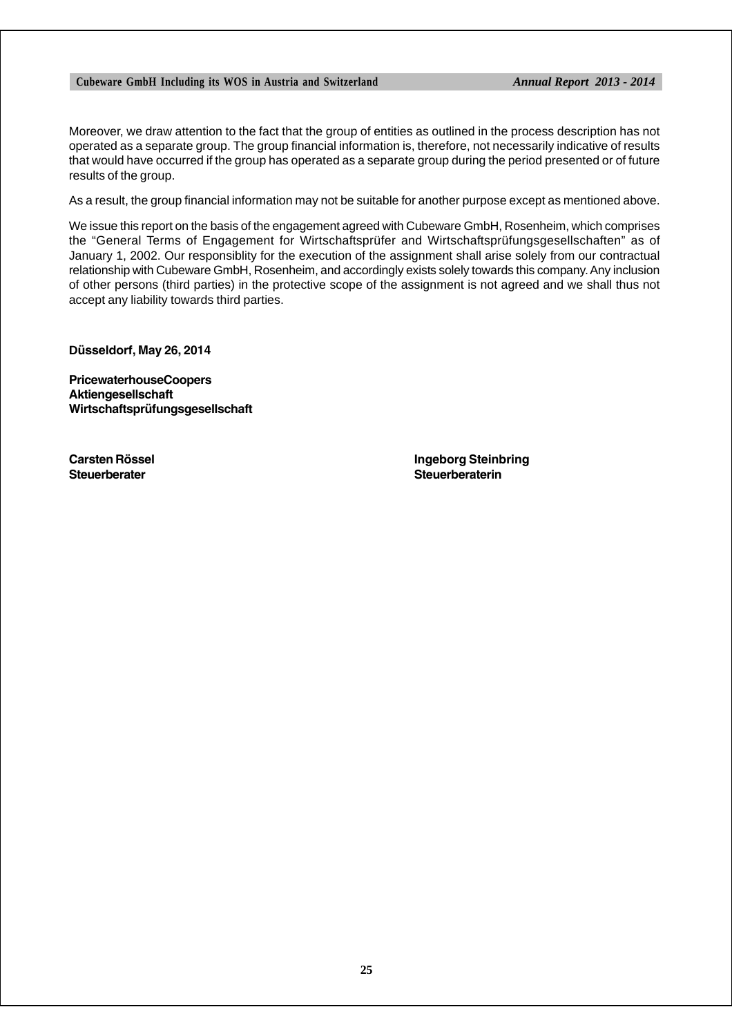Moreover, we draw attention to the fact that the group of entities as outlined in the process description has not operated as a separate group. The group financial information is, therefore, not necessarily indicative of results that would have occurred if the group has operated as a separate group during the period presented or of future results of the group.

As a result, the group financial information may not be suitable for another purpose except as mentioned above.

We issue this report on the basis of the engagement agreed with Cubeware GmbH, Rosenheim, which comprises the "General Terms of Engagement for Wirtschaftsprüfer and Wirtschaftsprüfungsgesellschaften" as of January 1, 2002. Our responsiblity for the execution of the assignment shall arise solely from our contractual relationship with Cubeware GmbH, Rosenheim, and accordingly exists solely towards this company. Any inclusion of other persons (third parties) in the protective scope of the assignment is not agreed and we shall thus not accept any liability towards third parties.

**Düsseldorf, May 26, 2014**

**PricewaterhouseCoopers**
**Aktiengesellschaft**
**Wirtschaftsprüfungsgesellschaft**

**Carsten Rössel**
**Steuerberater**

**Ingeborg Steinbring**
**Steuerberaterin**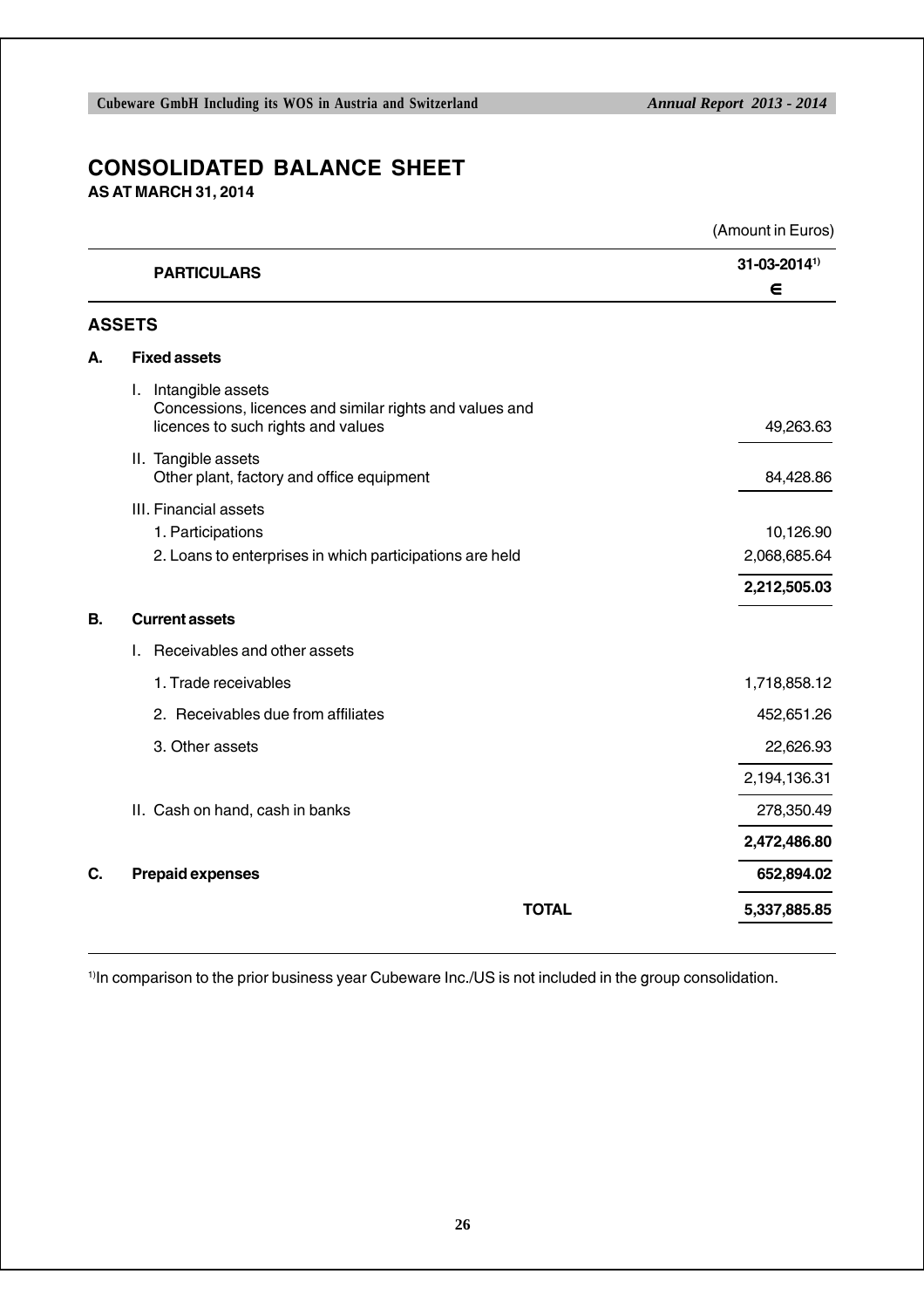# CONSOLIDATED BALANCE SHEET

**AS AT MARCH 31, 2014**

(Amount in Euros)

| | PARTICULARS | 31-03-2014[1) ] € |
|---|---|---|
| **ASSETS** | | |
| **A.** | **Fixed assets** | |
| | I. Intangible assets<br>Concessions, licences and similar rights and values and licences to such rights and values | 49,263.63 |
| | II. Tangible assets<br>Other plant, factory and office equipment | 84,428.86 |
| | III. Financial assets | |
| | 1. Participations | 10,126.90 |
| | 2. Loans to enterprises in which participations are held | 2,068,685.64 |
| | | **2,212,505.03** |
| **B.** | **Current assets** | |
| | I. Receivables and other assets | |
| | 1. Trade receivables | 1,718,858.12 |
| | 2. Receivables due from affiliates | 452,651.26 |
| | 3. Other assets | 22,626.93 |
| | | 2,194,136.31 |
| | II. Cash on hand, cash in banks | 278,350.49 |
| | | **2,472,486.80** |
| **C.** | **Prepaid expenses** | **652,894.02** |
| | **TOTAL** | **5,337,885.85** |

[1)]In comparison to the prior business year Cubeware Inc./US is not included in the group consolidation.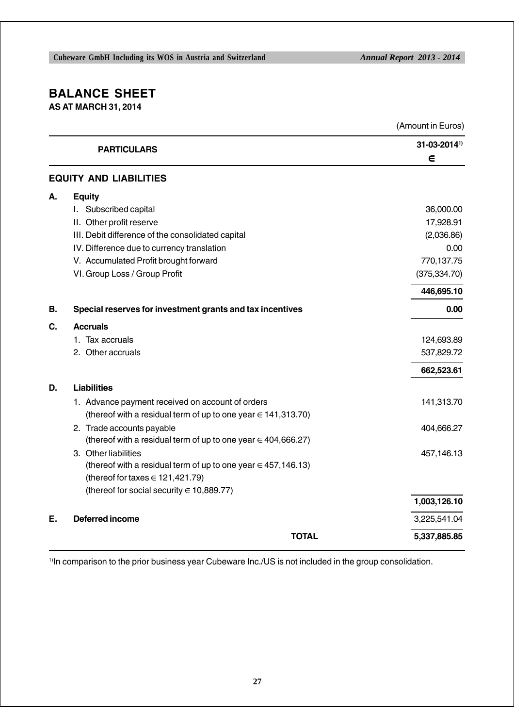# BALANCE SHEET

**AS AT MARCH 31, 2014**

(Amount in Euros)

| | PARTICULARS | 31-03-2014[1) ] € |
|---|---|---|
| | **EQUITY AND LIABILITIES** | |
| **A.** | **Equity** | |
| | I. Subscribed capital | 36,000.00 |
| | II. Other profit reserve | 17,928.91 |
| | III. Debit difference of the consolidated capital | (2,036.86) |
| | IV. Difference due to currency translation | 0.00 |
| | V. Accumulated Profit brought forward | 770,137.75 |
| | VI. Group Loss / Group Profit | (375,334.70) |
| | | **446,695.10** |
| **B.** | **Special reserves for investment grants and tax incentives** | **0.00** |
| **C.** | **Accruals** | |
| | 1. Tax accruals | 124,693.89 |
| | 2. Other accruals | 537,829.72 |
| | | **662,523.61** |
| **D.** | **Liabilities** | |
| | 1. Advance payment received on account of orders (thereof with a residual term of up to one year € 141,313.70) | 141,313.70 |
| | 2. Trade accounts payable (thereof with a residual term of up to one year € 404,666.27) | 404,666.27 |
| | 3. Other liabilities (thereof with a residual term of up to one year € 457,146.13) (thereof for taxes € 121,421.79) (thereof for social security € 10,889.77) | 457,146.13 |
| | | **1,003,126.10** |
| **E.** | **Deferred income** | 3,225,541.04 |
| | **TOTAL** | **5,337,885.85** |

[1)] In comparison to the prior business year Cubeware Inc./US is not included in the group consolidation.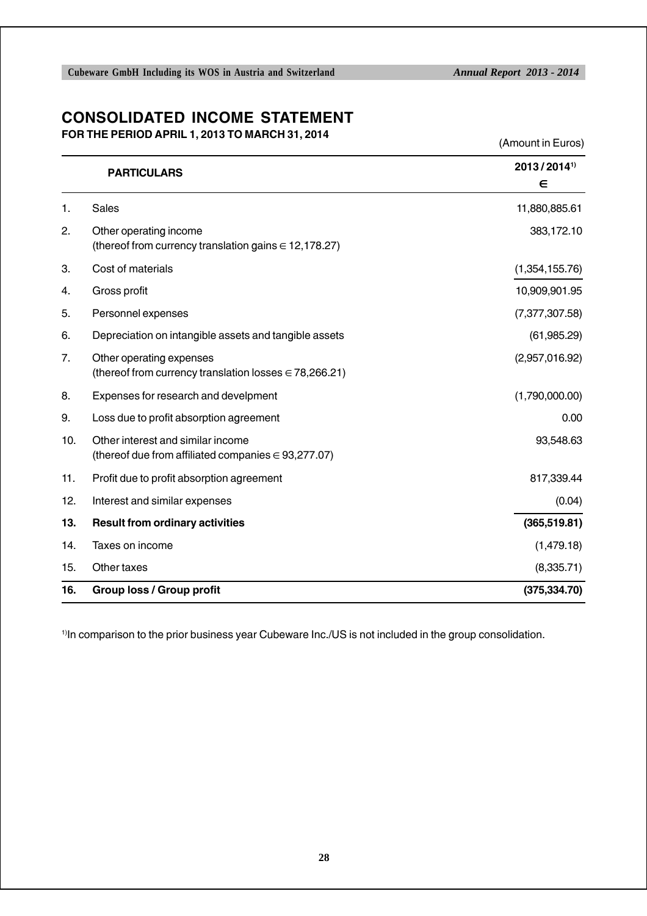# CONSOLIDATED INCOME STATEMENT

**FOR THE PERIOD APRIL 1, 2013 TO MARCH 31, 2014**

(Amount in Euros)

| | PARTICULARS | 2013 / 2014[1) ] € |
|---|---|---|
| 1. | Sales | 11,880,885.61 |
| 2. | Other operating income (thereof from currency translation gains € 12,178.27) | 383,172.10 |
| 3. | Cost of materials | (1,354,155.76) |
| 4. | Gross profit | 10,909,901.95 |
| 5. | Personnel expenses | (7,377,307.58) |
| 6. | Depreciation on intangible assets and tangible assets | (61,985.29) |
| 7. | Other operating expenses (thereof from currency translation losses € 78,266.21) | (2,957,016.92) |
| 8. | Expenses for research and develpment | (1,790,000.00) |
| 9. | Loss due to profit absorption agreement | 0.00 |
| 10. | Other interest and similar income (thereof due from affiliated companies € 93,277.07) | 93,548.63 |
| 11. | Profit due to profit absorption agreement | 817,339.44 |
| 12. | Interest and similar expenses | (0.04) |
| **13.** | **Result from ordinary activities** | **(365,519.81)** |
| 14. | Taxes on income | (1,479.18) |
| 15. | Other taxes | (8,335.71) |
| **16.** | **Group loss / Group profit** | **(375,334.70)** |

[1)] In comparison to the prior business year Cubeware Inc./US is not included in the group consolidation.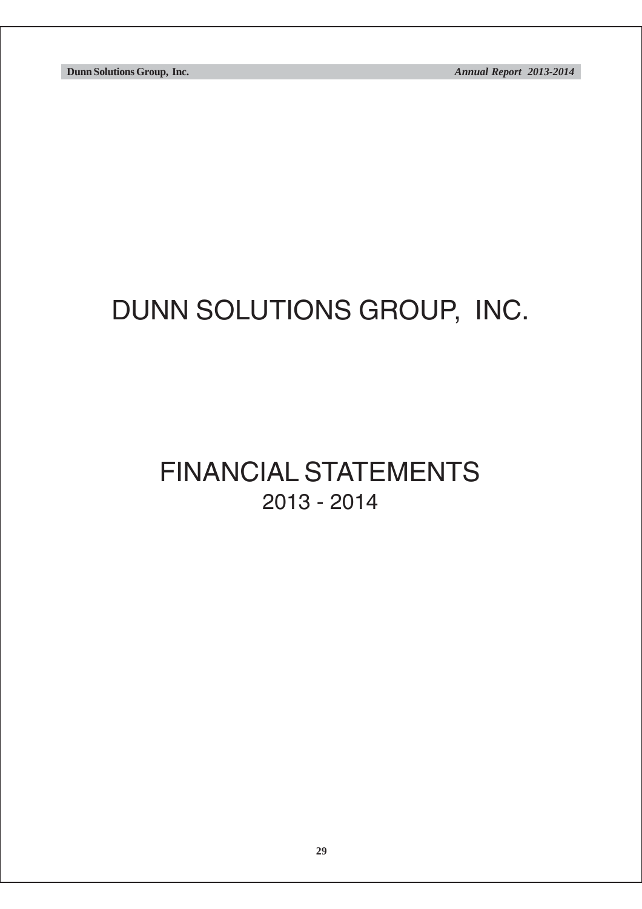# DUNN SOLUTIONS GROUP, INC.

# FINANCIAL STATEMENTS

## 2013 - 2014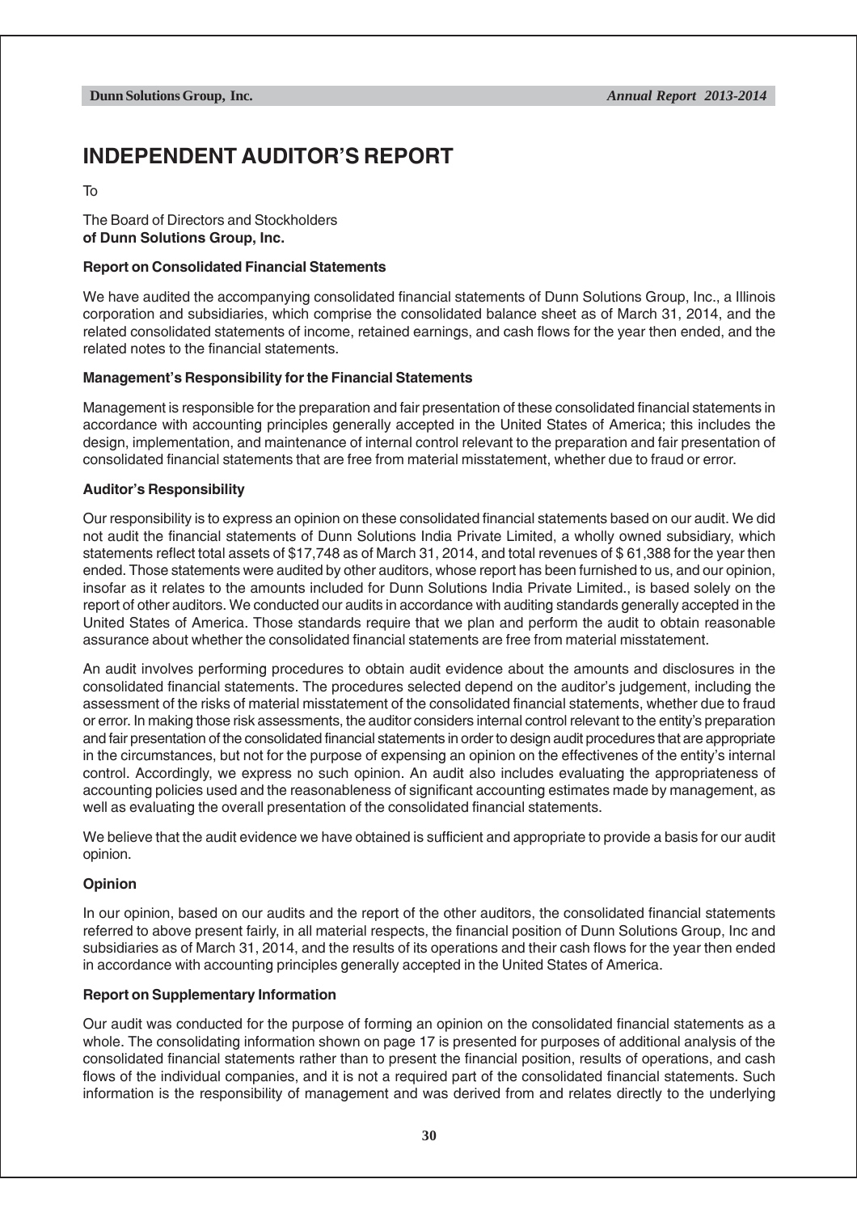# INDEPENDENT AUDITOR'S REPORT

To

The Board of Directors and Stockholders
**of Dunn Solutions Group, Inc.**

**Report on Consolidated Financial Statements**

We have audited the accompanying consolidated financial statements of Dunn Solutions Group, Inc., a Illinois corporation and subsidiaries, which comprise the consolidated balance sheet as of March 31, 2014, and the related consolidated statements of income, retained earnings, and cash flows for the year then ended, and the related notes to the financial statements.

**Management's Responsibility for the Financial Statements**

Management is responsible for the preparation and fair presentation of these consolidated financial statements in accordance with accounting principles generally accepted in the United States of America; this includes the design, implementation, and maintenance of internal control relevant to the preparation and fair presentation of consolidated financial statements that are free from material misstatement, whether due to fraud or error.

**Auditor's Responsibility**

Our responsibility is to express an opinion on these consolidated financial statements based on our audit. We did not audit the financial statements of Dunn Solutions India Private Limited, a wholly owned subsidiary, which statements reflect total assets of $17,748 as of March 31, 2014, and total revenues of $ 61,388 for the year then ended. Those statements were audited by other auditors, whose report has been furnished to us, and our opinion, insofar as it relates to the amounts included for Dunn Solutions India Private Limited., is based solely on the report of other auditors. We conducted our audits in accordance with auditing standards generally accepted in the United States of America. Those standards require that we plan and perform the audit to obtain reasonable assurance about whether the consolidated financial statements are free from material misstatement.

An audit involves performing procedures to obtain audit evidence about the amounts and disclosures in the consolidated financial statements. The procedures selected depend on the auditor's judgement, including the assessment of the risks of material misstatement of the consolidated financial statements, whether due to fraud or error. In making those risk assessments, the auditor considers internal control relevant to the entity's preparation and fair presentation of the consolidated financial statements in order to design audit procedures that are appropriate in the circumstances, but not for the purpose of expensing an opinion on the effectivenes of the entity's internal control. Accordingly, we express no such opinion. An audit also includes evaluating the appropriateness of accounting policies used and the reasonableness of significant accounting estimates made by management, as well as evaluating the overall presentation of the consolidated financial statements.

We believe that the audit evidence we have obtained is sufficient and appropriate to provide a basis for our audit opinion.

**Opinion**

In our opinion, based on our audits and the report of the other auditors, the consolidated financial statements referred to above present fairly, in all material respects, the financial position of Dunn Solutions Group, Inc and subsidiaries as of March 31, 2014, and the results of its operations and their cash flows for the year then ended in accordance with accounting principles generally accepted in the United States of America.

**Report on Supplementary Information**

Our audit was conducted for the purpose of forming an opinion on the consolidated financial statements as a whole. The consolidating information shown on page 17 is presented for purposes of additional analysis of the consolidated financial statements rather than to present the financial position, results of operations, and cash flows of the individual companies, and it is not a required part of the consolidated financial statements. Such information is the responsibility of management and was derived from and relates directly to the underlying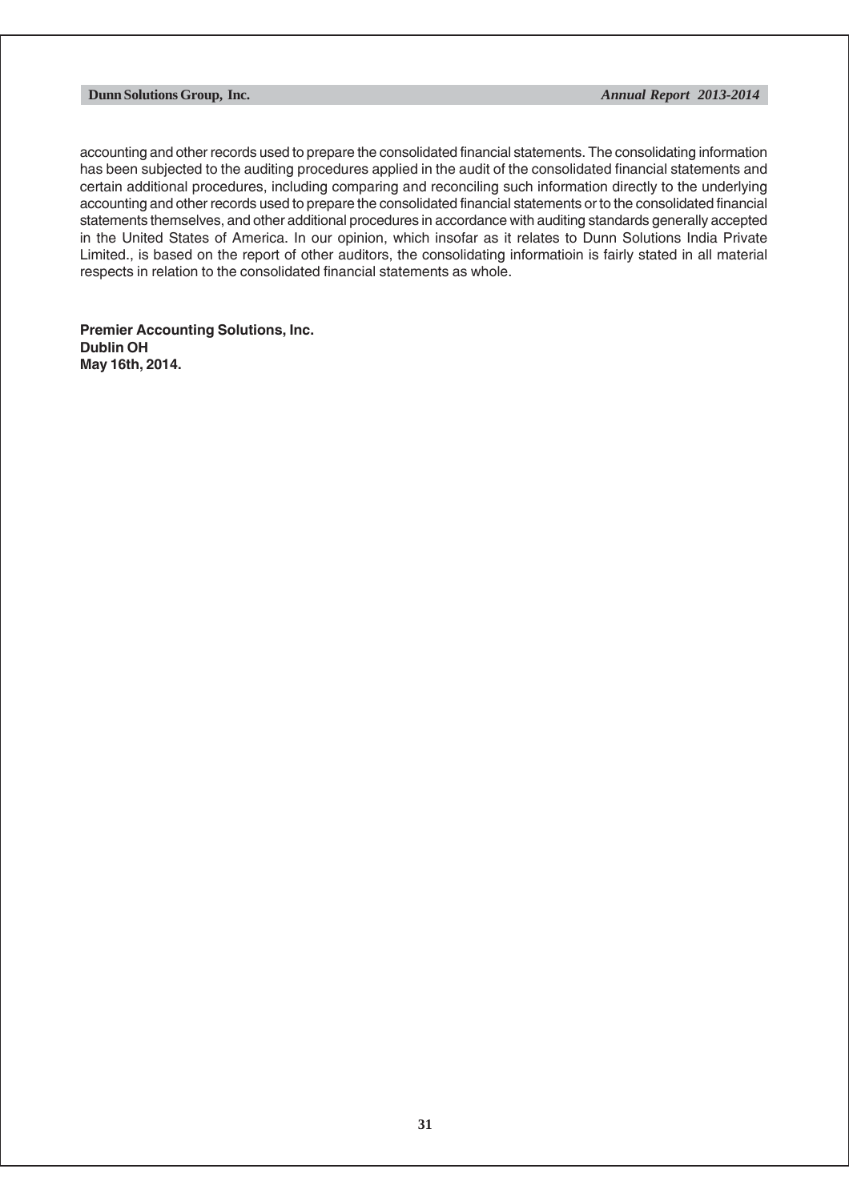accounting and other records used to prepare the consolidated financial statements. The consolidating information has been subjected to the auditing procedures applied in the audit of the consolidated financial statements and certain additional procedures, including comparing and reconciling such information directly to the underlying accounting and other records used to prepare the consolidated financial statements or to the consolidated financial statements themselves, and other additional procedures in accordance with auditing standards generally accepted in the United States of America. In our opinion, which insofar as it relates to Dunn Solutions India Private Limited., is based on the report of other auditors, the consolidating informatioin is fairly stated in all material respects in relation to the consolidated financial statements as whole.

**Premier Accounting Solutions, Inc.**
**Dublin OH**
**May 16th, 2014.**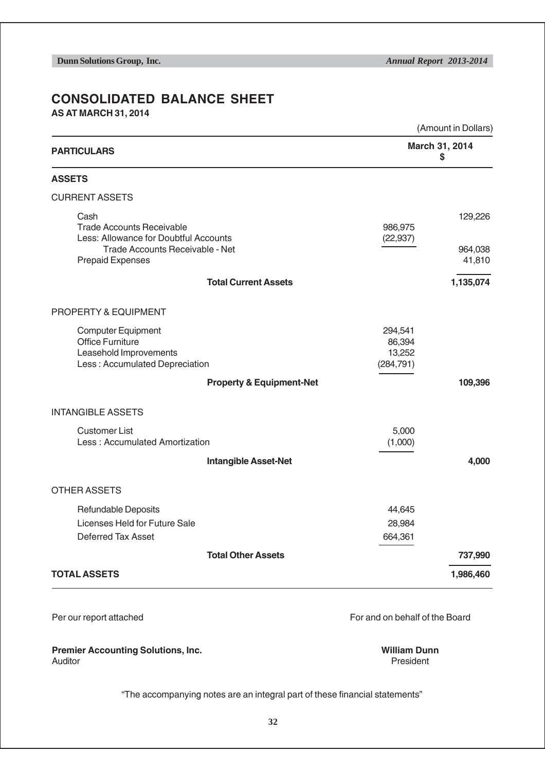# CONSOLIDATED BALANCE SHEET

**AS AT MARCH 31, 2014**

(Amount in Dollars)

| PARTICULARS | | March 31, 2014 $ |
|---|---|---|
| **ASSETS** | | |
| CURRENT ASSETS | | |
| Cash | | 129,226 |
| Trade Accounts Receivable | 986,975 | |
| Less: Allowance for Doubtful Accounts | (22,937) | |
| Trade Accounts Receivable - Net | | 964,038 |
| Prepaid Expenses | | 41,810 |
| **Total Current Assets** | | **1,135,074** |
| PROPERTY & EQUIPMENT | | |
| Computer Equipment | 294,541 | |
| Office Furniture | 86,394 | |
| Leasehold Improvements | 13,252 | |
| Less : Accumulated Depreciation | (284,791) | |
| **Property & Equipment-Net** | | **109,396** |
| INTANGIBLE ASSETS | | |
| Customer List | 5,000 | |
| Less : Accumulated Amortization | (1,000) | |
| **Intangible Asset-Net** | | **4,000** |
| OTHER ASSETS | | |
| Refundable Deposits | 44,645 | |
| Licenses Held for Future Sale | 28,984 | |
| Deferred Tax Asset | 664,361 | |
| **Total Other Assets** | | **737,990** |
| **TOTAL ASSETS** | | **1,986,460** |

Per our report attached

**Premier Accounting Solutions, Inc.**
Auditor

For and on behalf of the Board

**William Dunn**
President

"The accompanying notes are an integral part of these financial statements"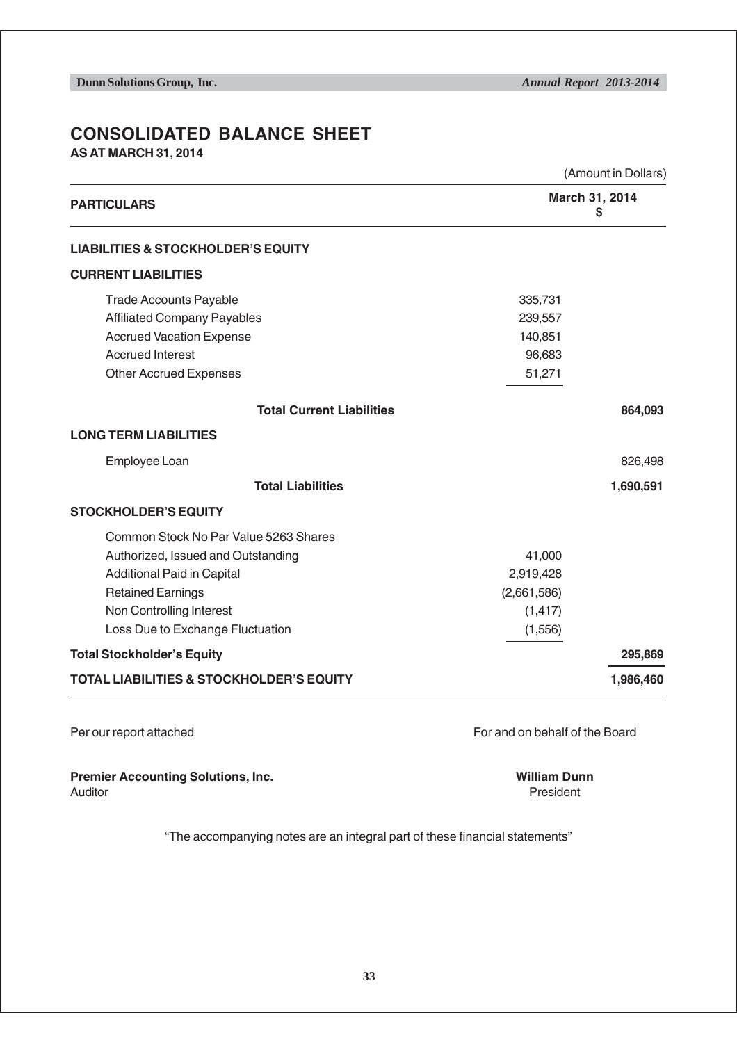# CONSOLIDATED BALANCE SHEET

**AS AT MARCH 31, 2014**

(Amount in Dollars)

| PARTICULARS | | March 31, 2014 $ |
|---|---|---|
| **LIABILITIES & STOCKHOLDER'S EQUITY** | | |
| **CURRENT LIABILITIES** | | |
| Trade Accounts Payable | 335,731 | |
| Affiliated Company Payables | 239,557 | |
| Accrued Vacation Expense | 140,851 | |
| Accrued Interest | 96,683 | |
| Other Accrued Expenses | 51,271 | |
| **Total Current Liabilities** | | **864,093** |
| **LONG TERM LIABILITIES** | | |
| Employee Loan | | 826,498 |
| **Total Liabilities** | | **1,690,591** |
| **STOCKHOLDER'S EQUITY** | | |
| Common Stock No Par Value 5263 Shares Authorized, Issued and Outstanding | 41,000 | |
| Additional Paid in Capital | 2,919,428 | |
| Retained Earnings | (2,661,586) | |
| Non Controlling Interest | (1,417) | |
| Loss Due to Exchange Fluctuation | (1,556) | |
| **Total Stockholder's Equity** | | **295,869** |
| **TOTAL LIABILITIES & STOCKHOLDER'S EQUITY** | | **1,986,460** |

Per our report attached

**Premier Accounting Solutions, Inc.**
Auditor

For and on behalf of the Board

**William Dunn**
President

"The accompanying notes are an integral part of these financial statements"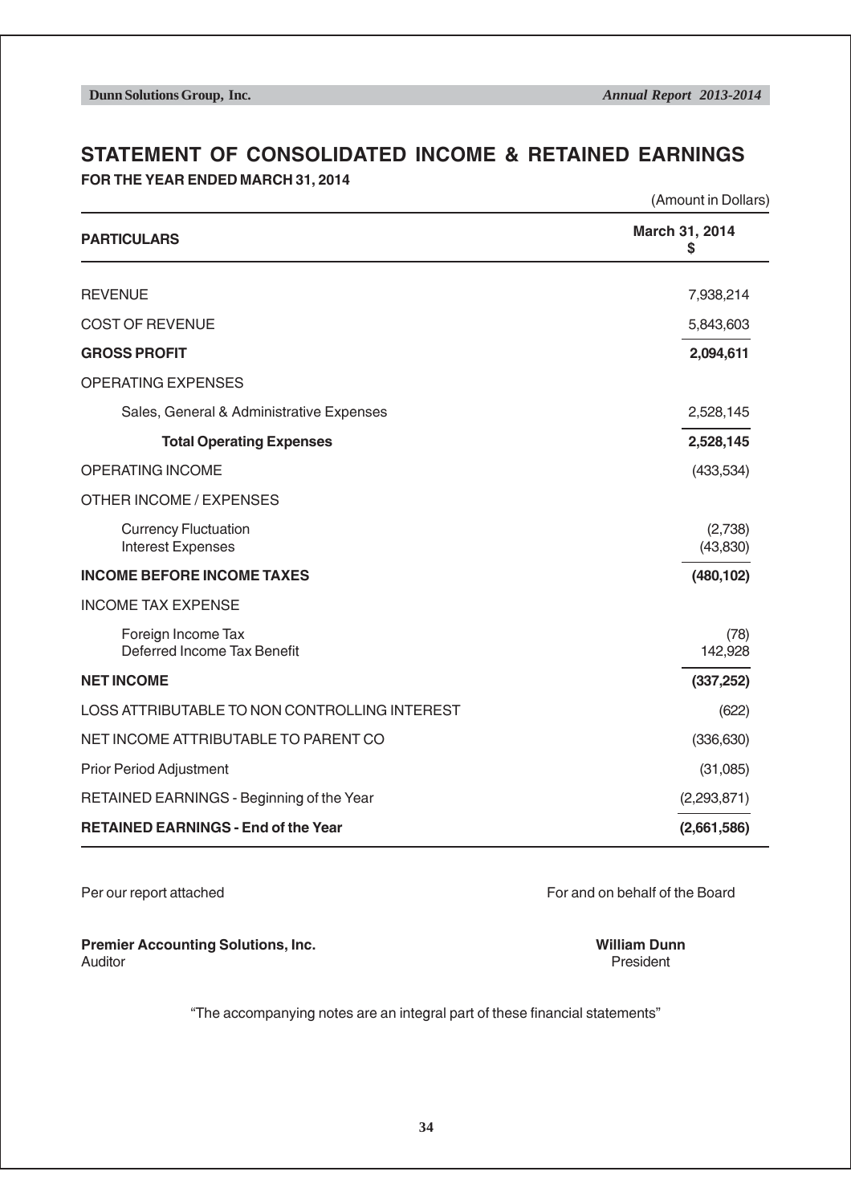# STATEMENT OF CONSOLIDATED INCOME & RETAINED EARNINGS

**FOR THE YEAR ENDED MARCH 31, 2014**

(Amount in Dollars)

| PARTICULARS | March 31, 2014 $ |
|---|---|
| REVENUE | 7,938,214 |
| COST OF REVENUE | 5,843,603 |
| **GROSS PROFIT** | **2,094,611** |
| OPERATING EXPENSES | |
| Sales, General & Administrative Expenses | 2,528,145 |
| **Total Operating Expenses** | **2,528,145** |
| OPERATING INCOME | (433,534) |
| OTHER INCOME / EXPENSES | |
| Currency Fluctuation | (2,738) |
| Interest Expenses | (43,830) |
| **INCOME BEFORE INCOME TAXES** | **(480,102)** |
| INCOME TAX EXPENSE | |
| Foreign Income Tax | (78) |
| Deferred Income Tax Benefit | 142,928 |
| **NET INCOME** | **(337,252)** |
| LOSS ATTRIBUTABLE TO NON CONTROLLING INTEREST | (622) |
| NET INCOME ATTRIBUTABLE TO PARENT CO | (336,630) |
| Prior Period Adjustment | (31,085) |
| RETAINED EARNINGS - Beginning of the Year | (2,293,871) |
| **RETAINED EARNINGS - End of the Year** | **(2,661,586)** |

Per our report attached

**Premier Accounting Solutions, Inc.**
Auditor

For and on behalf of the Board

**William Dunn**
President

"The accompanying notes are an integral part of these financial statements"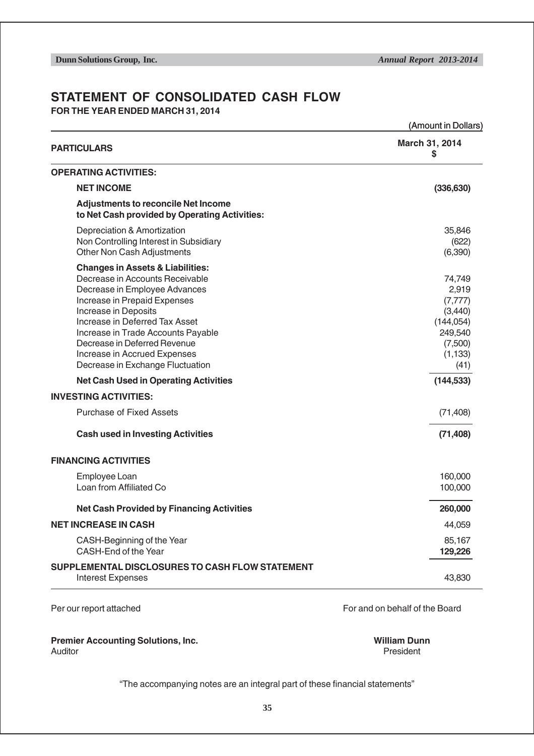# STATEMENT OF CONSOLIDATED CASH FLOW

**FOR THE YEAR ENDED MARCH 31, 2014**

(Amount in Dollars)

| PARTICULARS | March 31, 2014 $ |
|---|---|
| **OPERATING ACTIVITIES:** | |
| **NET INCOME** | **(336,630)** |
| **Adjustments to reconcile Net Income to Net Cash provided by Operating Activities:** | |
| Depreciation & Amortization | 35,846 |
| Non Controlling Interest in Subsidiary | (622) |
| Other Non Cash Adjustments | (6,390) |
| **Changes in Assets & Liabilities:** | |
| Decrease in Accounts Receivable | 74,749 |
| Decrease in Employee Advances | 2,919 |
| Increase in Prepaid Expenses | (7,777) |
| Increase in Deposits | (3,440) |
| Increase in Deferred Tax Asset | (144,054) |
| Increase in Trade Accounts Payable | 249,540 |
| Decrease in Deferred Revenue | (7,500) |
| Increase in Accrued Expenses | (1,133) |
| Decrease in Exchange Fluctuation | (41) |
| **Net Cash Used in Operating Activities** | **(144,533)** |
| **INVESTING ACTIVITIES:** | |
| Purchase of Fixed Assets | (71,408) |
| **Cash used in Investing Activities** | **(71,408)** |
| **FINANCING ACTIVITIES** | |
| Employee Loan | 160,000 |
| Loan from Affiliated Co | 100,000 |
| **Net Cash Provided by Financing Activities** | **260,000** |
| **NET INCREASE IN CASH** | 44,059 |
| CASH-Beginning of the Year | 85,167 |
| CASH-End of the Year | **129,226** |
| **SUPPLEMENTAL DISCLOSURES TO CASH FLOW STATEMENT** | |
| Interest Expenses | 43,830 |

Per our report attached

**Premier Accounting Solutions, Inc.**
Auditor

For and on behalf of the Board

**William Dunn**
President

"The accompanying notes are an integral part of these financial statements"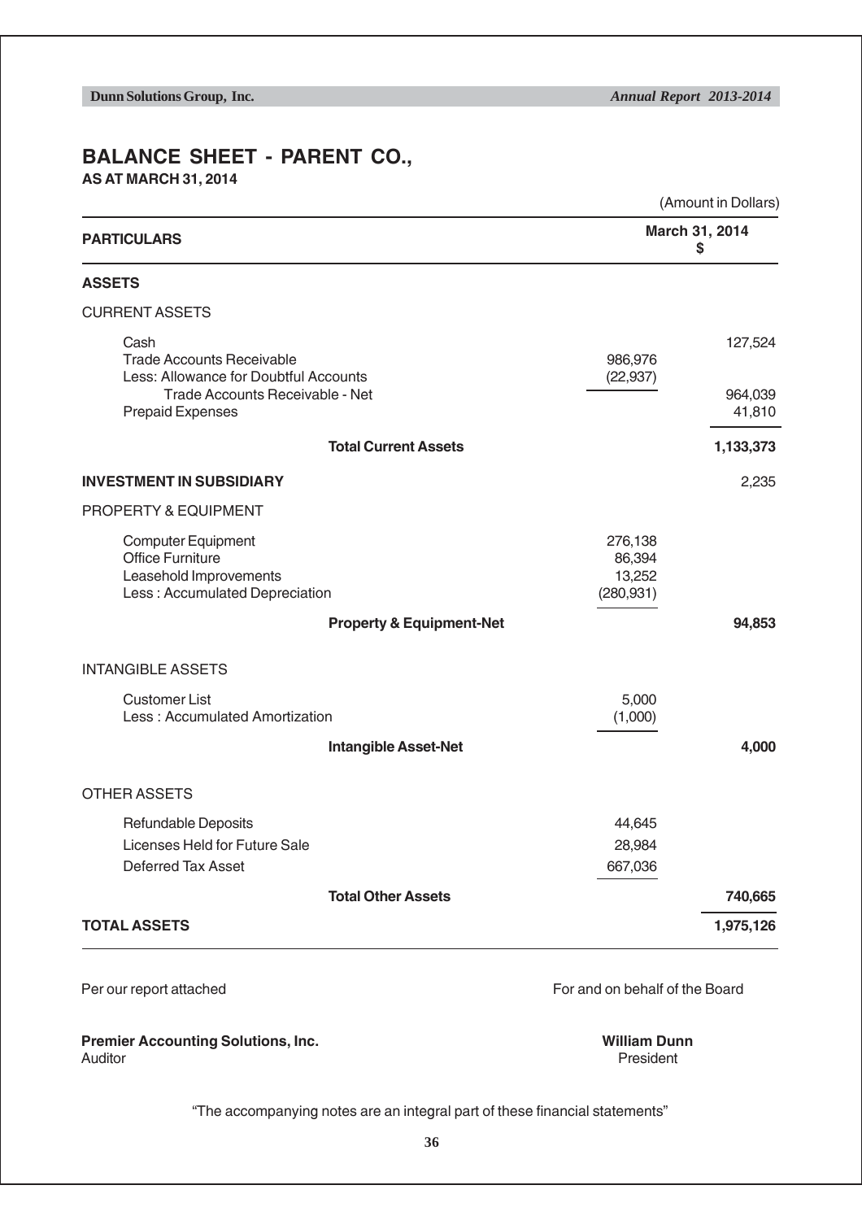# BALANCE SHEET - PARENT CO.,

**AS AT MARCH 31, 2014**

(Amount in Dollars)

| PARTICULARS | | March 31, 2014 $ |
|---|---|---|
| **ASSETS** | | |
| CURRENT ASSETS | | |
| Cash | | 127,524 |
| Trade Accounts Receivable | 986,976 | |
| Less: Allowance for Doubtful Accounts | (22,937) | |
| Trade Accounts Receivable - Net | | 964,039 |
| Prepaid Expenses | | 41,810 |
| **Total Current Assets** | | **1,133,373** |
| **INVESTMENT IN SUBSIDIARY** | | 2,235 |
| PROPERTY & EQUIPMENT | | |
| Computer Equipment | 276,138 | |
| Office Furniture | 86,394 | |
| Leasehold Improvements | 13,252 | |
| Less : Accumulated Depreciation | (280,931) | |
| **Property & Equipment-Net** | | **94,853** |
| INTANGIBLE ASSETS | | |
| Customer List | 5,000 | |
| Less : Accumulated Amortization | (1,000) | |
| **Intangible Asset-Net** | | **4,000** |
| OTHER ASSETS | | |
| Refundable Deposits | 44,645 | |
| Licenses Held for Future Sale | 28,984 | |
| Deferred Tax Asset | 667,036 | |
| **Total Other Assets** | | **740,665** |
| **TOTAL ASSETS** | | **1,975,126** |

Per our report attached

**Premier Accounting Solutions, Inc.**
Auditor

For and on behalf of the Board

**William Dunn**
President

"The accompanying notes are an integral part of these financial statements"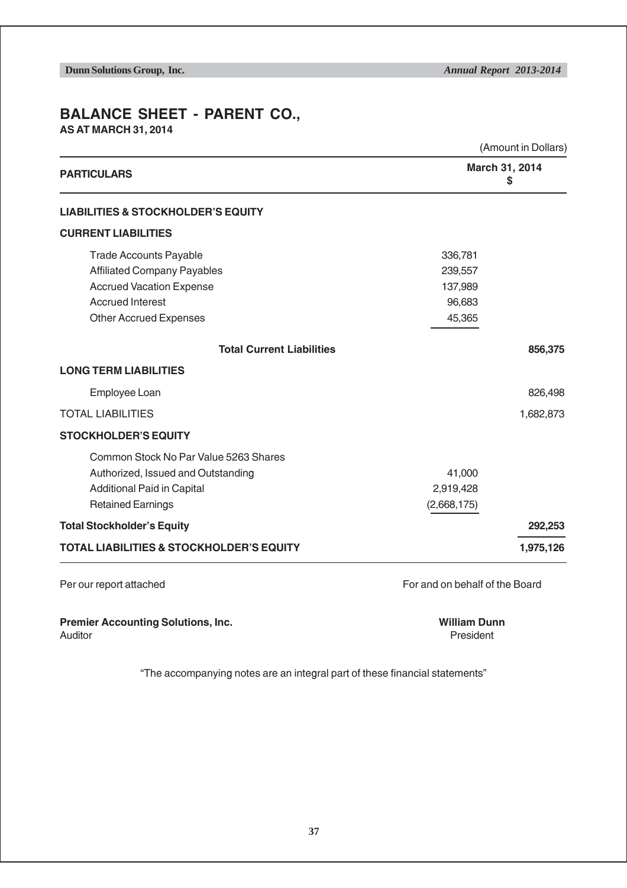# BALANCE SHEET - PARENT CO.,

**AS AT MARCH 31, 2014**

(Amount in Dollars)

| PARTICULARS | | March 31, 2014 $ |
|---|---|---|
| **LIABILITIES & STOCKHOLDER'S EQUITY** | | |
| **CURRENT LIABILITIES** | | |
| Trade Accounts Payable | 336,781 | |
| Affiliated Company Payables | 239,557 | |
| Accrued Vacation Expense | 137,989 | |
| Accrued Interest | 96,683 | |
| Other Accrued Expenses | 45,365 | |
| **Total Current Liabilities** | | **856,375** |
| **LONG TERM LIABILITIES** | | |
| Employee Loan | | 826,498 |
| TOTAL LIABILITIES | | 1,682,873 |
| **STOCKHOLDER'S EQUITY** | | |
| Common Stock No Par Value 5263 Shares Authorized, Issued and Outstanding | 41,000 | |
| Additional Paid in Capital | 2,919,428 | |
| Retained Earnings | (2,668,175) | |
| **Total Stockholder's Equity** | | **292,253** |
| **TOTAL LIABILITIES & STOCKHOLDER'S EQUITY** | | **1,975,126** |

Per our report attached

**Premier Accounting Solutions, Inc.**
Auditor

For and on behalf of the Board

**William Dunn**
President

"The accompanying notes are an integral part of these financial statements"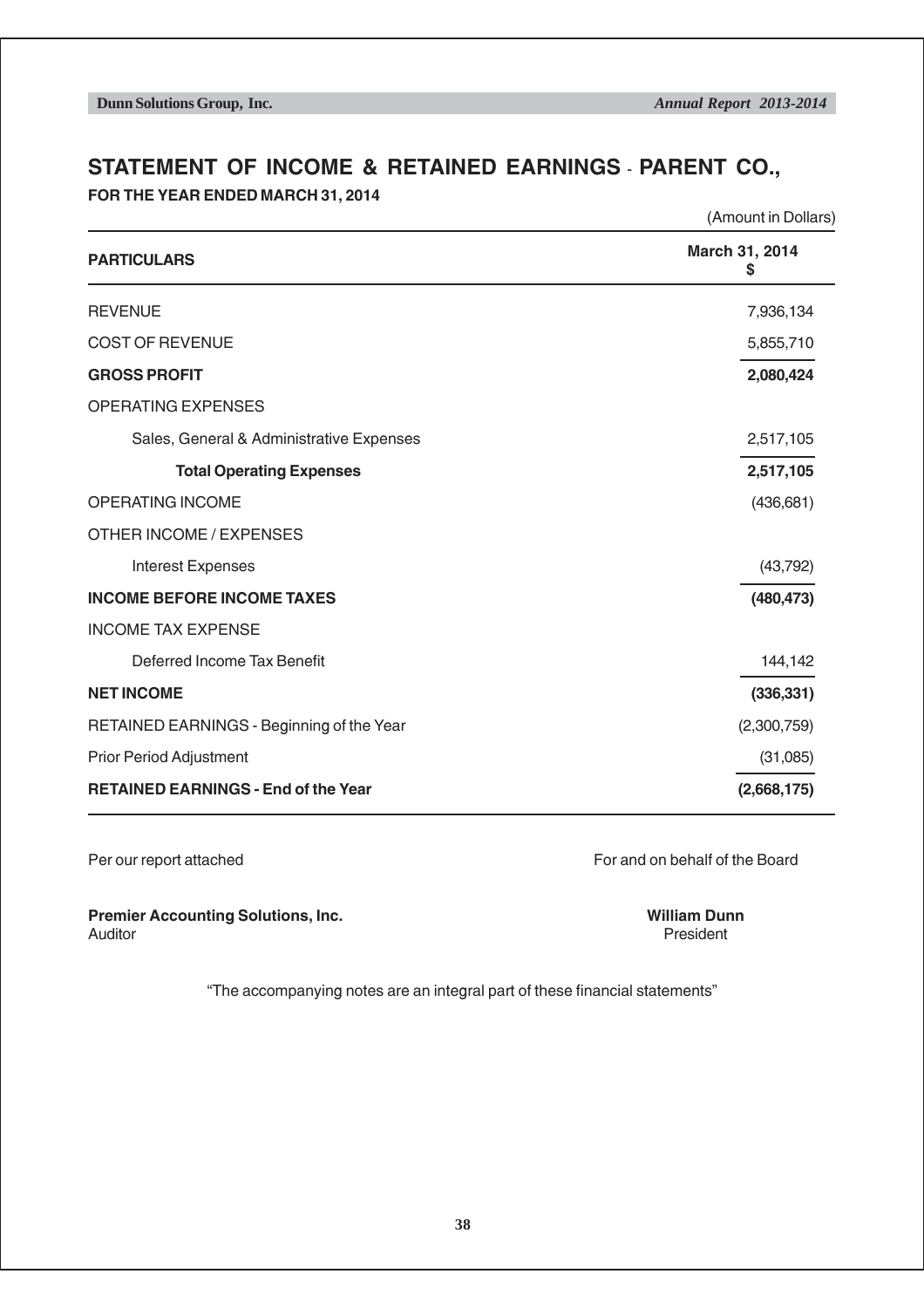## STATEMENT OF INCOME & RETAINED EARNINGS - PARENT CO.,

**FOR THE YEAR ENDED MARCH 31, 2014**

(Amount in Dollars)

| PARTICULARS | March 31, 2014<br>$ |
|---|---|
| REVENUE | 7,936,134 |
| COST OF REVENUE | 5,855,710 |
| **GROSS PROFIT** | **2,080,424** |
| OPERATING EXPENSES | |
| Sales, General & Administrative Expenses | 2,517,105 |
| **Total Operating Expenses** | **2,517,105** |
| OPERATING INCOME | (436,681) |
| OTHER INCOME / EXPENSES | |
| Interest Expenses | (43,792) |
| **INCOME BEFORE INCOME TAXES** | **(480,473)** |
| INCOME TAX EXPENSE | |
| Deferred Income Tax Benefit | 144,142 |
| **NET INCOME** | **(336,331)** |
| RETAINED EARNINGS - Beginning of the Year | (2,300,759) |
| Prior Period Adjustment | (31,085) |
| **RETAINED EARNINGS - End of the Year** | **(2,668,175)** |

Per our report attached

**Premier Accounting Solutions, Inc.**
Auditor

For and on behalf of the Board

**William Dunn**
President

"The accompanying notes are an integral part of these financial statements"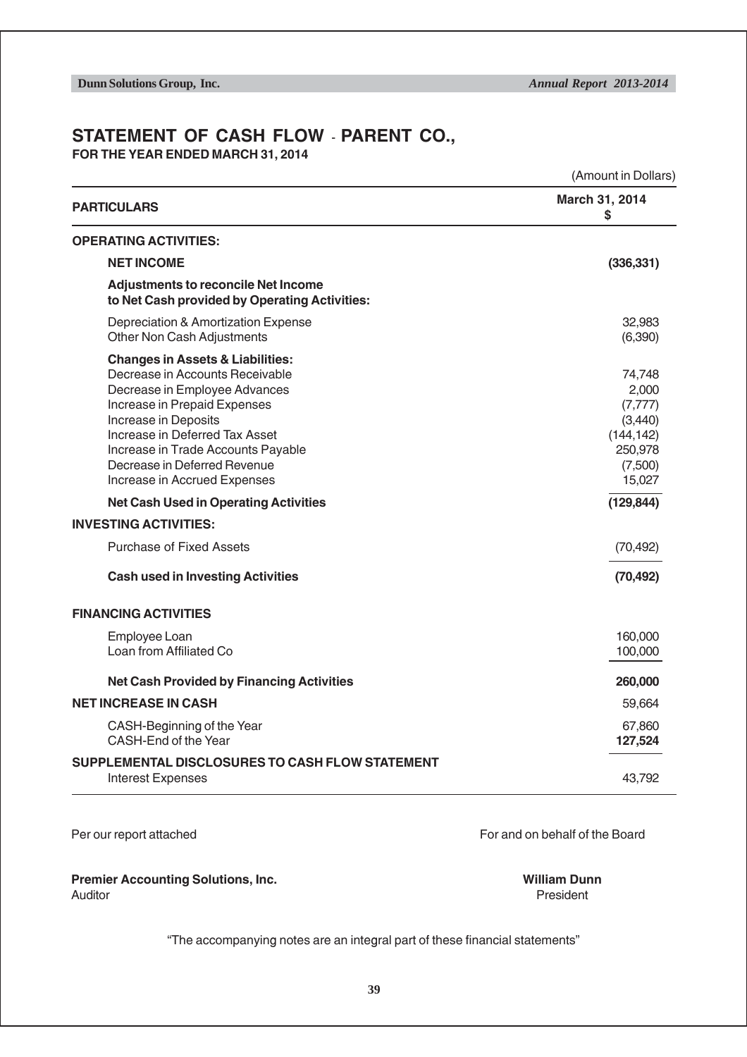# STATEMENT OF CASH FLOW - PARENT CO.,

**FOR THE YEAR ENDED MARCH 31, 2014**

(Amount in Dollars)

| PARTICULARS | March 31, 2014 $ |
|---|---|
| **OPERATING ACTIVITIES:** | |
| **NET INCOME** | **(336,331)** |
| **Adjustments to reconcile Net Income to Net Cash provided by Operating Activities:** | |
| Depreciation & Amortization Expense | 32,983 |
| Other Non Cash Adjustments | (6,390) |
| **Changes in Assets & Liabilities:** | |
| Decrease in Accounts Receivable | 74,748 |
| Decrease in Employee Advances | 2,000 |
| Increase in Prepaid Expenses | (7,777) |
| Increase in Deposits | (3,440) |
| Increase in Deferred Tax Asset | (144,142) |
| Increase in Trade Accounts Payable | 250,978 |
| Decrease in Deferred Revenue | (7,500) |
| Increase in Accrued Expenses | 15,027 |
| **Net Cash Used in Operating Activities** | **(129,844)** |
| **INVESTING ACTIVITIES:** | |
| Purchase of Fixed Assets | (70,492) |
| **Cash used in Investing Activities** | **(70,492)** |
| **FINANCING ACTIVITIES** | |
| Employee Loan | 160,000 |
| Loan from Affiliated Co | 100,000 |
| **Net Cash Provided by Financing Activities** | **260,000** |
| **NET INCREASE IN CASH** | 59,664 |
| CASH-Beginning of the Year | 67,860 |
| CASH-End of the Year | **127,524** |
| **SUPPLEMENTAL DISCLOSURES TO CASH FLOW STATEMENT** | |
| Interest Expenses | 43,792 |

Per our report attached

For and on behalf of the Board

**Premier Accounting Solutions, Inc.**
Auditor

**William Dunn**
President

"The accompanying notes are an integral part of these financial statements"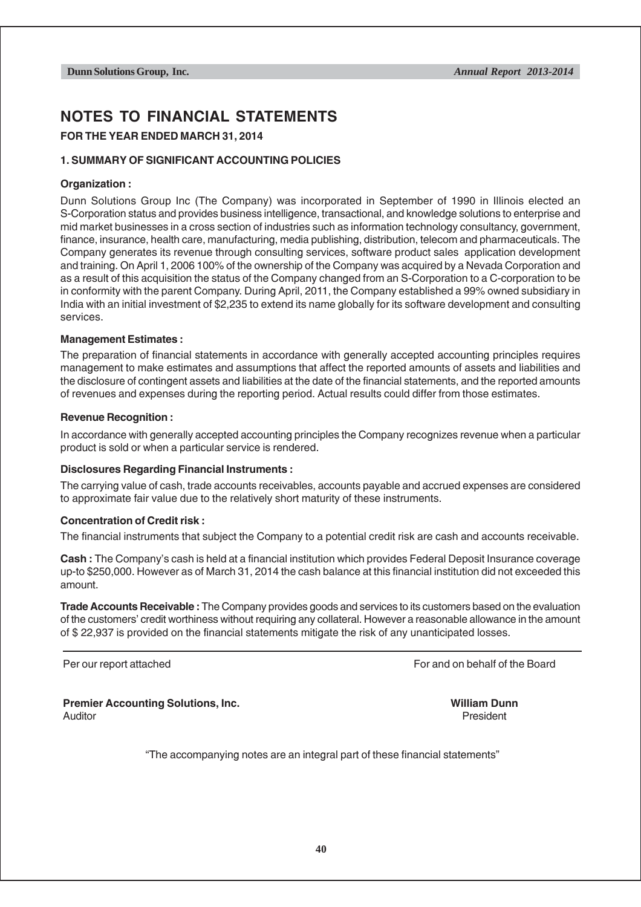# NOTES TO FINANCIAL STATEMENTS

**FOR THE YEAR ENDED MARCH 31, 2014**

## 1. SUMMARY OF SIGNIFICANT ACCOUNTING POLICIES

### Organization :

Dunn Solutions Group Inc (The Company) was incorporated in September of 1990 in Illinois elected an S-Corporation status and provides business intelligence, transactional, and knowledge solutions to enterprise and mid market businesses in a cross section of industries such as information technology consultancy, government, finance, insurance, health care, manufacturing, media publishing, distribution, telecom and pharmaceuticals. The Company generates its revenue through consulting services, software product sales application development and training. On April 1, 2006 100% of the ownership of the Company was acquired by a Nevada Corporation and as a result of this acquisition the status of the Company changed from an S-Corporation to a C-corporation to be in conformity with the parent Company. During April, 2011, the Company established a 99% owned subsidiary in India with an initial investment of $2,235 to extend its name globally for its software development and consulting services.

### Management Estimates :

The preparation of financial statements in accordance with generally accepted accounting principles requires management to make estimates and assumptions that affect the reported amounts of assets and liabilities and the disclosure of contingent assets and liabilities at the date of the financial statements, and the reported amounts of revenues and expenses during the reporting period. Actual results could differ from those estimates.

### Revenue Recognition :

In accordance with generally accepted accounting principles the Company recognizes revenue when a particular product is sold or when a particular service is rendered.

### Disclosures Regarding Financial Instruments :

The carrying value of cash, trade accounts receivables, accounts payable and accrued expenses are considered to approximate fair value due to the relatively short maturity of these instruments.

### Concentration of Credit risk :

The financial instruments that subject the Company to a potential credit risk are cash and accounts receivable.

**Cash :** The Company's cash is held at a financial institution which provides Federal Deposit Insurance coverage up-to $250,000. However as of March 31, 2014 the cash balance at this financial institution did not exceeded this amount.

**Trade Accounts Receivable :** The Company provides goods and services to its customers based on the evaluation of the customers' credit worthiness without requiring any collateral. However a reasonable allowance in the amount of $ 22,937 is provided on the financial statements mitigate the risk of any unanticipated losses.

---

Per our report attached

For and on behalf of the Board

**Premier Accounting Solutions, Inc.**
Auditor

**William Dunn**
President

"The accompanying notes are an integral part of these financial statements"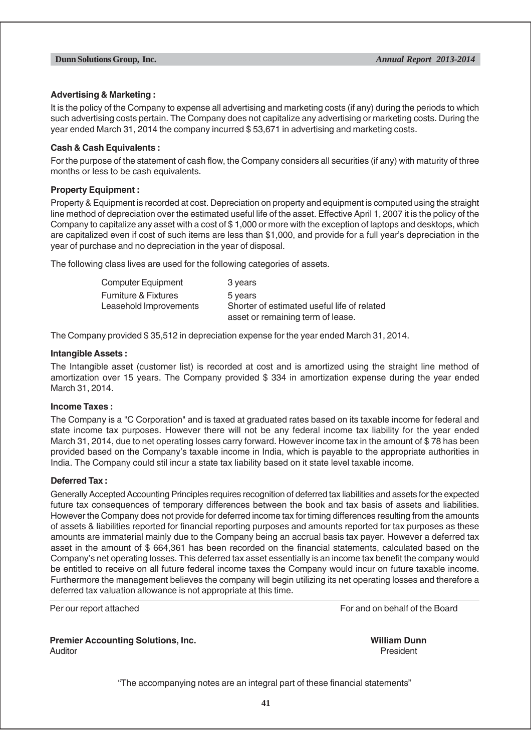**Advertising & Marketing :**

It is the policy of the Company to expense all advertising and marketing costs (if any) during the periods to which such advertising costs pertain. The Company does not capitalize any advertising or marketing costs. During the year ended March 31, 2014 the company incurred $ 53,671 in advertising and marketing costs.

**Cash & Cash Equivalents :**

For the purpose of the statement of cash flow, the Company considers all securities (if any) with maturity of three months or less to be cash equivalents.

**Property Equipment :**

Property & Equipment is recorded at cost. Depreciation on property and equipment is computed using the straight line method of depreciation over the estimated useful life of the asset. Effective April 1, 2007 it is the policy of the Company to capitalize any asset with a cost of $ 1,000 or more with the exception of laptops and desktops, which are capitalized even if cost of such items are less than $1,000, and provide for a full year's depreciation in the year of purchase and no depreciation in the year of disposal.

The following class lives are used for the following categories of assets.

| | |
|---|---|
| Computer Equipment | 3 years |
| Furniture & Fixtures | 5 years |
| Leasehold Improvements | Shorter of estimated useful life of related asset or remaining term of lease. |

The Company provided $ 35,512 in depreciation expense for the year ended March 31, 2014.

**Intangible Assets :**

The Intangible asset (customer list) is recorded at cost and is amortized using the straight line method of amortization over 15 years. The Company provided $ 334 in amortization expense during the year ended March 31, 2014.

**Income Taxes :**

The Company is a "C Corporation" and is taxed at graduated rates based on its taxable income for federal and state income tax purposes. However there will not be any federal income tax liability for the year ended March 31, 2014, due to net operating losses carry forward. However income tax in the amount of $ 78 has been provided based on the Company's taxable income in India, which is payable to the appropriate authorities in India. The Company could stil incur a state tax liability based on it state level taxable income.

**Deferred Tax :**

Generally Accepted Accounting Principles requires recognition of deferred tax liabilities and assets for the expected future tax consequences of temporary differences between the book and tax basis of assets and liabilities. However the Company does not provide for deferred income tax for timing differences resulting from the amounts of assets & liabilities reported for financial reporting purposes and amounts reported for tax purposes as these amounts are immaterial mainly due to the Company being an accrual basis tax payer. However a deferred tax asset in the amount of $ 664,361 has been recorded on the financial statements, calculated based on the Company's net operating losses. This deferred tax asset essentially is an income tax benefit the company would be entitled to receive on all future federal income taxes the Company would incur on future taxable income. Furthermore the management believes the company will begin utilizing its net operating losses and therefore a deferred tax valuation allowance is not appropriate at this time.

Per our report attached

For and on behalf of the Board

**Premier Accounting Solutions, Inc.**
Auditor

**William Dunn**
President

"The accompanying notes are an integral part of these financial statements"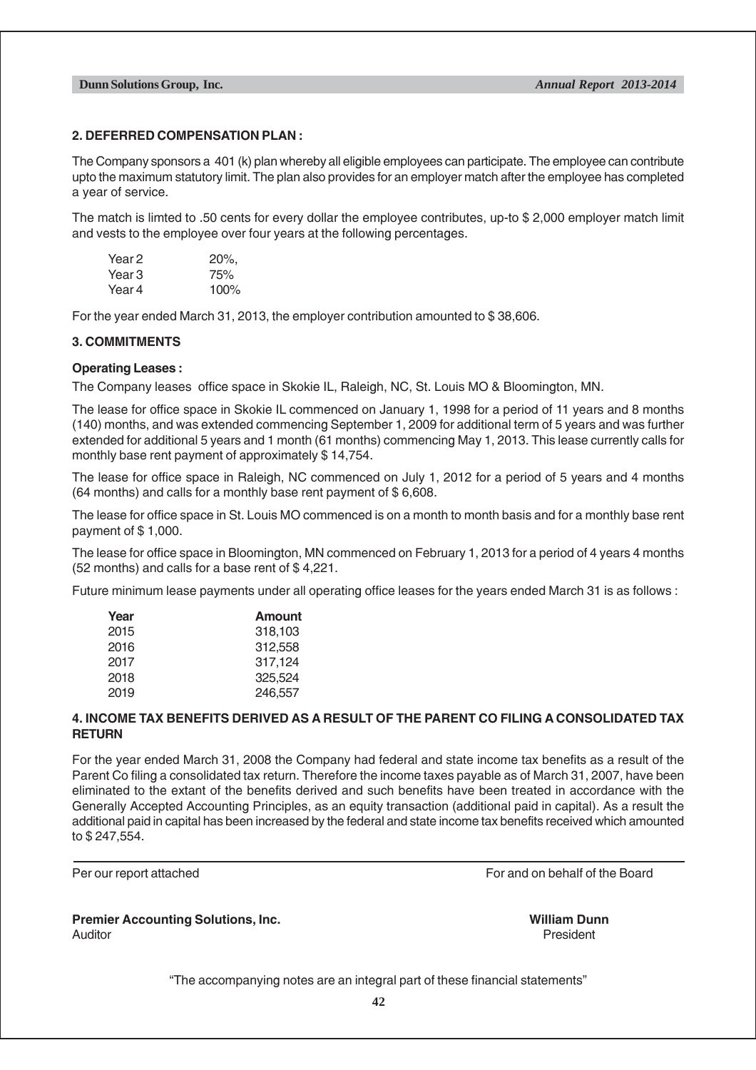## 2. DEFERRED COMPENSATION PLAN :

The Company sponsors a 401 (k) plan whereby all eligible employees can participate. The employee can contribute upto the maximum statutory limit. The plan also provides for an employer match after the employee has completed a year of service.

The match is limted to .50 cents for every dollar the employee contributes, up-to $ 2,000 employer match limit and vests to the employee over four years at the following percentages.

| | |
|---|---|
| Year 2 | 20%, |
| Year 3 | 75% |
| Year 4 | 100% |

For the year ended March 31, 2013, the employer contribution amounted to $ 38,606.

## 3. COMMITMENTS

**Operating Leases :**

The Company leases office space in Skokie IL, Raleigh, NC, St. Louis MO & Bloomington, MN.

The lease for office space in Skokie IL commenced on January 1, 1998 for a period of 11 years and 8 months (140) months, and was extended commencing September 1, 2009 for additional term of 5 years and was further extended for additional 5 years and 1 month (61 months) commencing May 1, 2013. This lease currently calls for monthly base rent payment of approximately $ 14,754.

The lease for office space in Raleigh, NC commenced on July 1, 2012 for a period of 5 years and 4 months (64 months) and calls for a monthly base rent payment of $ 6,608.

The lease for office space in St. Louis MO commenced is on a month to month basis and for a monthly base rent payment of $ 1,000.

The lease for office space in Bloomington, MN commenced on February 1, 2013 for a period of 4 years 4 months (52 months) and calls for a base rent of $ 4,221.

Future minimum lease payments under all operating office leases for the years ended March 31 is as follows :

| Year | Amount |
|---|---|
| 2015 | 318,103 |
| 2016 | 312,558 |
| 2017 | 317,124 |
| 2018 | 325,524 |
| 2019 | 246,557 |

## 4. INCOME TAX BENEFITS DERIVED AS A RESULT OF THE PARENT CO FILING A CONSOLIDATED TAX RETURN

For the year ended March 31, 2008 the Company had federal and state income tax benefits as a result of the Parent Co filing a consolidated tax return. Therefore the income taxes payable as of March 31, 2007, have been eliminated to the extant of the benefits derived and such benefits have been treated in accordance with the Generally Accepted Accounting Principles, as an equity transaction (additional paid in capital). As a result the additional paid in capital has been increased by the federal and state income tax benefits received which amounted to $ 247,554.

Per our report attached

For and on behalf of the Board

**Premier Accounting Solutions, Inc.**
Auditor

**William Dunn**
President

"The accompanying notes are an integral part of these financial statements"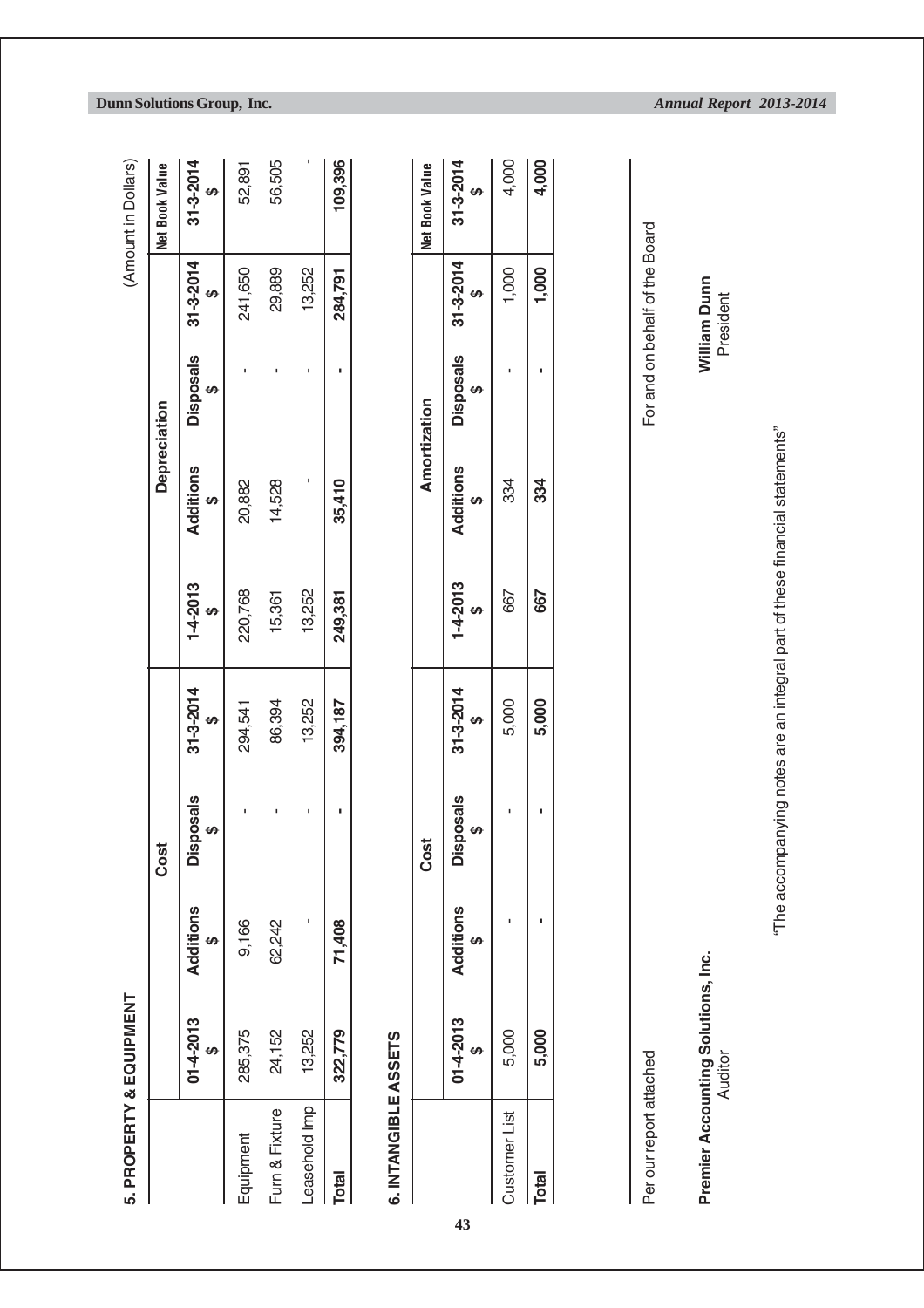## 5. PROPERTY & EQUIPMENT

(Amount in Dollars)

| | Cost | | | | Depreciation | | | | Net Book Value |
|---|---|---|---|---|---|---|---|---|---|
| | 01-4-2013 $ | Additions $ | Disposals $ | 31-3-2014 $ | 1-4-2013 $ | Additions $ | Disposals $ | 31-3-2014 $ | 31-3-2014 $ |
| Equipment | 285,375 | 9,166 | - | 294,541 | 220,768 | 20,882 | - | 241,650 | 52,891 |
| Furn & Fixture | 24,152 | 62,242 | - | 86,394 | 15,361 | 14,528 | - | 29,889 | 56,505 |
| Leasehold Imp | 13,252 | - | - | 13,252 | 13,252 | - | - | 13,252 | - |
| **Total** | **322,779** | **71,408** | **-** | **394,187** | **249,381** | **35,410** | **-** | **284,791** | **109,396** |

## 6. INTANGIBLE ASSETS

| | Cost | | | | Amortization | | | | Net Book Value |
|---|---|---|---|---|---|---|---|---|---|
| | 01-4-2013 $ | Additions $ | Disposals $ | 31-3-2014 $ | 1-4-2013 $ | Additions $ | Disposals $ | 31-3-2014 $ | 31-3-2014 $ |
| Customer List | 5,000 | - | - | 5,000 | 667 | 334 | - | 1,000 | 4,000 |
| **Total** | **5,000** | **-** | **-** | **5,000** | **667** | **334** | **-** | **1,000** | **4,000** |

Per our report attached

**Premier Accounting Solutions, Inc.**
Auditor

For and on behalf of the Board

**William Dunn**
President

"The accompanying notes are an integral part of these financial statements"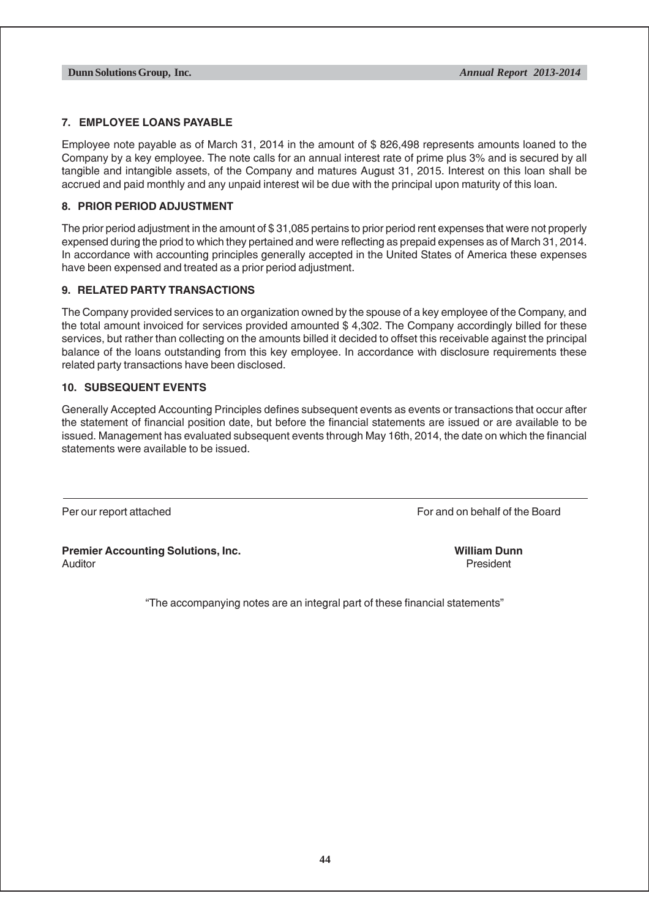## 7. EMPLOYEE LOANS PAYABLE

Employee note payable as of March 31, 2014 in the amount of $ 826,498 represents amounts loaned to the Company by a key employee. The note calls for an annual interest rate of prime plus 3% and is secured by all tangible and intangible assets, of the Company and matures August 31, 2015. Interest on this loan shall be accrued and paid monthly and any unpaid interest wil be due with the principal upon maturity of this loan.

## 8. PRIOR PERIOD ADJUSTMENT

The prior period adjustment in the amount of $ 31,085 pertains to prior period rent expenses that were not properly expensed during the priod to which they pertained and were reflecting as prepaid expenses as of March 31, 2014. In accordance with accounting principles generally accepted in the United States of America these expenses have been expensed and treated as a prior period adjustment.

## 9. RELATED PARTY TRANSACTIONS

The Company provided services to an organization owned by the spouse of a key employee of the Company, and the total amount invoiced for services provided amounted $ 4,302. The Company accordingly billed for these services, but rather than collecting on the amounts billed it decided to offset this receivable against the principal balance of the loans outstanding from this key employee. In accordance with disclosure requirements these related party transactions have been disclosed.

## 10. SUBSEQUENT EVENTS

Generally Accepted Accounting Principles defines subsequent events as events or transactions that occur after the statement of financial position date, but before the financial statements are issued or are available to be issued. Management has evaluated subsequent events through May 16th, 2014, the date on which the financial statements were available to be issued.

---

Per our report attached

For and on behalf of the Board

**Premier Accounting Solutions, Inc.**
Auditor

**William Dunn**
President

"The accompanying notes are an integral part of these financial statements"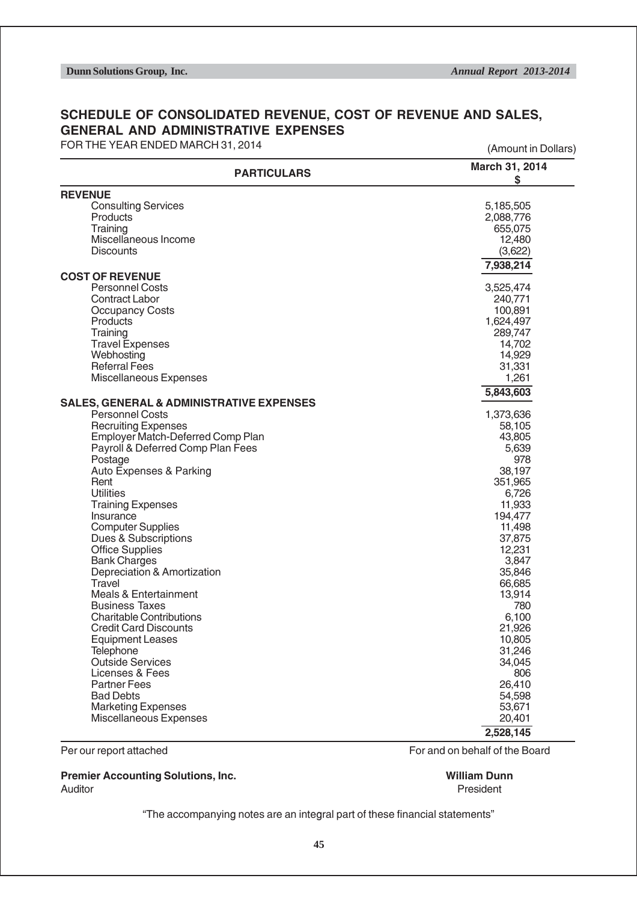## SCHEDULE OF CONSOLIDATED REVENUE, COST OF REVENUE AND SALES, GENERAL AND ADMINISTRATIVE EXPENSES

FOR THE YEAR ENDED MARCH 31, 2014

(Amount in Dollars)

| PARTICULARS | March 31, 2014 $ |
|---|---|
| **REVENUE** | |
| Consulting Services | 5,185,505 |
| Products | 2,088,776 |
| Training | 655,075 |
| Miscellaneous Income | 12,480 |
| Discounts | (3,622) |
| | **7,938,214** |
| **COST OF REVENUE** | |
| Personnel Costs | 3,525,474 |
| Contract Labor | 240,771 |
| Occupancy Costs | 100,891 |
| Products | 1,624,497 |
| Training | 289,747 |
| Travel Expenses | 14,702 |
| Webhosting | 14,929 |
| Referral Fees | 31,331 |
| Miscellaneous Expenses | 1,261 |
| | **5,843,603** |
| **SALES, GENERAL & ADMINISTRATIVE EXPENSES** | |
| Personnel Costs | 1,373,636 |
| Recruiting Expenses | 58,105 |
| Employer Match-Deferred Comp Plan | 43,805 |
| Payroll & Deferred Comp Plan Fees | 5,639 |
| Postage | 978 |
| Auto Expenses & Parking | 38,197 |
| Rent | 351,965 |
| Utilities | 6,726 |
| Training Expenses | 11,933 |
| Insurance | 194,477 |
| Computer Supplies | 11,498 |
| Dues & Subscriptions | 37,875 |
| Office Supplies | 12,231 |
| Bank Charges | 3,847 |
| Depreciation & Amortization | 35,846 |
| Travel | 66,685 |
| Meals & Entertainment | 13,914 |
| Business Taxes | 780 |
| Charitable Contributions | 6,100 |
| Credit Card Discounts | 21,926 |
| Equipment Leases | 10,805 |
| Telephone | 31,246 |
| Outside Services | 34,045 |
| Licenses & Fees | 806 |
| Partner Fees | 26,410 |
| Bad Debts | 54,598 |
| Marketing Expenses | 53,671 |
| Miscellaneous Expenses | 20,401 |
| | **2,528,145** |

Per our report attached

**Premier Accounting Solutions, Inc.**
Auditor

For and on behalf of the Board

**William Dunn**
President

"The accompanying notes are an integral part of these financial statements"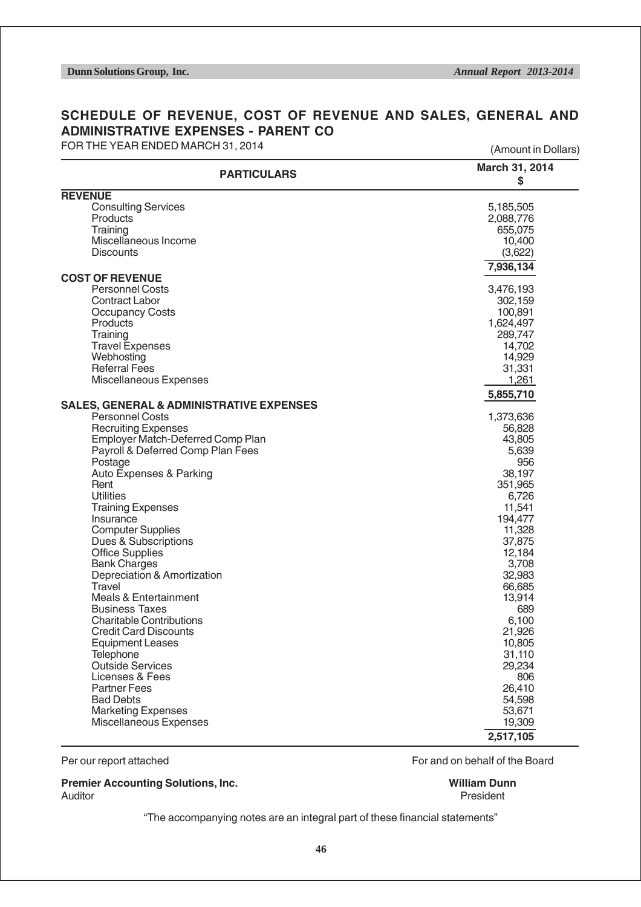## SCHEDULE OF REVENUE, COST OF REVENUE AND SALES, GENERAL AND ADMINISTRATIVE EXPENSES - PARENT CO

FOR THE YEAR ENDED MARCH 31, 2014

(Amount in Dollars)

| PARTICULARS | March 31, 2014 $ |
|---|---|
| **REVENUE** | |
| Consulting Services | 5,185,505 |
| Products | 2,088,776 |
| Training | 655,075 |
| Miscellaneous Income | 10,400 |
| Discounts | (3,622) |
| | **7,936,134** |
| **COST OF REVENUE** | |
| Personnel Costs | 3,476,193 |
| Contract Labor | 302,159 |
| Occupancy Costs | 100,891 |
| Products | 1,624,497 |
| Training | 289,747 |
| Travel Expenses | 14,702 |
| Webhosting | 14,929 |
| Referral Fees | 31,331 |
| Miscellaneous Expenses | 1,261 |
| | **5,855,710** |
| **SALES, GENERAL & ADMINISTRATIVE EXPENSES** | |
| Personnel Costs | 1,373,636 |
| Recruiting Expenses | 56,828 |
| Employer Match-Deferred Comp Plan | 43,805 |
| Payroll & Deferred Comp Plan Fees | 5,639 |
| Postage | 956 |
| Auto Expenses & Parking | 38,197 |
| Rent | 351,965 |
| Utilities | 6,726 |
| Training Expenses | 11,541 |
| Insurance | 194,477 |
| Computer Supplies | 11,328 |
| Dues & Subscriptions | 37,875 |
| Office Supplies | 12,184 |
| Bank Charges | 3,708 |
| Depreciation & Amortization | 32,983 |
| Travel | 66,685 |
| Meals & Entertainment | 13,914 |
| Business Taxes | 689 |
| Charitable Contributions | 6,100 |
| Credit Card Discounts | 21,926 |
| Equipment Leases | 10,805 |
| Telephone | 31,110 |
| Outside Services | 29,234 |
| Licenses & Fees | 806 |
| Partner Fees | 26,410 |
| Bad Debts | 54,598 |
| Marketing Expenses | 53,671 |
| Miscellaneous Expenses | 19,309 |
| | **2,517,105** |

Per our report attached

**Premier Accounting Solutions, Inc.**
Auditor

For and on behalf of the Board

**William Dunn**
President

"The accompanying notes are an integral part of these financial statements"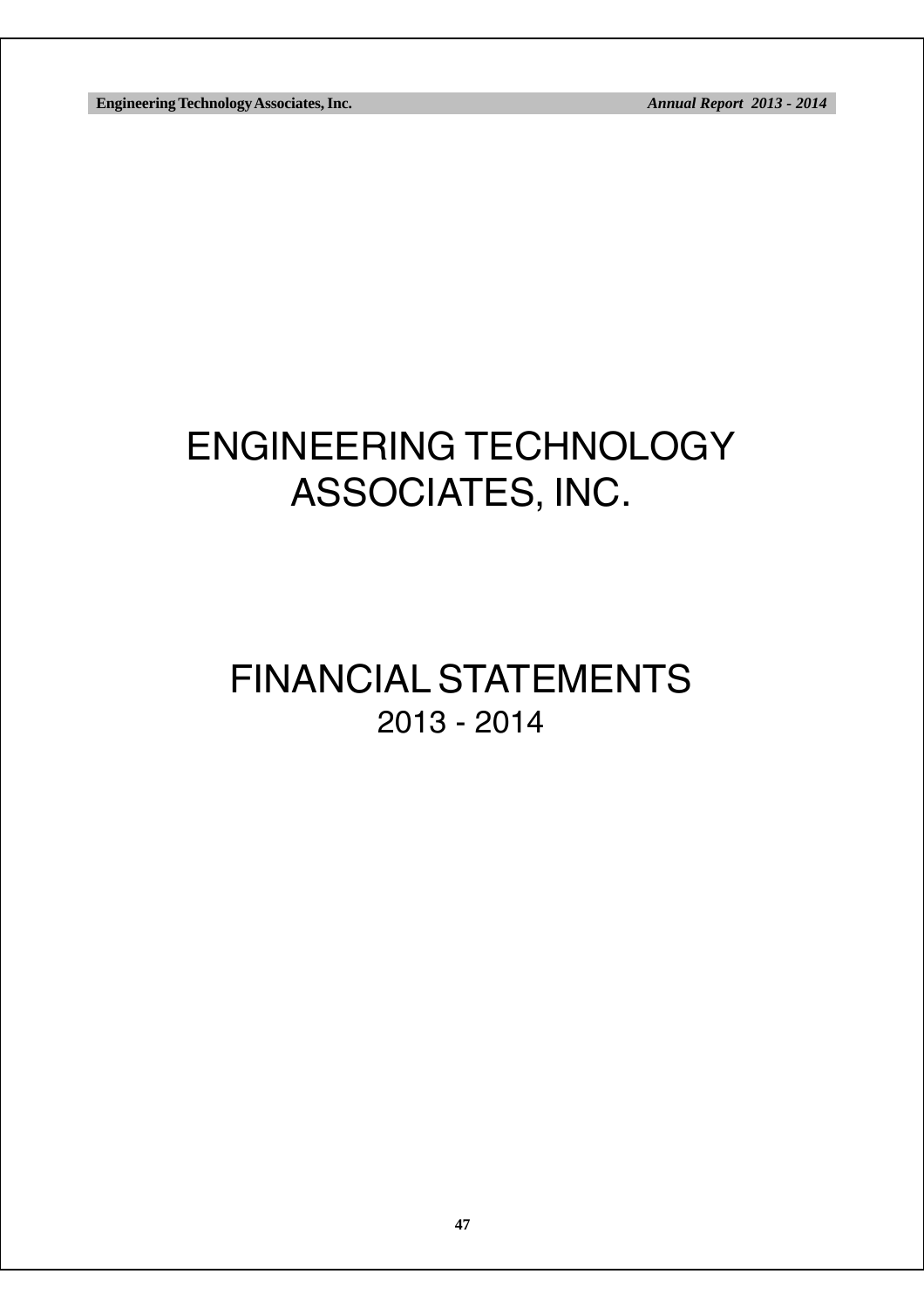# ENGINEERING TECHNOLOGY ASSOCIATES, INC.

# FINANCIAL STATEMENTS
## 2013 - 2014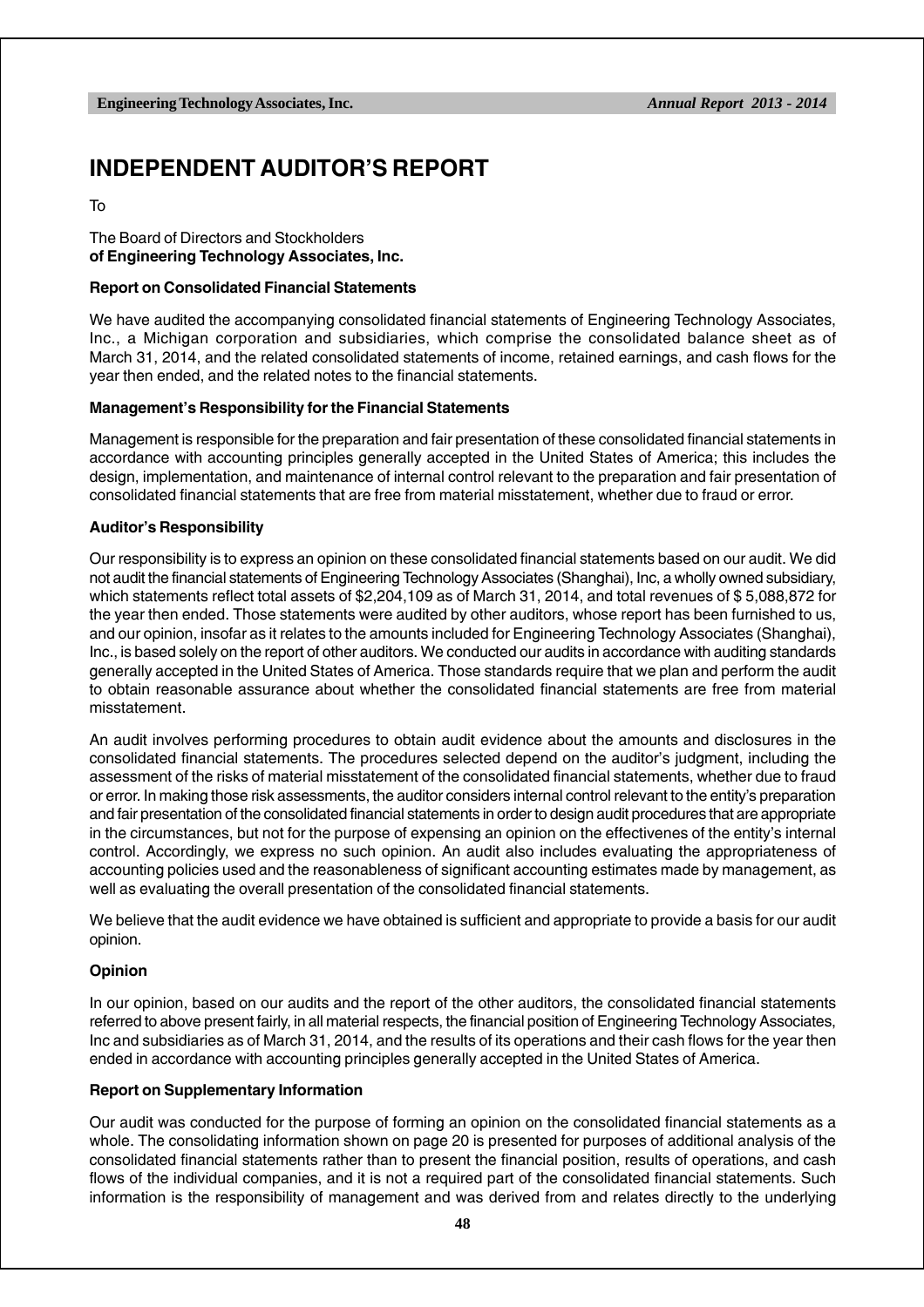# INDEPENDENT AUDITOR'S REPORT

To

The Board of Directors and Stockholders
**of Engineering Technology Associates, Inc.**

**Report on Consolidated Financial Statements**

We have audited the accompanying consolidated financial statements of Engineering Technology Associates, Inc., a Michigan corporation and subsidiaries, which comprise the consolidated balance sheet as of March 31, 2014, and the related consolidated statements of income, retained earnings, and cash flows for the year then ended, and the related notes to the financial statements.

**Management's Responsibility for the Financial Statements**

Management is responsible for the preparation and fair presentation of these consolidated financial statements in accordance with accounting principles generally accepted in the United States of America; this includes the design, implementation, and maintenance of internal control relevant to the preparation and fair presentation of consolidated financial statements that are free from material misstatement, whether due to fraud or error.

**Auditor's Responsibility**

Our responsibility is to express an opinion on these consolidated financial statements based on our audit. We did not audit the financial statements of Engineering Technology Associates (Shanghai), Inc, a wholly owned subsidiary, which statements reflect total assets of $2,204,109 as of March 31, 2014, and total revenues of $ 5,088,872 for the year then ended. Those statements were audited by other auditors, whose report has been furnished to us, and our opinion, insofar as it relates to the amounts included for Engineering Technology Associates (Shanghai), Inc., is based solely on the report of other auditors. We conducted our audits in accordance with auditing standards generally accepted in the United States of America. Those standards require that we plan and perform the audit to obtain reasonable assurance about whether the consolidated financial statements are free from material misstatement.

An audit involves performing procedures to obtain audit evidence about the amounts and disclosures in the consolidated financial statements. The procedures selected depend on the auditor's judgment, including the assessment of the risks of material misstatement of the consolidated financial statements, whether due to fraud or error. In making those risk assessments, the auditor considers internal control relevant to the entity's preparation and fair presentation of the consolidated financial statements in order to design audit procedures that are appropriate in the circumstances, but not for the purpose of expensing an opinion on the effectivenes of the entity's internal control. Accordingly, we express no such opinion. An audit also includes evaluating the appropriateness of accounting policies used and the reasonableness of significant accounting estimates made by management, as well as evaluating the overall presentation of the consolidated financial statements.

We believe that the audit evidence we have obtained is sufficient and appropriate to provide a basis for our audit opinion.

**Opinion**

In our opinion, based on our audits and the report of the other auditors, the consolidated financial statements referred to above present fairly, in all material respects, the financial position of Engineering Technology Associates, Inc and subsidiaries as of March 31, 2014, and the results of its operations and their cash flows for the year then ended in accordance with accounting principles generally accepted in the United States of America.

**Report on Supplementary Information**

Our audit was conducted for the purpose of forming an opinion on the consolidated financial statements as a whole. The consolidating information shown on page 20 is presented for purposes of additional analysis of the consolidated financial statements rather than to present the financial position, results of operations, and cash flows of the individual companies, and it is not a required part of the consolidated financial statements. Such information is the responsibility of management and was derived from and relates directly to the underlying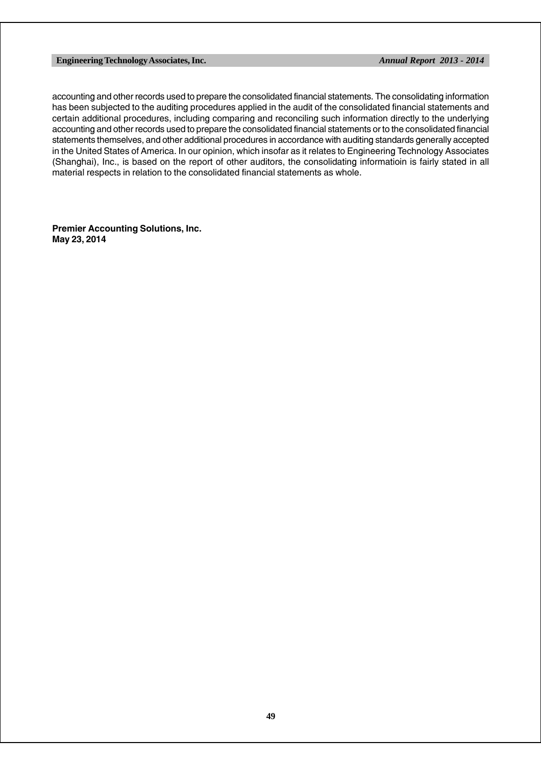accounting and other records used to prepare the consolidated financial statements. The consolidating information has been subjected to the auditing procedures applied in the audit of the consolidated financial statements and certain additional procedures, including comparing and reconciling such information directly to the underlying accounting and other records used to prepare the consolidated financial statements or to the consolidated financial statements themselves, and other additional procedures in accordance with auditing standards generally accepted in the United States of America. In our opinion, which insofar as it relates to Engineering Technology Associates (Shanghai), Inc., is based on the report of other auditors, the consolidating informatioin is fairly stated in all material respects in relation to the consolidated financial statements as whole.

**Premier Accounting Solutions, Inc.**
**May 23, 2014**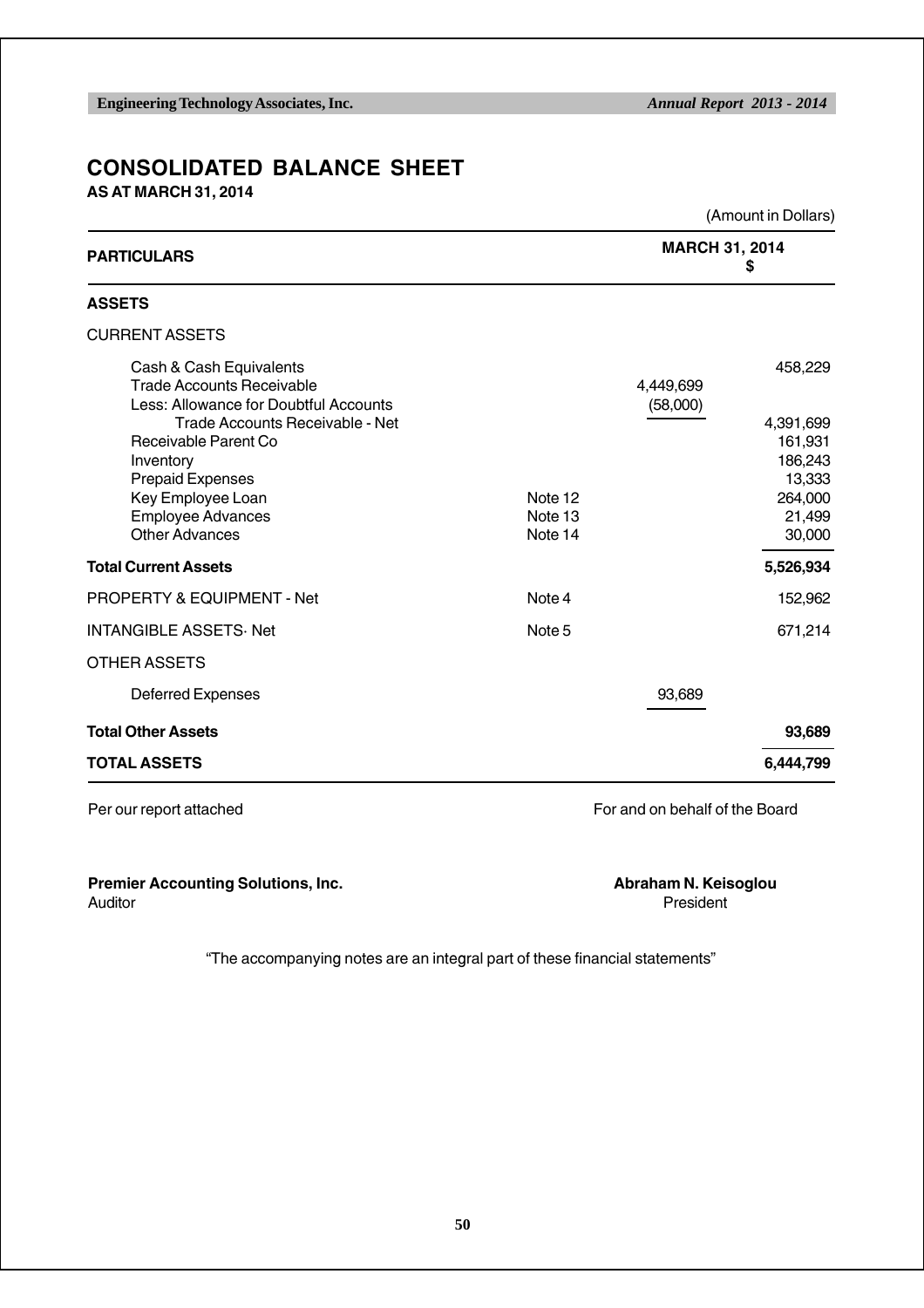# CONSOLIDATED BALANCE SHEET

**AS AT MARCH 31, 2014**

(Amount in Dollars)

| PARTICULARS | | | MARCH 31, 2014 $ |
|---|---|---|---|
| **ASSETS** | | | |
| CURRENT ASSETS | | | |
| Cash & Cash Equivalents | | | 458,229 |
| Trade Accounts Receivable | | 4,449,699 | |
| Less: Allowance for Doubtful Accounts | | (58,000) | |
| Trade Accounts Receivable - Net | | | 4,391,699 |
| Receivable Parent Co | | | 161,931 |
| Inventory | | | 186,243 |
| Prepaid Expenses | | | 13,333 |
| Key Employee Loan | Note 12 | | 264,000 |
| Employee Advances | Note 13 | | 21,499 |
| Other Advances | Note 14 | | 30,000 |
| **Total Current Assets** | | | **5,526,934** |
| PROPERTY & EQUIPMENT - Net | Note 4 | | 152,962 |
| INTANGIBLE ASSETS- Net | Note 5 | | 671,214 |
| OTHER ASSETS | | | |
| Deferred Expenses | | 93,689 | |
| **Total Other Assets** | | | **93,689** |
| **TOTAL ASSETS** | | | **6,444,799** |

Per our report attached

For and on behalf of the Board

**Premier Accounting Solutions, Inc.**
Auditor

**Abraham N. Keisoglou**
President

"The accompanying notes are an integral part of these financial statements"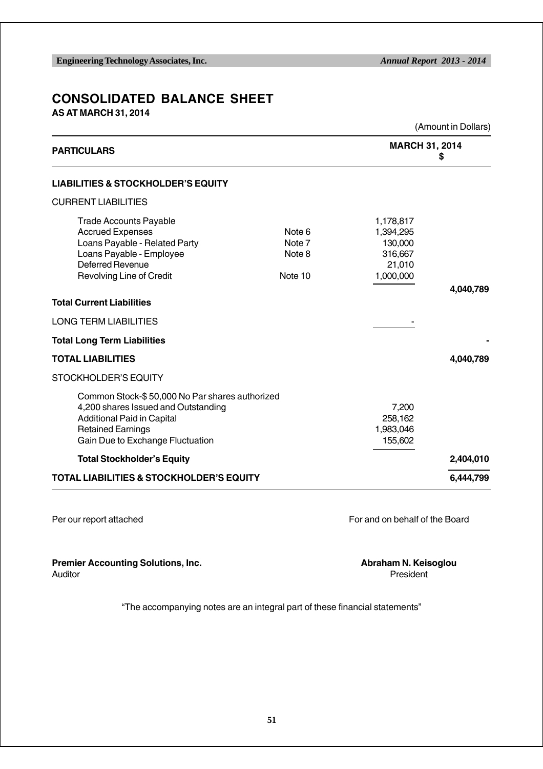# CONSOLIDATED BALANCE SHEET

**AS AT MARCH 31, 2014**

(Amount in Dollars)

| PARTICULARS | | MARCH 31, 2014 $ | |
|---|---|---|---|
| **LIABILITIES & STOCKHOLDER'S EQUITY** | | | |
| CURRENT LIABILITIES | | | |
| Trade Accounts Payable | | 1,178,817 | |
| Accrued Expenses | Note 6 | 1,394,295 | |
| Loans Payable - Related Party | Note 7 | 130,000 | |
| Loans Payable - Employee | Note 8 | 316,667 | |
| Deferred Revenue | | 21,010 | |
| Revolving Line of Credit | Note 10 | 1,000,000 | |
| | | | **4,040,789** |
| **Total Current Liabilities** | | | |
| LONG TERM LIABILITIES | | - | |
| **Total Long Term Liabilities** | | | **-** |
| **TOTAL LIABILITIES** | | | **4,040,789** |
| STOCKHOLDER'S EQUITY | | | |
| Common Stock-$ 50,000 No Par shares authorized | | | |
| 4,200 shares Issued and Outstanding | | 7,200 | |
| Additional Paid in Capital | | 258,162 | |
| Retained Earnings | | 1,983,046 | |
| Gain Due to Exchange Fluctuation | | 155,602 | |
| **Total Stockholder's Equity** | | | **2,404,010** |
| **TOTAL LIABILITIES & STOCKHOLDER'S EQUITY** | | | **6,444,799** |

Per our report attached

For and on behalf of the Board

**Premier Accounting Solutions, Inc.**
Auditor

**Abraham N. Keisoglou**
President

"The accompanying notes are an integral part of these financial statements"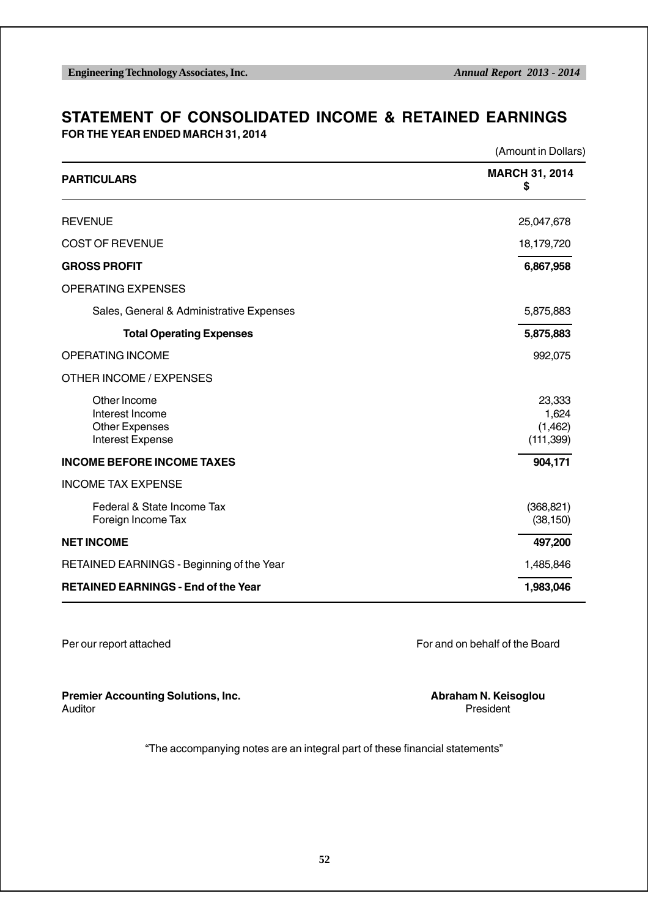# STATEMENT OF CONSOLIDATED INCOME & RETAINED EARNINGS

**FOR THE YEAR ENDED MARCH 31, 2014**

(Amount in Dollars)

| PARTICULARS | MARCH 31, 2014 $ |
|---|---|
| REVENUE | 25,047,678 |
| COST OF REVENUE | 18,179,720 |
| **GROSS PROFIT** | **6,867,958** |
| OPERATING EXPENSES | |
| Sales, General & Administrative Expenses | 5,875,883 |
| **Total Operating Expenses** | **5,875,883** |
| OPERATING INCOME | 992,075 |
| OTHER INCOME / EXPENSES | |
| Other Income | 23,333 |
| Interest Income | 1,624 |
| Other Expenses | (1,462) |
| Interest Expense | (111,399) |
| **INCOME BEFORE INCOME TAXES** | **904,171** |
| INCOME TAX EXPENSE | |
| Federal & State Income Tax | (368,821) |
| Foreign Income Tax | (38,150) |
| **NET INCOME** | **497,200** |
| RETAINED EARNINGS - Beginning of the Year | 1,485,846 |
| **RETAINED EARNINGS - End of the Year** | **1,983,046** |

Per our report attached

For and on behalf of the Board

**Premier Accounting Solutions, Inc.**
Auditor

**Abraham N. Keisoglou**
President

"The accompanying notes are an integral part of these financial statements"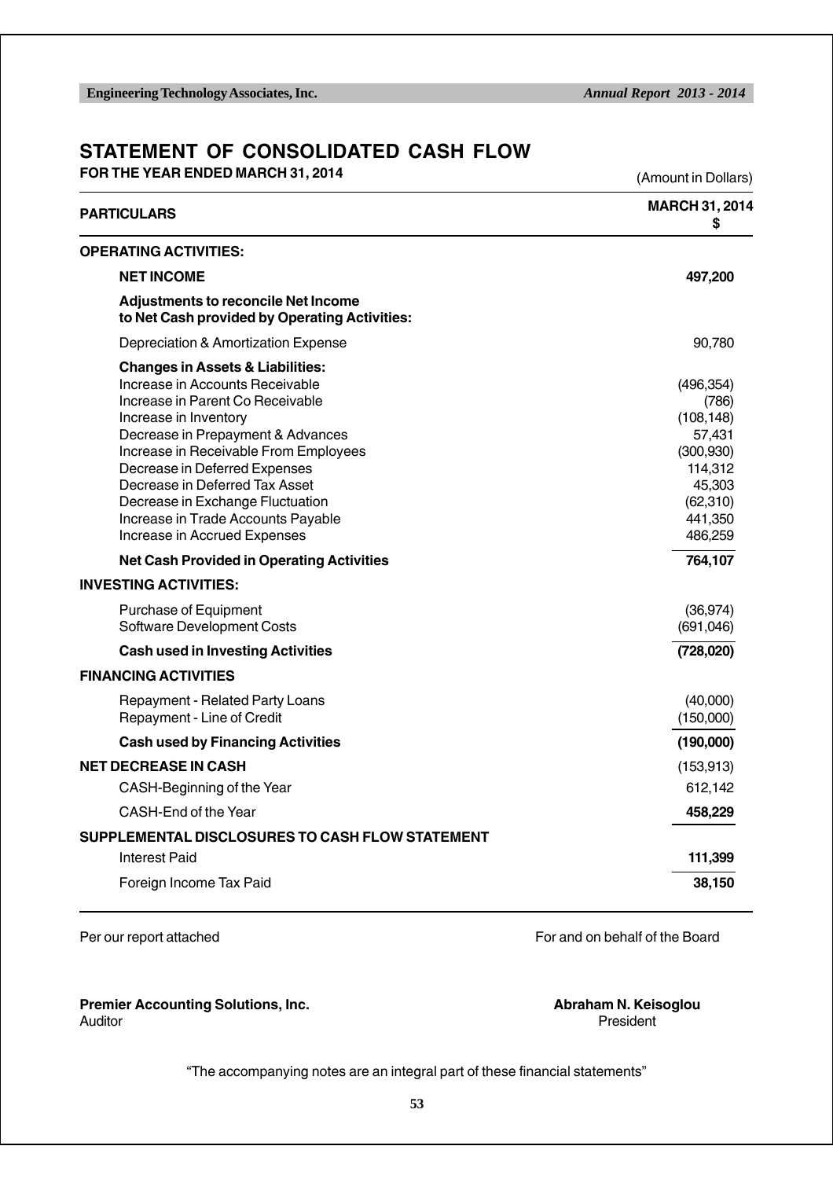# STATEMENT OF CONSOLIDATED CASH FLOW

**FOR THE YEAR ENDED MARCH 31, 2014**

(Amount in Dollars)

| PARTICULARS | MARCH 31, 2014 $ |
|---|---|
| **OPERATING ACTIVITIES:** | |
| **NET INCOME** | **497,200** |
| **Adjustments to reconcile Net Income to Net Cash provided by Operating Activities:** | |
| Depreciation & Amortization Expense | 90,780 |
| **Changes in Assets & Liabilities:** | |
| Increase in Accounts Receivable | (496,354) |
| Increase in Parent Co Receivable | (786) |
| Increase in Inventory | (108,148) |
| Decrease in Prepayment & Advances | 57,431 |
| Increase in Receivable From Employees | (300,930) |
| Decrease in Deferred Expenses | 114,312 |
| Decrease in Deferred Tax Asset | 45,303 |
| Decrease in Exchange Fluctuation | (62,310) |
| Increase in Trade Accounts Payable | 441,350 |
| Increase in Accrued Expenses | 486,259 |
| **Net Cash Provided in Operating Activities** | **764,107** |
| **INVESTING ACTIVITIES:** | |
| Purchase of Equipment | (36,974) |
| Software Development Costs | (691,046) |
| **Cash used in Investing Activities** | **(728,020)** |
| **FINANCING ACTIVITIES** | |
| Repayment - Related Party Loans | (40,000) |
| Repayment - Line of Credit | (150,000) |
| **Cash used by Financing Activities** | **(190,000)** |
| **NET DECREASE IN CASH** | (153,913) |
| CASH-Beginning of the Year | 612,142 |
| CASH-End of the Year | **458,229** |
| **SUPPLEMENTAL DISCLOSURES TO CASH FLOW STATEMENT** | |
| Interest Paid | **111,399** |
| Foreign Income Tax Paid | **38,150** |

Per our report attached

For and on behalf of the Board

**Premier Accounting Solutions, Inc.**
Auditor

**Abraham N. Keisoglou**
President

"The accompanying notes are an integral part of these financial statements"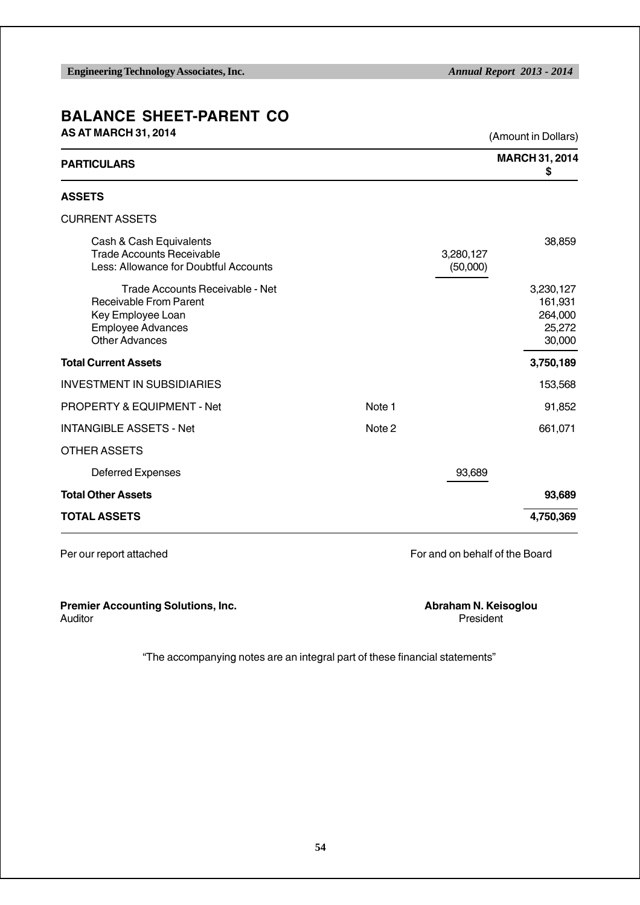# BALANCE SHEET-PARENT CO

**AS AT MARCH 31, 2014**

(Amount in Dollars)

| PARTICULARS | | | MARCH 31, 2014 $ |
|---|---|---|---|
| **ASSETS** | | | |
| CURRENT ASSETS | | | |
| Cash & Cash Equivalents | | | 38,859 |
| Trade Accounts Receivable | | 3,280,127 | |
| Less: Allowance for Doubtful Accounts | | (50,000) | |
| Trade Accounts Receivable - Net | | | 3,230,127 |
| Receivable From Parent | | | 161,931 |
| Key Employee Loan | | | 264,000 |
| Employee Advances | | | 25,272 |
| Other Advances | | | 30,000 |
| **Total Current Assets** | | | **3,750,189** |
| INVESTMENT IN SUBSIDIARIES | | | 153,568 |
| PROPERTY & EQUIPMENT - Net | Note 1 | | 91,852 |
| INTANGIBLE ASSETS - Net | Note 2 | | 661,071 |
| OTHER ASSETS | | | |
| Deferred Expenses | | 93,689 | |
| **Total Other Assets** | | | **93,689** |
| **TOTAL ASSETS** | | | **4,750,369** |

Per our report attached

For and on behalf of the Board

**Premier Accounting Solutions, Inc.**
Auditor

**Abraham N. Keisoglou**
President

"The accompanying notes are an integral part of these financial statements"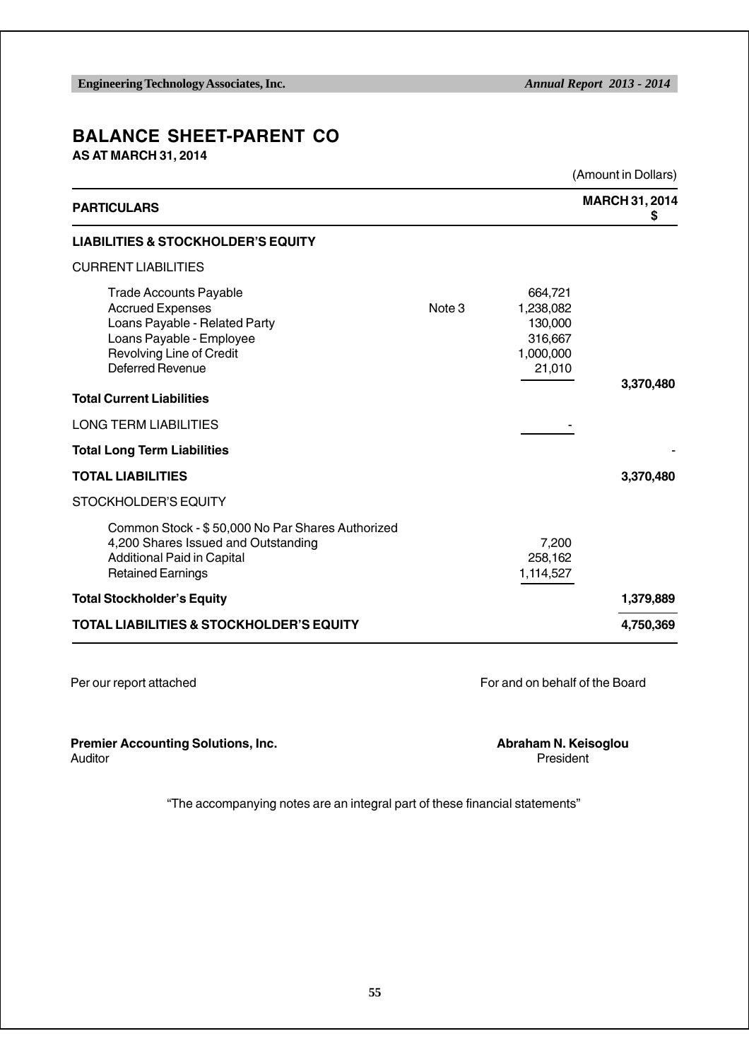# BALANCE SHEET-PARENT CO

**AS AT MARCH 31, 2014**

(Amount in Dollars)

| PARTICULARS | | | MARCH 31, 2014 $ |
|---|---|---|---|
| **LIABILITIES & STOCKHOLDER'S EQUITY** | | | |
| CURRENT LIABILITIES | | | |
| Trade Accounts Payable | | 664,721 | |
| Accrued Expenses | Note 3 | 1,238,082 | |
| Loans Payable - Related Party | | 130,000 | |
| Loans Payable - Employee | | 316,667 | |
| Revolving Line of Credit | | 1,000,000 | |
| Deferred Revenue | | 21,010 | |
| **Total Current Liabilities** | | | **3,370,480** |
| LONG TERM LIABILITIES | | - | |
| **Total Long Term Liabilities** | | | - |
| **TOTAL LIABILITIES** | | | **3,370,480** |
| STOCKHOLDER'S EQUITY | | | |
| Common Stock - $ 50,000 No Par Shares Authorized 4,200 Shares Issued and Outstanding | | 7,200 | |
| Additional Paid in Capital | | 258,162 | |
| Retained Earnings | | 1,114,527 | |
| **Total Stockholder's Equity** | | | **1,379,889** |
| **TOTAL LIABILITIES & STOCKHOLDER'S EQUITY** | | | **4,750,369** |

Per our report attached

**Premier Accounting Solutions, Inc.**
Auditor

For and on behalf of the Board

**Abraham N. Keisoglou**
President

"The accompanying notes are an integral part of these financial statements"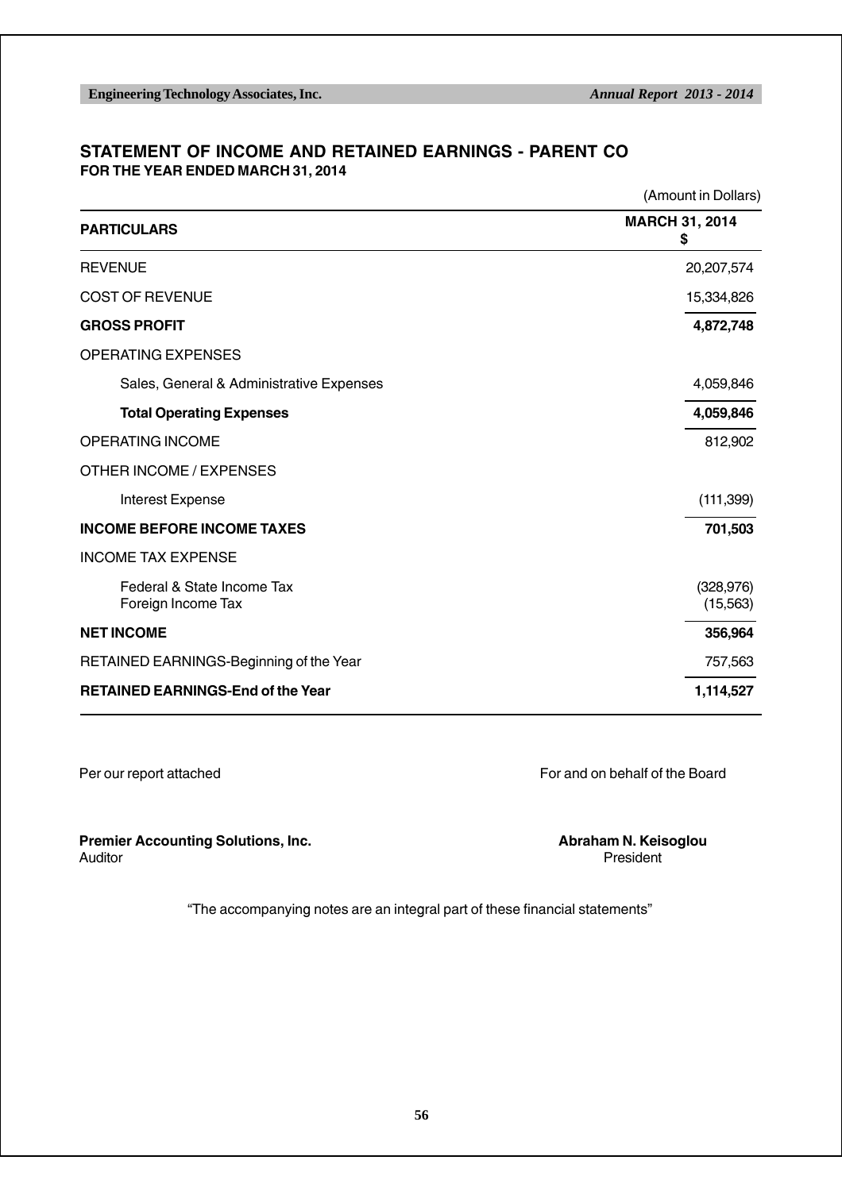## STATEMENT OF INCOME AND RETAINED EARNINGS - PARENT CO

**FOR THE YEAR ENDED MARCH 31, 2014**

(Amount in Dollars)

| PARTICULARS | MARCH 31, 2014 $ |
|---|---|
| REVENUE | 20,207,574 |
| COST OF REVENUE | 15,334,826 |
| **GROSS PROFIT** | **4,872,748** |
| OPERATING EXPENSES | |
| Sales, General & Administrative Expenses | 4,059,846 |
| **Total Operating Expenses** | **4,059,846** |
| OPERATING INCOME | 812,902 |
| OTHER INCOME / EXPENSES | |
| Interest Expense | (111,399) |
| **INCOME BEFORE INCOME TAXES** | **701,503** |
| INCOME TAX EXPENSE | |
| Federal & State Income Tax | (328,976) |
| Foreign Income Tax | (15,563) |
| **NET INCOME** | **356,964** |
| RETAINED EARNINGS-Beginning of the Year | 757,563 |
| **RETAINED EARNINGS-End of the Year** | **1,114,527** |

Per our report attached

For and on behalf of the Board

**Premier Accounting Solutions, Inc.**
Auditor

**Abraham N. Keisoglou**
President

"The accompanying notes are an integral part of these financial statements"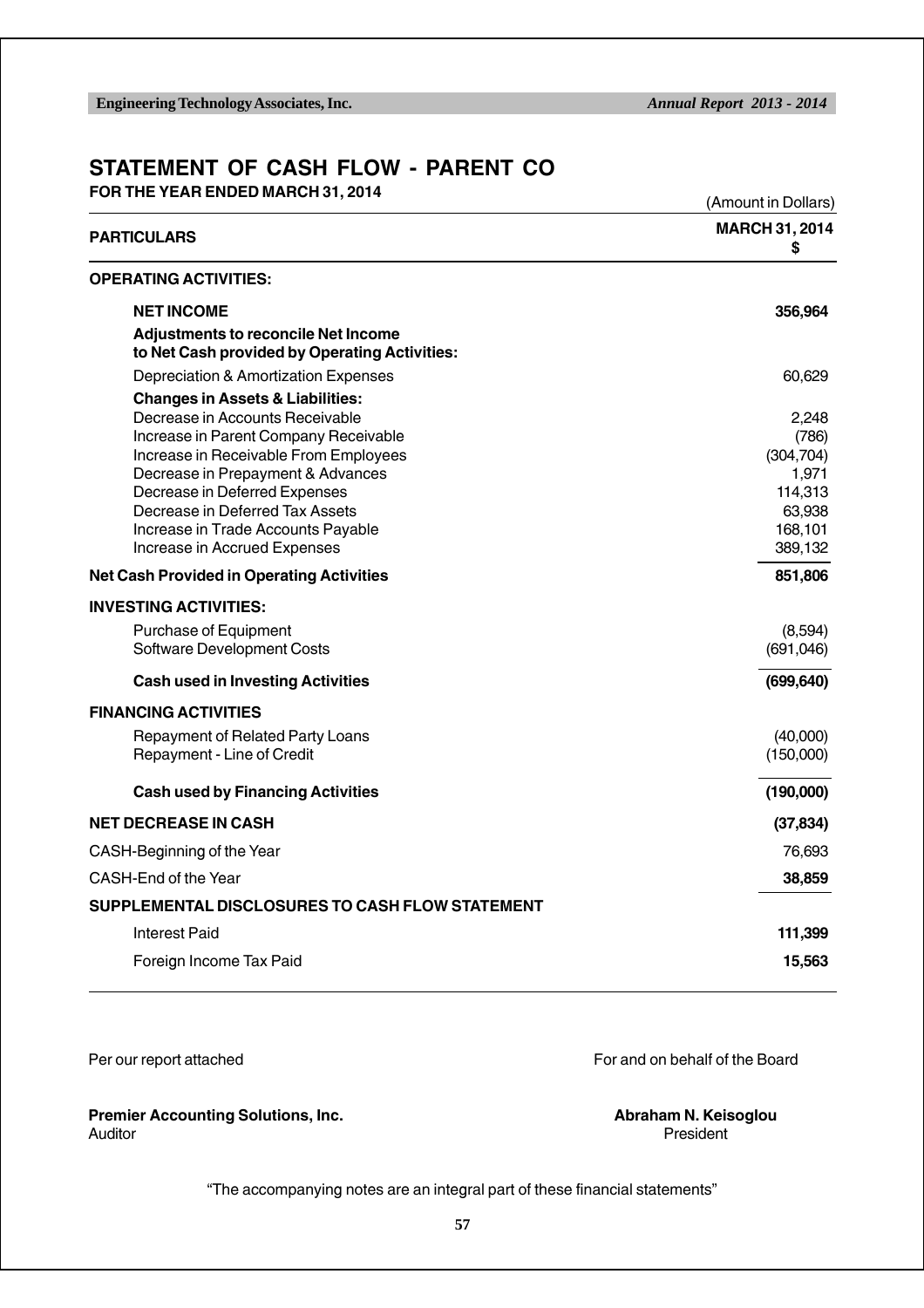# STATEMENT OF CASH FLOW - PARENT CO

**FOR THE YEAR ENDED MARCH 31, 2014**

(Amount in Dollars)

| PARTICULARS | MARCH 31, 2014 $ |
|---|---|
| **OPERATING ACTIVITIES:** | |
| **NET INCOME** | **356,964** |
| **Adjustments to reconcile Net Income to Net Cash provided by Operating Activities:** | |
| Depreciation & Amortization Expenses | 60,629 |
| **Changes in Assets & Liabilities:** | |
| Decrease in Accounts Receivable | 2,248 |
| Increase in Parent Company Receivable | (786) |
| Increase in Receivable From Employees | (304,704) |
| Decrease in Prepayment & Advances | 1,971 |
| Decrease in Deferred Expenses | 114,313 |
| Decrease in Deferred Tax Assets | 63,938 |
| Increase in Trade Accounts Payable | 168,101 |
| Increase in Accrued Expenses | 389,132 |
| **Net Cash Provided in Operating Activities** | **851,806** |
| **INVESTING ACTIVITIES:** | |
| Purchase of Equipment | (8,594) |
| Software Development Costs | (691,046) |
| **Cash used in Investing Activities** | **(699,640)** |
| **FINANCING ACTIVITIES** | |
| Repayment of Related Party Loans | (40,000) |
| Repayment - Line of Credit | (150,000) |
| **Cash used by Financing Activities** | **(190,000)** |
| **NET DECREASE IN CASH** | **(37,834)** |
| CASH-Beginning of the Year | 76,693 |
| CASH-End of the Year | **38,859** |
| **SUPPLEMENTAL DISCLOSURES TO CASH FLOW STATEMENT** | |
| Interest Paid | **111,399** |
| Foreign Income Tax Paid | **15,563** |

Per our report attached

**Premier Accounting Solutions, Inc.**
Auditor

For and on behalf of the Board

**Abraham N. Keisoglou**
President

"The accompanying notes are an integral part of these financial statements"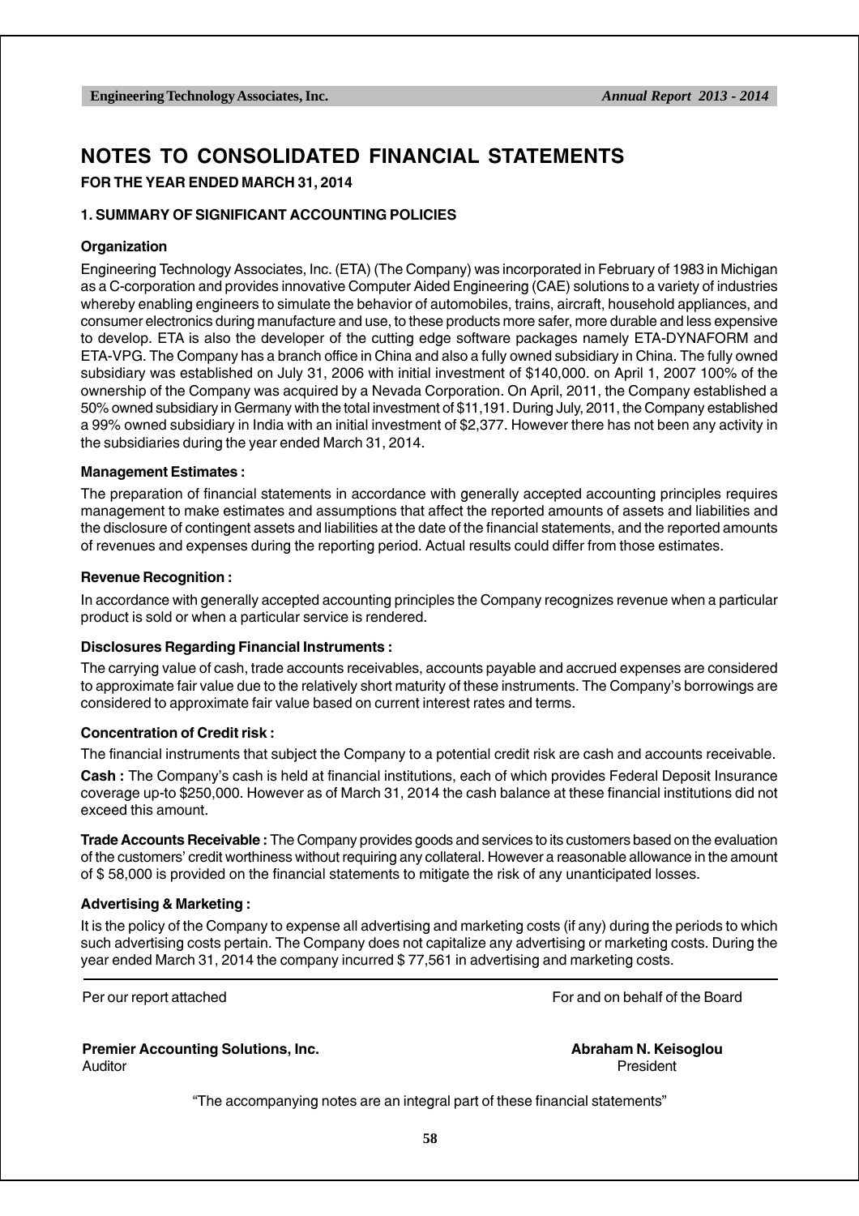# NOTES TO CONSOLIDATED FINANCIAL STATEMENTS

**FOR THE YEAR ENDED MARCH 31, 2014**

### 1. SUMMARY OF SIGNIFICANT ACCOUNTING POLICIES

**Organization**

Engineering Technology Associates, Inc. (ETA) (The Company) was incorporated in February of 1983 in Michigan as a C-corporation and provides innovative Computer Aided Engineering (CAE) solutions to a variety of industries whereby enabling engineers to simulate the behavior of automobiles, trains, aircraft, household appliances, and consumer electronics during manufacture and use, to these products more safer, more durable and less expensive to develop. ETA is also the developer of the cutting edge software packages namely ETA-DYNAFORM and ETA-VPG. The Company has a branch office in China and also a fully owned subsidiary in China. The fully owned subsidiary was established on July 31, 2006 with initial investment of $140,000. on April 1, 2007 100% of the ownership of the Company was acquired by a Nevada Corporation. On April, 2011, the Company established a 50% owned subsidiary in Germany with the total investment of $11,191. During July, 2011, the Company established a 99% owned subsidiary in India with an initial investment of $2,377. However there has not been any activity in the subsidiaries during the year ended March 31, 2014.

**Management Estimates :**

The preparation of financial statements in accordance with generally accepted accounting principles requires management to make estimates and assumptions that affect the reported amounts of assets and liabilities and the disclosure of contingent assets and liabilities at the date of the financial statements, and the reported amounts of revenues and expenses during the reporting period. Actual results could differ from those estimates.

**Revenue Recognition :**

In accordance with generally accepted accounting principles the Company recognizes revenue when a particular product is sold or when a particular service is rendered.

**Disclosures Regarding Financial Instruments :**

The carrying value of cash, trade accounts receivables, accounts payable and accrued expenses are considered to approximate fair value due to the relatively short maturity of these instruments. The Company's borrowings are considered to approximate fair value based on current interest rates and terms.

**Concentration of Credit risk :**

The financial instruments that subject the Company to a potential credit risk are cash and accounts receivable.

**Cash :** The Company's cash is held at financial institutions, each of which provides Federal Deposit Insurance coverage up-to $250,000. However as of March 31, 2014 the cash balance at these financial institutions did not exceed this amount.

**Trade Accounts Receivable :** The Company provides goods and services to its customers based on the evaluation of the customers' credit worthiness without requiring any collateral. However a reasonable allowance in the amount of $ 58,000 is provided on the financial statements to mitigate the risk of any unanticipated losses.

**Advertising & Marketing :**

It is the policy of the Company to expense all advertising and marketing costs (if any) during the periods to which such advertising costs pertain. The Company does not capitalize any advertising or marketing costs. During the year ended March 31, 2014 the company incurred $ 77,561 in advertising and marketing costs.

---

| Per our report attached | For and on behalf of the Board |
|---|---|
| **Premier Accounting Solutions, Inc.** | **Abraham N. Keisoglou** |
| Auditor | President |

"The accompanying notes are an integral part of these financial statements"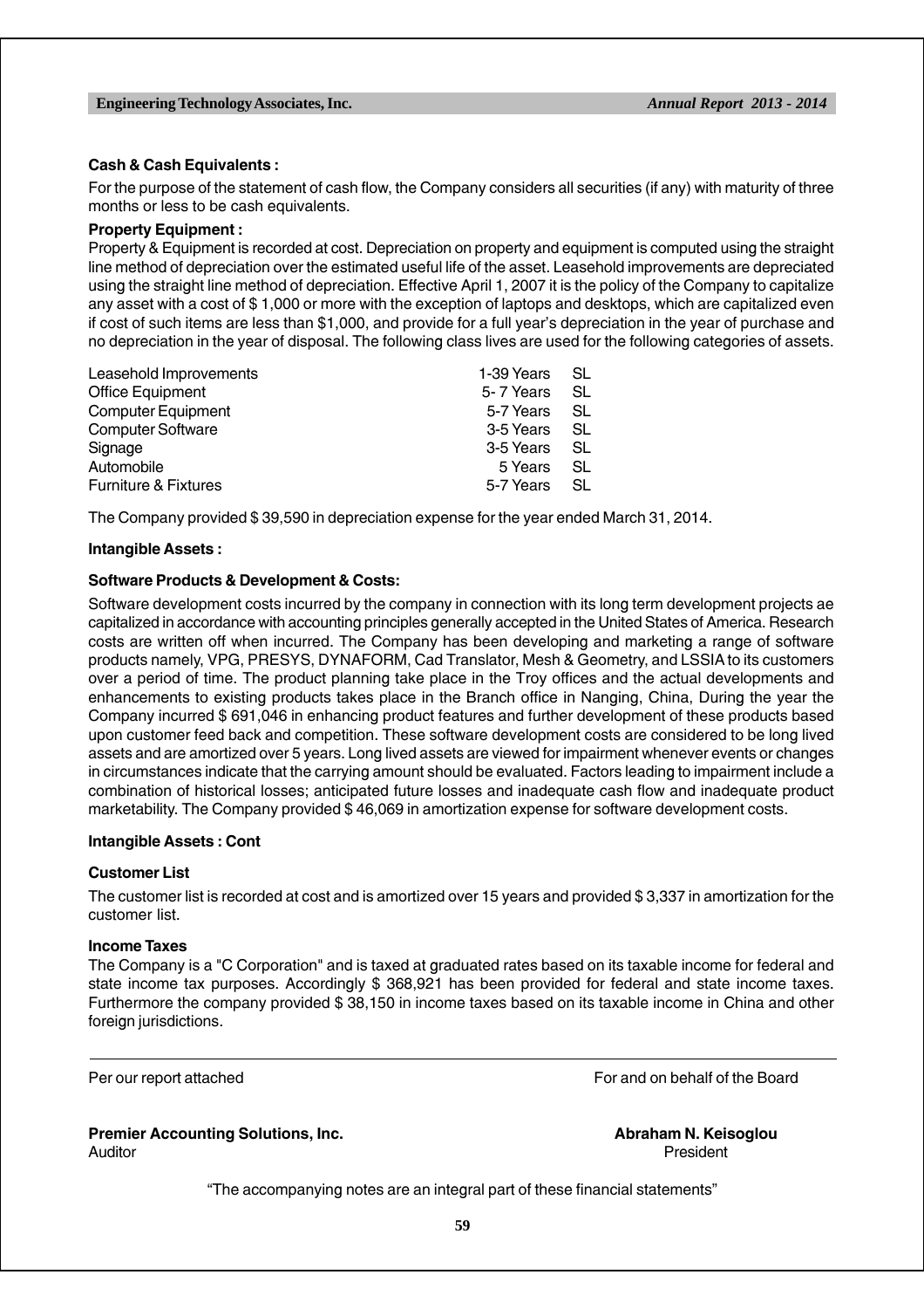**Cash & Cash Equivalents :**

For the purpose of the statement of cash flow, the Company considers all securities (if any) with maturity of three months or less to be cash equivalents.

**Property Equipment :**

Property & Equipment is recorded at cost. Depreciation on property and equipment is computed using the straight line method of depreciation over the estimated useful life of the asset. Leasehold improvements are depreciated using the straight line method of depreciation. Effective April 1, 2007 it is the policy of the Company to capitalize any asset with a cost of $ 1,000 or more with the exception of laptops and desktops, which are capitalized even if cost of such items are less than $1,000, and provide for a full year's depreciation in the year of purchase and no depreciation in the year of disposal. The following class lives are used for the following categories of assets.

| | | |
|---|---|---|
| Leasehold Improvements | 1-39 Years | SL |
| Office Equipment | 5- 7 Years | SL |
| Computer Equipment | 5-7 Years | SL |
| Computer Software | 3-5 Years | SL |
| Signage | 3-5 Years | SL |
| Automobile | 5 Years | SL |
| Furniture & Fixtures | 5-7 Years | SL |

The Company provided $ 39,590 in depreciation expense for the year ended March 31, 2014.

**Intangible Assets :**

**Software Products & Development & Costs:**

Software development costs incurred by the company in connection with its long term development projects ae capitalized in accordance with accounting principles generally accepted in the United States of America. Research costs are written off when incurred. The Company has been developing and marketing a range of software products namely, VPG, PRESYS, DYNAFORM, Cad Translator, Mesh & Geometry, and LSSIA to its customers over a period of time. The product planning take place in the Troy offices and the actual developments and enhancements to existing products takes place in the Branch office in Nanging, China, During the year the Company incurred $ 691,046 in enhancing product features and further development of these products based upon customer feed back and competition. These software development costs are considered to be long lived assets and are amortized over 5 years. Long lived assets are viewed for impairment whenever events or changes in circumstances indicate that the carrying amount should be evaluated. Factors leading to impairment include a combination of historical losses; anticipated future losses and inadequate cash flow and inadequate product marketability. The Company provided $ 46,069 in amortization expense for software development costs.

**Intangible Assets : Cont**

**Customer List**

The customer list is recorded at cost and is amortized over 15 years and provided $ 3,337 in amortization for the customer list.

**Income Taxes**

The Company is a "C Corporation" and is taxed at graduated rates based on its taxable income for federal and state income tax purposes. Accordingly $ 368,921 has been provided for federal and state income taxes. Furthermore the company provided $ 38,150 in income taxes based on its taxable income in China and other foreign jurisdictions.

---

Per our report attached

For and on behalf of the Board

**Premier Accounting Solutions, Inc.**
Auditor

**Abraham N. Keisoglou**
President

"The accompanying notes are an integral part of these financial statements"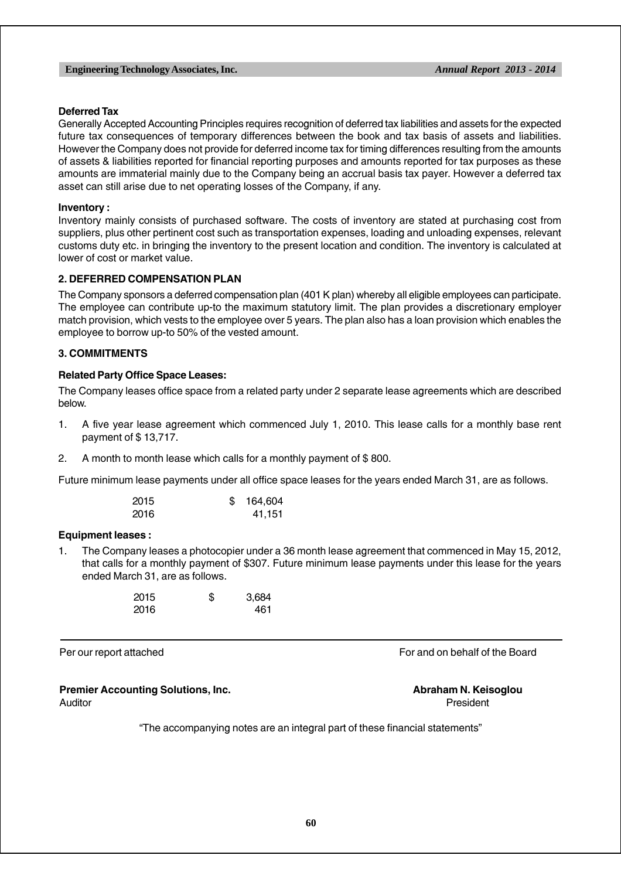**Deferred Tax**

Generally Accepted Accounting Principles requires recognition of deferred tax liabilities and assets for the expected future tax consequences of temporary differences between the book and tax basis of assets and liabilities. However the Company does not provide for deferred income tax for timing differences resulting from the amounts of assets & liabilities reported for financial reporting purposes and amounts reported for tax purposes as these amounts are immaterial mainly due to the Company being an accrual basis tax payer. However a deferred tax asset can still arise due to net operating losses of the Company, if any.

**Inventory :**

Inventory mainly consists of purchased software. The costs of inventory are stated at purchasing cost from suppliers, plus other pertinent cost such as transportation expenses, loading and unloading expenses, relevant customs duty etc. in bringing the inventory to the present location and condition. The inventory is calculated at lower of cost or market value.

**2. DEFERRED COMPENSATION PLAN**

The Company sponsors a deferred compensation plan (401 K plan) whereby all eligible employees can participate. The employee can contribute up-to the maximum statutory limit. The plan provides a discretionary employer match provision, which vests to the employee over 5 years. The plan also has a loan provision which enables the employee to borrow up-to 50% of the vested amount.

**3. COMMITMENTS**

**Related Party Office Space Leases:**

The Company leases office space from a related party under 2 separate lease agreements which are described below.

1. A five year lease agreement which commenced July 1, 2010. This lease calls for a monthly base rent payment of $ 13,717.
2. A month to month lease which calls for a monthly payment of $ 800.

Future minimum lease payments under all office space leases for the years ended March 31, are as follows.

| | |
|---|---|
| 2015 | $ 164,604 |
| 2016 | 41,151 |

**Equipment leases :**

1. The Company leases a photocopier under a 36 month lease agreement that commenced in May 15, 2012, that calls for a monthly payment of $307. Future minimum lease payments under this lease for the years ended March 31, are as follows.

| | |
|---|---|
| 2015 | $ 3,684 |
| 2016 | 461 |

Per our report attached

For and on behalf of the Board

**Premier Accounting Solutions, Inc.**
Auditor

**Abraham N. Keisoglou**
President

"The accompanying notes are an integral part of these financial statements"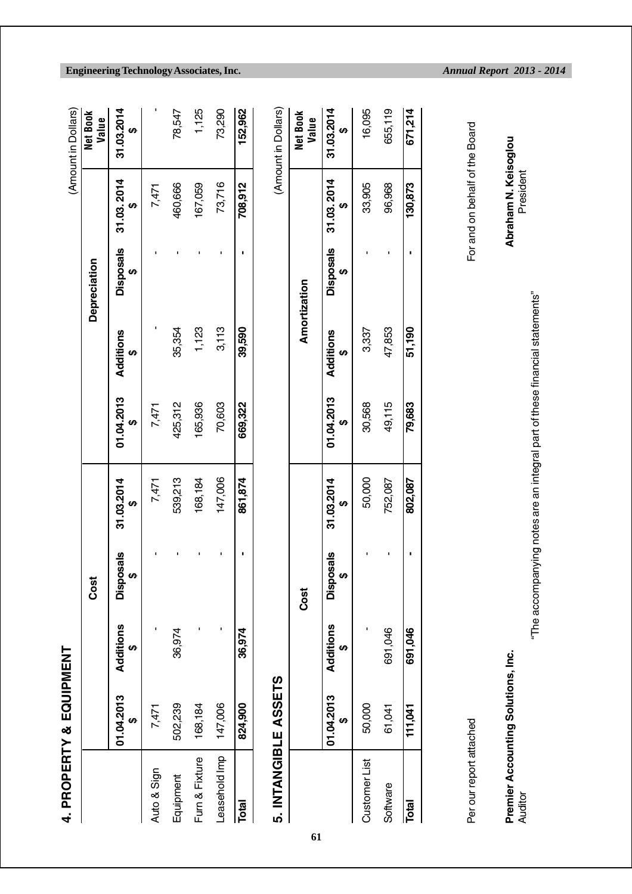## 4. PROPERTY & EQUIPMENT

(Amount in Dollars)

| | Cost | | | | Depreciation | | | | Net Book Value |
|---|---|---|---|---|---|---|---|---|---|
| | 01.04.2013 $ | Additions $ | Disposals $ | 31.03.2014 $ | 01.04.2013 $ | Additions $ | Disposals $ | 31.03.2014 $ | 31.03.2014 $ |
| Auto & Sign | 7,471 | - | - | 7,471 | 7,471 | - | - | 7,471 | - |
| Equipment | 502,239 | 36,974 | - | 539,213 | 425,312 | 35,354 | - | 460,666 | 78,547 |
| Furn & Fixture | 168,184 | - | - | 168,184 | 165,936 | 1,123 | - | 167,059 | 1,125 |
| Leasehold Imp | 147,006 | - | - | 147,006 | 70,603 | 3,113 | - | 73,716 | 73,290 |
| **Total** | **824,900** | **36,974** | **-** | **861,874** | **669,322** | **39,590** | **-** | **708,912** | **152,962** |

## 5. INTANGIBLE ASSETS

(Amount in Dollars)

| | Cost | | | | Amortization | | | | Net Book Value |
|---|---|---|---|---|---|---|---|---|---|
| | 01.04.2013 $ | Additions $ | Disposals $ | 31.03.2014 $ | 01.04.2013 $ | Additions $ | Disposals $ | 31.03.2014 $ | 31.03.2014 $ |
| Customer List | 50,000 | - | - | 50,000 | 30,568 | 3,337 | - | 33,905 | 16,095 |
| Software | 61,041 | 691,046 | - | 752,087 | 49,115 | 47,853 | - | 96,968 | 655,119 |
| **Total** | **111,041** | **691,046** | **-** | **802,087** | **79,683** | **51,190** | **-** | **130,873** | **671,214** |

Per our report attached

For and on behalf of the Board

**Premier Accounting Solutions, Inc.**
Auditor

**Abraham N. Keisoglou**
President

"The accompanying notes are an integral part of these financial statements"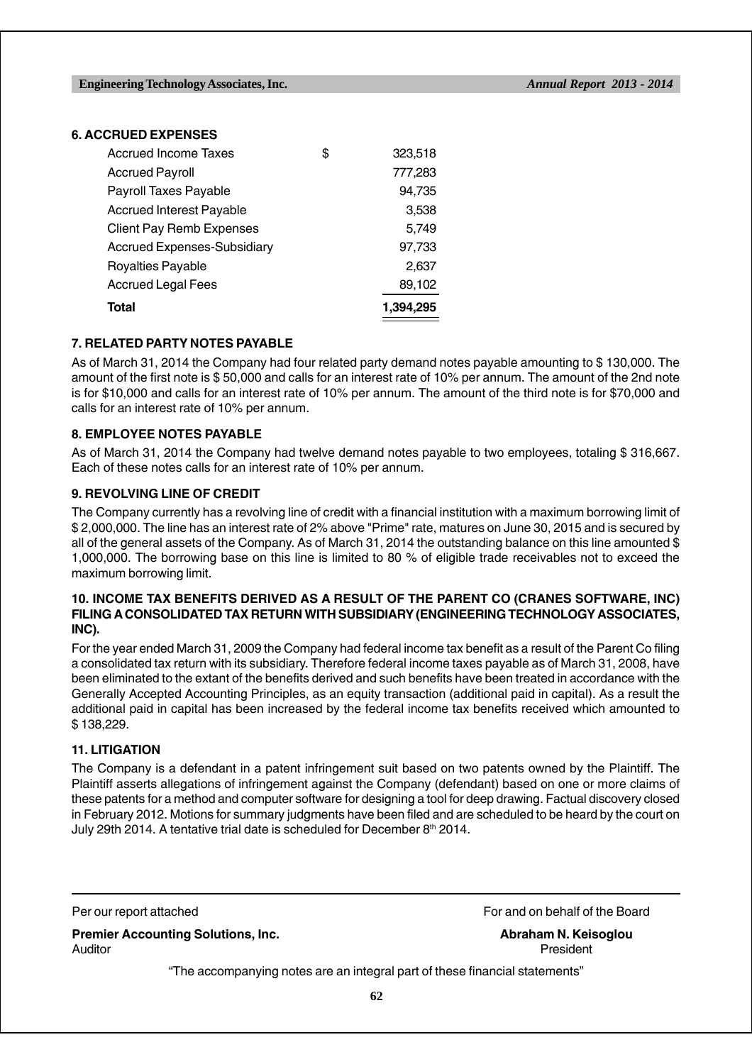### 6. ACCRUED EXPENSES

| | | |
|---|---|---|
| Accrued Income Taxes | $ | 323,518 |
| Accrued Payroll | | 777,283 |
| Payroll Taxes Payable | | 94,735 |
| Accrued Interest Payable | | 3,538 |
| Client Pay Remb Expenses | | 5,749 |
| Accrued Expenses-Subsidiary | | 97,733 |
| Royalties Payable | | 2,637 |
| Accrued Legal Fees | | 89,102 |
| **Total** | | **1,394,295** |

### 7. RELATED PARTY NOTES PAYABLE

As of March 31, 2014 the Company had four related party demand notes payable amounting to $ 130,000. The amount of the first note is $ 50,000 and calls for an interest rate of 10% per annum. The amount of the 2nd note is for $10,000 and calls for an interest rate of 10% per annum. The amount of the third note is for $70,000 and calls for an interest rate of 10% per annum.

### 8. EMPLOYEE NOTES PAYABLE

As of March 31, 2014 the Company had twelve demand notes payable to two employees, totaling $ 316,667. Each of these notes calls for an interest rate of 10% per annum.

### 9. REVOLVING LINE OF CREDIT

The Company currently has a revolving line of credit with a financial institution with a maximum borrowing limit of $ 2,000,000. The line has an interest rate of 2% above "Prime" rate, matures on June 30, 2015 and is secured by all of the general assets of the Company. As of March 31, 2014 the outstanding balance on this line amounted $ 1,000,000. The borrowing base on this line is limited to 80 % of eligible trade receivables not to exceed the maximum borrowing limit.

### 10. INCOME TAX BENEFITS DERIVED AS A RESULT OF THE PARENT CO (CRANES SOFTWARE, INC) FILING A CONSOLIDATED TAX RETURN WITH SUBSIDIARY (ENGINEERING TECHNOLOGY ASSOCIATES, INC).

For the year ended March 31, 2009 the Company had federal income tax benefit as a result of the Parent Co filing a consolidated tax return with its subsidiary. Therefore federal income taxes payable as of March 31, 2008, have been eliminated to the extant of the benefits derived and such benefits have been treated in accordance with the Generally Accepted Accounting Principles, as an equity transaction (additional paid in capital). As a result the additional paid in capital has been increased by the federal income tax benefits received which amounted to $ 138,229.

### 11. LITIGATION

The Company is a defendant in a patent infringement suit based on two patents owned by the Plaintiff. The Plaintiff asserts allegations of infringement against the Company (defendant) based on one or more claims of these patents for a method and computer software for designing a tool for deep drawing. Factual discovery closed in February 2012. Motions for summary judgments have been filed and are scheduled to be heard by the court on July 29th 2014. A tentative trial date is scheduled for December 8th 2014.

---

Per our report attached

**Premier Accounting Solutions, Inc.**
Auditor

For and on behalf of the Board

**Abraham N. Keisoglou**
President

"The accompanying notes are an integral part of these financial statements"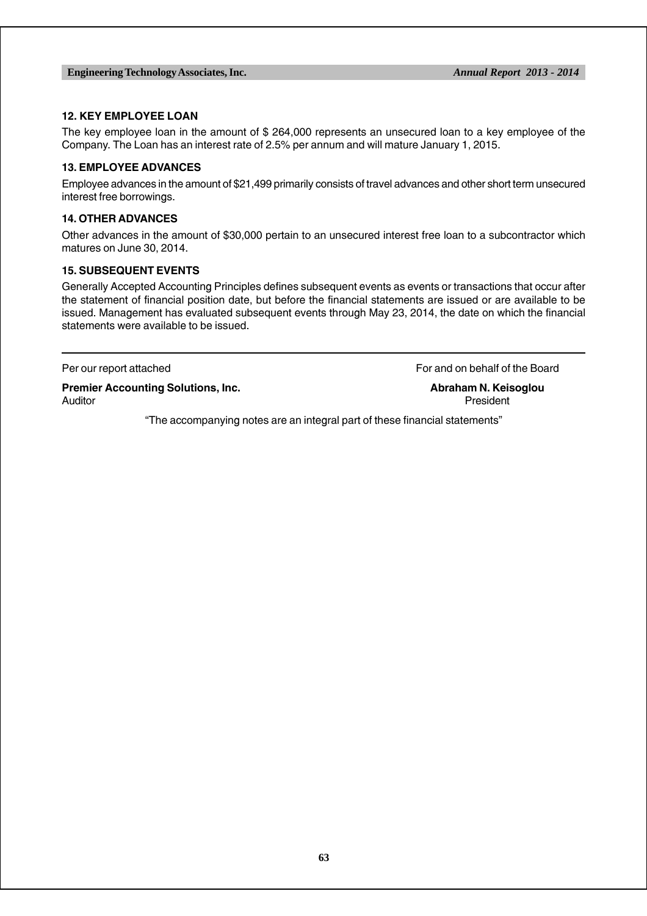### 12. KEY EMPLOYEE LOAN

The key employee loan in the amount of $ 264,000 represents an unsecured loan to a key employee of the Company. The Loan has an interest rate of 2.5% per annum and will mature January 1, 2015.

### 13. EMPLOYEE ADVANCES

Employee advances in the amount of $21,499 primarily consists of travel advances and other short term unsecured interest free borrowings.

### 14. OTHER ADVANCES

Other advances in the amount of $30,000 pertain to an unsecured interest free loan to a subcontractor which matures on June 30, 2014.

### 15. SUBSEQUENT EVENTS

Generally Accepted Accounting Principles defines subsequent events as events or transactions that occur after the statement of financial position date, but before the financial statements are issued or are available to be issued. Management has evaluated subsequent events through May 23, 2014, the date on which the financial statements were available to be issued.

---

Per our report attached

**Premier Accounting Solutions, Inc.**
Auditor

For and on behalf of the Board

**Abraham N. Keisoglou**
President

"The accompanying notes are an integral part of these financial statements"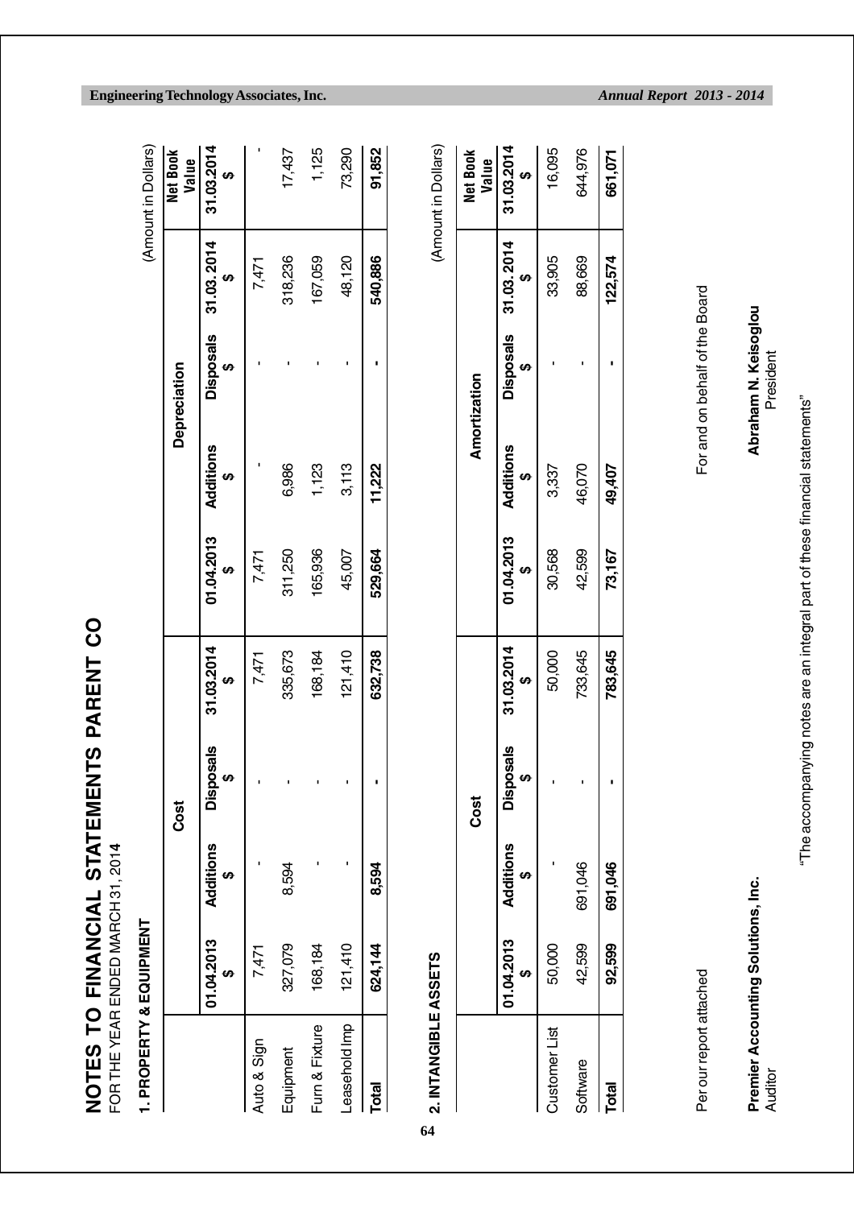# NOTES TO FINANCIAL STATEMENTS PARENT CO

FOR THE YEAR ENDED MARCH 31, 2014

## 1. PROPERTY & EQUIPMENT

(Amount in Dollars)

| | Cost | | | | Depreciation | | | | Net Book Value |
|---|---|---|---|---|---|---|---|---|---|
| | 01.04.2013 $ | Additions $ | Disposals $ | 31.03.2014 $ | 01.04.2013 $ | Additions $ | Disposals $ | 31.03.2014 $ | 31.03.2014 $ |
| Auto & Sign | 7,471 | - | - | 7,471 | 7,471 | - | - | 7,471 | - |
| Equipment | 327,079 | 8,594 | - | 335,673 | 311,250 | 6,986 | - | 318,236 | 17,437 |
| Furn & Fixture | 168,184 | - | - | 168,184 | 165,936 | 1,123 | - | 167,059 | 1,125 |
| Leasehold Imp | 121,410 | - | - | 121,410 | 45,007 | 3,113 | - | 48,120 | 73,290 |
| **Total** | **624,144** | **8,594** | **-** | **632,738** | **529,664** | **11,222** | **-** | **540,886** | **91,852** |

## 2. INTANGIBLE ASSETS

(Amount in Dollars)

| | Cost | | | | Amortization | | | | Net Book Value |
|---|---|---|---|---|---|---|---|---|---|
| | 01.04.2013 $ | Additions $ | Disposals $ | 31.03.2014 $ | 01.04.2013 $ | Additions $ | Disposals $ | 31.03.2014 $ | 31.03.2014 $ |
| Customer List | 50,000 | - | - | 50,000 | 30,568 | 3,337 | - | 33,905 | 16,095 |
| Software | 42,599 | 691,046 | - | 733,645 | 42,599 | 46,070 | - | 88,669 | 644,976 |
| **Total** | **92,599** | **691,046** | **-** | **783,645** | **73,167** | **49,407** | **-** | **122,574** | **661,071** |

Per our report attached

**Premier Accounting Solutions, Inc.**
Auditor

For and on behalf of the Board

**Abraham N. Keisoglou**
President

"The accompanying notes are an integral part of these financial statements"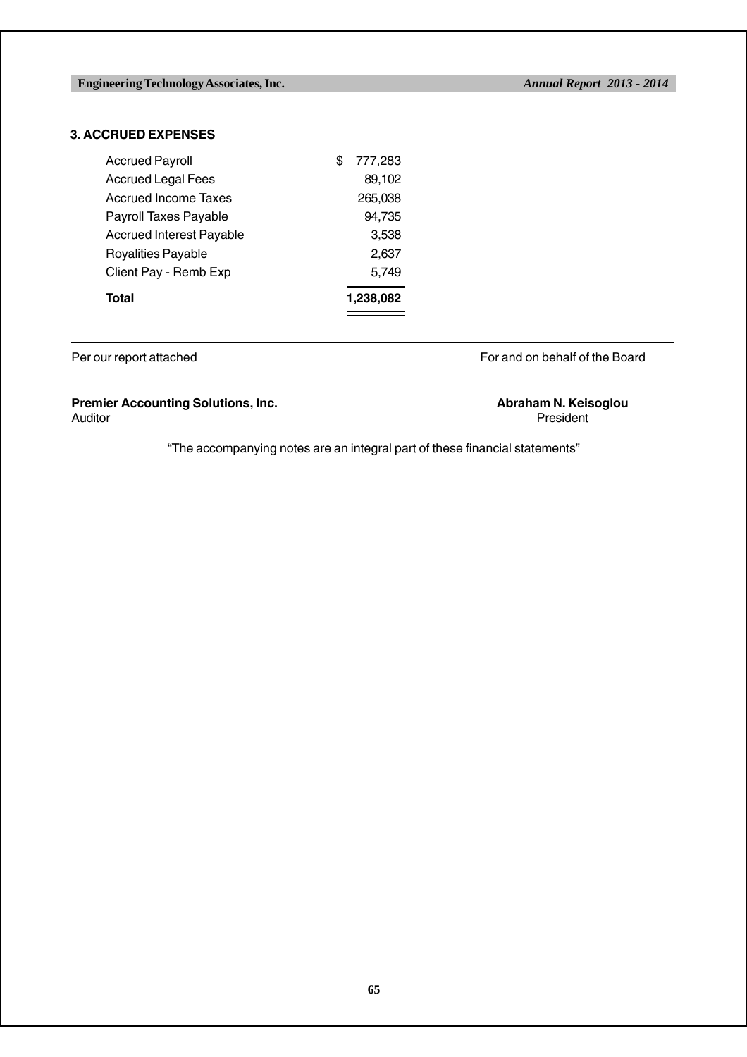### 3. ACCRUED EXPENSES

| | |
|---|---|
| Accrued Payroll | $ 777,283 |
| Accrued Legal Fees | 89,102 |
| Accrued Income Taxes | 265,038 |
| Payroll Taxes Payable | 94,735 |
| Accrued Interest Payable | 3,538 |
| Royalities Payable | 2,637 |
| Client Pay - Remb Exp | 5,749 |
| **Total** | **1,238,082** |

Per our report attached

For and on behalf of the Board

**Premier Accounting Solutions, Inc.**
Auditor

**Abraham N. Keisoglou**
President

"The accompanying notes are an integral part of these financial statements"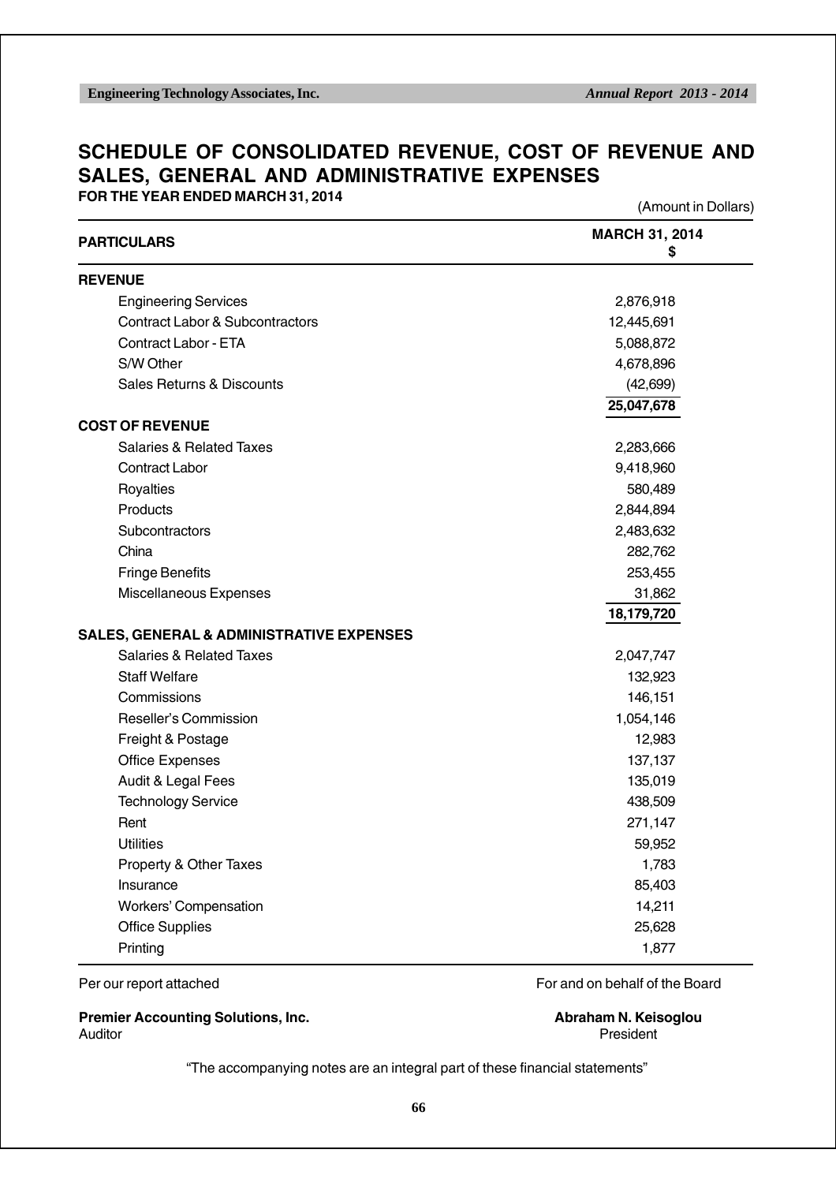# SCHEDULE OF CONSOLIDATED REVENUE, COST OF REVENUE AND SALES, GENERAL AND ADMINISTRATIVE EXPENSES

**FOR THE YEAR ENDED MARCH 31, 2014**

(Amount in Dollars)

| PARTICULARS | MARCH 31, 2014 $ |
|---|---|
| **REVENUE** | |
| Engineering Services | 2,876,918 |
| Contract Labor & Subcontractors | 12,445,691 |
| Contract Labor - ETA | 5,088,872 |
| S/W Other | 4,678,896 |
| Sales Returns & Discounts | (42,699) |
| | **25,047,678** |
| **COST OF REVENUE** | |
| Salaries & Related Taxes | 2,283,666 |
| Contract Labor | 9,418,960 |
| Royalties | 580,489 |
| Products | 2,844,894 |
| Subcontractors | 2,483,632 |
| China | 282,762 |
| Fringe Benefits | 253,455 |
| Miscellaneous Expenses | 31,862 |
| | **18,179,720** |
| **SALES, GENERAL & ADMINISTRATIVE EXPENSES** | |
| Salaries & Related Taxes | 2,047,747 |
| Staff Welfare | 132,923 |
| Commissions | 146,151 |
| Reseller's Commission | 1,054,146 |
| Freight & Postage | 12,983 |
| Office Expenses | 137,137 |
| Audit & Legal Fees | 135,019 |
| Technology Service | 438,509 |
| Rent | 271,147 |
| Utilities | 59,952 |
| Property & Other Taxes | 1,783 |
| Insurance | 85,403 |
| Workers' Compensation | 14,211 |
| Office Supplies | 25,628 |
| Printing | 1,877 |

Per our report attached

**Premier Accounting Solutions, Inc.**
Auditor

For and on behalf of the Board

**Abraham N. Keisoglou**
President

"The accompanying notes are an integral part of these financial statements"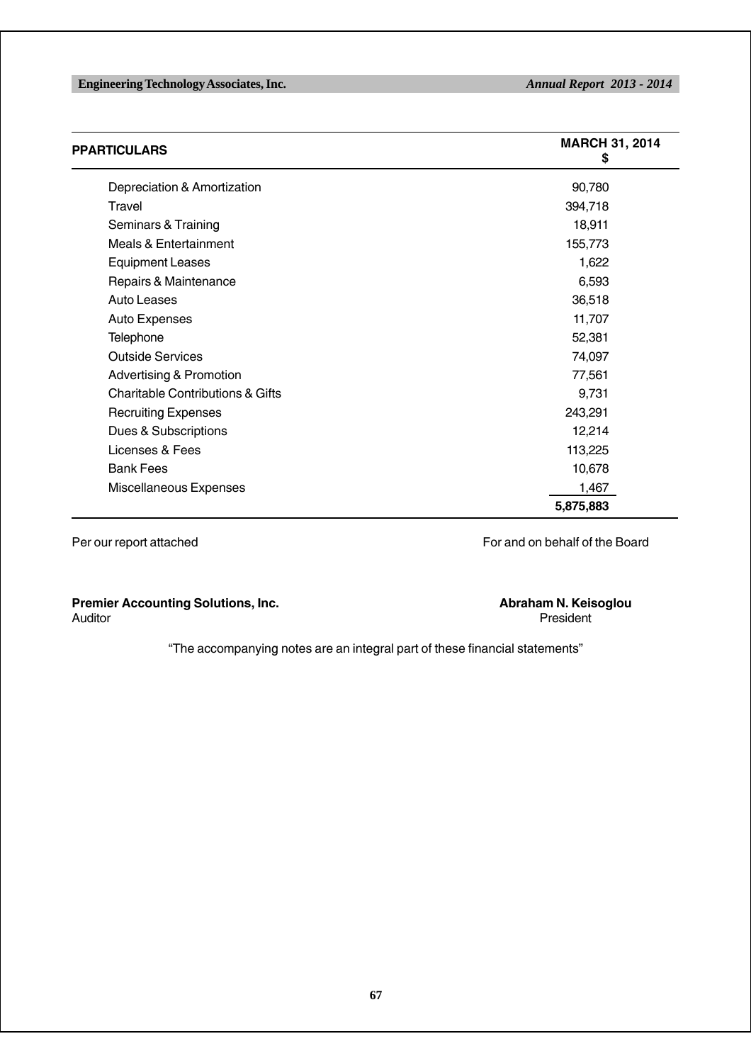| PPARTICULARS | MARCH 31, 2014 $ |
|---|---|
| Depreciation & Amortization | 90,780 |
| Travel | 394,718 |
| Seminars & Training | 18,911 |
| Meals & Entertainment | 155,773 |
| Equipment Leases | 1,622 |
| Repairs & Maintenance | 6,593 |
| Auto Leases | 36,518 |
| Auto Expenses | 11,707 |
| Telephone | 52,381 |
| Outside Services | 74,097 |
| Advertising & Promotion | 77,561 |
| Charitable Contributions & Gifts | 9,731 |
| Recruiting Expenses | 243,291 |
| Dues & Subscriptions | 12,214 |
| Licenses & Fees | 113,225 |
| Bank Fees | 10,678 |
| Miscellaneous Expenses | 1,467 |
| | **5,875,883** |

Per our report attached

For and on behalf of the Board

**Premier Accounting Solutions, Inc.**
Auditor

**Abraham N. Keisoglou**
President

"The accompanying notes are an integral part of these financial statements"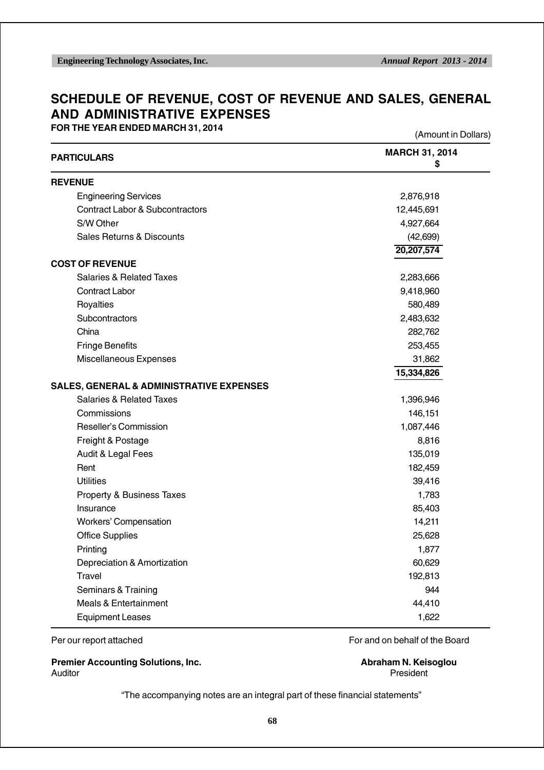# SCHEDULE OF REVENUE, COST OF REVENUE AND SALES, GENERAL AND ADMINISTRATIVE EXPENSES

**FOR THE YEAR ENDED MARCH 31, 2014**

(Amount in Dollars)

| PARTICULARS | MARCH 31, 2014 $ |
|---|---|
| **REVENUE** | |
| Engineering Services | 2,876,918 |
| Contract Labor & Subcontractors | 12,445,691 |
| S/W Other | 4,927,664 |
| Sales Returns & Discounts | (42,699) |
| | **20,207,574** |
| **COST OF REVENUE** | |
| Salaries & Related Taxes | 2,283,666 |
| Contract Labor | 9,418,960 |
| Royalties | 580,489 |
| Subcontractors | 2,483,632 |
| China | 282,762 |
| Fringe Benefits | 253,455 |
| Miscellaneous Expenses | 31,862 |
| | **15,334,826** |
| **SALES, GENERAL & ADMINISTRATIVE EXPENSES** | |
| Salaries & Related Taxes | 1,396,946 |
| Commissions | 146,151 |
| Reseller's Commission | 1,087,446 |
| Freight & Postage | 8,816 |
| Audit & Legal Fees | 135,019 |
| Rent | 182,459 |
| Utilities | 39,416 |
| Property & Business Taxes | 1,783 |
| Insurance | 85,403 |
| Workers' Compensation | 14,211 |
| Office Supplies | 25,628 |
| Printing | 1,877 |
| Depreciation & Amortization | 60,629 |
| Travel | 192,813 |
| Seminars & Training | 944 |
| Meals & Entertainment | 44,410 |
| Equipment Leases | 1,622 |

Per our report attached

**Premier Accounting Solutions, Inc.**
Auditor

For and on behalf of the Board

**Abraham N. Keisoglou**
President

"The accompanying notes are an integral part of these financial statements"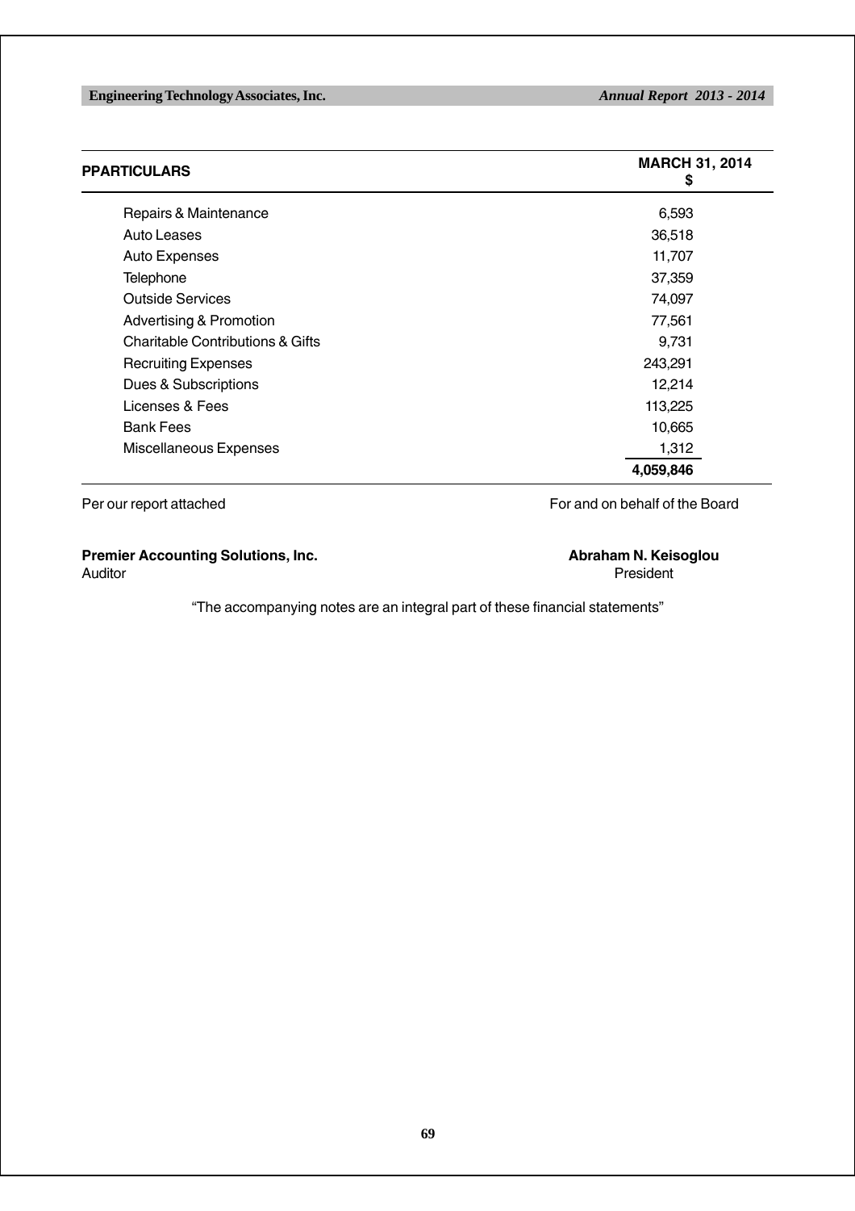| PPARTICULARS | MARCH 31, 2014 $ |
|---|---|
| Repairs & Maintenance | 6,593 |
| Auto Leases | 36,518 |
| Auto Expenses | 11,707 |
| Telephone | 37,359 |
| Outside Services | 74,097 |
| Advertising & Promotion | 77,561 |
| Charitable Contributions & Gifts | 9,731 |
| Recruiting Expenses | 243,291 |
| Dues & Subscriptions | 12,214 |
| Licenses & Fees | 113,225 |
| Bank Fees | 10,665 |
| Miscellaneous Expenses | 1,312 |
| | **4,059,846** |

Per our report attached

For and on behalf of the Board

**Premier Accounting Solutions, Inc.**
Auditor

**Abraham N. Keisoglou**
President

"The accompanying notes are an integral part of these financial statements"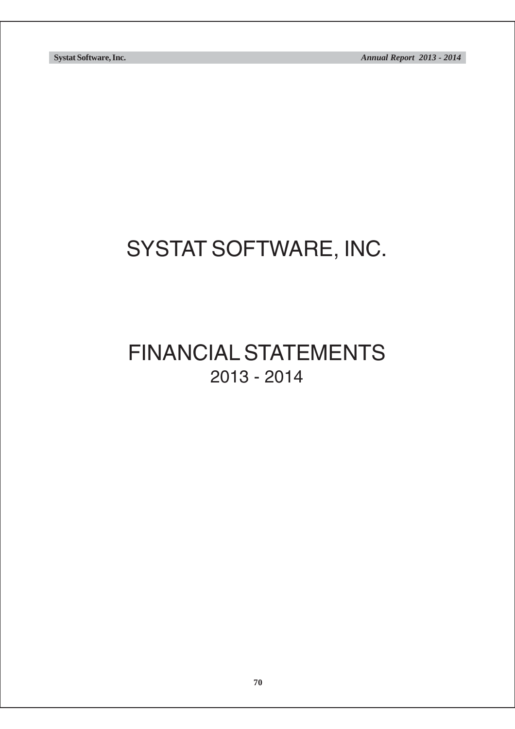# SYSTAT SOFTWARE, INC.

# FINANCIAL STATEMENTS
## 2013 - 2014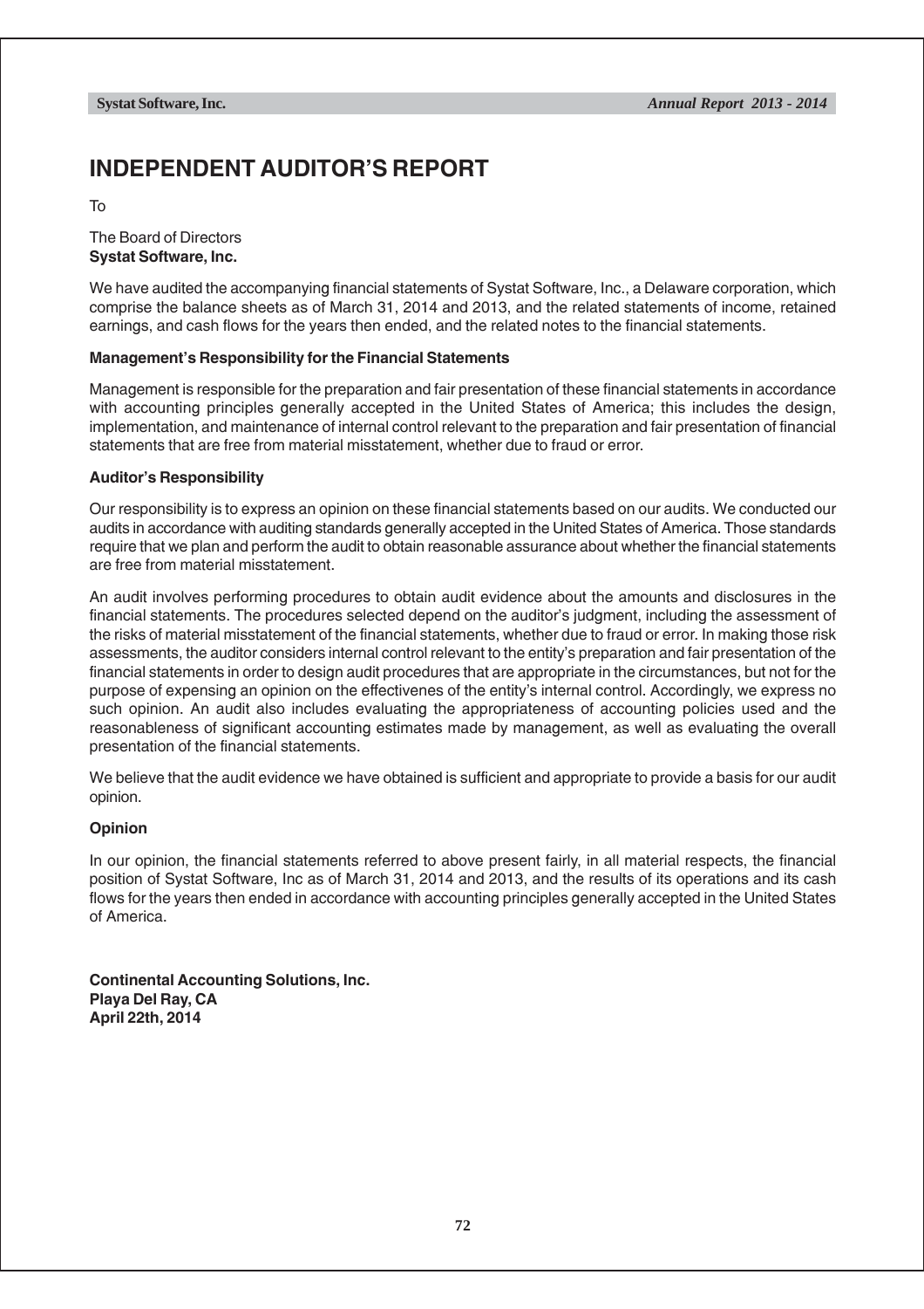# INDEPENDENT AUDITOR'S REPORT

To

The Board of Directors
**Systat Software, Inc.**

We have audited the accompanying financial statements of Systat Software, Inc., a Delaware corporation, which comprise the balance sheets as of March 31, 2014 and 2013, and the related statements of income, retained earnings, and cash flows for the years then ended, and the related notes to the financial statements.

**Management's Responsibility for the Financial Statements**

Management is responsible for the preparation and fair presentation of these financial statements in accordance with accounting principles generally accepted in the United States of America; this includes the design, implementation, and maintenance of internal control relevant to the preparation and fair presentation of financial statements that are free from material misstatement, whether due to fraud or error.

**Auditor's Responsibility**

Our responsibility is to express an opinion on these financial statements based on our audits. We conducted our audits in accordance with auditing standards generally accepted in the United States of America. Those standards require that we plan and perform the audit to obtain reasonable assurance about whether the financial statements are free from material misstatement.

An audit involves performing procedures to obtain audit evidence about the amounts and disclosures in the financial statements. The procedures selected depend on the auditor's judgment, including the assessment of the risks of material misstatement of the financial statements, whether due to fraud or error. In making those risk assessments, the auditor considers internal control relevant to the entity's preparation and fair presentation of the financial statements in order to design audit procedures that are appropriate in the circumstances, but not for the purpose of expensing an opinion on the effectivenes of the entity's internal control. Accordingly, we express no such opinion. An audit also includes evaluating the appropriateness of accounting policies used and the reasonableness of significant accounting estimates made by management, as well as evaluating the overall presentation of the financial statements.

We believe that the audit evidence we have obtained is sufficient and appropriate to provide a basis for our audit opinion.

**Opinion**

In our opinion, the financial statements referred to above present fairly, in all material respects, the financial position of Systat Software, Inc as of March 31, 2014 and 2013, and the results of its operations and its cash flows for the years then ended in accordance with accounting principles generally accepted in the United States of America.

**Continental Accounting Solutions, Inc.**
**Playa Del Ray, CA**
**April 22th, 2014**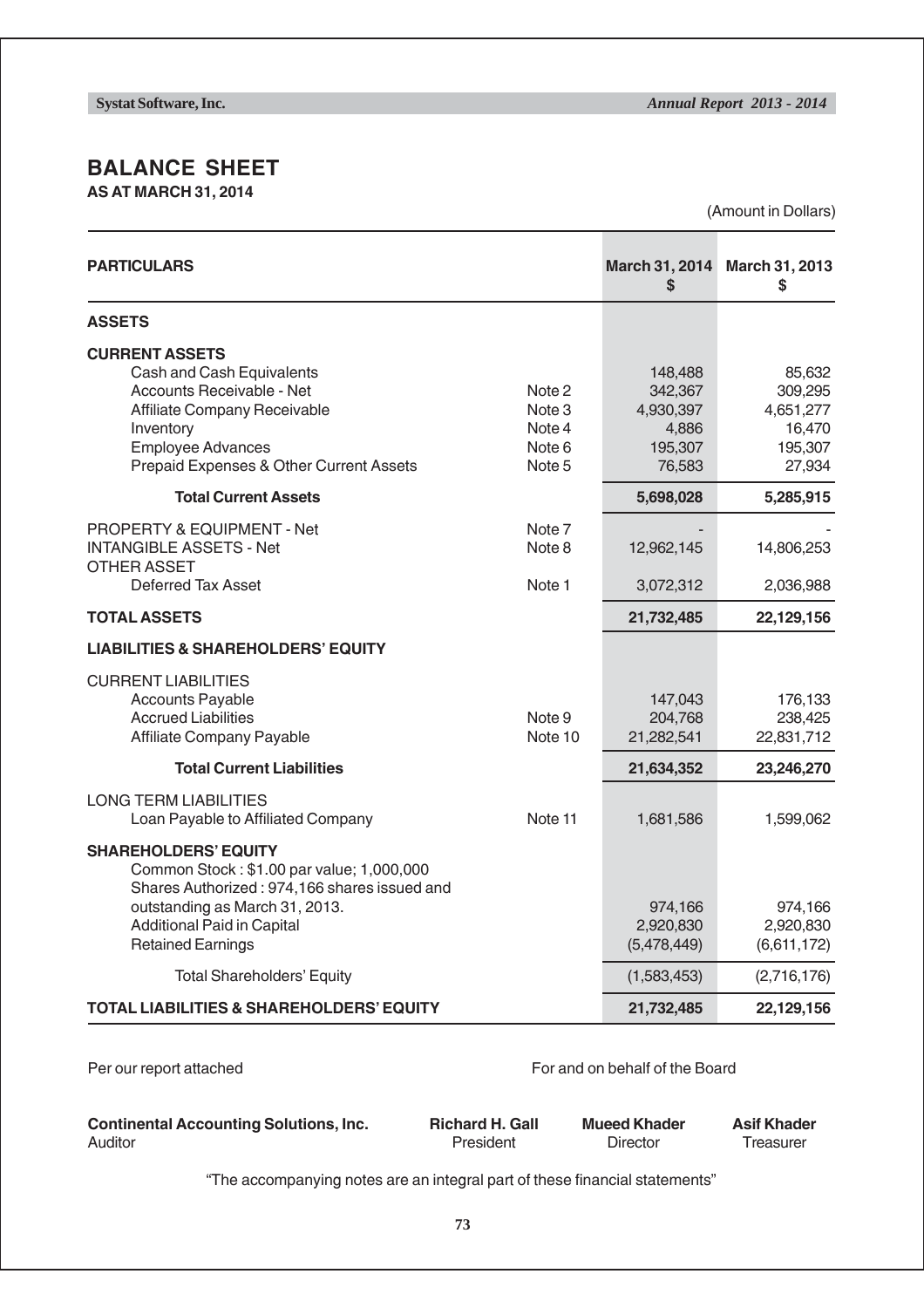# BALANCE SHEET

**AS AT MARCH 31, 2014**

(Amount in Dollars)

| PARTICULARS | | March 31, 2014 $ | March 31, 2013 $ |
|---|---|---|---|
| **ASSETS** | | | |
| **CURRENT ASSETS** | | | |
| Cash and Cash Equivalents | | 148,488 | 85,632 |
| Accounts Receivable - Net | Note 2 | 342,367 | 309,295 |
| Affiliate Company Receivable | Note 3 | 4,930,397 | 4,651,277 |
| Inventory | Note 4 | 4,886 | 16,470 |
| Employee Advances | Note 6 | 195,307 | 195,307 |
| Prepaid Expenses & Other Current Assets | Note 5 | 76,583 | 27,934 |
| **Total Current Assets** | | **5,698,028** | **5,285,915** |
| PROPERTY & EQUIPMENT - Net | Note 7 | - | - |
| INTANGIBLE ASSETS - Net | Note 8 | 12,962,145 | 14,806,253 |
| OTHER ASSET | | | |
| Deferred Tax Asset | Note 1 | 3,072,312 | 2,036,988 |
| **TOTAL ASSETS** | | **21,732,485** | **22,129,156** |
| **LIABILITIES & SHAREHOLDERS' EQUITY** | | | |
| CURRENT LIABILITIES | | | |
| Accounts Payable | | 147,043 | 176,133 |
| Accrued Liabilities | Note 9 | 204,768 | 238,425 |
| Affiliate Company Payable | Note 10 | 21,282,541 | 22,831,712 |
| **Total Current Liabilities** | | **21,634,352** | **23,246,270** |
| LONG TERM LIABILITIES | | | |
| Loan Payable to Affiliated Company | Note 11 | 1,681,586 | 1,599,062 |
| **SHAREHOLDERS' EQUITY** | | | |
| Common Stock : $1.00 par value; 1,000,000 Shares Authorized : 974,166 shares issued and outstanding as March 31, 2013. | | 974,166 | 974,166 |
| Additional Paid in Capital | | 2,920,830 | 2,920,830 |
| Retained Earnings | | (5,478,449) | (6,611,172) |
| Total Shareholders' Equity | | (1,583,453) | (2,716,176) |
| **TOTAL LIABILITIES & SHAREHOLDERS' EQUITY** | | **21,732,485** | **22,129,156** |

Per our report attached

For and on behalf of the Board

**Continental Accounting Solutions, Inc.**
Auditor

**Richard H. Gall**
President

**Mueed Khader**
Director

**Asif Khader**
Treasurer

"The accompanying notes are an integral part of these financial statements"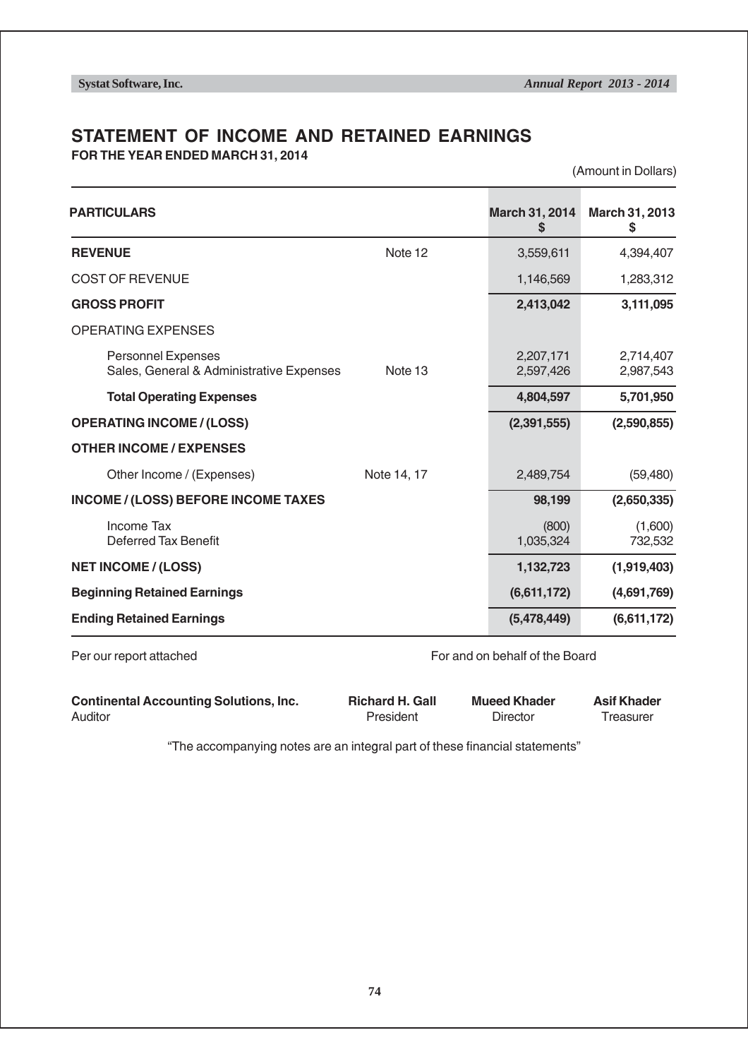# STATEMENT OF INCOME AND RETAINED EARNINGS

**FOR THE YEAR ENDED MARCH 31, 2014**

(Amount in Dollars)

| PARTICULARS | | March 31, 2014 $ | March 31, 2013 $ |
|---|---|---|---|
| **REVENUE** | Note 12 | 3,559,611 | 4,394,407 |
| COST OF REVENUE | | 1,146,569 | 1,283,312 |
| **GROSS PROFIT** | | **2,413,042** | **3,111,095** |
| OPERATING EXPENSES | | | |
| Personnel Expenses | | 2,207,171 | 2,714,407 |
| Sales, General & Administrative Expenses | Note 13 | 2,597,426 | 2,987,543 |
| **Total Operating Expenses** | | **4,804,597** | **5,701,950** |
| **OPERATING INCOME / (LOSS)** | | **(2,391,555)** | **(2,590,855)** |
| **OTHER INCOME / EXPENSES** | | | |
| Other Income / (Expenses) | Note 14, 17 | 2,489,754 | (59,480) |
| **INCOME / (LOSS) BEFORE INCOME TAXES** | | **98,199** | **(2,650,335)** |
| Income Tax | | (800) | (1,600) |
| Deferred Tax Benefit | | 1,035,324 | 732,532 |
| **NET INCOME / (LOSS)** | | **1,132,723** | **(1,919,403)** |
| **Beginning Retained Earnings** | | **(6,611,172)** | **(4,691,769)** |
| **Ending Retained Earnings** | | **(5,478,449)** | **(6,611,172)** |

Per our report attached

For and on behalf of the Board

**Continental Accounting Solutions, Inc.**
Auditor

**Richard H. Gall**
President

**Mueed Khader**
Director

**Asif Khader**
Treasurer

"The accompanying notes are an integral part of these financial statements"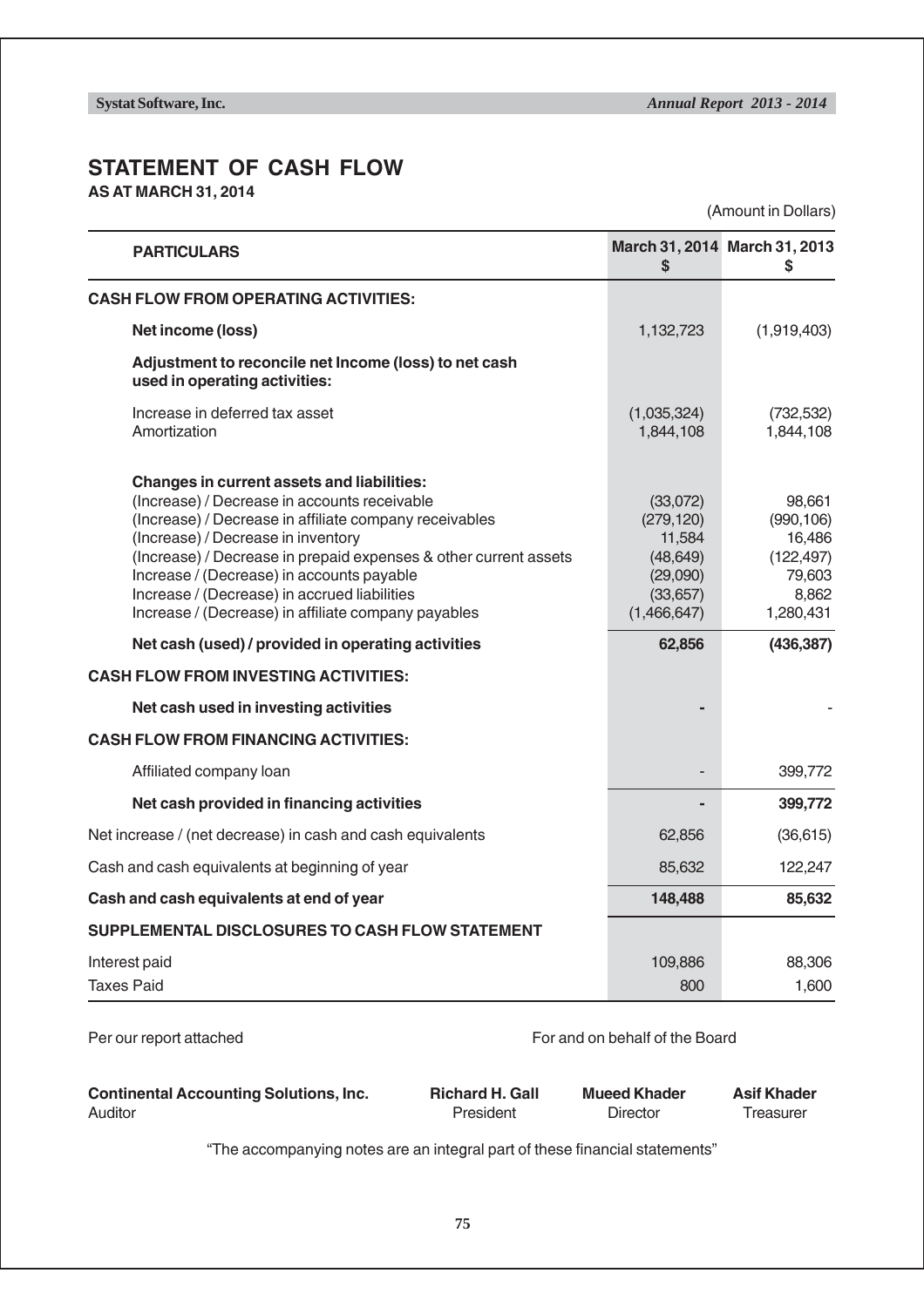# STATEMENT OF CASH FLOW

**AS AT MARCH 31, 2014**

(Amount in Dollars)

| PARTICULARS | March 31, 2014 $ | March 31, 2013 $ |
|---|---|---|
| **CASH FLOW FROM OPERATING ACTIVITIES:** | | |
| **Net income (loss)** | 1,132,723 | (1,919,403) |
| **Adjustment to reconcile net Income (loss) to net cash used in operating activities:** | | |
| Increase in deferred tax asset | (1,035,324) | (732,532) |
| Amortization | 1,844,108 | 1,844,108 |
| **Changes in current assets and liabilities:** | | |
| (Increase) / Decrease in accounts receivable | (33,072) | 98,661 |
| (Increase) / Decrease in affiliate company receivables | (279,120) | (990,106) |
| (Increase) / Decrease in inventory | 11,584 | 16,486 |
| (Increase) / Decrease in prepaid expenses & other current assets | (48,649) | (122,497) |
| Increase / (Decrease) in accounts payable | (29,090) | 79,603 |
| Increase / (Decrease) in accrued liabilities | (33,657) | 8,862 |
| Increase / (Decrease) in affiliate company payables | (1,466,647) | 1,280,431 |
| **Net cash (used) / provided in operating activities** | **62,856** | **(436,387)** |
| **CASH FLOW FROM INVESTING ACTIVITIES:** | | |
| **Net cash used in investing activities** | **-** | - |
| **CASH FLOW FROM FINANCING ACTIVITIES:** | | |
| Affiliated company loan | - | 399,772 |
| **Net cash provided in financing activities** | **-** | **399,772** |
| Net increase / (net decrease) in cash and cash equivalents | 62,856 | (36,615) |
| Cash and cash equivalents at beginning of year | 85,632 | 122,247 |
| **Cash and cash equivalents at end of year** | **148,488** | **85,632** |
| **SUPPLEMENTAL DISCLOSURES TO CASH FLOW STATEMENT** | | |
| Interest paid | 109,886 | 88,306 |
| Taxes Paid | 800 | 1,600 |

Per our report attached

For and on behalf of the Board

**Continental Accounting Solutions, Inc.**
Auditor

**Richard H. Gall**
President

**Mueed Khader**
Director

**Asif Khader**
Treasurer

"The accompanying notes are an integral part of these financial statements"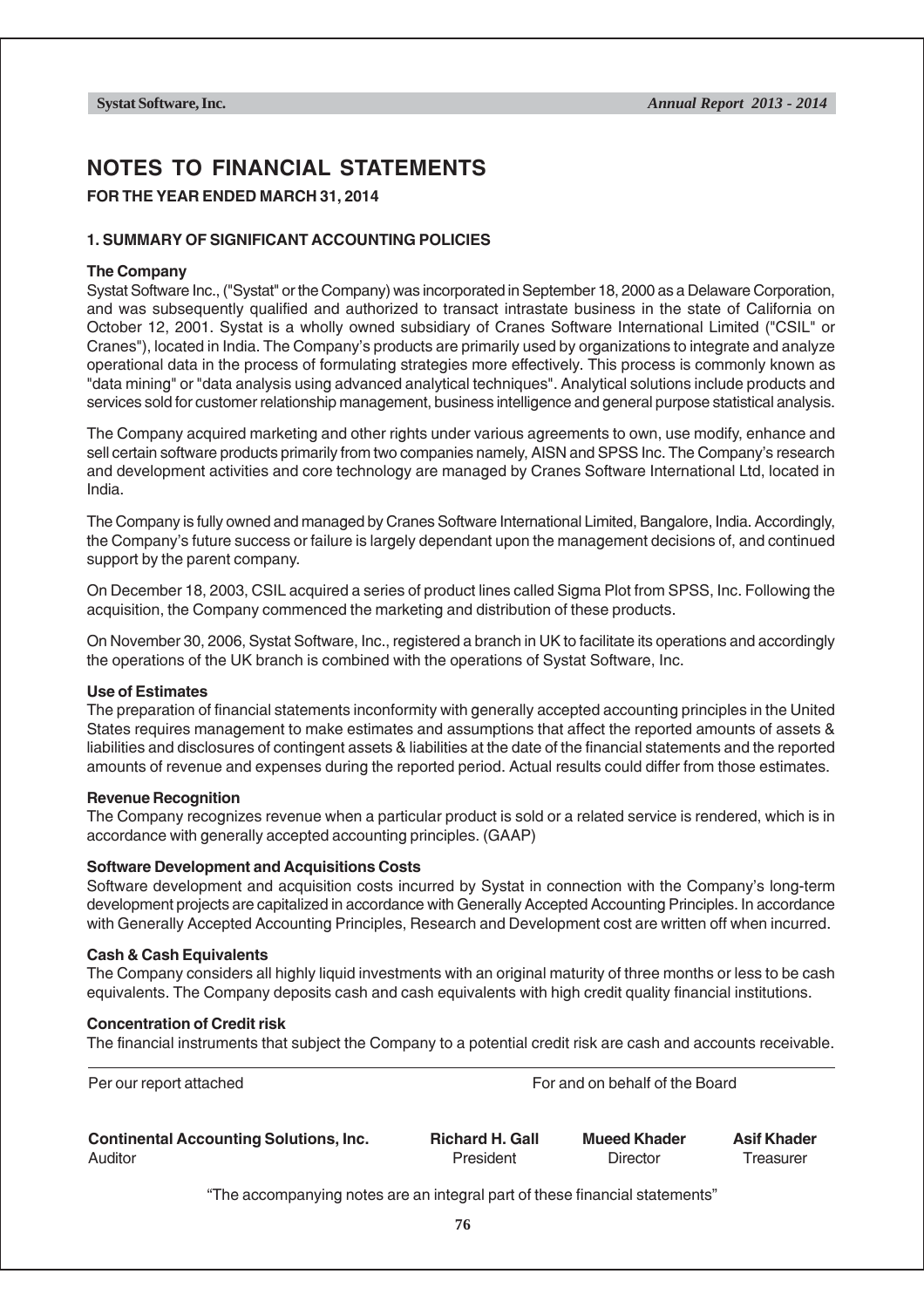# NOTES TO FINANCIAL STATEMENTS

**FOR THE YEAR ENDED MARCH 31, 2014**

## 1. SUMMARY OF SIGNIFICANT ACCOUNTING POLICIES

### The Company

Systat Software Inc., ("Systat" or the Company) was incorporated in September 18, 2000 as a Delaware Corporation, and was subsequently qualified and authorized to transact intrastate business in the state of California on October 12, 2001. Systat is a wholly owned subsidiary of Cranes Software International Limited ("CSIL" or Cranes"), located in India. The Company's products are primarily used by organizations to integrate and analyze operational data in the process of formulating strategies more effectively. This process is commonly known as "data mining" or "data analysis using advanced analytical techniques". Analytical solutions include products and services sold for customer relationship management, business intelligence and general purpose statistical analysis.

The Company acquired marketing and other rights under various agreements to own, use modify, enhance and sell certain software products primarily from two companies namely, AISN and SPSS Inc. The Company's research and development activities and core technology are managed by Cranes Software International Ltd, located in India.

The Company is fully owned and managed by Cranes Software International Limited, Bangalore, India. Accordingly, the Company's future success or failure is largely dependant upon the management decisions of, and continued support by the parent company.

On December 18, 2003, CSIL acquired a series of product lines called Sigma Plot from SPSS, Inc. Following the acquisition, the Company commenced the marketing and distribution of these products.

On November 30, 2006, Systat Software, Inc., registered a branch in UK to facilitate its operations and accordingly the operations of the UK branch is combined with the operations of Systat Software, Inc.

### Use of Estimates

The preparation of financial statements inconformity with generally accepted accounting principles in the United States requires management to make estimates and assumptions that affect the reported amounts of assets & liabilities and disclosures of contingent assets & liabilities at the date of the financial statements and the reported amounts of revenue and expenses during the reported period. Actual results could differ from those estimates.

### Revenue Recognition

The Company recognizes revenue when a particular product is sold or a related service is rendered, which is in accordance with generally accepted accounting principles. (GAAP)

### Software Development and Acquisitions Costs

Software development and acquisition costs incurred by Systat in connection with the Company's long-term development projects are capitalized in accordance with Generally Accepted Accounting Principles. In accordance with Generally Accepted Accounting Principles, Research and Development cost are written off when incurred.

### Cash & Cash Equivalents

The Company considers all highly liquid investments with an original maturity of three months or less to be cash equivalents. The Company deposits cash and cash equivalents with high credit quality financial institutions.

### Concentration of Credit risk

The financial instruments that subject the Company to a potential credit risk are cash and accounts receivable.

---

| Per our report attached | For and on behalf of the Board | | |
|---|---|---|---|
| **Continental Accounting Solutions, Inc.** | **Richard H. Gall** | **Mueed Khader** | **Asif Khader** |
| Auditor | President | Director | Treasurer |

"The accompanying notes are an integral part of these financial statements"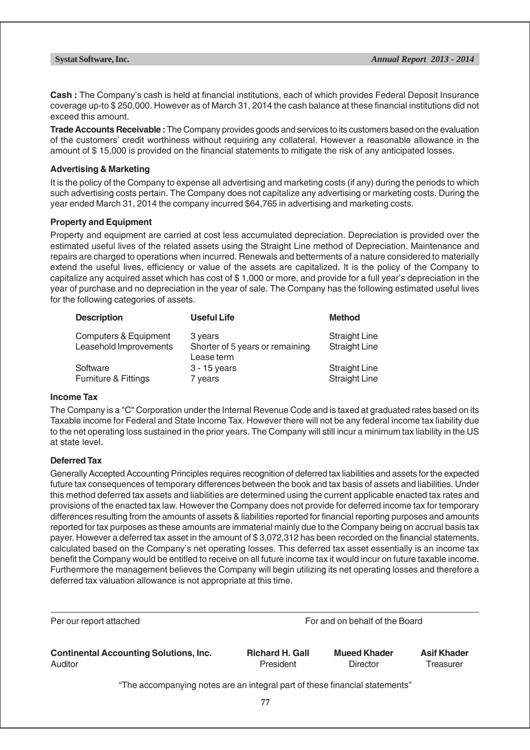**Cash :** The Company's cash is held at financial institutions, each of which provides Federal Deposit Insurance coverage up-to $ 250,000. However as of March 31, 2014 the cash balance at these financial institutions did not exceed this amount.

**Trade Accounts Receivable :** The Company provides goods and services to its customers based on the evaluation of the customers' credit worthiness without requiring any collateral. However a reasonable allowance in the amount of $ 15,000 is provided on the financial statements to mitigate the risk of any anticipated losses.

**Advertising & Marketing**

It is the policy of the Company to expense all advertising and marketing costs (if any) during the periods to which such advertising costs pertain. The Company does not capitalize any advertising or marketing costs. During the year ended March 31, 2014 the company incurred $64,765 in advertising and marketing costs.

**Property and Equipment**

Property and equipment are carried at cost less accumulated depreciation. Depreciation is provided over the estimated useful lives of the related assets using the Straight Line method of Depreciation. Maintenance and repairs are charged to operations when incurred. Renewals and betterments of a nature considered to materially extend the useful lives, efficiency or value of the assets are capitalized. It is the policy of the Company to capitalize any acquired asset which has cost of $ 1,000 or more, and provide for a full year's depreciation in the year of purchase and no depreciation in the year of sale. The Company has the following estimated useful lives for the following categories of assets.

| Description | Useful Life | Method |
|---|---|---|
| Computers & Equipment | 3 years | Straight Line |
| Leasehold Improvements | Shorter of 5 years or remaining Lease term | Straight Line |
| Software | 3 - 15 years | Straight Line |
| Furniture & Fittings | 7 years | Straight Line |

**Income Tax**

The Company is a "C" Corporation under the Internal Revenue Code and is taxed at graduated rates based on its Taxable income for Federal and State Income Tax. However there will not be any federal income tax liability due to the net operating loss sustained in the prior years. The Company will still incur a minimum tax liability in the US at state level.

**Deferred Tax**

Generally Accepted Accounting Principles requires recognition of deferred tax liabilities and assets for the expected future tax consequences of temporary differences between the book and tax basis of assets and liabilities. Under this method deferred tax assets and liabilities are determined using the current applicable enacted tax rates and provisions of the enacted tax law. However the Company does not provide for deferred income tax for temporary differences resulting from the amounts of assets & liabilities reported for financial reporting purposes and amounts reported for tax purposes as these amounts are immaterial mainly due to the Company being on accrual basis tax payer. However a deferred tax asset in the amount of $ 3,072,312 has been recorded on the financial statements, calculated based on the Company's net operating losses. This deferred tax asset essentially is an income tax benefit the Company would be entitled to receive on all future income tax it would incur on future taxable income. Furthermore the management believes the Company will begin utilizing its net operating losses and therefore a deferred tax valuation allowance is not appropriate at this time.

| Per our report attached | For and on behalf of the Board | | |
|---|---|---|---|
| **Continental Accounting Solutions, Inc.** | **Richard H. Gall** | **Mueed Khader** | **Asif Khader** |
| Auditor | President | Director | Treasurer |

"The accompanying notes are an integral part of these financial statements"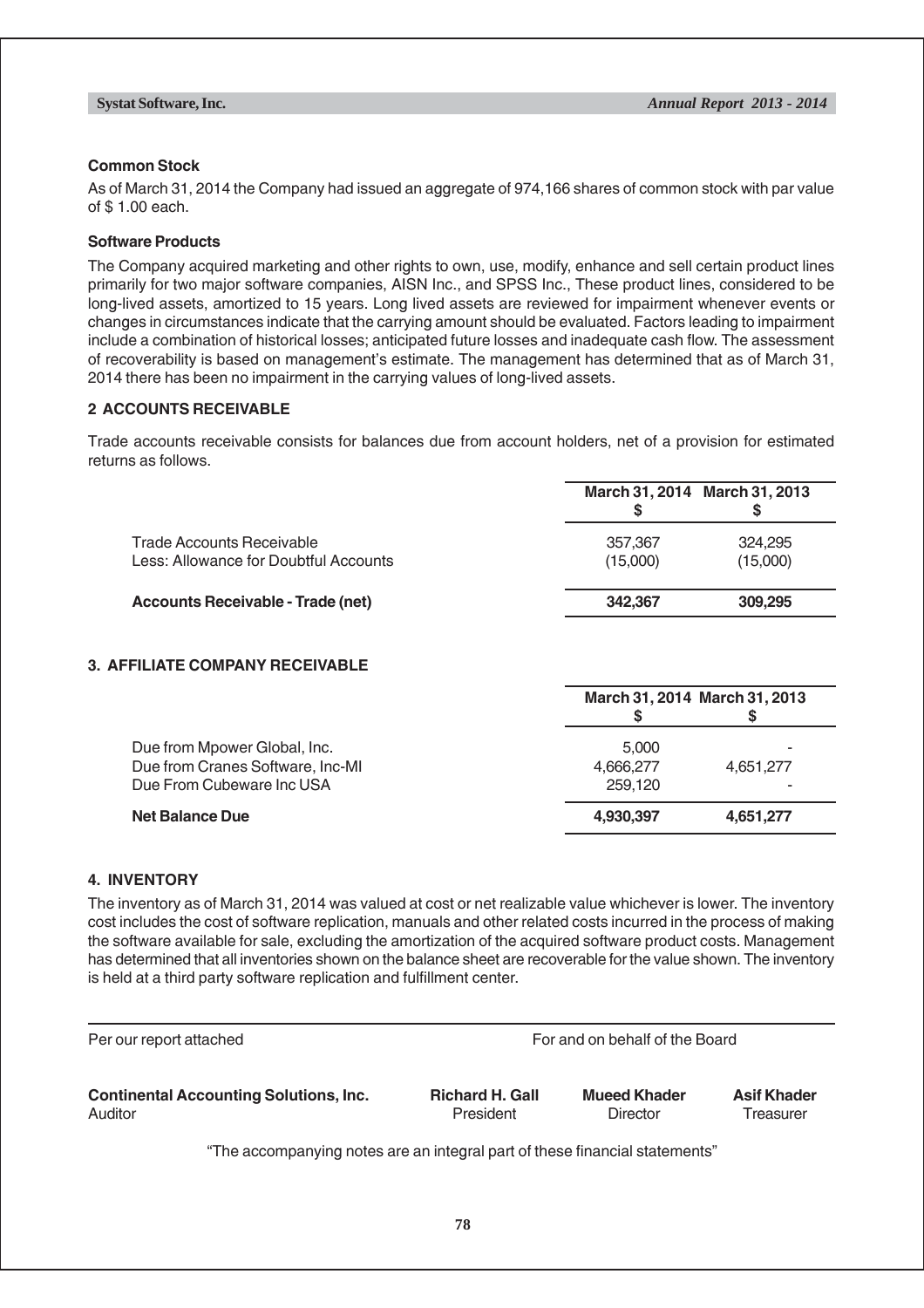### Common Stock

As of March 31, 2014 the Company had issued an aggregate of 974,166 shares of common stock with par value of $ 1.00 each.

### Software Products

The Company acquired marketing and other rights to own, use, modify, enhance and sell certain product lines primarily for two major software companies, AISN Inc., and SPSS Inc., These product lines, considered to be long-lived assets, amortized to 15 years. Long lived assets are reviewed for impairment whenever events or changes in circumstances indicate that the carrying amount should be evaluated. Factors leading to impairment include a combination of historical losses; anticipated future losses and inadequate cash flow. The assessment of recoverability is based on management's estimate. The management has determined that as of March 31, 2014 there has been no impairment in the carrying values of long-lived assets.

## 2 ACCOUNTS RECEIVABLE

Trade accounts receivable consists for balances due from account holders, net of a provision for estimated returns as follows.

| | March 31, 2014 $ | March 31, 2013 $ |
|---|---|---|
| Trade Accounts Receivable | 357,367 | 324,295 |
| Less: Allowance for Doubtful Accounts | (15,000) | (15,000) |
| **Accounts Receivable - Trade (net)** | **342,367** | **309,295** |

## 3. AFFILIATE COMPANY RECEIVABLE

| | March 31, 2014 $ | March 31, 2013 $ |
|---|---|---|
| Due from Mpower Global, Inc. | 5,000 | - |
| Due from Cranes Software, Inc-MI | 4,666,277 | 4,651,277 |
| Due From Cubeware Inc USA | 259,120 | - |
| **Net Balance Due** | **4,930,397** | **4,651,277** |

## 4. INVENTORY

The inventory as of March 31, 2014 was valued at cost or net realizable value whichever is lower. The inventory cost includes the cost of software replication, manuals and other related costs incurred in the process of making the software available for sale, excluding the amortization of the acquired software product costs. Management has determined that all inventories shown on the balance sheet are recoverable for the value shown. The inventory is held at a third party software replication and fulfillment center.

| Per our report attached | For and on behalf of the Board | | |
|---|---|---|---|
| **Continental Accounting Solutions, Inc.** Auditor | **Richard H. Gall** President | **Mueed Khader** Director | **Asif Khader** Treasurer |

"The accompanying notes are an integral part of these financial statements"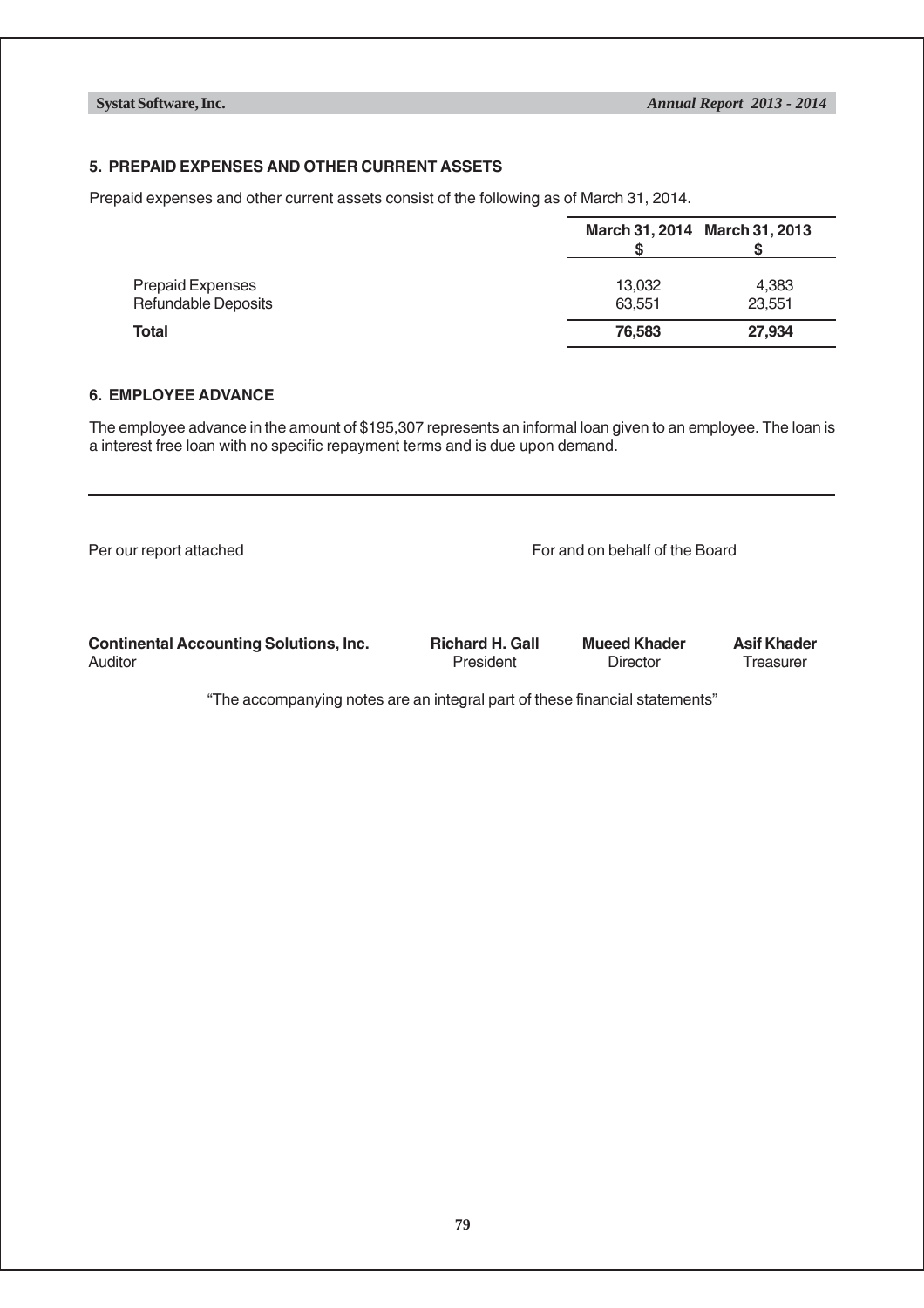## 5. PREPAID EXPENSES AND OTHER CURRENT ASSETS

Prepaid expenses and other current assets consist of the following as of March 31, 2014.

| | March 31, 2014 $ | March 31, 2013 $ |
|---|---|---|
| Prepaid Expenses | 13,032 | 4,383 |
| Refundable Deposits | 63,551 | 23,551 |
| **Total** | **76,583** | **27,934** |

## 6. EMPLOYEE ADVANCE

The employee advance in the amount of $195,307 represents an informal loan given to an employee. The loan is a interest free loan with no specific repayment terms and is due upon demand.

---

Per our report attached

For and on behalf of the Board

**Continental Accounting Solutions, Inc.**
Auditor

**Richard H. Gall**
President

**Mueed Khader**
Director

**Asif Khader**
Treasurer

"The accompanying notes are an integral part of these financial statements"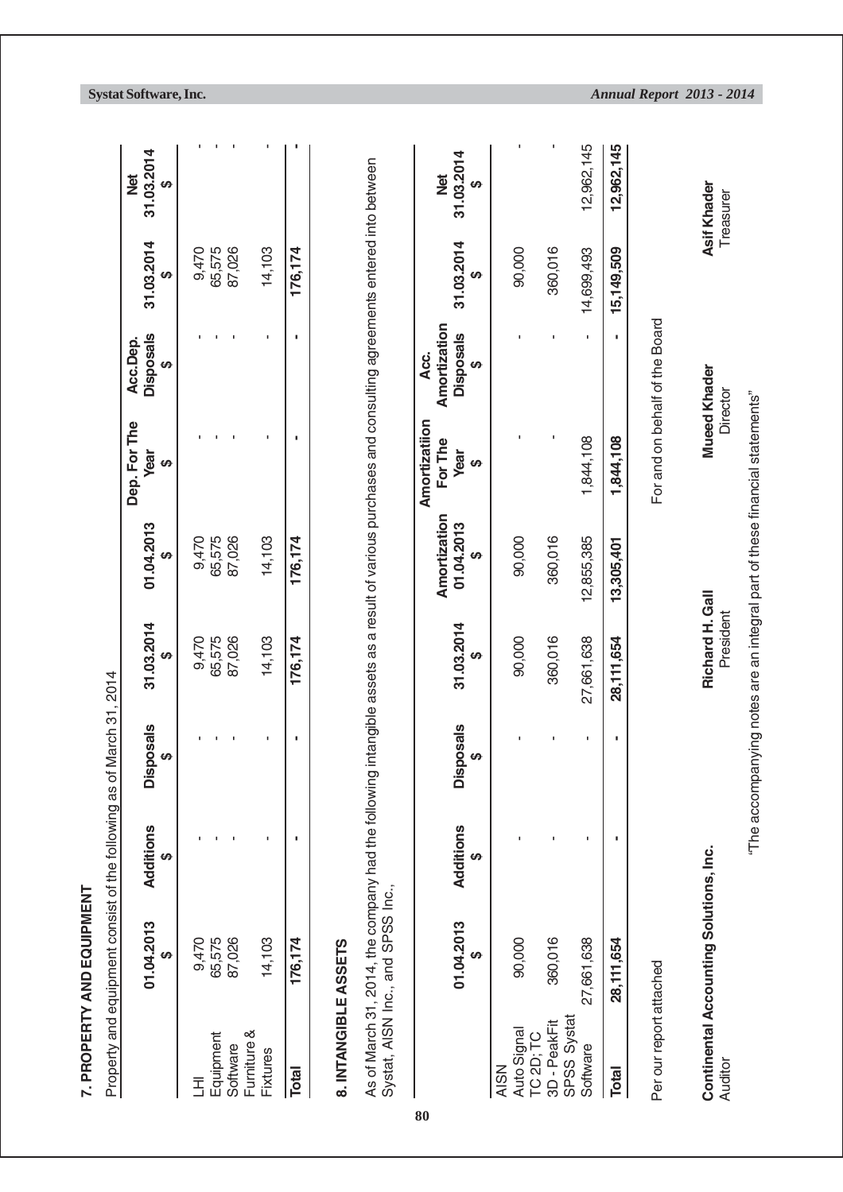## 7. PROPERTY AND EQUIPMENT

Property and equipment consist of the following as of March 31, 2014

| | 01.04.2013 $ | Additions $ | Disposals $ | 31.03.2014 $ | 01.04.2013 $ | Dep. For The Year $ | Acc.Dep. Disposals $ | 31.03.2014 $ | Net 31.03.2014 $ |
|---|---|---|---|---|---|---|---|---|---|
| LHI | 9,470 | - | - | 9,470 | 9,470 | - | - | 9,470 | - |
| Equipment | 65,575 | - | - | 65,575 | 65,575 | - | - | 65,575 | - |
| Software | 87,026 | - | - | 87,026 | 87,026 | - | - | 87,026 | - |
| Furniture & Fixtures | 14,103 | - | - | 14,103 | 14,103 | - | - | 14,103 | - |
| **Total** | **176,174** | **-** | **-** | **176,174** | **176,174** | **-** | **-** | **176,174** | **-** |

## 8. INTANGIBLE ASSETS

As of March 31, 2014, the company had the following intangible assets as a result of various purchases and consulting agreements entered into between Systat, AISN Inc., and SPSS Inc.,

| | 01.04.2013 $ | Additions $ | Disposals $ | 31.03.2014 $ | Amortization 01.04.2013 $ | Amortizatiion For The Year $ | Acc. Amortization Disposals $ | 31.03.2014 $ | Net 31.03.2014 $ |
|---|---|---|---|---|---|---|---|---|---|
| AISN Auto Signal | 90,000 | - | - | 90,000 | 90,000 | - | - | 90,000 | - |
| TC 2D; TC 3D - PeakFit | 360,016 | - | - | 360,016 | 360,016 | - | - | 360,016 | - |
| SPSS Systat Software | 27,661,638 | - | - | 27,661,638 | 12,855,385 | 1,844,108 | - | 14,699,493 | 12,962,145 |
| **Total** | **28,111,654** | **-** | **-** | **28,111,654** | **13,305,401** | **1,844,108** | **-** | **15,149,509** | **12,962,145** |

Per our report attached

For and on behalf of the Board

**Continental Accounting Solutions, Inc.**
Auditor

**Richard H. Gall**
President

**Mueed Khader**
Director

**Asif Khader**
Treasurer

"The accompanying notes are an integral part of these financial statements"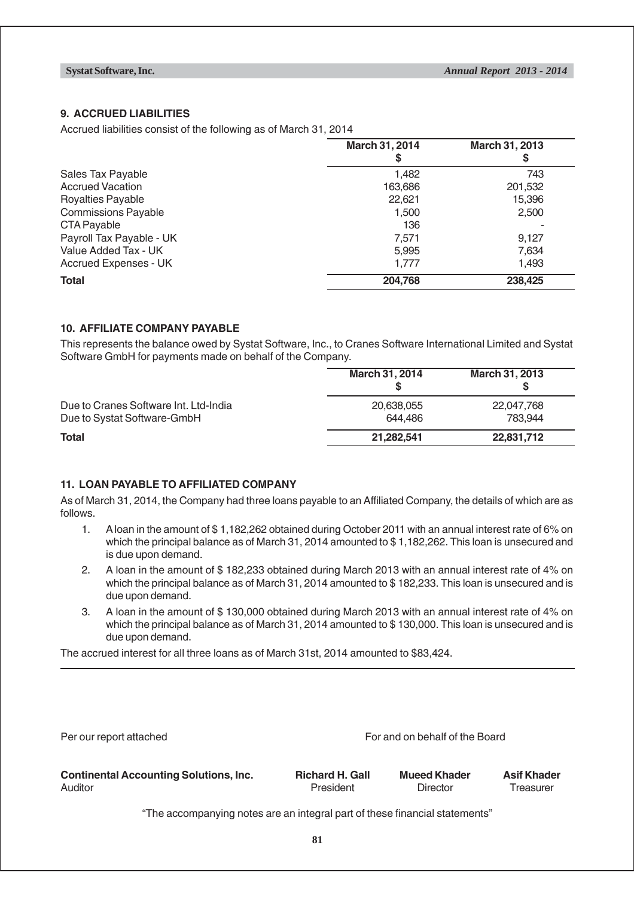## 9. ACCRUED LIABILITIES

Accrued liabilities consist of the following as of March 31, 2014

| | March 31, 2014<br>$ | March 31, 2013<br>$ |
|---|---|---|
| Sales Tax Payable | 1,482 | 743 |
| Accrued Vacation | 163,686 | 201,532 |
| Royalties Payable | 22,621 | 15,396 |
| Commissions Payable | 1,500 | 2,500 |
| CTA Payable | 136 | - |
| Payroll Tax Payable - UK | 7,571 | 9,127 |
| Value Added Tax - UK | 5,995 | 7,634 |
| Accrued Expenses - UK | 1,777 | 1,493 |
| **Total** | **204,768** | **238,425** |

## 10. AFFILIATE COMPANY PAYABLE

This represents the balance owed by Systat Software, Inc., to Cranes Software International Limited and Systat Software GmbH for payments made on behalf of the Company.

| | March 31, 2014<br>$ | March 31, 2013<br>$ |
|---|---|---|
| Due to Cranes Software Int. Ltd-India | 20,638,055 | 22,047,768 |
| Due to Systat Software-GmbH | 644,486 | 783,944 |
| **Total** | **21,282,541** | **22,831,712** |

## 11. LOAN PAYABLE TO AFFILIATED COMPANY

As of March 31, 2014, the Company had three loans payable to an Affiliated Company, the details of which are as follows.

1. A loan in the amount of $ 1,182,262 obtained during October 2011 with an annual interest rate of 6% on which the principal balance as of March 31, 2014 amounted to $ 1,182,262. This loan is unsecured and is due upon demand.
2. A loan in the amount of $ 182,233 obtained during March 2013 with an annual interest rate of 4% on which the principal balance as of March 31, 2014 amounted to $ 182,233. This loan is unsecured and is due upon demand.
3. A loan in the amount of $ 130,000 obtained during March 2013 with an annual interest rate of 4% on which the principal balance as of March 31, 2014 amounted to $ 130,000. This loan is unsecured and is due upon demand.

The accrued interest for all three loans as of March 31st, 2014 amounted to $83,424.

Per our report attached

For and on behalf of the Board

**Continental Accounting Solutions, Inc.**
Auditor

**Richard H. Gall**
President

**Mueed Khader**
Director

**Asif Khader**
Treasurer

"The accompanying notes are an integral part of these financial statements"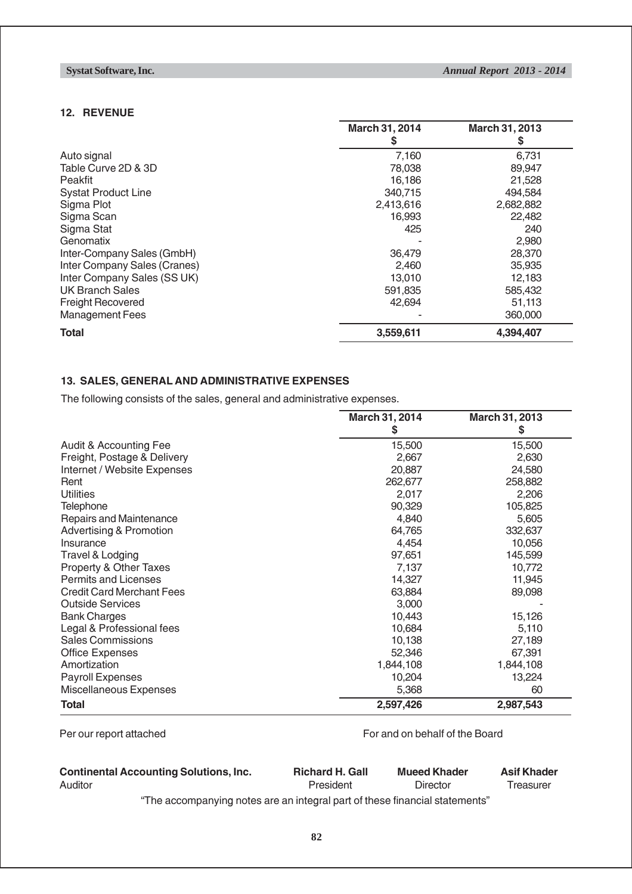## 12. REVENUE

| | March 31, 2014<br>$ | March 31, 2013<br>$ |
|---|---|---|
| Auto signal | 7,160 | 6,731 |
| Table Curve 2D & 3D | 78,038 | 89,947 |
| Peakfit | 16,186 | 21,528 |
| Systat Product Line | 340,715 | 494,584 |
| Sigma Plot | 2,413,616 | 2,682,882 |
| Sigma Scan | 16,993 | 22,482 |
| Sigma Stat | 425 | 240 |
| Genomatix | - | 2,980 |
| Inter-Company Sales (GmbH) | 36,479 | 28,370 |
| Inter Company Sales (Cranes) | 2,460 | 35,935 |
| Inter Company Sales (SS UK) | 13,010 | 12,183 |
| UK Branch Sales | 591,835 | 585,432 |
| Freight Recovered | 42,694 | 51,113 |
| Management Fees | - | 360,000 |
| **Total** | **3,559,611** | **4,394,407** |

## 13. SALES, GENERAL AND ADMINISTRATIVE EXPENSES

The following consists of the sales, general and administrative expenses.

| | March 31, 2014<br>$ | March 31, 2013<br>$ |
|---|---|---|
| Audit & Accounting Fee | 15,500 | 15,500 |
| Freight, Postage & Delivery | 2,667 | 2,630 |
| Internet / Website Expenses | 20,887 | 24,580 |
| Rent | 262,677 | 258,882 |
| Utilities | 2,017 | 2,206 |
| Telephone | 90,329 | 105,825 |
| Repairs and Maintenance | 4,840 | 5,605 |
| Advertising & Promotion | 64,765 | 332,637 |
| Insurance | 4,454 | 10,056 |
| Travel & Lodging | 97,651 | 145,599 |
| Property & Other Taxes | 7,137 | 10,772 |
| Permits and Licenses | 14,327 | 11,945 |
| Credit Card Merchant Fees | 63,884 | 89,098 |
| Outside Services | 3,000 | - |
| Bank Charges | 10,443 | 15,126 |
| Legal & Professional fees | 10,684 | 5,110 |
| Sales Commissions | 10,138 | 27,189 |
| Office Expenses | 52,346 | 67,391 |
| Amortization | 1,844,108 | 1,844,108 |
| Payroll Expenses | 10,204 | 13,224 |
| Miscellaneous Expenses | 5,368 | 60 |
| **Total** | **2,597,426** | **2,987,543** |

Per our report attached

For and on behalf of the Board

| **Continental Accounting Solutions, Inc.** | **Richard H. Gall** | **Mueed Khader** | **Asif Khader** |
|---|---|---|---|
| Auditor | President | Director | Treasurer |

"The accompanying notes are an integral part of these financial statements"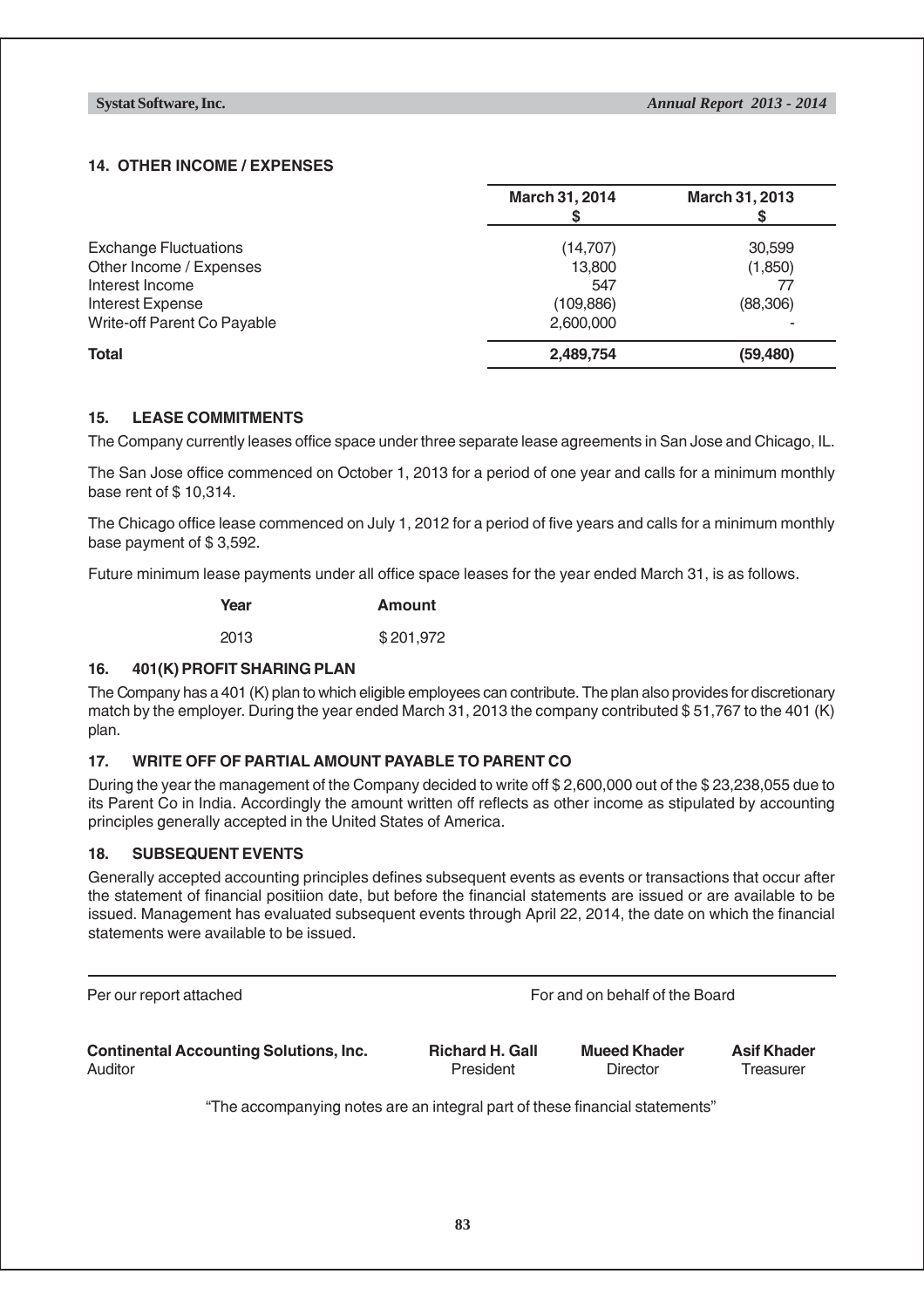## 14. OTHER INCOME / EXPENSES

| | March 31, 2014<br>$ | March 31, 2013<br>$ |
|---|---|---|
| Exchange Fluctuations | (14,707) | 30,599 |
| Other Income / Expenses | 13,800 | (1,850) |
| Interest Income | 547 | 77 |
| Interest Expense | (109,886) | (88,306) |
| Write-off Parent Co Payable | 2,600,000 | - |
| **Total** | **2,489,754** | **(59,480)** |

## 15. LEASE COMMITMENTS

The Company currently leases office space under three separate lease agreements in San Jose and Chicago, IL.

The San Jose office commenced on October 1, 2013 for a period of one year and calls for a minimum monthly base rent of $ 10,314.

The Chicago office lease commenced on July 1, 2012 for a period of five years and calls for a minimum monthly base payment of $ 3,592.

Future minimum lease payments under all office space leases for the year ended March 31, is as follows.

| Year | Amount |
|---|---|
| 2013 | $ 201,972 |

## 16. 401(K) PROFIT SHARING PLAN

The Company has a 401 (K) plan to which eligible employees can contribute. The plan also provides for discretionary match by the employer. During the year ended March 31, 2013 the company contributed $ 51,767 to the 401 (K) plan.

## 17. WRITE OFF OF PARTIAL AMOUNT PAYABLE TO PARENT CO

During the year the management of the Company decided to write off $ 2,600,000 out of the $ 23,238,055 due to its Parent Co in India. Accordingly the amount written off reflects as other income as stipulated by accounting principles generally accepted in the United States of America.

## 18. SUBSEQUENT EVENTS

Generally accepted accounting principles defines subsequent events as events or transactions that occur after the statement of financial positiion date, but before the financial statements are issued or are available to be issued. Management has evaluated subsequent events through April 22, 2014, the date on which the financial statements were available to be issued.

Per our report attached

For and on behalf of the Board

**Continental Accounting Solutions, Inc.**
Auditor

**Richard H. Gall**
President

**Mueed Khader**
Director

**Asif Khader**
Treasurer

"The accompanying notes are an integral part of these financial statements"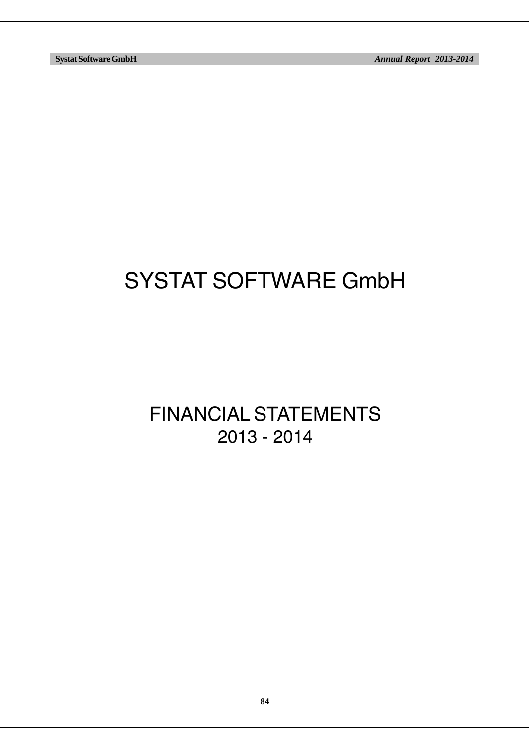# SYSTAT SOFTWARE GmbH

## FINANCIAL STATEMENTS
## 2013 - 2014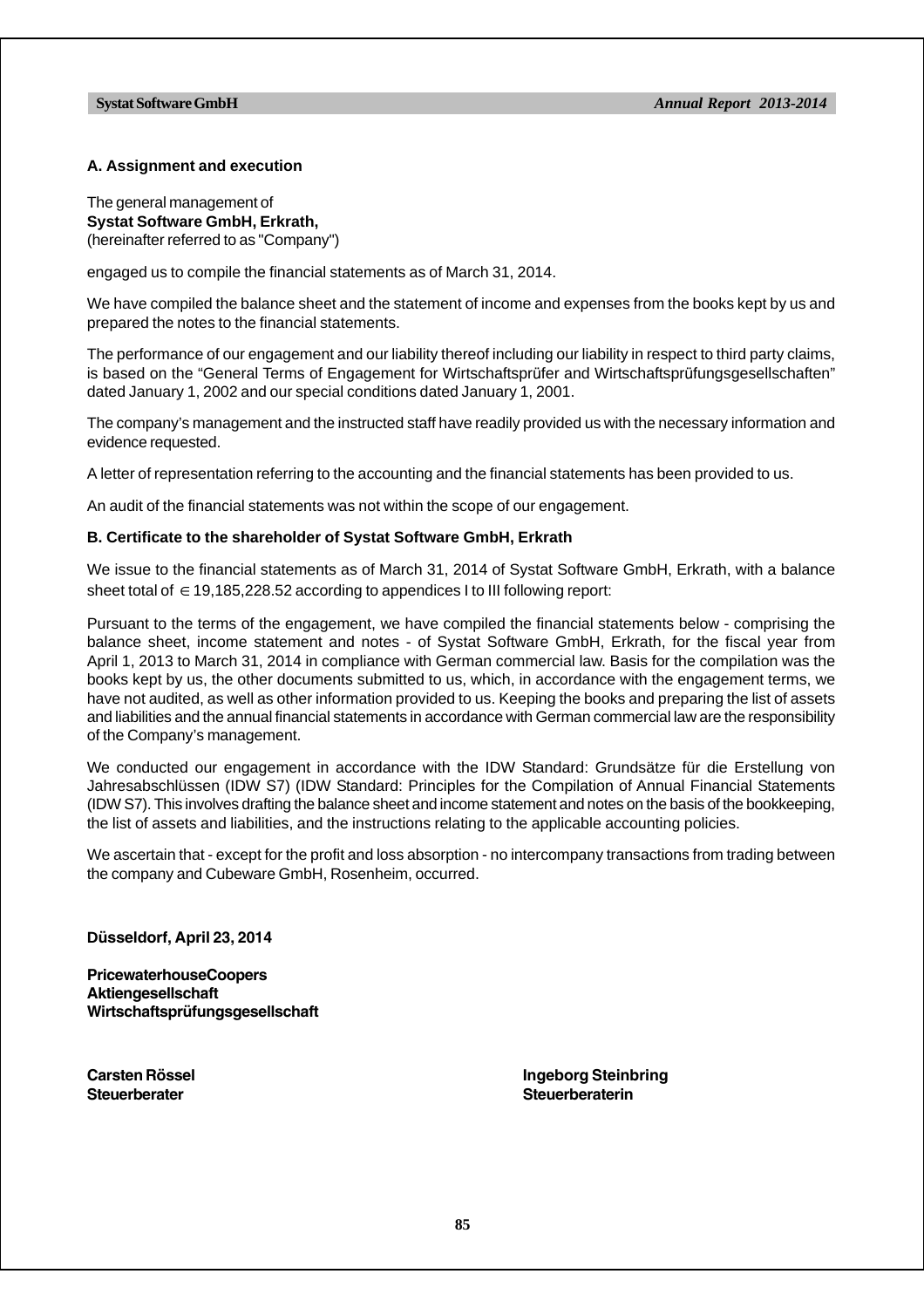### A. Assignment and execution

The general management of
**Systat Software GmbH, Erkrath,**
(hereinafter referred to as "Company")

engaged us to compile the financial statements as of March 31, 2014.

We have compiled the balance sheet and the statement of income and expenses from the books kept by us and prepared the notes to the financial statements.

The performance of our engagement and our liability thereof including our liability in respect to third party claims, is based on the “General Terms of Engagement for Wirtschaftsprüfer and Wirtschaftsprüfungsgesellschaften” dated January 1, 2002 and our special conditions dated January 1, 2001.

The company’s management and the instructed staff have readily provided us with the necessary information and evidence requested.

A letter of representation referring to the accounting and the financial statements has been provided to us.

An audit of the financial statements was not within the scope of our engagement.

### B. Certificate to the shareholder of Systat Software GmbH, Erkrath

We issue to the financial statements as of March 31, 2014 of Systat Software GmbH, Erkrath, with a balance sheet total of € 19,185,228.52 according to appendices I to III following report:

Pursuant to the terms of the engagement, we have compiled the financial statements below - comprising the balance sheet, income statement and notes - of Systat Software GmbH, Erkrath, for the fiscal year from April 1, 2013 to March 31, 2014 in compliance with German commercial law. Basis for the compilation was the books kept by us, the other documents submitted to us, which, in accordance with the engagement terms, we have not audited, as well as other information provided to us. Keeping the books and preparing the list of assets and liabilities and the annual financial statements in accordance with German commercial law are the responsibility of the Company’s management.

We conducted our engagement in accordance with the IDW Standard: Grundsätze für die Erstellung von Jahresabschlüssen (IDW S7) (IDW Standard: Principles for the Compilation of Annual Financial Statements (IDW S7). This involves drafting the balance sheet and income statement and notes on the basis of the bookkeeping, the list of assets and liabilities, and the instructions relating to the applicable accounting policies.

We ascertain that - except for the profit and loss absorption - no intercompany transactions from trading between the company and Cubeware GmbH, Rosenheim, occurred.

**Düsseldorf, April 23, 2014**

**PricewaterhouseCoopers**
**Aktiengesellschaft**
**Wirtschaftsprüfungsgesellschaft**

**Carsten Rössel**
**Steuerberater**

**Ingeborg Steinbring**
**Steuerberaterin**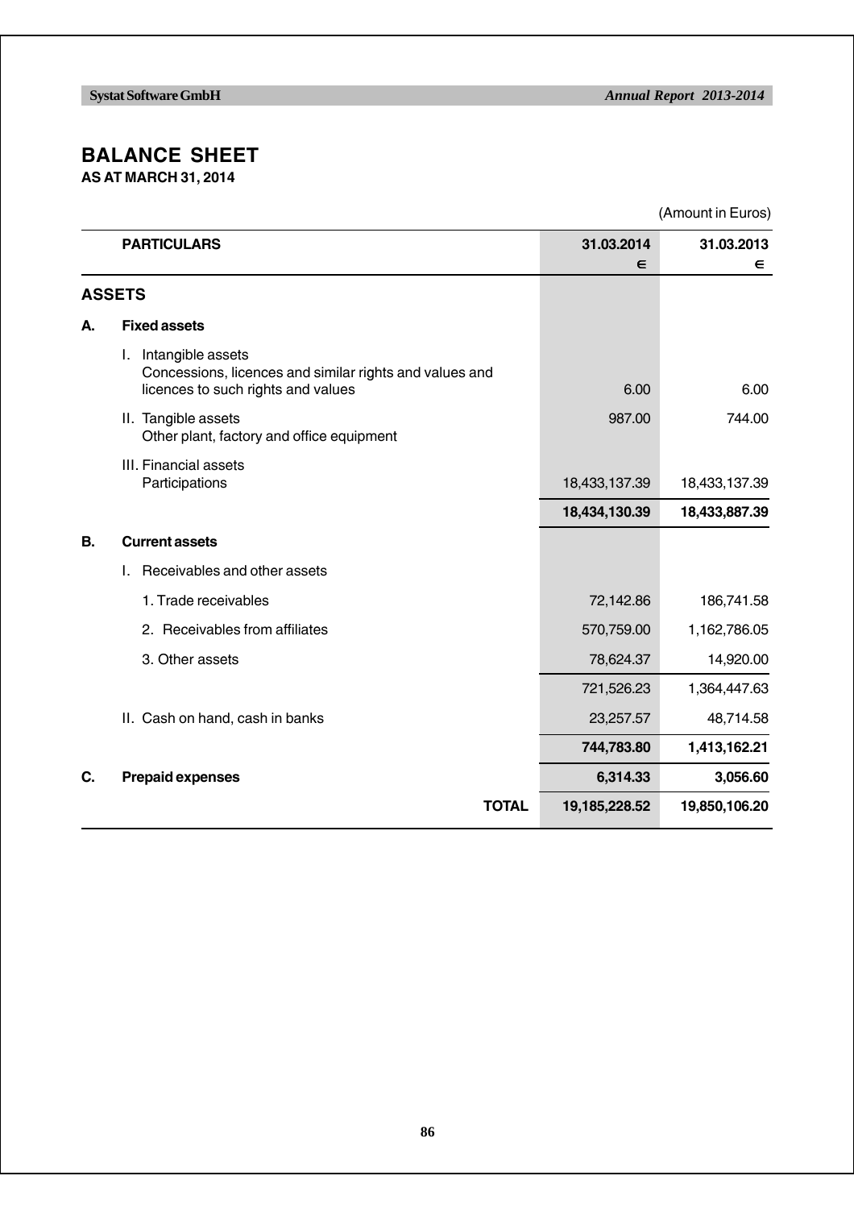# BALANCE SHEET

**AS AT MARCH 31, 2014**

(Amount in Euros)

| | PARTICULARS | 31.03.2014<br>€ | 31.03.2013<br>€ |
|---|---|---|---|
| **ASSETS** | | | |
| **A.** | **Fixed assets** | | |
| | I. Intangible assets<br>Concessions, licences and similar rights and values and licences to such rights and values | 6.00 | 6.00 |
| | II. Tangible assets<br>Other plant, factory and office equipment | 987.00 | 744.00 |
| | III. Financial assets<br>Participations | 18,433,137.39 | 18,433,137.39 |
| | | **18,434,130.39** | **18,433,887.39** |
| **B.** | **Current assets** | | |
| | I. Receivables and other assets | | |
| | 1. Trade receivables | 72,142.86 | 186,741.58 |
| | 2. Receivables from affiliates | 570,759.00 | 1,162,786.05 |
| | 3. Other assets | 78,624.37 | 14,920.00 |
| | | 721,526.23 | 1,364,447.63 |
| | II. Cash on hand, cash in banks | 23,257.57 | 48,714.58 |
| | | **744,783.80** | **1,413,162.21** |
| **C.** | **Prepaid expenses** | **6,314.33** | **3,056.60** |
| | **TOTAL** | **19,185,228.52** | **19,850,106.20** |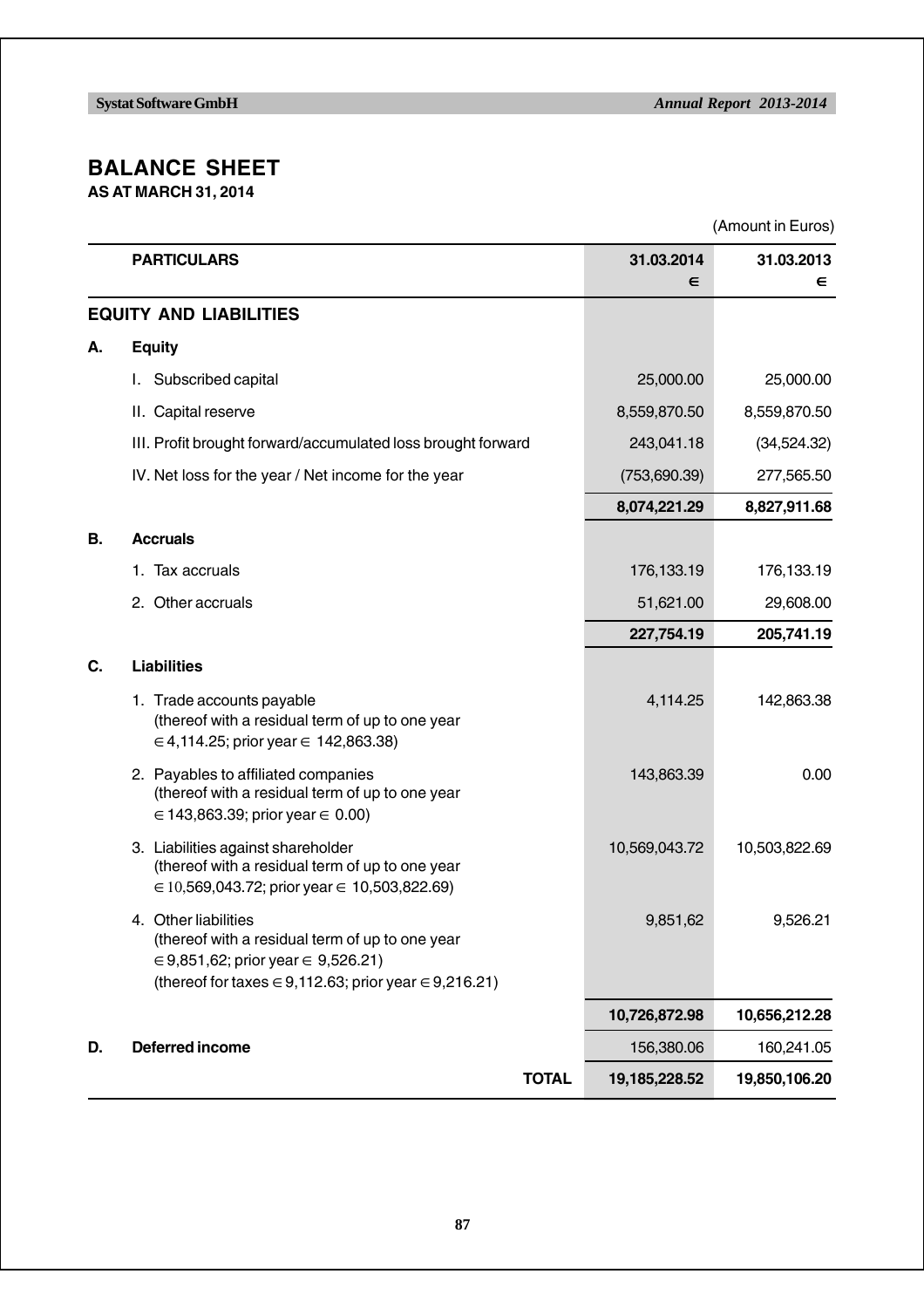# BALANCE SHEET

**AS AT MARCH 31, 2014**

(Amount in Euros)

| | PARTICULARS | 31.03.2014 € | 31.03.2013 € |
|---|---|---|---|
| | **EQUITY AND LIABILITIES** | | |
| **A.** | **Equity** | | |
| | I. Subscribed capital | 25,000.00 | 25,000.00 |
| | II. Capital reserve | 8,559,870.50 | 8,559,870.50 |
| | III. Profit brought forward/accumulated loss brought forward | 243,041.18 | (34,524.32) |
| | IV. Net loss for the year / Net income for the year | (753,690.39) | 277,565.50 |
| | | **8,074,221.29** | **8,827,911.68** |
| **B.** | **Accruals** | | |
| | 1. Tax accruals | 176,133.19 | 176,133.19 |
| | 2. Other accruals | 51,621.00 | 29,608.00 |
| | | **227,754.19** | **205,741.19** |
| **C.** | **Liabilities** | | |
| | 1. Trade accounts payable (thereof with a residual term of up to one year € 4,114.25; prior year € 142,863.38) | 4,114.25 | 142,863.38 |
| | 2. Payables to affiliated companies (thereof with a residual term of up to one year € 143,863.39; prior year € 0.00) | 143,863.39 | 0.00 |
| | 3. Liabilities against shareholder (thereof with a residual term of up to one year € 10,569,043.72; prior year € 10,503,822.69) | 10,569,043.72 | 10,503,822.69 |
| | 4. Other liabilities (thereof with a residual term of up to one year € 9,851,62; prior year € 9,526.21) (thereof for taxes € 9,112.63; prior year € 9,216.21) | 9,851,62 | 9,526.21 |
| | | **10,726,872.98** | **10,656,212.28** |
| **D.** | **Deferred income** | 156,380.06 | 160,241.05 |
| | **TOTAL** | **19,185,228.52** | **19,850,106.20** |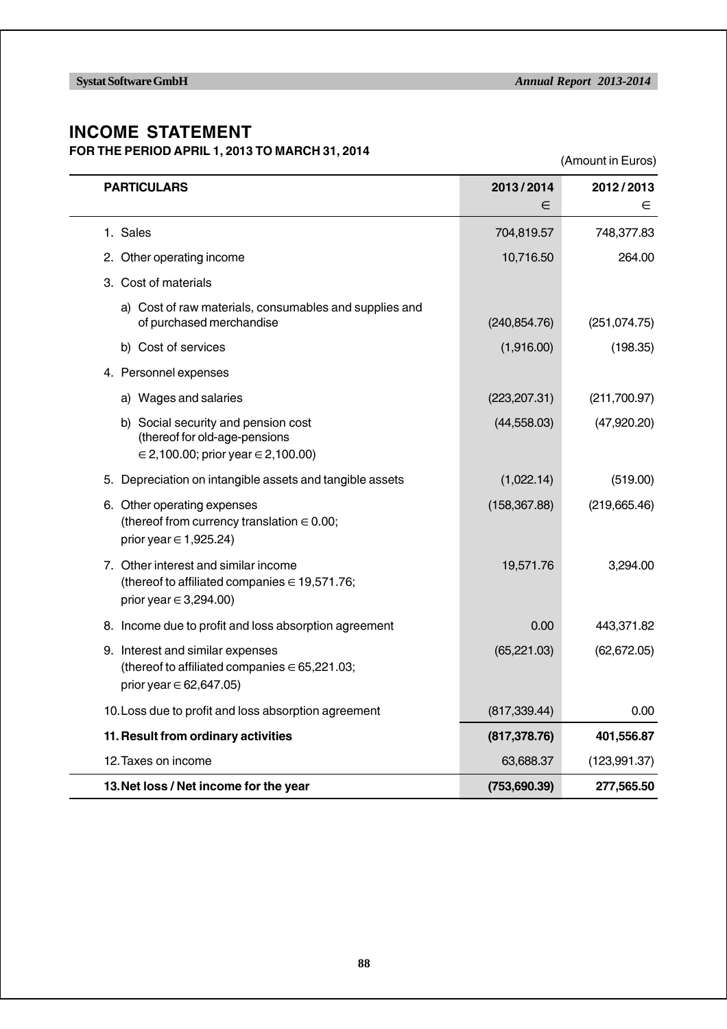# INCOME STATEMENT

**FOR THE PERIOD APRIL 1, 2013 TO MARCH 31, 2014**

(Amount in Euros)

| PARTICULARS | 2013 / 2014<br>∈ | 2012 / 2013<br>∈ |
|---|---|---|
| 1. Sales | 704,819.57 | 748,377.83 |
| 2. Other operating income | 10,716.50 | 264.00 |
| 3. Cost of materials | | |
| a) Cost of raw materials, consumables and supplies and of purchased merchandise | (240,854.76) | (251,074.75) |
| b) Cost of services | (1,916.00) | (198.35) |
| 4. Personnel expenses | | |
| a) Wages and salaries | (223,207.31) | (211,700.97) |
| b) Social security and pension cost (thereof for old-age-pensions ∈ 2,100.00; prior year ∈ 2,100.00) | (44,558.03) | (47,920.20) |
| 5. Depreciation on intangible assets and tangible assets | (1,022.14) | (519.00) |
| 6. Other operating expenses (thereof from currency translation ∈ 0.00; prior year ∈ 1,925.24) | (158,367.88) | (219,665.46) |
| 7. Other interest and similar income (thereof to affiliated companies ∈ 19,571.76; prior year ∈ 3,294.00) | 19,571.76 | 3,294.00 |
| 8. Income due to profit and loss absorption agreement | 0.00 | 443,371.82 |
| 9. Interest and similar expenses (thereof to affiliated companies ∈ 65,221.03; prior year ∈ 62,647.05) | (65,221.03) | (62,672.05) |
| 10. Loss due to profit and loss absorption agreement | (817,339.44) | 0.00 |
| **11. Result from ordinary activities** | **(817,378.76)** | **401,556.87** |
| 12. Taxes on income | 63,688.37 | (123,991.37) |
| **13. Net loss / Net income for the year** | **(753,690.39)** | **277,565.50** |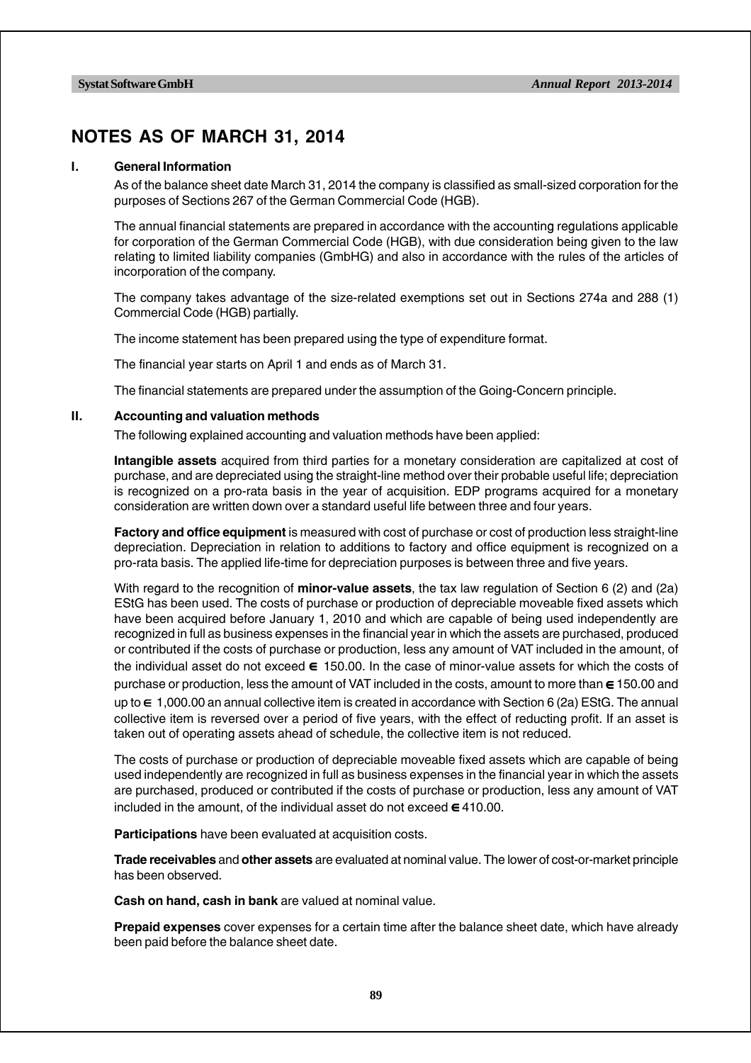# NOTES AS OF MARCH 31, 2014

## I. General Information

As of the balance sheet date March 31, 2014 the company is classified as small-sized corporation for the purposes of Sections 267 of the German Commercial Code (HGB).

The annual financial statements are prepared in accordance with the accounting regulations applicable for corporation of the German Commercial Code (HGB), with due consideration being given to the law relating to limited liability companies (GmbHG) and also in accordance with the rules of the articles of incorporation of the company.

The company takes advantage of the size-related exemptions set out in Sections 274a and 288 (1) Commercial Code (HGB) partially.

The income statement has been prepared using the type of expenditure format.

The financial year starts on April 1 and ends as of March 31.

The financial statements are prepared under the assumption of the Going-Concern principle.

## II. Accounting and valuation methods

The following explained accounting and valuation methods have been applied:

**Intangible assets** acquired from third parties for a monetary consideration are capitalized at cost of purchase, and are depreciated using the straight-line method over their probable useful life; depreciation is recognized on a pro-rata basis in the year of acquisition. EDP programs acquired for a monetary consideration are written down over a standard useful life between three and four years.

**Factory and office equipment** is measured with cost of purchase or cost of production less straight-line depreciation. Depreciation in relation to additions to factory and office equipment is recognized on a pro-rata basis. The applied life-time for depreciation purposes is between three and five years.

With regard to the recognition of **minor-value assets**, the tax law regulation of Section 6 (2) and (2a) EStG has been used. The costs of purchase or production of depreciable moveable fixed assets which have been acquired before January 1, 2010 and which are capable of being used independently are recognized in full as business expenses in the financial year in which the assets are purchased, produced or contributed if the costs of purchase or production, less any amount of VAT included in the amount, of the individual asset do not exceed € 150.00. In the case of minor-value assets for which the costs of purchase or production, less the amount of VAT included in the costs, amount to more than € 150.00 and up to € 1,000.00 an annual collective item is created in accordance with Section 6 (2a) EStG. The annual collective item is reversed over a period of five years, with the effect of reducting profit. If an asset is taken out of operating assets ahead of schedule, the collective item is not reduced.

The costs of purchase or production of depreciable moveable fixed assets which are capable of being used independently are recognized in full as business expenses in the financial year in which the assets are purchased, produced or contributed if the costs of purchase or production, less any amount of VAT included in the amount, of the individual asset do not exceed € 410.00.

**Participations** have been evaluated at acquisition costs.

**Trade receivables** and **other assets** are evaluated at nominal value. The lower of cost-or-market principle has been observed.

**Cash on hand, cash in bank** are valued at nominal value.

**Prepaid expenses** cover expenses for a certain time after the balance sheet date, which have already been paid before the balance sheet date.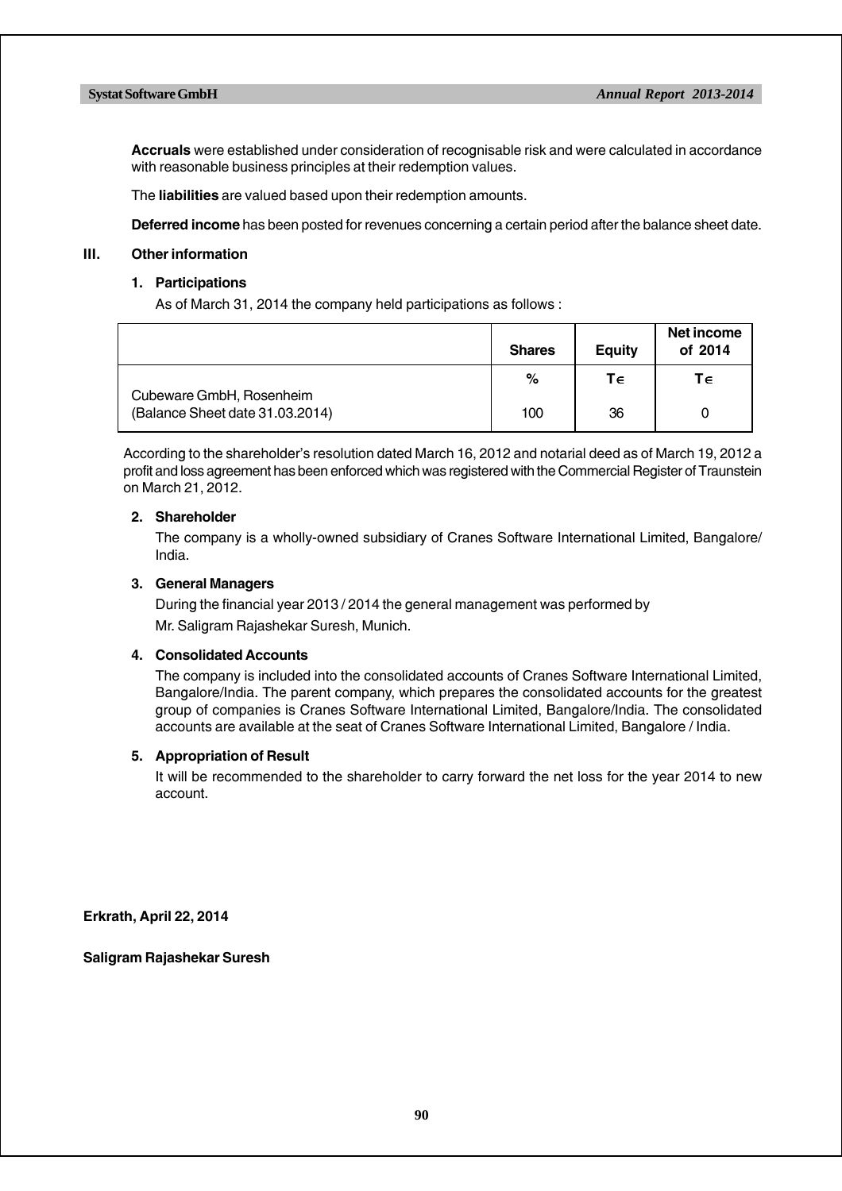**Accruals** were established under consideration of recognisable risk and were calculated in accordance with reasonable business principles at their redemption values.

The **liabilities** are valued based upon their redemption amounts.

**Deferred income** has been posted for revenues concerning a certain period after the balance sheet date.

## III. Other information

### 1. Participations

As of March 31, 2014 the company held participations as follows :

| | Shares | Equity | Net income of 2014 |
|---|---|---|---|
| | % | T€ | T€ |
| Cubeware GmbH, Rosenheim (Balance Sheet date 31.03.2014) | 100 | 36 | 0 |

According to the shareholder's resolution dated March 16, 2012 and notarial deed as of March 19, 2012 a profit and loss agreement has been enforced which was registered with the Commercial Register of Traunstein on March 21, 2012.

### 2. Shareholder

The company is a wholly-owned subsidiary of Cranes Software International Limited, Bangalore/ India.

### 3. General Managers

During the financial year 2013 / 2014 the general management was performed by

Mr. Saligram Rajashekar Suresh, Munich.

### 4. Consolidated Accounts

The company is included into the consolidated accounts of Cranes Software International Limited, Bangalore/India. The parent company, which prepares the consolidated accounts for the greatest group of companies is Cranes Software International Limited, Bangalore/India. The consolidated accounts are available at the seat of Cranes Software International Limited, Bangalore / India.

### 5. Appropriation of Result

It will be recommended to the shareholder to carry forward the net loss for the year 2014 to new account.

**Erkrath, April 22, 2014**

**Saligram Rajashekar Suresh**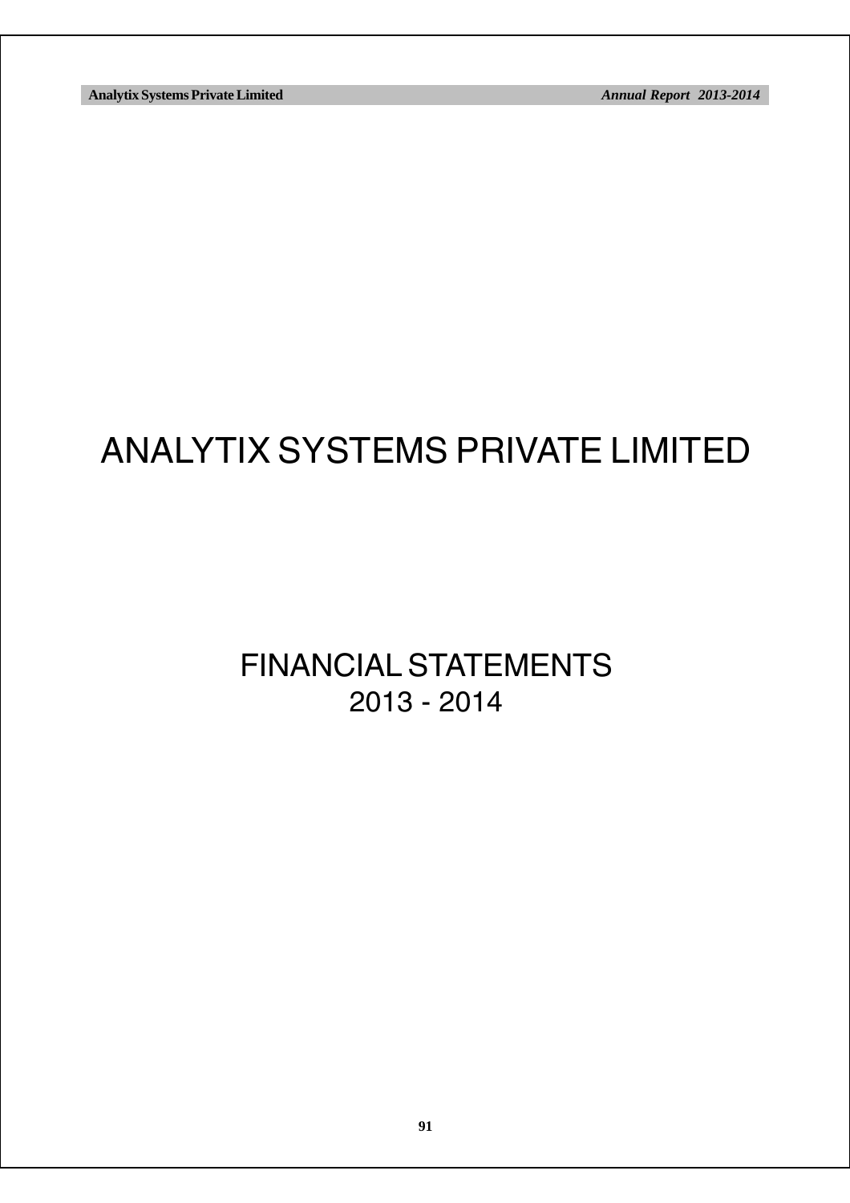# ANALYTIX SYSTEMS PRIVATE LIMITED

## FINANCIAL STATEMENTS
## 2013 - 2014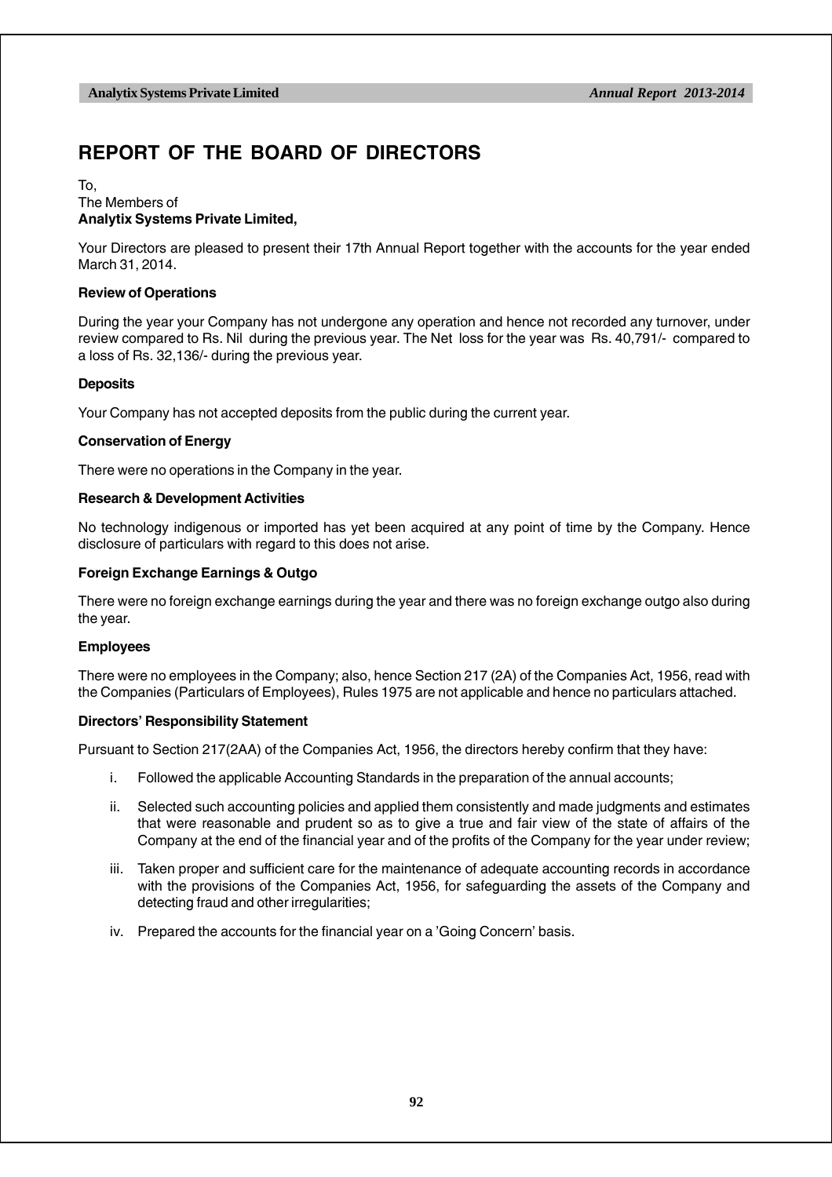# REPORT OF THE BOARD OF DIRECTORS

To,
The Members of
**Analytix Systems Private Limited,**

Your Directors are pleased to present their 17th Annual Report together with the accounts for the year ended March 31, 2014.

**Review of Operations**

During the year your Company has not undergone any operation and hence not recorded any turnover, under review compared to Rs. Nil during the previous year. The Net loss for the year was Rs. 40,791/- compared to a loss of Rs. 32,136/- during the previous year.

**Deposits**

Your Company has not accepted deposits from the public during the current year.

**Conservation of Energy**

There were no operations in the Company in the year.

**Research & Development Activities**

No technology indigenous or imported has yet been acquired at any point of time by the Company. Hence disclosure of particulars with regard to this does not arise.

**Foreign Exchange Earnings & Outgo**

There were no foreign exchange earnings during the year and there was no foreign exchange outgo also during the year.

**Employees**

There were no employees in the Company; also, hence Section 217 (2A) of the Companies Act, 1956, read with the Companies (Particulars of Employees), Rules 1975 are not applicable and hence no particulars attached.

**Directors' Responsibility Statement**

Pursuant to Section 217(2AA) of the Companies Act, 1956, the directors hereby confirm that they have:

i. Followed the applicable Accounting Standards in the preparation of the annual accounts;

ii. Selected such accounting policies and applied them consistently and made judgments and estimates that were reasonable and prudent so as to give a true and fair view of the state of affairs of the Company at the end of the financial year and of the profits of the Company for the year under review;

iii. Taken proper and sufficient care for the maintenance of adequate accounting records in accordance with the provisions of the Companies Act, 1956, for safeguarding the assets of the Company and detecting fraud and other irregularities;

iv. Prepared the accounts for the financial year on a 'Going Concern' basis.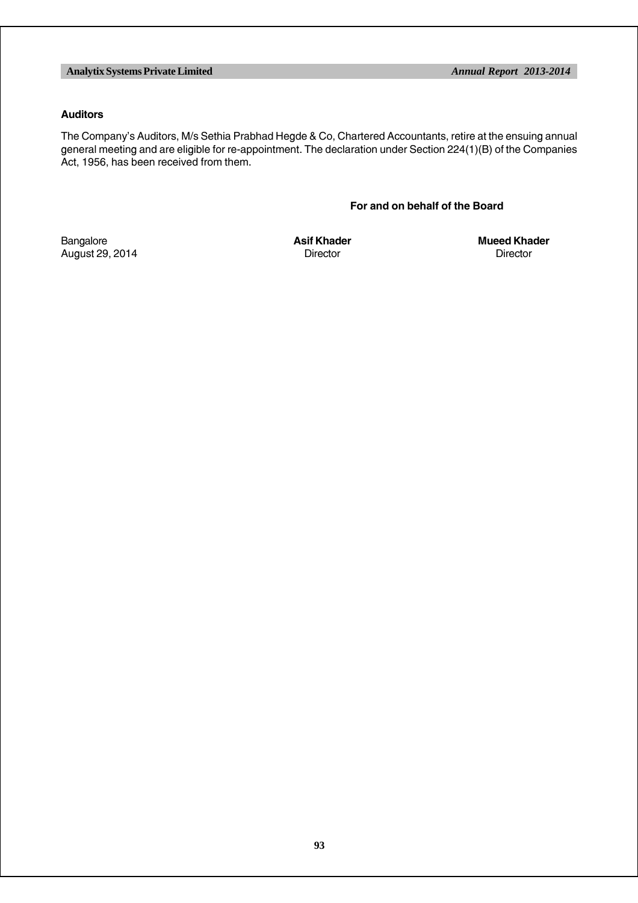**Auditors**

The Company's Auditors, M/s Sethia Prabhad Hegde & Co, Chartered Accountants, retire at the ensuing annual general meeting and are eligible for re-appointment. The declaration under Section 224(1)(B) of the Companies Act, 1956, has been received from them.

**For and on behalf of the Board**

| | | |
|---|---|---|
| Bangalore | **Asif Khader** | **Mueed Khader** |
| August 29, 2014 | Director | Director |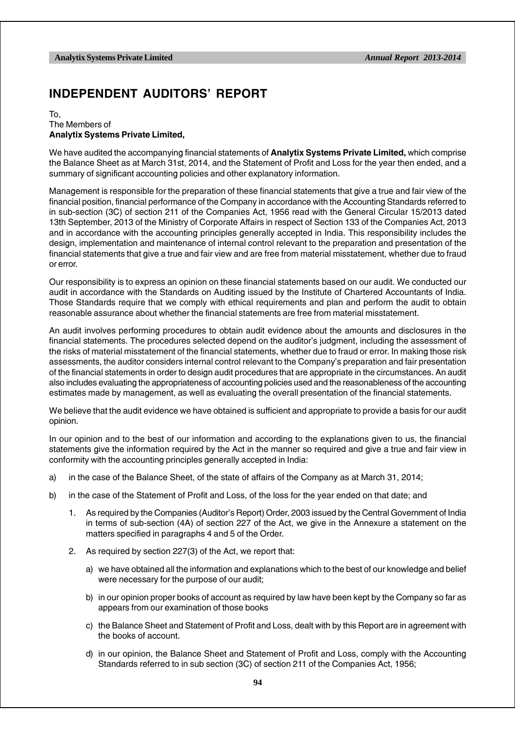# INDEPENDENT AUDITORS' REPORT

To,
The Members of
**Analytix Systems Private Limited,**

We have audited the accompanying financial statements of **Analytix Systems Private Limited,** which comprise the Balance Sheet as at March 31st, 2014, and the Statement of Profit and Loss for the year then ended, and a summary of significant accounting policies and other explanatory information.

Management is responsible for the preparation of these financial statements that give a true and fair view of the financial position, financial performance of the Company in accordance with the Accounting Standards referred to in sub-section (3C) of section 211 of the Companies Act, 1956 read with the General Circular 15/2013 dated 13th September, 2013 of the Ministry of Corporate Affairs in respect of Section 133 of the Companies Act, 2013 and in accordance with the accounting principles generally accepted in India. This responsibility includes the design, implementation and maintenance of internal control relevant to the preparation and presentation of the financial statements that give a true and fair view and are free from material misstatement, whether due to fraud or error.

Our responsibility is to express an opinion on these financial statements based on our audit. We conducted our audit in accordance with the Standards on Auditing issued by the Institute of Chartered Accountants of India. Those Standards require that we comply with ethical requirements and plan and perform the audit to obtain reasonable assurance about whether the financial statements are free from material misstatement.

An audit involves performing procedures to obtain audit evidence about the amounts and disclosures in the financial statements. The procedures selected depend on the auditor's judgment, including the assessment of the risks of material misstatement of the financial statements, whether due to fraud or error. In making those risk assessments, the auditor considers internal control relevant to the Company's preparation and fair presentation of the financial statements in order to design audit procedures that are appropriate in the circumstances. An audit also includes evaluating the appropriateness of accounting policies used and the reasonableness of the accounting estimates made by management, as well as evaluating the overall presentation of the financial statements.

We believe that the audit evidence we have obtained is sufficient and appropriate to provide a basis for our audit opinion.

In our opinion and to the best of our information and according to the explanations given to us, the financial statements give the information required by the Act in the manner so required and give a true and fair view in conformity with the accounting principles generally accepted in India:

a) in the case of the Balance Sheet, of the state of affairs of the Company as at March 31, 2014;

b) in the case of the Statement of Profit and Loss, of the loss for the year ended on that date; and

1. As required by the Companies (Auditor's Report) Order, 2003 issued by the Central Government of India in terms of sub-section (4A) of section 227 of the Act, we give in the Annexure a statement on the matters specified in paragraphs 4 and 5 of the Order.

2. As required by section 227(3) of the Act, we report that:

   a) we have obtained all the information and explanations which to the best of our knowledge and belief were necessary for the purpose of our audit;

   b) in our opinion proper books of account as required by law have been kept by the Company so far as appears from our examination of those books

   c) the Balance Sheet and Statement of Profit and Loss, dealt with by this Report are in agreement with the books of account.

   d) in our opinion, the Balance Sheet and Statement of Profit and Loss, comply with the Accounting Standards referred to in sub section (3C) of section 211 of the Companies Act, 1956;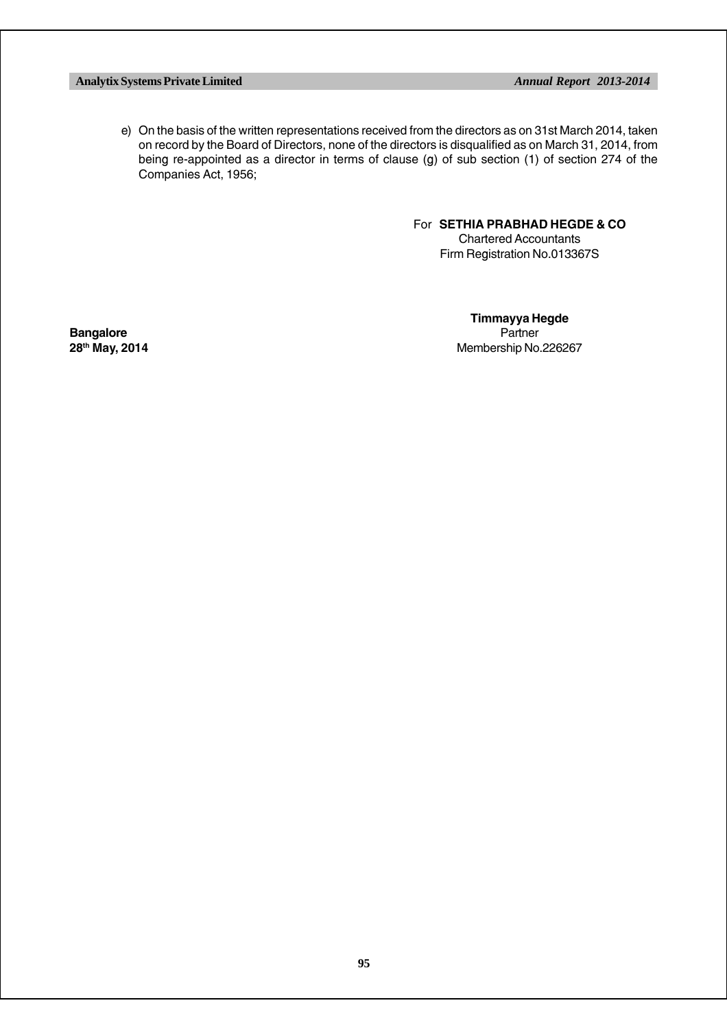e) On the basis of the written representations received from the directors as on 31st March 2014, taken on record by the Board of Directors, none of the directors is disqualified as on March 31, 2014, from being re-appointed as a director in terms of clause (g) of sub section (1) of section 274 of the Companies Act, 1956;

For **SETHIA PRABHAD HEGDE & CO**
Chartered Accountants
Firm Registration No.013367S

**Timmayya Hegde**
Partner
Membership No.226267

**Bangalore**
**28th May, 2014**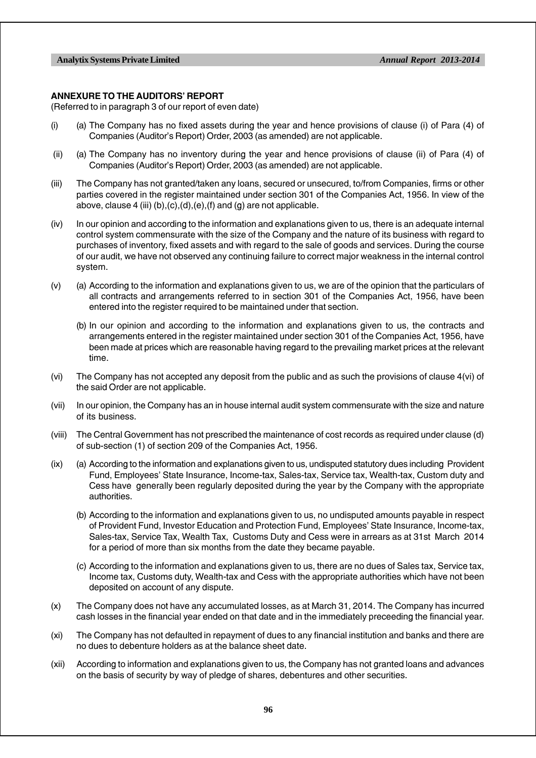## ANNEXURE TO THE AUDITORS' REPORT

(Referred to in paragraph 3 of our report of even date)

(i) (a) The Company has no fixed assets during the year and hence provisions of clause (i) of Para (4) of Companies (Auditor's Report) Order, 2003 (as amended) are not applicable.

(ii) (a) The Company has no inventory during the year and hence provisions of clause (ii) of Para (4) of Companies (Auditor's Report) Order, 2003 (as amended) are not applicable.

(iii) The Company has not granted/taken any loans, secured or unsecured, to/from Companies, firms or other parties covered in the register maintained under section 301 of the Companies Act, 1956. In view of the above, clause 4 (iii) (b),(c),(d),(e),(f) and (g) are not applicable.

(iv) In our opinion and according to the information and explanations given to us, there is an adequate internal control system commensurate with the size of the Company and the nature of its business with regard to purchases of inventory, fixed assets and with regard to the sale of goods and services. During the course of our audit, we have not observed any continuing failure to correct major weakness in the internal control system.

(v) (a) According to the information and explanations given to us, we are of the opinion that the particulars of all contracts and arrangements referred to in section 301 of the Companies Act, 1956, have been entered into the register required to be maintained under that section.

(b) In our opinion and according to the information and explanations given to us, the contracts and arrangements entered in the register maintained under section 301 of the Companies Act, 1956, have been made at prices which are reasonable having regard to the prevailing market prices at the relevant time.

(vi) The Company has not accepted any deposit from the public and as such the provisions of clause 4(vi) of the said Order are not applicable.

(vii) In our opinion, the Company has an in house internal audit system commensurate with the size and nature of its business.

(viii) The Central Government has not prescribed the maintenance of cost records as required under clause (d) of sub-section (1) of section 209 of the Companies Act, 1956.

(ix) (a) According to the information and explanations given to us, undisputed statutory dues including Provident Fund, Employees' State Insurance, Income-tax, Sales-tax, Service tax, Wealth-tax, Custom duty and Cess have generally been regularly deposited during the year by the Company with the appropriate authorities.

(b) According to the information and explanations given to us, no undisputed amounts payable in respect of Provident Fund, Investor Education and Protection Fund, Employees' State Insurance, Income-tax, Sales-tax, Service Tax, Wealth Tax, Customs Duty and Cess were in arrears as at 31st March 2014 for a period of more than six months from the date they became payable.

(c) According to the information and explanations given to us, there are no dues of Sales tax, Service tax, Income tax, Customs duty, Wealth-tax and Cess with the appropriate authorities which have not been deposited on account of any dispute.

(x) The Company does not have any accumulated losses, as at March 31, 2014. The Company has incurred cash losses in the financial year ended on that date and in the immediately preceeding the financial year.

(xi) The Company has not defaulted in repayment of dues to any financial institution and banks and there are no dues to debenture holders as at the balance sheet date.

(xii) According to information and explanations given to us, the Company has not granted loans and advances on the basis of security by way of pledge of shares, debentures and other securities.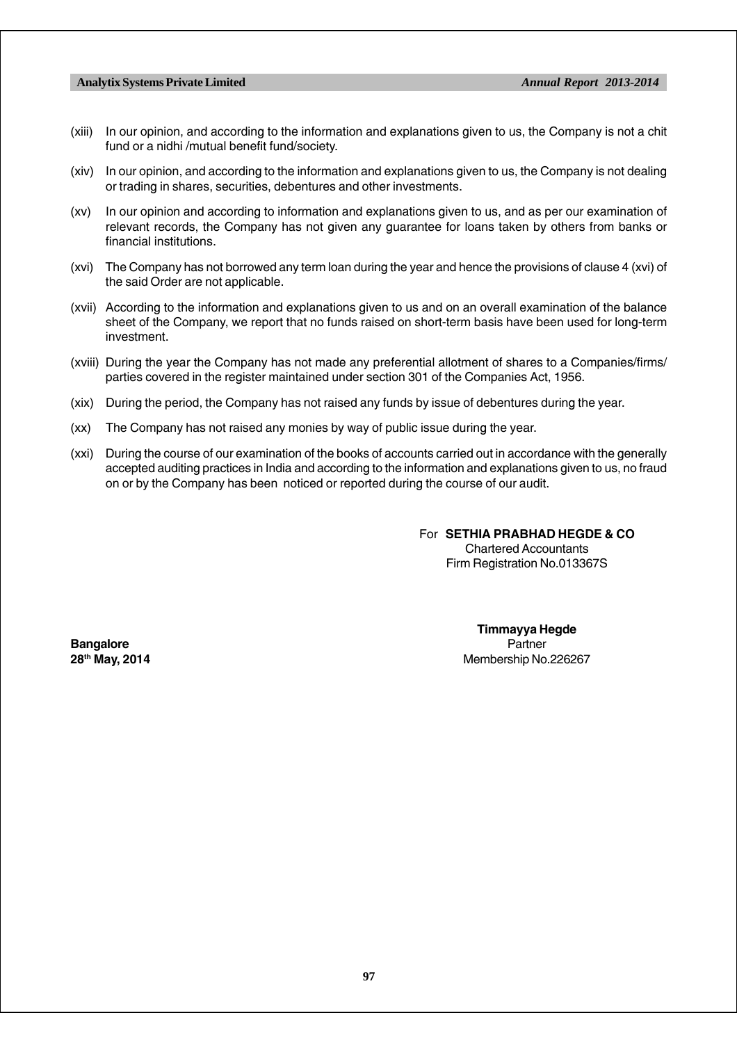(xiii) In our opinion, and according to the information and explanations given to us, the Company is not a chit fund or a nidhi /mutual benefit fund/society.

(xiv) In our opinion, and according to the information and explanations given to us, the Company is not dealing or trading in shares, securities, debentures and other investments.

(xv) In our opinion and according to information and explanations given to us, and as per our examination of relevant records, the Company has not given any guarantee for loans taken by others from banks or financial institutions.

(xvi) The Company has not borrowed any term loan during the year and hence the provisions of clause 4 (xvi) of the said Order are not applicable.

(xvii) According to the information and explanations given to us and on an overall examination of the balance sheet of the Company, we report that no funds raised on short-term basis have been used for long-term investment.

(xviii) During the year the Company has not made any preferential allotment of shares to a Companies/firms/ parties covered in the register maintained under section 301 of the Companies Act, 1956.

(xix) During the period, the Company has not raised any funds by issue of debentures during the year.

(xx) The Company has not raised any monies by way of public issue during the year.

(xxi) During the course of our examination of the books of accounts carried out in accordance with the generally accepted auditing practices in India and according to the information and explanations given to us, no fraud on or by the Company has been noticed or reported during the course of our audit.

For **SETHIA PRABHAD HEGDE & CO**
Chartered Accountants
Firm Registration No.013367S

**Timmayya Hegde**
Partner
Membership No.226267

**Bangalore**
**28th May, 2014**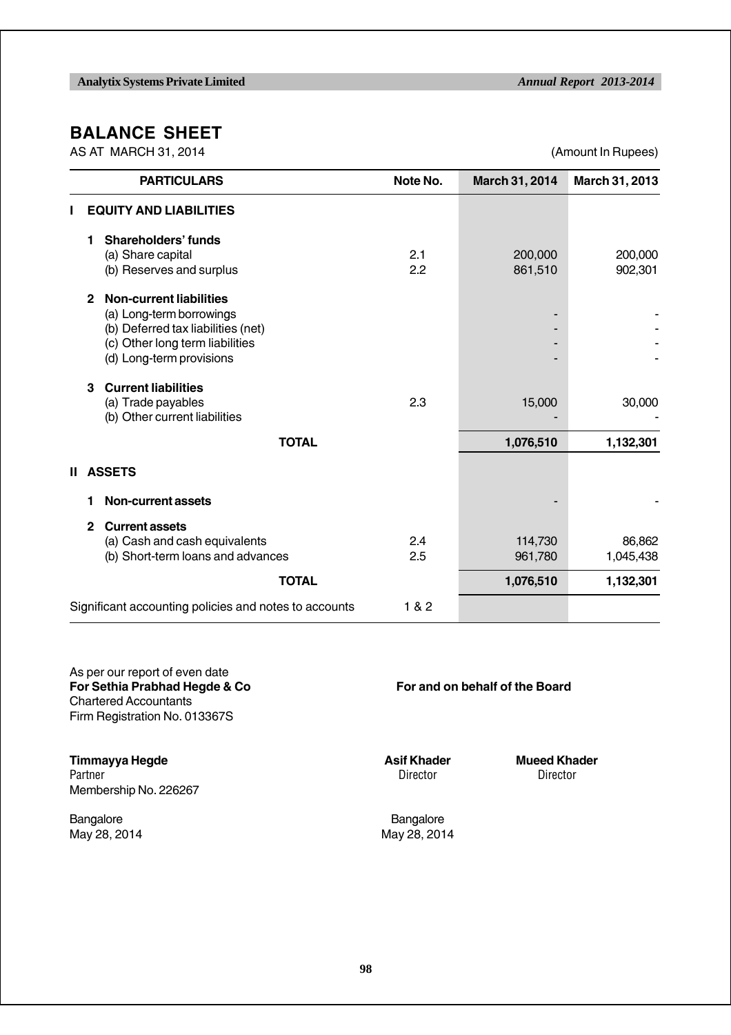# BALANCE SHEET

AS AT MARCH 31, 2014 (Amount In Rupees)

| PARTICULARS | Note No. | March 31, 2014 | March 31, 2013 |
|---|---|---|---|
| **I EQUITY AND LIABILITIES** | | | |
| **1 Shareholders' funds** | | | |
| (a) Share capital | 2.1 | 200,000 | 200,000 |
| (b) Reserves and surplus | 2.2 | 861,510 | 902,301 |
| **2 Non-current liabilities** | | | |
| (a) Long-term borrowings | | - | - |
| (b) Deferred tax liabilities (net) | | - | - |
| (c) Other long term liabilities | | - | - |
| (d) Long-term provisions | | - | - |
| **3 Current liabilities** | | | |
| (a) Trade payables | 2.3 | 15,000 | 30,000 |
| (b) Other current liabilities | | - | - |
| **TOTAL** | | **1,076,510** | **1,132,301** |
| **II ASSETS** | | | |
| **1 Non-current assets** | | - | - |
| **2 Current assets** | | | |
| (a) Cash and cash equivalents | 2.4 | 114,730 | 86,862 |
| (b) Short-term loans and advances | 2.5 | 961,780 | 1,045,438 |
| **TOTAL** | | **1,076,510** | **1,132,301** |
| Significant accounting policies and notes to accounts | 1 & 2 | | |

As per our report of even date
**For Sethia Prabhad Hegde & Co**
Chartered Accountants
Firm Registration No. 013367S

**For and on behalf of the Board**

**Timmayya Hegde**
Partner
Membership No. 226267

**Asif Khader**
Director

**Mueed Khader**
Director

Bangalore
May 28, 2014

Bangalore
May 28, 2014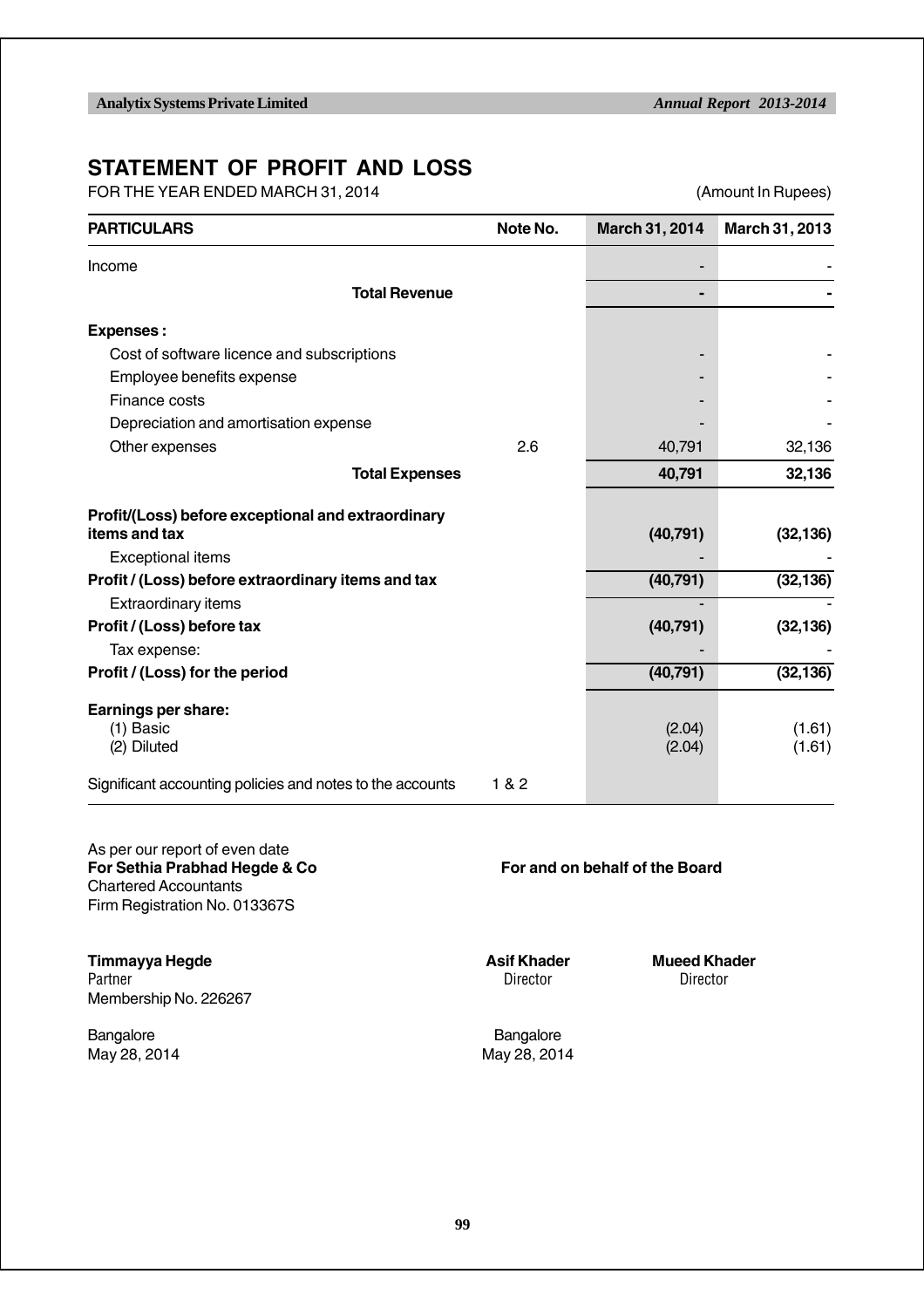# STATEMENT OF PROFIT AND LOSS

FOR THE YEAR ENDED MARCH 31, 2014 (Amount In Rupees)

| PARTICULARS | Note No. | March 31, 2014 | March 31, 2013 |
|---|---|---|---|
| Income | | - | - |
| **Total Revenue** | | **-** | **-** |
| **Expenses :** | | | |
| Cost of software licence and subscriptions | | - | - |
| Employee benefits expense | | - | - |
| Finance costs | | - | - |
| Depreciation and amortisation expense | | - | - |
| Other expenses | 2.6 | 40,791 | 32,136 |
| **Total Expenses** | | **40,791** | **32,136** |
| **Profit/(Loss) before exceptional and extraordinary items and tax** | | **(40,791)** | **(32,136)** |
| Exceptional items | | - | - |
| **Profit / (Loss) before extraordinary items and tax** | | **(40,791)** | **(32,136)** |
| Extraordinary items | | - | - |
| **Profit / (Loss) before tax** | | **(40,791)** | **(32,136)** |
| Tax expense: | | - | - |
| **Profit / (Loss) for the period** | | **(40,791)** | **(32,136)** |
| **Earnings per share:** | | | |
| (1) Basic | | (2.04) | (1.61) |
| (2) Diluted | | (2.04) | (1.61) |
| Significant accounting policies and notes to the accounts | 1 & 2 | | |

As per our report of even date
**For Sethia Prabhad Hegde & Co**
Chartered Accountants
Firm Registration No. 013367S

**For and on behalf of the Board**

**Timmayya Hegde**
Partner
Membership No. 226267

**Asif Khader**
Director

**Mueed Khader**
Director

Bangalore
May 28, 2014

Bangalore
May 28, 2014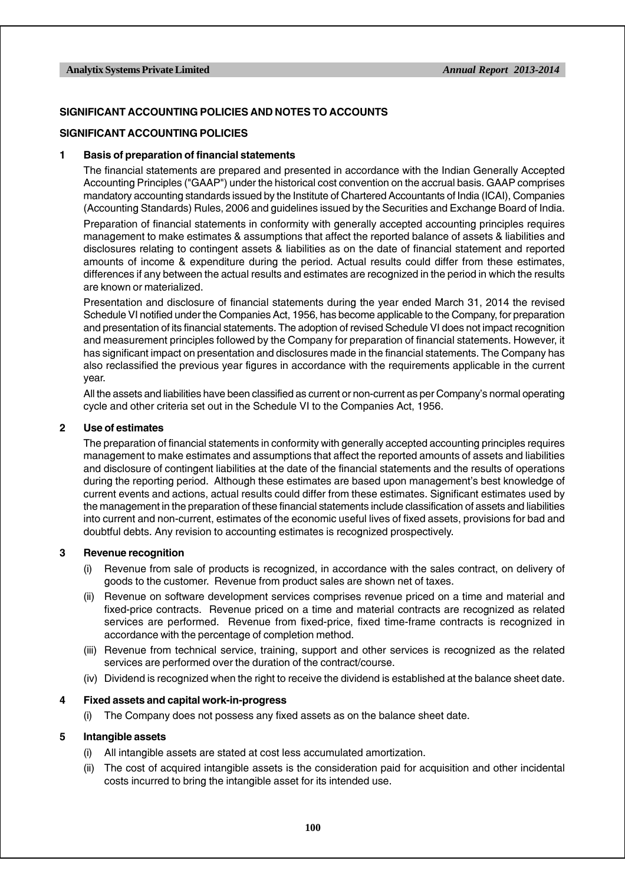## SIGNIFICANT ACCOUNTING POLICIES AND NOTES TO ACCOUNTS

### SIGNIFICANT ACCOUNTING POLICIES

**1 Basis of preparation of financial statements**

The financial statements are prepared and presented in accordance with the Indian Generally Accepted Accounting Principles ("GAAP") under the historical cost convention on the accrual basis. GAAP comprises mandatory accounting standards issued by the Institute of Chartered Accountants of India (ICAI), Companies (Accounting Standards) Rules, 2006 and guidelines issued by the Securities and Exchange Board of India.

Preparation of financial statements in conformity with generally accepted accounting principles requires management to make estimates & assumptions that affect the reported balance of assets & liabilities and disclosures relating to contingent assets & liabilities as on the date of financial statement and reported amounts of income & expenditure during the period. Actual results could differ from these estimates, differences if any between the actual results and estimates are recognized in the period in which the results are known or materialized.

Presentation and disclosure of financial statements during the year ended March 31, 2014 the revised Schedule VI notified under the Companies Act, 1956, has become applicable to the Company, for preparation and presentation of its financial statements. The adoption of revised Schedule VI does not impact recognition and measurement principles followed by the Company for preparation of financial statements. However, it has significant impact on presentation and disclosures made in the financial statements. The Company has also reclassified the previous year figures in accordance with the requirements applicable in the current year.

All the assets and liabilities have been classified as current or non-current as per Company's normal operating cycle and other criteria set out in the Schedule VI to the Companies Act, 1956.

**2 Use of estimates**

The preparation of financial statements in conformity with generally accepted accounting principles requires management to make estimates and assumptions that affect the reported amounts of assets and liabilities and disclosure of contingent liabilities at the date of the financial statements and the results of operations during the reporting period. Although these estimates are based upon management's best knowledge of current events and actions, actual results could differ from these estimates. Significant estimates used by the management in the preparation of these financial statements include classification of assets and liabilities into current and non-current, estimates of the economic useful lives of fixed assets, provisions for bad and doubtful debts. Any revision to accounting estimates is recognized prospectively.

**3 Revenue recognition**

(i) Revenue from sale of products is recognized, in accordance with the sales contract, on delivery of goods to the customer. Revenue from product sales are shown net of taxes.

(ii) Revenue on software development services comprises revenue priced on a time and material and fixed-price contracts. Revenue priced on a time and material contracts are recognized as related services are performed. Revenue from fixed-price, fixed time-frame contracts is recognized in accordance with the percentage of completion method.

(iii) Revenue from technical service, training, support and other services is recognized as the related services are performed over the duration of the contract/course.

(iv) Dividend is recognized when the right to receive the dividend is established at the balance sheet date.

**4 Fixed assets and capital work-in-progress**

(i) The Company does not possess any fixed assets as on the balance sheet date.

**5 Intangible assets**

(i) All intangible assets are stated at cost less accumulated amortization.

(ii) The cost of acquired intangible assets is the consideration paid for acquisition and other incidental costs incurred to bring the intangible asset for its intended use.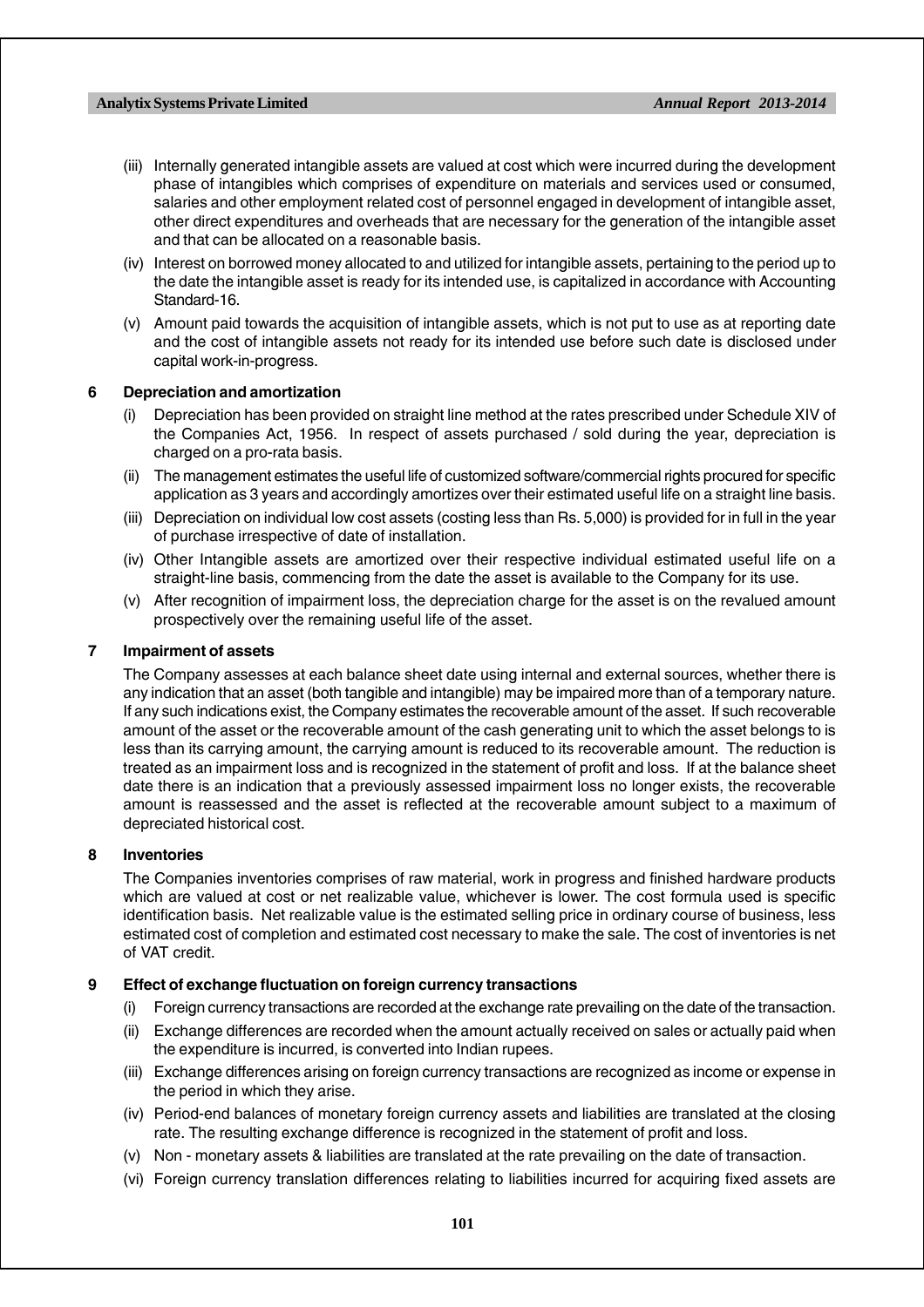(iii) Internally generated intangible assets are valued at cost which were incurred during the development phase of intangibles which comprises of expenditure on materials and services used or consumed, salaries and other employment related cost of personnel engaged in development of intangible asset, other direct expenditures and overheads that are necessary for the generation of the intangible asset and that can be allocated on a reasonable basis.

(iv) Interest on borrowed money allocated to and utilized for intangible assets, pertaining to the period up to the date the intangible asset is ready for its intended use, is capitalized in accordance with Accounting Standard-16.

(v) Amount paid towards the acquisition of intangible assets, which is not put to use as at reporting date and the cost of intangible assets not ready for its intended use before such date is disclosed under capital work-in-progress.

**6 Depreciation and amortization**

(i) Depreciation has been provided on straight line method at the rates prescribed under Schedule XIV of the Companies Act, 1956. In respect of assets purchased / sold during the year, depreciation is charged on a pro-rata basis.

(ii) The management estimates the useful life of customized software/commercial rights procured for specific application as 3 years and accordingly amortizes over their estimated useful life on a straight line basis.

(iii) Depreciation on individual low cost assets (costing less than Rs. 5,000) is provided for in full in the year of purchase irrespective of date of installation.

(iv) Other Intangible assets are amortized over their respective individual estimated useful life on a straight-line basis, commencing from the date the asset is available to the Company for its use.

(v) After recognition of impairment loss, the depreciation charge for the asset is on the revalued amount prospectively over the remaining useful life of the asset.

**7 Impairment of assets**

The Company assesses at each balance sheet date using internal and external sources, whether there is any indication that an asset (both tangible and intangible) may be impaired more than of a temporary nature. If any such indications exist, the Company estimates the recoverable amount of the asset. If such recoverable amount of the asset or the recoverable amount of the cash generating unit to which the asset belongs to is less than its carrying amount, the carrying amount is reduced to its recoverable amount. The reduction is treated as an impairment loss and is recognized in the statement of profit and loss. If at the balance sheet date there is an indication that a previously assessed impairment loss no longer exists, the recoverable amount is reassessed and the asset is reflected at the recoverable amount subject to a maximum of depreciated historical cost.

**8 Inventories**

The Companies inventories comprises of raw material, work in progress and finished hardware products which are valued at cost or net realizable value, whichever is lower. The cost formula used is specific identification basis. Net realizable value is the estimated selling price in ordinary course of business, less estimated cost of completion and estimated cost necessary to make the sale. The cost of inventories is net of VAT credit.

**9 Effect of exchange fluctuation on foreign currency transactions**

(i) Foreign currency transactions are recorded at the exchange rate prevailing on the date of the transaction.

(ii) Exchange differences are recorded when the amount actually received on sales or actually paid when the expenditure is incurred, is converted into Indian rupees.

(iii) Exchange differences arising on foreign currency transactions are recognized as income or expense in the period in which they arise.

(iv) Period-end balances of monetary foreign currency assets and liabilities are translated at the closing rate. The resulting exchange difference is recognized in the statement of profit and loss.

(v) Non - monetary assets & liabilities are translated at the rate prevailing on the date of transaction.

(vi) Foreign currency translation differences relating to liabilities incurred for acquiring fixed assets are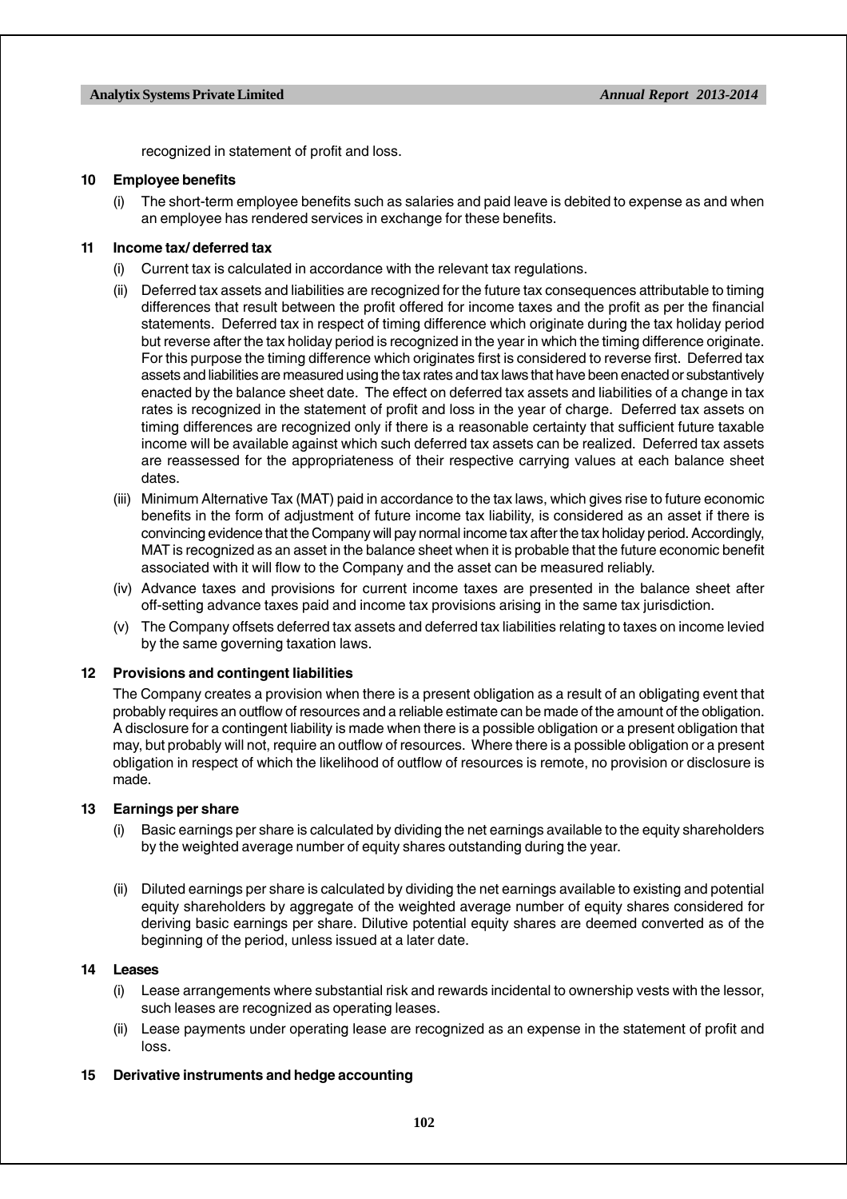recognized in statement of profit and loss.

**10 Employee benefits**

(i) The short-term employee benefits such as salaries and paid leave is debited to expense as and when an employee has rendered services in exchange for these benefits.

**11 Income tax/ deferred tax**

(i) Current tax is calculated in accordance with the relevant tax regulations.

(ii) Deferred tax assets and liabilities are recognized for the future tax consequences attributable to timing differences that result between the profit offered for income taxes and the profit as per the financial statements. Deferred tax in respect of timing difference which originate during the tax holiday period but reverse after the tax holiday period is recognized in the year in which the timing difference originate. For this purpose the timing difference which originates first is considered to reverse first. Deferred tax assets and liabilities are measured using the tax rates and tax laws that have been enacted or substantively enacted by the balance sheet date. The effect on deferred tax assets and liabilities of a change in tax rates is recognized in the statement of profit and loss in the year of charge. Deferred tax assets on timing differences are recognized only if there is a reasonable certainty that sufficient future taxable income will be available against which such deferred tax assets can be realized. Deferred tax assets are reassessed for the appropriateness of their respective carrying values at each balance sheet dates.

(iii) Minimum Alternative Tax (MAT) paid in accordance to the tax laws, which gives rise to future economic benefits in the form of adjustment of future income tax liability, is considered as an asset if there is convincing evidence that the Company will pay normal income tax after the tax holiday period. Accordingly, MAT is recognized as an asset in the balance sheet when it is probable that the future economic benefit associated with it will flow to the Company and the asset can be measured reliably.

(iv) Advance taxes and provisions for current income taxes are presented in the balance sheet after off-setting advance taxes paid and income tax provisions arising in the same tax jurisdiction.

(v) The Company offsets deferred tax assets and deferred tax liabilities relating to taxes on income levied by the same governing taxation laws.

**12 Provisions and contingent liabilities**

The Company creates a provision when there is a present obligation as a result of an obligating event that probably requires an outflow of resources and a reliable estimate can be made of the amount of the obligation. A disclosure for a contingent liability is made when there is a possible obligation or a present obligation that may, but probably will not, require an outflow of resources. Where there is a possible obligation or a present obligation in respect of which the likelihood of outflow of resources is remote, no provision or disclosure is made.

**13 Earnings per share**

(i) Basic earnings per share is calculated by dividing the net earnings available to the equity shareholders by the weighted average number of equity shares outstanding during the year.

(ii) Diluted earnings per share is calculated by dividing the net earnings available to existing and potential equity shareholders by aggregate of the weighted average number of equity shares considered for deriving basic earnings per share. Dilutive potential equity shares are deemed converted as of the beginning of the period, unless issued at a later date.

**14 Leases**

(i) Lease arrangements where substantial risk and rewards incidental to ownership vests with the lessor, such leases are recognized as operating leases.

(ii) Lease payments under operating lease are recognized as an expense in the statement of profit and loss.

**15 Derivative instruments and hedge accounting**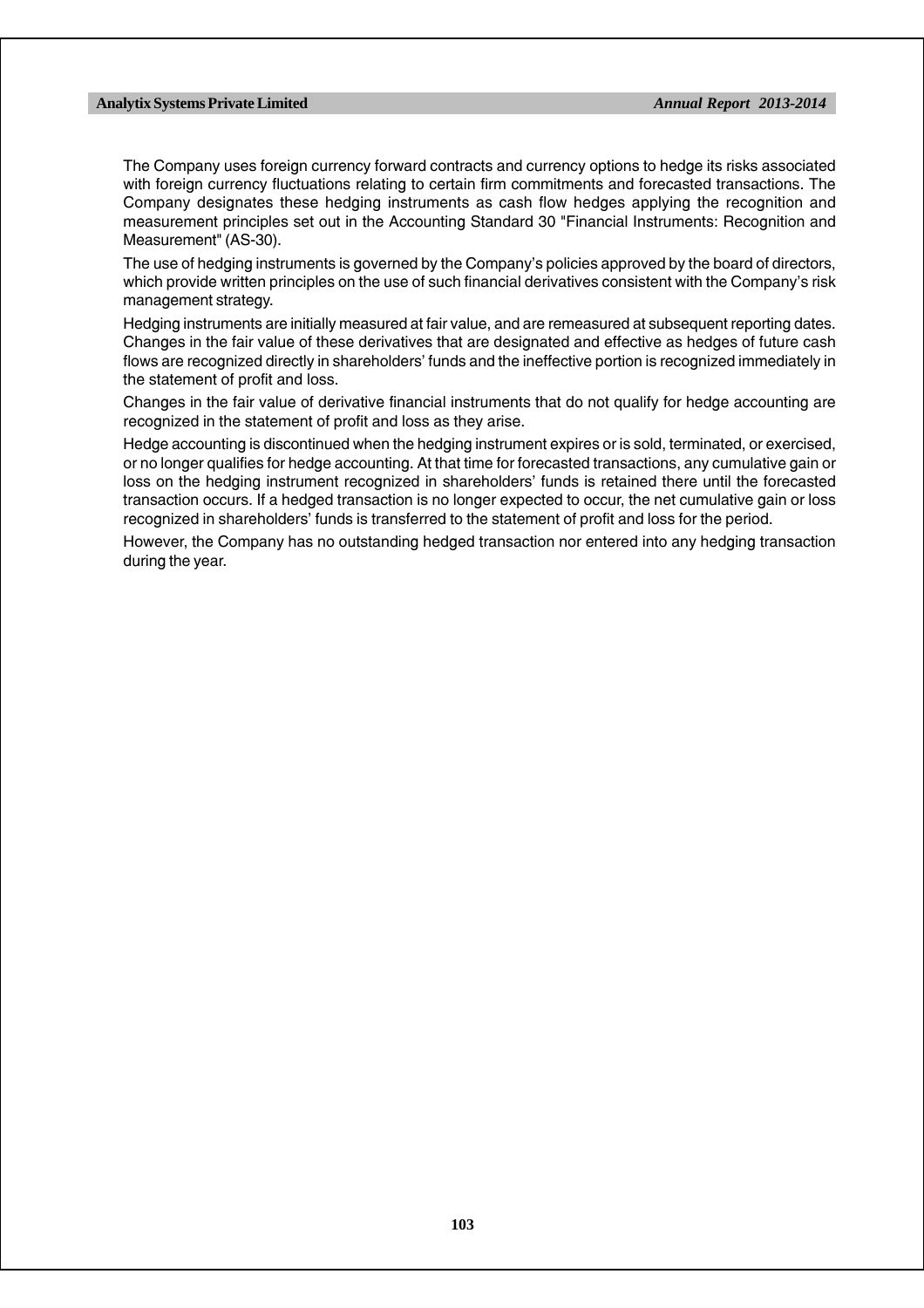The Company uses foreign currency forward contracts and currency options to hedge its risks associated with foreign currency fluctuations relating to certain firm commitments and forecasted transactions. The Company designates these hedging instruments as cash flow hedges applying the recognition and measurement principles set out in the Accounting Standard 30 "Financial Instruments: Recognition and Measurement" (AS-30).

The use of hedging instruments is governed by the Company's policies approved by the board of directors, which provide written principles on the use of such financial derivatives consistent with the Company's risk management strategy.

Hedging instruments are initially measured at fair value, and are remeasured at subsequent reporting dates. Changes in the fair value of these derivatives that are designated and effective as hedges of future cash flows are recognized directly in shareholders' funds and the ineffective portion is recognized immediately in the statement of profit and loss.

Changes in the fair value of derivative financial instruments that do not qualify for hedge accounting are recognized in the statement of profit and loss as they arise.

Hedge accounting is discontinued when the hedging instrument expires or is sold, terminated, or exercised, or no longer qualifies for hedge accounting. At that time for forecasted transactions, any cumulative gain or loss on the hedging instrument recognized in shareholders' funds is retained there until the forecasted transaction occurs. If a hedged transaction is no longer expected to occur, the net cumulative gain or loss recognized in shareholders' funds is transferred to the statement of profit and loss for the period.

However, the Company has no outstanding hedged transaction nor entered into any hedging transaction during the year.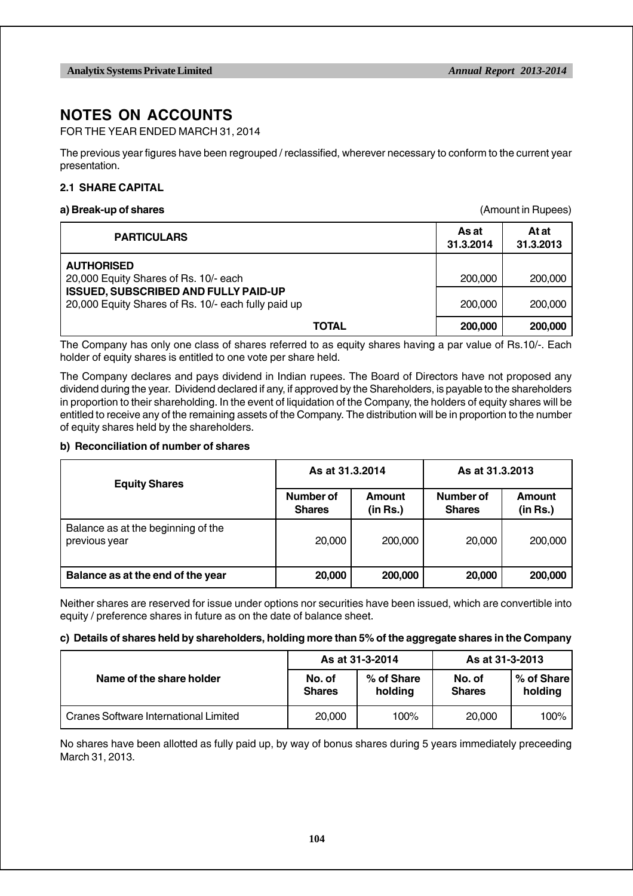# NOTES ON ACCOUNTS

FOR THE YEAR ENDED MARCH 31, 2014

The previous year figures have been regrouped / reclassified, wherever necessary to conform to the current year presentation.

### 2.1 SHARE CAPITAL

**a) Break-up of shares** (Amount in Rupees)

| PARTICULARS | As at 31.3.2014 | At at 31.3.2013 |
|---|---|---|
| **AUTHORISED**<br>20,000 Equity Shares of Rs. 10/- each | 200,000 | 200,000 |
| **ISSUED, SUBSCRIBED AND FULLY PAID-UP**<br>20,000 Equity Shares of Rs. 10/- each fully paid up | 200,000 | 200,000 |
| **TOTAL** | **200,000** | **200,000** |

The Company has only one class of shares referred to as equity shares having a par value of Rs.10/-. Each holder of equity shares is entitled to one vote per share held.

The Company declares and pays dividend in Indian rupees. The Board of Directors have not proposed any dividend during the year. Dividend declared if any, if approved by the Shareholders, is payable to the shareholders in proportion to their shareholding. In the event of liquidation of the Company, the holders of equity shares will be entitled to receive any of the remaining assets of the Company. The distribution will be in proportion to the number of equity shares held by the shareholders.

**b) Reconciliation of number of shares**

| Equity Shares | As at 31.3.2014 | | As at 31.3.2013 | |
|---|---|---|---|---|
| | Number of Shares | Amount (in Rs.) | Number of Shares | Amount (in Rs.) |
| Balance as at the beginning of the previous year | 20,000 | 200,000 | 20,000 | 200,000 |
| **Balance as at the end of the year** | **20,000** | **200,000** | **20,000** | **200,000** |

Neither shares are reserved for issue under options nor securities have been issued, which are convertible into equity / preference shares in future as on the date of balance sheet.

**c) Details of shares held by shareholders, holding more than 5% of the aggregate shares in the Company**

| Name of the share holder | As at 31-3-2014 | | As at 31-3-2013 | |
|---|---|---|---|---|
| | No. of Shares | % of Share holding | No. of Shares | % of Share holding |
| Cranes Software International Limited | 20,000 | 100% | 20,000 | 100% |

No shares have been allotted as fully paid up, by way of bonus shares during 5 years immediately preceeding March 31, 2013.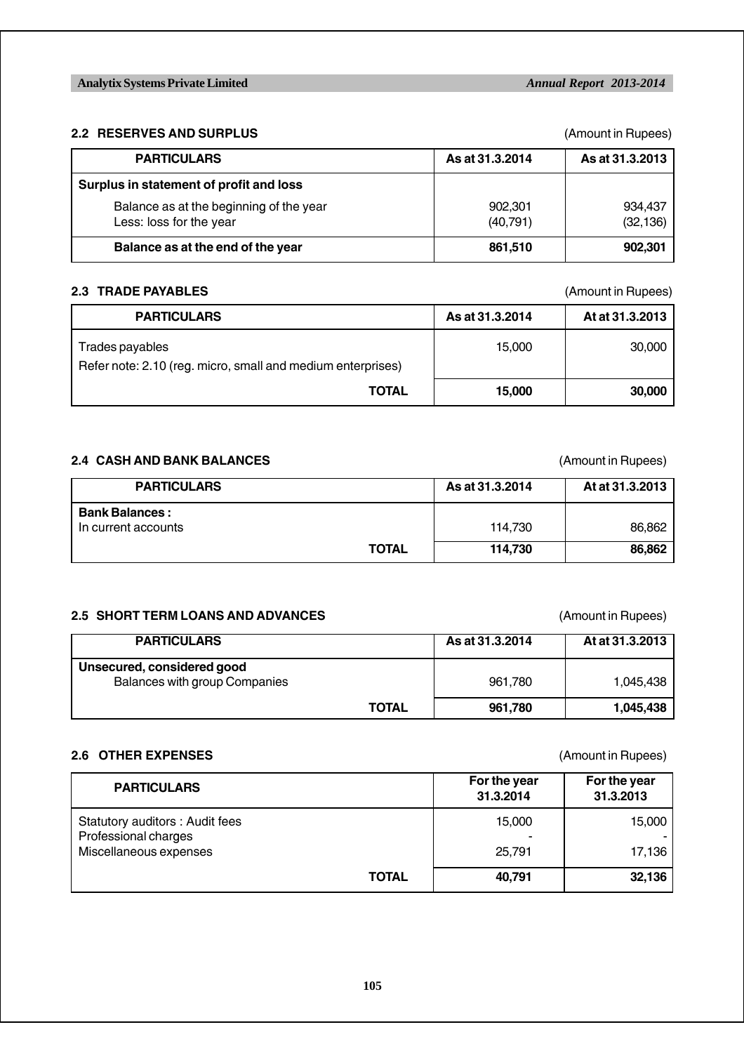## 2.2 RESERVES AND SURPLUS

(Amount in Rupees)

| PARTICULARS | As at 31.3.2014 | As at 31.3.2013 |
|---|---|---|
| **Surplus in statement of profit and loss** | | |
| Balance as at the beginning of the year | 902,301 | 934,437 |
| Less: loss for the year | (40,791) | (32,136) |
| **Balance as at the end of the year** | **861,510** | **902,301** |

## 2.3 TRADE PAYABLES

(Amount in Rupees)

| PARTICULARS | As at 31.3.2014 | At at 31.3.2013 |
|---|---|---|
| Trades payables<br>Refer note: 2.10 (reg. micro, small and medium enterprises) | 15,000 | 30,000 |
| **TOTAL** | **15,000** | **30,000** |

## 2.4 CASH AND BANK BALANCES

(Amount in Rupees)

| PARTICULARS | As at 31.3.2014 | At at 31.3.2013 |
|---|---|---|
| **Bank Balances :** | | |
| In current accounts | 114,730 | 86,862 |
| **TOTAL** | **114,730** | **86,862** |

## 2.5 SHORT TERM LOANS AND ADVANCES

(Amount in Rupees)

| PARTICULARS | As at 31.3.2014 | At at 31.3.2013 |
|---|---|---|
| **Unsecured, considered good** | | |
| Balances with group Companies | 961,780 | 1,045,438 |
| **TOTAL** | **961,780** | **1,045,438** |

## 2.6 OTHER EXPENSES

(Amount in Rupees)

| PARTICULARS | For the year 31.3.2014 | For the year 31.3.2013 |
|---|---|---|
| Statutory auditors : Audit fees | 15,000 | 15,000 |
| Professional charges | - | - |
| Miscellaneous expenses | 25,791 | 17,136 |
| **TOTAL** | **40,791** | **32,136** |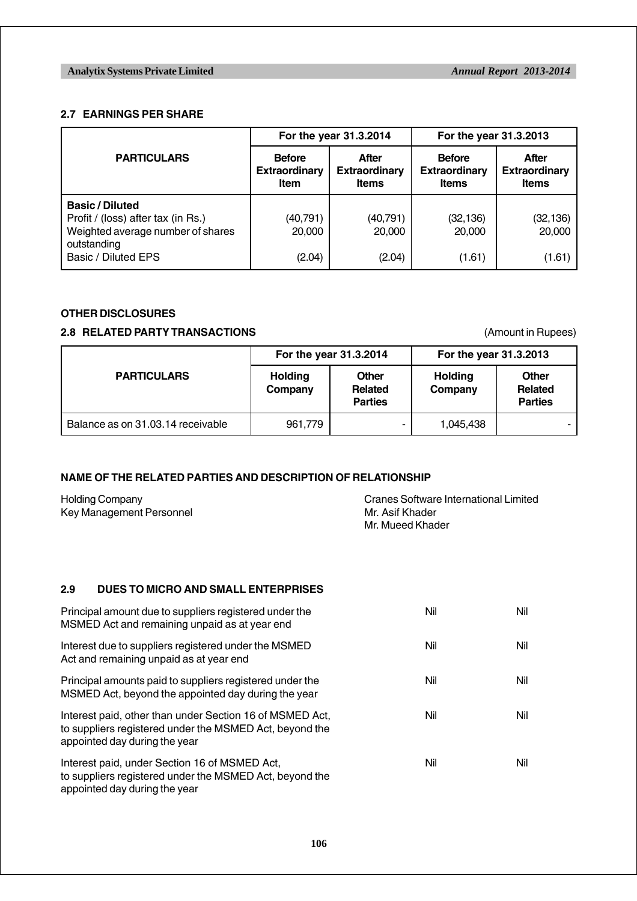### 2.7 EARNINGS PER SHARE

| PARTICULARS | For the year 31.3.2014 | | For the year 31.3.2013 | |
|---|---|---|---|---|
| | Before Extraordinary Item | After Extraordinary Items | Before Extraordinary Items | After Extraordinary Items |
| **Basic / Diluted** | | | | |
| Profit / (loss) after tax (in Rs.) | (40,791) | (40,791) | (32,136) | (32,136) |
| Weighted average number of shares outstanding | 20,000 | 20,000 | 20,000 | 20,000 |
| Basic / Diluted EPS | (2.04) | (2.04) | (1.61) | (1.61) |

### OTHER DISCLOSURES

### 2.8 RELATED PARTY TRANSACTIONS

(Amount in Rupees)

| PARTICULARS | For the year 31.3.2014 | | For the year 31.3.2013 | |
|---|---|---|---|---|
| | Holding Company | Other Related Parties | Holding Company | Other Related Parties |
| Balance as on 31.03.14 receivable | 961,779 | - | 1,045,438 | - |

### NAME OF THE RELATED PARTIES AND DESCRIPTION OF RELATIONSHIP

| | |
|---|---|
| Holding Company | Cranes Software International Limited |
| Key Management Personnel | Mr. Asif Khader<br>Mr. Mueed Khader |

### 2.9 DUES TO MICRO AND SMALL ENTERPRISES

| | | |
|---|---|---|
| Principal amount due to suppliers registered under the MSMED Act and remaining unpaid as at year end | Nil | Nil |
| Interest due to suppliers registered under the MSMED Act and remaining unpaid as at year end | Nil | Nil |
| Principal amounts paid to suppliers registered under the MSMED Act, beyond the appointed day during the year | Nil | Nil |
| Interest paid, other than under Section 16 of MSMED Act, to suppliers registered under the MSMED Act, beyond the appointed day during the year | Nil | Nil |
| Interest paid, under Section 16 of MSMED Act, to suppliers registered under the MSMED Act, beyond the appointed day during the year | Nil | Nil |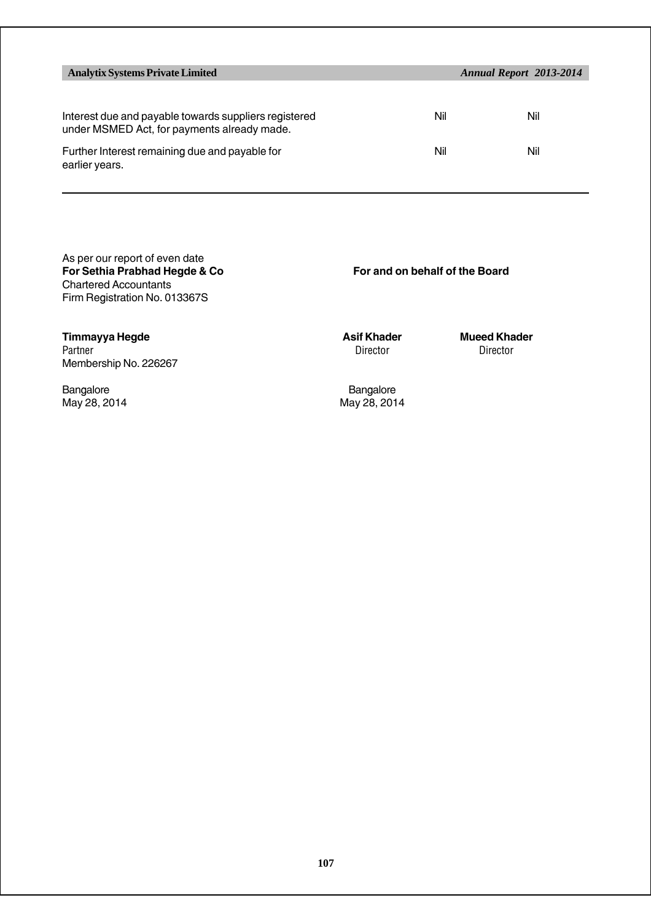| | | |
|---|---|---|
| Interest due and payable towards suppliers registered under MSMED Act, for payments already made. | Nil | Nil |
| Further Interest remaining due and payable for earlier years. | Nil | Nil |

As per our report of even date
**For Sethia Prabhad Hegde & Co**
Chartered Accountants
Firm Registration No. 013367S

**For and on behalf of the Board**

**Timmayya Hegde**
Partner
Membership No. 226267

Bangalore
May 28, 2014

**Asif Khader**
Director

**Mueed Khader**
Director

Bangalore
May 28, 2014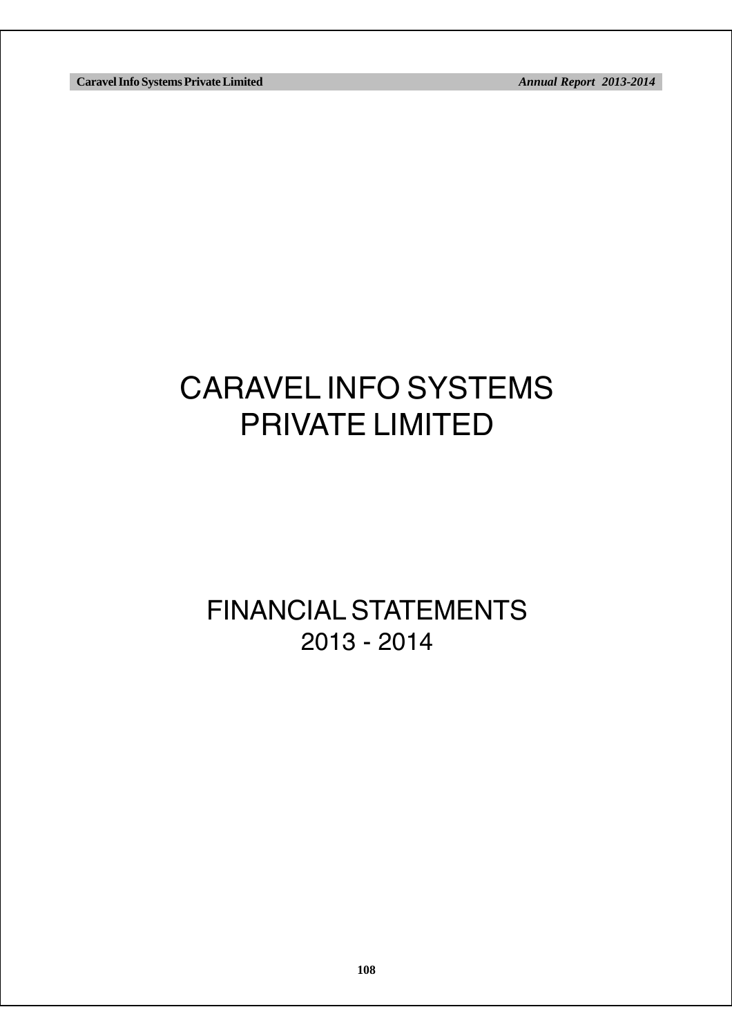# CARAVEL INFO SYSTEMS PRIVATE LIMITED

# FINANCIAL STATEMENTS 2013 - 2014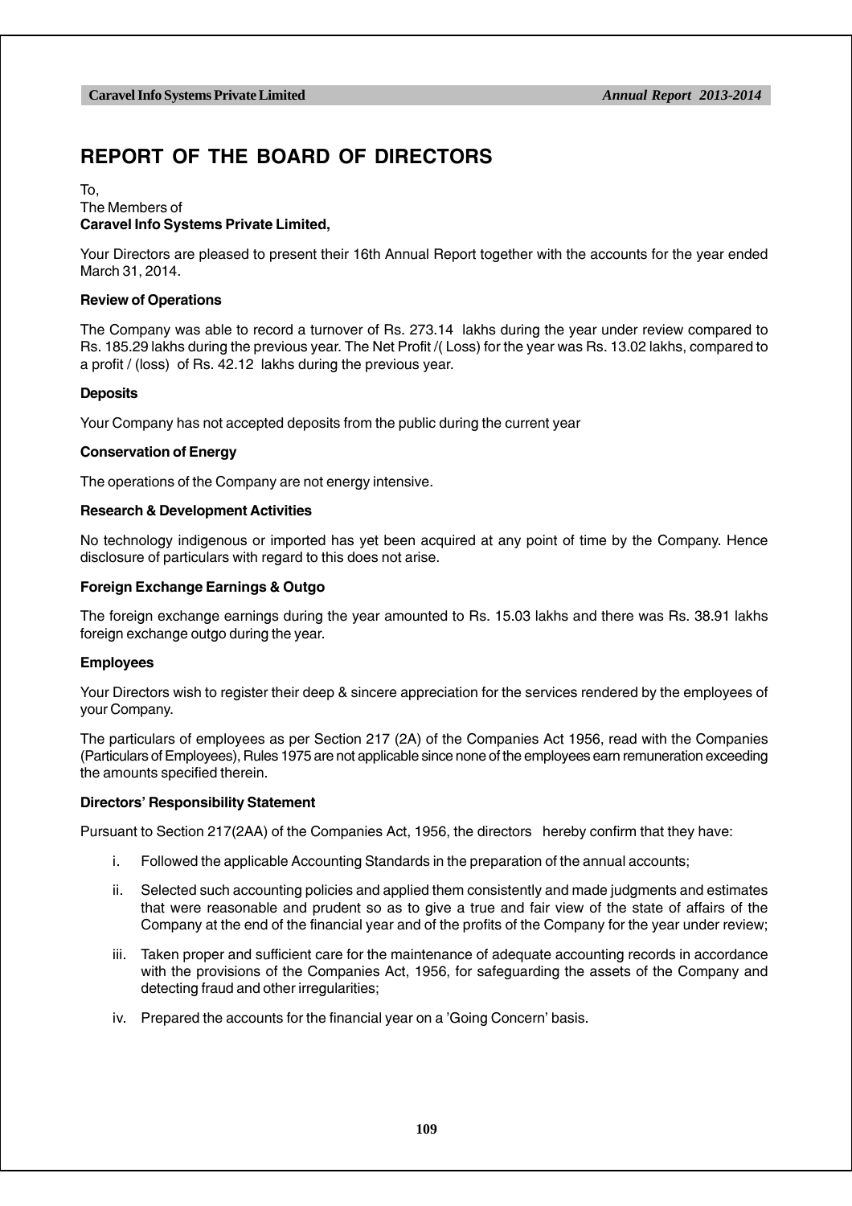# REPORT OF THE BOARD OF DIRECTORS

To,
The Members of
**Caravel Info Systems Private Limited,**

Your Directors are pleased to present their 16th Annual Report together with the accounts for the year ended March 31, 2014.

**Review of Operations**

The Company was able to record a turnover of Rs. 273.14 lakhs during the year under review compared to Rs. 185.29 lakhs during the previous year. The Net Profit /( Loss) for the year was Rs. 13.02 lakhs, compared to a profit / (loss) of Rs. 42.12 lakhs during the previous year.

**Deposits**

Your Company has not accepted deposits from the public during the current year

**Conservation of Energy**

The operations of the Company are not energy intensive.

**Research & Development Activities**

No technology indigenous or imported has yet been acquired at any point of time by the Company. Hence disclosure of particulars with regard to this does not arise.

**Foreign Exchange Earnings & Outgo**

The foreign exchange earnings during the year amounted to Rs. 15.03 lakhs and there was Rs. 38.91 lakhs foreign exchange outgo during the year.

**Employees**

Your Directors wish to register their deep & sincere appreciation for the services rendered by the employees of your Company.

The particulars of employees as per Section 217 (2A) of the Companies Act 1956, read with the Companies (Particulars of Employees), Rules 1975 are not applicable since none of the employees earn remuneration exceeding the amounts specified therein.

**Directors' Responsibility Statement**

Pursuant to Section 217(2AA) of the Companies Act, 1956, the directors hereby confirm that they have:

i. Followed the applicable Accounting Standards in the preparation of the annual accounts;

ii. Selected such accounting policies and applied them consistently and made judgments and estimates that were reasonable and prudent so as to give a true and fair view of the state of affairs of the Company at the end of the financial year and of the profits of the Company for the year under review;

iii. Taken proper and sufficient care for the maintenance of adequate accounting records in accordance with the provisions of the Companies Act, 1956, for safeguarding the assets of the Company and detecting fraud and other irregularities;

iv. Prepared the accounts for the financial year on a 'Going Concern' basis.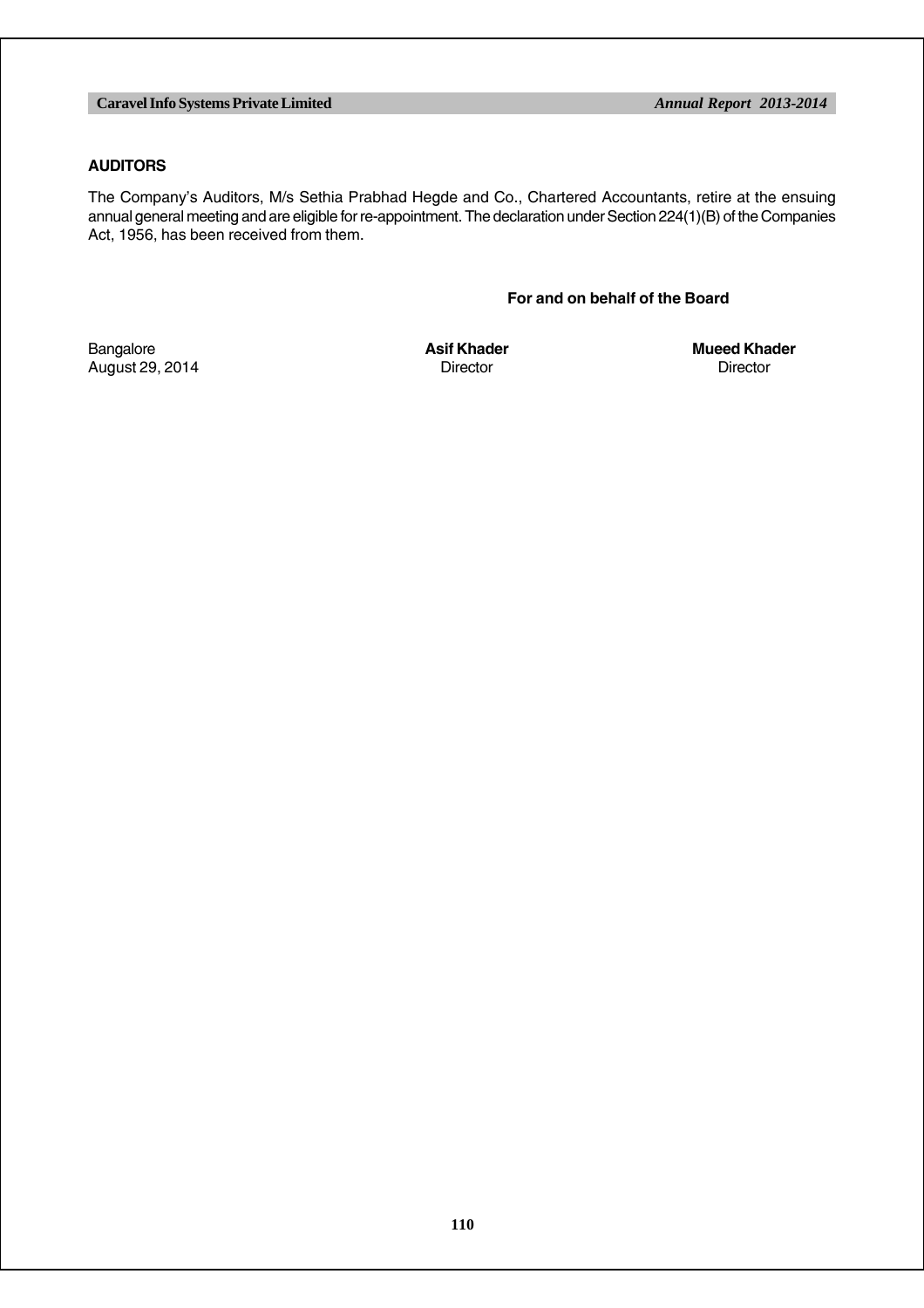**AUDITORS**

The Company's Auditors, M/s Sethia Prabhad Hegde and Co., Chartered Accountants, retire at the ensuing annual general meeting and are eligible for re-appointment. The declaration under Section 224(1)(B) of the Companies Act, 1956, has been received from them.

**For and on behalf of the Board**

| | | |
|---|---|---|
| Bangalore | **Asif Khader** | **Mueed Khader** |
| August 29, 2014 | Director | Director |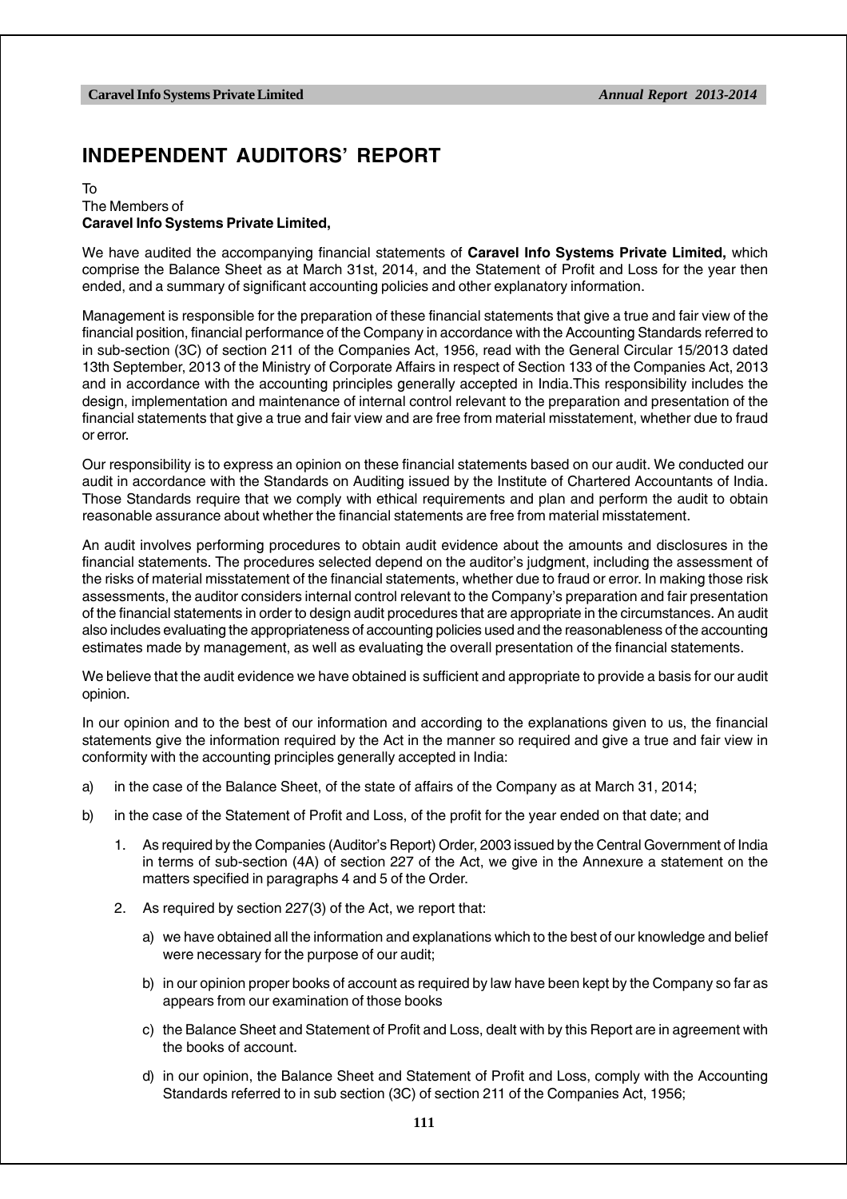# INDEPENDENT AUDITORS' REPORT

To
The Members of
**Caravel Info Systems Private Limited,**

We have audited the accompanying financial statements of **Caravel Info Systems Private Limited,** which comprise the Balance Sheet as at March 31st, 2014, and the Statement of Profit and Loss for the year then ended, and a summary of significant accounting policies and other explanatory information.

Management is responsible for the preparation of these financial statements that give a true and fair view of the financial position, financial performance of the Company in accordance with the Accounting Standards referred to in sub-section (3C) of section 211 of the Companies Act, 1956, read with the General Circular 15/2013 dated 13th September, 2013 of the Ministry of Corporate Affairs in respect of Section 133 of the Companies Act, 2013 and in accordance with the accounting principles generally accepted in India.This responsibility includes the design, implementation and maintenance of internal control relevant to the preparation and presentation of the financial statements that give a true and fair view and are free from material misstatement, whether due to fraud or error.

Our responsibility is to express an opinion on these financial statements based on our audit. We conducted our audit in accordance with the Standards on Auditing issued by the Institute of Chartered Accountants of India. Those Standards require that we comply with ethical requirements and plan and perform the audit to obtain reasonable assurance about whether the financial statements are free from material misstatement.

An audit involves performing procedures to obtain audit evidence about the amounts and disclosures in the financial statements. The procedures selected depend on the auditor's judgment, including the assessment of the risks of material misstatement of the financial statements, whether due to fraud or error. In making those risk assessments, the auditor considers internal control relevant to the Company's preparation and fair presentation of the financial statements in order to design audit procedures that are appropriate in the circumstances. An audit also includes evaluating the appropriateness of accounting policies used and the reasonableness of the accounting estimates made by management, as well as evaluating the overall presentation of the financial statements.

We believe that the audit evidence we have obtained is sufficient and appropriate to provide a basis for our audit opinion.

In our opinion and to the best of our information and according to the explanations given to us, the financial statements give the information required by the Act in the manner so required and give a true and fair view in conformity with the accounting principles generally accepted in India:

a) in the case of the Balance Sheet, of the state of affairs of the Company as at March 31, 2014;

b) in the case of the Statement of Profit and Loss, of the profit for the year ended on that date; and

   1. As required by the Companies (Auditor's Report) Order, 2003 issued by the Central Government of India in terms of sub-section (4A) of section 227 of the Act, we give in the Annexure a statement on the matters specified in paragraphs 4 and 5 of the Order.

   2. As required by section 227(3) of the Act, we report that:

      a) we have obtained all the information and explanations which to the best of our knowledge and belief were necessary for the purpose of our audit;

      b) in our opinion proper books of account as required by law have been kept by the Company so far as appears from our examination of those books

      c) the Balance Sheet and Statement of Profit and Loss, dealt with by this Report are in agreement with the books of account.

      d) in our opinion, the Balance Sheet and Statement of Profit and Loss, comply with the Accounting Standards referred to in sub section (3C) of section 211 of the Companies Act, 1956;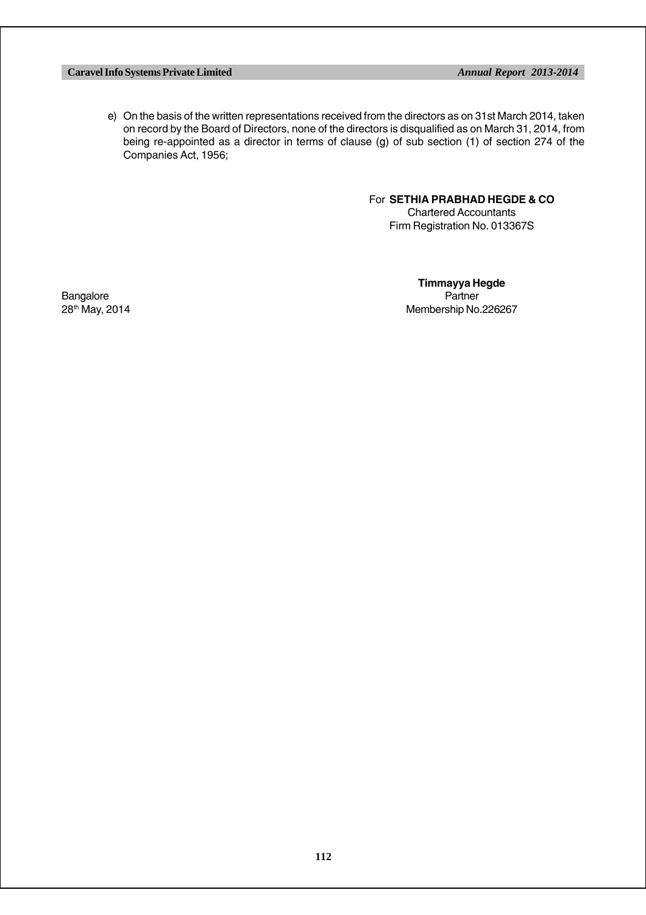e) On the basis of the written representations received from the directors as on 31st March 2014, taken on record by the Board of Directors, none of the directors is disqualified as on March 31, 2014, from being re-appointed as a director in terms of clause (g) of sub section (1) of section 274 of the Companies Act, 1956;

For **SETHIA PRABHAD HEGDE & CO**
Chartered Accountants
Firm Registration No. 013367S

**Timmayya Hegde**
Partner
Membership No.226267

Bangalore
28th May, 2014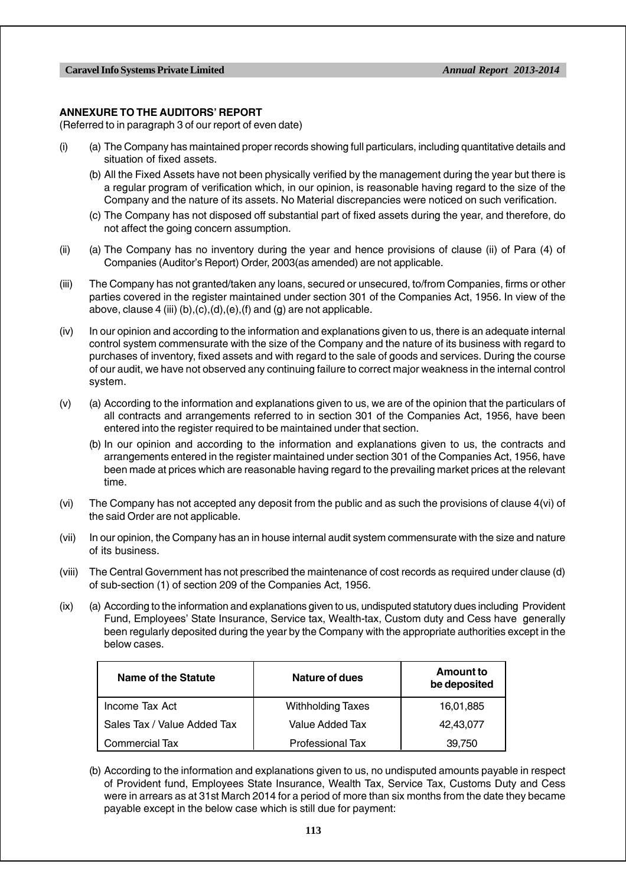## ANNEXURE TO THE AUDITORS' REPORT

(Referred to in paragraph 3 of our report of even date)

(i) (a) The Company has maintained proper records showing full particulars, including quantitative details and situation of fixed assets.

(b) All the Fixed Assets have not been physically verified by the management during the year but there is a regular program of verification which, in our opinion, is reasonable having regard to the size of the Company and the nature of its assets. No Material discrepancies were noticed on such verification.

(c) The Company has not disposed off substantial part of fixed assets during the year, and therefore, do not affect the going concern assumption.

(ii) (a) The Company has no inventory during the year and hence provisions of clause (ii) of Para (4) of Companies (Auditor's Report) Order, 2003(as amended) are not applicable.

(iii) The Company has not granted/taken any loans, secured or unsecured, to/from Companies, firms or other parties covered in the register maintained under section 301 of the Companies Act, 1956. In view of the above, clause 4 (iii) (b),(c),(d),(e),(f) and (g) are not applicable.

(iv) In our opinion and according to the information and explanations given to us, there is an adequate internal control system commensurate with the size of the Company and the nature of its business with regard to purchases of inventory, fixed assets and with regard to the sale of goods and services. During the course of our audit, we have not observed any continuing failure to correct major weakness in the internal control system.

(v) (a) According to the information and explanations given to us, we are of the opinion that the particulars of all contracts and arrangements referred to in section 301 of the Companies Act, 1956, have been entered into the register required to be maintained under that section.

(b) In our opinion and according to the information and explanations given to us, the contracts and arrangements entered in the register maintained under section 301 of the Companies Act, 1956, have been made at prices which are reasonable having regard to the prevailing market prices at the relevant time.

(vi) The Company has not accepted any deposit from the public and as such the provisions of clause 4(vi) of the said Order are not applicable.

(vii) In our opinion, the Company has an in house internal audit system commensurate with the size and nature of its business.

(viii) The Central Government has not prescribed the maintenance of cost records as required under clause (d) of sub-section (1) of section 209 of the Companies Act, 1956.

(ix) (a) According to the information and explanations given to us, undisputed statutory dues including Provident Fund, Employees' State Insurance, Service tax, Wealth-tax, Custom duty and Cess have generally been regularly deposited during the year by the Company with the appropriate authorities except in the below cases.

| Name of the Statute | Nature of dues | Amount to be deposited |
|---|---|---|
| Income Tax Act | Withholding Taxes | 16,01,885 |
| Sales Tax / Value Added Tax | Value Added Tax | 42,43,077 |
| Commercial Tax | Professional Tax | 39,750 |

(b) According to the information and explanations given to us, no undisputed amounts payable in respect of Provident fund, Employees State Insurance, Wealth Tax, Service Tax, Customs Duty and Cess were in arrears as at 31st March 2014 for a period of more than six months from the date they became payable except in the below case which is still due for payment: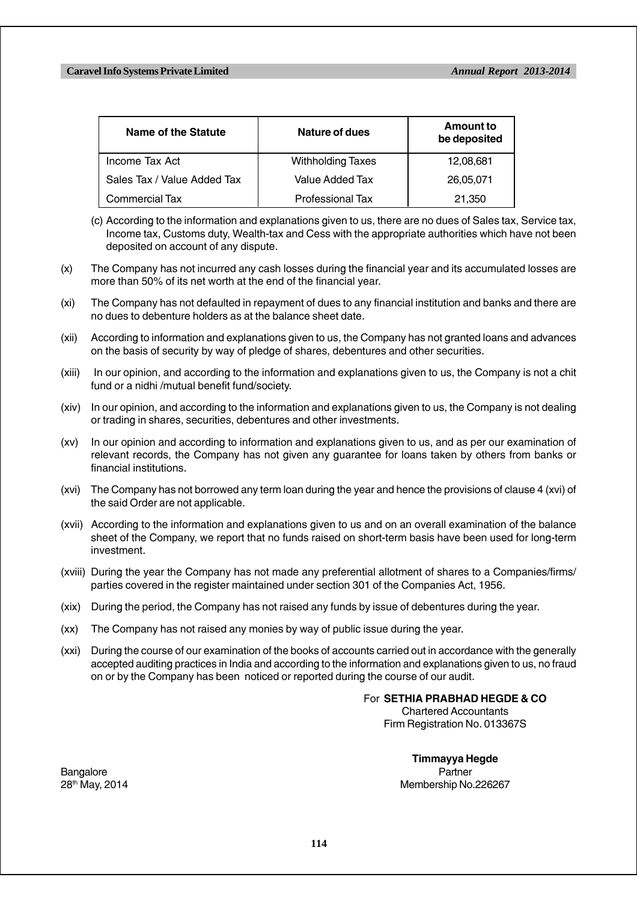| Name of the Statute | Nature of dues | Amount to be deposited |
| --- | --- | --- |
| Income Tax Act | Withholding Taxes | 12,08,681 |
| Sales Tax / Value Added Tax | Value Added Tax | 26,05,071 |
| Commercial Tax | Professional Tax | 21,350 |

(c) According to the information and explanations given to us, there are no dues of Sales tax, Service tax, Income tax, Customs duty, Wealth-tax and Cess with the appropriate authorities which have not been deposited on account of any dispute.

(x) The Company has not incurred any cash losses during the financial year and its accumulated losses are more than 50% of its net worth at the end of the financial year.

(xi) The Company has not defaulted in repayment of dues to any financial institution and banks and there are no dues to debenture holders as at the balance sheet date.

(xii) According to information and explanations given to us, the Company has not granted loans and advances on the basis of security by way of pledge of shares, debentures and other securities.

(xiii) In our opinion, and according to the information and explanations given to us, the Company is not a chit fund or a nidhi /mutual benefit fund/society.

(xiv) In our opinion, and according to the information and explanations given to us, the Company is not dealing or trading in shares, securities, debentures and other investments.

(xv) In our opinion and according to information and explanations given to us, and as per our examination of relevant records, the Company has not given any guarantee for loans taken by others from banks or financial institutions.

(xvi) The Company has not borrowed any term loan during the year and hence the provisions of clause 4 (xvi) of the said Order are not applicable.

(xvii) According to the information and explanations given to us and on an overall examination of the balance sheet of the Company, we report that no funds raised on short-term basis have been used for long-term investment.

(xviii) During the year the Company has not made any preferential allotment of shares to a Companies/firms/ parties covered in the register maintained under section 301 of the Companies Act, 1956.

(xix) During the period, the Company has not raised any funds by issue of debentures during the year.

(xx) The Company has not raised any monies by way of public issue during the year.

(xxi) During the course of our examination of the books of accounts carried out in accordance with the generally accepted auditing practices in India and according to the information and explanations given to us, no fraud on or by the Company has been noticed or reported during the course of our audit.

For **SETHIA PRABHAD HEGDE & CO**
Chartered Accountants
Firm Registration No. 013367S

**Timmayya Hegde**
Partner
Membership No.226267

Bangalore
28th May, 2014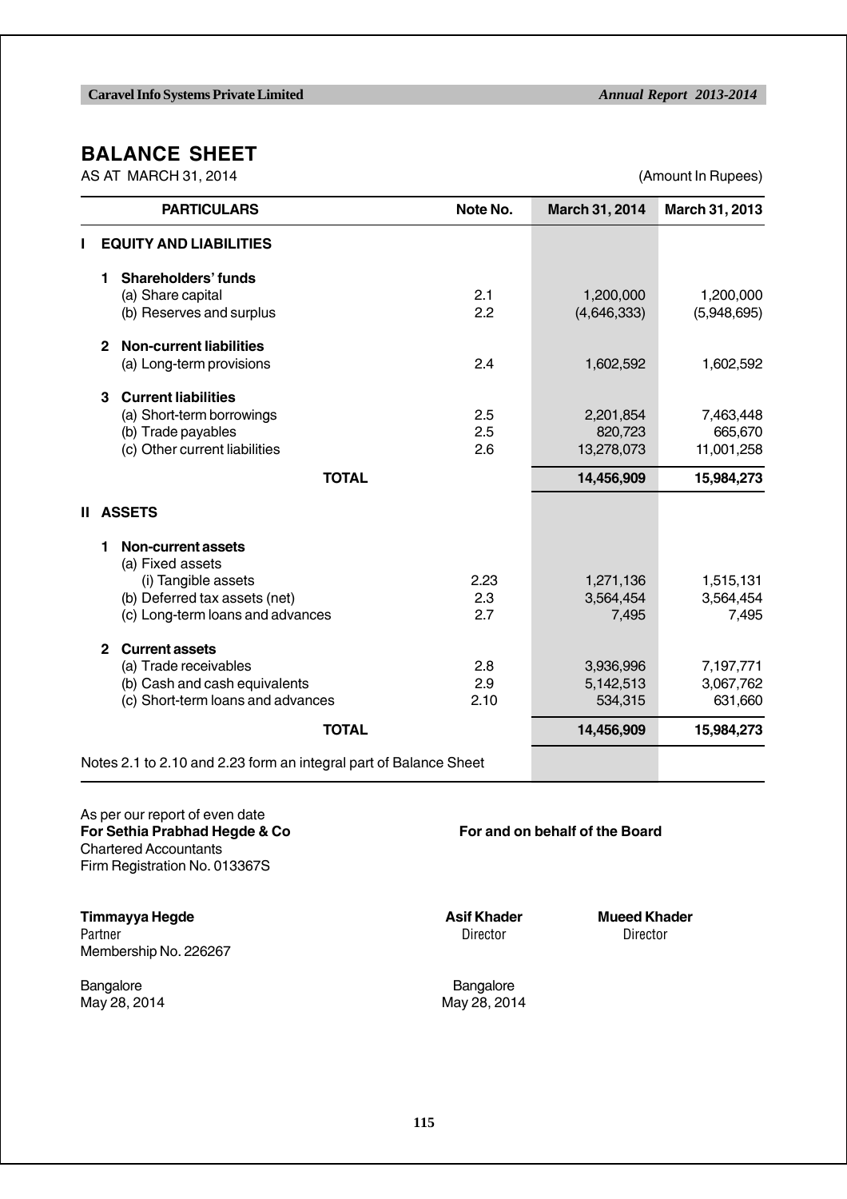# BALANCE SHEET

AS AT MARCH 31, 2014

(Amount In Rupees)

| PARTICULARS | Note No. | March 31, 2014 | March 31, 2013 |
|---|---|---|---|
| **I EQUITY AND LIABILITIES** | | | |
| **1 Shareholders' funds** | | | |
| (a) Share capital | 2.1 | 1,200,000 | 1,200,000 |
| (b) Reserves and surplus | 2.2 | (4,646,333) | (5,948,695) |
| **2 Non-current liabilities** | | | |
| (a) Long-term provisions | 2.4 | 1,602,592 | 1,602,592 |
| **3 Current liabilities** | | | |
| (a) Short-term borrowings | 2.5 | 2,201,854 | 7,463,448 |
| (b) Trade payables | 2.5 | 820,723 | 665,670 |
| (c) Other current liabilities | 2.6 | 13,278,073 | 11,001,258 |
| **TOTAL** | | **14,456,909** | **15,984,273** |
| **II ASSETS** | | | |
| **1 Non-current assets** | | | |
| (a) Fixed assets | | | |
| (i) Tangible assets | 2.23 | 1,271,136 | 1,515,131 |
| (b) Deferred tax assets (net) | 2.3 | 3,564,454 | 3,564,454 |
| (c) Long-term loans and advances | 2.7 | 7,495 | 7,495 |
| **2 Current assets** | | | |
| (a) Trade receivables | 2.8 | 3,936,996 | 7,197,771 |
| (b) Cash and cash equivalents | 2.9 | 5,142,513 | 3,067,762 |
| (c) Short-term loans and advances | 2.10 | 534,315 | 631,660 |
| **TOTAL** | | **14,456,909** | **15,984,273** |

Notes 2.1 to 2.10 and 2.23 form an integral part of Balance Sheet

As per our report of even date
**For Sethia Prabhad Hegde & Co**
Chartered Accountants
Firm Registration No. 013367S

**For and on behalf of the Board**

**Timmayya Hegde**
Partner
Membership No. 226267

**Asif Khader**
Director

**Mueed Khader**
Director

Bangalore
May 28, 2014

Bangalore
May 28, 2014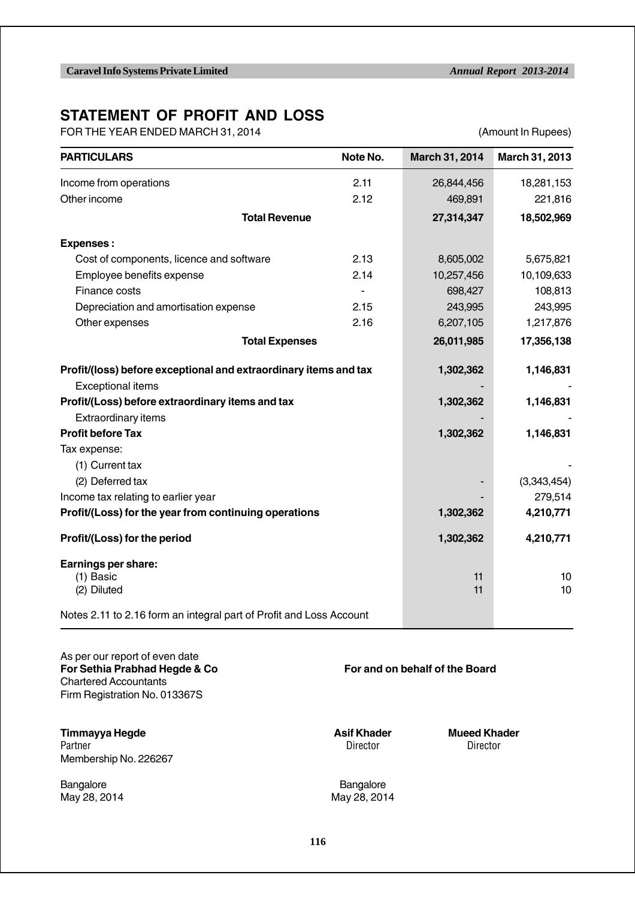# STATEMENT OF PROFIT AND LOSS

FOR THE YEAR ENDED MARCH 31, 2014 (Amount In Rupees)

| PARTICULARS | Note No. | March 31, 2014 | March 31, 2013 |
|---|---|---|---|
| Income from operations | 2.11 | 26,844,456 | 18,281,153 |
| Other income | 2.12 | 469,891 | 221,816 |
| **Total Revenue** | | **27,314,347** | **18,502,969** |
| **Expenses :** | | | |
| Cost of components, licence and software | 2.13 | 8,605,002 | 5,675,821 |
| Employee benefits expense | 2.14 | 10,257,456 | 10,109,633 |
| Finance costs | - | 698,427 | 108,813 |
| Depreciation and amortisation expense | 2.15 | 243,995 | 243,995 |
| Other expenses | 2.16 | 6,207,105 | 1,217,876 |
| **Total Expenses** | | **26,011,985** | **17,356,138** |
| **Profit/(loss) before exceptional and extraordinary items and tax** | | **1,302,362** | **1,146,831** |
| Exceptional items | | - | - |
| **Profit/(Loss) before extraordinary items and tax** | | **1,302,362** | **1,146,831** |
| Extraordinary items | | - | - |
| **Profit before Tax** | | **1,302,362** | **1,146,831** |
| Tax expense: | | | |
| (1) Current tax | | | - |
| (2) Deferred tax | | - | (3,343,454) |
| Income tax relating to earlier year | | - | 279,514 |
| **Profit/(Loss) for the year from continuing operations** | | **1,302,362** | **4,210,771** |
| **Profit/(Loss) for the period** | | **1,302,362** | **4,210,771** |
| **Earnings per share:** | | | |
| (1) Basic | | 11 | 10 |
| (2) Diluted | | 11 | 10 |

Notes 2.11 to 2.16 form an integral part of Profit and Loss Account

As per our report of even date

**For Sethia Prabhad Hegde & Co**
Chartered Accountants
Firm Registration No. 013367S

**For and on behalf of the Board**

**Timmayya Hegde**
Partner
Membership No. 226267

**Asif Khader**
Director

**Mueed Khader**
Director

Bangalore
May 28, 2014

Bangalore
May 28, 2014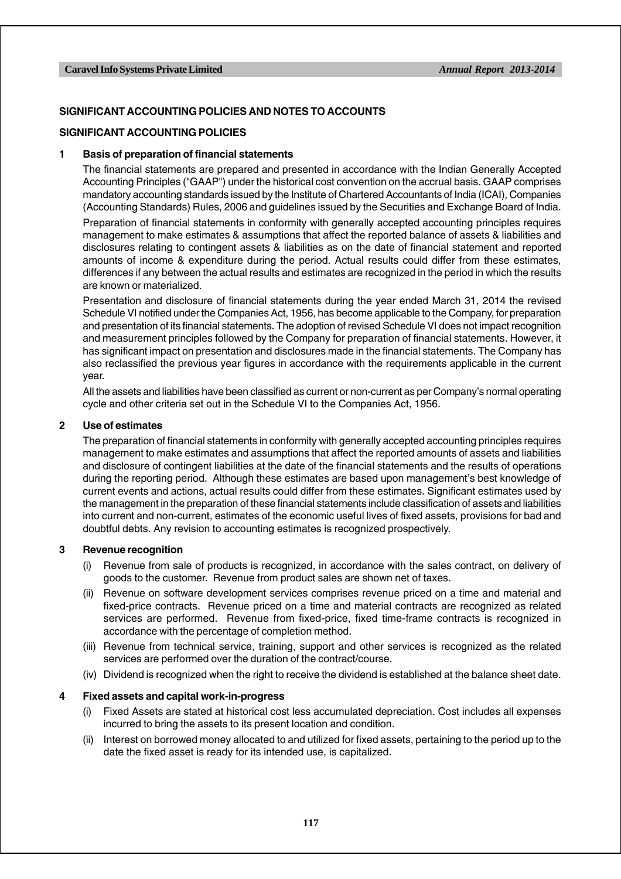## SIGNIFICANT ACCOUNTING POLICIES AND NOTES TO ACCOUNTS

### SIGNIFICANT ACCOUNTING POLICIES

**1 Basis of preparation of financial statements**

The financial statements are prepared and presented in accordance with the Indian Generally Accepted Accounting Principles ("GAAP") under the historical cost convention on the accrual basis. GAAP comprises mandatory accounting standards issued by the Institute of Chartered Accountants of India (ICAI), Companies (Accounting Standards) Rules, 2006 and guidelines issued by the Securities and Exchange Board of India.

Preparation of financial statements in conformity with generally accepted accounting principles requires management to make estimates & assumptions that affect the reported balance of assets & liabilities and disclosures relating to contingent assets & liabilities as on the date of financial statement and reported amounts of income & expenditure during the period. Actual results could differ from these estimates, differences if any between the actual results and estimates are recognized in the period in which the results are known or materialized.

Presentation and disclosure of financial statements during the year ended March 31, 2014 the revised Schedule VI notified under the Companies Act, 1956, has become applicable to the Company, for preparation and presentation of its financial statements. The adoption of revised Schedule VI does not impact recognition and measurement principles followed by the Company for preparation of financial statements. However, it has significant impact on presentation and disclosures made in the financial statements. The Company has also reclassified the previous year figures in accordance with the requirements applicable in the current year.

All the assets and liabilities have been classified as current or non-current as per Company's normal operating cycle and other criteria set out in the Schedule VI to the Companies Act, 1956.

**2 Use of estimates**

The preparation of financial statements in conformity with generally accepted accounting principles requires management to make estimates and assumptions that affect the reported amounts of assets and liabilities and disclosure of contingent liabilities at the date of the financial statements and the results of operations during the reporting period. Although these estimates are based upon management's best knowledge of current events and actions, actual results could differ from these estimates. Significant estimates used by the management in the preparation of these financial statements include classification of assets and liabilities into current and non-current, estimates of the economic useful lives of fixed assets, provisions for bad and doubtful debts. Any revision to accounting estimates is recognized prospectively.

**3 Revenue recognition**

(i) Revenue from sale of products is recognized, in accordance with the sales contract, on delivery of goods to the customer. Revenue from product sales are shown net of taxes.

(ii) Revenue on software development services comprises revenue priced on a time and material and fixed-price contracts. Revenue priced on a time and material contracts are recognized as related services are performed. Revenue from fixed-price, fixed time-frame contracts is recognized in accordance with the percentage of completion method.

(iii) Revenue from technical service, training, support and other services is recognized as the related services are performed over the duration of the contract/course.

(iv) Dividend is recognized when the right to receive the dividend is established at the balance sheet date.

**4 Fixed assets and capital work-in-progress**

(i) Fixed Assets are stated at historical cost less accumulated depreciation. Cost includes all expenses incurred to bring the assets to its present location and condition.

(ii) Interest on borrowed money allocated to and utilized for fixed assets, pertaining to the period up to the date the fixed asset is ready for its intended use, is capitalized.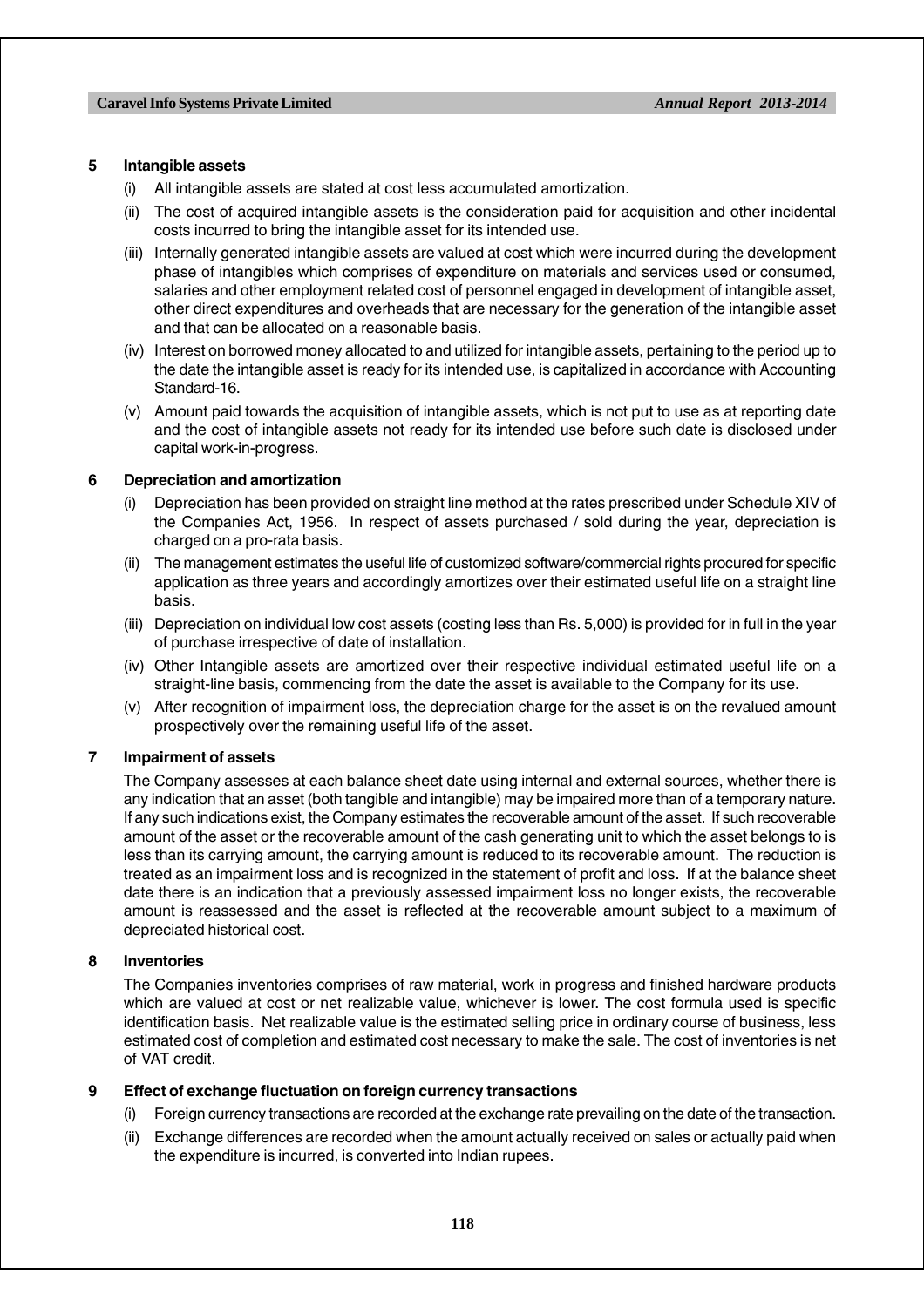## 5 Intangible assets

(i) All intangible assets are stated at cost less accumulated amortization.

(ii) The cost of acquired intangible assets is the consideration paid for acquisition and other incidental costs incurred to bring the intangible asset for its intended use.

(iii) Internally generated intangible assets are valued at cost which were incurred during the development phase of intangibles which comprises of expenditure on materials and services used or consumed, salaries and other employment related cost of personnel engaged in development of intangible asset, other direct expenditures and overheads that are necessary for the generation of the intangible asset and that can be allocated on a reasonable basis.

(iv) Interest on borrowed money allocated to and utilized for intangible assets, pertaining to the period up to the date the intangible asset is ready for its intended use, is capitalized in accordance with Accounting Standard-16.

(v) Amount paid towards the acquisition of intangible assets, which is not put to use as at reporting date and the cost of intangible assets not ready for its intended use before such date is disclosed under capital work-in-progress.

## 6 Depreciation and amortization

(i) Depreciation has been provided on straight line method at the rates prescribed under Schedule XIV of the Companies Act, 1956. In respect of assets purchased / sold during the year, depreciation is charged on a pro-rata basis.

(ii) The management estimates the useful life of customized software/commercial rights procured for specific application as three years and accordingly amortizes over their estimated useful life on a straight line basis.

(iii) Depreciation on individual low cost assets (costing less than Rs. 5,000) is provided for in full in the year of purchase irrespective of date of installation.

(iv) Other Intangible assets are amortized over their respective individual estimated useful life on a straight-line basis, commencing from the date the asset is available to the Company for its use.

(v) After recognition of impairment loss, the depreciation charge for the asset is on the revalued amount prospectively over the remaining useful life of the asset.

## 7 Impairment of assets

The Company assesses at each balance sheet date using internal and external sources, whether there is any indication that an asset (both tangible and intangible) may be impaired more than of a temporary nature. If any such indications exist, the Company estimates the recoverable amount of the asset. If such recoverable amount of the asset or the recoverable amount of the cash generating unit to which the asset belongs to is less than its carrying amount, the carrying amount is reduced to its recoverable amount. The reduction is treated as an impairment loss and is recognized in the statement of profit and loss. If at the balance sheet date there is an indication that a previously assessed impairment loss no longer exists, the recoverable amount is reassessed and the asset is reflected at the recoverable amount subject to a maximum of depreciated historical cost.

## 8 Inventories

The Companies inventories comprises of raw material, work in progress and finished hardware products which are valued at cost or net realizable value, whichever is lower. The cost formula used is specific identification basis. Net realizable value is the estimated selling price in ordinary course of business, less estimated cost of completion and estimated cost necessary to make the sale. The cost of inventories is net of VAT credit.

## 9 Effect of exchange fluctuation on foreign currency transactions

(i) Foreign currency transactions are recorded at the exchange rate prevailing on the date of the transaction.

(ii) Exchange differences are recorded when the amount actually received on sales or actually paid when the expenditure is incurred, is converted into Indian rupees.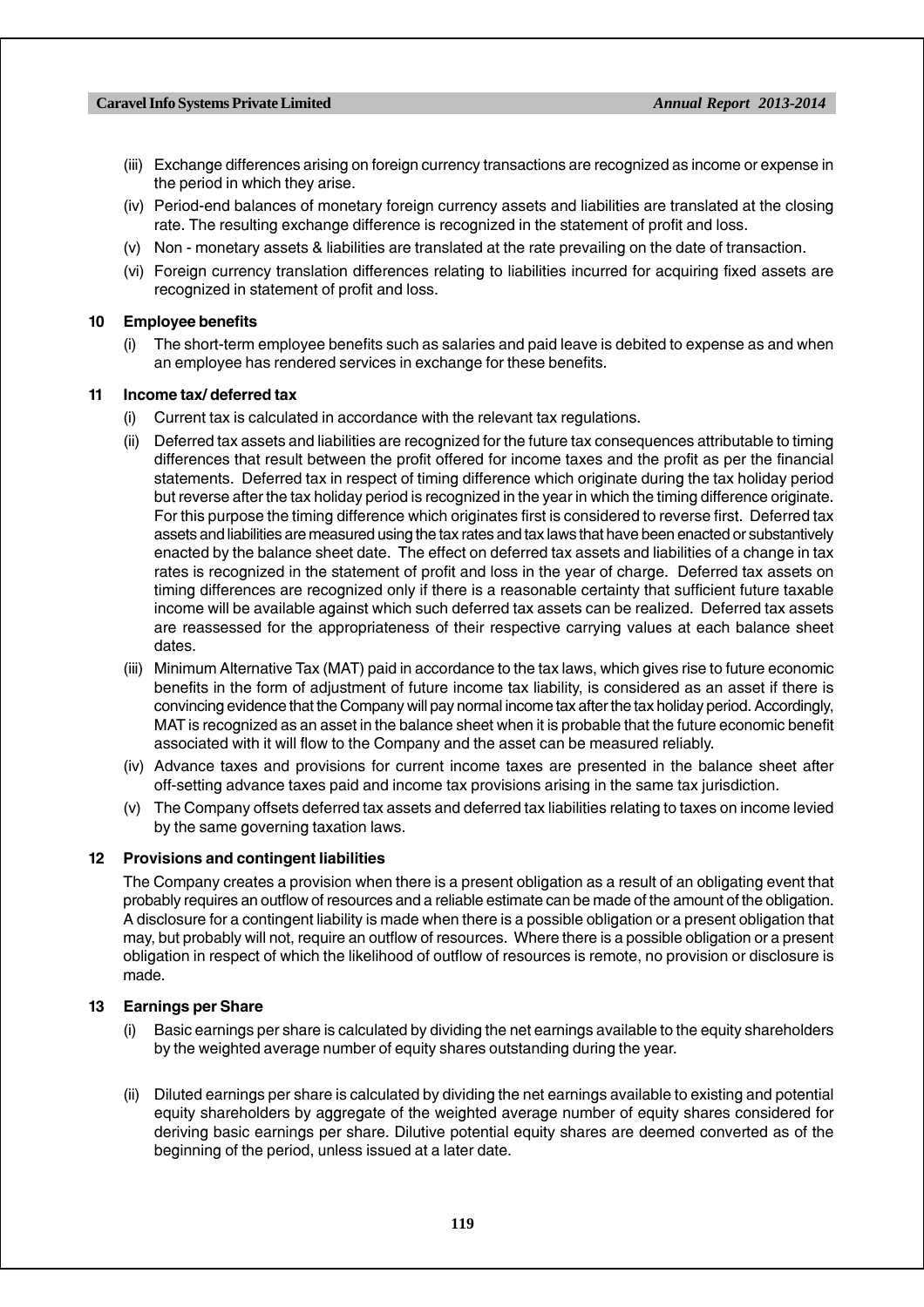(iii) Exchange differences arising on foreign currency transactions are recognized as income or expense in the period in which they arise.

(iv) Period-end balances of monetary foreign currency assets and liabilities are translated at the closing rate. The resulting exchange difference is recognized in the statement of profit and loss.

(v) Non - monetary assets & liabilities are translated at the rate prevailing on the date of transaction.

(vi) Foreign currency translation differences relating to liabilities incurred for acquiring fixed assets are recognized in statement of profit and loss.

**10 Employee benefits**

(i) The short-term employee benefits such as salaries and paid leave is debited to expense as and when an employee has rendered services in exchange for these benefits.

**11 Income tax/ deferred tax**

(i) Current tax is calculated in accordance with the relevant tax regulations.

(ii) Deferred tax assets and liabilities are recognized for the future tax consequences attributable to timing differences that result between the profit offered for income taxes and the profit as per the financial statements. Deferred tax in respect of timing difference which originate during the tax holiday period but reverse after the tax holiday period is recognized in the year in which the timing difference originate. For this purpose the timing difference which originates first is considered to reverse first. Deferred tax assets and liabilities are measured using the tax rates and tax laws that have been enacted or substantively enacted by the balance sheet date. The effect on deferred tax assets and liabilities of a change in tax rates is recognized in the statement of profit and loss in the year of charge. Deferred tax assets on timing differences are recognized only if there is a reasonable certainty that sufficient future taxable income will be available against which such deferred tax assets can be realized. Deferred tax assets are reassessed for the appropriateness of their respective carrying values at each balance sheet dates.

(iii) Minimum Alternative Tax (MAT) paid in accordance to the tax laws, which gives rise to future economic benefits in the form of adjustment of future income tax liability, is considered as an asset if there is convincing evidence that the Company will pay normal income tax after the tax holiday period. Accordingly, MAT is recognized as an asset in the balance sheet when it is probable that the future economic benefit associated with it will flow to the Company and the asset can be measured reliably.

(iv) Advance taxes and provisions for current income taxes are presented in the balance sheet after off-setting advance taxes paid and income tax provisions arising in the same tax jurisdiction.

(v) The Company offsets deferred tax assets and deferred tax liabilities relating to taxes on income levied by the same governing taxation laws.

**12 Provisions and contingent liabilities**

The Company creates a provision when there is a present obligation as a result of an obligating event that probably requires an outflow of resources and a reliable estimate can be made of the amount of the obligation. A disclosure for a contingent liability is made when there is a possible obligation or a present obligation that may, but probably will not, require an outflow of resources. Where there is a possible obligation or a present obligation in respect of which the likelihood of outflow of resources is remote, no provision or disclosure is made.

**13 Earnings per Share**

(i) Basic earnings per share is calculated by dividing the net earnings available to the equity shareholders by the weighted average number of equity shares outstanding during the year.

(ii) Diluted earnings per share is calculated by dividing the net earnings available to existing and potential equity shareholders by aggregate of the weighted average number of equity shares considered for deriving basic earnings per share. Dilutive potential equity shares are deemed converted as of the beginning of the period, unless issued at a later date.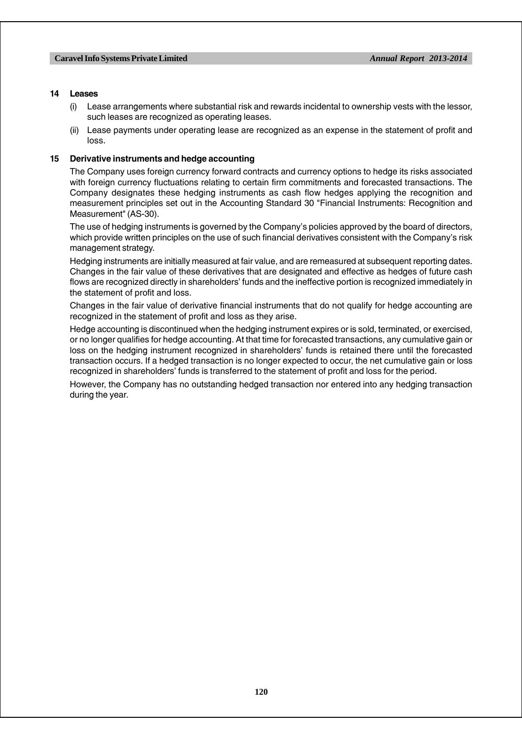## 14 Leases

(i) Lease arrangements where substantial risk and rewards incidental to ownership vests with the lessor, such leases are recognized as operating leases.

(ii) Lease payments under operating lease are recognized as an expense in the statement of profit and loss.

## 15 Derivative instruments and hedge accounting

The Company uses foreign currency forward contracts and currency options to hedge its risks associated with foreign currency fluctuations relating to certain firm commitments and forecasted transactions. The Company designates these hedging instruments as cash flow hedges applying the recognition and measurement principles set out in the Accounting Standard 30 "Financial Instruments: Recognition and Measurement" (AS-30).

The use of hedging instruments is governed by the Company's policies approved by the board of directors, which provide written principles on the use of such financial derivatives consistent with the Company's risk management strategy.

Hedging instruments are initially measured at fair value, and are remeasured at subsequent reporting dates. Changes in the fair value of these derivatives that are designated and effective as hedges of future cash flows are recognized directly in shareholders' funds and the ineffective portion is recognized immediately in the statement of profit and loss.

Changes in the fair value of derivative financial instruments that do not qualify for hedge accounting are recognized in the statement of profit and loss as they arise.

Hedge accounting is discontinued when the hedging instrument expires or is sold, terminated, or exercised, or no longer qualifies for hedge accounting. At that time for forecasted transactions, any cumulative gain or loss on the hedging instrument recognized in shareholders' funds is retained there until the forecasted transaction occurs. If a hedged transaction is no longer expected to occur, the net cumulative gain or loss recognized in shareholders' funds is transferred to the statement of profit and loss for the period.

However, the Company has no outstanding hedged transaction nor entered into any hedging transaction during the year.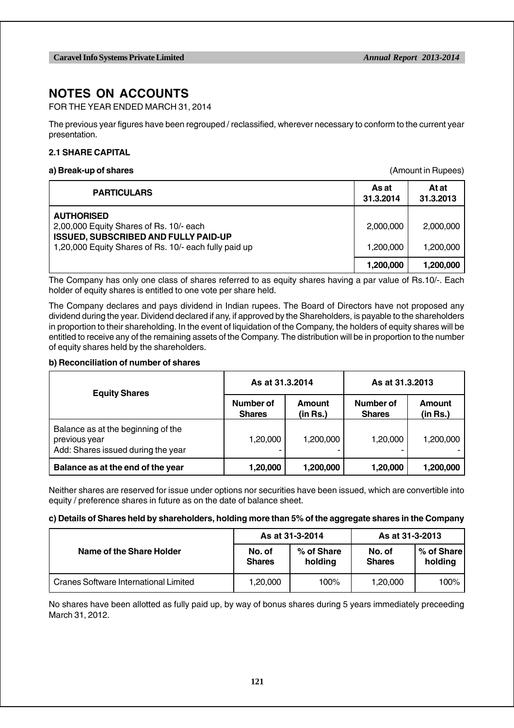# NOTES ON ACCOUNTS

FOR THE YEAR ENDED MARCH 31, 2014

The previous year figures have been regrouped / reclassified, wherever necessary to conform to the current year presentation.

### 2.1 SHARE CAPITAL

**a) Break-up of shares** (Amount in Rupees)

| PARTICULARS | As at 31.3.2014 | At at 31.3.2013 |
|---|---|---|
| **AUTHORISED** | | |
| 2,00,000 Equity Shares of Rs. 10/- each | 2,000,000 | 2,000,000 |
| **ISSUED, SUBSCRIBED AND FULLY PAID-UP** | | |
| 1,20,000 Equity Shares of Rs. 10/- each fully paid up | 1,200,000 | 1,200,000 |
| | **1,200,000** | **1,200,000** |

The Company has only one class of shares referred to as equity shares having a par value of Rs.10/-. Each holder of equity shares is entitled to one vote per share held.

The Company declares and pays dividend in Indian rupees. The Board of Directors have not proposed any dividend during the year. Dividend declared if any, if approved by the Shareholders, is payable to the shareholders in proportion to their shareholding. In the event of liquidation of the Company, the holders of equity shares will be entitled to receive any of the remaining assets of the Company. The distribution will be in proportion to the number of equity shares held by the shareholders.

**b) Reconciliation of number of shares**

| Equity Shares | As at 31.3.2014 | | As at 31.3.2013 | |
|---|---|---|---|---|
| | Number of Shares | Amount (in Rs.) | Number of Shares | Amount (in Rs.) |
| Balance as at the beginning of the previous year | 1,20,000 | 1,200,000 | 1,20,000 | 1,200,000 |
| Add: Shares issued during the year | - | - | - | - |
| **Balance as at the end of the year** | **1,20,000** | **1,200,000** | **1,20,000** | **1,200,000** |

Neither shares are reserved for issue under options nor securities have been issued, which are convertible into equity / preference shares in future as on the date of balance sheet.

**c) Details of Shares held by shareholders, holding more than 5% of the aggregate shares in the Company**

| Name of the Share Holder | As at 31-3-2014 | | As at 31-3-2013 | |
|---|---|---|---|---|
| | No. of Shares | % of Share holding | No. of Shares | % of Share holding |
| Cranes Software International Limited | 1,20,000 | 100% | 1,20,000 | 100% |

No shares have been allotted as fully paid up, by way of bonus shares during 5 years immediately preceeding March 31, 2012.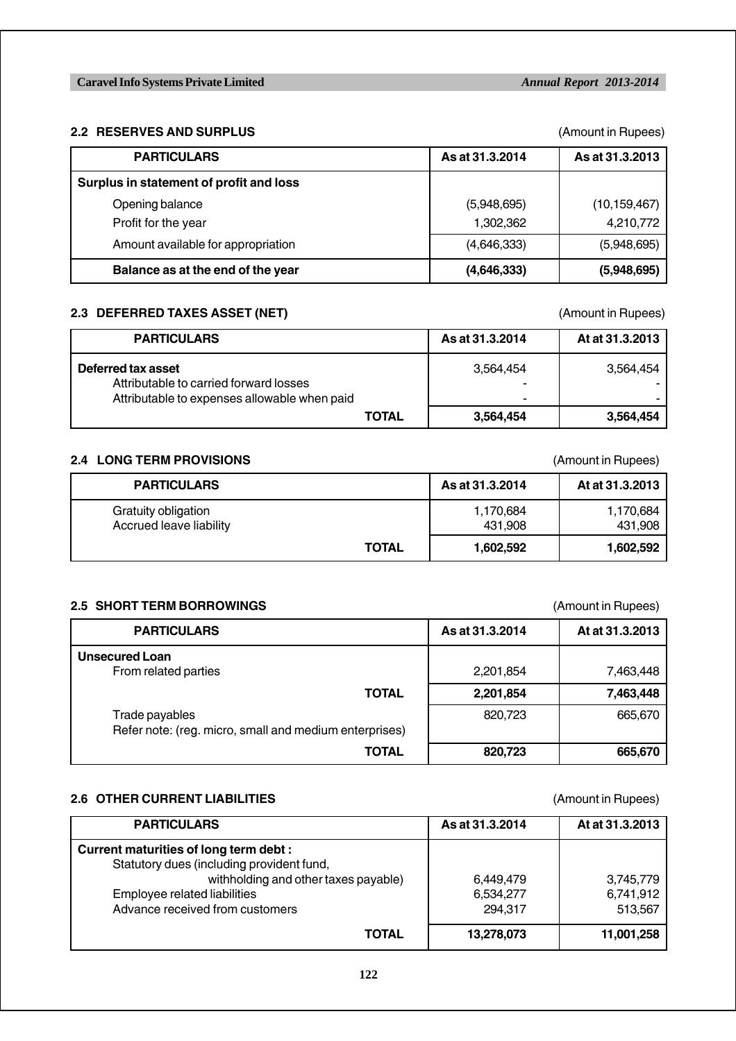## 2.2 RESERVES AND SURPLUS

(Amount in Rupees)

| PARTICULARS | As at 31.3.2014 | As at 31.3.2013 |
|---|---|---|
| **Surplus in statement of profit and loss** | | |
| Opening balance | (5,948,695) | (10,159,467) |
| Profit for the year | 1,302,362 | 4,210,772 |
| Amount available for appropriation | (4,646,333) | (5,948,695) |
| **Balance as at the end of the year** | **(4,646,333)** | **(5,948,695)** |

## 2.3 DEFERRED TAXES ASSET (NET)

(Amount in Rupees)

| PARTICULARS | As at 31.3.2014 | At at 31.3.2013 |
|---|---|---|
| **Deferred tax asset** | 3,564,454 | 3,564,454 |
| Attributable to carried forward losses | - | - |
| Attributable to expenses allowable when paid | - | - |
| **TOTAL** | **3,564,454** | **3,564,454** |

## 2.4 LONG TERM PROVISIONS

(Amount in Rupees)

| PARTICULARS | As at 31.3.2014 | At at 31.3.2013 |
|---|---|---|
| Gratuity obligation | 1,170,684 | 1,170,684 |
| Accrued leave liability | 431,908 | 431,908 |
| **TOTAL** | **1,602,592** | **1,602,592** |

## 2.5 SHORT TERM BORROWINGS

(Amount in Rupees)

| PARTICULARS | As at 31.3.2014 | At at 31.3.2013 |
|---|---|---|
| **Unsecured Loan** | | |
| From related parties | 2,201,854 | 7,463,448 |
| **TOTAL** | **2,201,854** | **7,463,448** |
| Trade payables<br>Refer note: (reg. micro, small and medium enterprises) | 820,723 | 665,670 |
| **TOTAL** | **820,723** | **665,670** |

## 2.6 OTHER CURRENT LIABILITIES

(Amount in Rupees)

| PARTICULARS | As at 31.3.2014 | At at 31.3.2013 |
|---|---|---|
| **Current maturities of long term debt :** | | |
| Statutory dues (including provident fund, withholding and other taxes payable) | 6,449,479 | 3,745,779 |
| Employee related liabilities | 6,534,277 | 6,741,912 |
| Advance received from customers | 294,317 | 513,567 |
| **TOTAL** | **13,278,073** | **11,001,258** |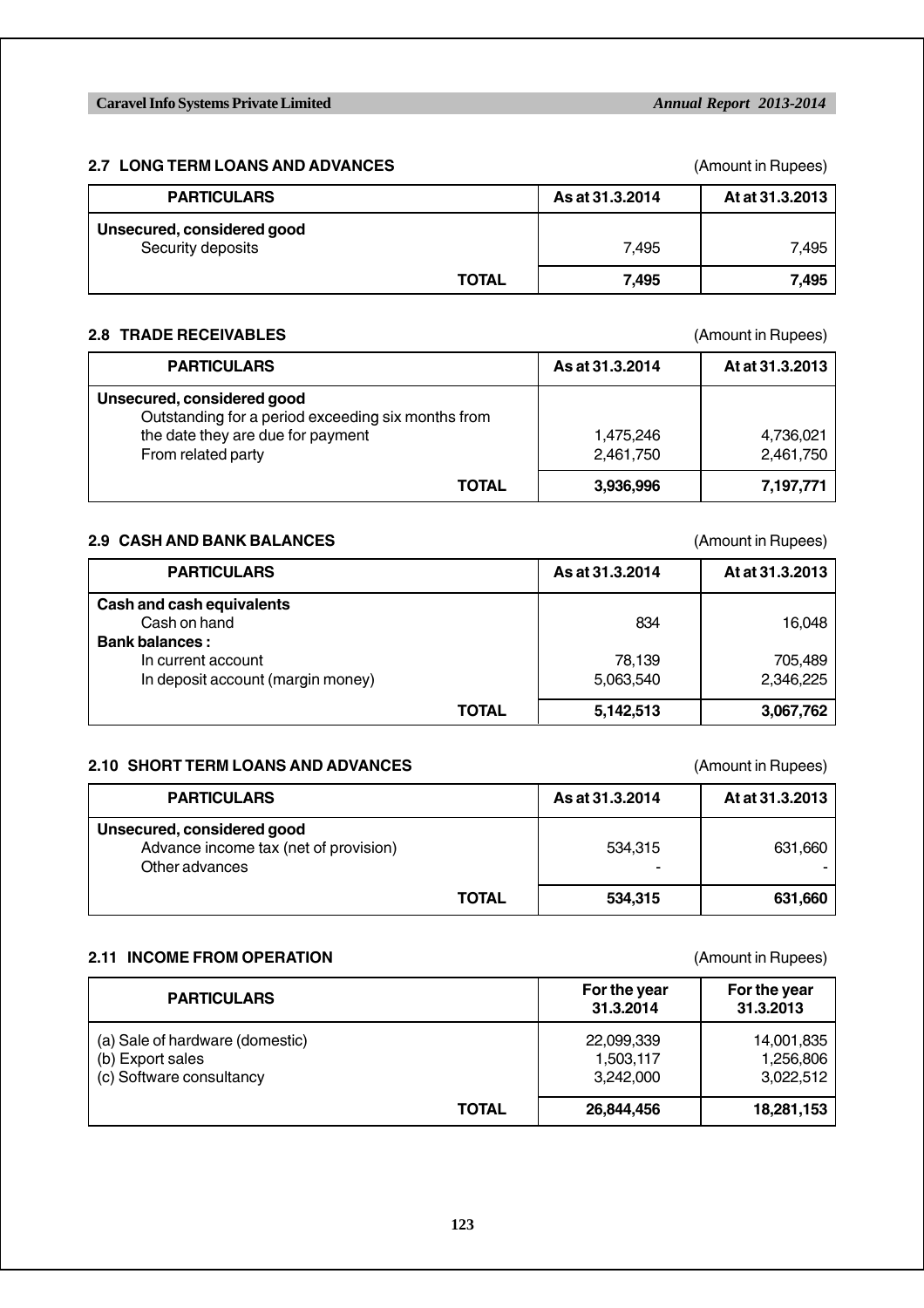## 2.7 LONG TERM LOANS AND ADVANCES

(Amount in Rupees)

| PARTICULARS | As at 31.3.2014 | At at 31.3.2013 |
|---|---|---|
| **Unsecured, considered good** | | |
| Security deposits | 7,495 | 7,495 |
| **TOTAL** | **7,495** | **7,495** |

## 2.8 TRADE RECEIVABLES

(Amount in Rupees)

| PARTICULARS | As at 31.3.2014 | At at 31.3.2013 |
|---|---|---|
| **Unsecured, considered good** | | |
| Outstanding for a period exceeding six months from the date they are due for payment | 1,475,246 | 4,736,021 |
| From related party | 2,461,750 | 2,461,750 |
| **TOTAL** | **3,936,996** | **7,197,771** |

## 2.9 CASH AND BANK BALANCES

(Amount in Rupees)

| PARTICULARS | As at 31.3.2014 | At at 31.3.2013 |
|---|---|---|
| **Cash and cash equivalents** | | |
| Cash on hand | 834 | 16,048 |
| **Bank balances :** | | |
| In current account | 78,139 | 705,489 |
| In deposit account (margin money) | 5,063,540 | 2,346,225 |
| **TOTAL** | **5,142,513** | **3,067,762** |

## 2.10 SHORT TERM LOANS AND ADVANCES

(Amount in Rupees)

| PARTICULARS | As at 31.3.2014 | At at 31.3.2013 |
|---|---|---|
| **Unsecured, considered good** | | |
| Advance income tax (net of provision) | 534,315 | 631,660 |
| Other advances | - | - |
| **TOTAL** | **534,315** | **631,660** |

## 2.11 INCOME FROM OPERATION

(Amount in Rupees)

| PARTICULARS | For the year 31.3.2014 | For the year 31.3.2013 |
|---|---|---|
| (a) Sale of hardware (domestic) | 22,099,339 | 14,001,835 |
| (b) Export sales | 1,503,117 | 1,256,806 |
| (c) Software consultancy | 3,242,000 | 3,022,512 |
| **TOTAL** | **26,844,456** | **18,281,153** |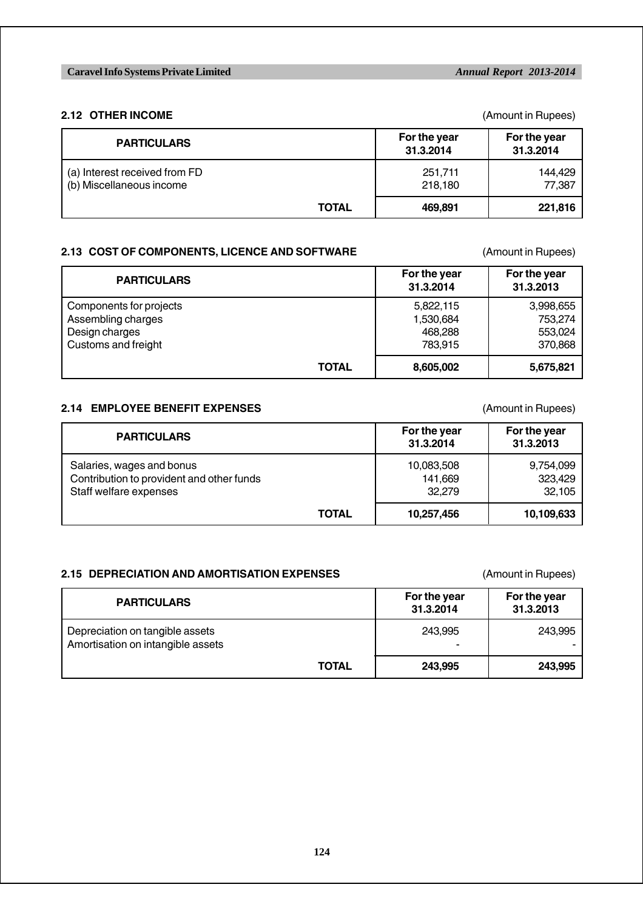## 2.12 OTHER INCOME

(Amount in Rupees)

| PARTICULARS | For the year 31.3.2014 | For the year 31.3.2014 |
|---|---|---|
| (a) Interest received from FD | 251,711 | 144,429 |
| (b) Miscellaneous income | 218,180 | 77,387 |
| **TOTAL** | **469,891** | **221,816** |

## 2.13 COST OF COMPONENTS, LICENCE AND SOFTWARE

(Amount in Rupees)

| PARTICULARS | For the year 31.3.2014 | For the year 31.3.2013 |
|---|---|---|
| Components for projects | 5,822,115 | 3,998,655 |
| Assembling charges | 1,530,684 | 753,274 |
| Design charges | 468,288 | 553,024 |
| Customs and freight | 783,915 | 370,868 |
| **TOTAL** | **8,605,002** | **5,675,821** |

## 2.14 EMPLOYEE BENEFIT EXPENSES

(Amount in Rupees)

| PARTICULARS | For the year 31.3.2014 | For the year 31.3.2013 |
|---|---|---|
| Salaries, wages and bonus | 10,083,508 | 9,754,099 |
| Contribution to provident and other funds | 141,669 | 323,429 |
| Staff welfare expenses | 32,279 | 32,105 |
| **TOTAL** | **10,257,456** | **10,109,633** |

## 2.15 DEPRECIATION AND AMORTISATION EXPENSES

(Amount in Rupees)

| PARTICULARS | For the year 31.3.2014 | For the year 31.3.2013 |
|---|---|---|
| Depreciation on tangible assets | 243,995 | 243,995 |
| Amortisation on intangible assets | - | - |
| **TOTAL** | **243,995** | **243,995** |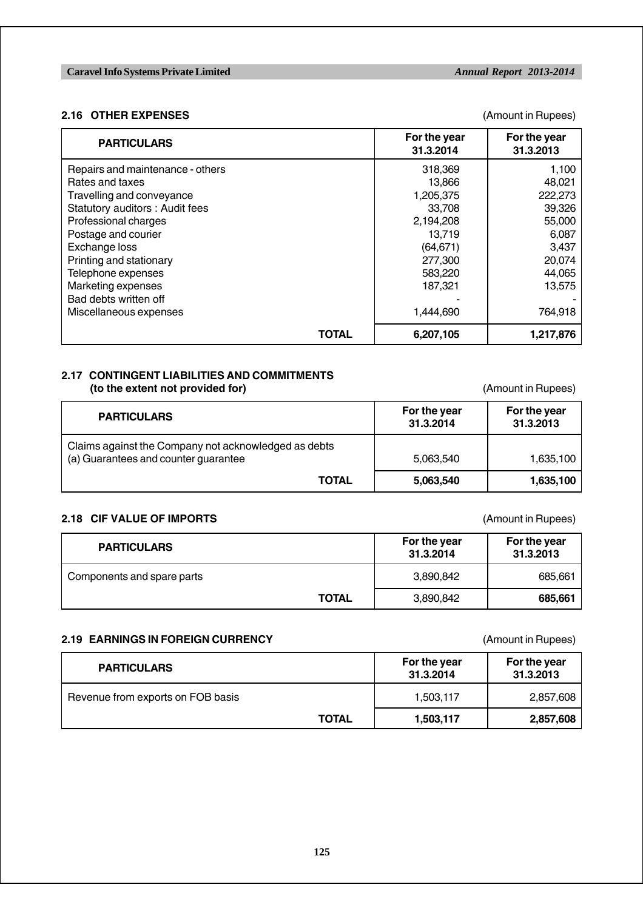## 2.16 OTHER EXPENSES

(Amount in Rupees)

| PARTICULARS | For the year 31.3.2014 | For the year 31.3.2013 |
|---|---|---|
| Repairs and maintenance - others | 318,369 | 1,100 |
| Rates and taxes | 13,866 | 48,021 |
| Travelling and conveyance | 1,205,375 | 222,273 |
| Statutory auditors : Audit fees | 33,708 | 39,326 |
| Professional charges | 2,194,208 | 55,000 |
| Postage and courier | 13,719 | 6,087 |
| Exchange loss | (64,671) | 3,437 |
| Printing and stationary | 277,300 | 20,074 |
| Telephone expenses | 583,220 | 44,065 |
| Marketing expenses | 187,321 | 13,575 |
| Bad debts written off | - | - |
| Miscellaneous expenses | 1,444,690 | 764,918 |
| **TOTAL** | **6,207,105** | **1,217,876** |

## 2.17 CONTINGENT LIABILITIES AND COMMITMENTS (to the extent not provided for)

(Amount in Rupees)

| PARTICULARS | For the year 31.3.2014 | For the year 31.3.2013 |
|---|---|---|
| Claims against the Company not acknowledged as debts | | |
| (a) Guarantees and counter guarantee | 5,063,540 | 1,635,100 |
| **TOTAL** | **5,063,540** | **1,635,100** |

## 2.18 CIF VALUE OF IMPORTS

(Amount in Rupees)

| PARTICULARS | For the year 31.3.2014 | For the year 31.3.2013 |
|---|---|---|
| Components and spare parts | 3,890,842 | 685,661 |
| **TOTAL** | 3,890,842 | **685,661** |

## 2.19 EARNINGS IN FOREIGN CURRENCY

(Amount in Rupees)

| PARTICULARS | For the year 31.3.2014 | For the year 31.3.2013 |
|---|---|---|
| Revenue from exports on FOB basis | 1,503,117 | 2,857,608 |
| **TOTAL** | **1,503,117** | **2,857,608** |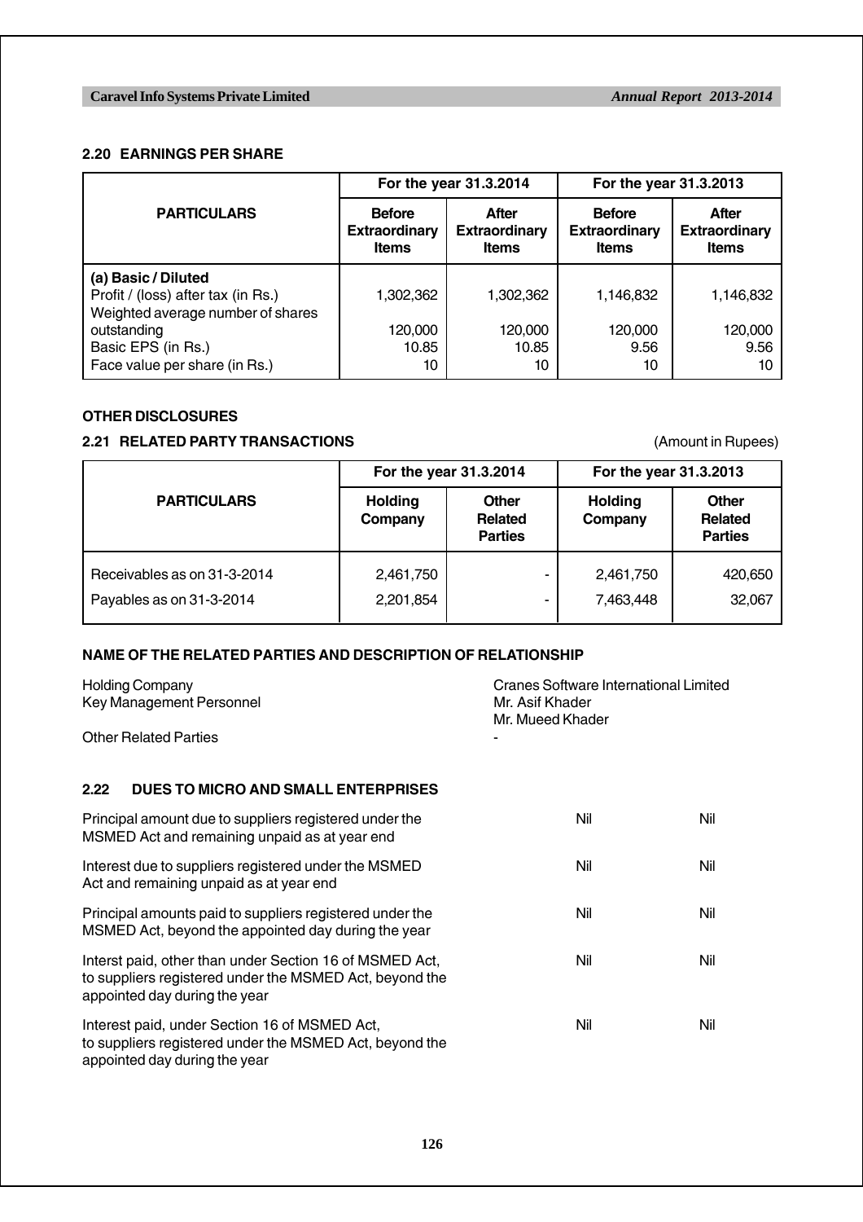### 2.20 EARNINGS PER SHARE

| PARTICULARS | For the year 31.3.2014 | | For the year 31.3.2013 | |
|---|---|---|---|---|
| | **Before Extraordinary Items** | **After Extraordinary Items** | **Before Extraordinary Items** | **After Extraordinary Items** |
| **(a) Basic / Diluted** | | | | |
| Profit / (loss) after tax (in Rs.) | 1,302,362 | 1,302,362 | 1,146,832 | 1,146,832 |
| Weighted average number of shares outstanding | 120,000 | 120,000 | 120,000 | 120,000 |
| Basic EPS (in Rs.) | 10.85 | 10.85 | 9.56 | 9.56 |
| Face value per share (in Rs.) | 10 | 10 | 10 | 10 |

### OTHER DISCLOSURES

### 2.21 RELATED PARTY TRANSACTIONS

(Amount in Rupees)

| PARTICULARS | For the year 31.3.2014 | | For the year 31.3.2013 | |
|---|---|---|---|---|
| | **Holding Company** | **Other Related Parties** | **Holding Company** | **Other Related Parties** |
| Receivables as on 31-3-2014 | 2,461,750 | - | 2,461,750 | 420,650 |
| Payables as on 31-3-2014 | 2,201,854 | - | 7,463,448 | 32,067 |

### NAME OF THE RELATED PARTIES AND DESCRIPTION OF RELATIONSHIP

| | |
|---|---|
| Holding Company | Cranes Software International Limited |
| Key Management Personnel | Mr. Asif Khader<br>Mr. Mueed Khader |
| Other Related Parties | - |

### 2.22 DUES TO MICRO AND SMALL ENTERPRISES

| | | |
|---|---|---|
| Principal amount due to suppliers registered under the MSMED Act and remaining unpaid as at year end | Nil | Nil |
| Interest due to suppliers registered under the MSMED Act and remaining unpaid as at year end | Nil | Nil |
| Principal amounts paid to suppliers registered under the MSMED Act, beyond the appointed day during the year | Nil | Nil |
| Interst paid, other than under Section 16 of MSMED Act, to suppliers registered under the MSMED Act, beyond the appointed day during the year | Nil | Nil |
| Interest paid, under Section 16 of MSMED Act, to suppliers registered under the MSMED Act, beyond the appointed day during the year | Nil | Nil |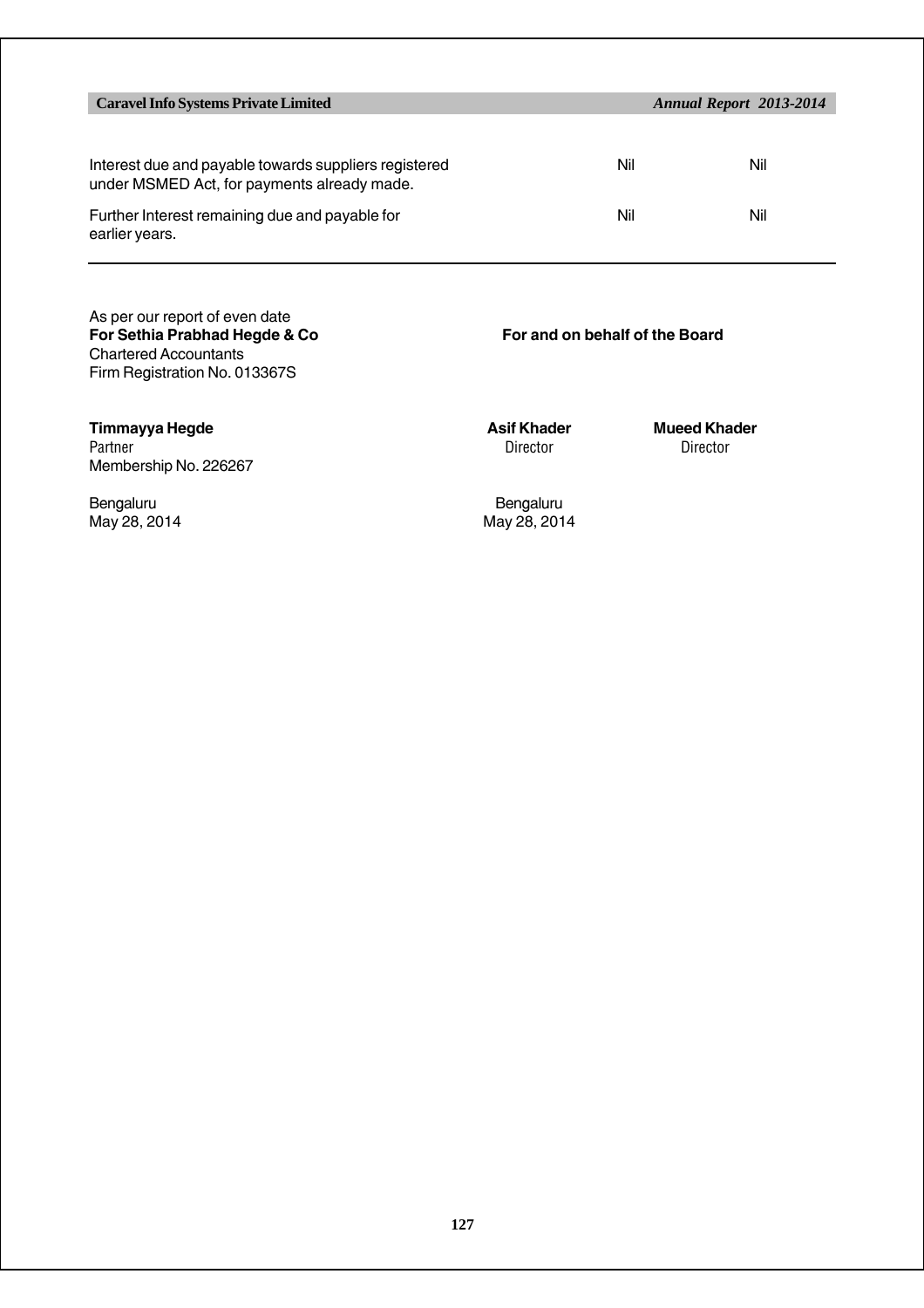| | | |
|---|---|---|
| Interest due and payable towards suppliers registered under MSMED Act, for payments already made. | Nil | Nil |
| Further Interest remaining due and payable for earlier years. | Nil | Nil |

As per our report of even date
**For Sethia Prabhad Hegde & Co**
Chartered Accountants
Firm Registration No. 013367S

**For and on behalf of the Board**

**Timmayya Hegde**
Partner
Membership No. 226267

**Asif Khader**
Director

**Mueed Khader**
Director

Bengaluru
May 28, 2014

Bengaluru
May 28, 2014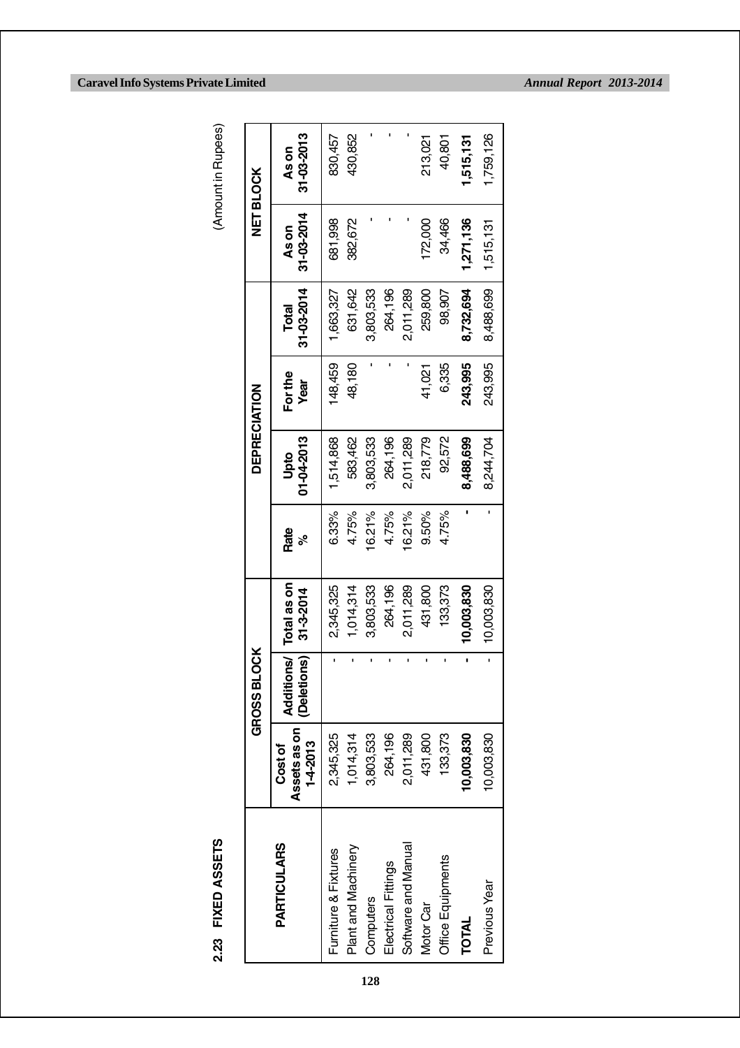## 2.23 FIXED ASSETS

(Amount in Rupees)

| PARTICULARS | GROSS BLOCK | | | Rate % | DEPRECIATION | | | NET BLOCK | |
|---|---|---|---|---|---|---|---|---|---|
| | Cost of Assets as on 1-4-2013 | Additions/ (Deletions) | Total as on 31-3-2014 | | Upto 01-04-2013 | For the Year | Total 31-03-2014 | As on 31-03-2014 | As on 31-03-2013 |
| Furniture & Fixtures | 2,345,325 | - | 2,345,325 | 6.33% | 1,514,868 | 148,459 | 1,663,327 | 681,998 | 830,457 |
| Plant and Machinery | 1,014,314 | - | 1,014,314 | 4.75% | 583,462 | 48,180 | 631,642 | 382,672 | 430,852 |
| Computers | 3,803,533 | - | 3,803,533 | 16.21% | 3,803,533 | - | 3,803,533 | - | - |
| Electrical Fittings | 264,196 | - | 264,196 | 4.75% | 264,196 | - | 264,196 | - | - |
| Software and Manual | 2,011,289 | - | 2,011,289 | 16.21% | 2,011,289 | - | 2,011,289 | - | - |
| Motor Car | 431,800 | - | 431,800 | 9.50% | 218,779 | 41,021 | 259,800 | 172,000 | 213,021 |
| Office Equipments | 133,373 | - | 133,373 | 4.75% | 92,572 | 6,335 | 98,907 | 34,466 | 40,801 |
| **TOTAL** | **10,003,830** | **-** | **10,003,830** | **-** | **8,488,699** | **243,995** | **8,732,694** | **1,271,136** | **1,515,131** |
| Previous Year | 10,003,830 | - | 10,003,830 | - | 8,244,704 | 243,995 | 8,488,699 | 1,515,131 | 1,759,126 |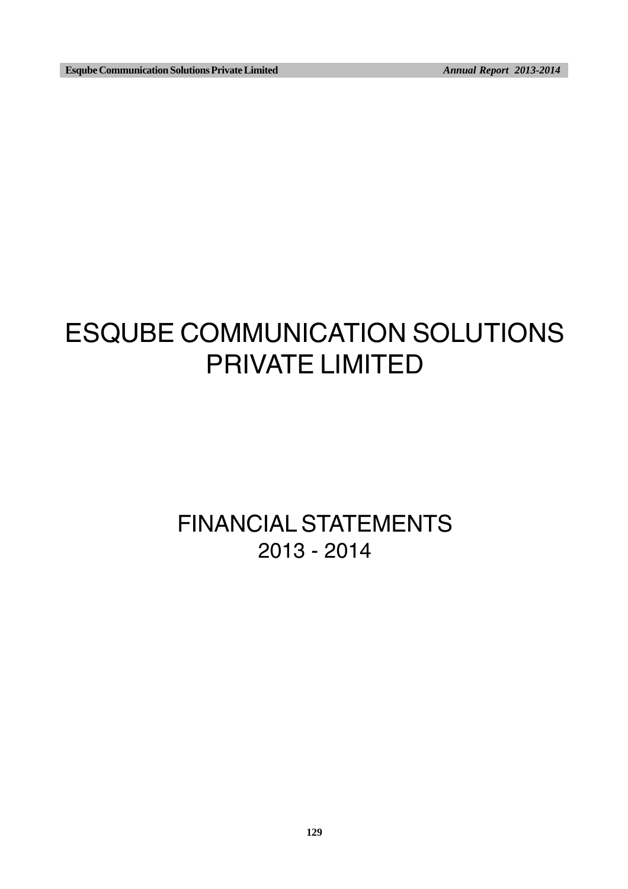# ESQUBE COMMUNICATION SOLUTIONS PRIVATE LIMITED

## FINANCIAL STATEMENTS 2013 - 2014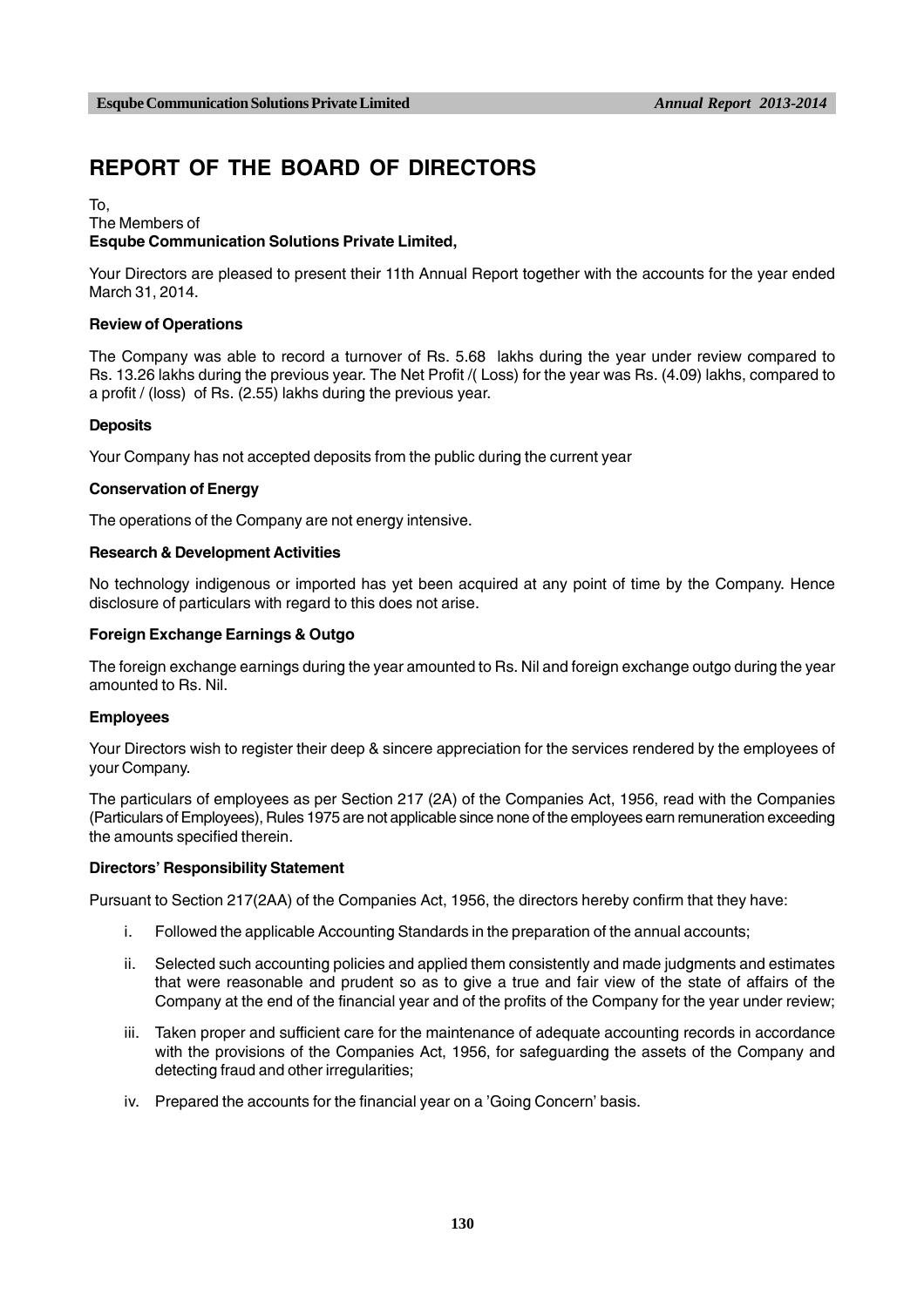# REPORT OF THE BOARD OF DIRECTORS

To,
The Members of
**Esqube Communication Solutions Private Limited,**

Your Directors are pleased to present their 11th Annual Report together with the accounts for the year ended March 31, 2014.

**Review of Operations**

The Company was able to record a turnover of Rs. 5.68 lakhs during the year under review compared to Rs. 13.26 lakhs during the previous year. The Net Profit /( Loss) for the year was Rs. (4.09) lakhs, compared to a profit / (loss) of Rs. (2.55) lakhs during the previous year.

**Deposits**

Your Company has not accepted deposits from the public during the current year

**Conservation of Energy**

The operations of the Company are not energy intensive.

**Research & Development Activities**

No technology indigenous or imported has yet been acquired at any point of time by the Company. Hence disclosure of particulars with regard to this does not arise.

**Foreign Exchange Earnings & Outgo**

The foreign exchange earnings during the year amounted to Rs. Nil and foreign exchange outgo during the year amounted to Rs. Nil.

**Employees**

Your Directors wish to register their deep & sincere appreciation for the services rendered by the employees of your Company.

The particulars of employees as per Section 217 (2A) of the Companies Act, 1956, read with the Companies (Particulars of Employees), Rules 1975 are not applicable since none of the employees earn remuneration exceeding the amounts specified therein.

**Directors' Responsibility Statement**

Pursuant to Section 217(2AA) of the Companies Act, 1956, the directors hereby confirm that they have:

i. Followed the applicable Accounting Standards in the preparation of the annual accounts;

ii. Selected such accounting policies and applied them consistently and made judgments and estimates that were reasonable and prudent so as to give a true and fair view of the state of affairs of the Company at the end of the financial year and of the profits of the Company for the year under review;

iii. Taken proper and sufficient care for the maintenance of adequate accounting records in accordance with the provisions of the Companies Act, 1956, for safeguarding the assets of the Company and detecting fraud and other irregularities;

iv. Prepared the accounts for the financial year on a 'Going Concern' basis.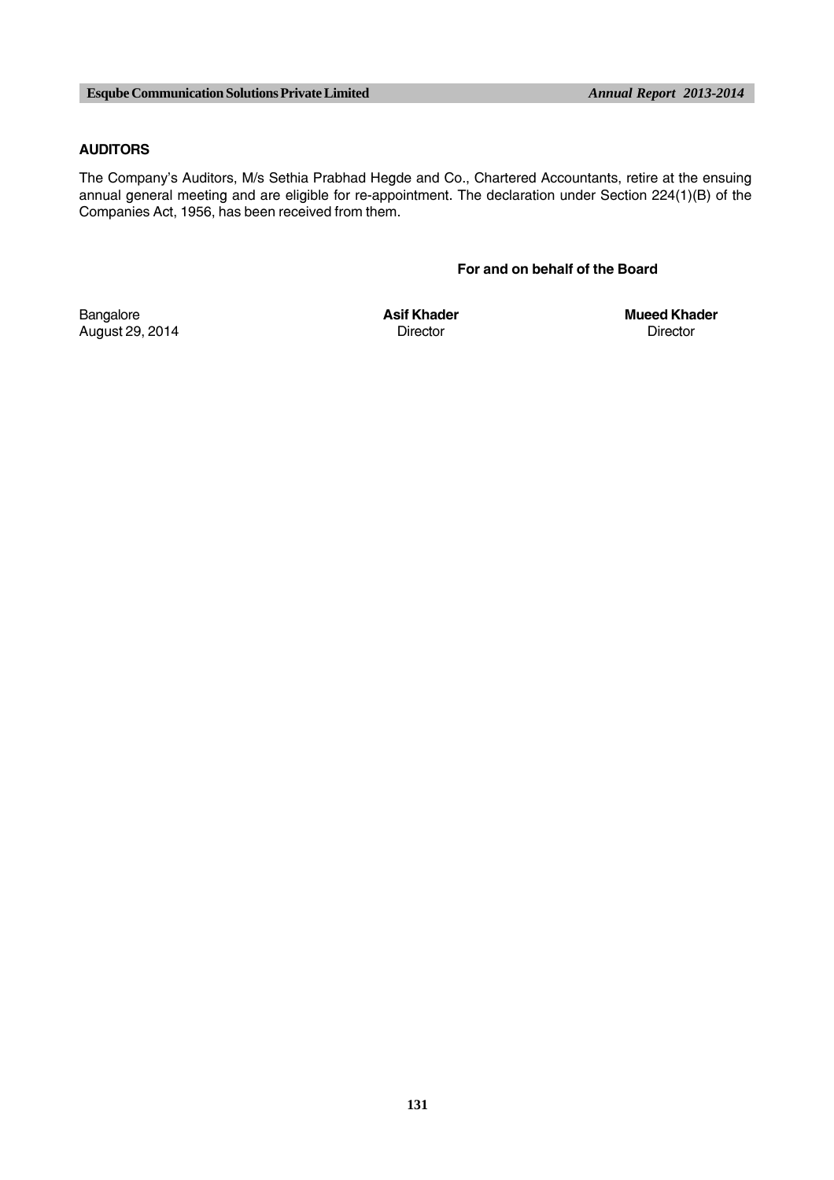**AUDITORS**

The Company's Auditors, M/s Sethia Prabhad Hegde and Co., Chartered Accountants, retire at the ensuing annual general meeting and are eligible for re-appointment. The declaration under Section 224(1)(B) of the Companies Act, 1956, has been received from them.

**For and on behalf of the Board**

| | | |
|---|---|---|
| Bangalore | **Asif Khader** | **Mueed Khader** |
| August 29, 2014 | Director | Director |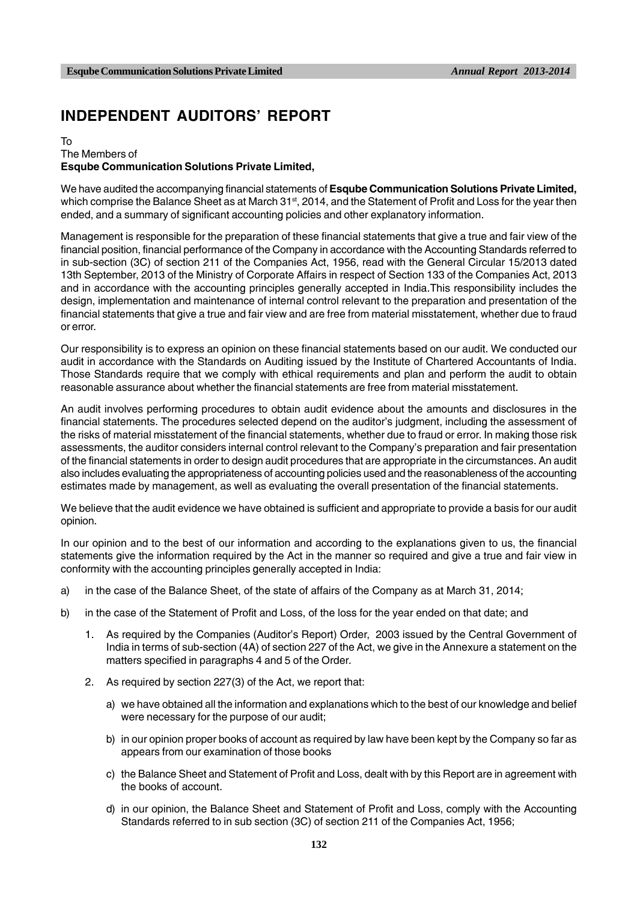# INDEPENDENT AUDITORS' REPORT

To
The Members of
**Esqube Communication Solutions Private Limited,**

We have audited the accompanying financial statements of **Esqube Communication Solutions Private Limited,** which comprise the Balance Sheet as at March 31st, 2014, and the Statement of Profit and Loss for the year then ended, and a summary of significant accounting policies and other explanatory information.

Management is responsible for the preparation of these financial statements that give a true and fair view of the financial position, financial performance of the Company in accordance with the Accounting Standards referred to in sub-section (3C) of section 211 of the Companies Act, 1956, read with the General Circular 15/2013 dated 13th September, 2013 of the Ministry of Corporate Affairs in respect of Section 133 of the Companies Act, 2013 and in accordance with the accounting principles generally accepted in India.This responsibility includes the design, implementation and maintenance of internal control relevant to the preparation and presentation of the financial statements that give a true and fair view and are free from material misstatement, whether due to fraud or error.

Our responsibility is to express an opinion on these financial statements based on our audit. We conducted our audit in accordance with the Standards on Auditing issued by the Institute of Chartered Accountants of India. Those Standards require that we comply with ethical requirements and plan and perform the audit to obtain reasonable assurance about whether the financial statements are free from material misstatement.

An audit involves performing procedures to obtain audit evidence about the amounts and disclosures in the financial statements. The procedures selected depend on the auditor's judgment, including the assessment of the risks of material misstatement of the financial statements, whether due to fraud or error. In making those risk assessments, the auditor considers internal control relevant to the Company's preparation and fair presentation of the financial statements in order to design audit procedures that are appropriate in the circumstances. An audit also includes evaluating the appropriateness of accounting policies used and the reasonableness of the accounting estimates made by management, as well as evaluating the overall presentation of the financial statements.

We believe that the audit evidence we have obtained is sufficient and appropriate to provide a basis for our audit opinion.

In our opinion and to the best of our information and according to the explanations given to us, the financial statements give the information required by the Act in the manner so required and give a true and fair view in conformity with the accounting principles generally accepted in India:

a) in the case of the Balance Sheet, of the state of affairs of the Company as at March 31, 2014;

b) in the case of the Statement of Profit and Loss, of the loss for the year ended on that date; and

1. As required by the Companies (Auditor's Report) Order, 2003 issued by the Central Government of India in terms of sub-section (4A) of section 227 of the Act, we give in the Annexure a statement on the matters specified in paragraphs 4 and 5 of the Order.

2. As required by section 227(3) of the Act, we report that:

   a) we have obtained all the information and explanations which to the best of our knowledge and belief were necessary for the purpose of our audit;

   b) in our opinion proper books of account as required by law have been kept by the Company so far as appears from our examination of those books

   c) the Balance Sheet and Statement of Profit and Loss, dealt with by this Report are in agreement with the books of account.

   d) in our opinion, the Balance Sheet and Statement of Profit and Loss, comply with the Accounting Standards referred to in sub section (3C) of section 211 of the Companies Act, 1956;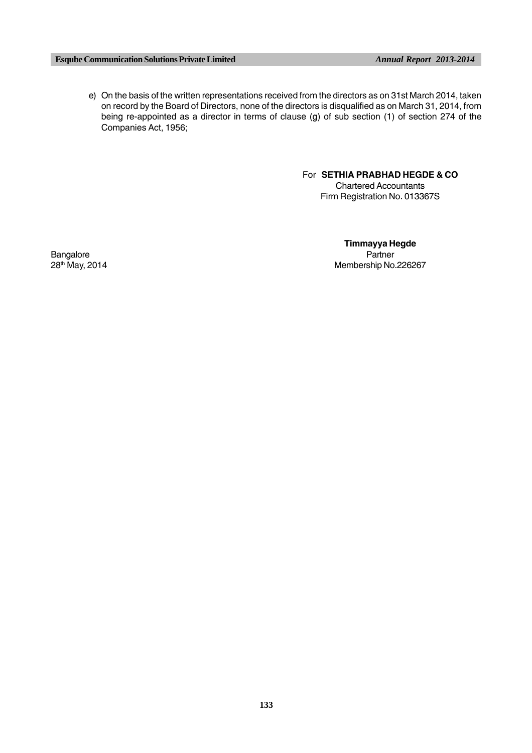e) On the basis of the written representations received from the directors as on 31st March 2014, taken on record by the Board of Directors, none of the directors is disqualified as on March 31, 2014, from being re-appointed as a director in terms of clause (g) of sub section (1) of section 274 of the Companies Act, 1956;

For **SETHIA PRABHAD HEGDE & CO**
Chartered Accountants
Firm Registration No. 013367S

**Timmayya Hegde**
Partner
Membership No.226267

Bangalore
28th May, 2014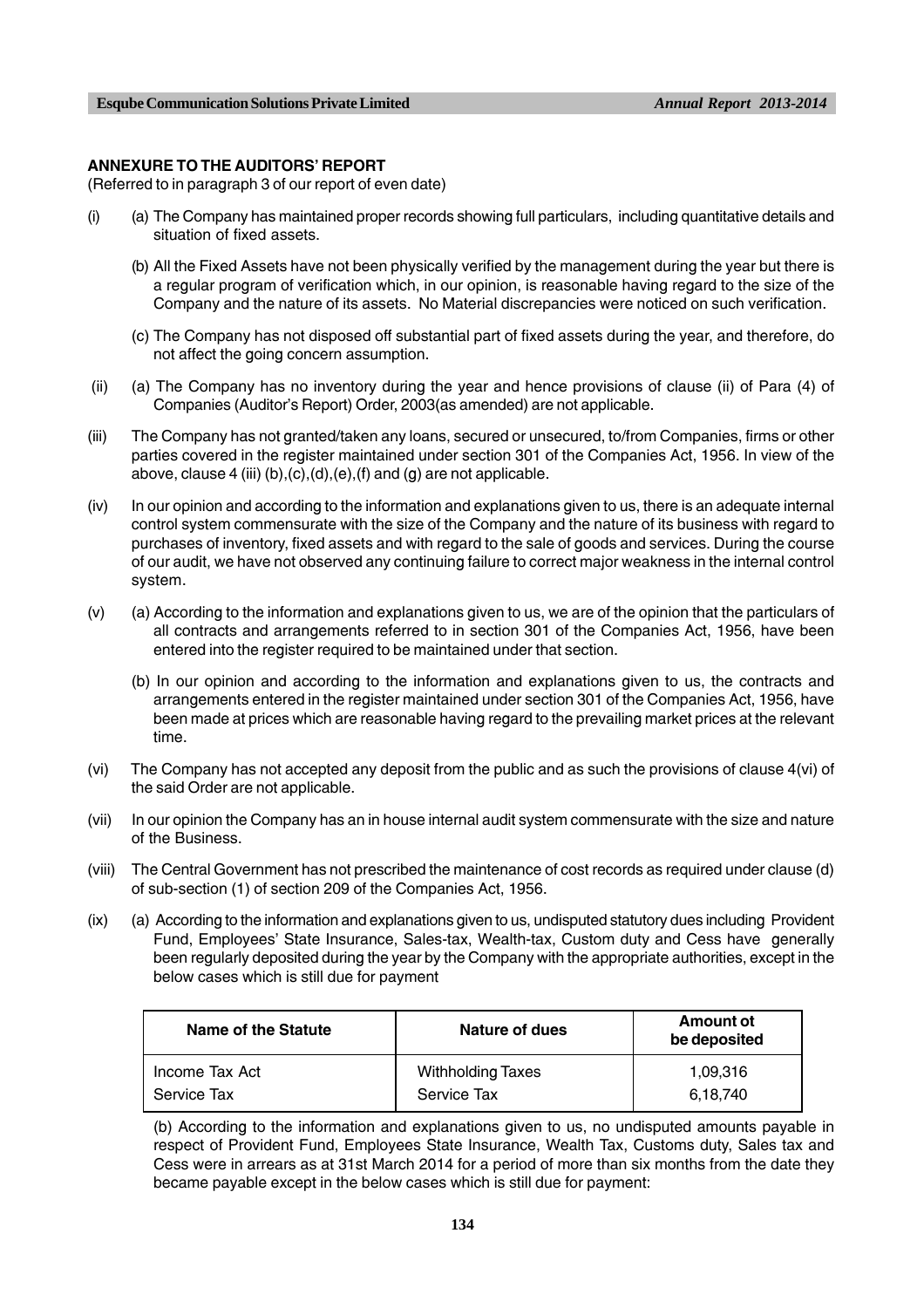## ANNEXURE TO THE AUDITORS' REPORT

(Referred to in paragraph 3 of our report of even date)

(i) (a) The Company has maintained proper records showing full particulars, including quantitative details and situation of fixed assets.

(b) All the Fixed Assets have not been physically verified by the management during the year but there is a regular program of verification which, in our opinion, is reasonable having regard to the size of the Company and the nature of its assets. No Material discrepancies were noticed on such verification.

(c) The Company has not disposed off substantial part of fixed assets during the year, and therefore, do not affect the going concern assumption.

(ii) (a) The Company has no inventory during the year and hence provisions of clause (ii) of Para (4) of Companies (Auditor's Report) Order, 2003(as amended) are not applicable.

(iii) The Company has not granted/taken any loans, secured or unsecured, to/from Companies, firms or other parties covered in the register maintained under section 301 of the Companies Act, 1956. In view of the above, clause 4 (iii) (b),(c),(d),(e),(f) and (g) are not applicable.

(iv) In our opinion and according to the information and explanations given to us, there is an adequate internal control system commensurate with the size of the Company and the nature of its business with regard to purchases of inventory, fixed assets and with regard to the sale of goods and services. During the course of our audit, we have not observed any continuing failure to correct major weakness in the internal control system.

(v) (a) According to the information and explanations given to us, we are of the opinion that the particulars of all contracts and arrangements referred to in section 301 of the Companies Act, 1956, have been entered into the register required to be maintained under that section.

(b) In our opinion and according to the information and explanations given to us, the contracts and arrangements entered in the register maintained under section 301 of the Companies Act, 1956, have been made at prices which are reasonable having regard to the prevailing market prices at the relevant time.

(vi) The Company has not accepted any deposit from the public and as such the provisions of clause 4(vi) of the said Order are not applicable.

(vii) In our opinion the Company has an in house internal audit system commensurate with the size and nature of the Business.

(viii) The Central Government has not prescribed the maintenance of cost records as required under clause (d) of sub-section (1) of section 209 of the Companies Act, 1956.

(ix) (a) According to the information and explanations given to us, undisputed statutory dues including Provident Fund, Employees' State Insurance, Sales-tax, Wealth-tax, Custom duty and Cess have generally been regularly deposited during the year by the Company with the appropriate authorities, except in the below cases which is still due for payment

| Name of the Statute | Nature of dues | Amount ot be deposited |
|---|---|---|
| Income Tax Act | Withholding Taxes | 1,09,316 |
| Service Tax | Service Tax | 6,18,740 |

(b) According to the information and explanations given to us, no undisputed amounts payable in respect of Provident Fund, Employees State Insurance, Wealth Tax, Customs duty, Sales tax and Cess were in arrears as at 31st March 2014 for a period of more than six months from the date they became payable except in the below cases which is still due for payment: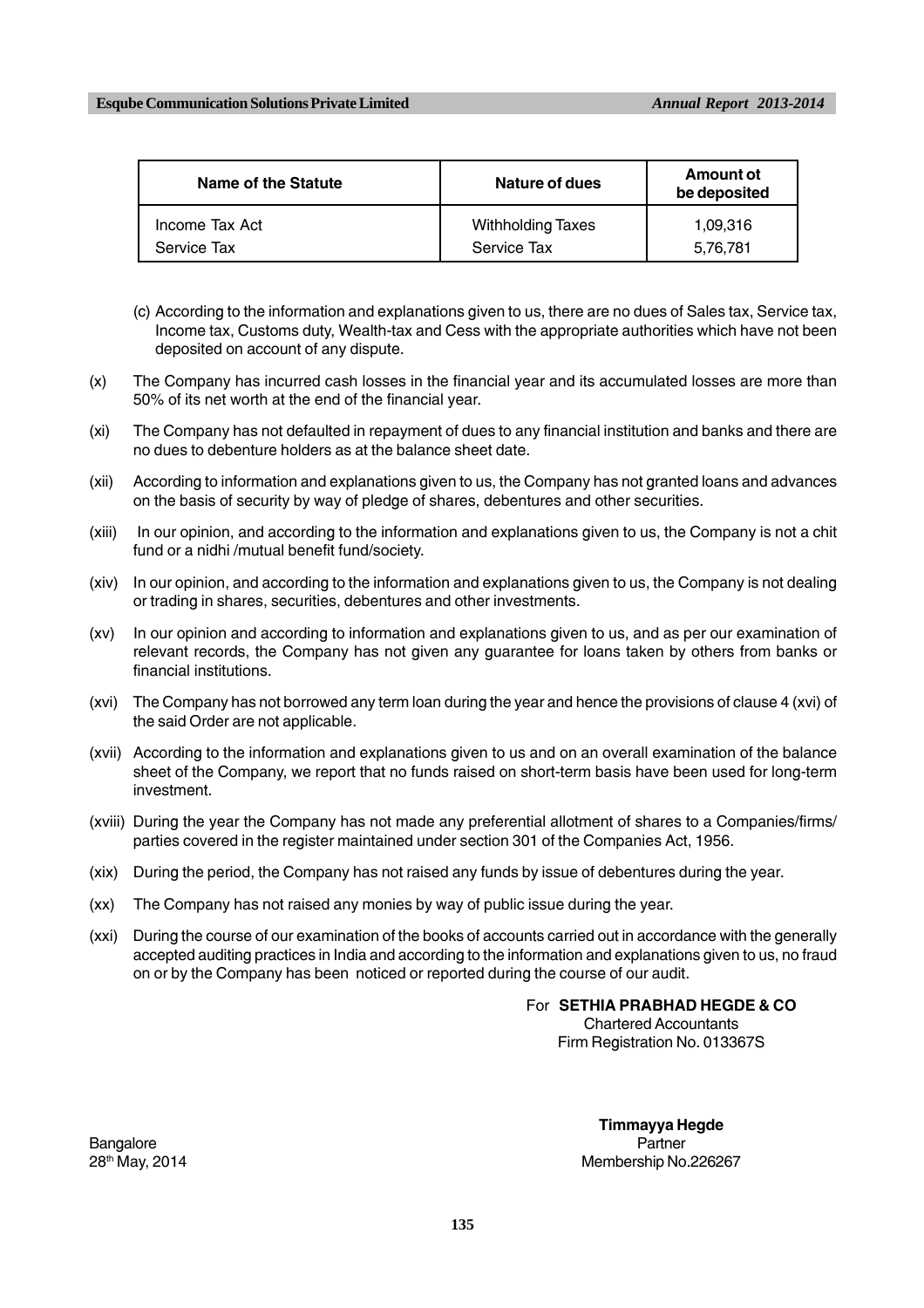| Name of the Statute | Nature of dues | Amount ot be deposited |
|---|---|---|
| Income Tax Act | Withholding Taxes | 1,09,316 |
| Service Tax | Service Tax | 5,76,781 |

(c) According to the information and explanations given to us, there are no dues of Sales tax, Service tax, Income tax, Customs duty, Wealth-tax and Cess with the appropriate authorities which have not been deposited on account of any dispute.

(x) The Company has incurred cash losses in the financial year and its accumulated losses are more than 50% of its net worth at the end of the financial year.

(xi) The Company has not defaulted in repayment of dues to any financial institution and banks and there are no dues to debenture holders as at the balance sheet date.

(xii) According to information and explanations given to us, the Company has not granted loans and advances on the basis of security by way of pledge of shares, debentures and other securities.

(xiii) In our opinion, and according to the information and explanations given to us, the Company is not a chit fund or a nidhi /mutual benefit fund/society.

(xiv) In our opinion, and according to the information and explanations given to us, the Company is not dealing or trading in shares, securities, debentures and other investments.

(xv) In our opinion and according to information and explanations given to us, and as per our examination of relevant records, the Company has not given any guarantee for loans taken by others from banks or financial institutions.

(xvi) The Company has not borrowed any term loan during the year and hence the provisions of clause 4 (xvi) of the said Order are not applicable.

(xvii) According to the information and explanations given to us and on an overall examination of the balance sheet of the Company, we report that no funds raised on short-term basis have been used for long-term investment.

(xviii) During the year the Company has not made any preferential allotment of shares to a Companies/firms/ parties covered in the register maintained under section 301 of the Companies Act, 1956.

(xix) During the period, the Company has not raised any funds by issue of debentures during the year.

(xx) The Company has not raised any monies by way of public issue during the year.

(xxi) During the course of our examination of the books of accounts carried out in accordance with the generally accepted auditing practices in India and according to the information and explanations given to us, no fraud on or by the Company has been noticed or reported during the course of our audit.

For **SETHIA PRABHAD HEGDE & CO**
Chartered Accountants
Firm Registration No. 013367S

**Timmayya Hegde**
Partner
Membership No.226267

Bangalore
28th May, 2014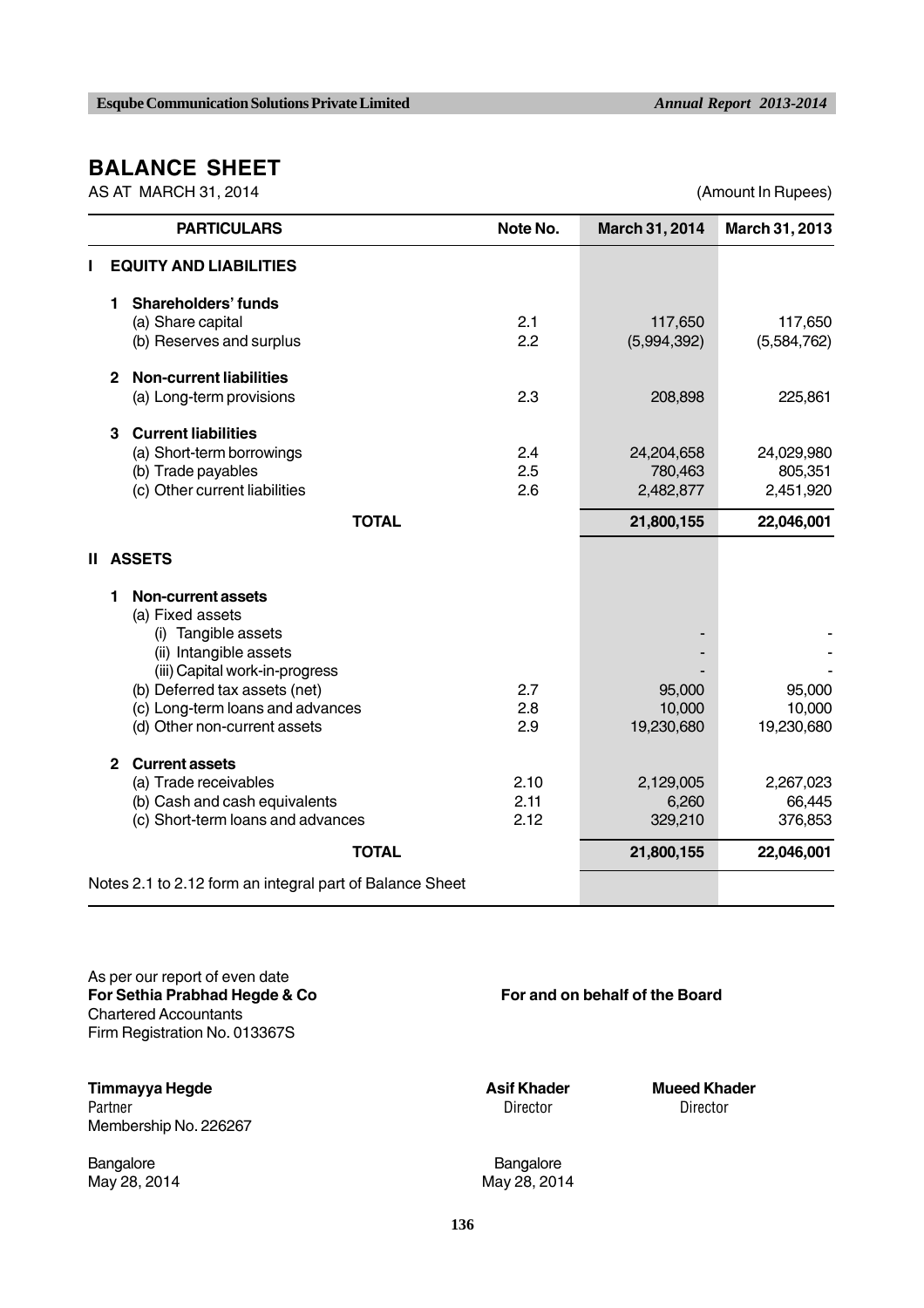# BALANCE SHEET

AS AT MARCH 31, 2014

(Amount In Rupees)

| PARTICULARS | Note No. | March 31, 2014 | March 31, 2013 |
|---|---|---|---|
| **I EQUITY AND LIABILITIES** | | | |
| **1 Shareholders' funds** | | | |
| (a) Share capital | 2.1 | 117,650 | 117,650 |
| (b) Reserves and surplus | 2.2 | (5,994,392) | (5,584,762) |
| **2 Non-current liabilities** | | | |
| (a) Long-term provisions | 2.3 | 208,898 | 225,861 |
| **3 Current liabilities** | | | |
| (a) Short-term borrowings | 2.4 | 24,204,658 | 24,029,980 |
| (b) Trade payables | 2.5 | 780,463 | 805,351 |
| (c) Other current liabilities | 2.6 | 2,482,877 | 2,451,920 |
| **TOTAL** | | **21,800,155** | **22,046,001** |
| **II ASSETS** | | | |
| **1 Non-current assets** | | | |
| (a) Fixed assets | | | |
| (i) Tangible assets | | - | - |
| (ii) Intangible assets | | - | - |
| (iii) Capital work-in-progress | | - | - |
| (b) Deferred tax assets (net) | 2.7 | 95,000 | 95,000 |
| (c) Long-term loans and advances | 2.8 | 10,000 | 10,000 |
| (d) Other non-current assets | 2.9 | 19,230,680 | 19,230,680 |
| **2 Current assets** | | | |
| (a) Trade receivables | 2.10 | 2,129,005 | 2,267,023 |
| (b) Cash and cash equivalents | 2.11 | 6,260 | 66,445 |
| (c) Short-term loans and advances | 2.12 | 329,210 | 376,853 |
| **TOTAL** | | **21,800,155** | **22,046,001** |

Notes 2.1 to 2.12 form an integral part of Balance Sheet

As per our report of even date
**For Sethia Prabhad Hegde & Co**
Chartered Accountants
Firm Registration No. 013367S

**For and on behalf of the Board**

**Timmayya Hegde**
Partner
Membership No. 226267

**Asif Khader**
Director

**Mueed Khader**
Director

Bangalore
May 28, 2014

Bangalore
May 28, 2014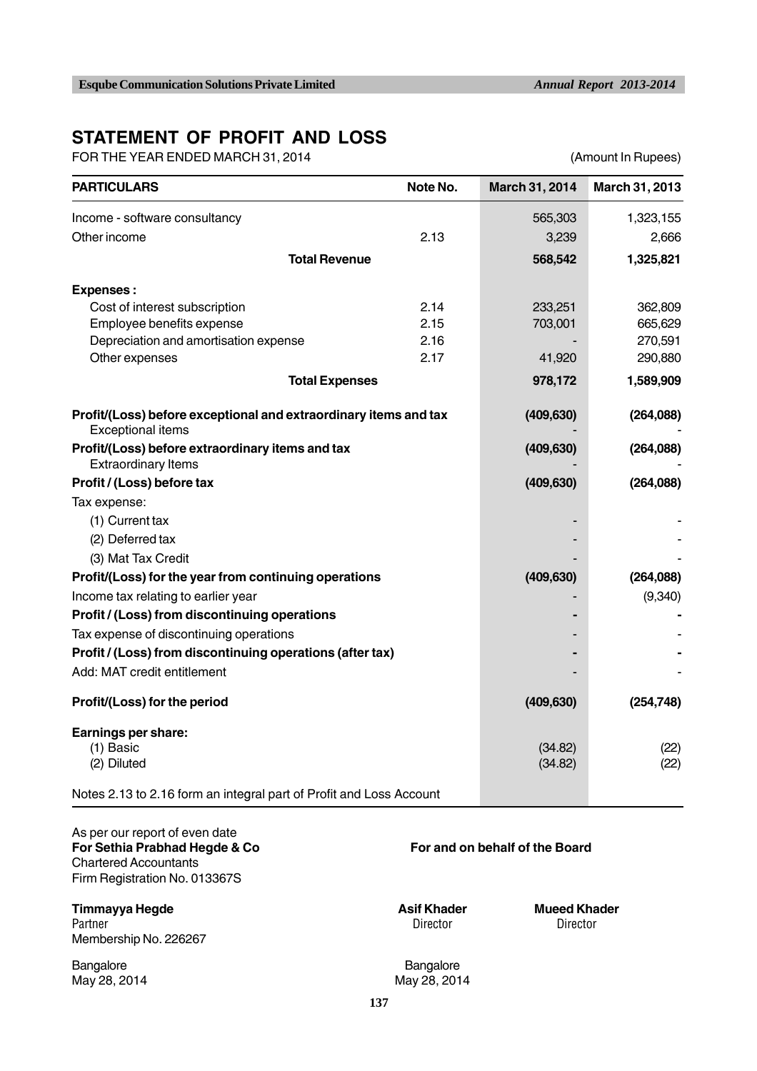# STATEMENT OF PROFIT AND LOSS

FOR THE YEAR ENDED MARCH 31, 2014 (Amount In Rupees)

| PARTICULARS | Note No. | March 31, 2014 | March 31, 2013 |
|---|---|---|---|
| Income - software consultancy | | 565,303 | 1,323,155 |
| Other income | 2.13 | 3,239 | 2,666 |
| **Total Revenue** | | **568,542** | **1,325,821** |
| **Expenses :** | | | |
| Cost of interest subscription | 2.14 | 233,251 | 362,809 |
| Employee benefits expense | 2.15 | 703,001 | 665,629 |
| Depreciation and amortisation expense | 2.16 | - | 270,591 |
| Other expenses | 2.17 | 41,920 | 290,880 |
| **Total Expenses** | | **978,172** | **1,589,909** |
| **Profit/(Loss) before exceptional and extraordinary items and tax** | | **(409,630)** | **(264,088)** |
| Exceptional items | | - | - |
| **Profit/(Loss) before extraordinary items and tax** | | **(409,630)** | **(264,088)** |
| Extraordinary Items | | - | - |
| **Profit / (Loss) before tax** | | **(409,630)** | **(264,088)** |
| Tax expense: | | | |
| (1) Current tax | | - | - |
| (2) Deferred tax | | - | - |
| (3) Mat Tax Credit | | - | - |
| **Profit/(Loss) for the year from continuing operations** | | **(409,630)** | **(264,088)** |
| Income tax relating to earlier year | | - | (9,340) |
| **Profit / (Loss) from discontinuing operations** | | **-** | **-** |
| Tax expense of discontinuing operations | | - | - |
| **Profit / (Loss) from discontinuing operations (after tax)** | | **-** | **-** |
| Add: MAT credit entitlement | | - | - |
| **Profit/(Loss) for the period** | | **(409,630)** | **(254,748)** |
| **Earnings per share:** | | | |
| (1) Basic | | (34.82) | (22) |
| (2) Diluted | | (34.82) | (22) |

Notes 2.13 to 2.16 form an integral part of Profit and Loss Account

As per our report of even date
**For Sethia Prabhad Hegde & Co**
Chartered Accountants
Firm Registration No. 013367S

**For and on behalf of the Board**

**Timmayya Hegde**
Partner
Membership No. 226267

**Asif Khader**
Director

**Mueed Khader**
Director

Bangalore
May 28, 2014

Bangalore
May 28, 2014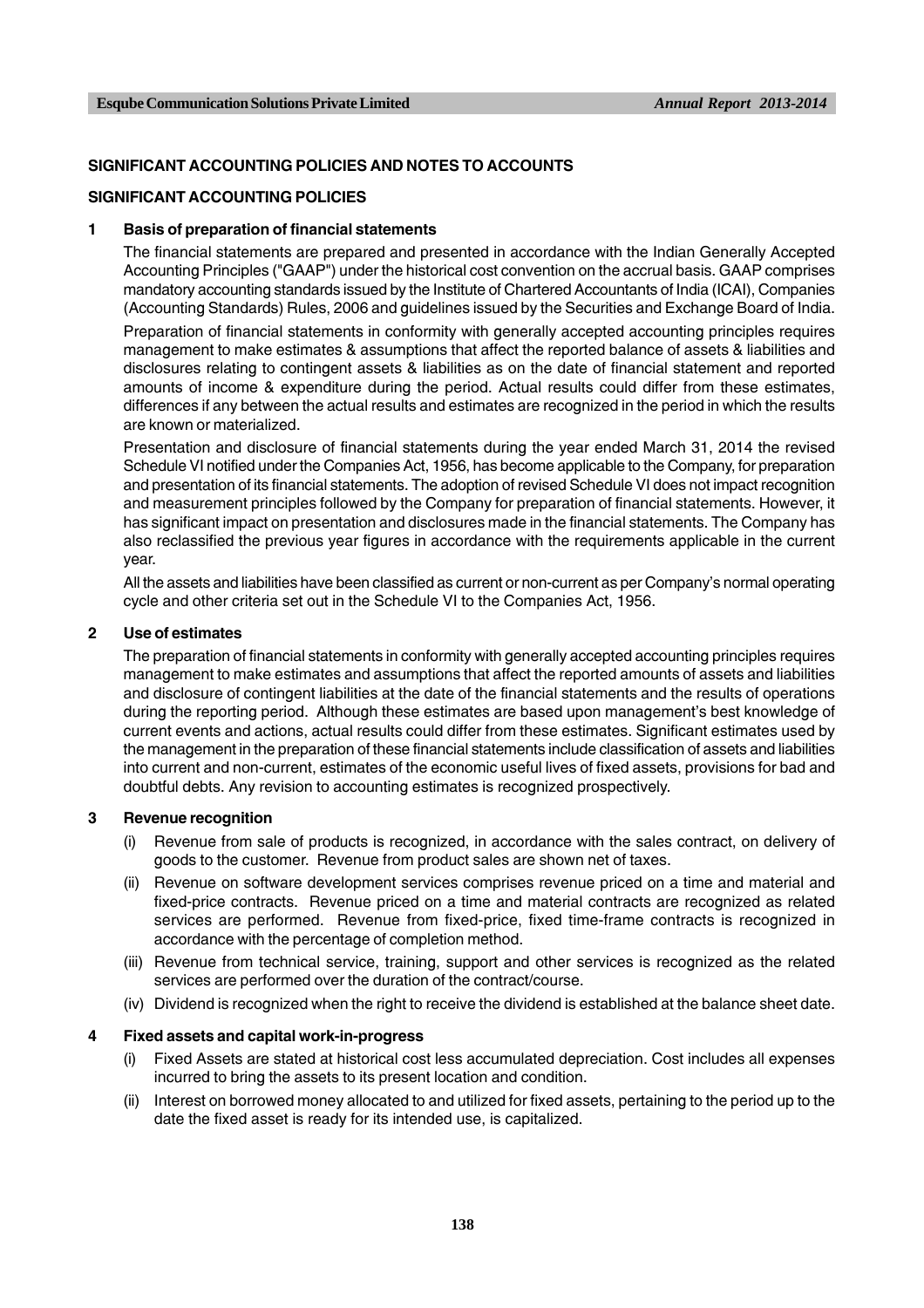## SIGNIFICANT ACCOUNTING POLICIES AND NOTES TO ACCOUNTS

## SIGNIFICANT ACCOUNTING POLICIES

### 1 Basis of preparation of financial statements

The financial statements are prepared and presented in accordance with the Indian Generally Accepted Accounting Principles ("GAAP") under the historical cost convention on the accrual basis. GAAP comprises mandatory accounting standards issued by the Institute of Chartered Accountants of India (ICAI), Companies (Accounting Standards) Rules, 2006 and guidelines issued by the Securities and Exchange Board of India.

Preparation of financial statements in conformity with generally accepted accounting principles requires management to make estimates & assumptions that affect the reported balance of assets & liabilities and disclosures relating to contingent assets & liabilities as on the date of financial statement and reported amounts of income & expenditure during the period. Actual results could differ from these estimates, differences if any between the actual results and estimates are recognized in the period in which the results are known or materialized.

Presentation and disclosure of financial statements during the year ended March 31, 2014 the revised Schedule VI notified under the Companies Act, 1956, has become applicable to the Company, for preparation and presentation of its financial statements. The adoption of revised Schedule VI does not impact recognition and measurement principles followed by the Company for preparation of financial statements. However, it has significant impact on presentation and disclosures made in the financial statements. The Company has also reclassified the previous year figures in accordance with the requirements applicable in the current year.

All the assets and liabilities have been classified as current or non-current as per Company's normal operating cycle and other criteria set out in the Schedule VI to the Companies Act, 1956.

### 2 Use of estimates

The preparation of financial statements in conformity with generally accepted accounting principles requires management to make estimates and assumptions that affect the reported amounts of assets and liabilities and disclosure of contingent liabilities at the date of the financial statements and the results of operations during the reporting period. Although these estimates are based upon management's best knowledge of current events and actions, actual results could differ from these estimates. Significant estimates used by the management in the preparation of these financial statements include classification of assets and liabilities into current and non-current, estimates of the economic useful lives of fixed assets, provisions for bad and doubtful debts. Any revision to accounting estimates is recognized prospectively.

### 3 Revenue recognition

(i) Revenue from sale of products is recognized, in accordance with the sales contract, on delivery of goods to the customer. Revenue from product sales are shown net of taxes.

(ii) Revenue on software development services comprises revenue priced on a time and material and fixed-price contracts. Revenue priced on a time and material contracts are recognized as related services are performed. Revenue from fixed-price, fixed time-frame contracts is recognized in accordance with the percentage of completion method.

(iii) Revenue from technical service, training, support and other services is recognized as the related services are performed over the duration of the contract/course.

(iv) Dividend is recognized when the right to receive the dividend is established at the balance sheet date.

### 4 Fixed assets and capital work-in-progress

(i) Fixed Assets are stated at historical cost less accumulated depreciation. Cost includes all expenses incurred to bring the assets to its present location and condition.

(ii) Interest on borrowed money allocated to and utilized for fixed assets, pertaining to the period up to the date the fixed asset is ready for its intended use, is capitalized.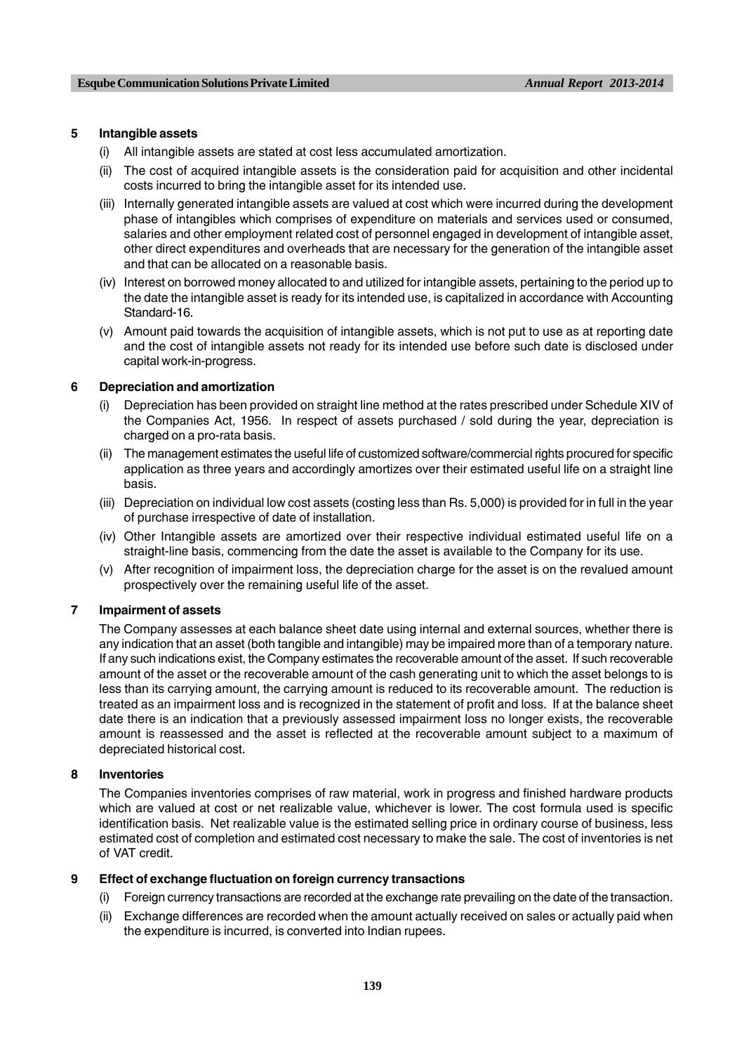## 5 Intangible assets

(i) All intangible assets are stated at cost less accumulated amortization.

(ii) The cost of acquired intangible assets is the consideration paid for acquisition and other incidental costs incurred to bring the intangible asset for its intended use.

(iii) Internally generated intangible assets are valued at cost which were incurred during the development phase of intangibles which comprises of expenditure on materials and services used or consumed, salaries and other employment related cost of personnel engaged in development of intangible asset, other direct expenditures and overheads that are necessary for the generation of the intangible asset and that can be allocated on a reasonable basis.

(iv) Interest on borrowed money allocated to and utilized for intangible assets, pertaining to the period up to the date the intangible asset is ready for its intended use, is capitalized in accordance with Accounting Standard-16.

(v) Amount paid towards the acquisition of intangible assets, which is not put to use as at reporting date and the cost of intangible assets not ready for its intended use before such date is disclosed under capital work-in-progress.

## 6 Depreciation and amortization

(i) Depreciation has been provided on straight line method at the rates prescribed under Schedule XIV of the Companies Act, 1956. In respect of assets purchased / sold during the year, depreciation is charged on a pro-rata basis.

(ii) The management estimates the useful life of customized software/commercial rights procured for specific application as three years and accordingly amortizes over their estimated useful life on a straight line basis.

(iii) Depreciation on individual low cost assets (costing less than Rs. 5,000) is provided for in full in the year of purchase irrespective of date of installation.

(iv) Other Intangible assets are amortized over their respective individual estimated useful life on a straight-line basis, commencing from the date the asset is available to the Company for its use.

(v) After recognition of impairment loss, the depreciation charge for the asset is on the revalued amount prospectively over the remaining useful life of the asset.

## 7 Impairment of assets

The Company assesses at each balance sheet date using internal and external sources, whether there is any indication that an asset (both tangible and intangible) may be impaired more than of a temporary nature. If any such indications exist, the Company estimates the recoverable amount of the asset. If such recoverable amount of the asset or the recoverable amount of the cash generating unit to which the asset belongs to is less than its carrying amount, the carrying amount is reduced to its recoverable amount. The reduction is treated as an impairment loss and is recognized in the statement of profit and loss. If at the balance sheet date there is an indication that a previously assessed impairment loss no longer exists, the recoverable amount is reassessed and the asset is reflected at the recoverable amount subject to a maximum of depreciated historical cost.

## 8 Inventories

The Companies inventories comprises of raw material, work in progress and finished hardware products which are valued at cost or net realizable value, whichever is lower. The cost formula used is specific identification basis. Net realizable value is the estimated selling price in ordinary course of business, less estimated cost of completion and estimated cost necessary to make the sale. The cost of inventories is net of VAT credit.

## 9 Effect of exchange fluctuation on foreign currency transactions

(i) Foreign currency transactions are recorded at the exchange rate prevailing on the date of the transaction.

(ii) Exchange differences are recorded when the amount actually received on sales or actually paid when the expenditure is incurred, is converted into Indian rupees.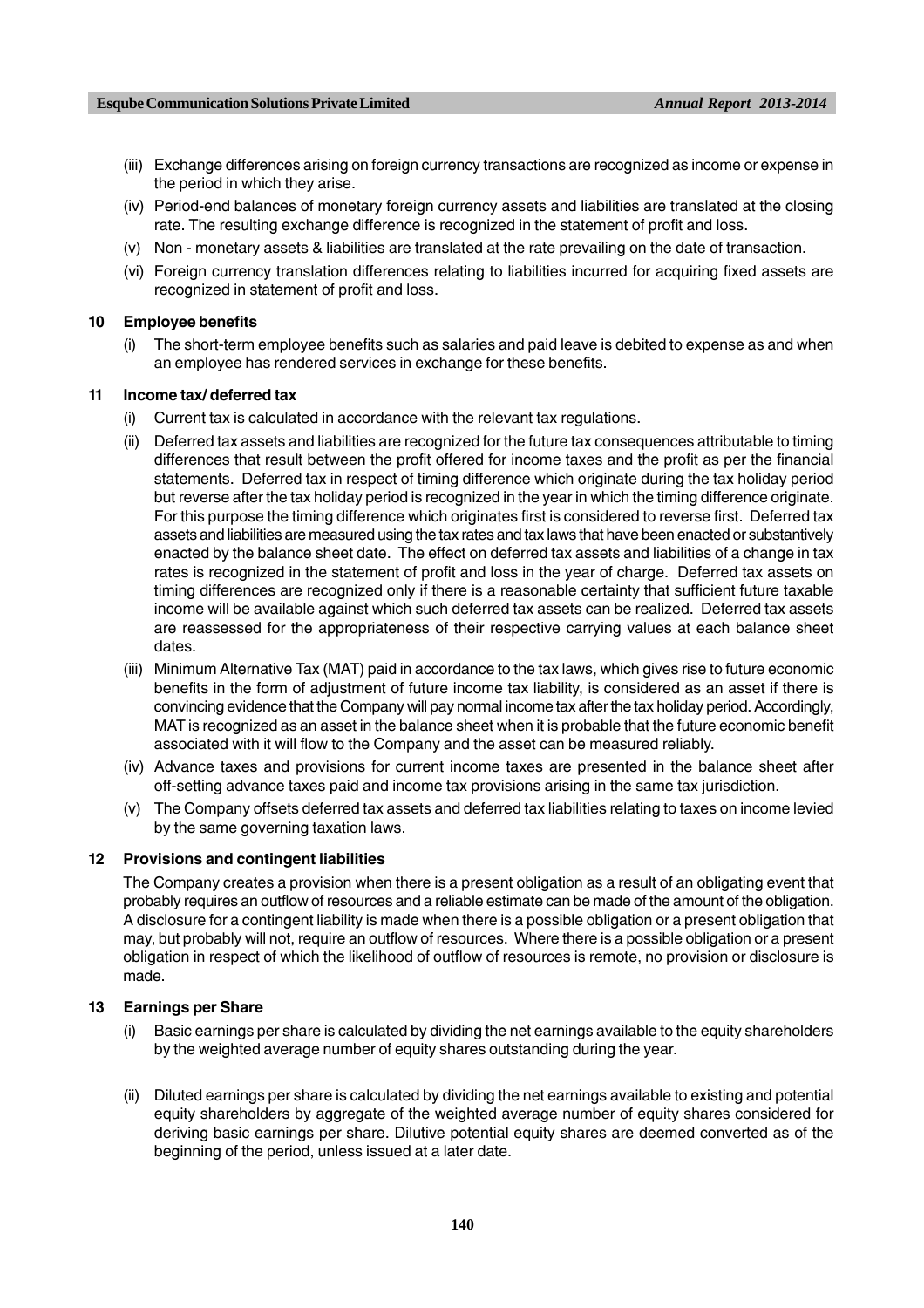(iii) Exchange differences arising on foreign currency transactions are recognized as income or expense in the period in which they arise.

(iv) Period-end balances of monetary foreign currency assets and liabilities are translated at the closing rate. The resulting exchange difference is recognized in the statement of profit and loss.

(v) Non - monetary assets & liabilities are translated at the rate prevailing on the date of transaction.

(vi) Foreign currency translation differences relating to liabilities incurred for acquiring fixed assets are recognized in statement of profit and loss.

**10 Employee benefits**

(i) The short-term employee benefits such as salaries and paid leave is debited to expense as and when an employee has rendered services in exchange for these benefits.

**11 Income tax/ deferred tax**

(i) Current tax is calculated in accordance with the relevant tax regulations.

(ii) Deferred tax assets and liabilities are recognized for the future tax consequences attributable to timing differences that result between the profit offered for income taxes and the profit as per the financial statements. Deferred tax in respect of timing difference which originate during the tax holiday period but reverse after the tax holiday period is recognized in the year in which the timing difference originate. For this purpose the timing difference which originates first is considered to reverse first. Deferred tax assets and liabilities are measured using the tax rates and tax laws that have been enacted or substantively enacted by the balance sheet date. The effect on deferred tax assets and liabilities of a change in tax rates is recognized in the statement of profit and loss in the year of charge. Deferred tax assets on timing differences are recognized only if there is a reasonable certainty that sufficient future taxable income will be available against which such deferred tax assets can be realized. Deferred tax assets are reassessed for the appropriateness of their respective carrying values at each balance sheet dates.

(iii) Minimum Alternative Tax (MAT) paid in accordance to the tax laws, which gives rise to future economic benefits in the form of adjustment of future income tax liability, is considered as an asset if there is convincing evidence that the Company will pay normal income tax after the tax holiday period. Accordingly, MAT is recognized as an asset in the balance sheet when it is probable that the future economic benefit associated with it will flow to the Company and the asset can be measured reliably.

(iv) Advance taxes and provisions for current income taxes are presented in the balance sheet after off-setting advance taxes paid and income tax provisions arising in the same tax jurisdiction.

(v) The Company offsets deferred tax assets and deferred tax liabilities relating to taxes on income levied by the same governing taxation laws.

**12 Provisions and contingent liabilities**

The Company creates a provision when there is a present obligation as a result of an obligating event that probably requires an outflow of resources and a reliable estimate can be made of the amount of the obligation. A disclosure for a contingent liability is made when there is a possible obligation or a present obligation that may, but probably will not, require an outflow of resources. Where there is a possible obligation or a present obligation in respect of which the likelihood of outflow of resources is remote, no provision or disclosure is made.

**13 Earnings per Share**

(i) Basic earnings per share is calculated by dividing the net earnings available to the equity shareholders by the weighted average number of equity shares outstanding during the year.

(ii) Diluted earnings per share is calculated by dividing the net earnings available to existing and potential equity shareholders by aggregate of the weighted average number of equity shares considered for deriving basic earnings per share. Dilutive potential equity shares are deemed converted as of the beginning of the period, unless issued at a later date.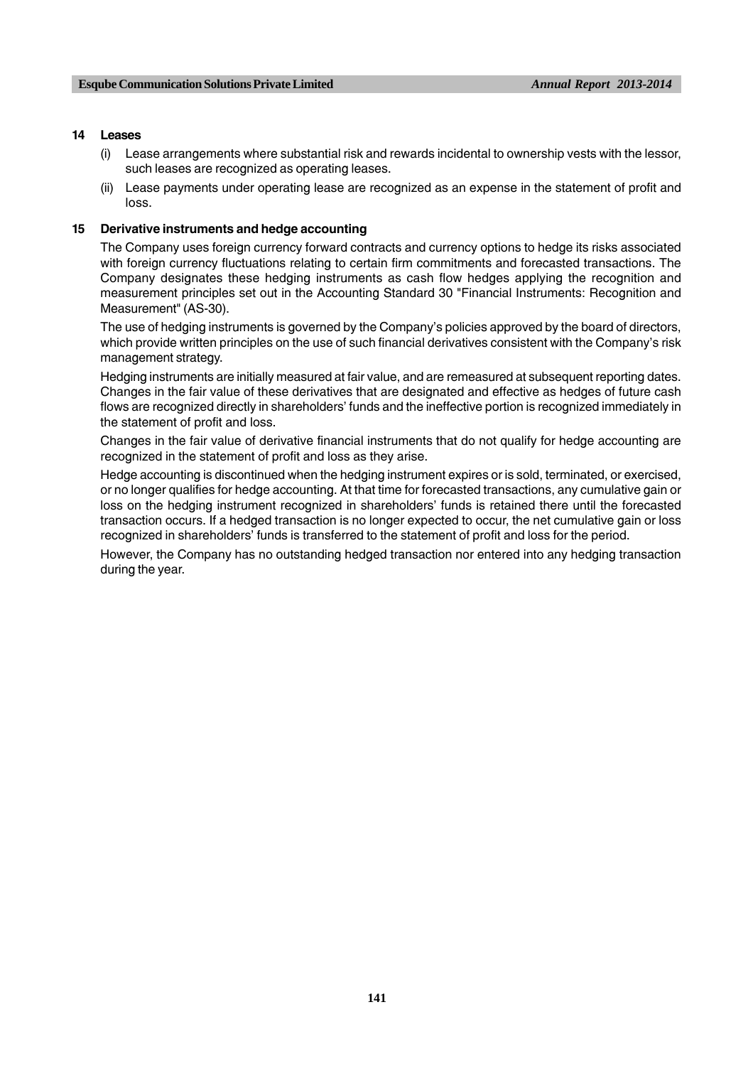**14 Leases**

(i) Lease arrangements where substantial risk and rewards incidental to ownership vests with the lessor, such leases are recognized as operating leases.

(ii) Lease payments under operating lease are recognized as an expense in the statement of profit and loss.

**15 Derivative instruments and hedge accounting**

The Company uses foreign currency forward contracts and currency options to hedge its risks associated with foreign currency fluctuations relating to certain firm commitments and forecasted transactions. The Company designates these hedging instruments as cash flow hedges applying the recognition and measurement principles set out in the Accounting Standard 30 "Financial Instruments: Recognition and Measurement" (AS-30).

The use of hedging instruments is governed by the Company's policies approved by the board of directors, which provide written principles on the use of such financial derivatives consistent with the Company's risk management strategy.

Hedging instruments are initially measured at fair value, and are remeasured at subsequent reporting dates. Changes in the fair value of these derivatives that are designated and effective as hedges of future cash flows are recognized directly in shareholders' funds and the ineffective portion is recognized immediately in the statement of profit and loss.

Changes in the fair value of derivative financial instruments that do not qualify for hedge accounting are recognized in the statement of profit and loss as they arise.

Hedge accounting is discontinued when the hedging instrument expires or is sold, terminated, or exercised, or no longer qualifies for hedge accounting. At that time for forecasted transactions, any cumulative gain or loss on the hedging instrument recognized in shareholders' funds is retained there until the forecasted transaction occurs. If a hedged transaction is no longer expected to occur, the net cumulative gain or loss recognized in shareholders' funds is transferred to the statement of profit and loss for the period.

However, the Company has no outstanding hedged transaction nor entered into any hedging transaction during the year.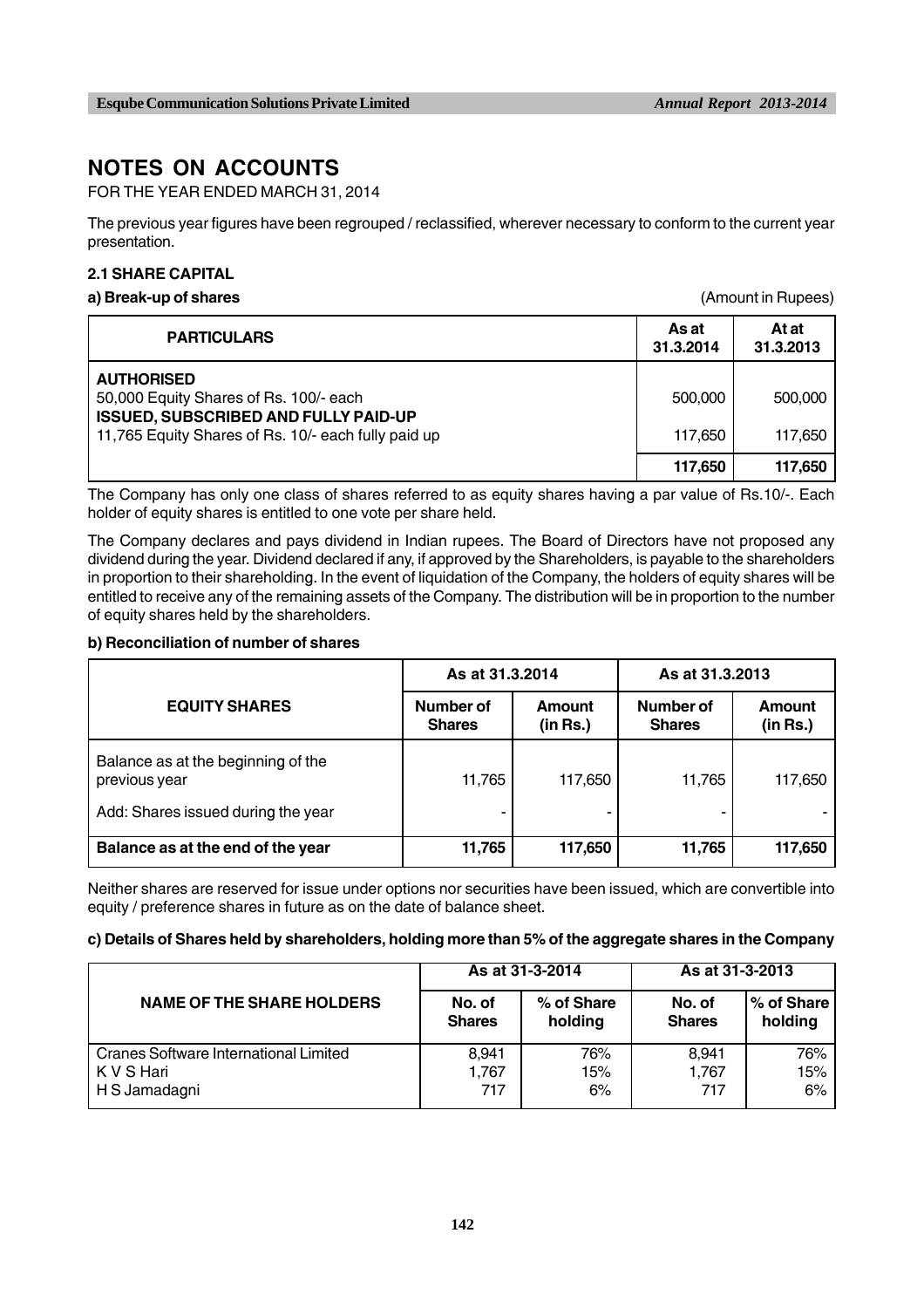# NOTES ON ACCOUNTS

FOR THE YEAR ENDED MARCH 31, 2014

The previous year figures have been regrouped / reclassified, wherever necessary to conform to the current year presentation.

### 2.1 SHARE CAPITAL

**a) Break-up of shares** (Amount in Rupees)

| PARTICULARS | As at 31.3.2014 | At at 31.3.2013 |
|---|---|---|
| **AUTHORISED** | | |
| 50,000 Equity Shares of Rs. 100/- each | 500,000 | 500,000 |
| **ISSUED, SUBSCRIBED AND FULLY PAID-UP** | | |
| 11,765 Equity Shares of Rs. 10/- each fully paid up | 117,650 | 117,650 |
| | **117,650** | **117,650** |

The Company has only one class of shares referred to as equity shares having a par value of Rs.10/-. Each holder of equity shares is entitled to one vote per share held.

The Company declares and pays dividend in Indian rupees. The Board of Directors have not proposed any dividend during the year. Dividend declared if any, if approved by the Shareholders, is payable to the shareholders in proportion to their shareholding. In the event of liquidation of the Company, the holders of equity shares will be entitled to receive any of the remaining assets of the Company. The distribution will be in proportion to the number of equity shares held by the shareholders.

**b) Reconciliation of number of shares**

| EQUITY SHARES | As at 31.3.2014 | | As at 31.3.2013 | |
|---|---|---|---|---|
| | Number of Shares | Amount (in Rs.) | Number of Shares | Amount (in Rs.) |
| Balance as at the beginning of the previous year | 11,765 | 117,650 | 11,765 | 117,650 |
| Add: Shares issued during the year | - | - | - | - |
| **Balance as at the end of the year** | **11,765** | **117,650** | **11,765** | **117,650** |

Neither shares are reserved for issue under options nor securities have been issued, which are convertible into equity / preference shares in future as on the date of balance sheet.

**c) Details of Shares held by shareholders, holding more than 5% of the aggregate shares in the Company**

| NAME OF THE SHARE HOLDERS | As at 31-3-2014 | | As at 31-3-2013 | |
|---|---|---|---|---|
| | No. of Shares | % of Share holding | No. of Shares | % of Share holding |
| Cranes Software International Limited | 8,941 | 76% | 8,941 | 76% |
| K V S Hari | 1,767 | 15% | 1,767 | 15% |
| H S Jamadagni | 717 | 6% | 717 | 6% |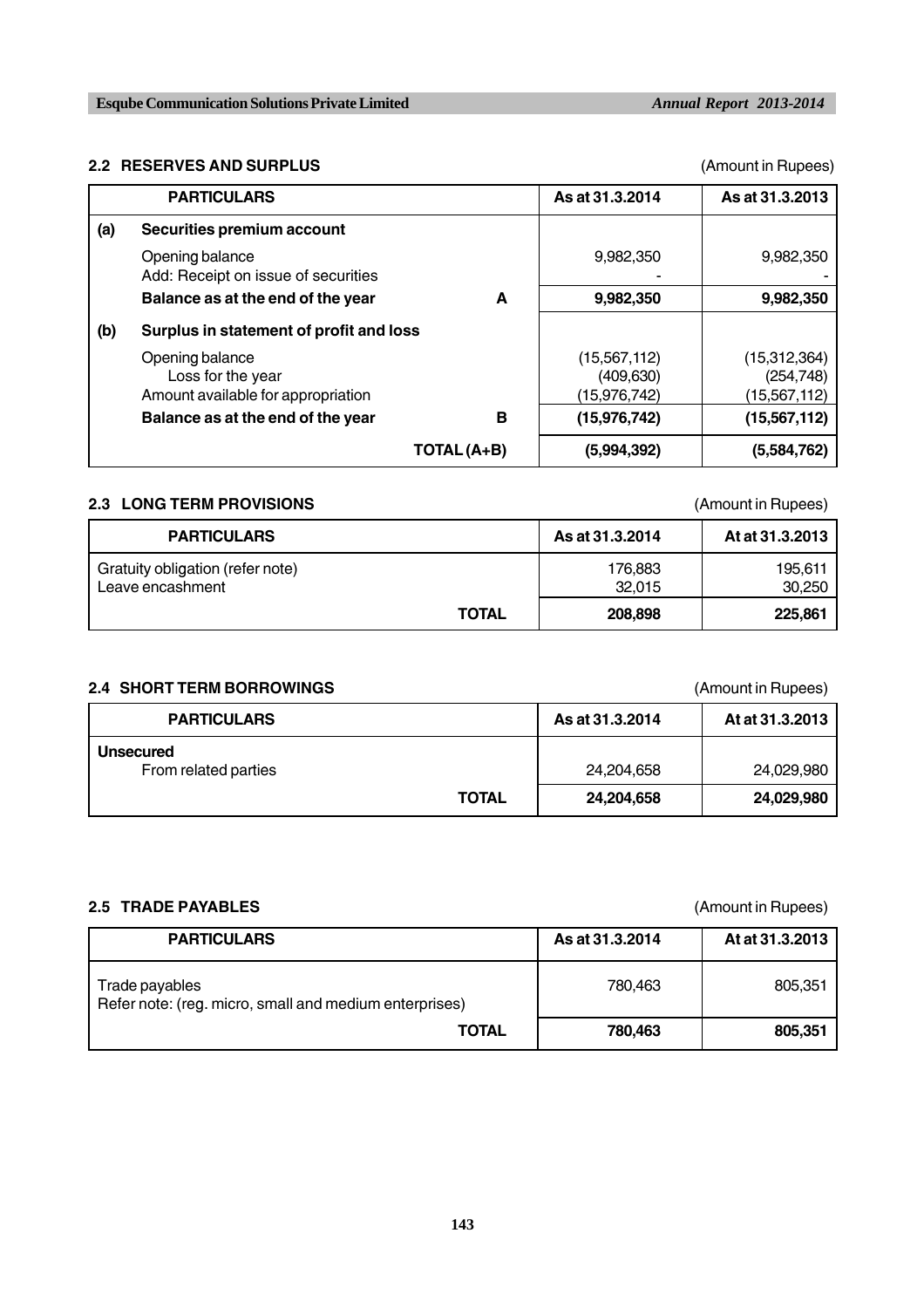## 2.2 RESERVES AND SURPLUS

(Amount in Rupees)

| | PARTICULARS | | As at 31.3.2014 | As at 31.3.2013 |
|---|---|---|---|---|
| **(a)** | **Securities premium account** | | | |
| | Opening balance | | 9,982,350 | 9,982,350 |
| | Add: Receipt on issue of securities | | - | - |
| | **Balance as at the end of the year** | **A** | **9,982,350** | **9,982,350** |
| **(b)** | **Surplus in statement of profit and loss** | | | |
| | Opening balance | | (15,567,112) | (15,312,364) |
| | Loss for the year | | (409,630) | (254,748) |
| | Amount available for appropriation | | (15,976,742) | (15,567,112) |
| | **Balance as at the end of the year** | **B** | **(15,976,742)** | **(15,567,112)** |
| | | **TOTAL (A+B)** | **(5,994,392)** | **(5,584,762)** |

## 2.3 LONG TERM PROVISIONS

(Amount in Rupees)

| PARTICULARS | As at 31.3.2014 | At at 31.3.2013 |
|---|---|---|
| Gratuity obligation (refer note) | 176,883 | 195,611 |
| Leave encashment | 32,015 | 30,250 |
| **TOTAL** | **208,898** | **225,861** |

## 2.4 SHORT TERM BORROWINGS

(Amount in Rupees)

| PARTICULARS | As at 31.3.2014 | At at 31.3.2013 |
|---|---|---|
| **Unsecured** | | |
| From related parties | 24,204,658 | 24,029,980 |
| **TOTAL** | **24,204,658** | **24,029,980** |

## 2.5 TRADE PAYABLES

(Amount in Rupees)

| PARTICULARS | As at 31.3.2014 | At at 31.3.2013 |
|---|---|---|
| Trade payables<br>Refer note: (reg. micro, small and medium enterprises) | 780,463 | 805,351 |
| **TOTAL** | **780,463** | **805,351** |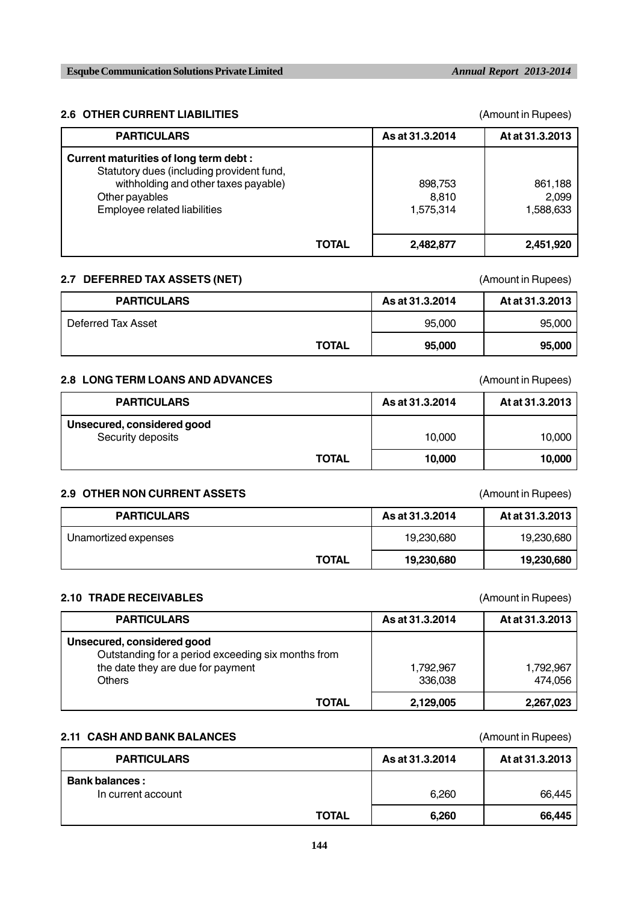## 2.6 OTHER CURRENT LIABILITIES

(Amount in Rupees)

| PARTICULARS | As at 31.3.2014 | At at 31.3.2013 |
|---|---|---|
| **Current maturities of long term debt :** | | |
| Statutory dues (including provident fund, withholding and other taxes payable) | 898,753 | 861,188 |
| Other payables | 8,810 | 2,099 |
| Employee related liabilities | 1,575,314 | 1,588,633 |
| **TOTAL** | **2,482,877** | **2,451,920** |

## 2.7 DEFERRED TAX ASSETS (NET)

(Amount in Rupees)

| PARTICULARS | As at 31.3.2014 | At at 31.3.2013 |
|---|---|---|
| Deferred Tax Asset | 95,000 | 95,000 |
| **TOTAL** | **95,000** | **95,000** |

## 2.8 LONG TERM LOANS AND ADVANCES

(Amount in Rupees)

| PARTICULARS | As at 31.3.2014 | At at 31.3.2013 |
|---|---|---|
| **Unsecured, considered good** | | |
| Security deposits | 10,000 | 10,000 |
| **TOTAL** | **10,000** | **10,000** |

## 2.9 OTHER NON CURRENT ASSETS

(Amount in Rupees)

| PARTICULARS | As at 31.3.2014 | At at 31.3.2013 |
|---|---|---|
| Unamortized expenses | 19,230,680 | 19,230,680 |
| **TOTAL** | **19,230,680** | **19,230,680** |

## 2.10 TRADE RECEIVABLES

(Amount in Rupees)

| PARTICULARS | As at 31.3.2014 | At at 31.3.2013 |
|---|---|---|
| **Unsecured, considered good** | | |
| Outstanding for a period exceeding six months from the date they are due for payment | 1,792,967 | 1,792,967 |
| Others | 336,038 | 474,056 |
| **TOTAL** | **2,129,005** | **2,267,023** |

## 2.11 CASH AND BANK BALANCES

(Amount in Rupees)

| PARTICULARS | As at 31.3.2014 | At at 31.3.2013 |
|---|---|---|
| **Bank balances :** | | |
| In current account | 6,260 | 66,445 |
| **TOTAL** | **6,260** | **66,445** |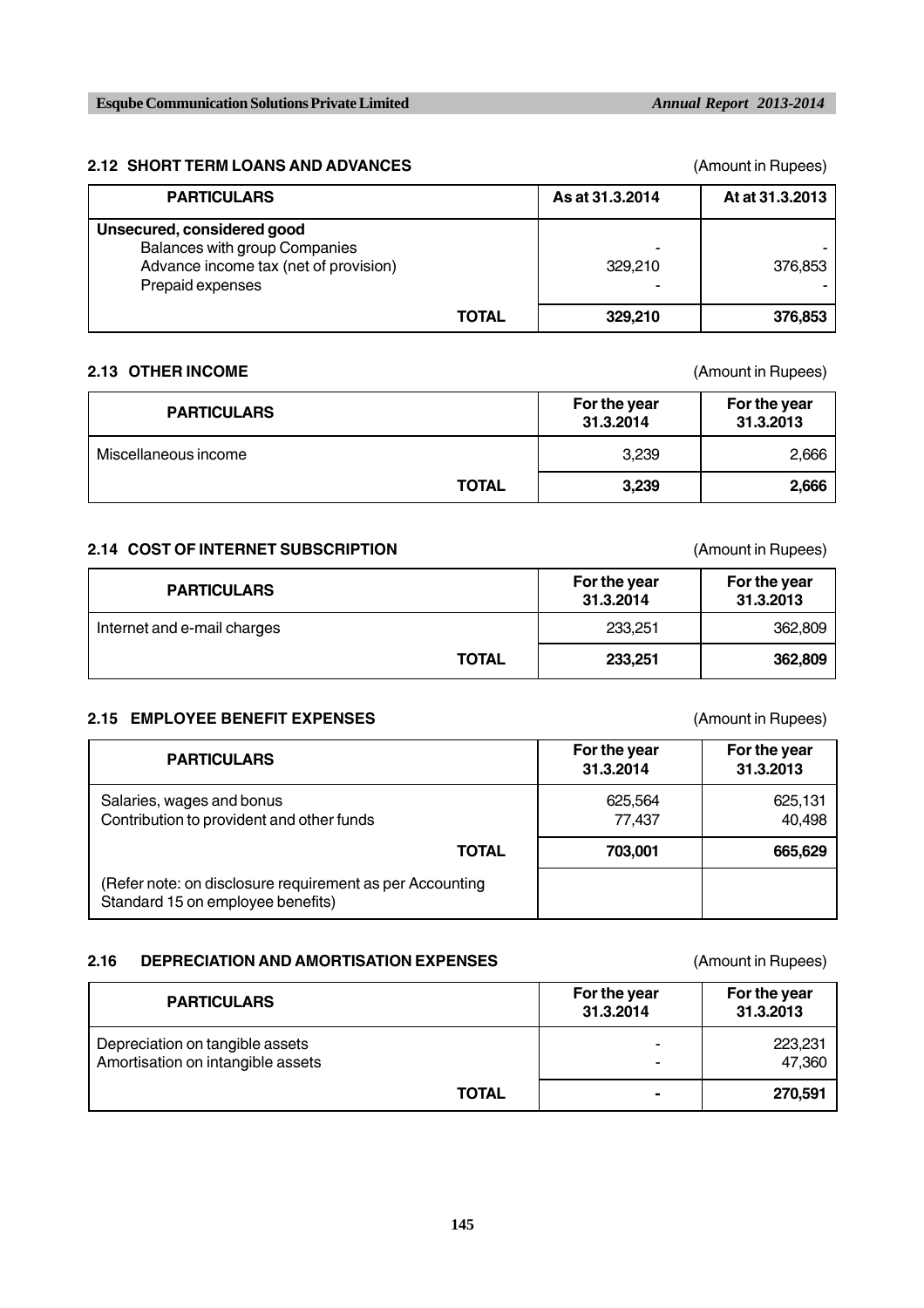## 2.12 SHORT TERM LOANS AND ADVANCES

(Amount in Rupees)

| PARTICULARS | As at 31.3.2014 | At at 31.3.2013 |
|---|---|---|
| **Unsecured, considered good** | | |
| Balances with group Companies | - | - |
| Advance income tax (net of provision) | 329,210 | 376,853 |
| Prepaid expenses | - | - |
| **TOTAL** | **329,210** | **376,853** |

## 2.13 OTHER INCOME

(Amount in Rupees)

| PARTICULARS | For the year 31.3.2014 | For the year 31.3.2013 |
|---|---|---|
| Miscellaneous income | 3,239 | 2,666 |
| **TOTAL** | **3,239** | **2,666** |

## 2.14 COST OF INTERNET SUBSCRIPTION

(Amount in Rupees)

| PARTICULARS | For the year 31.3.2014 | For the year 31.3.2013 |
|---|---|---|
| Internet and e-mail charges | 233,251 | 362,809 |
| **TOTAL** | **233,251** | **362,809** |

## 2.15 EMPLOYEE BENEFIT EXPENSES

(Amount in Rupees)

| PARTICULARS | For the year 31.3.2014 | For the year 31.3.2013 |
|---|---|---|
| Salaries, wages and bonus | 625,564 | 625,131 |
| Contribution to provident and other funds | 77,437 | 40,498 |
| **TOTAL** | **703,001** | **665,629** |
| (Refer note: on disclosure requirement as per Accounting Standard 15 on employee benefits) | | |

## 2.16 DEPRECIATION AND AMORTISATION EXPENSES

(Amount in Rupees)

| PARTICULARS | For the year 31.3.2014 | For the year 31.3.2013 |
|---|---|---|
| Depreciation on tangible assets | - | 223,231 |
| Amortisation on intangible assets | - | 47,360 |
| **TOTAL** | **-** | **270,591** |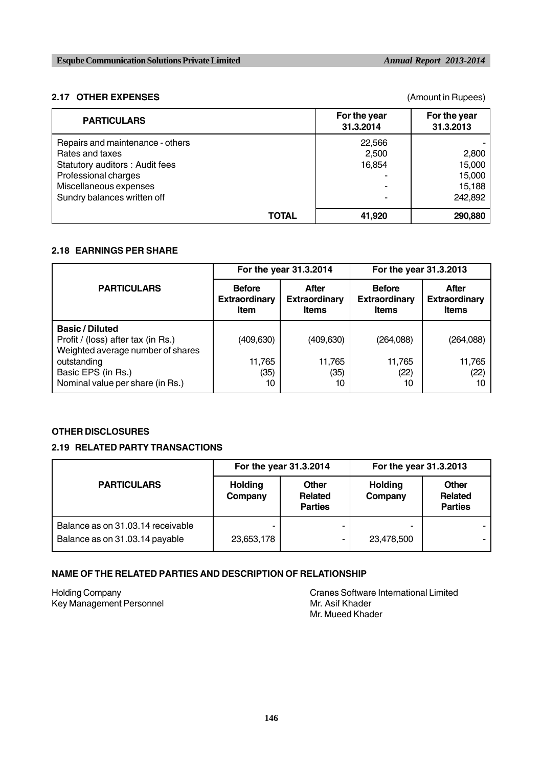### 2.17 OTHER EXPENSES

(Amount in Rupees)

| PARTICULARS | For the year 31.3.2014 | For the year 31.3.2013 |
|---|---|---|
| Repairs and maintenance - others | 22,566 | - |
| Rates and taxes | 2,500 | 2,800 |
| Statutory auditors : Audit fees | 16,854 | 15,000 |
| Professional charges | - | 15,000 |
| Miscellaneous expenses | - | 15,188 |
| Sundry balances written off | - | 242,892 |
| **TOTAL** | **41,920** | **290,880** |

### 2.18 EARNINGS PER SHARE

| PARTICULARS | For the year 31.3.2014 | | For the year 31.3.2013 | |
|---|---|---|---|---|
| | Before Extraordinary Item | After Extraordinary Items | Before Extraordinary Items | After Extraordinary Items |
| **Basic / Diluted** | | | | |
| Profit / (loss) after tax (in Rs.) | (409,630) | (409,630) | (264,088) | (264,088) |
| Weighted average number of shares outstanding | 11,765 | 11,765 | 11,765 | 11,765 |
| Basic EPS (in Rs.) | (35) | (35) | (22) | (22) |
| Nominal value per share (in Rs.) | 10 | 10 | 10 | 10 |

### OTHER DISCLOSURES

### 2.19 RELATED PARTY TRANSACTIONS

| PARTICULARS | For the year 31.3.2014 | | For the year 31.3.2013 | |
|---|---|---|---|---|
| | Holding Company | Other Related Parties | Holding Company | Other Related Parties |
| Balance as on 31.03.14 receivable | - | - | - | - |
| Balance as on 31.03.14 payable | 23,653,178 | - | 23,478,500 | - |

### NAME OF THE RELATED PARTIES AND DESCRIPTION OF RELATIONSHIP

| | |
|---|---|
| Holding Company | Cranes Software International Limited |
| Key Management Personnel | Mr. Asif Khader |
| | Mr. Mueed Khader |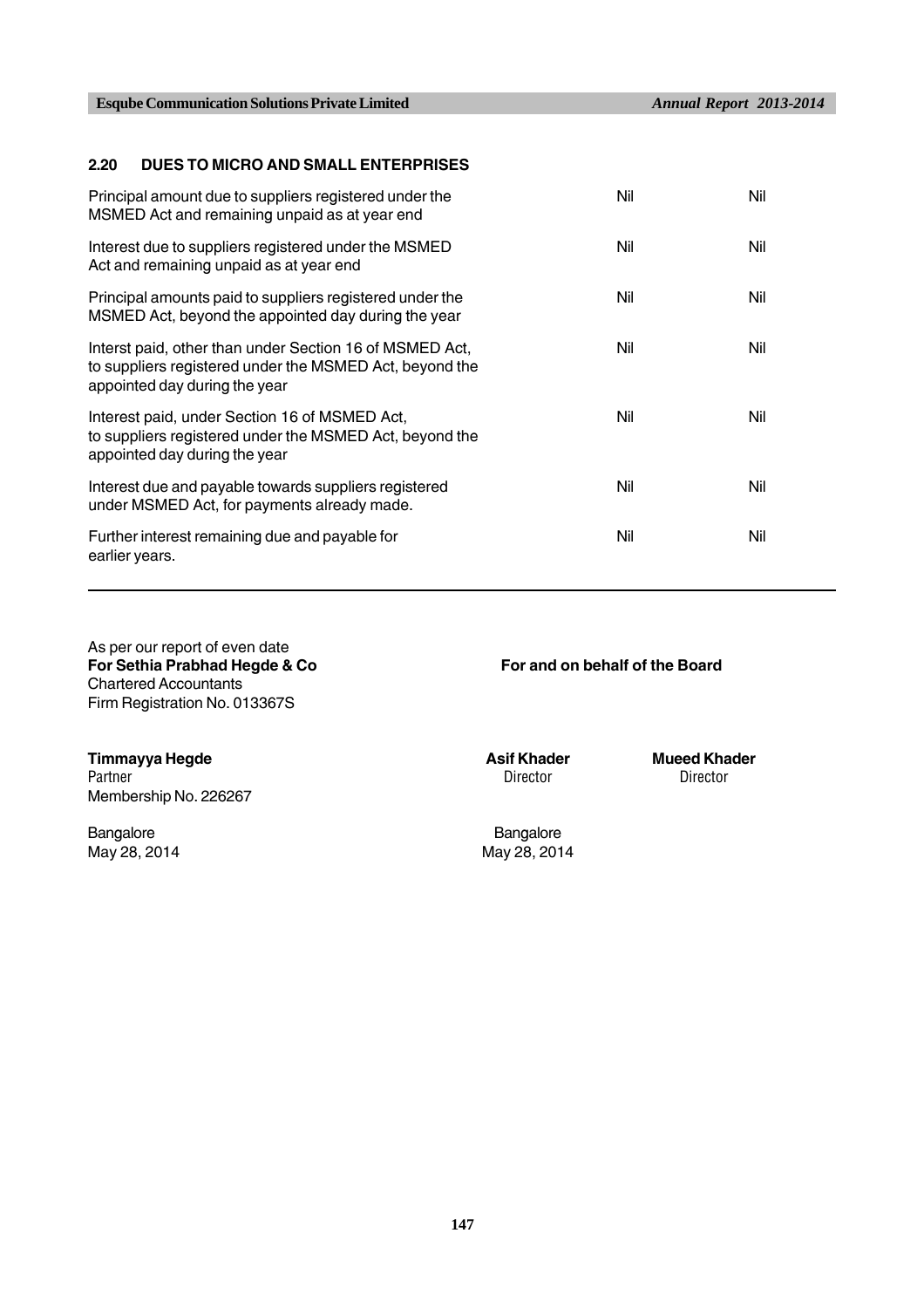## 2.20 DUES TO MICRO AND SMALL ENTERPRISES

| | | |
|---|---|---|
| Principal amount due to suppliers registered under the MSMED Act and remaining unpaid as at year end | Nil | Nil |
| Interest due to suppliers registered under the MSMED Act and remaining unpaid as at year end | Nil | Nil |
| Principal amounts paid to suppliers registered under the MSMED Act, beyond the appointed day during the year | Nil | Nil |
| Interst paid, other than under Section 16 of MSMED Act, to suppliers registered under the MSMED Act, beyond the appointed day during the year | Nil | Nil |
| Interest paid, under Section 16 of MSMED Act, to suppliers registered under the MSMED Act, beyond the appointed day during the year | Nil | Nil |
| Interest due and payable towards suppliers registered under MSMED Act, for payments already made. | Nil | Nil |
| Further interest remaining due and payable for earlier years. | Nil | Nil |

As per our report of even date
**For Sethia Prabhad Hegde & Co**
Chartered Accountants
Firm Registration No. 013367S

**For and on behalf of the Board**

**Timmayya Hegde**
Partner
Membership No. 226267

**Asif Khader**
Director

**Mueed Khader**
Director

Bangalore
May 28, 2014

Bangalore
May 28, 2014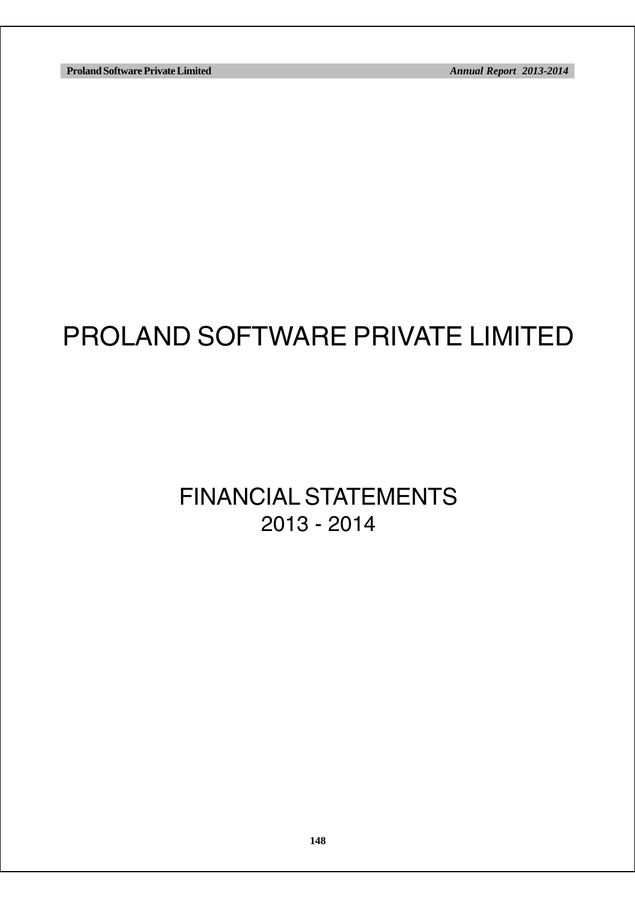# PROLAND SOFTWARE PRIVATE LIMITED

## FINANCIAL STATEMENTS
## 2013 - 2014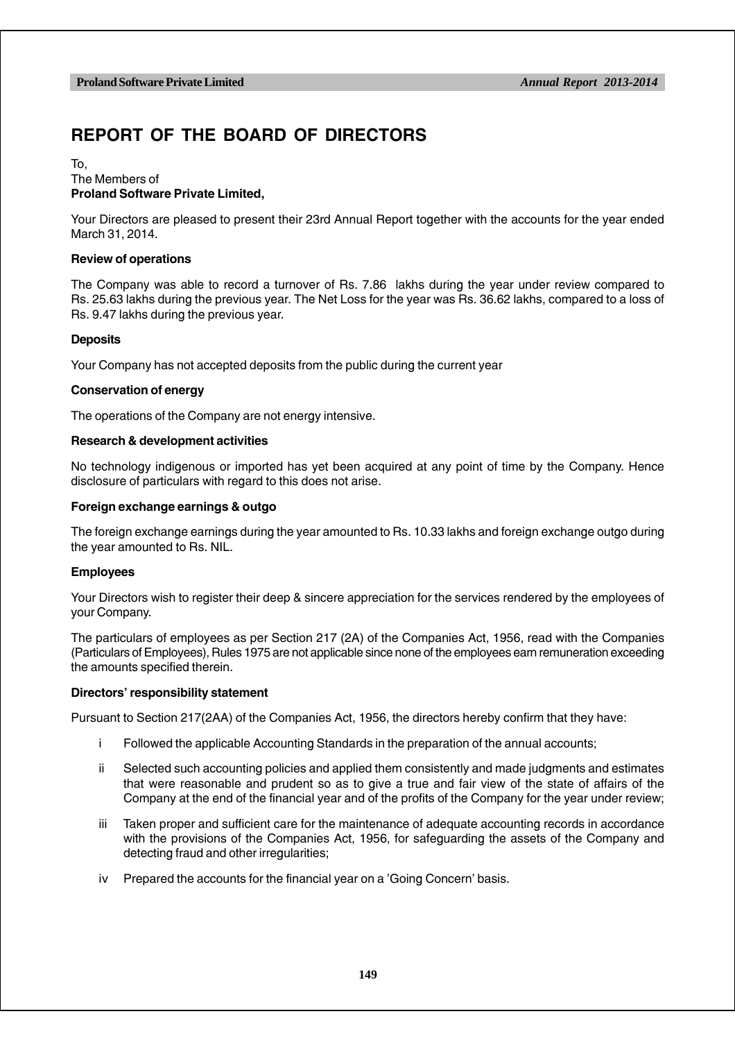# REPORT OF THE BOARD OF DIRECTORS

To,
The Members of
**Proland Software Private Limited,**

Your Directors are pleased to present their 23rd Annual Report together with the accounts for the year ended March 31, 2014.

**Review of operations**

The Company was able to record a turnover of Rs. 7.86 lakhs during the year under review compared to Rs. 25.63 lakhs during the previous year. The Net Loss for the year was Rs. 36.62 lakhs, compared to a loss of Rs. 9.47 lakhs during the previous year.

**Deposits**

Your Company has not accepted deposits from the public during the current year

**Conservation of energy**

The operations of the Company are not energy intensive.

**Research & development activities**

No technology indigenous or imported has yet been acquired at any point of time by the Company. Hence disclosure of particulars with regard to this does not arise.

**Foreign exchange earnings & outgo**

The foreign exchange earnings during the year amounted to Rs. 10.33 lakhs and foreign exchange outgo during the year amounted to Rs. NIL.

**Employees**

Your Directors wish to register their deep & sincere appreciation for the services rendered by the employees of your Company.

The particulars of employees as per Section 217 (2A) of the Companies Act, 1956, read with the Companies (Particulars of Employees), Rules 1975 are not applicable since none of the employees earn remuneration exceeding the amounts specified therein.

**Directors' responsibility statement**

Pursuant to Section 217(2AA) of the Companies Act, 1956, the directors hereby confirm that they have:

i Followed the applicable Accounting Standards in the preparation of the annual accounts;

ii Selected such accounting policies and applied them consistently and made judgments and estimates that were reasonable and prudent so as to give a true and fair view of the state of affairs of the Company at the end of the financial year and of the profits of the Company for the year under review;

iii Taken proper and sufficient care for the maintenance of adequate accounting records in accordance with the provisions of the Companies Act, 1956, for safeguarding the assets of the Company and detecting fraud and other irregularities;

iv Prepared the accounts for the financial year on a 'Going Concern' basis.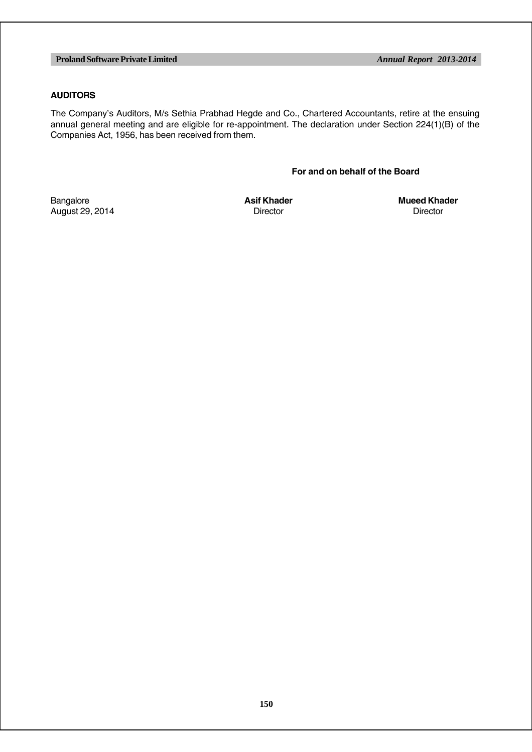## AUDITORS

The Company's Auditors, M/s Sethia Prabhad Hegde and Co., Chartered Accountants, retire at the ensuing annual general meeting and are eligible for re-appointment. The declaration under Section 224(1)(B) of the Companies Act, 1956, has been received from them.

**For and on behalf of the Board**

Bangalore
August 29, 2014

**Asif Khader**
Director

**Mueed Khader**
Director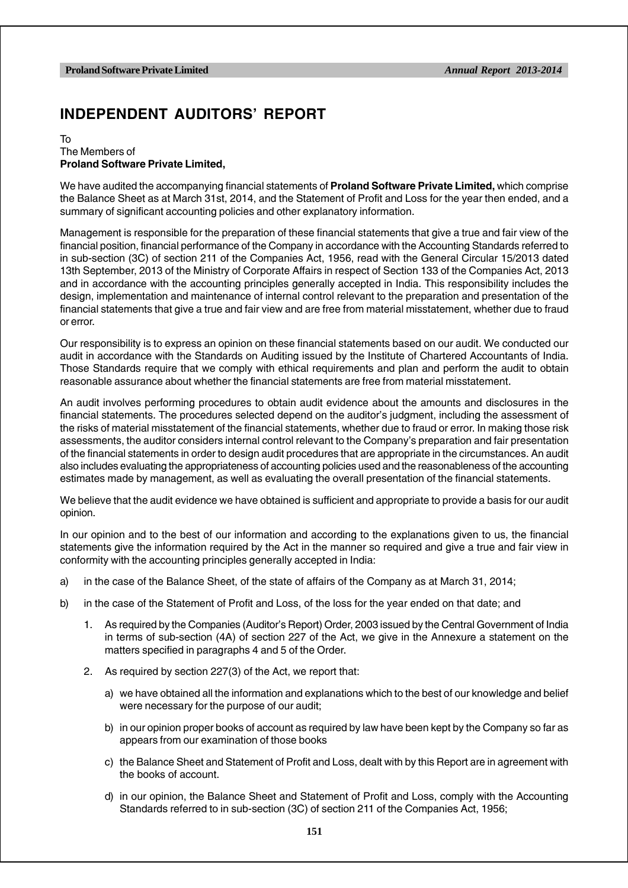# INDEPENDENT AUDITORS' REPORT

To
The Members of
**Proland Software Private Limited,**

We have audited the accompanying financial statements of **Proland Software Private Limited,** which comprise the Balance Sheet as at March 31st, 2014, and the Statement of Profit and Loss for the year then ended, and a summary of significant accounting policies and other explanatory information.

Management is responsible for the preparation of these financial statements that give a true and fair view of the financial position, financial performance of the Company in accordance with the Accounting Standards referred to in sub-section (3C) of section 211 of the Companies Act, 1956, read with the General Circular 15/2013 dated 13th September, 2013 of the Ministry of Corporate Affairs in respect of Section 133 of the Companies Act, 2013 and in accordance with the accounting principles generally accepted in India. This responsibility includes the design, implementation and maintenance of internal control relevant to the preparation and presentation of the financial statements that give a true and fair view and are free from material misstatement, whether due to fraud or error.

Our responsibility is to express an opinion on these financial statements based on our audit. We conducted our audit in accordance with the Standards on Auditing issued by the Institute of Chartered Accountants of India. Those Standards require that we comply with ethical requirements and plan and perform the audit to obtain reasonable assurance about whether the financial statements are free from material misstatement.

An audit involves performing procedures to obtain audit evidence about the amounts and disclosures in the financial statements. The procedures selected depend on the auditor's judgment, including the assessment of the risks of material misstatement of the financial statements, whether due to fraud or error. In making those risk assessments, the auditor considers internal control relevant to the Company's preparation and fair presentation of the financial statements in order to design audit procedures that are appropriate in the circumstances. An audit also includes evaluating the appropriateness of accounting policies used and the reasonableness of the accounting estimates made by management, as well as evaluating the overall presentation of the financial statements.

We believe that the audit evidence we have obtained is sufficient and appropriate to provide a basis for our audit opinion.

In our opinion and to the best of our information and according to the explanations given to us, the financial statements give the information required by the Act in the manner so required and give a true and fair view in conformity with the accounting principles generally accepted in India:

a) in the case of the Balance Sheet, of the state of affairs of the Company as at March 31, 2014;

b) in the case of the Statement of Profit and Loss, of the loss for the year ended on that date; and

1. As required by the Companies (Auditor's Report) Order, 2003 issued by the Central Government of India in terms of sub-section (4A) of section 227 of the Act, we give in the Annexure a statement on the matters specified in paragraphs 4 and 5 of the Order.

2. As required by section 227(3) of the Act, we report that:

   a) we have obtained all the information and explanations which to the best of our knowledge and belief were necessary for the purpose of our audit;

   b) in our opinion proper books of account as required by law have been kept by the Company so far as appears from our examination of those books

   c) the Balance Sheet and Statement of Profit and Loss, dealt with by this Report are in agreement with the books of account.

   d) in our opinion, the Balance Sheet and Statement of Profit and Loss, comply with the Accounting Standards referred to in sub-section (3C) of section 211 of the Companies Act, 1956;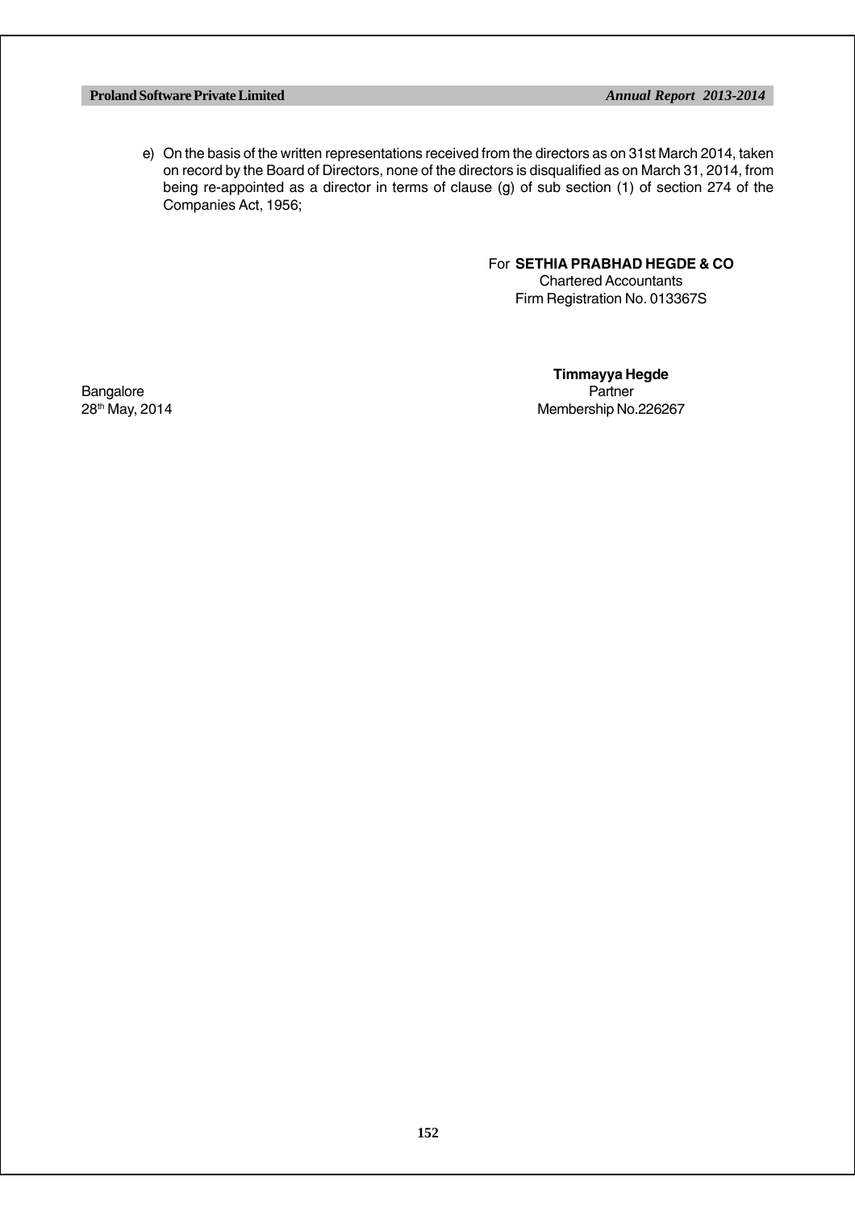e) On the basis of the written representations received from the directors as on 31st March 2014, taken on record by the Board of Directors, none of the directors is disqualified as on March 31, 2014, from being re-appointed as a director in terms of clause (g) of sub section (1) of section 274 of the Companies Act, 1956;

For **SETHIA PRABHAD HEGDE & CO**
Chartered Accountants
Firm Registration No. 013367S

**Timmayya Hegde**
Partner
Membership No.226267

Bangalore
28th May, 2014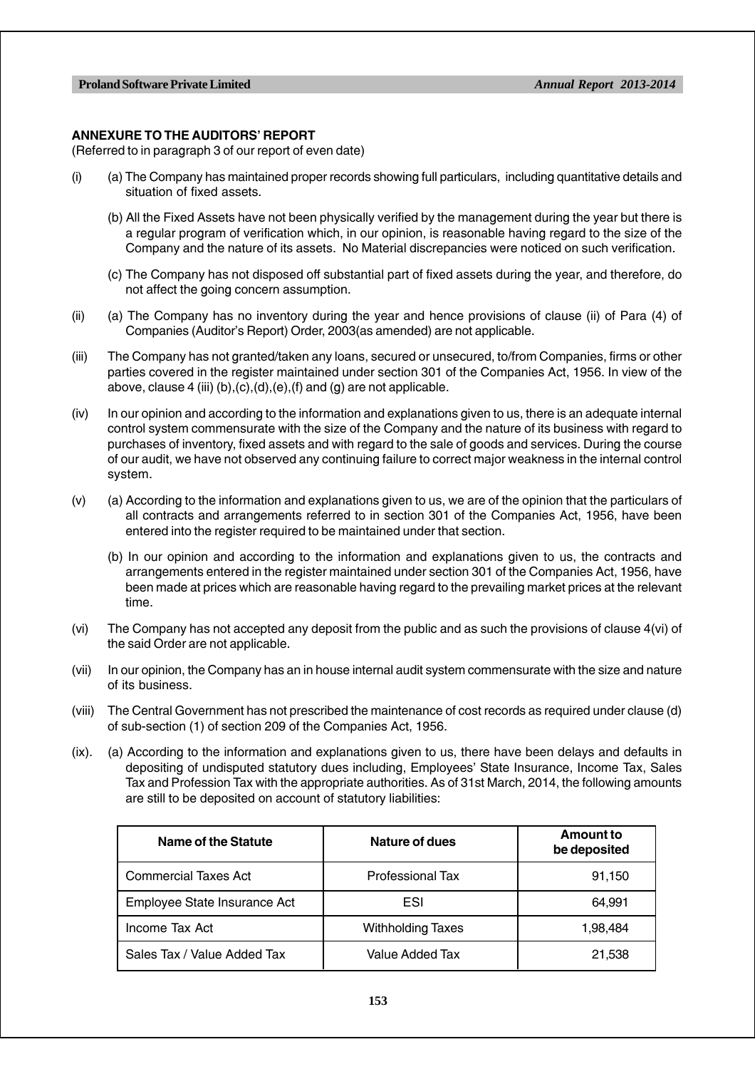## ANNEXURE TO THE AUDITORS' REPORT

(Referred to in paragraph 3 of our report of even date)

(i) (a) The Company has maintained proper records showing full particulars, including quantitative details and situation of fixed assets.

(b) All the Fixed Assets have not been physically verified by the management during the year but there is a regular program of verification which, in our opinion, is reasonable having regard to the size of the Company and the nature of its assets. No Material discrepancies were noticed on such verification.

(c) The Company has not disposed off substantial part of fixed assets during the year, and therefore, do not affect the going concern assumption.

(ii) (a) The Company has no inventory during the year and hence provisions of clause (ii) of Para (4) of Companies (Auditor's Report) Order, 2003(as amended) are not applicable.

(iii) The Company has not granted/taken any loans, secured or unsecured, to/from Companies, firms or other parties covered in the register maintained under section 301 of the Companies Act, 1956. In view of the above, clause 4 (iii) (b),(c),(d),(e),(f) and (g) are not applicable.

(iv) In our opinion and according to the information and explanations given to us, there is an adequate internal control system commensurate with the size of the Company and the nature of its business with regard to purchases of inventory, fixed assets and with regard to the sale of goods and services. During the course of our audit, we have not observed any continuing failure to correct major weakness in the internal control system.

(v) (a) According to the information and explanations given to us, we are of the opinion that the particulars of all contracts and arrangements referred to in section 301 of the Companies Act, 1956, have been entered into the register required to be maintained under that section.

(b) In our opinion and according to the information and explanations given to us, the contracts and arrangements entered in the register maintained under section 301 of the Companies Act, 1956, have been made at prices which are reasonable having regard to the prevailing market prices at the relevant time.

(vi) The Company has not accepted any deposit from the public and as such the provisions of clause 4(vi) of the said Order are not applicable.

(vii) In our opinion, the Company has an in house internal audit system commensurate with the size and nature of its business.

(viii) The Central Government has not prescribed the maintenance of cost records as required under clause (d) of sub-section (1) of section 209 of the Companies Act, 1956.

(ix). (a) According to the information and explanations given to us, there have been delays and defaults in depositing of undisputed statutory dues including, Employees' State Insurance, Income Tax, Sales Tax and Profession Tax with the appropriate authorities. As of 31st March, 2014, the following amounts are still to be deposited on account of statutory liabilities:

| Name of the Statute | Nature of dues | Amount to be deposited |
|---|---|---|
| Commercial Taxes Act | Professional Tax | 91,150 |
| Employee State Insurance Act | ESI | 64,991 |
| Income Tax Act | Withholding Taxes | 1,98,484 |
| Sales Tax / Value Added Tax | Value Added Tax | 21,538 |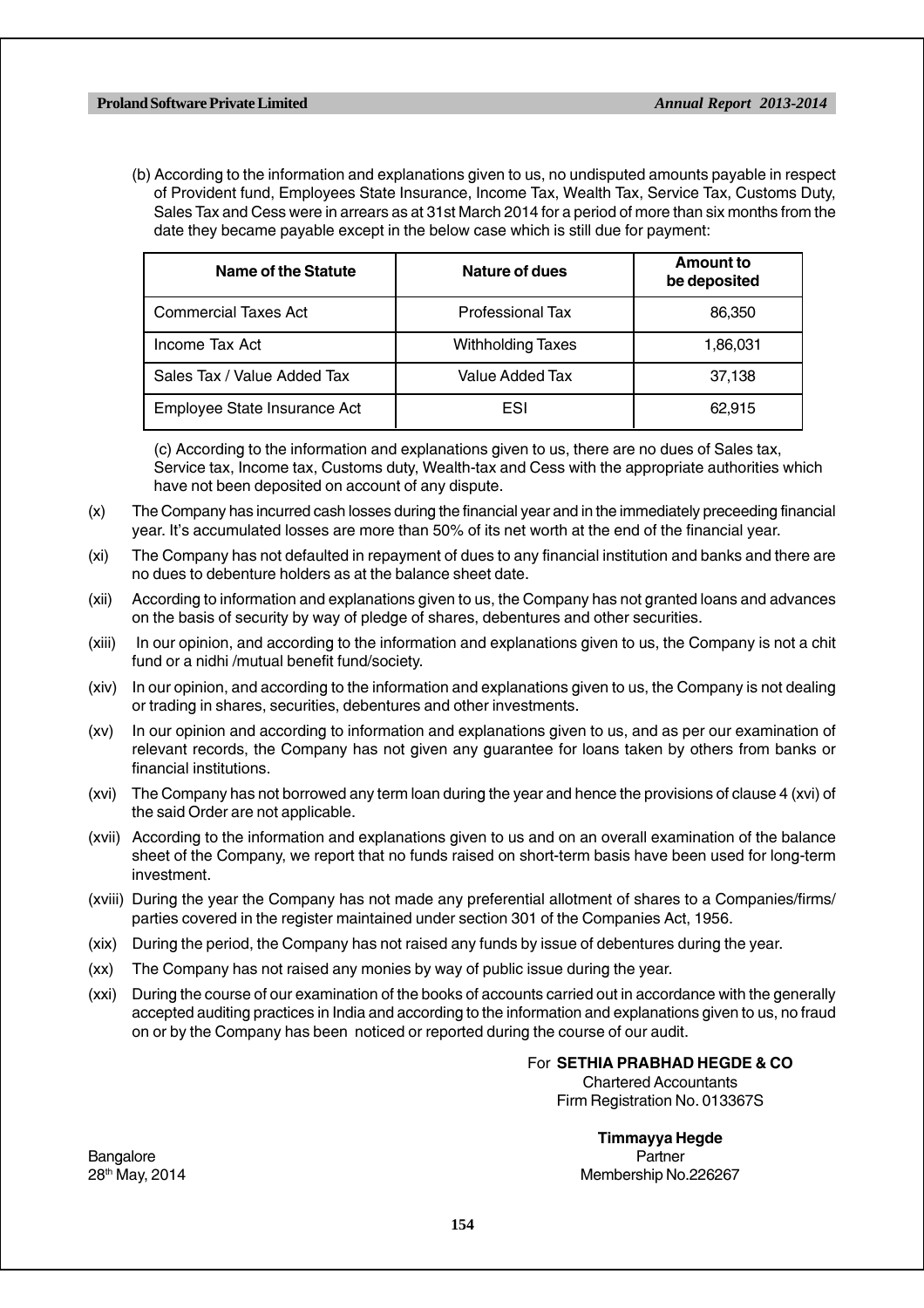(b) According to the information and explanations given to us, no undisputed amounts payable in respect of Provident fund, Employees State Insurance, Income Tax, Wealth Tax, Service Tax, Customs Duty, Sales Tax and Cess were in arrears as at 31st March 2014 for a period of more than six months from the date they became payable except in the below case which is still due for payment:

| Name of the Statute | Nature of dues | Amount to be deposited |
|---|---|---|
| Commercial Taxes Act | Professional Tax | 86,350 |
| Income Tax Act | Withholding Taxes | 1,86,031 |
| Sales Tax / Value Added Tax | Value Added Tax | 37,138 |
| Employee State Insurance Act | ESI | 62,915 |

(c) According to the information and explanations given to us, there are no dues of Sales tax, Service tax, Income tax, Customs duty, Wealth-tax and Cess with the appropriate authorities which have not been deposited on account of any dispute.

(x) The Company has incurred cash losses during the financial year and in the immediately preceeding financial year. It's accumulated losses are more than 50% of its net worth at the end of the financial year.

(xi) The Company has not defaulted in repayment of dues to any financial institution and banks and there are no dues to debenture holders as at the balance sheet date.

(xii) According to information and explanations given to us, the Company has not granted loans and advances on the basis of security by way of pledge of shares, debentures and other securities.

(xiii) In our opinion, and according to the information and explanations given to us, the Company is not a chit fund or a nidhi /mutual benefit fund/society.

(xiv) In our opinion, and according to the information and explanations given to us, the Company is not dealing or trading in shares, securities, debentures and other investments.

(xv) In our opinion and according to information and explanations given to us, and as per our examination of relevant records, the Company has not given any guarantee for loans taken by others from banks or financial institutions.

(xvi) The Company has not borrowed any term loan during the year and hence the provisions of clause 4 (xvi) of the said Order are not applicable.

(xvii) According to the information and explanations given to us and on an overall examination of the balance sheet of the Company, we report that no funds raised on short-term basis have been used for long-term investment.

(xviii) During the year the Company has not made any preferential allotment of shares to a Companies/firms/ parties covered in the register maintained under section 301 of the Companies Act, 1956.

(xix) During the period, the Company has not raised any funds by issue of debentures during the year.

(xx) The Company has not raised any monies by way of public issue during the year.

(xxi) During the course of our examination of the books of accounts carried out in accordance with the generally accepted auditing practices in India and according to the information and explanations given to us, no fraud on or by the Company has been noticed or reported during the course of our audit.

For **SETHIA PRABHAD HEGDE & CO**
Chartered Accountants
Firm Registration No. 013367S

**Timmayya Hegde**
Partner
Membership No.226267

Bangalore
28th May, 2014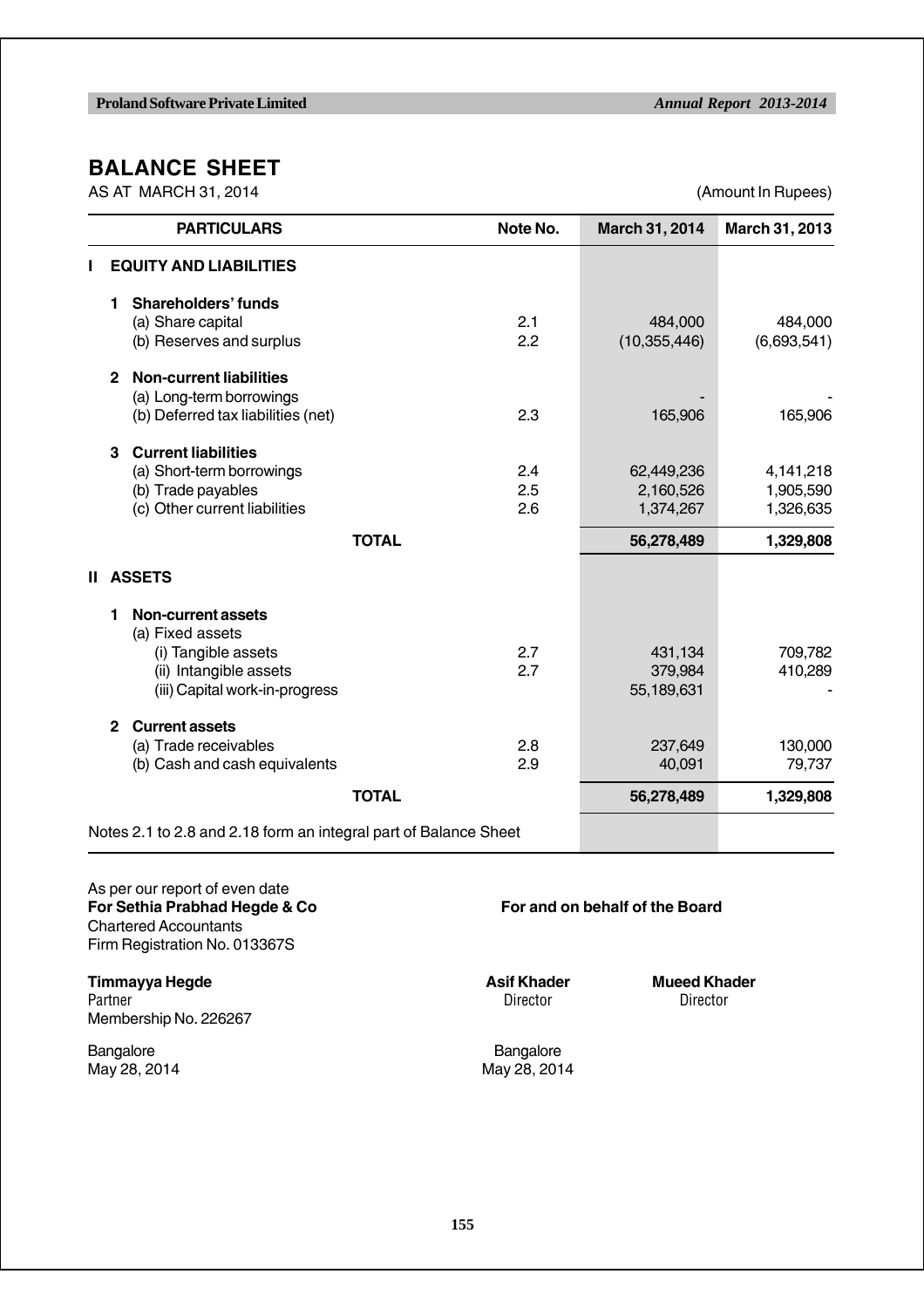# BALANCE SHEET

AS AT MARCH 31, 2014 (Amount In Rupees)

| PARTICULARS | Note No. | March 31, 2014 | March 31, 2013 |
|---|---|---|---|
| **I EQUITY AND LIABILITIES** | | | |
| **1 Shareholders' funds** | | | |
| (a) Share capital | 2.1 | 484,000 | 484,000 |
| (b) Reserves and surplus | 2.2 | (10,355,446) | (6,693,541) |
| **2 Non-current liabilities** | | | |
| (a) Long-term borrowings | | - | - |
| (b) Deferred tax liabilities (net) | 2.3 | 165,906 | 165,906 |
| **3 Current liabilities** | | | |
| (a) Short-term borrowings | 2.4 | 62,449,236 | 4,141,218 |
| (b) Trade payables | 2.5 | 2,160,526 | 1,905,590 |
| (c) Other current liabilities | 2.6 | 1,374,267 | 1,326,635 |
| **TOTAL** | | **56,278,489** | **1,329,808** |
| **II ASSETS** | | | |
| **1 Non-current assets** | | | |
| (a) Fixed assets | | | |
| (i) Tangible assets | 2.7 | 431,134 | 709,782 |
| (ii) Intangible assets | 2.7 | 379,984 | 410,289 |
| (iii) Capital work-in-progress | | 55,189,631 | - |
| **2 Current assets** | | | |
| (a) Trade receivables | 2.8 | 237,649 | 130,000 |
| (b) Cash and cash equivalents | 2.9 | 40,091 | 79,737 |
| **TOTAL** | | **56,278,489** | **1,329,808** |

Notes 2.1 to 2.8 and 2.18 form an integral part of Balance Sheet

As per our report of even date
**For Sethia Prabhad Hegde & Co**
Chartered Accountants
Firm Registration No. 013367S

**For and on behalf of the Board**

**Timmayya Hegde**
Partner
Membership No. 226267

**Asif Khader**
Director

**Mueed Khader**
Director

Bangalore
May 28, 2014

Bangalore
May 28, 2014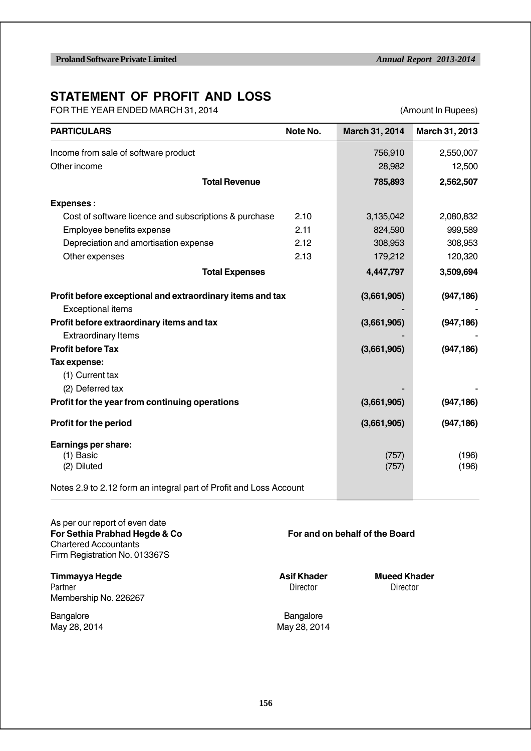# STATEMENT OF PROFIT AND LOSS

FOR THE YEAR ENDED MARCH 31, 2014 (Amount In Rupees)

| PARTICULARS | Note No. | March 31, 2014 | March 31, 2013 |
|---|---|---|---|
| Income from sale of software product | | 756,910 | 2,550,007 |
| Other income | | 28,982 | 12,500 |
| **Total Revenue** | | **785,893** | **2,562,507** |
| **Expenses :** | | | |
| Cost of software licence and subscriptions & purchase | 2.10 | 3,135,042 | 2,080,832 |
| Employee benefits expense | 2.11 | 824,590 | 999,589 |
| Depreciation and amortisation expense | 2.12 | 308,953 | 308,953 |
| Other expenses | 2.13 | 179,212 | 120,320 |
| **Total Expenses** | | **4,447,797** | **3,509,694** |
| **Profit before exceptional and extraordinary items and tax** | | **(3,661,905)** | **(947,186)** |
| Exceptional items | | - | - |
| **Profit before extraordinary items and tax** | | **(3,661,905)** | **(947,186)** |
| Extraordinary Items | | - | - |
| **Profit before Tax** | | **(3,661,905)** | **(947,186)** |
| **Tax expense:** | | | |
| (1) Current tax | | | |
| (2) Deferred tax | | - | - |
| **Profit for the year from continuing operations** | | **(3,661,905)** | **(947,186)** |
| **Profit for the period** | | **(3,661,905)** | **(947,186)** |
| **Earnings per share:** | | | |
| (1) Basic | | (757) | (196) |
| (2) Diluted | | (757) | (196) |

Notes 2.9 to 2.12 form an integral part of Profit and Loss Account

As per our report of even date
**For Sethia Prabhad Hegde & Co**
Chartered Accountants
Firm Registration No. 013367S

**For and on behalf of the Board**

**Timmayya Hegde**
Partner
Membership No. 226267

**Asif Khader**
Director

**Mueed Khader**
Director

Bangalore
May 28, 2014

Bangalore
May 28, 2014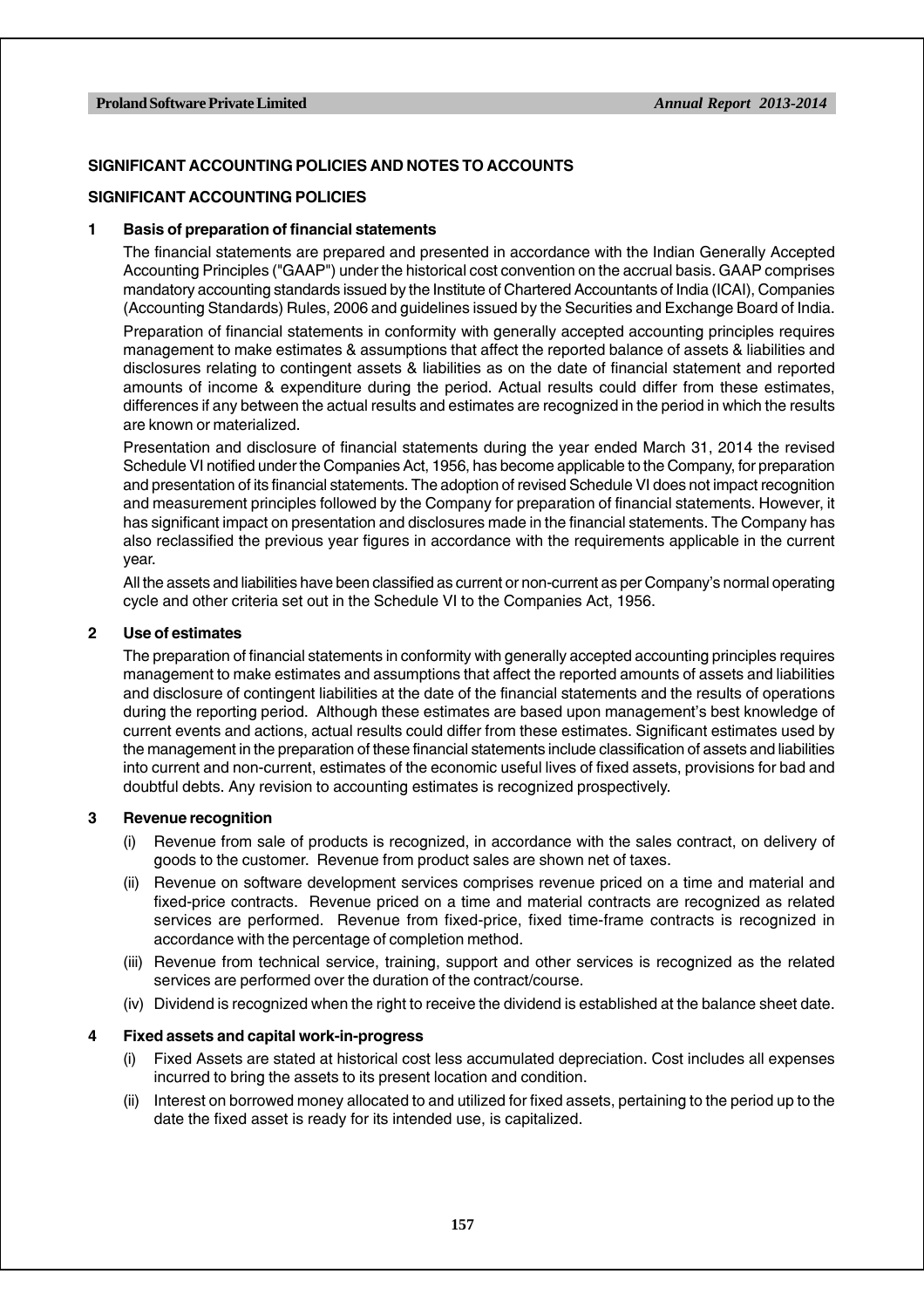## SIGNIFICANT ACCOUNTING POLICIES AND NOTES TO ACCOUNTS

### SIGNIFICANT ACCOUNTING POLICIES

**1 Basis of preparation of financial statements**

The financial statements are prepared and presented in accordance with the Indian Generally Accepted Accounting Principles ("GAAP") under the historical cost convention on the accrual basis. GAAP comprises mandatory accounting standards issued by the Institute of Chartered Accountants of India (ICAI), Companies (Accounting Standards) Rules, 2006 and guidelines issued by the Securities and Exchange Board of India.

Preparation of financial statements in conformity with generally accepted accounting principles requires management to make estimates & assumptions that affect the reported balance of assets & liabilities and disclosures relating to contingent assets & liabilities as on the date of financial statement and reported amounts of income & expenditure during the period. Actual results could differ from these estimates, differences if any between the actual results and estimates are recognized in the period in which the results are known or materialized.

Presentation and disclosure of financial statements during the year ended March 31, 2014 the revised Schedule VI notified under the Companies Act, 1956, has become applicable to the Company, for preparation and presentation of its financial statements. The adoption of revised Schedule VI does not impact recognition and measurement principles followed by the Company for preparation of financial statements. However, it has significant impact on presentation and disclosures made in the financial statements. The Company has also reclassified the previous year figures in accordance with the requirements applicable in the current year.

All the assets and liabilities have been classified as current or non-current as per Company's normal operating cycle and other criteria set out in the Schedule VI to the Companies Act, 1956.

**2 Use of estimates**

The preparation of financial statements in conformity with generally accepted accounting principles requires management to make estimates and assumptions that affect the reported amounts of assets and liabilities and disclosure of contingent liabilities at the date of the financial statements and the results of operations during the reporting period. Although these estimates are based upon management's best knowledge of current events and actions, actual results could differ from these estimates. Significant estimates used by the management in the preparation of these financial statements include classification of assets and liabilities into current and non-current, estimates of the economic useful lives of fixed assets, provisions for bad and doubtful debts. Any revision to accounting estimates is recognized prospectively.

**3 Revenue recognition**

(i) Revenue from sale of products is recognized, in accordance with the sales contract, on delivery of goods to the customer. Revenue from product sales are shown net of taxes.

(ii) Revenue on software development services comprises revenue priced on a time and material and fixed-price contracts. Revenue priced on a time and material contracts are recognized as related services are performed. Revenue from fixed-price, fixed time-frame contracts is recognized in accordance with the percentage of completion method.

(iii) Revenue from technical service, training, support and other services is recognized as the related services are performed over the duration of the contract/course.

(iv) Dividend is recognized when the right to receive the dividend is established at the balance sheet date.

**4 Fixed assets and capital work-in-progress**

(i) Fixed Assets are stated at historical cost less accumulated depreciation. Cost includes all expenses incurred to bring the assets to its present location and condition.

(ii) Interest on borrowed money allocated to and utilized for fixed assets, pertaining to the period up to the date the fixed asset is ready for its intended use, is capitalized.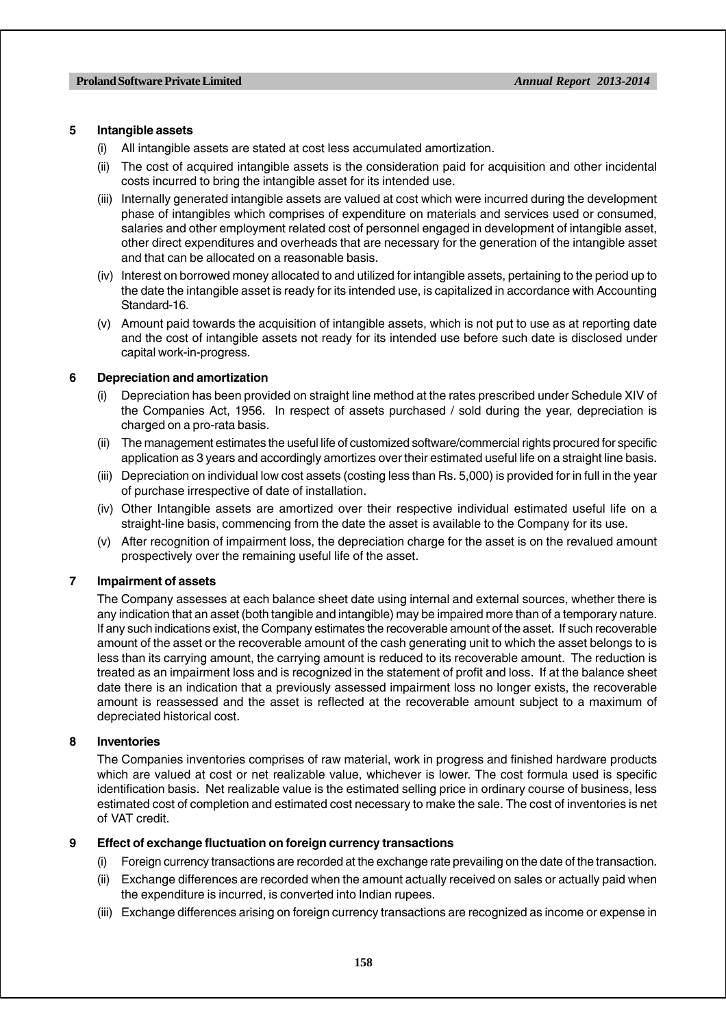**5 Intangible assets**

(i) All intangible assets are stated at cost less accumulated amortization.

(ii) The cost of acquired intangible assets is the consideration paid for acquisition and other incidental costs incurred to bring the intangible asset for its intended use.

(iii) Internally generated intangible assets are valued at cost which were incurred during the development phase of intangibles which comprises of expenditure on materials and services used or consumed, salaries and other employment related cost of personnel engaged in development of intangible asset, other direct expenditures and overheads that are necessary for the generation of the intangible asset and that can be allocated on a reasonable basis.

(iv) Interest on borrowed money allocated to and utilized for intangible assets, pertaining to the period up to the date the intangible asset is ready for its intended use, is capitalized in accordance with Accounting Standard-16.

(v) Amount paid towards the acquisition of intangible assets, which is not put to use as at reporting date and the cost of intangible assets not ready for its intended use before such date is disclosed under capital work-in-progress.

**6 Depreciation and amortization**

(i) Depreciation has been provided on straight line method at the rates prescribed under Schedule XIV of the Companies Act, 1956. In respect of assets purchased / sold during the year, depreciation is charged on a pro-rata basis.

(ii) The management estimates the useful life of customized software/commercial rights procured for specific application as 3 years and accordingly amortizes over their estimated useful life on a straight line basis.

(iii) Depreciation on individual low cost assets (costing less than Rs. 5,000) is provided for in full in the year of purchase irrespective of date of installation.

(iv) Other Intangible assets are amortized over their respective individual estimated useful life on a straight-line basis, commencing from the date the asset is available to the Company for its use.

(v) After recognition of impairment loss, the depreciation charge for the asset is on the revalued amount prospectively over the remaining useful life of the asset.

**7 Impairment of assets**

The Company assesses at each balance sheet date using internal and external sources, whether there is any indication that an asset (both tangible and intangible) may be impaired more than of a temporary nature. If any such indications exist, the Company estimates the recoverable amount of the asset. If such recoverable amount of the asset or the recoverable amount of the cash generating unit to which the asset belongs to is less than its carrying amount, the carrying amount is reduced to its recoverable amount. The reduction is treated as an impairment loss and is recognized in the statement of profit and loss. If at the balance sheet date there is an indication that a previously assessed impairment loss no longer exists, the recoverable amount is reassessed and the asset is reflected at the recoverable amount subject to a maximum of depreciated historical cost.

**8 Inventories**

The Companies inventories comprises of raw material, work in progress and finished hardware products which are valued at cost or net realizable value, whichever is lower. The cost formula used is specific identification basis. Net realizable value is the estimated selling price in ordinary course of business, less estimated cost of completion and estimated cost necessary to make the sale. The cost of inventories is net of VAT credit.

**9 Effect of exchange fluctuation on foreign currency transactions**

(i) Foreign currency transactions are recorded at the exchange rate prevailing on the date of the transaction.

(ii) Exchange differences are recorded when the amount actually received on sales or actually paid when the expenditure is incurred, is converted into Indian rupees.

(iii) Exchange differences arising on foreign currency transactions are recognized as income or expense in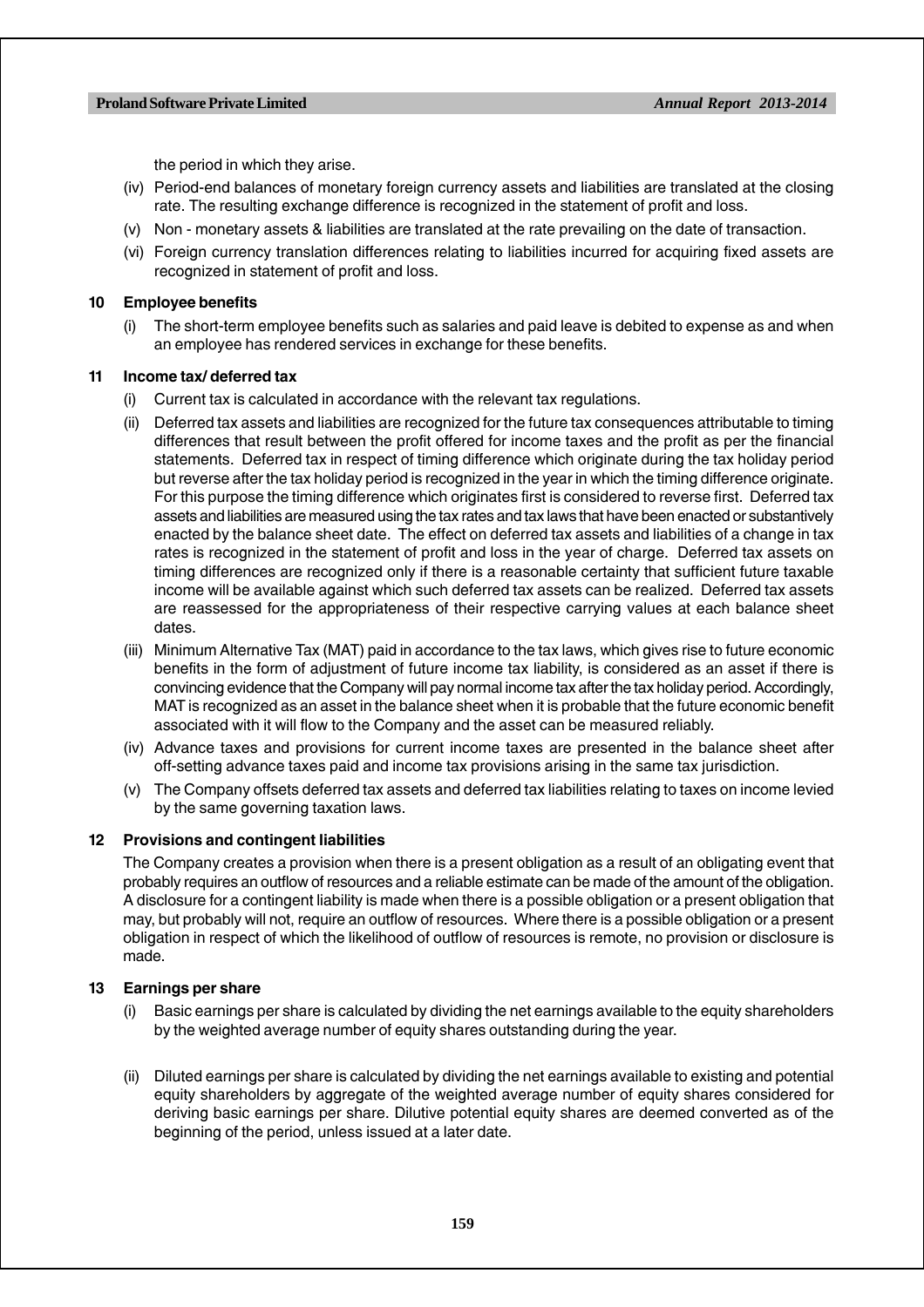the period in which they arise.

(iv) Period-end balances of monetary foreign currency assets and liabilities are translated at the closing rate. The resulting exchange difference is recognized in the statement of profit and loss.

(v) Non - monetary assets & liabilities are translated at the rate prevailing on the date of transaction.

(vi) Foreign currency translation differences relating to liabilities incurred for acquiring fixed assets are recognized in statement of profit and loss.

**10 Employee benefits**

(i) The short-term employee benefits such as salaries and paid leave is debited to expense as and when an employee has rendered services in exchange for these benefits.

**11 Income tax/ deferred tax**

(i) Current tax is calculated in accordance with the relevant tax regulations.

(ii) Deferred tax assets and liabilities are recognized for the future tax consequences attributable to timing differences that result between the profit offered for income taxes and the profit as per the financial statements. Deferred tax in respect of timing difference which originate during the tax holiday period but reverse after the tax holiday period is recognized in the year in which the timing difference originate. For this purpose the timing difference which originates first is considered to reverse first. Deferred tax assets and liabilities are measured using the tax rates and tax laws that have been enacted or substantively enacted by the balance sheet date. The effect on deferred tax assets and liabilities of a change in tax rates is recognized in the statement of profit and loss in the year of charge. Deferred tax assets on timing differences are recognized only if there is a reasonable certainty that sufficient future taxable income will be available against which such deferred tax assets can be realized. Deferred tax assets are reassessed for the appropriateness of their respective carrying values at each balance sheet dates.

(iii) Minimum Alternative Tax (MAT) paid in accordance to the tax laws, which gives rise to future economic benefits in the form of adjustment of future income tax liability, is considered as an asset if there is convincing evidence that the Company will pay normal income tax after the tax holiday period. Accordingly, MAT is recognized as an asset in the balance sheet when it is probable that the future economic benefit associated with it will flow to the Company and the asset can be measured reliably.

(iv) Advance taxes and provisions for current income taxes are presented in the balance sheet after off-setting advance taxes paid and income tax provisions arising in the same tax jurisdiction.

(v) The Company offsets deferred tax assets and deferred tax liabilities relating to taxes on income levied by the same governing taxation laws.

**12 Provisions and contingent liabilities**

The Company creates a provision when there is a present obligation as a result of an obligating event that probably requires an outflow of resources and a reliable estimate can be made of the amount of the obligation. A disclosure for a contingent liability is made when there is a possible obligation or a present obligation that may, but probably will not, require an outflow of resources. Where there is a possible obligation or a present obligation in respect of which the likelihood of outflow of resources is remote, no provision or disclosure is made.

**13 Earnings per share**

(i) Basic earnings per share is calculated by dividing the net earnings available to the equity shareholders by the weighted average number of equity shares outstanding during the year.

(ii) Diluted earnings per share is calculated by dividing the net earnings available to existing and potential equity shareholders by aggregate of the weighted average number of equity shares considered for deriving basic earnings per share. Dilutive potential equity shares are deemed converted as of the beginning of the period, unless issued at a later date.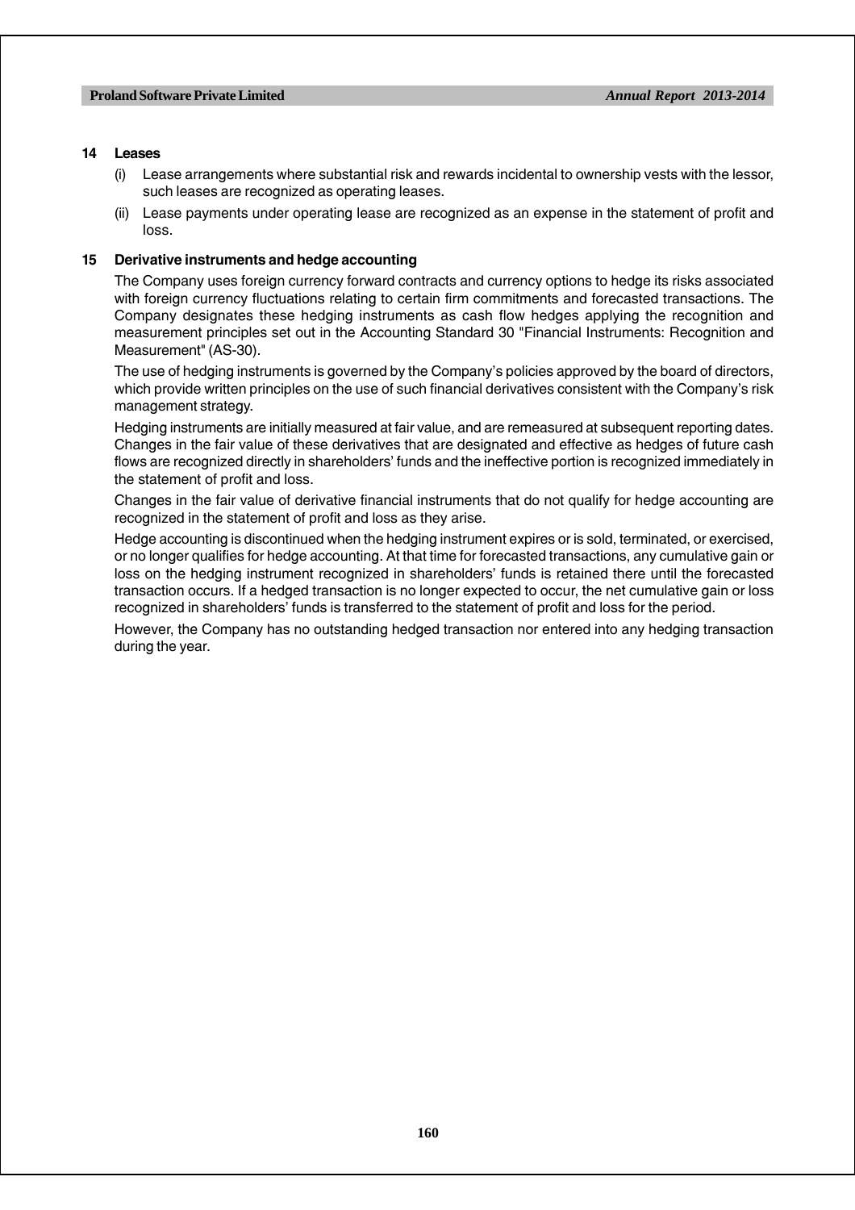## 14 Leases

(i) Lease arrangements where substantial risk and rewards incidental to ownership vests with the lessor, such leases are recognized as operating leases.

(ii) Lease payments under operating lease are recognized as an expense in the statement of profit and loss.

## 15 Derivative instruments and hedge accounting

The Company uses foreign currency forward contracts and currency options to hedge its risks associated with foreign currency fluctuations relating to certain firm commitments and forecasted transactions. The Company designates these hedging instruments as cash flow hedges applying the recognition and measurement principles set out in the Accounting Standard 30 "Financial Instruments: Recognition and Measurement" (AS-30).

The use of hedging instruments is governed by the Company's policies approved by the board of directors, which provide written principles on the use of such financial derivatives consistent with the Company's risk management strategy.

Hedging instruments are initially measured at fair value, and are remeasured at subsequent reporting dates. Changes in the fair value of these derivatives that are designated and effective as hedges of future cash flows are recognized directly in shareholders' funds and the ineffective portion is recognized immediately in the statement of profit and loss.

Changes in the fair value of derivative financial instruments that do not qualify for hedge accounting are recognized in the statement of profit and loss as they arise.

Hedge accounting is discontinued when the hedging instrument expires or is sold, terminated, or exercised, or no longer qualifies for hedge accounting. At that time for forecasted transactions, any cumulative gain or loss on the hedging instrument recognized in shareholders' funds is retained there until the forecasted transaction occurs. If a hedged transaction is no longer expected to occur, the net cumulative gain or loss recognized in shareholders' funds is transferred to the statement of profit and loss for the period.

However, the Company has no outstanding hedged transaction nor entered into any hedging transaction during the year.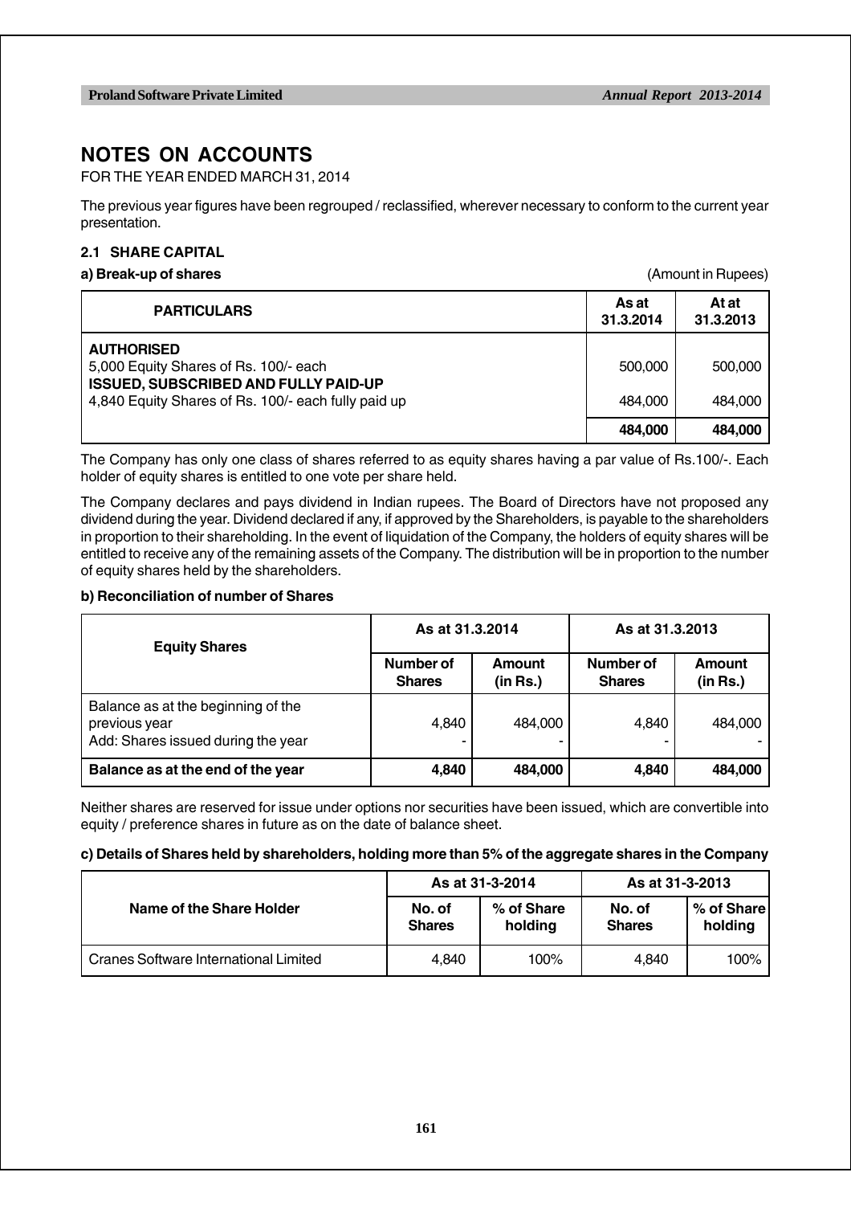# NOTES ON ACCOUNTS

FOR THE YEAR ENDED MARCH 31, 2014

The previous year figures have been regrouped / reclassified, wherever necessary to conform to the current year presentation.

### 2.1 SHARE CAPITAL

**a) Break-up of shares** (Amount in Rupees)

| PARTICULARS | As at 31.3.2014 | At at 31.3.2013 |
|---|---|---|
| **AUTHORISED** | | |
| 5,000 Equity Shares of Rs. 100/- each | 500,000 | 500,000 |
| **ISSUED, SUBSCRIBED AND FULLY PAID-UP** | | |
| 4,840 Equity Shares of Rs. 100/- each fully paid up | 484,000 | 484,000 |
| | **484,000** | **484,000** |

The Company has only one class of shares referred to as equity shares having a par value of Rs.100/-. Each holder of equity shares is entitled to one vote per share held.

The Company declares and pays dividend in Indian rupees. The Board of Directors have not proposed any dividend during the year. Dividend declared if any, if approved by the Shareholders, is payable to the shareholders in proportion to their shareholding. In the event of liquidation of the Company, the holders of equity shares will be entitled to receive any of the remaining assets of the Company. The distribution will be in proportion to the number of equity shares held by the shareholders.

**b) Reconciliation of number of Shares**

| Equity Shares | As at 31.3.2014 | | As at 31.3.2013 | |
|---|---|---|---|---|
| | Number of Shares | Amount (in Rs.) | Number of Shares | Amount (in Rs.) |
| Balance as at the beginning of the previous year | 4,840 | 484,000 | 4,840 | 484,000 |
| Add: Shares issued during the year | - | - | - | - |
| **Balance as at the end of the year** | **4,840** | **484,000** | **4,840** | **484,000** |

Neither shares are reserved for issue under options nor securities have been issued, which are convertible into equity / preference shares in future as on the date of balance sheet.

**c) Details of Shares held by shareholders, holding more than 5% of the aggregate shares in the Company**

| Name of the Share Holder | As at 31-3-2014 | | As at 31-3-2013 | |
|---|---|---|---|---|
| | No. of Shares | % of Share holding | No. of Shares | % of Share holding |
| Cranes Software International Limited | 4,840 | 100% | 4,840 | 100% |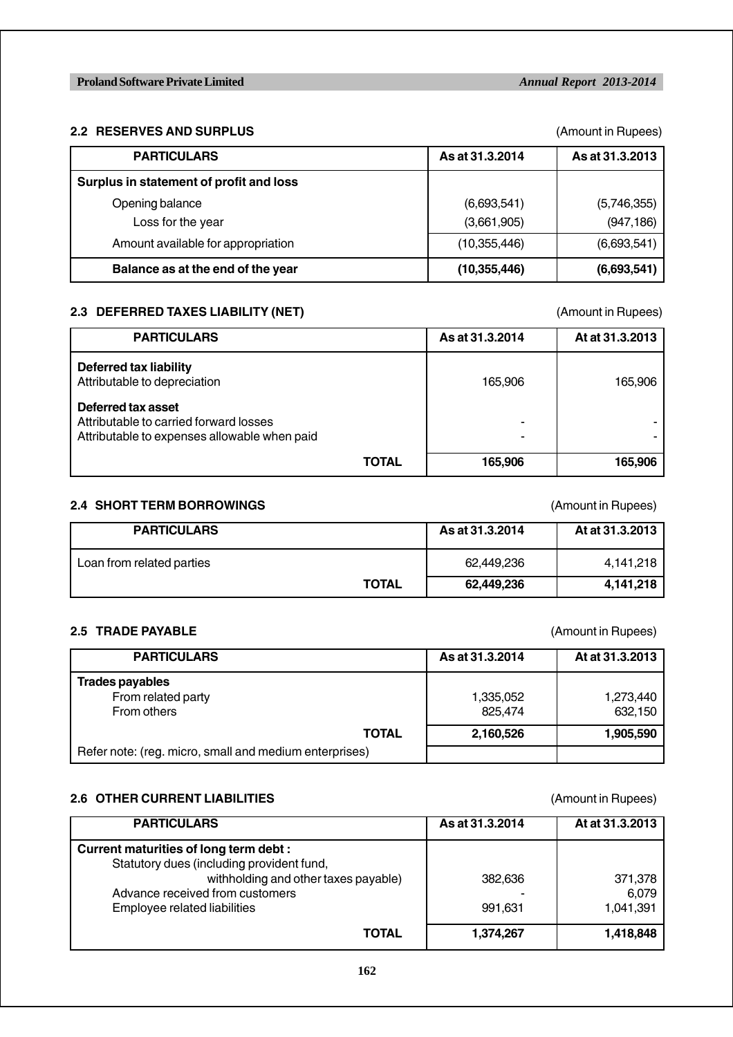## 2.2 RESERVES AND SURPLUS

(Amount in Rupees)

| PARTICULARS | As at 31.3.2014 | As at 31.3.2013 |
|---|---|---|
| **Surplus in statement of profit and loss** | | |
| Opening balance | (6,693,541) | (5,746,355) |
| Loss for the year | (3,661,905) | (947,186) |
| Amount available for appropriation | (10,355,446) | (6,693,541) |
| **Balance as at the end of the year** | **(10,355,446)** | **(6,693,541)** |

## 2.3 DEFERRED TAXES LIABILITY (NET)

(Amount in Rupees)

| PARTICULARS | As at 31.3.2014 | At at 31.3.2013 |
|---|---|---|
| **Deferred tax liability** | | |
| Attributable to depreciation | 165,906 | 165,906 |
| **Deferred tax asset** | | |
| Attributable to carried forward losses | - | - |
| Attributable to expenses allowable when paid | - | - |
| **TOTAL** | **165,906** | **165,906** |

## 2.4 SHORT TERM BORROWINGS

(Amount in Rupees)

| PARTICULARS | As at 31.3.2014 | At at 31.3.2013 |
|---|---|---|
| Loan from related parties | 62,449,236 | 4,141,218 |
| **TOTAL** | **62,449,236** | **4,141,218** |

## 2.5 TRADE PAYABLE

(Amount in Rupees)

| PARTICULARS | As at 31.3.2014 | At at 31.3.2013 |
|---|---|---|
| **Trades payables** | | |
| From related party | 1,335,052 | 1,273,440 |
| From others | 825,474 | 632,150 |
| **TOTAL** | **2,160,526** | **1,905,590** |
| Refer note: (reg. micro, small and medium enterprises) | | |

## 2.6 OTHER CURRENT LIABILITIES

(Amount in Rupees)

| PARTICULARS | As at 31.3.2014 | At at 31.3.2013 |
|---|---|---|
| **Current maturities of long term debt :** | | |
| Statutory dues (including provident fund, withholding and other taxes payable) | 382,636 | 371,378 |
| Advance received from customers | - | 6,079 |
| Employee related liabilities | 991,631 | 1,041,391 |
| **TOTAL** | **1,374,267** | **1,418,848** |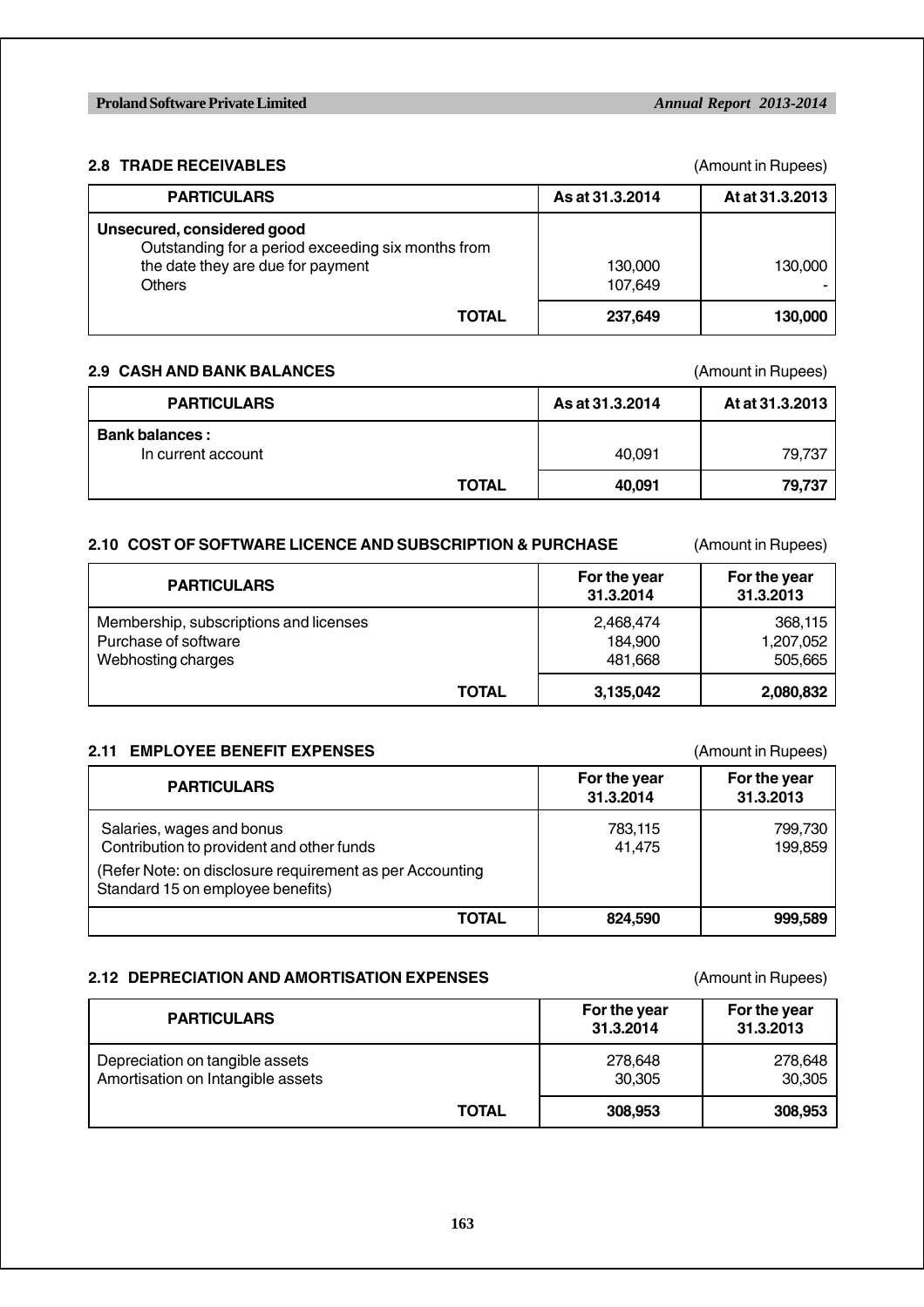## 2.8 TRADE RECEIVABLES

(Amount in Rupees)

| PARTICULARS | As at 31.3.2014 | At at 31.3.2013 |
|---|---|---|
| **Unsecured, considered good** | | |
| Outstanding for a period exceeding six months from the date they are due for payment | 130,000 | 130,000 |
| Others | 107,649 | - |
| **TOTAL** | **237,649** | **130,000** |

## 2.9 CASH AND BANK BALANCES

(Amount in Rupees)

| PARTICULARS | As at 31.3.2014 | At at 31.3.2013 |
|---|---|---|
| **Bank balances :** | | |
| In current account | 40,091 | 79,737 |
| **TOTAL** | **40,091** | **79,737** |

## 2.10 COST OF SOFTWARE LICENCE AND SUBSCRIPTION & PURCHASE

(Amount in Rupees)

| PARTICULARS | For the year 31.3.2014 | For the year 31.3.2013 |
|---|---|---|
| Membership, subscriptions and licenses | 2,468,474 | 368,115 |
| Purchase of software | 184,900 | 1,207,052 |
| Webhosting charges | 481,668 | 505,665 |
| **TOTAL** | **3,135,042** | **2,080,832** |

## 2.11 EMPLOYEE BENEFIT EXPENSES

(Amount in Rupees)

| PARTICULARS | For the year 31.3.2014 | For the year 31.3.2013 |
|---|---|---|
| Salaries, wages and bonus | 783,115 | 799,730 |
| Contribution to provident and other funds | 41,475 | 199,859 |
| (Refer Note: on disclosure requirement as per Accounting Standard 15 on employee benefits) | | |
| **TOTAL** | **824,590** | **999,589** |

## 2.12 DEPRECIATION AND AMORTISATION EXPENSES

(Amount in Rupees)

| PARTICULARS | For the year 31.3.2014 | For the year 31.3.2013 |
|---|---|---|
| Depreciation on tangible assets | 278,648 | 278,648 |
| Amortisation on Intangible assets | 30,305 | 30,305 |
| **TOTAL** | **308,953** | **308,953** |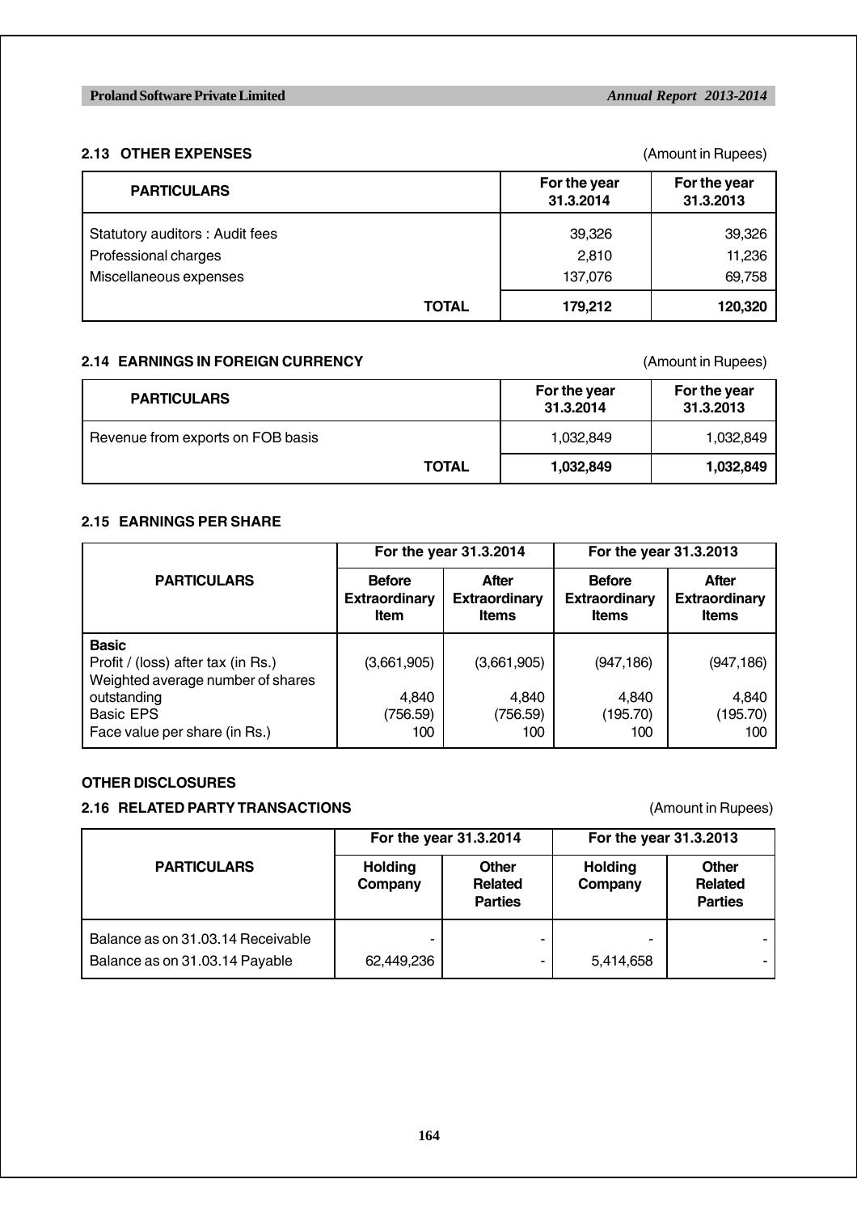### 2.13 OTHER EXPENSES

(Amount in Rupees)

| PARTICULARS | For the year 31.3.2014 | For the year 31.3.2013 |
|---|---|---|
| Statutory auditors : Audit fees | 39,326 | 39,326 |
| Professional charges | 2,810 | 11,236 |
| Miscellaneous expenses | 137,076 | 69,758 |
| **TOTAL** | **179,212** | **120,320** |

### 2.14 EARNINGS IN FOREIGN CURRENCY

(Amount in Rupees)

| PARTICULARS | For the year 31.3.2014 | For the year 31.3.2013 |
|---|---|---|
| Revenue from exports on FOB basis | 1,032,849 | 1,032,849 |
| **TOTAL** | **1,032,849** | **1,032,849** |

### 2.15 EARNINGS PER SHARE

| PARTICULARS | For the year 31.3.2014 | | For the year 31.3.2013 | |
|---|---|---|---|---|
| | Before Extraordinary Item | After Extraordinary Items | Before Extraordinary Items | After Extraordinary Items |
| **Basic** | | | | |
| Profit / (loss) after tax (in Rs.) | (3,661,905) | (3,661,905) | (947,186) | (947,186) |
| Weighted average number of shares outstanding | 4,840 | 4,840 | 4,840 | 4,840 |
| Basic EPS | (756.59) | (756.59) | (195.70) | (195.70) |
| Face value per share (in Rs.) | 100 | 100 | 100 | 100 |

### OTHER DISCLOSURES

### 2.16 RELATED PARTY TRANSACTIONS

(Amount in Rupees)

| PARTICULARS | For the year 31.3.2014 | | For the year 31.3.2013 | |
|---|---|---|---|---|
| | Holding Company | Other Related Parties | Holding Company | Other Related Parties |
| Balance as on 31.03.14 Receivable | - | - | - | - |
| Balance as on 31.03.14 Payable | 62,449,236 | - | 5,414,658 | - |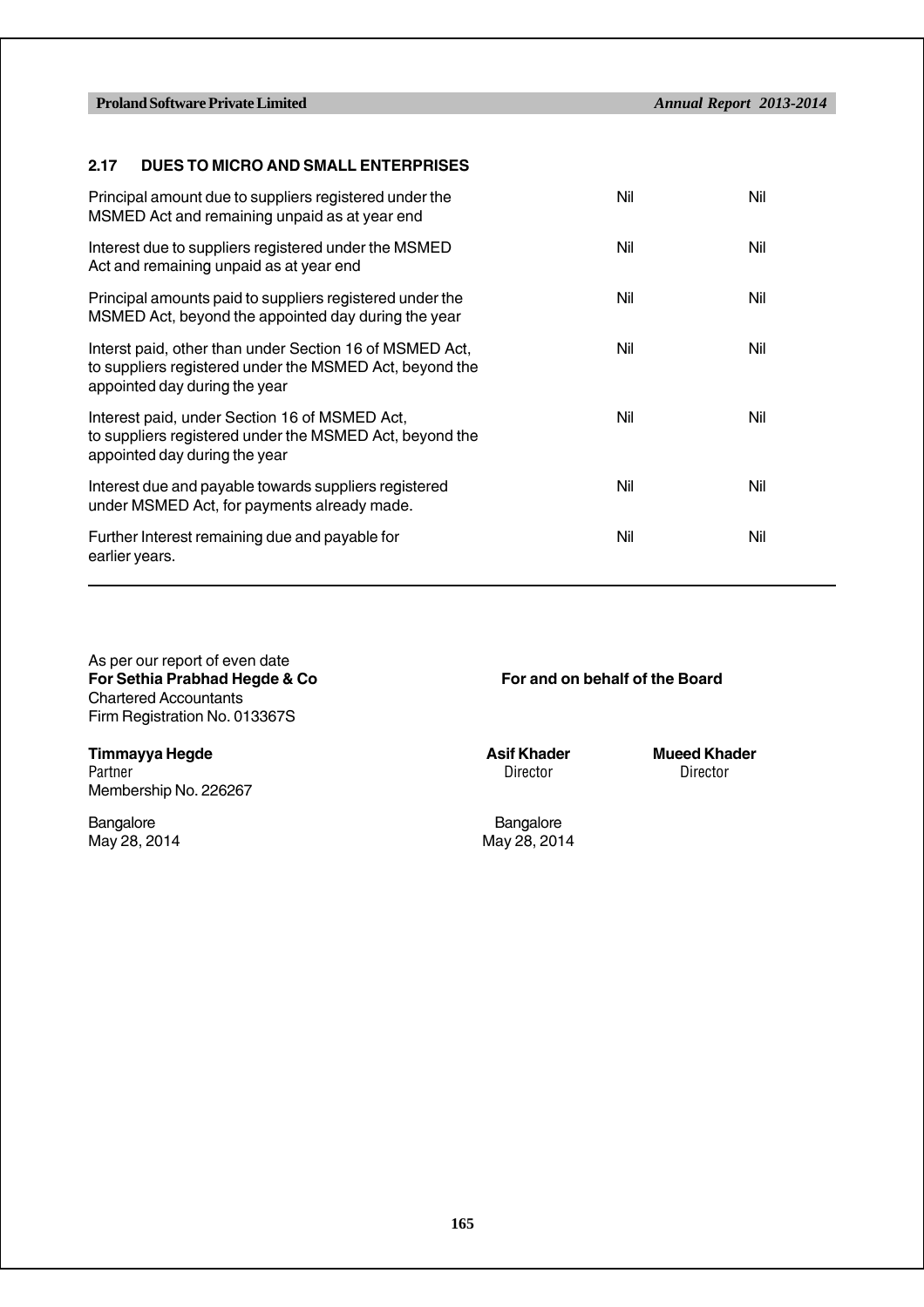## 2.17 DUES TO MICRO AND SMALL ENTERPRISES

| | | |
|---|---|---|
| Principal amount due to suppliers registered under the MSMED Act and remaining unpaid as at year end | Nil | Nil |
| Interest due to suppliers registered under the MSMED Act and remaining unpaid as at year end | Nil | Nil |
| Principal amounts paid to suppliers registered under the MSMED Act, beyond the appointed day during the year | Nil | Nil |
| Interst paid, other than under Section 16 of MSMED Act, to suppliers registered under the MSMED Act, beyond the appointed day during the year | Nil | Nil |
| Interest paid, under Section 16 of MSMED Act, to suppliers registered under the MSMED Act, beyond the appointed day during the year | Nil | Nil |
| Interest due and payable towards suppliers registered under MSMED Act, for payments already made. | Nil | Nil |
| Further Interest remaining due and payable for earlier years. | Nil | Nil |

As per our report of even date
**For Sethia Prabhad Hegde & Co**
Chartered Accountants
Firm Registration No. 013367S

**Timmayya Hegde**
Partner
Membership No. 226267

Bangalore
May 28, 2014

**For and on behalf of the Board**

**Asif Khader**
Director

**Mueed Khader**
Director

Bangalore
May 28, 2014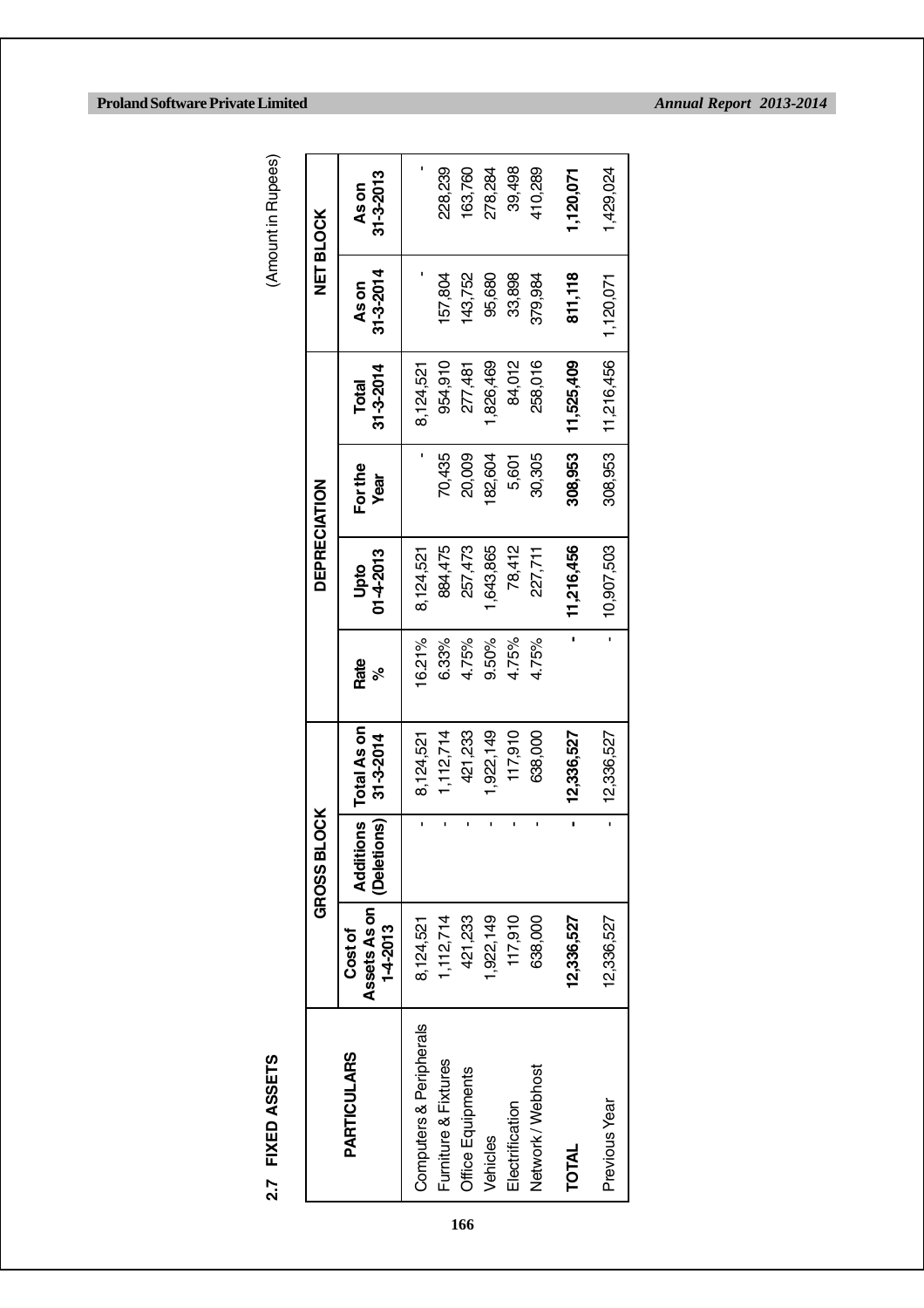## 2.7 FIXED ASSETS

(Amount in Rupees)

| PARTICULARS | GROSS BLOCK | | | | DEPRECIATION | | | NET BLOCK | |
|---|---|---|---|---|---|---|---|---|---|
| | Cost of Assets As on 1-4-2013 | Additions (Deletions) | Total As on 31-3-2014 | Rate % | Upto 01-4-2013 | For the Year | Total 31-3-2014 | As on 31-3-2014 | As on 31-3-2013 |
| Computers & Peripherals | 8,124,521 | - | 8,124,521 | 16.21% | 8,124,521 | - | 8,124,521 | - | - |
| Furniture & Fixtures | 1,112,714 | - | 1,112,714 | 6.33% | 884,475 | 70,435 | 954,910 | 157,804 | 228,239 |
| Office Equipments | 421,233 | - | 421,233 | 4.75% | 257,473 | 20,009 | 277,481 | 143,752 | 163,760 |
| Vehicles | 1,922,149 | - | 1,922,149 | 9.50% | 1,643,865 | 182,604 | 1,826,469 | 95,680 | 278,284 |
| Electrification | 117,910 | - | 117,910 | 4.75% | 78,412 | 5,601 | 84,012 | 33,898 | 39,498 |
| Network / Webhost | 638,000 | - | 638,000 | 4.75% | 227,711 | 30,305 | 258,016 | 379,984 | 410,289 |
| **TOTAL** | **12,336,527** | **-** | **12,336,527** | **-** | **11,216,456** | **308,953** | **11,525,409** | **811,118** | **1,120,071** |
| Previous Year | 12,336,527 | - | 12,336,527 | - | 10,907,503 | 308,953 | 11,216,456 | 1,120,071 | 1,429,024 |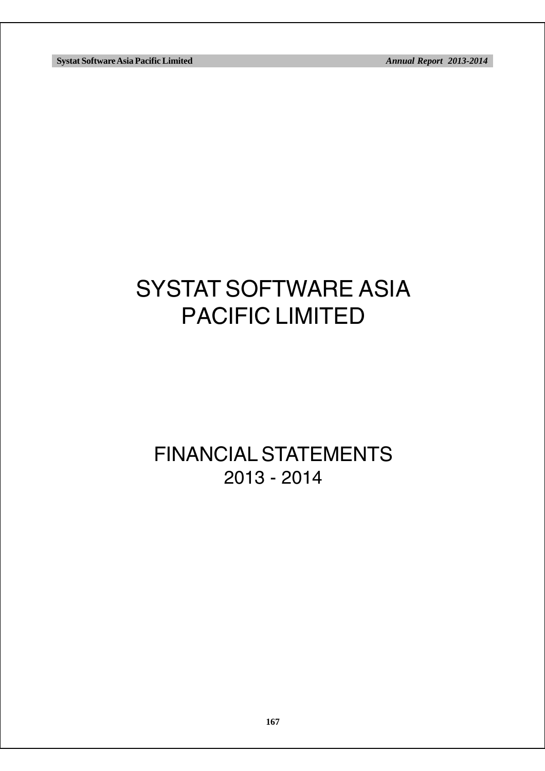# SYSTAT SOFTWARE ASIA PACIFIC LIMITED

## FINANCIAL STATEMENTS 2013 - 2014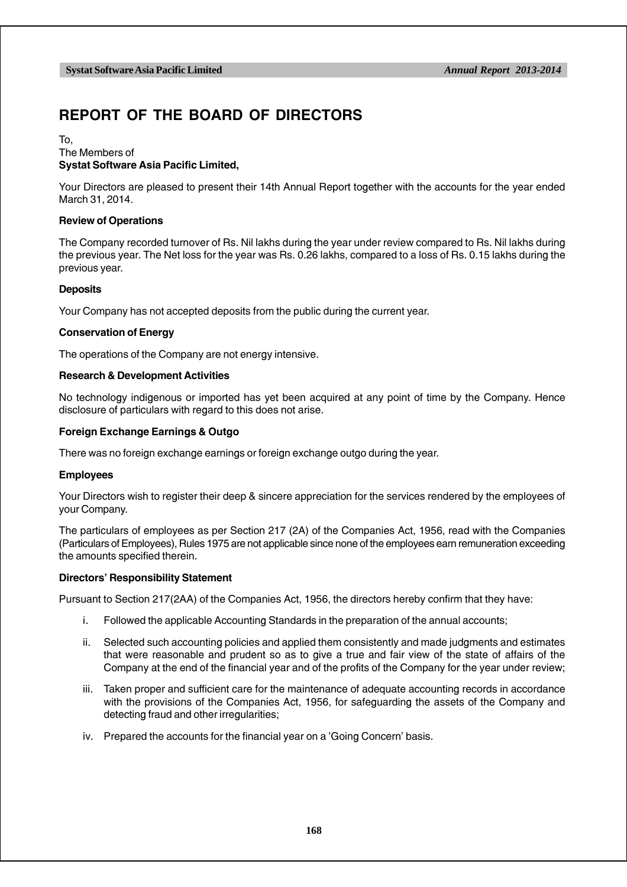# REPORT OF THE BOARD OF DIRECTORS

To,
The Members of
**Systat Software Asia Pacific Limited,**

Your Directors are pleased to present their 14th Annual Report together with the accounts for the year ended March 31, 2014.

**Review of Operations**

The Company recorded turnover of Rs. Nil lakhs during the year under review compared to Rs. Nil lakhs during the previous year. The Net loss for the year was Rs. 0.26 lakhs, compared to a loss of Rs. 0.15 lakhs during the previous year.

**Deposits**

Your Company has not accepted deposits from the public during the current year.

**Conservation of Energy**

The operations of the Company are not energy intensive.

**Research & Development Activities**

No technology indigenous or imported has yet been acquired at any point of time by the Company. Hence disclosure of particulars with regard to this does not arise.

**Foreign Exchange Earnings & Outgo**

There was no foreign exchange earnings or foreign exchange outgo during the year.

**Employees**

Your Directors wish to register their deep & sincere appreciation for the services rendered by the employees of your Company.

The particulars of employees as per Section 217 (2A) of the Companies Act, 1956, read with the Companies (Particulars of Employees), Rules 1975 are not applicable since none of the employees earn remuneration exceeding the amounts specified therein.

**Directors' Responsibility Statement**

Pursuant to Section 217(2AA) of the Companies Act, 1956, the directors hereby confirm that they have:

i. Followed the applicable Accounting Standards in the preparation of the annual accounts;

ii. Selected such accounting policies and applied them consistently and made judgments and estimates that were reasonable and prudent so as to give a true and fair view of the state of affairs of the Company at the end of the financial year and of the profits of the Company for the year under review;

iii. Taken proper and sufficient care for the maintenance of adequate accounting records in accordance with the provisions of the Companies Act, 1956, for safeguarding the assets of the Company and detecting fraud and other irregularities;

iv. Prepared the accounts for the financial year on a 'Going Concern' basis.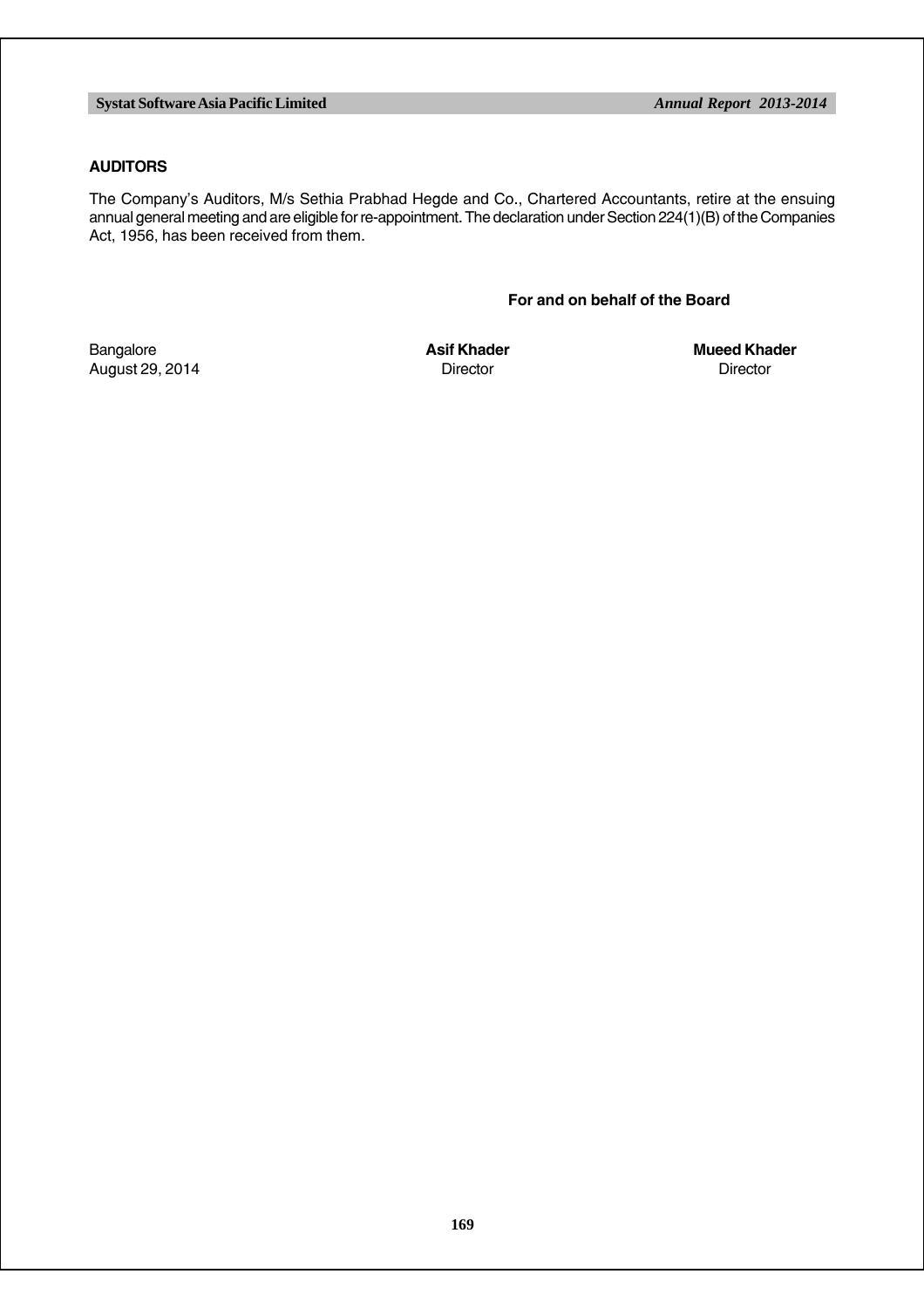## AUDITORS

The Company's Auditors, M/s Sethia Prabhad Hegde and Co., Chartered Accountants, retire at the ensuing annual general meeting and are eligible for re-appointment. The declaration under Section 224(1)(B) of the Companies Act, 1956, has been received from them.

**For and on behalf of the Board**

| | | |
|---|---|---|
| Bangalore | **Asif Khader** | **Mueed Khader** |
| August 29, 2014 | Director | Director |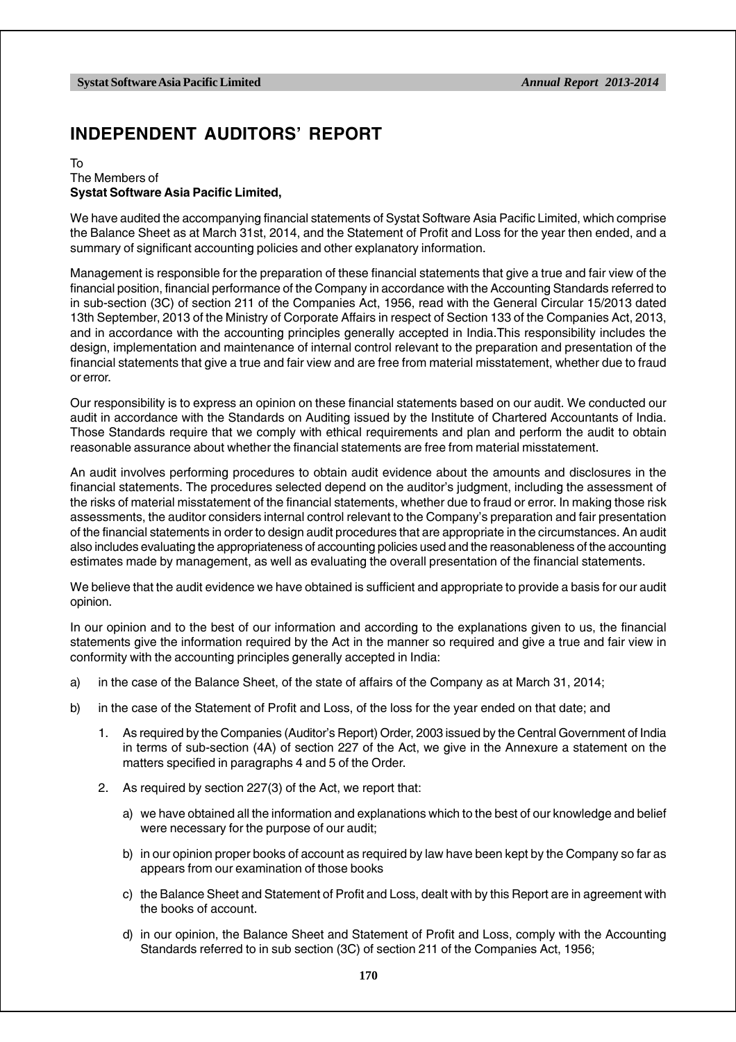# INDEPENDENT AUDITORS' REPORT

To
The Members of
**Systat Software Asia Pacific Limited,**

We have audited the accompanying financial statements of Systat Software Asia Pacific Limited, which comprise the Balance Sheet as at March 31st, 2014, and the Statement of Profit and Loss for the year then ended, and a summary of significant accounting policies and other explanatory information.

Management is responsible for the preparation of these financial statements that give a true and fair view of the financial position, financial performance of the Company in accordance with the Accounting Standards referred to in sub-section (3C) of section 211 of the Companies Act, 1956, read with the General Circular 15/2013 dated 13th September, 2013 of the Ministry of Corporate Affairs in respect of Section 133 of the Companies Act, 2013, and in accordance with the accounting principles generally accepted in India.This responsibility includes the design, implementation and maintenance of internal control relevant to the preparation and presentation of the financial statements that give a true and fair view and are free from material misstatement, whether due to fraud or error.

Our responsibility is to express an opinion on these financial statements based on our audit. We conducted our audit in accordance with the Standards on Auditing issued by the Institute of Chartered Accountants of India. Those Standards require that we comply with ethical requirements and plan and perform the audit to obtain reasonable assurance about whether the financial statements are free from material misstatement.

An audit involves performing procedures to obtain audit evidence about the amounts and disclosures in the financial statements. The procedures selected depend on the auditor's judgment, including the assessment of the risks of material misstatement of the financial statements, whether due to fraud or error. In making those risk assessments, the auditor considers internal control relevant to the Company's preparation and fair presentation of the financial statements in order to design audit procedures that are appropriate in the circumstances. An audit also includes evaluating the appropriateness of accounting policies used and the reasonableness of the accounting estimates made by management, as well as evaluating the overall presentation of the financial statements.

We believe that the audit evidence we have obtained is sufficient and appropriate to provide a basis for our audit opinion.

In our opinion and to the best of our information and according to the explanations given to us, the financial statements give the information required by the Act in the manner so required and give a true and fair view in conformity with the accounting principles generally accepted in India:

a) in the case of the Balance Sheet, of the state of affairs of the Company as at March 31, 2014;

b) in the case of the Statement of Profit and Loss, of the loss for the year ended on that date; and

   1. As required by the Companies (Auditor's Report) Order, 2003 issued by the Central Government of India in terms of sub-section (4A) of section 227 of the Act, we give in the Annexure a statement on the matters specified in paragraphs 4 and 5 of the Order.

   2. As required by section 227(3) of the Act, we report that:

      a) we have obtained all the information and explanations which to the best of our knowledge and belief were necessary for the purpose of our audit;

      b) in our opinion proper books of account as required by law have been kept by the Company so far as appears from our examination of those books

      c) the Balance Sheet and Statement of Profit and Loss, dealt with by this Report are in agreement with the books of account.

      d) in our opinion, the Balance Sheet and Statement of Profit and Loss, comply with the Accounting Standards referred to in sub section (3C) of section 211 of the Companies Act, 1956;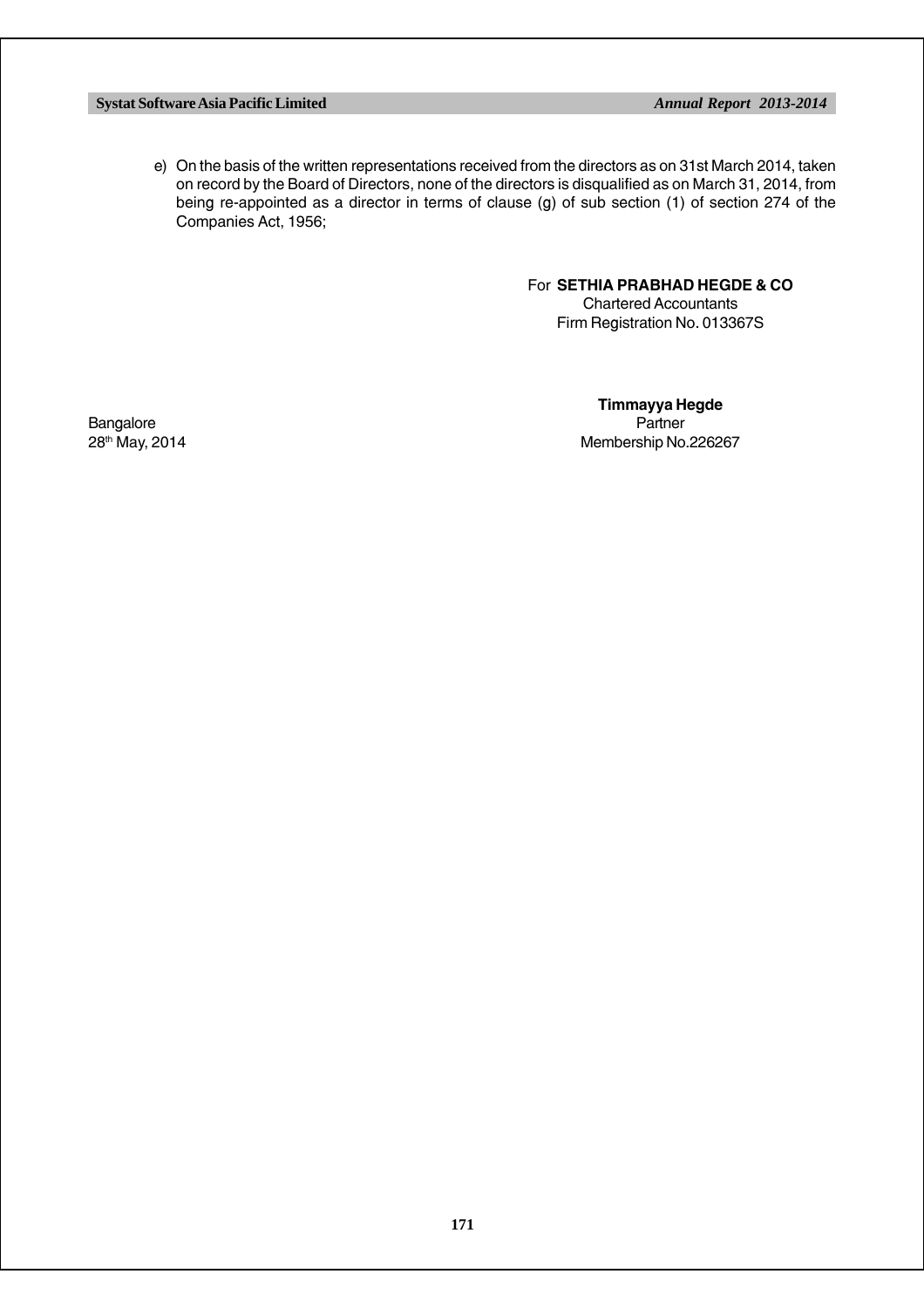e) On the basis of the written representations received from the directors as on 31st March 2014, taken on record by the Board of Directors, none of the directors is disqualified as on March 31, 2014, from being re-appointed as a director in terms of clause (g) of sub section (1) of section 274 of the Companies Act, 1956;

For **SETHIA PRABHAD HEGDE & CO**
Chartered Accountants
Firm Registration No. 013367S

**Timmayya Hegde**
Partner
Membership No.226267

Bangalore
28th May, 2014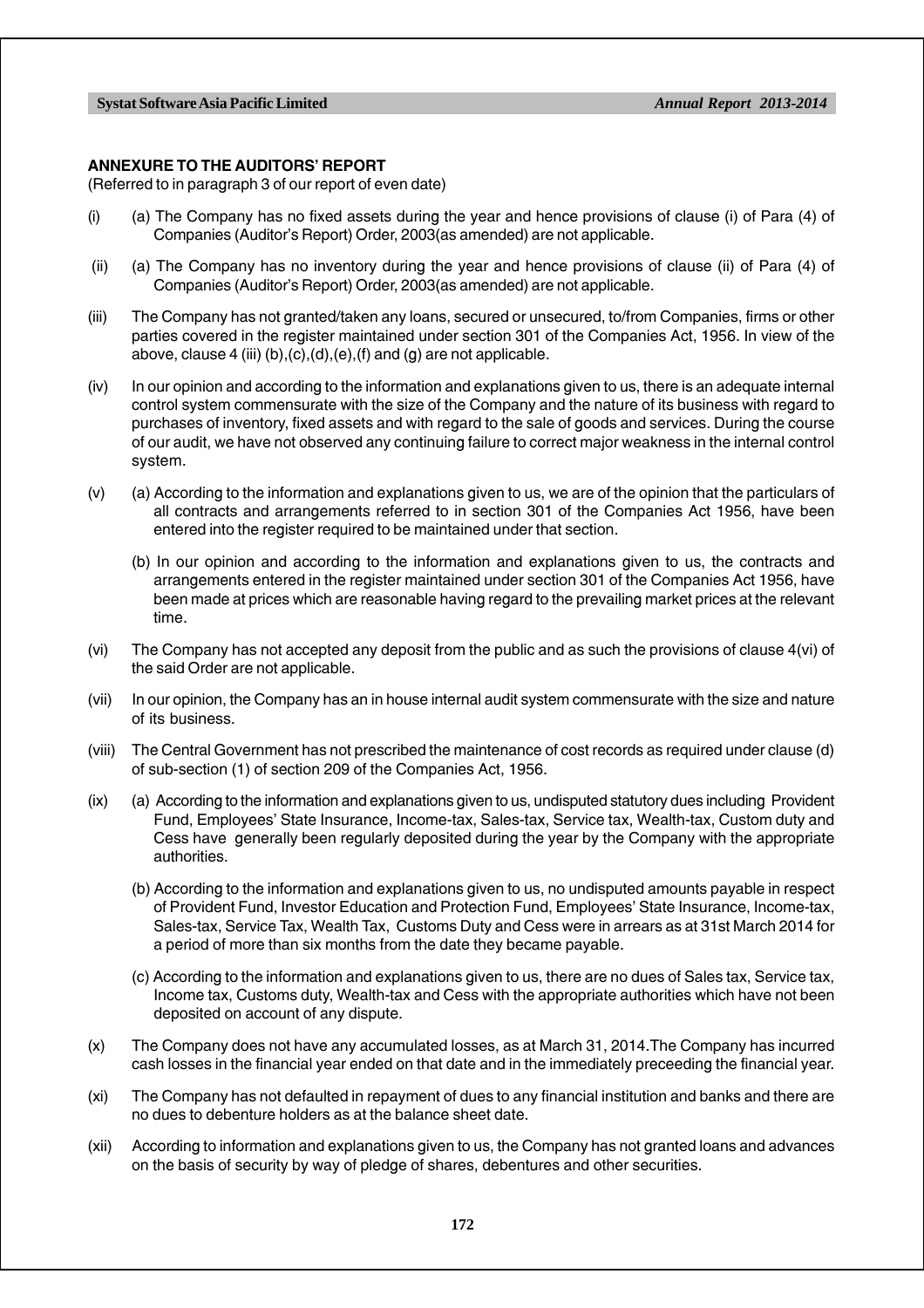## ANNEXURE TO THE AUDITORS' REPORT

(Referred to in paragraph 3 of our report of even date)

(i) (a) The Company has no fixed assets during the year and hence provisions of clause (i) of Para (4) of Companies (Auditor's Report) Order, 2003(as amended) are not applicable.

(ii) (a) The Company has no inventory during the year and hence provisions of clause (ii) of Para (4) of Companies (Auditor's Report) Order, 2003(as amended) are not applicable.

(iii) The Company has not granted/taken any loans, secured or unsecured, to/from Companies, firms or other parties covered in the register maintained under section 301 of the Companies Act, 1956. In view of the above, clause 4 (iii) (b),(c),(d),(e),(f) and (g) are not applicable.

(iv) In our opinion and according to the information and explanations given to us, there is an adequate internal control system commensurate with the size of the Company and the nature of its business with regard to purchases of inventory, fixed assets and with regard to the sale of goods and services. During the course of our audit, we have not observed any continuing failure to correct major weakness in the internal control system.

(v) (a) According to the information and explanations given to us, we are of the opinion that the particulars of all contracts and arrangements referred to in section 301 of the Companies Act 1956, have been entered into the register required to be maintained under that section.

(b) In our opinion and according to the information and explanations given to us, the contracts and arrangements entered in the register maintained under section 301 of the Companies Act 1956, have been made at prices which are reasonable having regard to the prevailing market prices at the relevant time.

(vi) The Company has not accepted any deposit from the public and as such the provisions of clause 4(vi) of the said Order are not applicable.

(vii) In our opinion, the Company has an in house internal audit system commensurate with the size and nature of its business.

(viii) The Central Government has not prescribed the maintenance of cost records as required under clause (d) of sub-section (1) of section 209 of the Companies Act, 1956.

(ix) (a) According to the information and explanations given to us, undisputed statutory dues including Provident Fund, Employees' State Insurance, Income-tax, Sales-tax, Service tax, Wealth-tax, Custom duty and Cess have generally been regularly deposited during the year by the Company with the appropriate authorities.

(b) According to the information and explanations given to us, no undisputed amounts payable in respect of Provident Fund, Investor Education and Protection Fund, Employees' State Insurance, Income-tax, Sales-tax, Service Tax, Wealth Tax, Customs Duty and Cess were in arrears as at 31st March 2014 for a period of more than six months from the date they became payable.

(c) According to the information and explanations given to us, there are no dues of Sales tax, Service tax, Income tax, Customs duty, Wealth-tax and Cess with the appropriate authorities which have not been deposited on account of any dispute.

(x) The Company does not have any accumulated losses, as at March 31, 2014.The Company has incurred cash losses in the financial year ended on that date and in the immediately preceeding the financial year.

(xi) The Company has not defaulted in repayment of dues to any financial institution and banks and there are no dues to debenture holders as at the balance sheet date.

(xii) According to information and explanations given to us, the Company has not granted loans and advances on the basis of security by way of pledge of shares, debentures and other securities.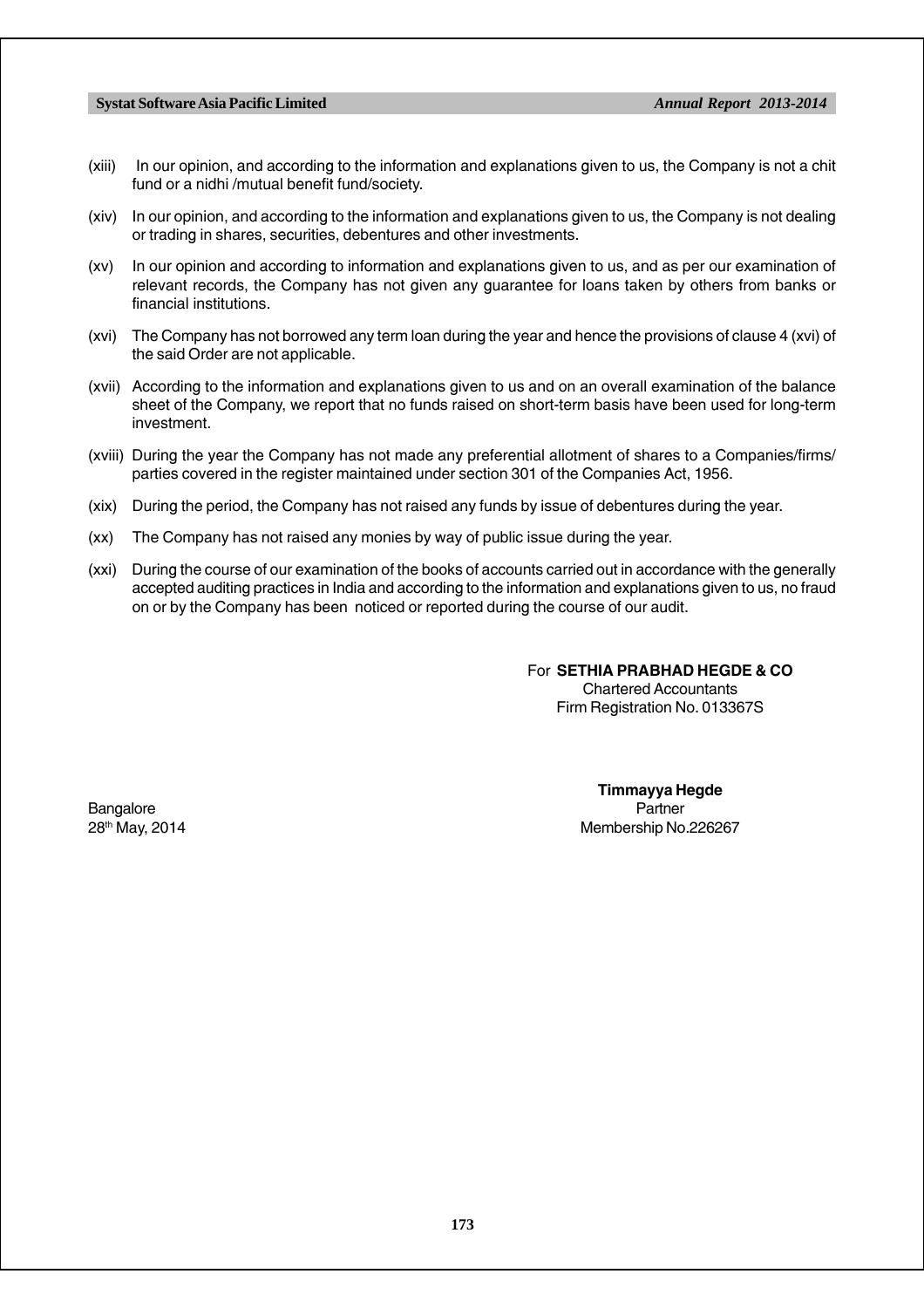(xiii) In our opinion, and according to the information and explanations given to us, the Company is not a chit fund or a nidhi /mutual benefit fund/society.

(xiv) In our opinion, and according to the information and explanations given to us, the Company is not dealing or trading in shares, securities, debentures and other investments.

(xv) In our opinion and according to information and explanations given to us, and as per our examination of relevant records, the Company has not given any guarantee for loans taken by others from banks or financial institutions.

(xvi) The Company has not borrowed any term loan during the year and hence the provisions of clause 4 (xvi) of the said Order are not applicable.

(xvii) According to the information and explanations given to us and on an overall examination of the balance sheet of the Company, we report that no funds raised on short-term basis have been used for long-term investment.

(xviii) During the year the Company has not made any preferential allotment of shares to a Companies/firms/ parties covered in the register maintained under section 301 of the Companies Act, 1956.

(xix) During the period, the Company has not raised any funds by issue of debentures during the year.

(xx) The Company has not raised any monies by way of public issue during the year.

(xxi) During the course of our examination of the books of accounts carried out in accordance with the generally accepted auditing practices in India and according to the information and explanations given to us, no fraud on or by the Company has been noticed or reported during the course of our audit.

For **SETHIA PRABHAD HEGDE & CO**
Chartered Accountants
Firm Registration No. 013367S

**Timmayya Hegde**
Partner
Membership No.226267

Bangalore
28th May, 2014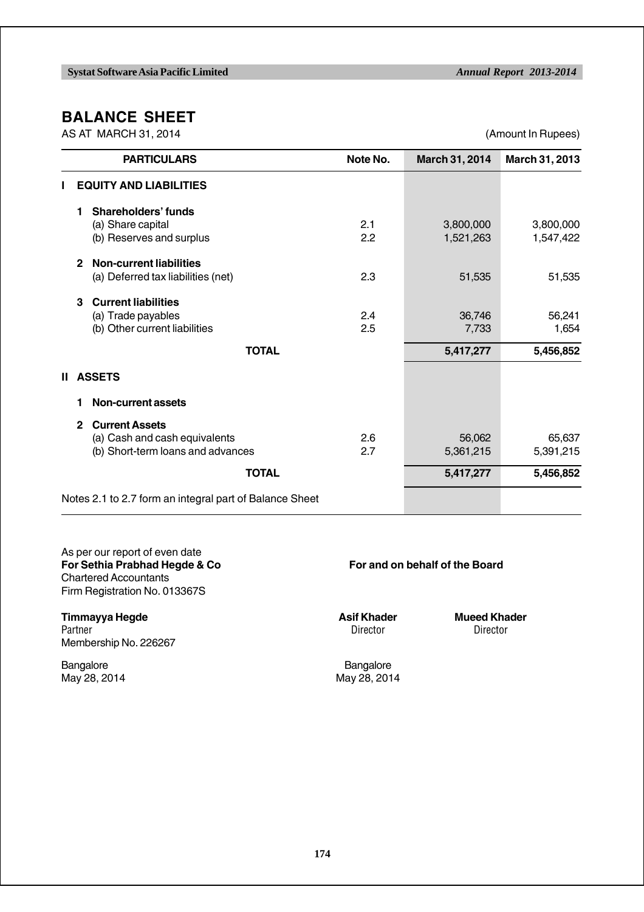# BALANCE SHEET

AS AT MARCH 31, 2014 (Amount In Rupees)

| PARTICULARS | Note No. | March 31, 2014 | March 31, 2013 |
|---|---|---|---|
| **I EQUITY AND LIABILITIES** | | | |
| **1 Shareholders' funds** | | | |
| (a) Share capital | 2.1 | 3,800,000 | 3,800,000 |
| (b) Reserves and surplus | 2.2 | 1,521,263 | 1,547,422 |
| **2 Non-current liabilities** | | | |
| (a) Deferred tax liabilities (net) | 2.3 | 51,535 | 51,535 |
| **3 Current liabilities** | | | |
| (a) Trade payables | 2.4 | 36,746 | 56,241 |
| (b) Other current liabilities | 2.5 | 7,733 | 1,654 |
| **TOTAL** | | **5,417,277** | **5,456,852** |
| **II ASSETS** | | | |
| **1 Non-current assets** | | | |
| **2 Current Assets** | | | |
| (a) Cash and cash equivalents | 2.6 | 56,062 | 65,637 |
| (b) Short-term loans and advances | 2.7 | 5,361,215 | 5,391,215 |
| **TOTAL** | | **5,417,277** | **5,456,852** |

Notes 2.1 to 2.7 form an integral part of Balance Sheet

As per our report of even date
**For Sethia Prabhad Hegde & Co**
Chartered Accountants
Firm Registration No. 013367S

**Timmayya Hegde**
Partner
Membership No. 226267

Bangalore
May 28, 2014

**For and on behalf of the Board**

**Asif Khader**
Director

**Mueed Khader**
Director

Bangalore
May 28, 2014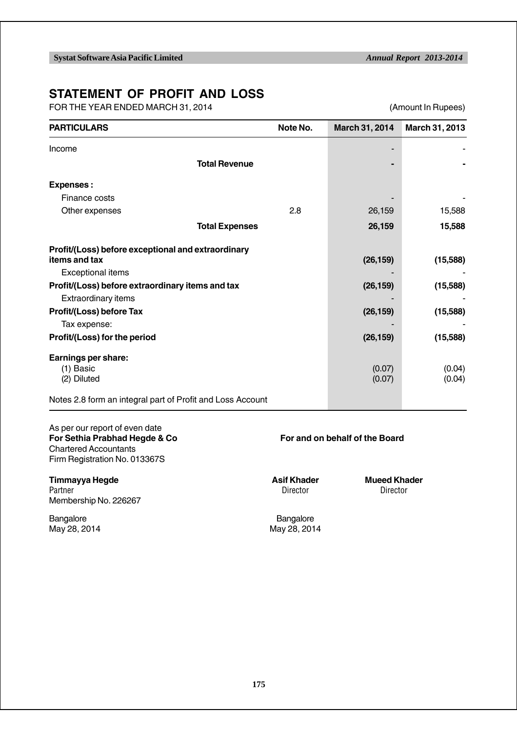# STATEMENT OF PROFIT AND LOSS

FOR THE YEAR ENDED MARCH 31, 2014 (Amount In Rupees)

| PARTICULARS | Note No. | March 31, 2014 | March 31, 2013 |
|---|---|---|---|
| Income | | - | - |
| **Total Revenue** | | **-** | **-** |
| **Expenses :** | | | |
| Finance costs | | - | - |
| Other expenses | 2.8 | 26,159 | 15,588 |
| **Total Expenses** | | **26,159** | **15,588** |
| **Profit/(Loss) before exceptional and extraordinary items and tax** | | **(26,159)** | **(15,588)** |
| Exceptional items | | - | - |
| **Profit/(Loss) before extraordinary items and tax** | | **(26,159)** | **(15,588)** |
| Extraordinary items | | - | - |
| **Profit/(Loss) before Tax** | | **(26,159)** | **(15,588)** |
| Tax expense: | | - | - |
| **Profit/(Loss) for the period** | | **(26,159)** | **(15,588)** |
| **Earnings per share:** | | | |
| (1) Basic | | (0.07) | (0.04) |
| (2) Diluted | | (0.07) | (0.04) |

Notes 2.8 form an integral part of Profit and Loss Account

As per our report of even date
**For Sethia Prabhad Hegde & Co**
Chartered Accountants
Firm Registration No. 013367S

**For and on behalf of the Board**

**Timmayya Hegde**
Partner
Membership No. 226267

**Asif Khader**
Director

**Mueed Khader**
Director

Bangalore
May 28, 2014

Bangalore
May 28, 2014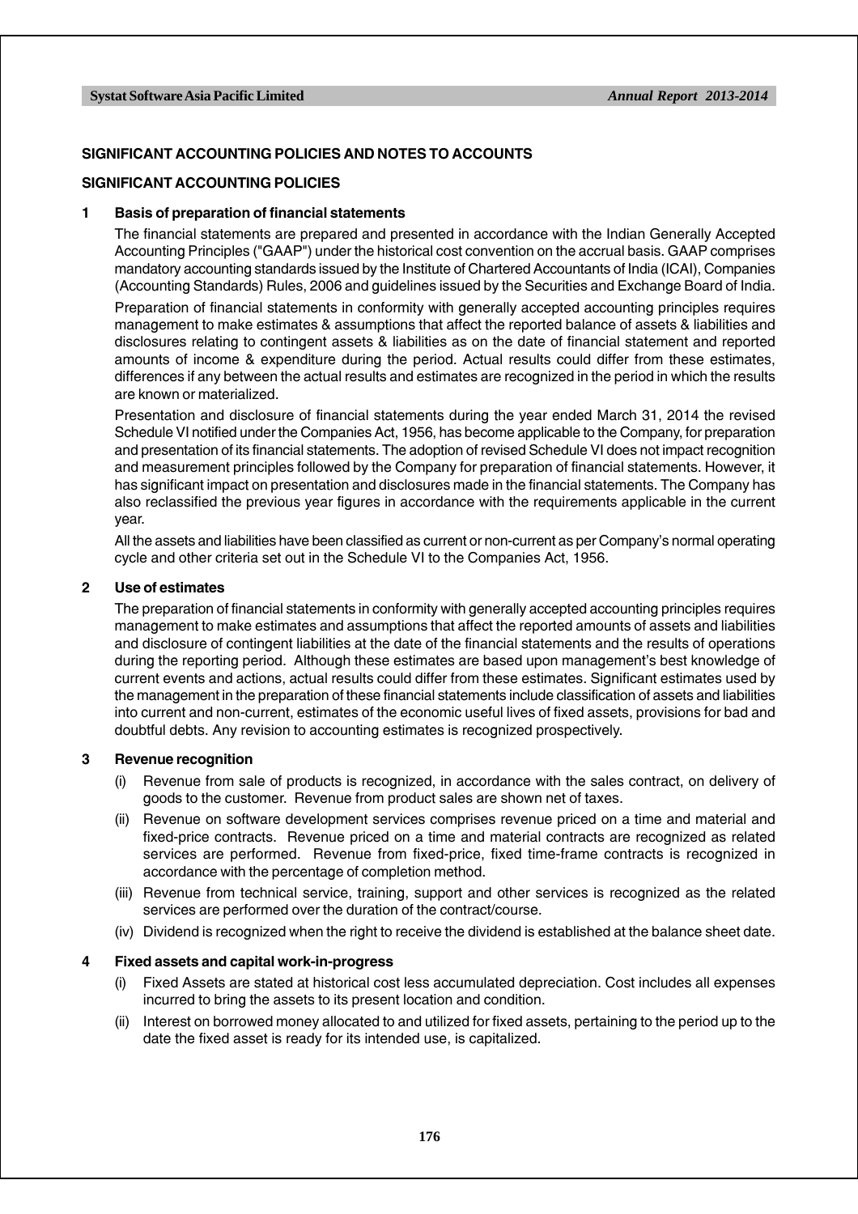## SIGNIFICANT ACCOUNTING POLICIES AND NOTES TO ACCOUNTS

## SIGNIFICANT ACCOUNTING POLICIES

### 1 Basis of preparation of financial statements

The financial statements are prepared and presented in accordance with the Indian Generally Accepted Accounting Principles ("GAAP") under the historical cost convention on the accrual basis. GAAP comprises mandatory accounting standards issued by the Institute of Chartered Accountants of India (ICAI), Companies (Accounting Standards) Rules, 2006 and guidelines issued by the Securities and Exchange Board of India.

Preparation of financial statements in conformity with generally accepted accounting principles requires management to make estimates & assumptions that affect the reported balance of assets & liabilities and disclosures relating to contingent assets & liabilities as on the date of financial statement and reported amounts of income & expenditure during the period. Actual results could differ from these estimates, differences if any between the actual results and estimates are recognized in the period in which the results are known or materialized.

Presentation and disclosure of financial statements during the year ended March 31, 2014 the revised Schedule VI notified under the Companies Act, 1956, has become applicable to the Company, for preparation and presentation of its financial statements. The adoption of revised Schedule VI does not impact recognition and measurement principles followed by the Company for preparation of financial statements. However, it has significant impact on presentation and disclosures made in the financial statements. The Company has also reclassified the previous year figures in accordance with the requirements applicable in the current year.

All the assets and liabilities have been classified as current or non-current as per Company's normal operating cycle and other criteria set out in the Schedule VI to the Companies Act, 1956.

### 2 Use of estimates

The preparation of financial statements in conformity with generally accepted accounting principles requires management to make estimates and assumptions that affect the reported amounts of assets and liabilities and disclosure of contingent liabilities at the date of the financial statements and the results of operations during the reporting period. Although these estimates are based upon management's best knowledge of current events and actions, actual results could differ from these estimates. Significant estimates used by the management in the preparation of these financial statements include classification of assets and liabilities into current and non-current, estimates of the economic useful lives of fixed assets, provisions for bad and doubtful debts. Any revision to accounting estimates is recognized prospectively.

### 3 Revenue recognition

(i) Revenue from sale of products is recognized, in accordance with the sales contract, on delivery of goods to the customer. Revenue from product sales are shown net of taxes.

(ii) Revenue on software development services comprises revenue priced on a time and material and fixed-price contracts. Revenue priced on a time and material contracts are recognized as related services are performed. Revenue from fixed-price, fixed time-frame contracts is recognized in accordance with the percentage of completion method.

(iii) Revenue from technical service, training, support and other services is recognized as the related services are performed over the duration of the contract/course.

(iv) Dividend is recognized when the right to receive the dividend is established at the balance sheet date.

### 4 Fixed assets and capital work-in-progress

(i) Fixed Assets are stated at historical cost less accumulated depreciation. Cost includes all expenses incurred to bring the assets to its present location and condition.

(ii) Interest on borrowed money allocated to and utilized for fixed assets, pertaining to the period up to the date the fixed asset is ready for its intended use, is capitalized.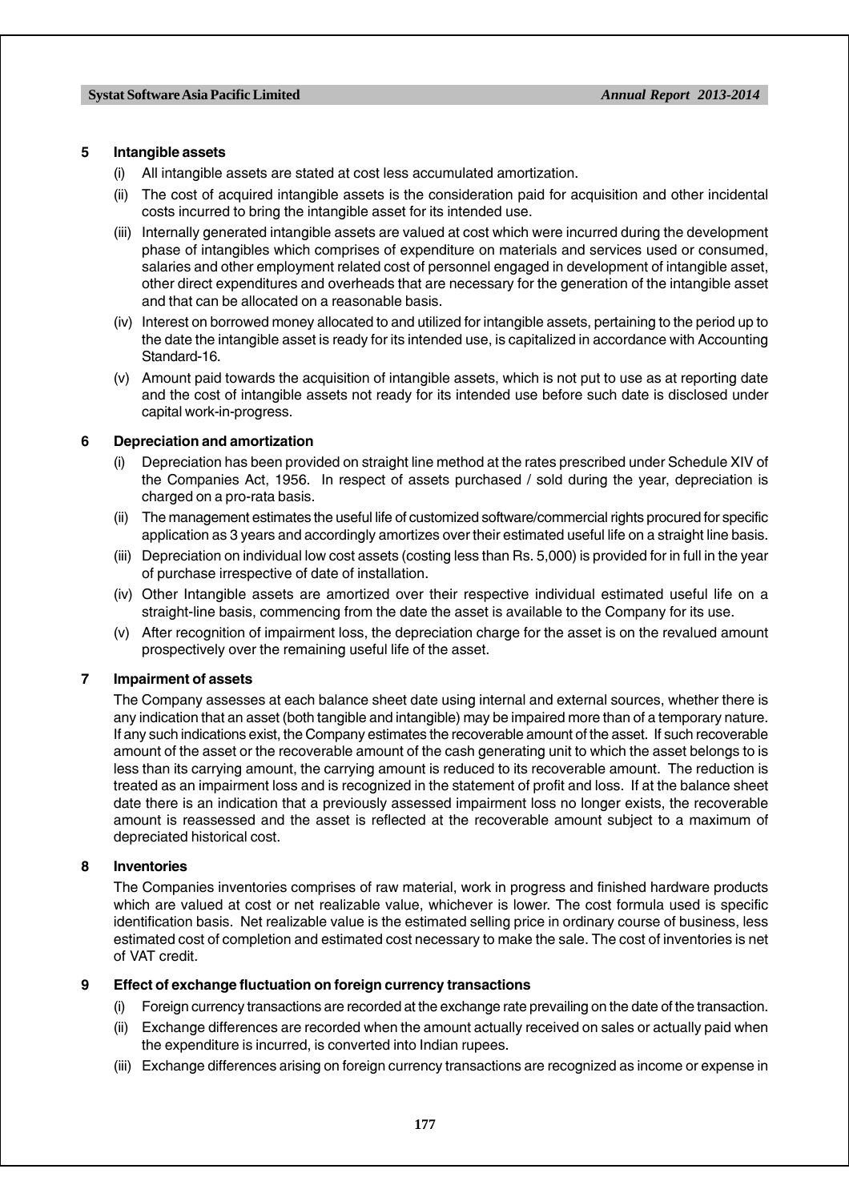### 5 Intangible assets

(i) All intangible assets are stated at cost less accumulated amortization.

(ii) The cost of acquired intangible assets is the consideration paid for acquisition and other incidental costs incurred to bring the intangible asset for its intended use.

(iii) Internally generated intangible assets are valued at cost which were incurred during the development phase of intangibles which comprises of expenditure on materials and services used or consumed, salaries and other employment related cost of personnel engaged in development of intangible asset, other direct expenditures and overheads that are necessary for the generation of the intangible asset and that can be allocated on a reasonable basis.

(iv) Interest on borrowed money allocated to and utilized for intangible assets, pertaining to the period up to the date the intangible asset is ready for its intended use, is capitalized in accordance with Accounting Standard-16.

(v) Amount paid towards the acquisition of intangible assets, which is not put to use as at reporting date and the cost of intangible assets not ready for its intended use before such date is disclosed under capital work-in-progress.

### 6 Depreciation and amortization

(i) Depreciation has been provided on straight line method at the rates prescribed under Schedule XIV of the Companies Act, 1956. In respect of assets purchased / sold during the year, depreciation is charged on a pro-rata basis.

(ii) The management estimates the useful life of customized software/commercial rights procured for specific application as 3 years and accordingly amortizes over their estimated useful life on a straight line basis.

(iii) Depreciation on individual low cost assets (costing less than Rs. 5,000) is provided for in full in the year of purchase irrespective of date of installation.

(iv) Other Intangible assets are amortized over their respective individual estimated useful life on a straight-line basis, commencing from the date the asset is available to the Company for its use.

(v) After recognition of impairment loss, the depreciation charge for the asset is on the revalued amount prospectively over the remaining useful life of the asset.

### 7 Impairment of assets

The Company assesses at each balance sheet date using internal and external sources, whether there is any indication that an asset (both tangible and intangible) may be impaired more than of a temporary nature. If any such indications exist, the Company estimates the recoverable amount of the asset. If such recoverable amount of the asset or the recoverable amount of the cash generating unit to which the asset belongs to is less than its carrying amount, the carrying amount is reduced to its recoverable amount. The reduction is treated as an impairment loss and is recognized in the statement of profit and loss. If at the balance sheet date there is an indication that a previously assessed impairment loss no longer exists, the recoverable amount is reassessed and the asset is reflected at the recoverable amount subject to a maximum of depreciated historical cost.

### 8 Inventories

The Companies inventories comprises of raw material, work in progress and finished hardware products which are valued at cost or net realizable value, whichever is lower. The cost formula used is specific identification basis. Net realizable value is the estimated selling price in ordinary course of business, less estimated cost of completion and estimated cost necessary to make the sale. The cost of inventories is net of VAT credit.

### 9 Effect of exchange fluctuation on foreign currency transactions

(i) Foreign currency transactions are recorded at the exchange rate prevailing on the date of the transaction.

(ii) Exchange differences are recorded when the amount actually received on sales or actually paid when the expenditure is incurred, is converted into Indian rupees.

(iii) Exchange differences arising on foreign currency transactions are recognized as income or expense in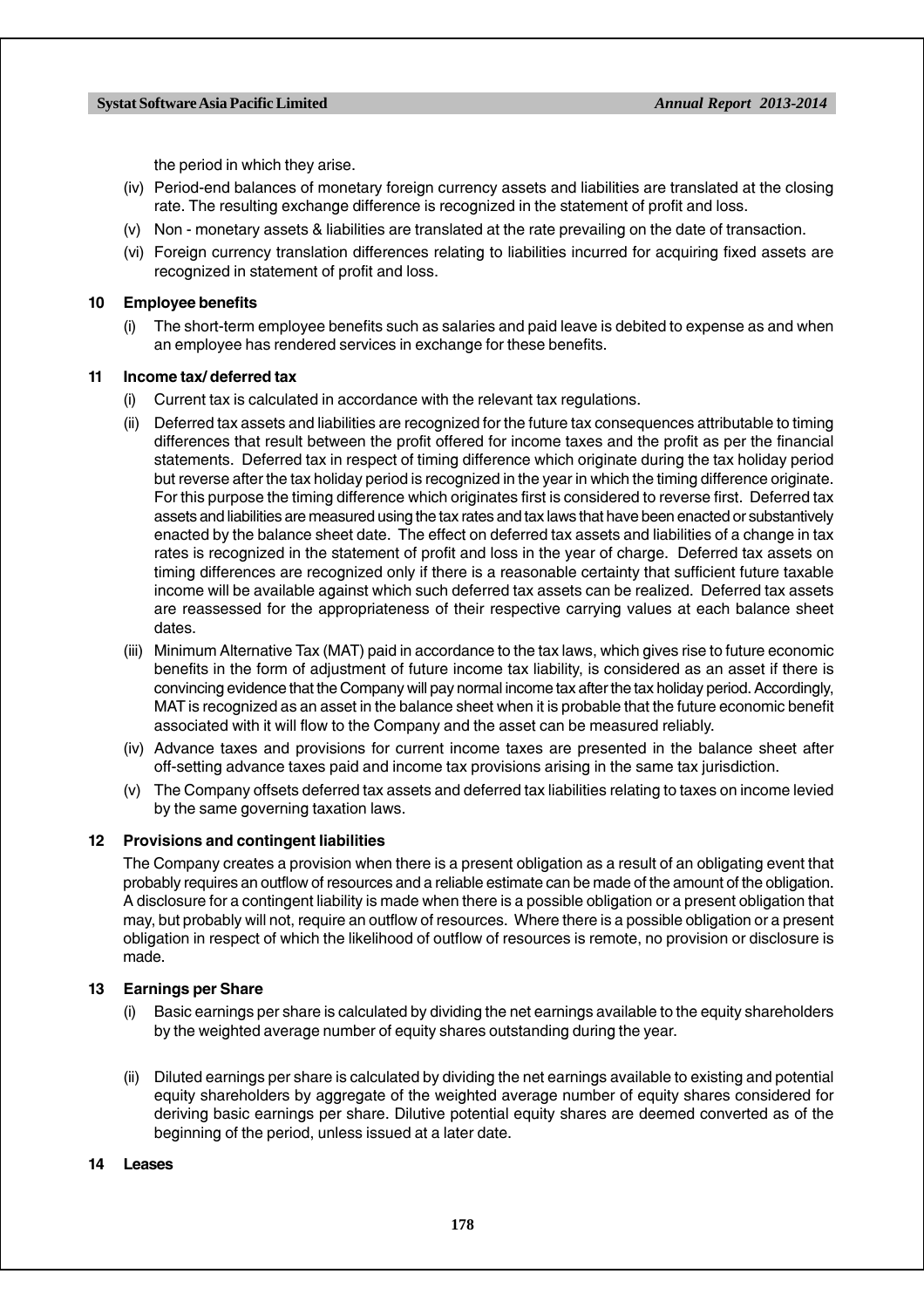the period in which they arise.

(iv) Period-end balances of monetary foreign currency assets and liabilities are translated at the closing rate. The resulting exchange difference is recognized in the statement of profit and loss.

(v) Non - monetary assets & liabilities are translated at the rate prevailing on the date of transaction.

(vi) Foreign currency translation differences relating to liabilities incurred for acquiring fixed assets are recognized in statement of profit and loss.

**10 Employee benefits**

(i) The short-term employee benefits such as salaries and paid leave is debited to expense as and when an employee has rendered services in exchange for these benefits.

**11 Income tax/ deferred tax**

(i) Current tax is calculated in accordance with the relevant tax regulations.

(ii) Deferred tax assets and liabilities are recognized for the future tax consequences attributable to timing differences that result between the profit offered for income taxes and the profit as per the financial statements. Deferred tax in respect of timing difference which originate during the tax holiday period but reverse after the tax holiday period is recognized in the year in which the timing difference originate. For this purpose the timing difference which originates first is considered to reverse first. Deferred tax assets and liabilities are measured using the tax rates and tax laws that have been enacted or substantively enacted by the balance sheet date. The effect on deferred tax assets and liabilities of a change in tax rates is recognized in the statement of profit and loss in the year of charge. Deferred tax assets on timing differences are recognized only if there is a reasonable certainty that sufficient future taxable income will be available against which such deferred tax assets can be realized. Deferred tax assets are reassessed for the appropriateness of their respective carrying values at each balance sheet dates.

(iii) Minimum Alternative Tax (MAT) paid in accordance to the tax laws, which gives rise to future economic benefits in the form of adjustment of future income tax liability, is considered as an asset if there is convincing evidence that the Company will pay normal income tax after the tax holiday period. Accordingly, MAT is recognized as an asset in the balance sheet when it is probable that the future economic benefit associated with it will flow to the Company and the asset can be measured reliably.

(iv) Advance taxes and provisions for current income taxes are presented in the balance sheet after off-setting advance taxes paid and income tax provisions arising in the same tax jurisdiction.

(v) The Company offsets deferred tax assets and deferred tax liabilities relating to taxes on income levied by the same governing taxation laws.

**12 Provisions and contingent liabilities**

The Company creates a provision when there is a present obligation as a result of an obligating event that probably requires an outflow of resources and a reliable estimate can be made of the amount of the obligation. A disclosure for a contingent liability is made when there is a possible obligation or a present obligation that may, but probably will not, require an outflow of resources. Where there is a possible obligation or a present obligation in respect of which the likelihood of outflow of resources is remote, no provision or disclosure is made.

**13 Earnings per Share**

(i) Basic earnings per share is calculated by dividing the net earnings available to the equity shareholders by the weighted average number of equity shares outstanding during the year.

(ii) Diluted earnings per share is calculated by dividing the net earnings available to existing and potential equity shareholders by aggregate of the weighted average number of equity shares considered for deriving basic earnings per share. Dilutive potential equity shares are deemed converted as of the beginning of the period, unless issued at a later date.

**14 Leases**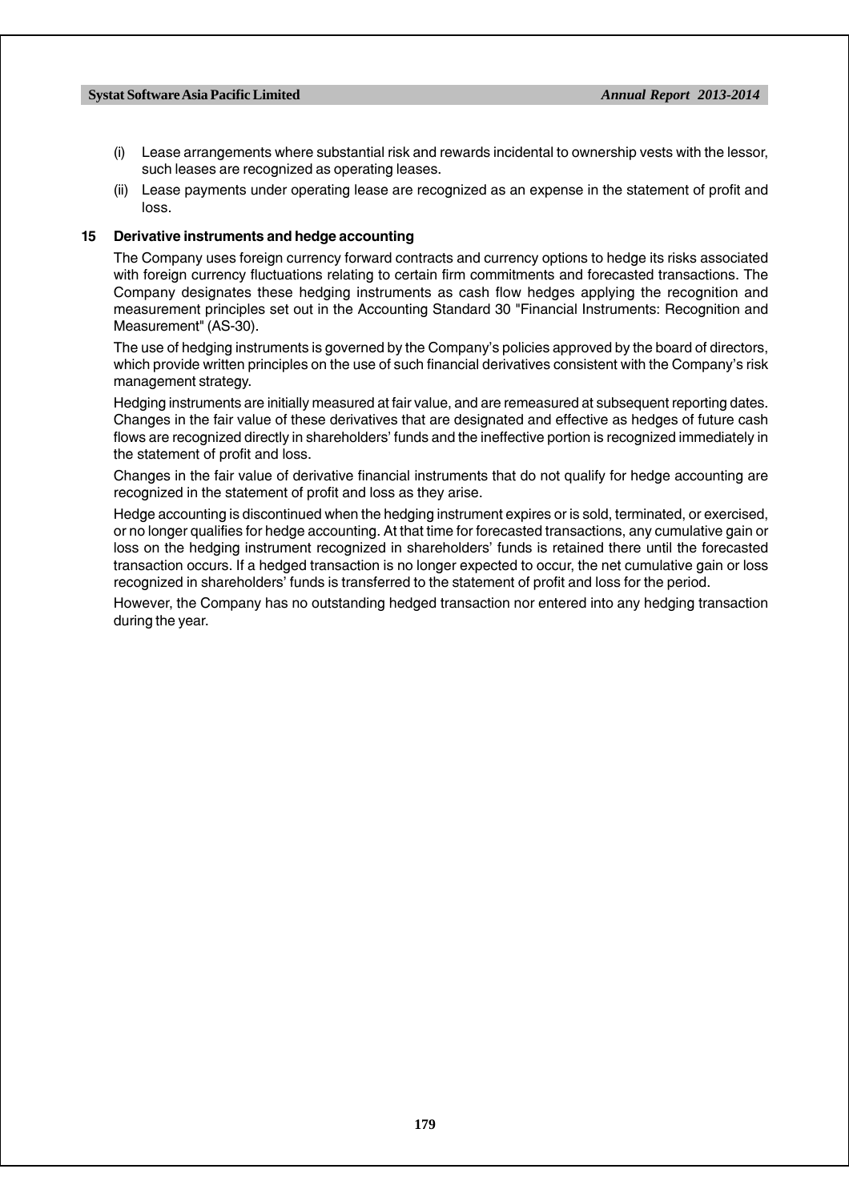(i) Lease arrangements where substantial risk and rewards incidental to ownership vests with the lessor, such leases are recognized as operating leases.

(ii) Lease payments under operating lease are recognized as an expense in the statement of profit and loss.

**15 Derivative instruments and hedge accounting**

The Company uses foreign currency forward contracts and currency options to hedge its risks associated with foreign currency fluctuations relating to certain firm commitments and forecasted transactions. The Company designates these hedging instruments as cash flow hedges applying the recognition and measurement principles set out in the Accounting Standard 30 "Financial Instruments: Recognition and Measurement" (AS-30).

The use of hedging instruments is governed by the Company's policies approved by the board of directors, which provide written principles on the use of such financial derivatives consistent with the Company's risk management strategy.

Hedging instruments are initially measured at fair value, and are remeasured at subsequent reporting dates. Changes in the fair value of these derivatives that are designated and effective as hedges of future cash flows are recognized directly in shareholders' funds and the ineffective portion is recognized immediately in the statement of profit and loss.

Changes in the fair value of derivative financial instruments that do not qualify for hedge accounting are recognized in the statement of profit and loss as they arise.

Hedge accounting is discontinued when the hedging instrument expires or is sold, terminated, or exercised, or no longer qualifies for hedge accounting. At that time for forecasted transactions, any cumulative gain or loss on the hedging instrument recognized in shareholders' funds is retained there until the forecasted transaction occurs. If a hedged transaction is no longer expected to occur, the net cumulative gain or loss recognized in shareholders' funds is transferred to the statement of profit and loss for the period.

However, the Company has no outstanding hedged transaction nor entered into any hedging transaction during the year.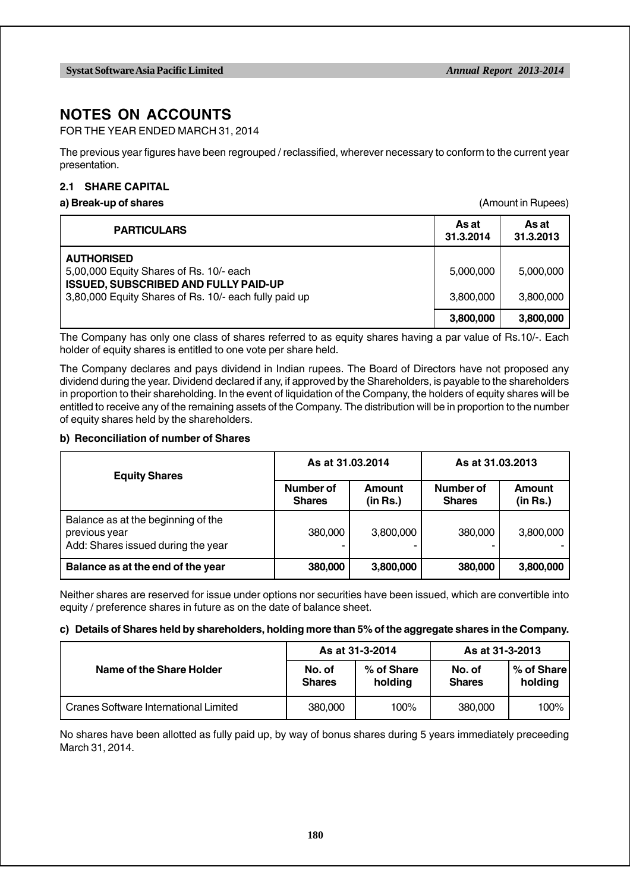# NOTES ON ACCOUNTS

FOR THE YEAR ENDED MARCH 31, 2014

The previous year figures have been regrouped / reclassified, wherever necessary to conform to the current year presentation.

## 2.1 SHARE CAPITAL

**a) Break-up of shares** (Amount in Rupees)

| PARTICULARS | As at 31.3.2014 | As at 31.3.2013 |
|---|---|---|
| **AUTHORISED** | | |
| 5,00,000 Equity Shares of Rs. 10/- each | 5,000,000 | 5,000,000 |
| **ISSUED, SUBSCRIBED AND FULLY PAID-UP** | | |
| 3,80,000 Equity Shares of Rs. 10/- each fully paid up | 3,800,000 | 3,800,000 |
| | **3,800,000** | **3,800,000** |

The Company has only one class of shares referred to as equity shares having a par value of Rs.10/-. Each holder of equity shares is entitled to one vote per share held.

The Company declares and pays dividend in Indian rupees. The Board of Directors have not proposed any dividend during the year. Dividend declared if any, if approved by the Shareholders, is payable to the shareholders in proportion to their shareholding. In the event of liquidation of the Company, the holders of equity shares will be entitled to receive any of the remaining assets of the Company. The distribution will be in proportion to the number of equity shares held by the shareholders.

**b) Reconciliation of number of Shares**

| Equity Shares | As at 31.03.2014 | | As at 31.03.2013 | |
|---|---|---|---|---|
| | Number of Shares | Amount (in Rs.) | Number of Shares | Amount (in Rs.) |
| Balance as at the beginning of the previous year | 380,000 | 3,800,000 | 380,000 | 3,800,000 |
| Add: Shares issued during the year | - | - | - | - |
| **Balance as at the end of the year** | **380,000** | **3,800,000** | **380,000** | **3,800,000** |

Neither shares are reserved for issue under options nor securities have been issued, which are convertible into equity / preference shares in future as on the date of balance sheet.

**c) Details of Shares held by shareholders, holding more than 5% of the aggregate shares in the Company.**

| Name of the Share Holder | As at 31-3-2014 | | As at 31-3-2013 | |
|---|---|---|---|---|
| | No. of Shares | % of Share holding | No. of Shares | % of Share holding |
| Cranes Software International Limited | 380,000 | 100% | 380,000 | 100% |

No shares have been allotted as fully paid up, by way of bonus shares during 5 years immediately preceeding March 31, 2014.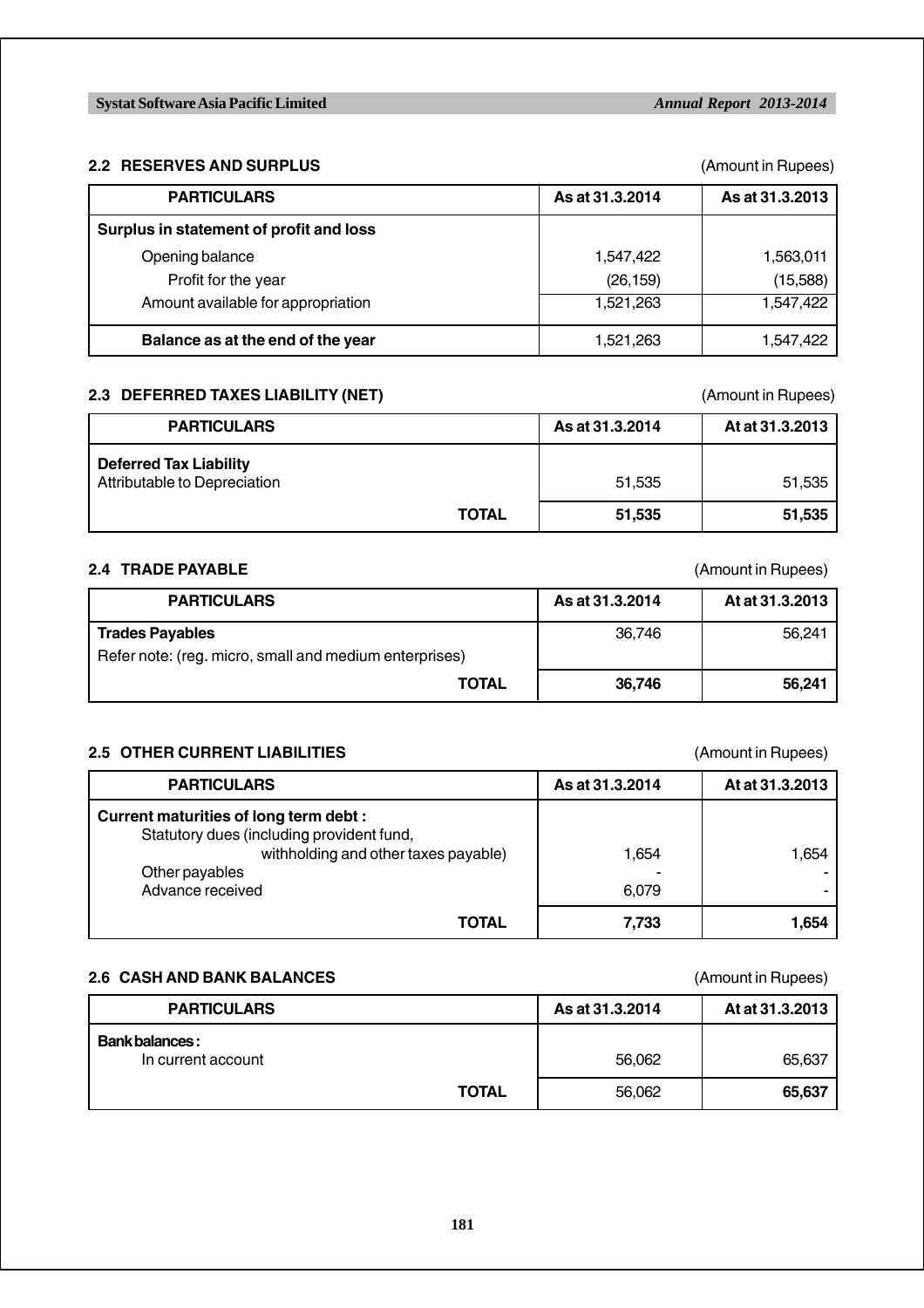## 2.2 RESERVES AND SURPLUS

(Amount in Rupees)

| PARTICULARS | As at 31.3.2014 | As at 31.3.2013 |
|---|---|---|
| **Surplus in statement of profit and loss** | | |
| Opening balance | 1,547,422 | 1,563,011 |
| Profit for the year | (26,159) | (15,588) |
| Amount available for appropriation | 1,521,263 | 1,547,422 |
| **Balance as at the end of the year** | 1,521,263 | 1,547,422 |

## 2.3 DEFERRED TAXES LIABILITY (NET)

(Amount in Rupees)

| PARTICULARS | As at 31.3.2014 | At at 31.3.2013 |
|---|---|---|
| **Deferred Tax Liability** | | |
| Attributable to Depreciation | 51,535 | 51,535 |
| **TOTAL** | **51,535** | **51,535** |

## 2.4 TRADE PAYABLE

(Amount in Rupees)

| PARTICULARS | As at 31.3.2014 | At at 31.3.2013 |
|---|---|---|
| **Trades Payables** | 36,746 | 56,241 |
| Refer note: (reg. micro, small and medium enterprises) | | |
| **TOTAL** | **36,746** | **56,241** |

## 2.5 OTHER CURRENT LIABILITIES

(Amount in Rupees)

| PARTICULARS | As at 31.3.2014 | At at 31.3.2013 |
|---|---|---|
| **Current maturities of long term debt :** | | |
| Statutory dues (including provident fund, withholding and other taxes payable) | 1,654 | 1,654 |
| Other payables | - | - |
| Advance received | 6,079 | - |
| **TOTAL** | **7,733** | **1,654** |

## 2.6 CASH AND BANK BALANCES

(Amount in Rupees)

| PARTICULARS | As at 31.3.2014 | At at 31.3.2013 |
|---|---|---|
| **Bank balances :** | | |
| In current account | 56,062 | 65,637 |
| **TOTAL** | 56,062 | **65,637** |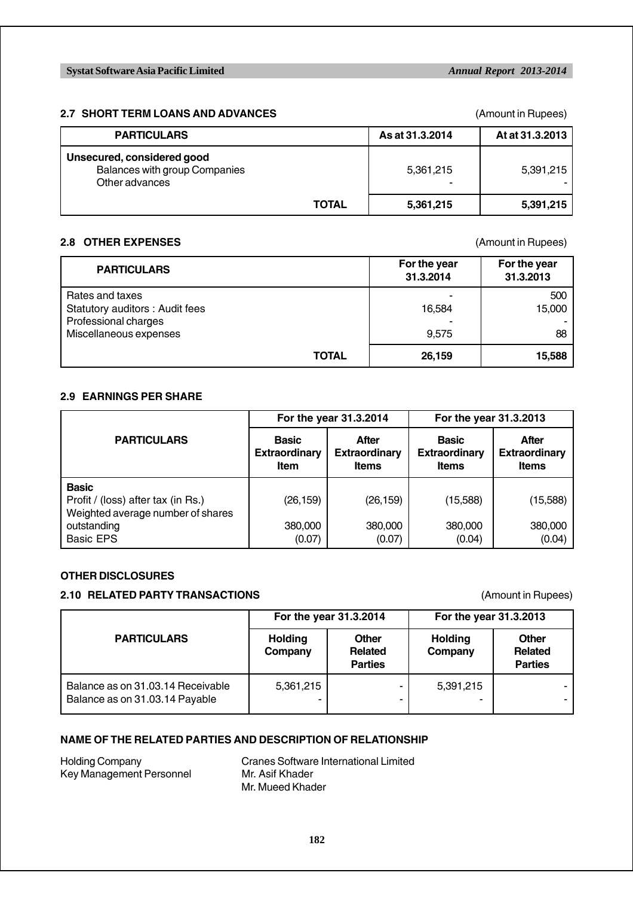## 2.7 SHORT TERM LOANS AND ADVANCES

(Amount in Rupees)

| PARTICULARS | As at 31.3.2014 | At at 31.3.2013 |
|---|---|---|
| **Unsecured, considered good** | | |
| Balances with group Companies | 5,361,215 | 5,391,215 |
| Other advances | - | - |
| **TOTAL** | **5,361,215** | **5,391,215** |

## 2.8 OTHER EXPENSES

(Amount in Rupees)

| PARTICULARS | For the year 31.3.2014 | For the year 31.3.2013 |
|---|---|---|
| Rates and taxes | - | 500 |
| Statutory auditors : Audit fees | 16,584 | 15,000 |
| Professional charges | - | - |
| Miscellaneous expenses | 9,575 | 88 |
| **TOTAL** | **26,159** | **15,588** |

## 2.9 EARNINGS PER SHARE

| PARTICULARS | For the year 31.3.2014 | | For the year 31.3.2013 | |
|---|---|---|---|---|
| | Basic Extraordinary Item | After Extraordinary Items | Basic Extraordinary Items | After Extraordinary Items |
| **Basic** | | | | |
| Profit / (loss) after tax (in Rs.) | (26,159) | (26,159) | (15,588) | (15,588) |
| Weighted average number of shares outstanding | 380,000 | 380,000 | 380,000 | 380,000 |
| Basic EPS | (0.07) | (0.07) | (0.04) | (0.04) |

## OTHER DISCLOSURES

## 2.10 RELATED PARTY TRANSACTIONS

(Amount in Rupees)

| PARTICULARS | For the year 31.3.2014 | | For the year 31.3.2013 | |
|---|---|---|---|---|
| | Holding Company | Other Related Parties | Holding Company | Other Related Parties |
| Balance as on 31.03.14 Receivable | 5,361,215 | - | 5,391,215 | - |
| Balance as on 31.03.14 Payable | - | - | - | - |

## NAME OF THE RELATED PARTIES AND DESCRIPTION OF RELATIONSHIP

| | |
|---|---|
| Holding Company | Cranes Software International Limited |
| Key Management Personnel | Mr. Asif Khader |
| | Mr. Mueed Khader |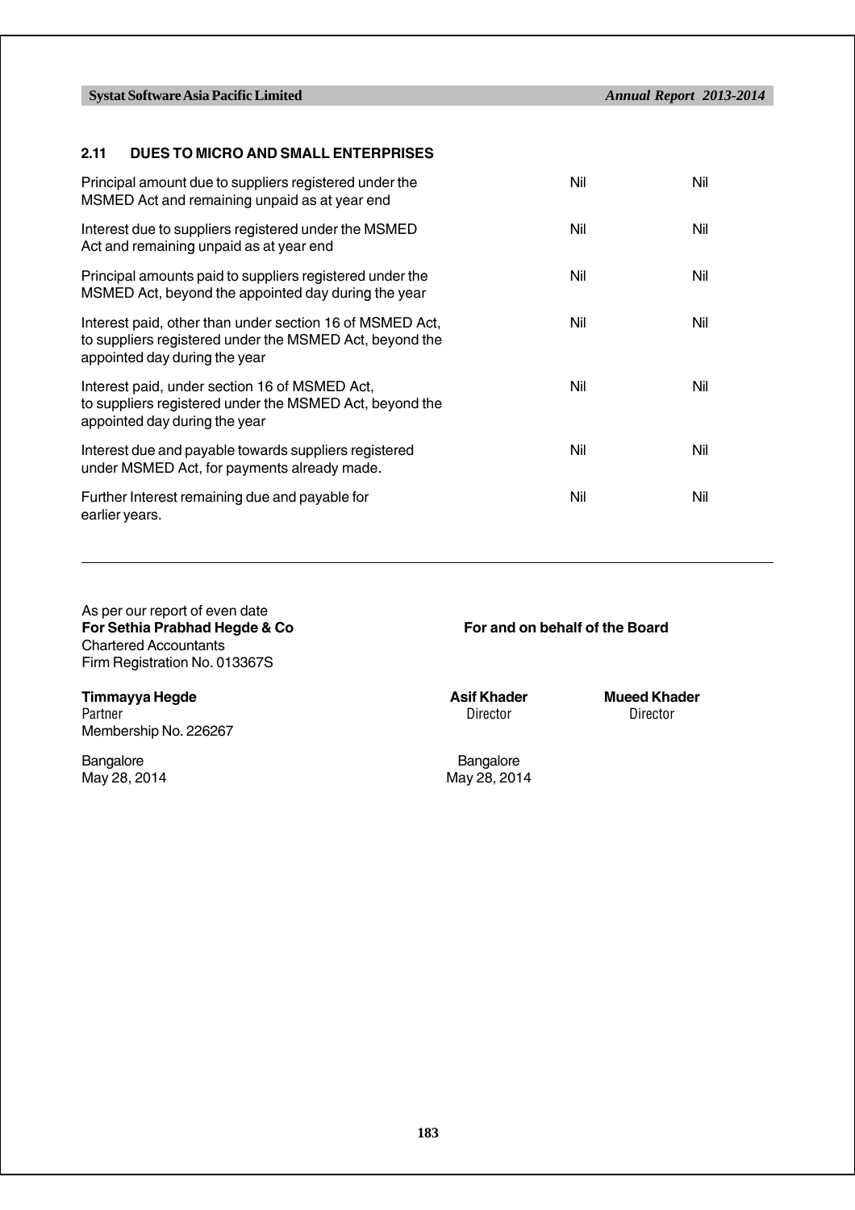## 2.11 DUES TO MICRO AND SMALL ENTERPRISES

| | | |
|---|---|---|
| Principal amount due to suppliers registered under the MSMED Act and remaining unpaid as at year end | Nil | Nil |
| Interest due to suppliers registered under the MSMED Act and remaining unpaid as at year end | Nil | Nil |
| Principal amounts paid to suppliers registered under the MSMED Act, beyond the appointed day during the year | Nil | Nil |
| Interest paid, other than under section 16 of MSMED Act, to suppliers registered under the MSMED Act, beyond the appointed day during the year | Nil | Nil |
| Interest paid, under section 16 of MSMED Act, to suppliers registered under the MSMED Act, beyond the appointed day during the year | Nil | Nil |
| Interest due and payable towards suppliers registered under MSMED Act, for payments already made. | Nil | Nil |
| Further Interest remaining due and payable for earlier years. | Nil | Nil |

As per our report of even date
**For Sethia Prabhad Hegde & Co**
Chartered Accountants
Firm Registration No. 013367S

**Timmayya Hegde**
Partner
Membership No. 226267

Bangalore
May 28, 2014

**For and on behalf of the Board**

**Asif Khader**
Director

**Mueed Khader**
Director

Bangalore
May 28, 2014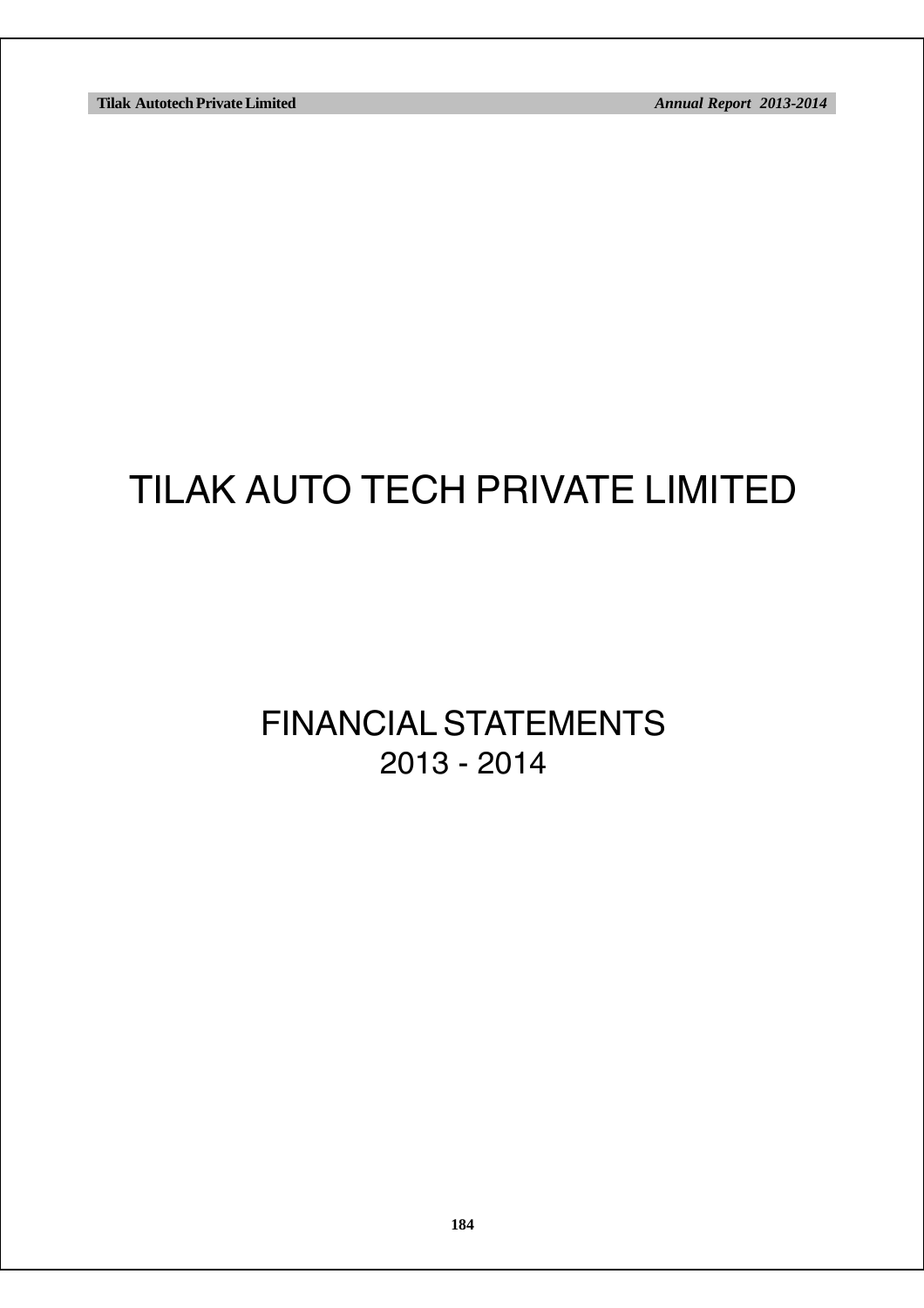# TILAK AUTO TECH PRIVATE LIMITED

## FINANCIAL STATEMENTS
## 2013 - 2014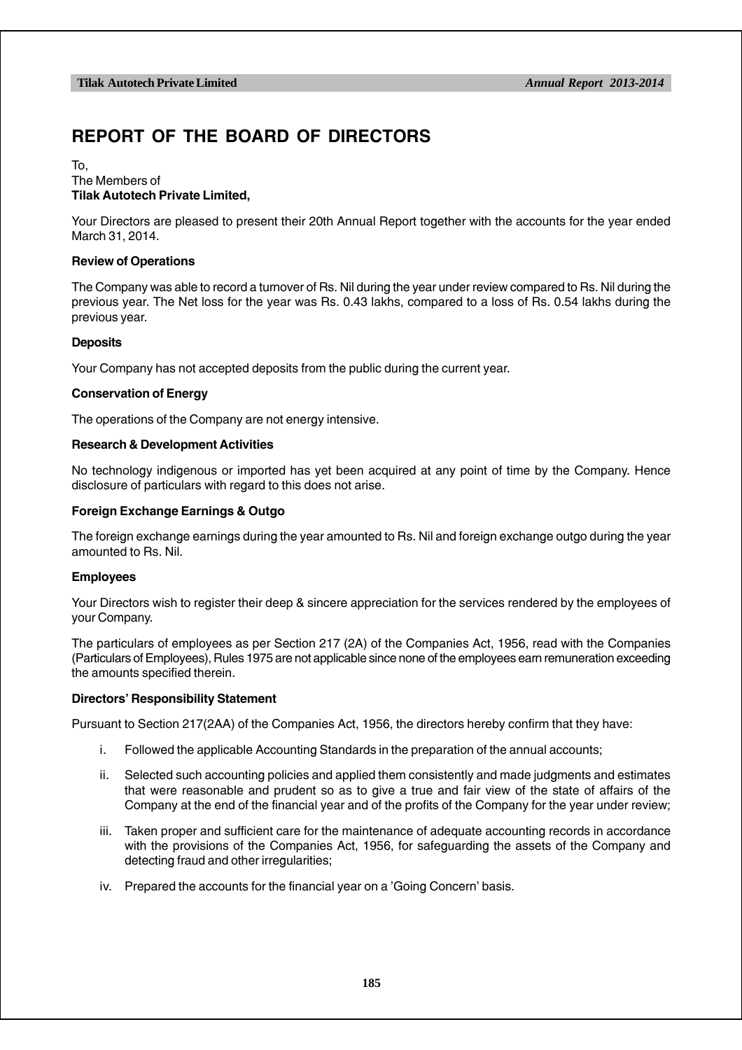# REPORT OF THE BOARD OF DIRECTORS

To,
The Members of
**Tilak Autotech Private Limited,**

Your Directors are pleased to present their 20th Annual Report together with the accounts for the year ended March 31, 2014.

**Review of Operations**

The Company was able to record a turnover of Rs. Nil during the year under review compared to Rs. Nil during the previous year. The Net loss for the year was Rs. 0.43 lakhs, compared to a loss of Rs. 0.54 lakhs during the previous year.

**Deposits**

Your Company has not accepted deposits from the public during the current year.

**Conservation of Energy**

The operations of the Company are not energy intensive.

**Research & Development Activities**

No technology indigenous or imported has yet been acquired at any point of time by the Company. Hence disclosure of particulars with regard to this does not arise.

**Foreign Exchange Earnings & Outgo**

The foreign exchange earnings during the year amounted to Rs. Nil and foreign exchange outgo during the year amounted to Rs. Nil.

**Employees**

Your Directors wish to register their deep & sincere appreciation for the services rendered by the employees of your Company.

The particulars of employees as per Section 217 (2A) of the Companies Act, 1956, read with the Companies (Particulars of Employees), Rules 1975 are not applicable since none of the employees earn remuneration exceeding the amounts specified therein.

**Directors' Responsibility Statement**

Pursuant to Section 217(2AA) of the Companies Act, 1956, the directors hereby confirm that they have:

i. Followed the applicable Accounting Standards in the preparation of the annual accounts;

ii. Selected such accounting policies and applied them consistently and made judgments and estimates that were reasonable and prudent so as to give a true and fair view of the state of affairs of the Company at the end of the financial year and of the profits of the Company for the year under review;

iii. Taken proper and sufficient care for the maintenance of adequate accounting records in accordance with the provisions of the Companies Act, 1956, for safeguarding the assets of the Company and detecting fraud and other irregularities;

iv. Prepared the accounts for the financial year on a 'Going Concern' basis.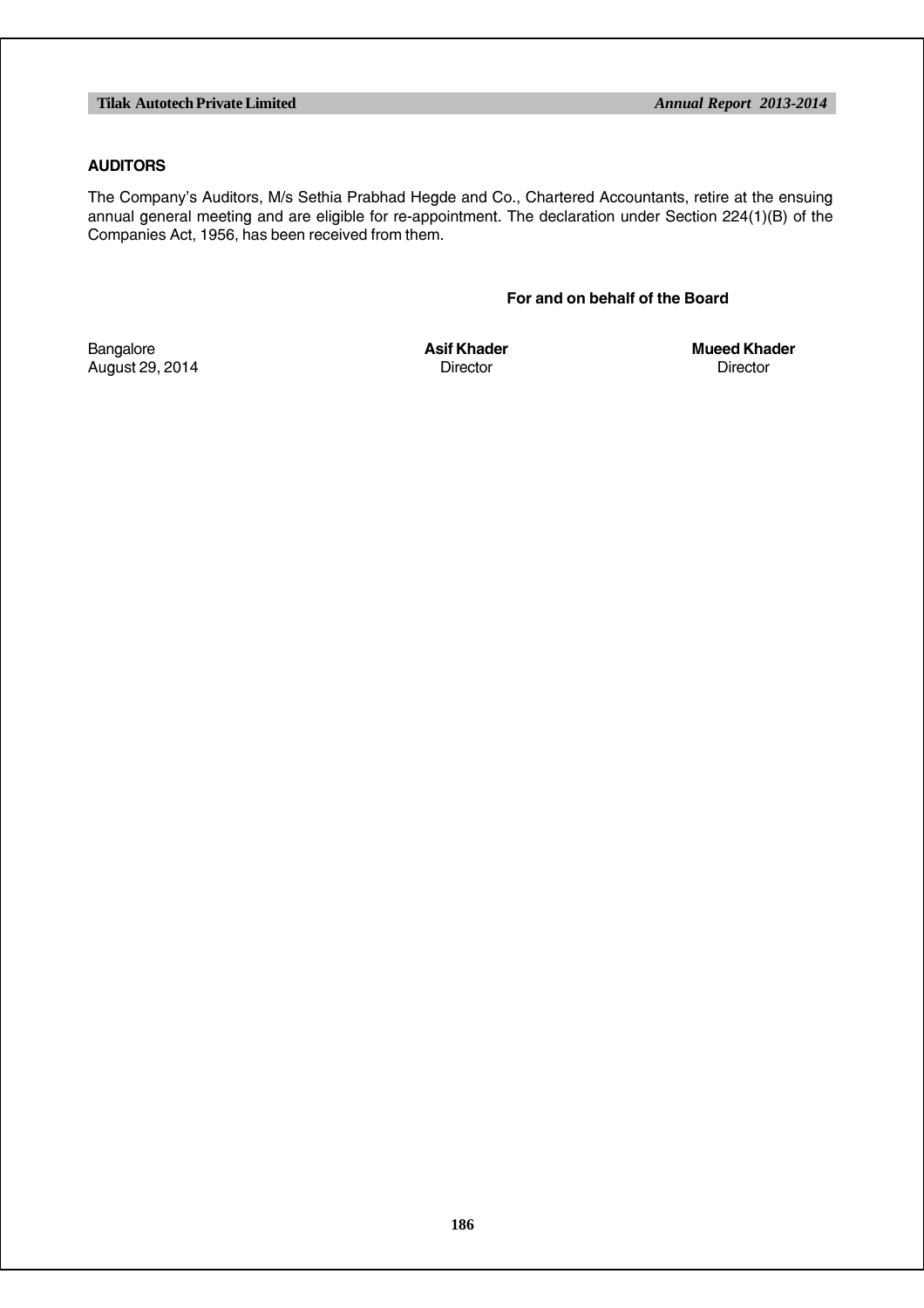**AUDITORS**

The Company's Auditors, M/s Sethia Prabhad Hegde and Co., Chartered Accountants, retire at the ensuing annual general meeting and are eligible for re-appointment. The declaration under Section 224(1)(B) of the Companies Act, 1956, has been received from them.

**For and on behalf of the Board**

| | | |
|---|---|---|
| Bangalore | **Asif Khader** | **Mueed Khader** |
| August 29, 2014 | Director | Director |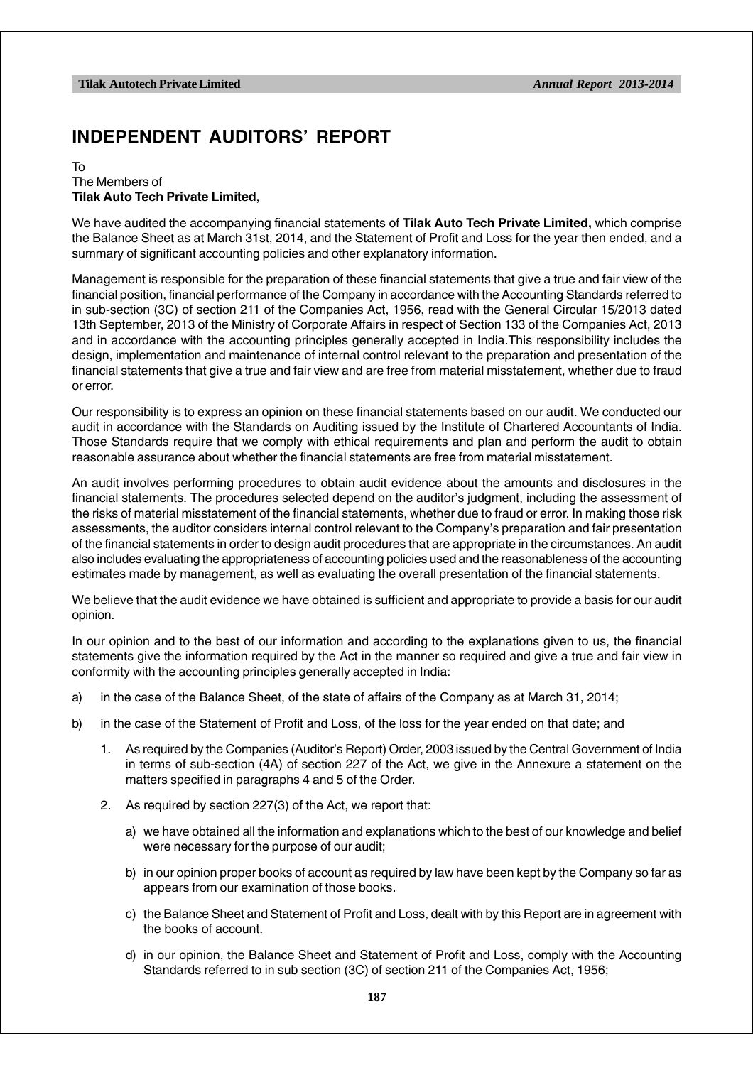# INDEPENDENT AUDITORS' REPORT

To
The Members of
**Tilak Auto Tech Private Limited,**

We have audited the accompanying financial statements of **Tilak Auto Tech Private Limited,** which comprise the Balance Sheet as at March 31st, 2014, and the Statement of Profit and Loss for the year then ended, and a summary of significant accounting policies and other explanatory information.

Management is responsible for the preparation of these financial statements that give a true and fair view of the financial position, financial performance of the Company in accordance with the Accounting Standards referred to in sub-section (3C) of section 211 of the Companies Act, 1956, read with the General Circular 15/2013 dated 13th September, 2013 of the Ministry of Corporate Affairs in respect of Section 133 of the Companies Act, 2013 and in accordance with the accounting principles generally accepted in India.This responsibility includes the design, implementation and maintenance of internal control relevant to the preparation and presentation of the financial statements that give a true and fair view and are free from material misstatement, whether due to fraud or error.

Our responsibility is to express an opinion on these financial statements based on our audit. We conducted our audit in accordance with the Standards on Auditing issued by the Institute of Chartered Accountants of India. Those Standards require that we comply with ethical requirements and plan and perform the audit to obtain reasonable assurance about whether the financial statements are free from material misstatement.

An audit involves performing procedures to obtain audit evidence about the amounts and disclosures in the financial statements. The procedures selected depend on the auditor's judgment, including the assessment of the risks of material misstatement of the financial statements, whether due to fraud or error. In making those risk assessments, the auditor considers internal control relevant to the Company's preparation and fair presentation of the financial statements in order to design audit procedures that are appropriate in the circumstances. An audit also includes evaluating the appropriateness of accounting policies used and the reasonableness of the accounting estimates made by management, as well as evaluating the overall presentation of the financial statements.

We believe that the audit evidence we have obtained is sufficient and appropriate to provide a basis for our audit opinion.

In our opinion and to the best of our information and according to the explanations given to us, the financial statements give the information required by the Act in the manner so required and give a true and fair view in conformity with the accounting principles generally accepted in India:

a) in the case of the Balance Sheet, of the state of affairs of the Company as at March 31, 2014;

b) in the case of the Statement of Profit and Loss, of the loss for the year ended on that date; and

1. As required by the Companies (Auditor's Report) Order, 2003 issued by the Central Government of India in terms of sub-section (4A) of section 227 of the Act, we give in the Annexure a statement on the matters specified in paragraphs 4 and 5 of the Order.

2. As required by section 227(3) of the Act, we report that:

   a) we have obtained all the information and explanations which to the best of our knowledge and belief were necessary for the purpose of our audit;

   b) in our opinion proper books of account as required by law have been kept by the Company so far as appears from our examination of those books.

   c) the Balance Sheet and Statement of Profit and Loss, dealt with by this Report are in agreement with the books of account.

   d) in our opinion, the Balance Sheet and Statement of Profit and Loss, comply with the Accounting Standards referred to in sub section (3C) of section 211 of the Companies Act, 1956;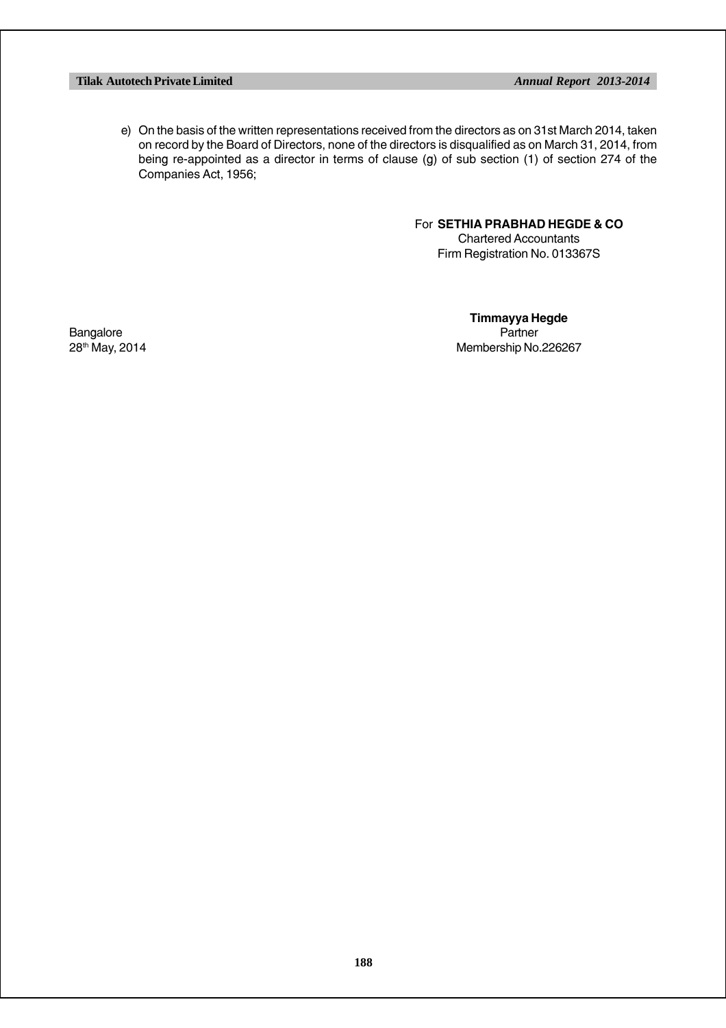e) On the basis of the written representations received from the directors as on 31st March 2014, taken on record by the Board of Directors, none of the directors is disqualified as on March 31, 2014, from being re-appointed as a director in terms of clause (g) of sub section (1) of section 274 of the Companies Act, 1956;

For **SETHIA PRABHAD HEGDE & CO**
Chartered Accountants
Firm Registration No. 013367S

**Timmayya Hegde**
Partner
Membership No.226267

Bangalore
28th May, 2014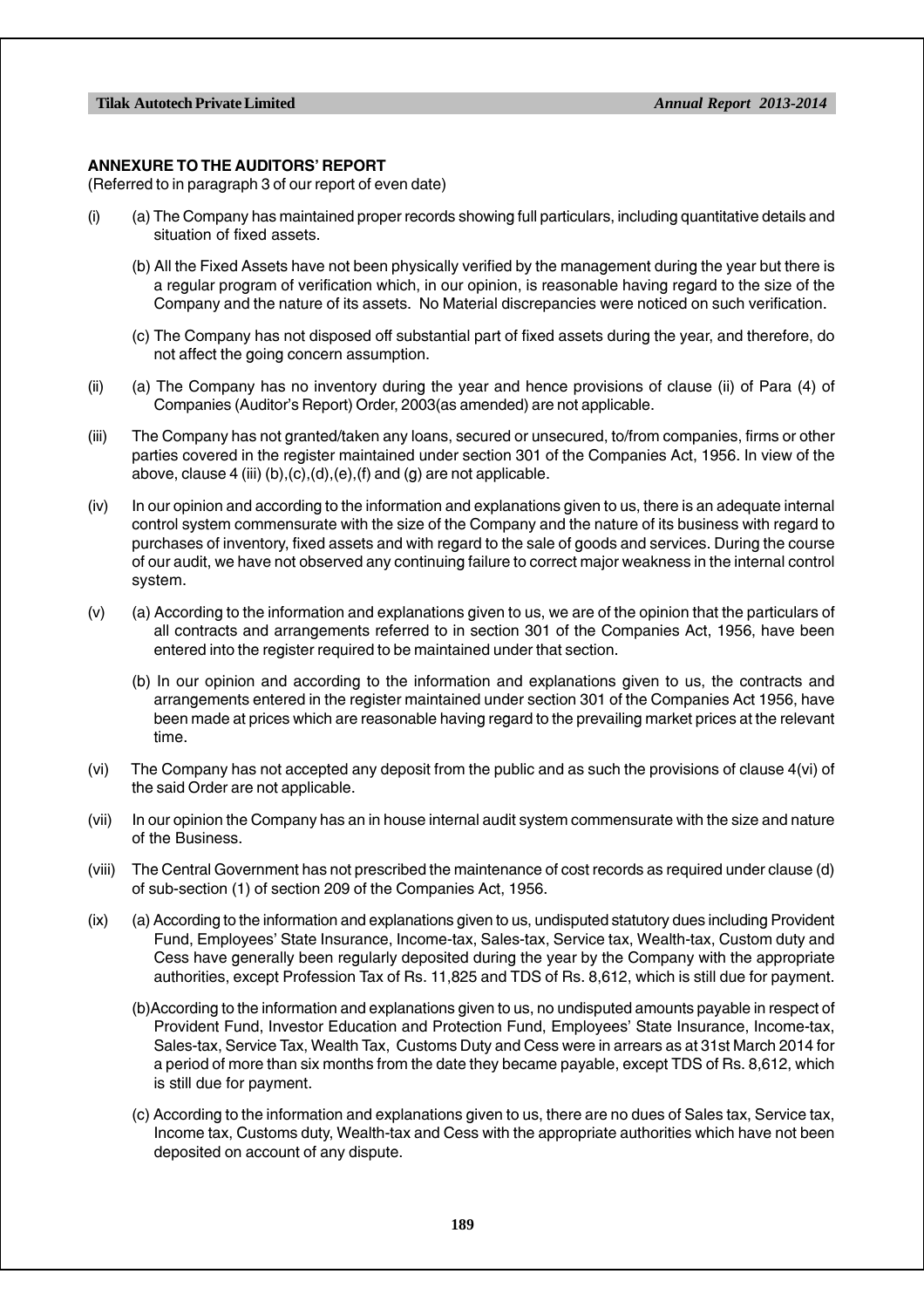## ANNEXURE TO THE AUDITORS' REPORT

(Referred to in paragraph 3 of our report of even date)

(i) (a) The Company has maintained proper records showing full particulars, including quantitative details and situation of fixed assets.

(b) All the Fixed Assets have not been physically verified by the management during the year but there is a regular program of verification which, in our opinion, is reasonable having regard to the size of the Company and the nature of its assets. No Material discrepancies were noticed on such verification.

(c) The Company has not disposed off substantial part of fixed assets during the year, and therefore, do not affect the going concern assumption.

(ii) (a) The Company has no inventory during the year and hence provisions of clause (ii) of Para (4) of Companies (Auditor's Report) Order, 2003(as amended) are not applicable.

(iii) The Company has not granted/taken any loans, secured or unsecured, to/from companies, firms or other parties covered in the register maintained under section 301 of the Companies Act, 1956. In view of the above, clause 4 (iii) (b),(c),(d),(e),(f) and (g) are not applicable.

(iv) In our opinion and according to the information and explanations given to us, there is an adequate internal control system commensurate with the size of the Company and the nature of its business with regard to purchases of inventory, fixed assets and with regard to the sale of goods and services. During the course of our audit, we have not observed any continuing failure to correct major weakness in the internal control system.

(v) (a) According to the information and explanations given to us, we are of the opinion that the particulars of all contracts and arrangements referred to in section 301 of the Companies Act, 1956, have been entered into the register required to be maintained under that section.

(b) In our opinion and according to the information and explanations given to us, the contracts and arrangements entered in the register maintained under section 301 of the Companies Act 1956, have been made at prices which are reasonable having regard to the prevailing market prices at the relevant time.

(vi) The Company has not accepted any deposit from the public and as such the provisions of clause 4(vi) of the said Order are not applicable.

(vii) In our opinion the Company has an in house internal audit system commensurate with the size and nature of the Business.

(viii) The Central Government has not prescribed the maintenance of cost records as required under clause (d) of sub-section (1) of section 209 of the Companies Act, 1956.

(ix) (a) According to the information and explanations given to us, undisputed statutory dues including Provident Fund, Employees' State Insurance, Income-tax, Sales-tax, Service tax, Wealth-tax, Custom duty and Cess have generally been regularly deposited during the year by the Company with the appropriate authorities, except Profession Tax of Rs. 11,825 and TDS of Rs. 8,612, which is still due for payment.

(b) According to the information and explanations given to us, no undisputed amounts payable in respect of Provident Fund, Investor Education and Protection Fund, Employees' State Insurance, Income-tax, Sales-tax, Service Tax, Wealth Tax, Customs Duty and Cess were in arrears as at 31st March 2014 for a period of more than six months from the date they became payable, except TDS of Rs. 8,612, which is still due for payment.

(c) According to the information and explanations given to us, there are no dues of Sales tax, Service tax, Income tax, Customs duty, Wealth-tax and Cess with the appropriate authorities which have not been deposited on account of any dispute.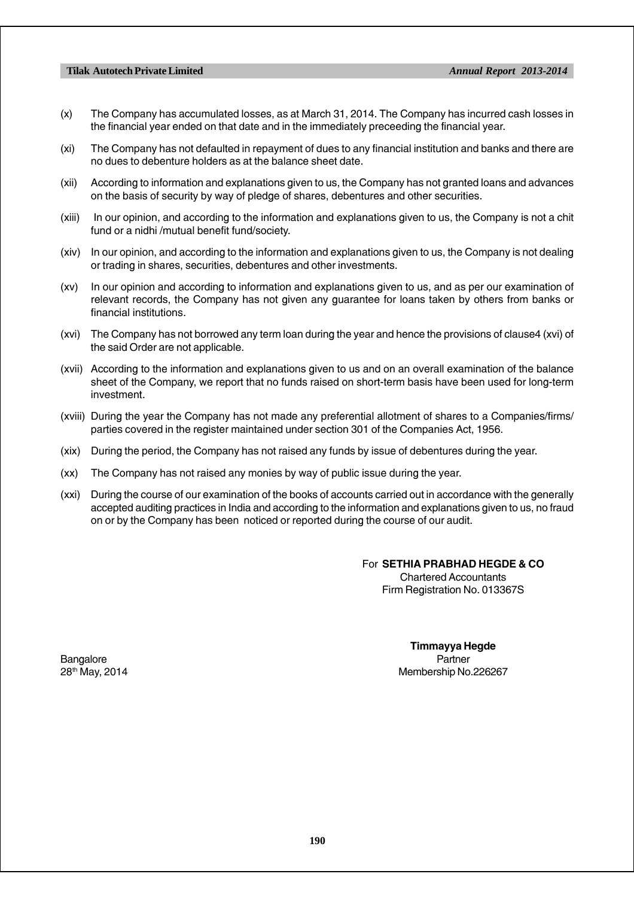(x) The Company has accumulated losses, as at March 31, 2014. The Company has incurred cash losses in the financial year ended on that date and in the immediately preceeding the financial year.

(xi) The Company has not defaulted in repayment of dues to any financial institution and banks and there are no dues to debenture holders as at the balance sheet date.

(xii) According to information and explanations given to us, the Company has not granted loans and advances on the basis of security by way of pledge of shares, debentures and other securities.

(xiii) In our opinion, and according to the information and explanations given to us, the Company is not a chit fund or a nidhi /mutual benefit fund/society.

(xiv) In our opinion, and according to the information and explanations given to us, the Company is not dealing or trading in shares, securities, debentures and other investments.

(xv) In our opinion and according to information and explanations given to us, and as per our examination of relevant records, the Company has not given any guarantee for loans taken by others from banks or financial institutions.

(xvi) The Company has not borrowed any term loan during the year and hence the provisions of clause4 (xvi) of the said Order are not applicable.

(xvii) According to the information and explanations given to us and on an overall examination of the balance sheet of the Company, we report that no funds raised on short-term basis have been used for long-term investment.

(xviii) During the year the Company has not made any preferential allotment of shares to a Companies/firms/ parties covered in the register maintained under section 301 of the Companies Act, 1956.

(xix) During the period, the Company has not raised any funds by issue of debentures during the year.

(xx) The Company has not raised any monies by way of public issue during the year.

(xxi) During the course of our examination of the books of accounts carried out in accordance with the generally accepted auditing practices in India and according to the information and explanations given to us, no fraud on or by the Company has been noticed or reported during the course of our audit.

For **SETHIA PRABHAD HEGDE & CO**
Chartered Accountants
Firm Registration No. 013367S

**Timmayya Hegde**
Partner
Membership No.226267

Bangalore
28th May, 2014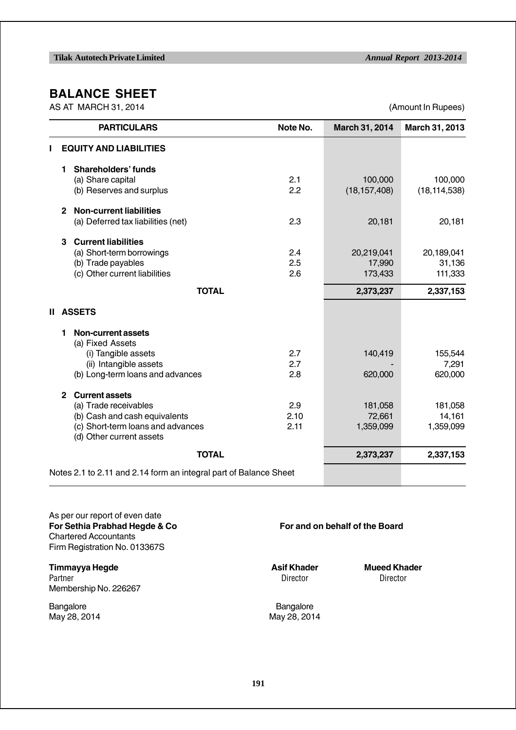# BALANCE SHEET

AS AT MARCH 31, 2014

(Amount In Rupees)

| PARTICULARS | Note No. | March 31, 2014 | March 31, 2013 |
|---|---|---|---|
| **I EQUITY AND LIABILITIES** | | | |
| **1 Shareholders' funds** | | | |
| (a) Share capital | 2.1 | 100,000 | 100,000 |
| (b) Reserves and surplus | 2.2 | (18,157,408) | (18,114,538) |
| **2 Non-current liabilities** | | | |
| (a) Deferred tax liabilities (net) | 2.3 | 20,181 | 20,181 |
| **3 Current liabilities** | | | |
| (a) Short-term borrowings | 2.4 | 20,219,041 | 20,189,041 |
| (b) Trade payables | 2.5 | 17,990 | 31,136 |
| (c) Other current liabilities | 2.6 | 173,433 | 111,333 |
| **TOTAL** | | **2,373,237** | **2,337,153** |
| **II ASSETS** | | | |
| **1 Non-current assets** | | | |
| (a) Fixed Assets | | | |
| (i) Tangible assets | 2.7 | 140,419 | 155,544 |
| (ii) Intangible assets | 2.7 | - | 7,291 |
| (b) Long-term loans and advances | 2.8 | 620,000 | 620,000 |
| **2 Current assets** | | | |
| (a) Trade receivables | 2.9 | 181,058 | 181,058 |
| (b) Cash and cash equivalents | 2.10 | 72,661 | 14,161 |
| (c) Short-term loans and advances | 2.11 | 1,359,099 | 1,359,099 |
| (d) Other current assets | | | |
| **TOTAL** | | **2,373,237** | **2,337,153** |

Notes 2.1 to 2.11 and 2.14 form an integral part of Balance Sheet

As per our report of even date
**For Sethia Prabhad Hegde & Co**
Chartered Accountants
Firm Registration No. 013367S

**Timmayya Hegde**
Partner
Membership No. 226267

Bangalore
May 28, 2014

**For and on behalf of the Board**

**Asif Khader**
Director

**Mueed Khader**
Director

Bangalore
May 28, 2014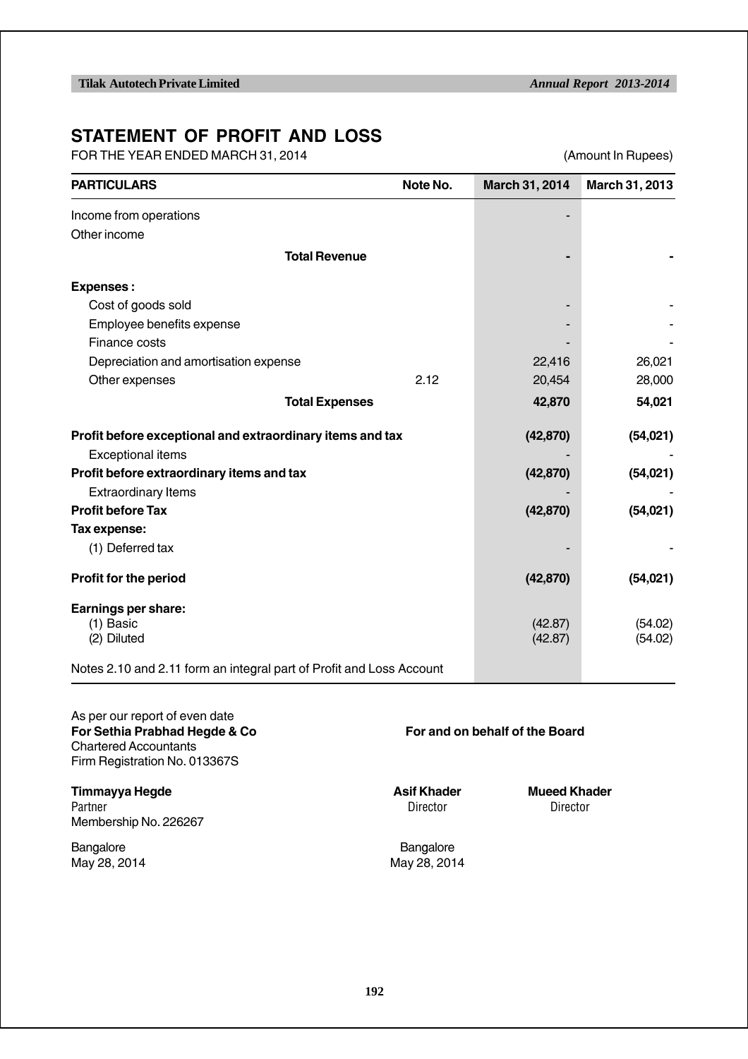## STATEMENT OF PROFIT AND LOSS

FOR THE YEAR ENDED MARCH 31, 2014 (Amount In Rupees)

| PARTICULARS | Note No. | March 31, 2014 | March 31, 2013 |
|---|---|---|---|
| Income from operations | | - | |
| Other income | | | |
| **Total Revenue** | | **-** | **-** |
| **Expenses :** | | | |
| Cost of goods sold | | - | - |
| Employee benefits expense | | - | - |
| Finance costs | | - | - |
| Depreciation and amortisation expense | | 22,416 | 26,021 |
| Other expenses | 2.12 | 20,454 | 28,000 |
| **Total Expenses** | | **42,870** | **54,021** |
| **Profit before exceptional and extraordinary items and tax** | | **(42,870)** | **(54,021)** |
| Exceptional items | | - | - |
| **Profit before extraordinary items and tax** | | **(42,870)** | **(54,021)** |
| Extraordinary Items | | - | - |
| **Profit before Tax** | | **(42,870)** | **(54,021)** |
| **Tax expense:** | | | |
| (1) Deferred tax | | - | - |
| **Profit for the period** | | **(42,870)** | **(54,021)** |
| **Earnings per share:** | | | |
| (1) Basic | | (42.87) | (54.02) |
| (2) Diluted | | (42.87) | (54.02) |

Notes 2.10 and 2.11 form an integral part of Profit and Loss Account

As per our report of even date
**For Sethia Prabhad Hegde & Co**
Chartered Accountants
Firm Registration No. 013367S

**Timmayya Hegde**
Partner
Membership No. 226267

Bangalore
May 28, 2014

**For and on behalf of the Board**

**Asif Khader**
Director

**Mueed Khader**
Director

Bangalore
May 28, 2014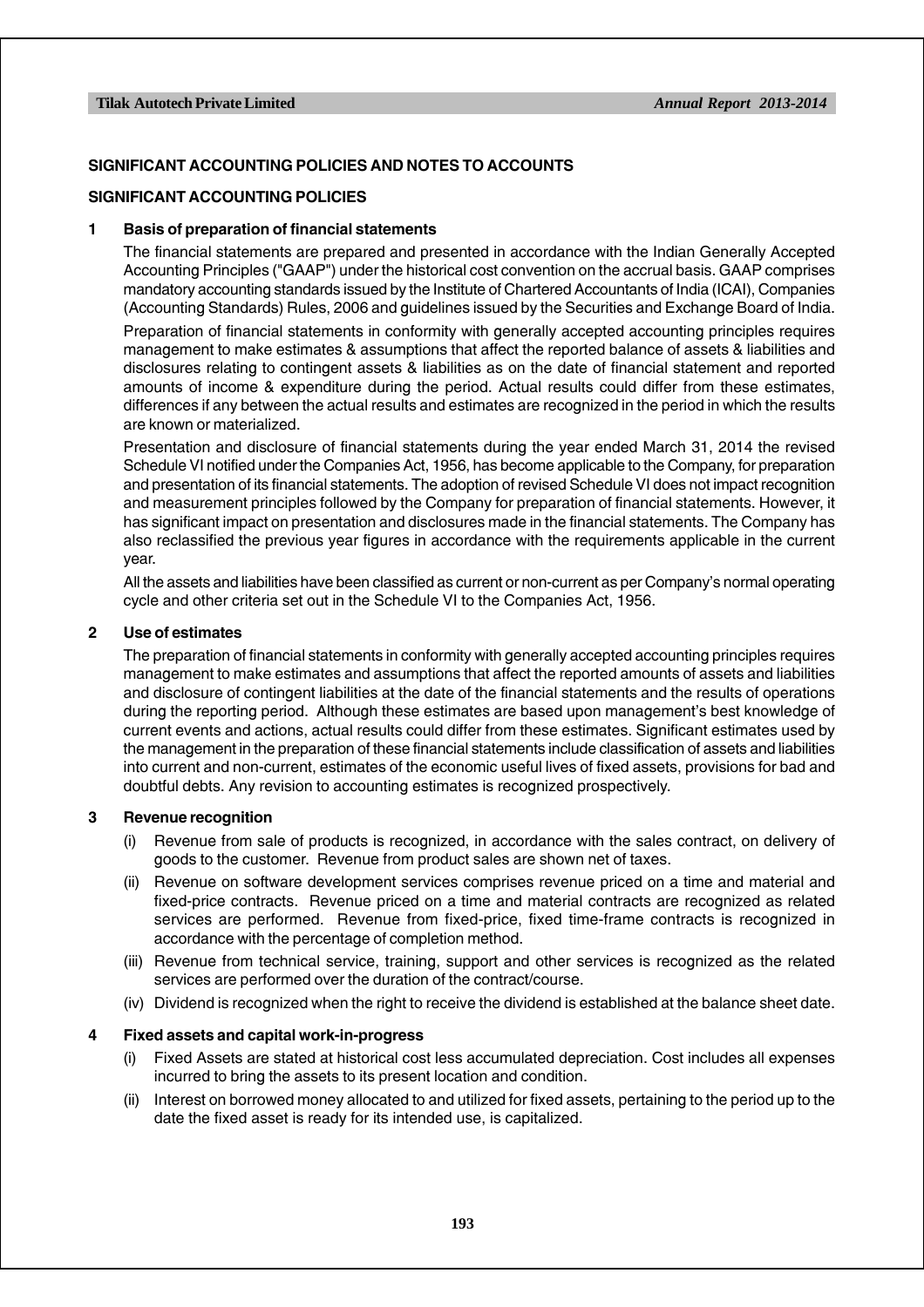## SIGNIFICANT ACCOUNTING POLICIES AND NOTES TO ACCOUNTS

## SIGNIFICANT ACCOUNTING POLICIES

### 1 Basis of preparation of financial statements

The financial statements are prepared and presented in accordance with the Indian Generally Accepted Accounting Principles ("GAAP") under the historical cost convention on the accrual basis. GAAP comprises mandatory accounting standards issued by the Institute of Chartered Accountants of India (ICAI), Companies (Accounting Standards) Rules, 2006 and guidelines issued by the Securities and Exchange Board of India.

Preparation of financial statements in conformity with generally accepted accounting principles requires management to make estimates & assumptions that affect the reported balance of assets & liabilities and disclosures relating to contingent assets & liabilities as on the date of financial statement and reported amounts of income & expenditure during the period. Actual results could differ from these estimates, differences if any between the actual results and estimates are recognized in the period in which the results are known or materialized.

Presentation and disclosure of financial statements during the year ended March 31, 2014 the revised Schedule VI notified under the Companies Act, 1956, has become applicable to the Company, for preparation and presentation of its financial statements. The adoption of revised Schedule VI does not impact recognition and measurement principles followed by the Company for preparation of financial statements. However, it has significant impact on presentation and disclosures made in the financial statements. The Company has also reclassified the previous year figures in accordance with the requirements applicable in the current year.

All the assets and liabilities have been classified as current or non-current as per Company's normal operating cycle and other criteria set out in the Schedule VI to the Companies Act, 1956.

### 2 Use of estimates

The preparation of financial statements in conformity with generally accepted accounting principles requires management to make estimates and assumptions that affect the reported amounts of assets and liabilities and disclosure of contingent liabilities at the date of the financial statements and the results of operations during the reporting period. Although these estimates are based upon management's best knowledge of current events and actions, actual results could differ from these estimates. Significant estimates used by the management in the preparation of these financial statements include classification of assets and liabilities into current and non-current, estimates of the economic useful lives of fixed assets, provisions for bad and doubtful debts. Any revision to accounting estimates is recognized prospectively.

### 3 Revenue recognition

(i) Revenue from sale of products is recognized, in accordance with the sales contract, on delivery of goods to the customer. Revenue from product sales are shown net of taxes.

(ii) Revenue on software development services comprises revenue priced on a time and material and fixed-price contracts. Revenue priced on a time and material contracts are recognized as related services are performed. Revenue from fixed-price, fixed time-frame contracts is recognized in accordance with the percentage of completion method.

(iii) Revenue from technical service, training, support and other services is recognized as the related services are performed over the duration of the contract/course.

(iv) Dividend is recognized when the right to receive the dividend is established at the balance sheet date.

### 4 Fixed assets and capital work-in-progress

(i) Fixed Assets are stated at historical cost less accumulated depreciation. Cost includes all expenses incurred to bring the assets to its present location and condition.

(ii) Interest on borrowed money allocated to and utilized for fixed assets, pertaining to the period up to the date the fixed asset is ready for its intended use, is capitalized.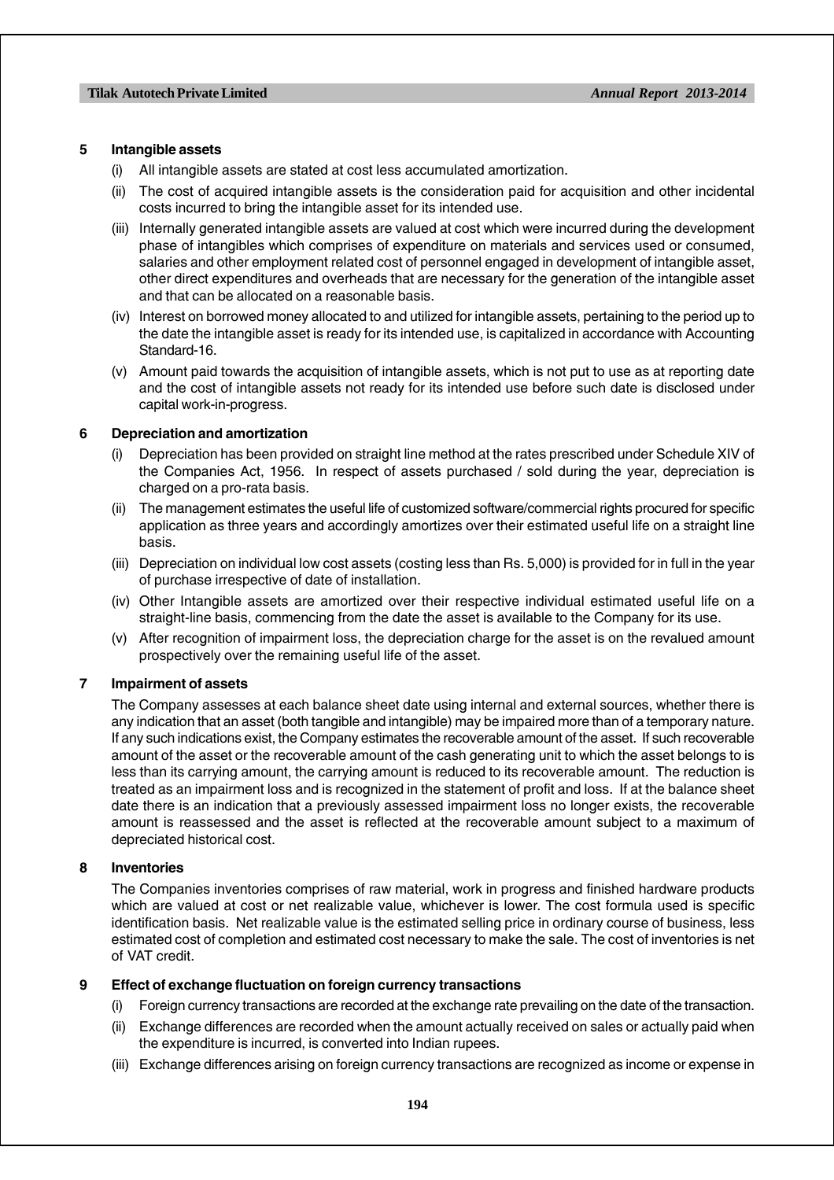## 5 Intangible assets

(i) All intangible assets are stated at cost less accumulated amortization.

(ii) The cost of acquired intangible assets is the consideration paid for acquisition and other incidental costs incurred to bring the intangible asset for its intended use.

(iii) Internally generated intangible assets are valued at cost which were incurred during the development phase of intangibles which comprises of expenditure on materials and services used or consumed, salaries and other employment related cost of personnel engaged in development of intangible asset, other direct expenditures and overheads that are necessary for the generation of the intangible asset and that can be allocated on a reasonable basis.

(iv) Interest on borrowed money allocated to and utilized for intangible assets, pertaining to the period up to the date the intangible asset is ready for its intended use, is capitalized in accordance with Accounting Standard-16.

(v) Amount paid towards the acquisition of intangible assets, which is not put to use as at reporting date and the cost of intangible assets not ready for its intended use before such date is disclosed under capital work-in-progress.

## 6 Depreciation and amortization

(i) Depreciation has been provided on straight line method at the rates prescribed under Schedule XIV of the Companies Act, 1956. In respect of assets purchased / sold during the year, depreciation is charged on a pro-rata basis.

(ii) The management estimates the useful life of customized software/commercial rights procured for specific application as three years and accordingly amortizes over their estimated useful life on a straight line basis.

(iii) Depreciation on individual low cost assets (costing less than Rs. 5,000) is provided for in full in the year of purchase irrespective of date of installation.

(iv) Other Intangible assets are amortized over their respective individual estimated useful life on a straight-line basis, commencing from the date the asset is available to the Company for its use.

(v) After recognition of impairment loss, the depreciation charge for the asset is on the revalued amount prospectively over the remaining useful life of the asset.

## 7 Impairment of assets

The Company assesses at each balance sheet date using internal and external sources, whether there is any indication that an asset (both tangible and intangible) may be impaired more than of a temporary nature. If any such indications exist, the Company estimates the recoverable amount of the asset. If such recoverable amount of the asset or the recoverable amount of the cash generating unit to which the asset belongs to is less than its carrying amount, the carrying amount is reduced to its recoverable amount. The reduction is treated as an impairment loss and is recognized in the statement of profit and loss. If at the balance sheet date there is an indication that a previously assessed impairment loss no longer exists, the recoverable amount is reassessed and the asset is reflected at the recoverable amount subject to a maximum of depreciated historical cost.

## 8 Inventories

The Companies inventories comprises of raw material, work in progress and finished hardware products which are valued at cost or net realizable value, whichever is lower. The cost formula used is specific identification basis. Net realizable value is the estimated selling price in ordinary course of business, less estimated cost of completion and estimated cost necessary to make the sale. The cost of inventories is net of VAT credit.

## 9 Effect of exchange fluctuation on foreign currency transactions

(i) Foreign currency transactions are recorded at the exchange rate prevailing on the date of the transaction.

(ii) Exchange differences are recorded when the amount actually received on sales or actually paid when the expenditure is incurred, is converted into Indian rupees.

(iii) Exchange differences arising on foreign currency transactions are recognized as income or expense in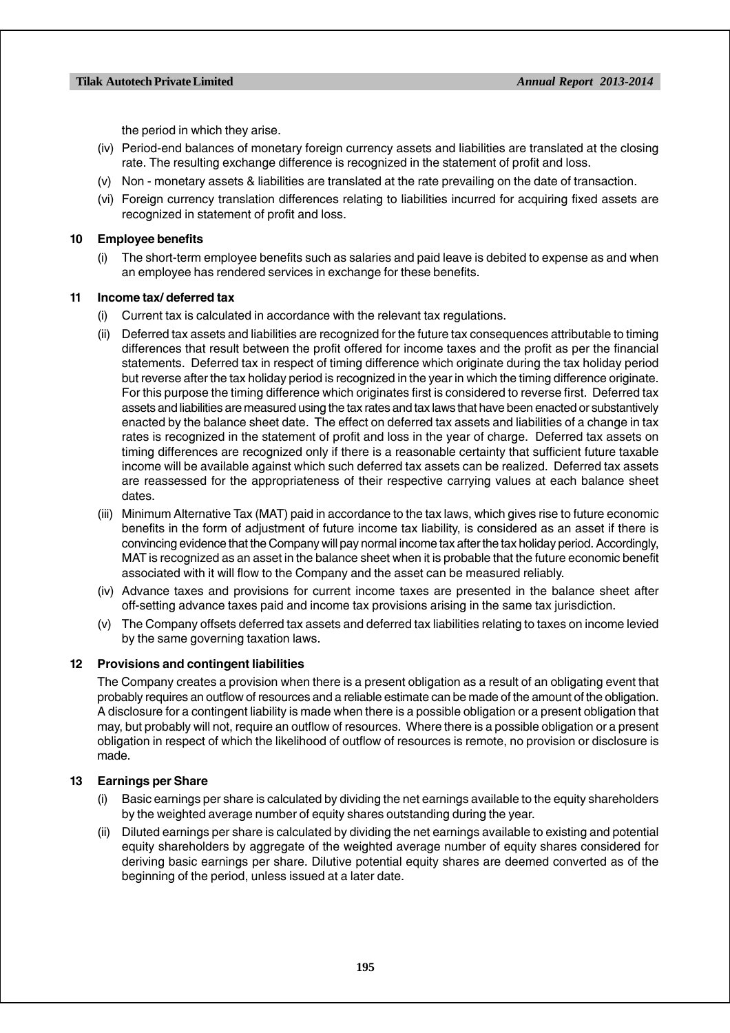the period in which they arise.

(iv) Period-end balances of monetary foreign currency assets and liabilities are translated at the closing rate. The resulting exchange difference is recognized in the statement of profit and loss.

(v) Non - monetary assets & liabilities are translated at the rate prevailing on the date of transaction.

(vi) Foreign currency translation differences relating to liabilities incurred for acquiring fixed assets are recognized in statement of profit and loss.

**10 Employee benefits**

(i) The short-term employee benefits such as salaries and paid leave is debited to expense as and when an employee has rendered services in exchange for these benefits.

**11 Income tax/ deferred tax**

(i) Current tax is calculated in accordance with the relevant tax regulations.

(ii) Deferred tax assets and liabilities are recognized for the future tax consequences attributable to timing differences that result between the profit offered for income taxes and the profit as per the financial statements. Deferred tax in respect of timing difference which originate during the tax holiday period but reverse after the tax holiday period is recognized in the year in which the timing difference originate. For this purpose the timing difference which originates first is considered to reverse first. Deferred tax assets and liabilities are measured using the tax rates and tax laws that have been enacted or substantively enacted by the balance sheet date. The effect on deferred tax assets and liabilities of a change in tax rates is recognized in the statement of profit and loss in the year of charge. Deferred tax assets on timing differences are recognized only if there is a reasonable certainty that sufficient future taxable income will be available against which such deferred tax assets can be realized. Deferred tax assets are reassessed for the appropriateness of their respective carrying values at each balance sheet dates.

(iii) Minimum Alternative Tax (MAT) paid in accordance to the tax laws, which gives rise to future economic benefits in the form of adjustment of future income tax liability, is considered as an asset if there is convincing evidence that the Company will pay normal income tax after the tax holiday period. Accordingly, MAT is recognized as an asset in the balance sheet when it is probable that the future economic benefit associated with it will flow to the Company and the asset can be measured reliably.

(iv) Advance taxes and provisions for current income taxes are presented in the balance sheet after off-setting advance taxes paid and income tax provisions arising in the same tax jurisdiction.

(v) The Company offsets deferred tax assets and deferred tax liabilities relating to taxes on income levied by the same governing taxation laws.

**12 Provisions and contingent liabilities**

The Company creates a provision when there is a present obligation as a result of an obligating event that probably requires an outflow of resources and a reliable estimate can be made of the amount of the obligation. A disclosure for a contingent liability is made when there is a possible obligation or a present obligation that may, but probably will not, require an outflow of resources. Where there is a possible obligation or a present obligation in respect of which the likelihood of outflow of resources is remote, no provision or disclosure is made.

**13 Earnings per Share**

(i) Basic earnings per share is calculated by dividing the net earnings available to the equity shareholders by the weighted average number of equity shares outstanding during the year.

(ii) Diluted earnings per share is calculated by dividing the net earnings available to existing and potential equity shareholders by aggregate of the weighted average number of equity shares considered for deriving basic earnings per share. Dilutive potential equity shares are deemed converted as of the beginning of the period, unless issued at a later date.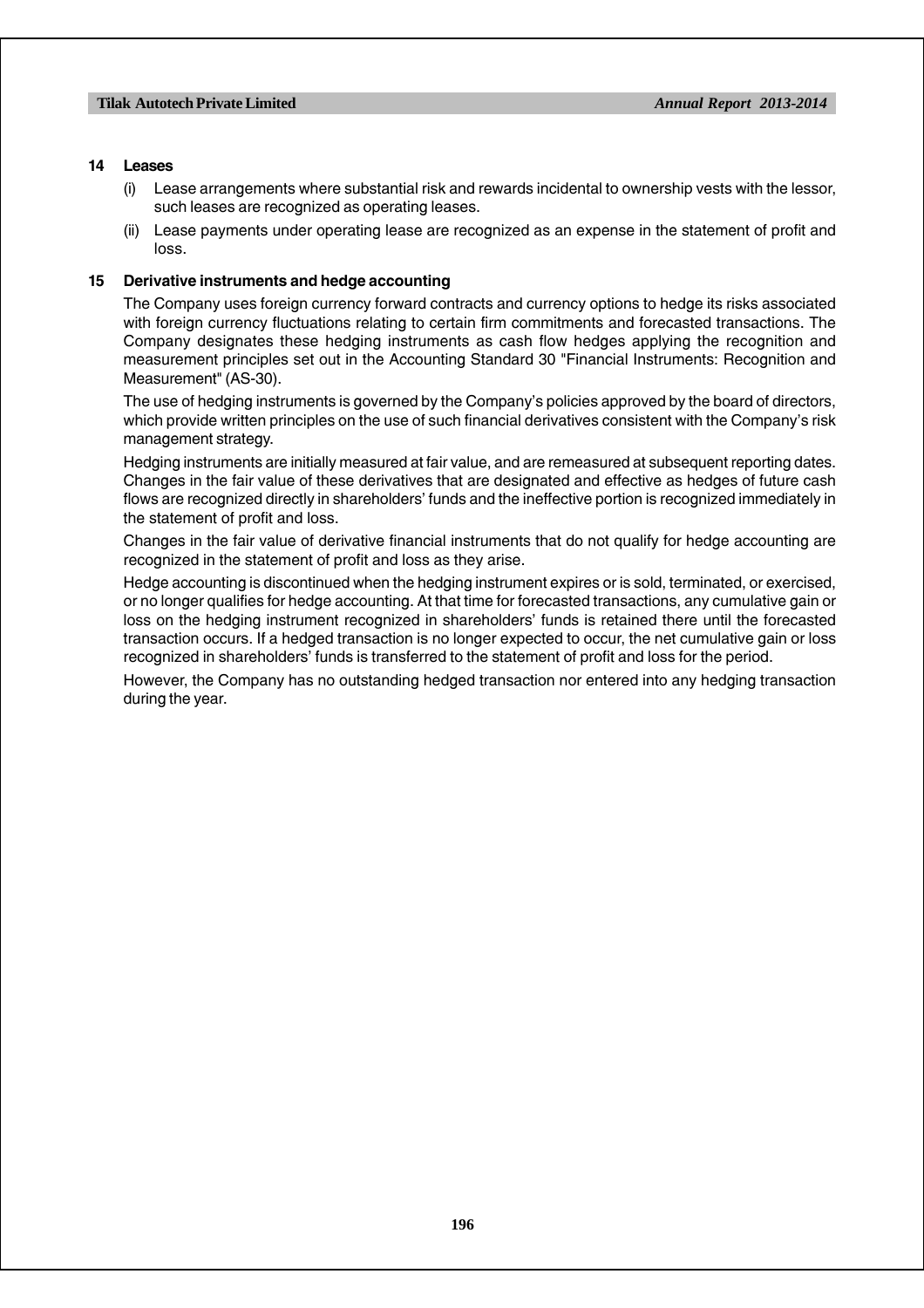## 14 Leases

(i) Lease arrangements where substantial risk and rewards incidental to ownership vests with the lessor, such leases are recognized as operating leases.

(ii) Lease payments under operating lease are recognized as an expense in the statement of profit and loss.

## 15 Derivative instruments and hedge accounting

The Company uses foreign currency forward contracts and currency options to hedge its risks associated with foreign currency fluctuations relating to certain firm commitments and forecasted transactions. The Company designates these hedging instruments as cash flow hedges applying the recognition and measurement principles set out in the Accounting Standard 30 "Financial Instruments: Recognition and Measurement" (AS-30).

The use of hedging instruments is governed by the Company's policies approved by the board of directors, which provide written principles on the use of such financial derivatives consistent with the Company's risk management strategy.

Hedging instruments are initially measured at fair value, and are remeasured at subsequent reporting dates. Changes in the fair value of these derivatives that are designated and effective as hedges of future cash flows are recognized directly in shareholders' funds and the ineffective portion is recognized immediately in the statement of profit and loss.

Changes in the fair value of derivative financial instruments that do not qualify for hedge accounting are recognized in the statement of profit and loss as they arise.

Hedge accounting is discontinued when the hedging instrument expires or is sold, terminated, or exercised, or no longer qualifies for hedge accounting. At that time for forecasted transactions, any cumulative gain or loss on the hedging instrument recognized in shareholders' funds is retained there until the forecasted transaction occurs. If a hedged transaction is no longer expected to occur, the net cumulative gain or loss recognized in shareholders' funds is transferred to the statement of profit and loss for the period.

However, the Company has no outstanding hedged transaction nor entered into any hedging transaction during the year.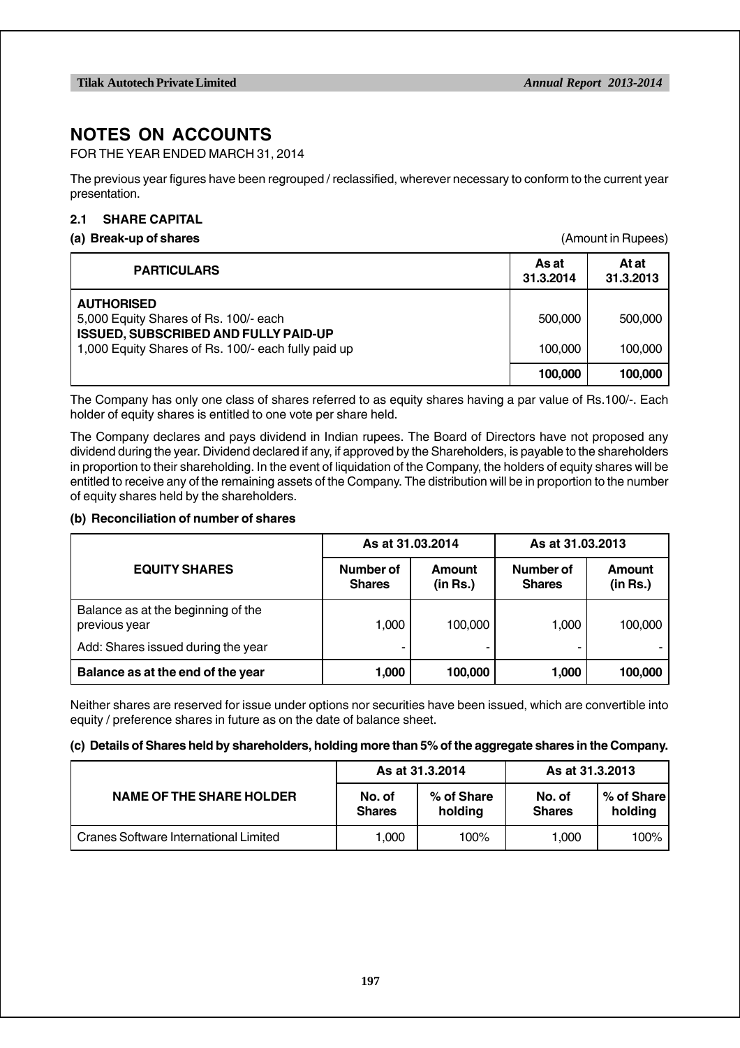# NOTES ON ACCOUNTS

FOR THE YEAR ENDED MARCH 31, 2014

The previous year figures have been regrouped / reclassified, wherever necessary to conform to the current year presentation.

## 2.1 SHARE CAPITAL

### (a) Break-up of shares

(Amount in Rupees)

| PARTICULARS | As at 31.3.2014 | At at 31.3.2013 |
|---|---|---|
| **AUTHORISED** | | |
| 5,000 Equity Shares of Rs. 100/- each | 500,000 | 500,000 |
| **ISSUED, SUBSCRIBED AND FULLY PAID-UP** | | |
| 1,000 Equity Shares of Rs. 100/- each fully paid up | 100,000 | 100,000 |
| | **100,000** | **100,000** |

The Company has only one class of shares referred to as equity shares having a par value of Rs.100/-. Each holder of equity shares is entitled to one vote per share held.

The Company declares and pays dividend in Indian rupees. The Board of Directors have not proposed any dividend during the year. Dividend declared if any, if approved by the Shareholders, is payable to the shareholders in proportion to their shareholding. In the event of liquidation of the Company, the holders of equity shares will be entitled to receive any of the remaining assets of the Company. The distribution will be in proportion to the number of equity shares held by the shareholders.

### (b) Reconciliation of number of shares

| EQUITY SHARES | As at 31.03.2014 | | As at 31.03.2013 | |
|---|---|---|---|---|
| | Number of Shares | Amount (in Rs.) | Number of Shares | Amount (in Rs.) |
| Balance as at the beginning of the previous year | 1,000 | 100,000 | 1,000 | 100,000 |
| Add: Shares issued during the year | - | - | - | - |
| **Balance as at the end of the year** | **1,000** | **100,000** | **1,000** | **100,000** |

Neither shares are reserved for issue under options nor securities have been issued, which are convertible into equity / preference shares in future as on the date of balance sheet.

### (c) Details of Shares held by shareholders, holding more than 5% of the aggregate shares in the Company.

| NAME OF THE SHARE HOLDER | As at 31.3.2014 | | As at 31.3.2013 | |
|---|---|---|---|---|
| | No. of Shares | % of Share holding | No. of Shares | % of Share holding |
| Cranes Software International Limited | 1,000 | 100% | 1,000 | 100% |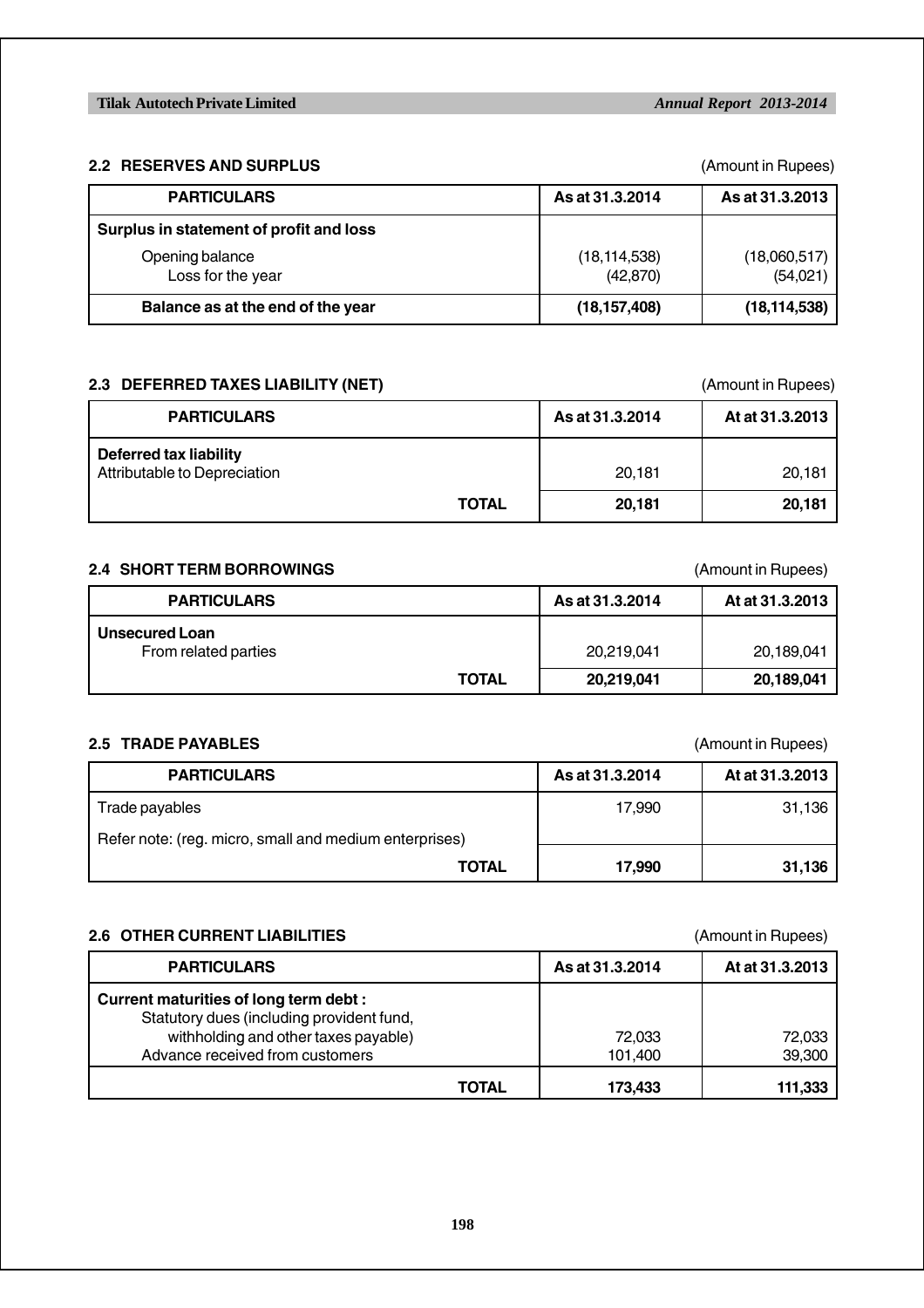## 2.2 RESERVES AND SURPLUS

(Amount in Rupees)

| PARTICULARS | As at 31.3.2014 | As at 31.3.2013 |
|---|---|---|
| **Surplus in statement of profit and loss** | | |
| Opening balance | (18,114,538) | (18,060,517) |
| Loss for the year | (42,870) | (54,021) |
| **Balance as at the end of the year** | **(18,157,408)** | **(18,114,538)** |

## 2.3 DEFERRED TAXES LIABILITY (NET)

(Amount in Rupees)

| PARTICULARS | As at 31.3.2014 | At at 31.3.2013 |
|---|---|---|
| **Deferred tax liability** | | |
| Attributable to Depreciation | 20,181 | 20,181 |
| **TOTAL** | **20,181** | **20,181** |

## 2.4 SHORT TERM BORROWINGS

(Amount in Rupees)

| PARTICULARS | As at 31.3.2014 | At at 31.3.2013 |
|---|---|---|
| **Unsecured Loan** | | |
| From related parties | 20,219,041 | 20,189,041 |
| **TOTAL** | **20,219,041** | **20,189,041** |

## 2.5 TRADE PAYABLES

(Amount in Rupees)

| PARTICULARS | As at 31.3.2014 | At at 31.3.2013 |
|---|---|---|
| Trade payables | 17,990 | 31,136 |
| Refer note: (reg. micro, small and medium enterprises) | | |
| **TOTAL** | **17,990** | **31,136** |

## 2.6 OTHER CURRENT LIABILITIES

(Amount in Rupees)

| PARTICULARS | As at 31.3.2014 | At at 31.3.2013 |
|---|---|---|
| **Current maturities of long term debt :** | | |
| Statutory dues (including provident fund, withholding and other taxes payable) | 72,033 | 72,033 |
| Advance received from customers | 101,400 | 39,300 |
| **TOTAL** | **173,433** | **111,333** |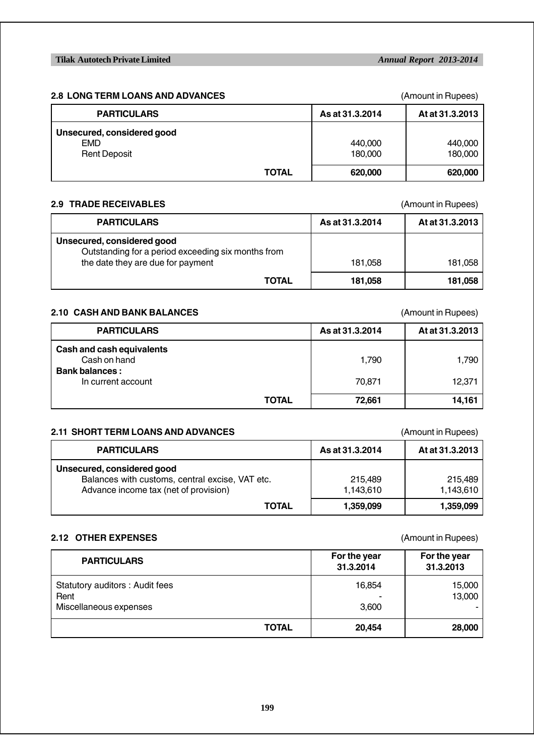### 2.8 LONG TERM LOANS AND ADVANCES

(Amount in Rupees)

| PARTICULARS | As at 31.3.2014 | At at 31.3.2013 |
|---|---|---|
| **Unsecured, considered good** | | |
| EMD | 440,000 | 440,000 |
| Rent Deposit | 180,000 | 180,000 |
| **TOTAL** | **620,000** | **620,000** |

### 2.9 TRADE RECEIVABLES

(Amount in Rupees)

| PARTICULARS | As at 31.3.2014 | At at 31.3.2013 |
|---|---|---|
| **Unsecured, considered good** | | |
| Outstanding for a period exceeding six months from the date they are due for payment | 181,058 | 181,058 |
| **TOTAL** | **181,058** | **181,058** |

### 2.10 CASH AND BANK BALANCES

(Amount in Rupees)

| PARTICULARS | As at 31.3.2014 | At at 31.3.2013 |
|---|---|---|
| **Cash and cash equivalents** | | |
| Cash on hand | 1,790 | 1,790 |
| **Bank balances :** | | |
| In current account | 70,871 | 12,371 |
| **TOTAL** | **72,661** | **14,161** |

### 2.11 SHORT TERM LOANS AND ADVANCES

(Amount in Rupees)

| PARTICULARS | As at 31.3.2014 | At at 31.3.2013 |
|---|---|---|
| **Unsecured, considered good** | | |
| Balances with customs, central excise, VAT etc. | 215,489 | 215,489 |
| Advance income tax (net of provision) | 1,143,610 | 1,143,610 |
| **TOTAL** | **1,359,099** | **1,359,099** |

### 2.12 OTHER EXPENSES

(Amount in Rupees)

| PARTICULARS | For the year 31.3.2014 | For the year 31.3.2013 |
|---|---|---|
| Statutory auditors : Audit fees | 16,854 | 15,000 |
| Rent | - | 13,000 |
| Miscellaneous expenses | 3,600 | - |
| **TOTAL** | **20,454** | **28,000** |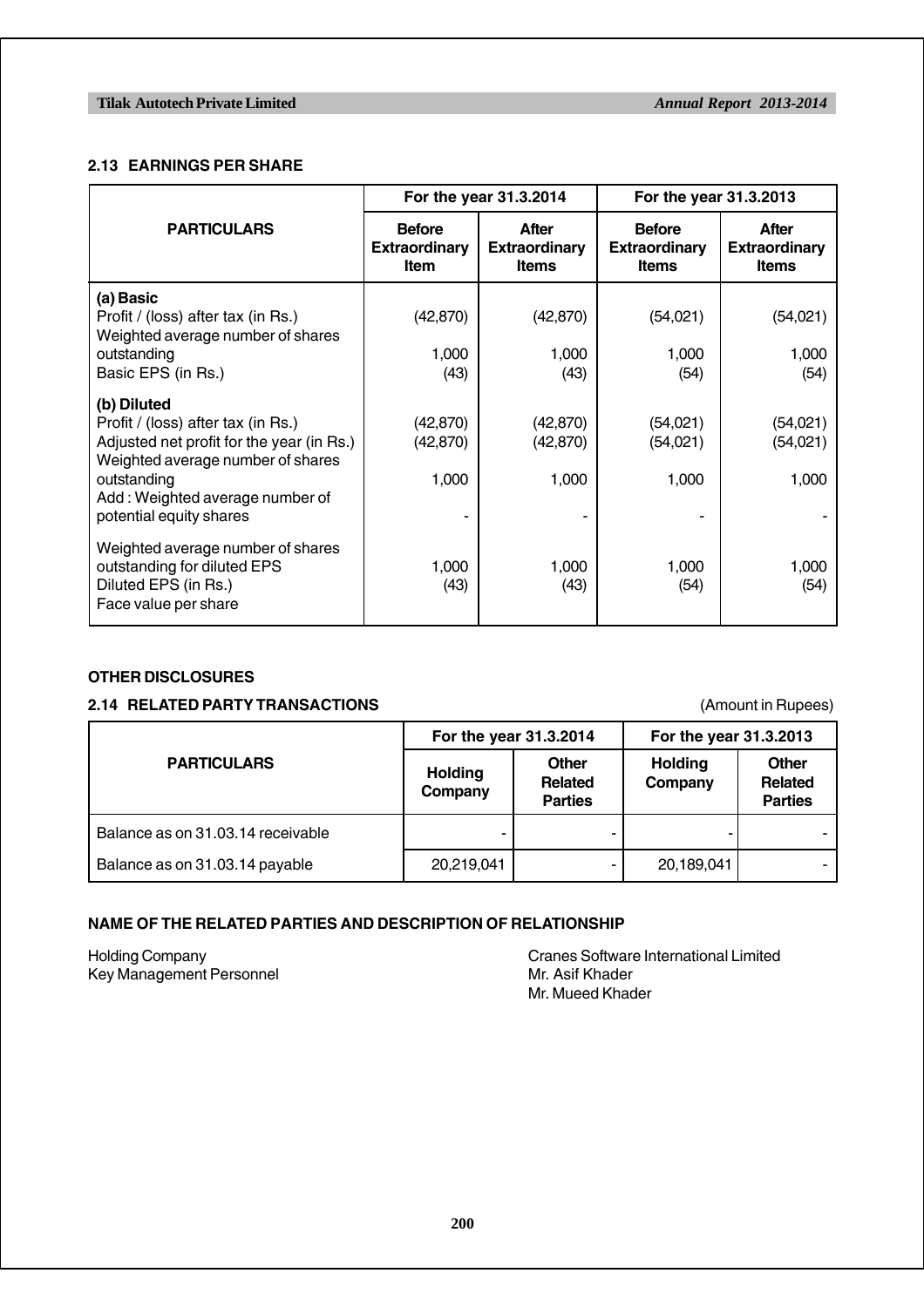## 2.13 EARNINGS PER SHARE

| PARTICULARS | For the year 31.3.2014 | | For the year 31.3.2013 | |
|---|---|---|---|---|
| | Before Extraordinary Item | After Extraordinary Items | Before Extraordinary Items | After Extraordinary Items |
| **(a) Basic** | | | | |
| Profit / (loss) after tax (in Rs.) | (42,870) | (42,870) | (54,021) | (54,021) |
| Weighted average number of shares outstanding | 1,000 | 1,000 | 1,000 | 1,000 |
| Basic EPS (in Rs.) | (43) | (43) | (54) | (54) |
| **(b) Diluted** | | | | |
| Profit / (loss) after tax (in Rs.) | (42,870) | (42,870) | (54,021) | (54,021) |
| Adjusted net profit for the year (in Rs.) | (42,870) | (42,870) | (54,021) | (54,021) |
| Weighted average number of shares outstanding | 1,000 | 1,000 | 1,000 | 1,000 |
| Add : Weighted average number of potential equity shares | - | - | - | - |
| Weighted average number of shares outstanding for diluted EPS | 1,000 | 1,000 | 1,000 | 1,000 |
| Diluted EPS (in Rs.) | (43) | (43) | (54) | (54) |
| Face value per share | | | | |

## OTHER DISCLOSURES

## 2.14 RELATED PARTY TRANSACTIONS

(Amount in Rupees)

| PARTICULARS | For the year 31.3.2014 | | For the year 31.3.2013 | |
|---|---|---|---|---|
| | Holding Company | Other Related Parties | Holding Company | Other Related Parties |
| Balance as on 31.03.14 receivable | - | - | - | - |
| Balance as on 31.03.14 payable | 20,219,041 | - | 20,189,041 | - |

## NAME OF THE RELATED PARTIES AND DESCRIPTION OF RELATIONSHIP

| | |
|---|---|
| Holding Company | Cranes Software International Limited |
| Key Management Personnel | Mr. Asif Khader |
| | Mr. Mueed Khader |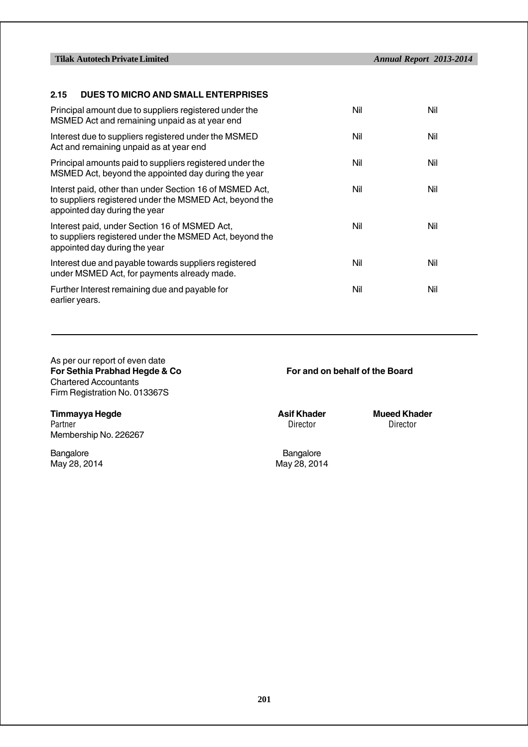## 2.15 DUES TO MICRO AND SMALL ENTERPRISES

| | | |
|---|---|---|
| Principal amount due to suppliers registered under the MSMED Act and remaining unpaid as at year end | Nil | Nil |
| Interest due to suppliers registered under the MSMED Act and remaining unpaid as at year end | Nil | Nil |
| Principal amounts paid to suppliers registered under the MSMED Act, beyond the appointed day during the year | Nil | Nil |
| Interst paid, other than under Section 16 of MSMED Act, to suppliers registered under the MSMED Act, beyond the appointed day during the year | Nil | Nil |
| Interest paid, under Section 16 of MSMED Act, to suppliers registered under the MSMED Act, beyond the appointed day during the year | Nil | Nil |
| Interest due and payable towards suppliers registered under MSMED Act, for payments already made. | Nil | Nil |
| Further Interest remaining due and payable for earlier years. | Nil | Nil |

---

As per our report of even date
**For Sethia Prabhad Hegde & Co**
Chartered Accountants
Firm Registration No. 013367S

**Timmayya Hegde**
Partner
Membership No. 226267

Bangalore
May 28, 2014

**For and on behalf of the Board**

**Asif Khader**
Director

**Mueed Khader**
Director

Bangalore
May 28, 2014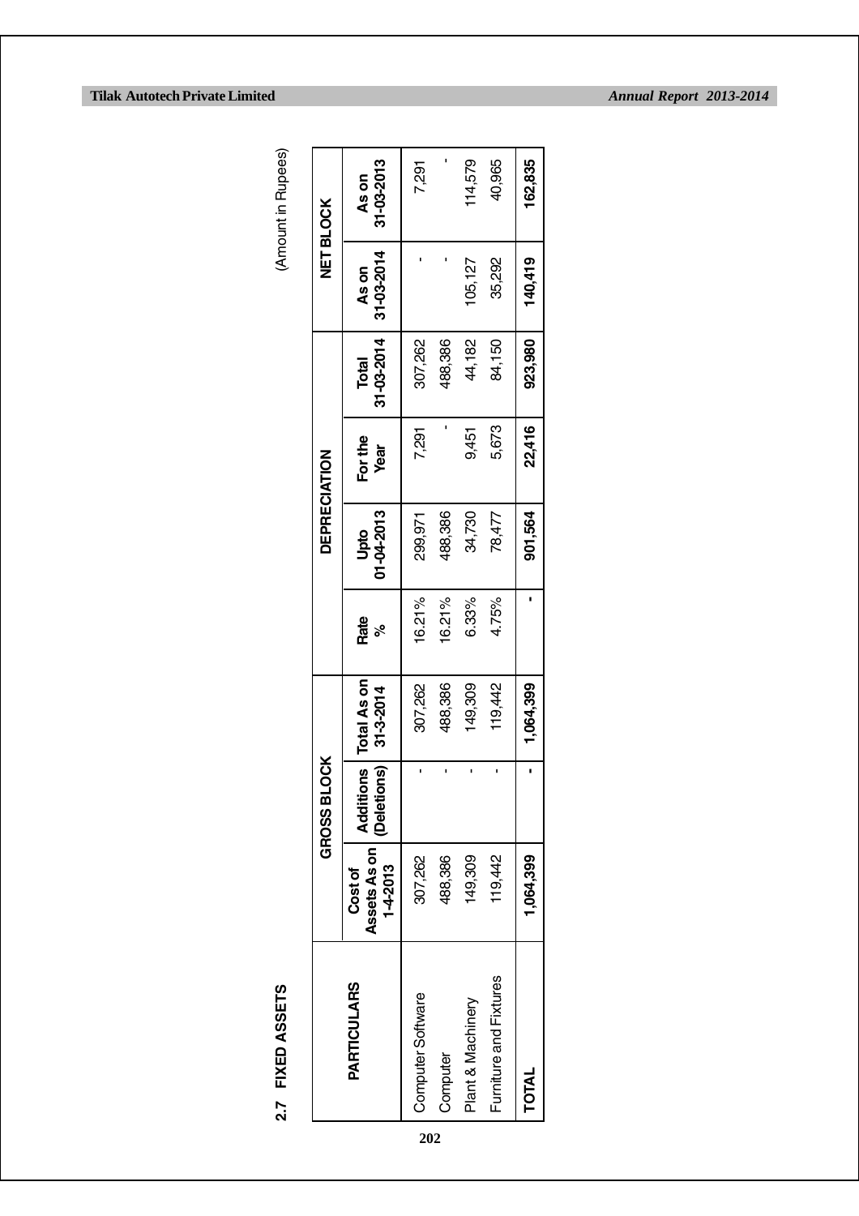## 2.7 FIXED ASSETS

(Amount in Rupees)

| PARTICULARS | GROSS BLOCK | | | | DEPRECIATION | | | NET BLOCK | |
|---|---|---|---|---|---|---|---|---|---|
| | Cost of Assets As on 1-4-2013 | Additions (Deletions) | Total As on 31-3-2014 | Rate % | Upto 01-04-2013 | For the Year | Total 31-03-2014 | As on 31-03-2014 | As on 31-03-2013 |
| Computer Software | 307,262 | - | 307,262 | 16.21% | 299,971 | 7,291 | 307,262 | - | 7,291 |
| Computer | 488,386 | - | 488,386 | 16.21% | 488,386 | - | 488,386 | - | - |
| Plant & Machinery | 149,309 | - | 149,309 | 6.33% | 34,730 | 9,451 | 44,182 | 105,127 | 114,579 |
| Furniture and Fixtures | 119,442 | - | 119,442 | 4.75% | 78,477 | 5,673 | 84,150 | 35,292 | 40,965 |
| **TOTAL** | **1,064,399** | **-** | **1,064,399** | **-** | **901,564** | **22,416** | **923,980** | **140,419** | **162,835** |